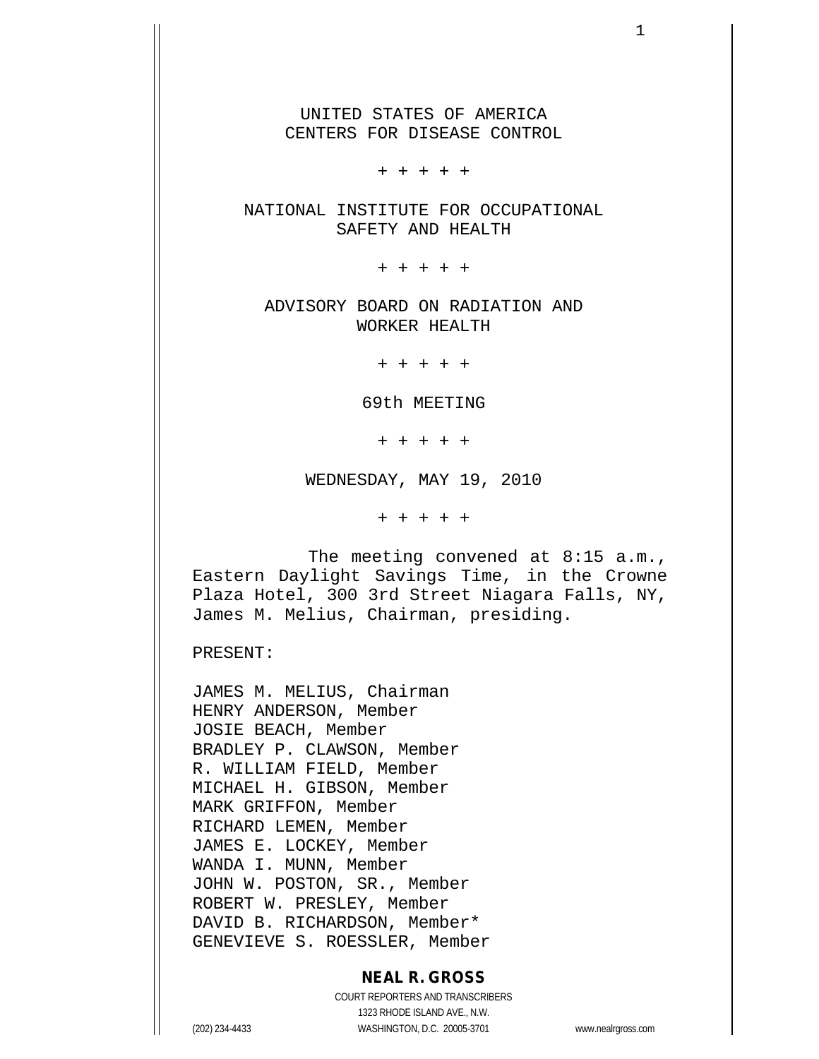UNITED STATES OF AMERICA
CENTERS FOR DISEASE CONTROL

+ + + + +

NATIONAL INSTITUTE FOR OCCUPATIONAL
SAFETY AND HEALTH

+ + + + +

ADVISORY BOARD ON RADIATION AND
WORKER HEALTH

+ + + + +

69th MEETING

+ + + + +

WEDNESDAY, MAY 19, 2010

+ + + + +

The meeting convened at 8:15 a.m., Eastern Daylight Savings Time, in the Crowne Plaza Hotel, 300 3rd Street Niagara Falls, NY, James M. Melius, Chairman, presiding.

PRESENT:

JAMES M. MELIUS, Chairman
HENRY ANDERSON, Member
JOSIE BEACH, Member
BRADLEY P. CLAWSON, Member
R. WILLIAM FIELD, Member
MICHAEL H. GIBSON, Member
MARK GRIFFON, Member
RICHARD LEMEN, Member
JAMES E. LOCKEY, Member
WANDA I. MUNN, Member
JOHN W. POSTON, SR., Member
ROBERT W. PRESLEY, Member
DAVID B. RICHARDSON, Member*
GENEVIEVE S. ROESSLER, Member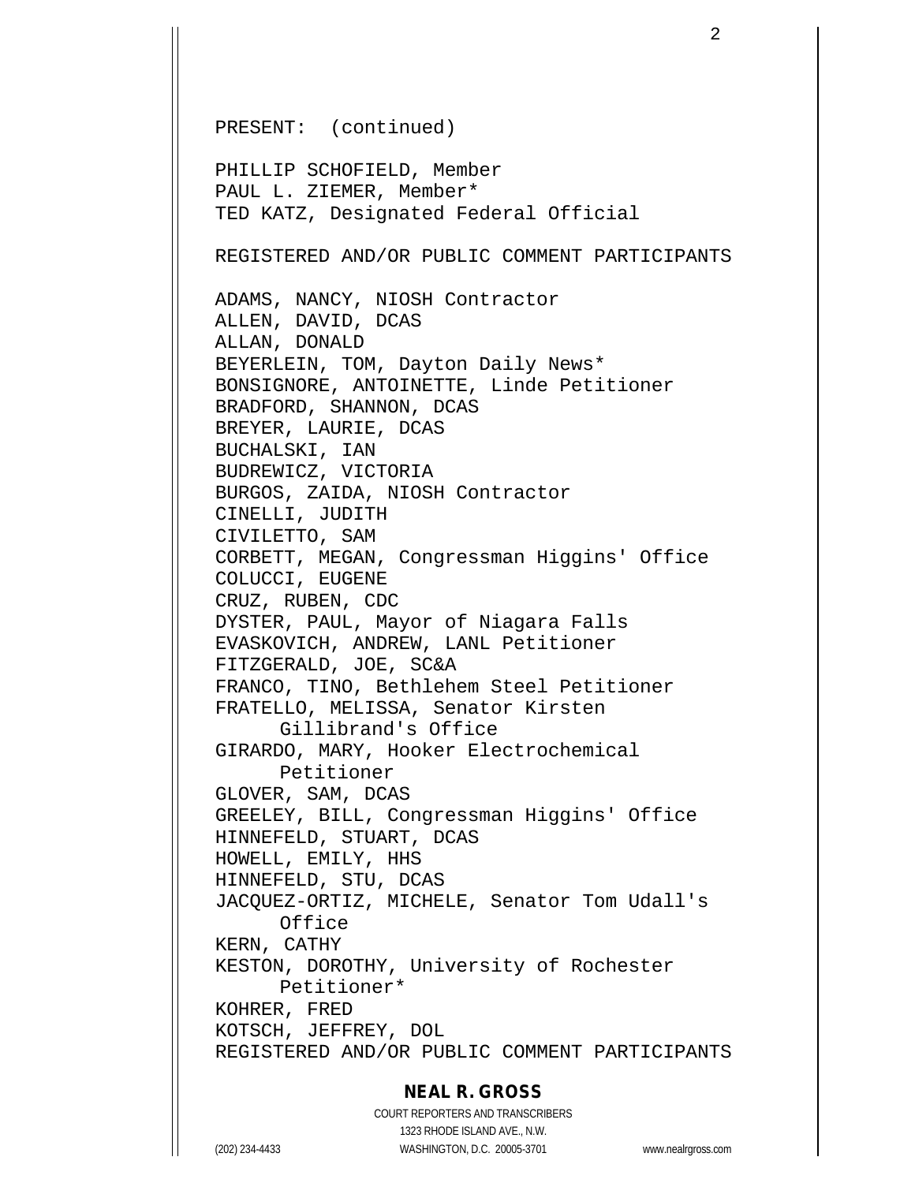PRESENT: (continued)

PHILLIP SCHOFIELD, Member
PAUL L. ZIEMER, Member*
TED KATZ, Designated Federal Official

REGISTERED AND/OR PUBLIC COMMENT PARTICIPANTS

ADAMS, NANCY, NIOSH Contractor
ALLEN, DAVID, DCAS
ALLAN, DONALD
BEYERLEIN, TOM, Dayton Daily News*
BONSIGNORE, ANTOINETTE, Linde Petitioner
BRADFORD, SHANNON, DCAS
BREYER, LAURIE, DCAS
BUCHALSKI, IAN
BUDREWICZ, VICTORIA
BURGOS, ZAIDA, NIOSH Contractor
CINELLI, JUDITH
CIVILETTO, SAM
CORBETT, MEGAN, Congressman Higgins' Office
COLUCCI, EUGENE
CRUZ, RUBEN, CDC
DYSTER, PAUL, Mayor of Niagara Falls
EVASKOVICH, ANDREW, LANL Petitioner
FITZGERALD, JOE, SC&A
FRANCO, TINO, Bethlehem Steel Petitioner
FRATELLO, MELISSA, Senator Kirsten Gillibrand's Office
GIRARDO, MARY, Hooker Electrochemical Petitioner
GLOVER, SAM, DCAS
GREELEY, BILL, Congressman Higgins' Office
HINNEFELD, STUART, DCAS
HOWELL, EMILY, HHS
HINNEFELD, STU, DCAS
JACQUEZ-ORTIZ, MICHELE, Senator Tom Udall's Office
KERN, CATHY
KESTON, DOROTHY, University of Rochester Petitioner*
KOHRER, FRED
KOTSCH, JEFFREY, DOL
REGISTERED AND/OR PUBLIC COMMENT PARTICIPANTS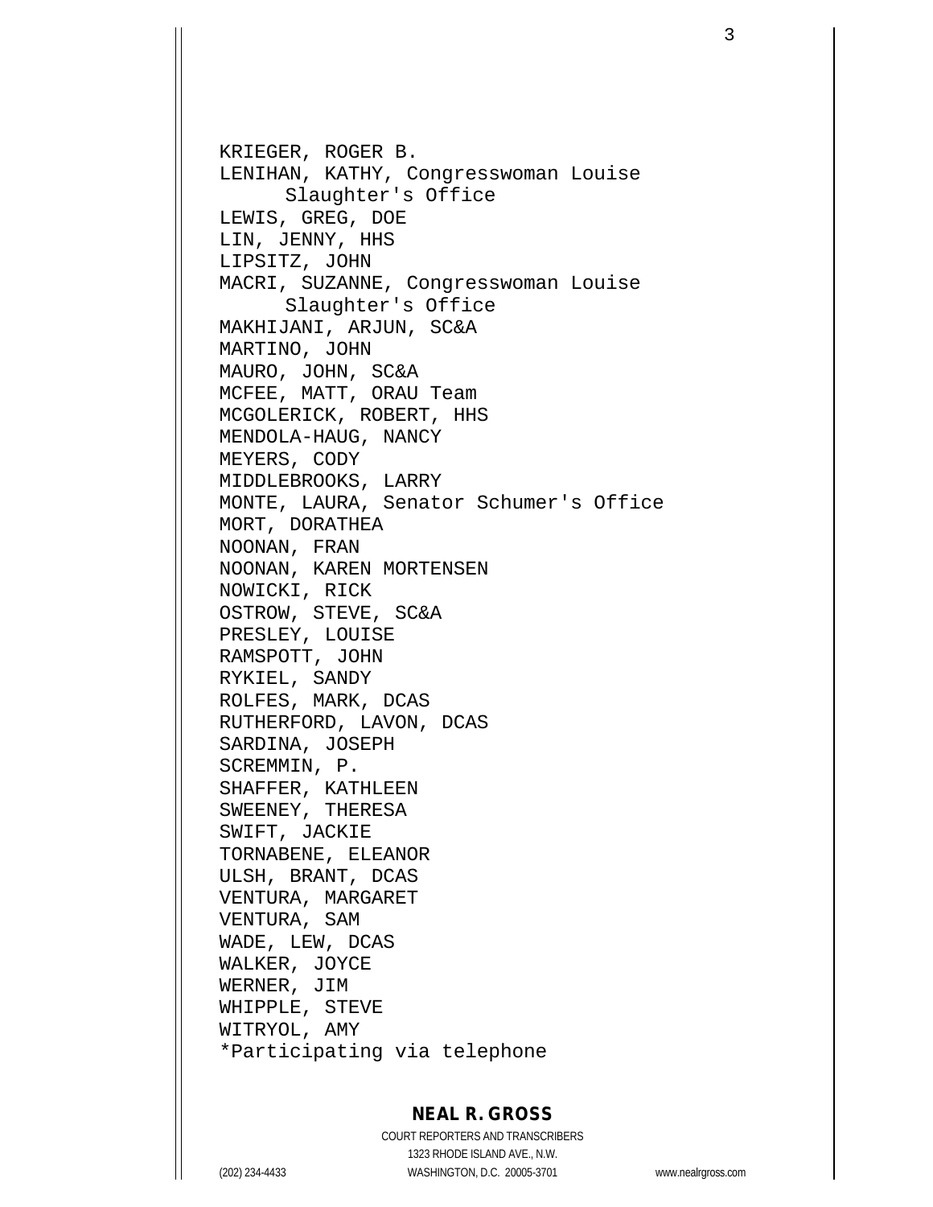KRIEGER, ROGER B.
LENIHAN, KATHY, Congresswoman Louise
      Slaughter's Office
LEWIS, GREG, DOE
LIN, JENNY, HHS
LIPSITZ, JOHN
MACRI, SUZANNE, Congresswoman Louise
      Slaughter's Office
MAKHIJANI, ARJUN, SC&A
MARTINO, JOHN
MAURO, JOHN, SC&A
MCFEE, MATT, ORAU Team
MCGOLERICK, ROBERT, HHS
MENDOLA-HAUG, NANCY
MEYERS, CODY
MIDDLEBROOKS, LARRY
MONTE, LAURA, Senator Schumer's Office
MORT, DORATHEA
NOONAN, FRAN
NOONAN, KAREN MORTENSEN
NOWICKI, RICK
OSTROW, STEVE, SC&A
PRESLEY, LOUISE
RAMSPOTT, JOHN
RYKIEL, SANDY
ROLFES, MARK, DCAS
RUTHERFORD, LAVON, DCAS
SARDINA, JOSEPH
SCREMMIN, P.
SHAFFER, KATHLEEN
SWEENEY, THERESA
SWIFT, JACKIE
TORNABENE, ELEANOR
ULSH, BRANT, DCAS
VENTURA, MARGARET
VENTURA, SAM
WADE, LEW, DCAS
WALKER, JOYCE
WERNER, JIM
WHIPPLE, STEVE
WITRYOL, AMY
*Participating via telephone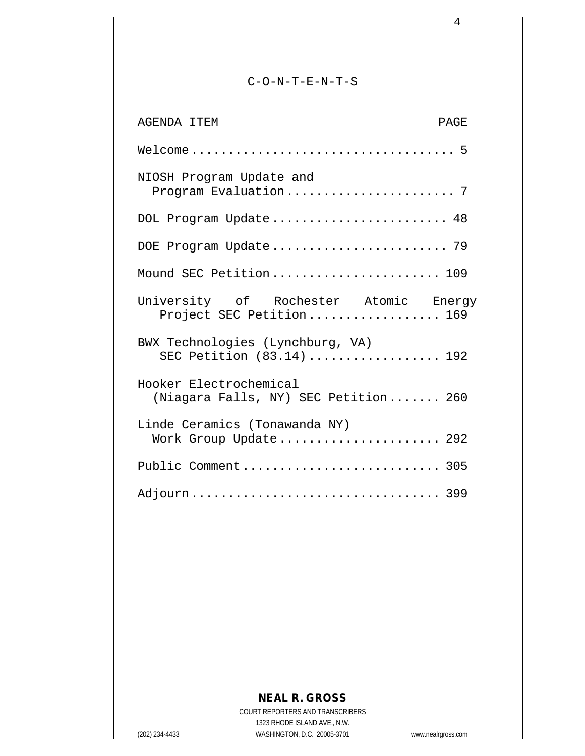# C-O-N-T-E-N-T-S

| AGENDA ITEM | PAGE |
|---|---|
| Welcome | 5 |
| NIOSH Program Update and Program Evaluation | 7 |
| DOL Program Update | 48 |
| DOE Program Update | 79 |
| Mound SEC Petition | 109 |
| University of Rochester Atomic Energy Project SEC Petition | 169 |
| BWX Technologies (Lynchburg, VA) SEC Petition (83.14) | 192 |
| Hooker Electrochemical (Niagara Falls, NY) SEC Petition | 260 |
| Linde Ceramics (Tonawanda NY) Work Group Update | 292 |
| Public Comment | 305 |
| Adjourn | 399 |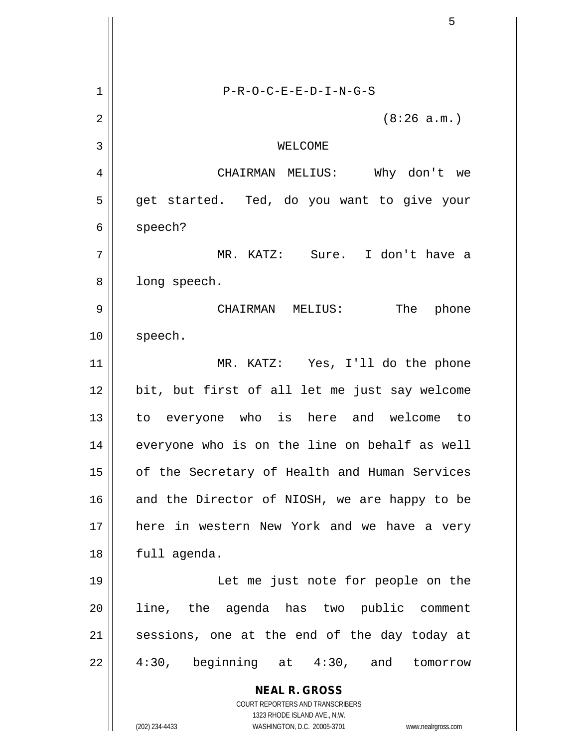P-R-O-C-E-E-D-I-N-G-S

(8:26 a.m.)

WELCOME

CHAIRMAN MELIUS: Why don't we get started. Ted, do you want to give your speech?

MR. KATZ: Sure. I don't have a long speech.

CHAIRMAN MELIUS: The phone speech.

MR. KATZ: Yes, I'll do the phone bit, but first of all let me just say welcome to everyone who is here and welcome to everyone who is on the line on behalf as well of the Secretary of Health and Human Services and the Director of NIOSH, we are happy to be here in western New York and we have a very full agenda.

Let me just note for people on the line, the agenda has two public comment sessions, one at the end of the day today at 4:30, beginning at 4:30, and tomorrow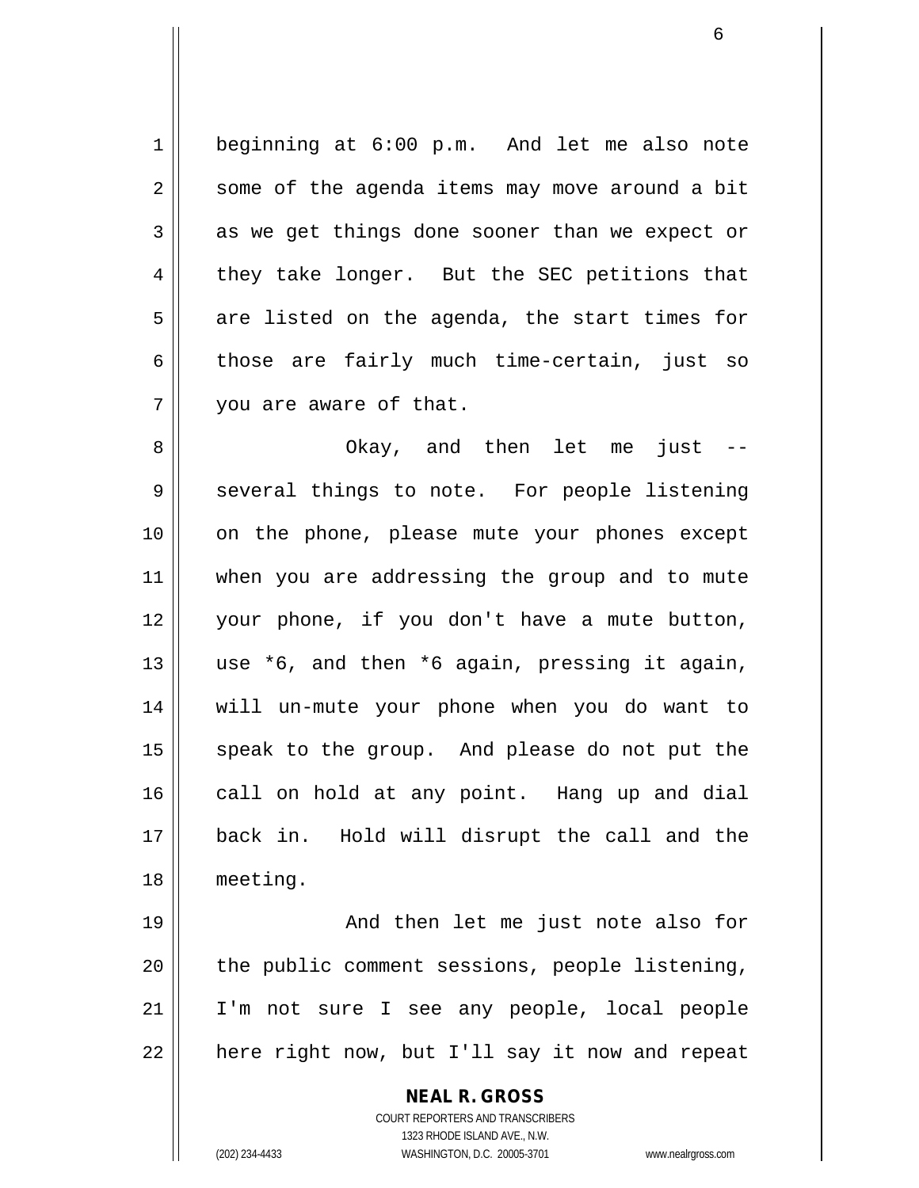beginning at 6:00 p.m. And let me also note some of the agenda items may move around a bit as we get things done sooner than we expect or they take longer. But the SEC petitions that are listed on the agenda, the start times for those are fairly much time-certain, just so you are aware of that.

Okay, and then let me just -- several things to note. For people listening on the phone, please mute your phones except when you are addressing the group and to mute your phone, if you don't have a mute button, use *6, and then *6 again, pressing it again, will un-mute your phone when you do want to speak to the group. And please do not put the call on hold at any point. Hang up and dial back in. Hold will disrupt the call and the meeting.

And then let me just note also for the public comment sessions, people listening, I'm not sure I see any people, local people here right now, but I'll say it now and repeat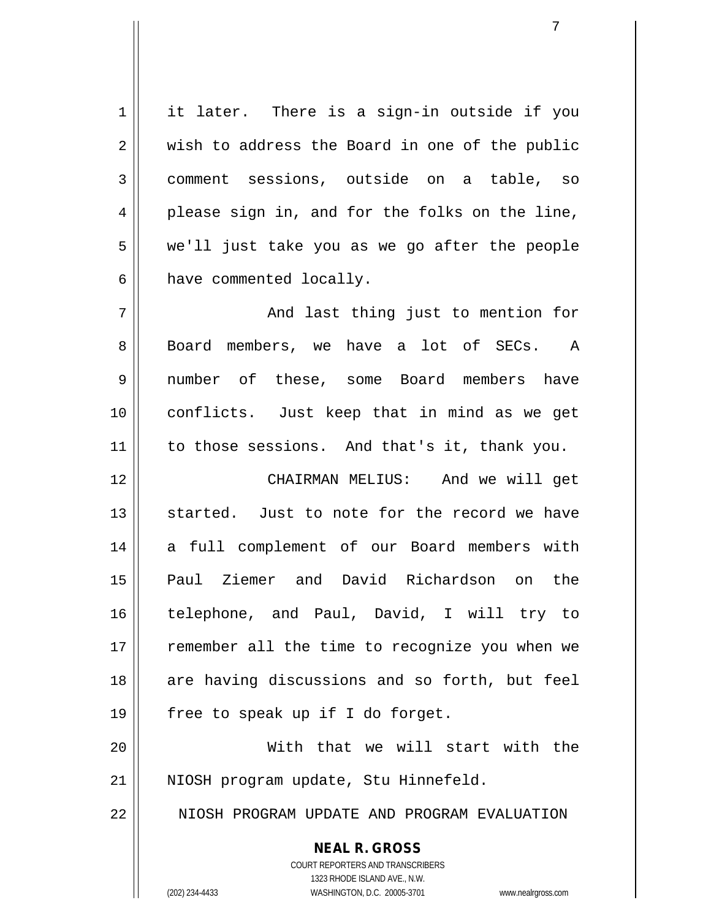it later. There is a sign-in outside if you wish to address the Board in one of the public comment sessions, outside on a table, so please sign in, and for the folks on the line, we'll just take you as we go after the people have commented locally.

And last thing just to mention for Board members, we have a lot of SECs. A number of these, some Board members have conflicts. Just keep that in mind as we get to those sessions. And that's it, thank you.

CHAIRMAN MELIUS: And we will get started. Just to note for the record we have a full complement of our Board members with Paul Ziemer and David Richardson on the telephone, and Paul, David, I will try to remember all the time to recognize you when we are having discussions and so forth, but feel free to speak up if I do forget.

With that we will start with the NIOSH program update, Stu Hinnefeld.

NIOSH PROGRAM UPDATE AND PROGRAM EVALUATION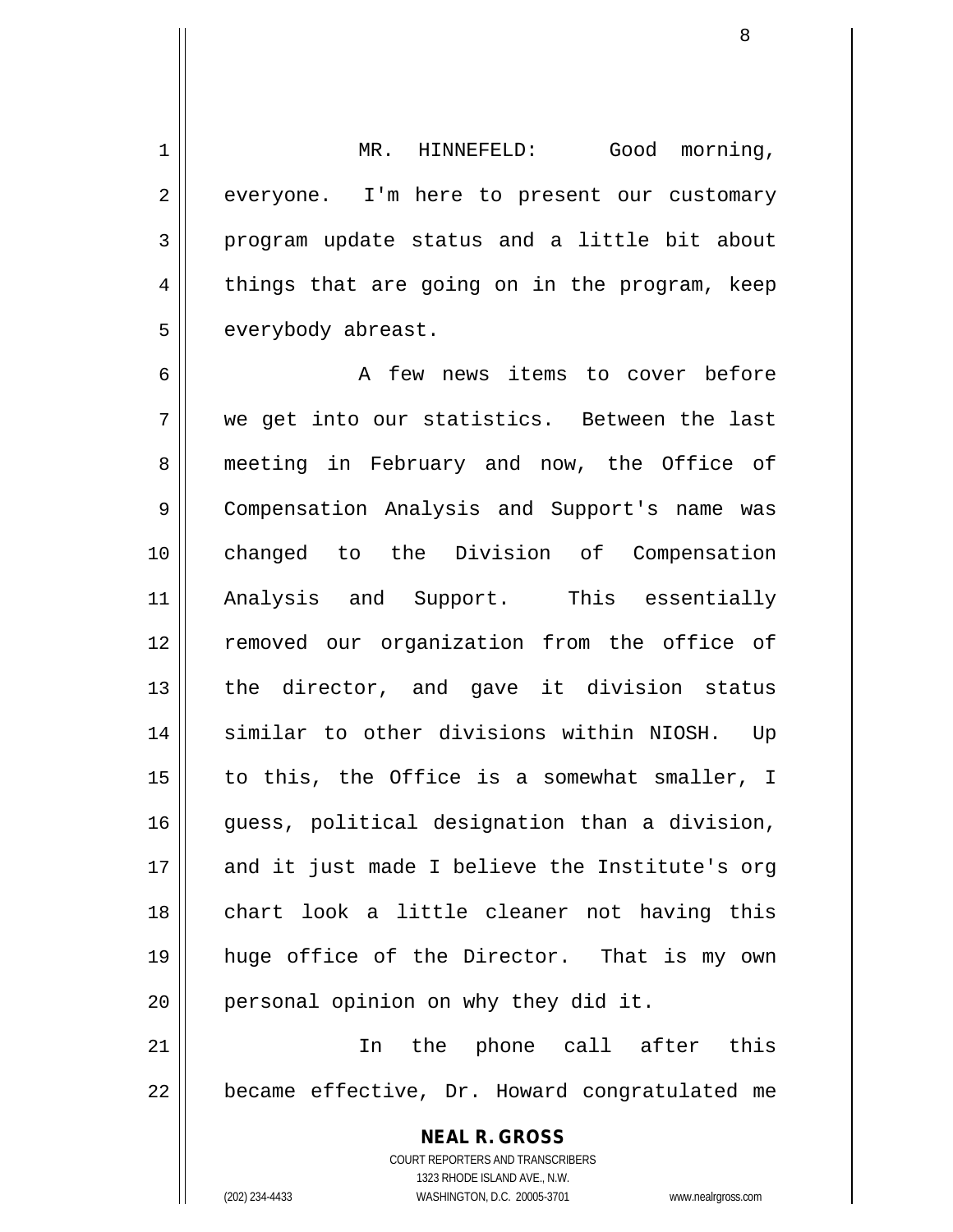MR. HINNEFELD: Good morning, everyone. I'm here to present our customary program update status and a little bit about things that are going on in the program, keep everybody abreast.

A few news items to cover before we get into our statistics. Between the last meeting in February and now, the Office of Compensation Analysis and Support's name was changed to the Division of Compensation Analysis and Support. This essentially removed our organization from the office of the director, and gave it division status similar to other divisions within NIOSH. Up to this, the Office is a somewhat smaller, I guess, political designation than a division, and it just made I believe the Institute's org chart look a little cleaner not having this huge office of the Director. That is my own personal opinion on why they did it.

In the phone call after this became effective, Dr. Howard congratulated me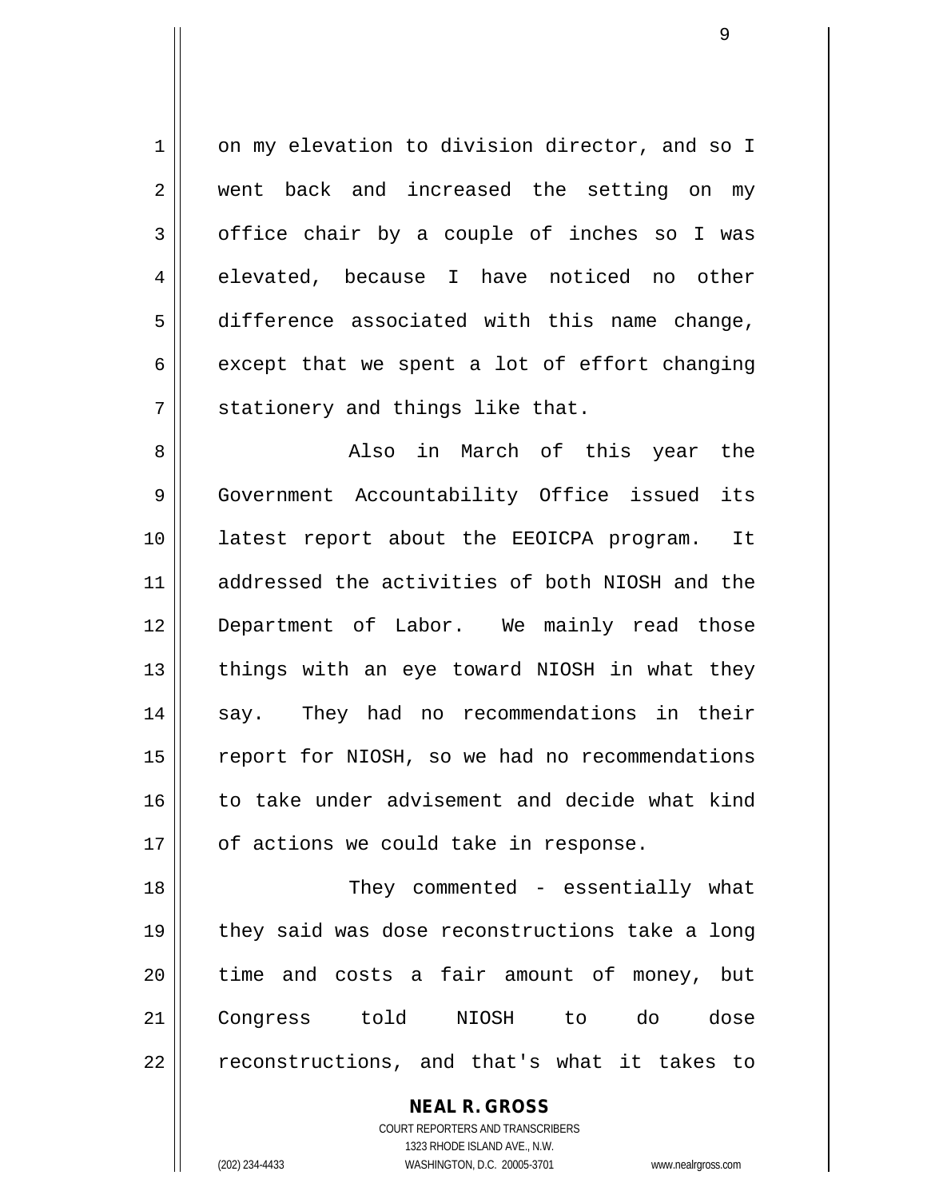on my elevation to division director, and so I went back and increased the setting on my office chair by a couple of inches so I was elevated, because I have noticed no other difference associated with this name change, except that we spent a lot of effort changing stationery and things like that.

Also in March of this year the Government Accountability Office issued its latest report about the EEOICPA program. It addressed the activities of both NIOSH and the Department of Labor. We mainly read those things with an eye toward NIOSH in what they say. They had no recommendations in their report for NIOSH, so we had no recommendations to take under advisement and decide what kind of actions we could take in response.

They commented - essentially what they said was dose reconstructions take a long time and costs a fair amount of money, but Congress told NIOSH to do dose reconstructions, and that's what it takes to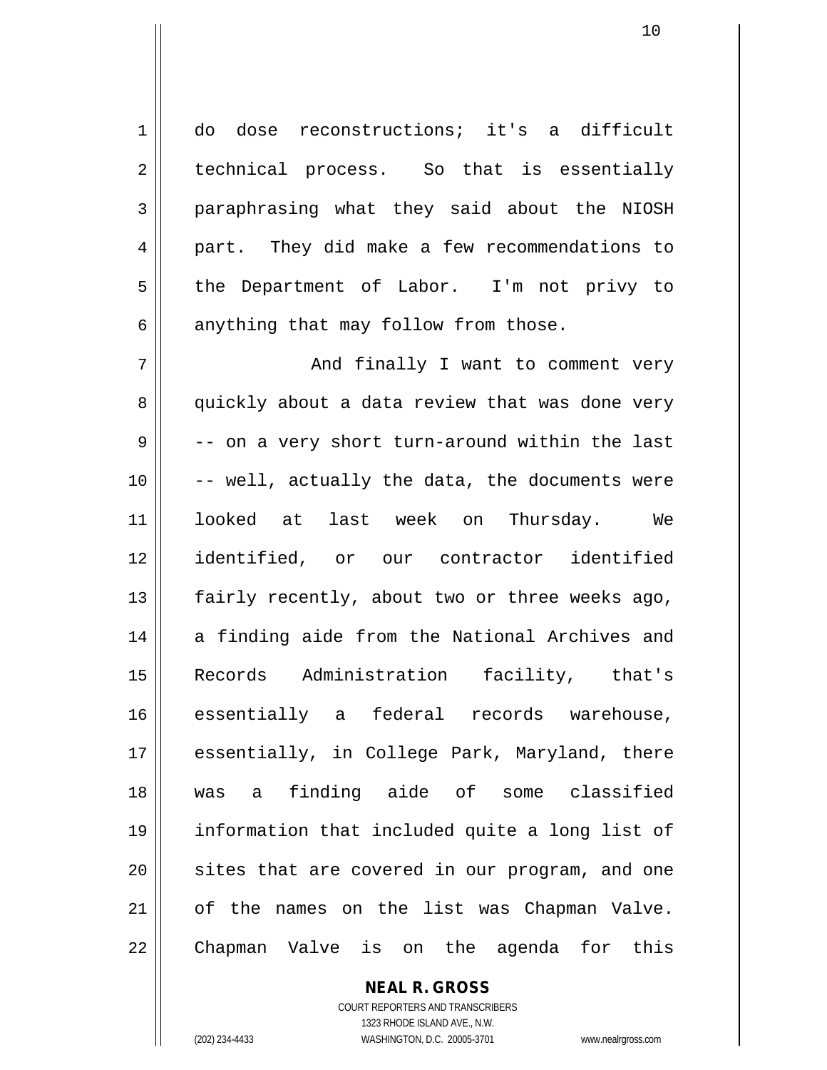do dose reconstructions; it's a difficult technical process. So that is essentially paraphrasing what they said about the NIOSH part. They did make a few recommendations to the Department of Labor. I'm not privy to anything that may follow from those.

And finally I want to comment very quickly about a data review that was done very -- on a very short turn-around within the last -- well, actually the data, the documents were looked at last week on Thursday. We identified, or our contractor identified fairly recently, about two or three weeks ago, a finding aide from the National Archives and Records Administration facility, that's essentially a federal records warehouse, essentially, in College Park, Maryland, there was a finding aide of some classified information that included quite a long list of sites that are covered in our program, and one of the names on the list was Chapman Valve. Chapman Valve is on the agenda for this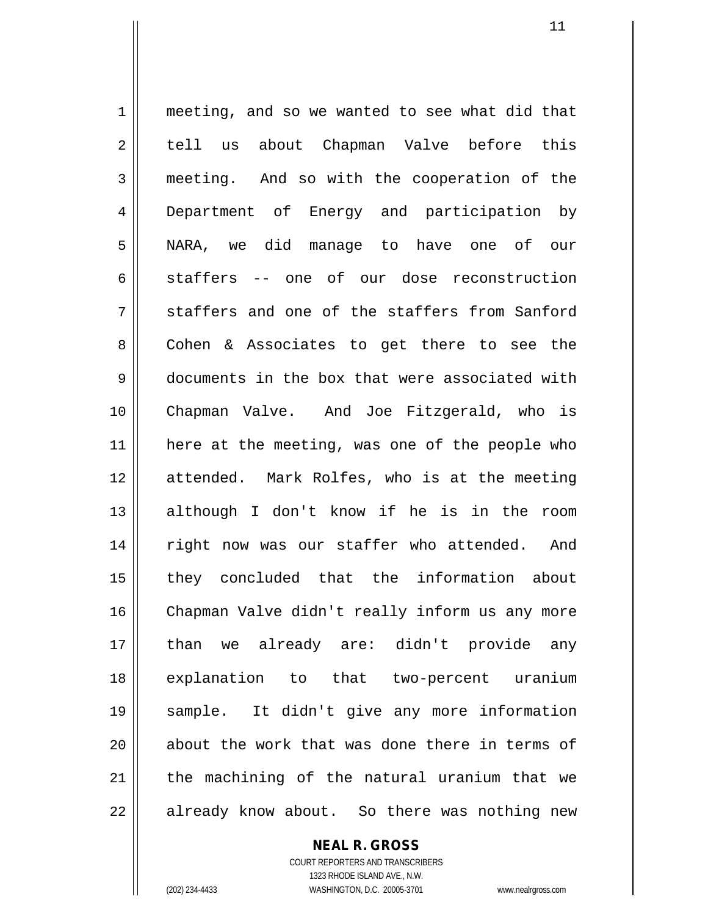meeting, and so we wanted to see what did that tell us about Chapman Valve before this meeting. And so with the cooperation of the Department of Energy and participation by NARA, we did manage to have one of our staffers -- one of our dose reconstruction staffers and one of the staffers from Sanford Cohen & Associates to get there to see the documents in the box that were associated with Chapman Valve. And Joe Fitzgerald, who is here at the meeting, was one of the people who attended. Mark Rolfes, who is at the meeting although I don't know if he is in the room right now was our staffer who attended. And they concluded that the information about Chapman Valve didn't really inform us any more than we already are: didn't provide any explanation to that two-percent uranium sample. It didn't give any more information about the work that was done there in terms of the machining of the natural uranium that we already know about. So there was nothing new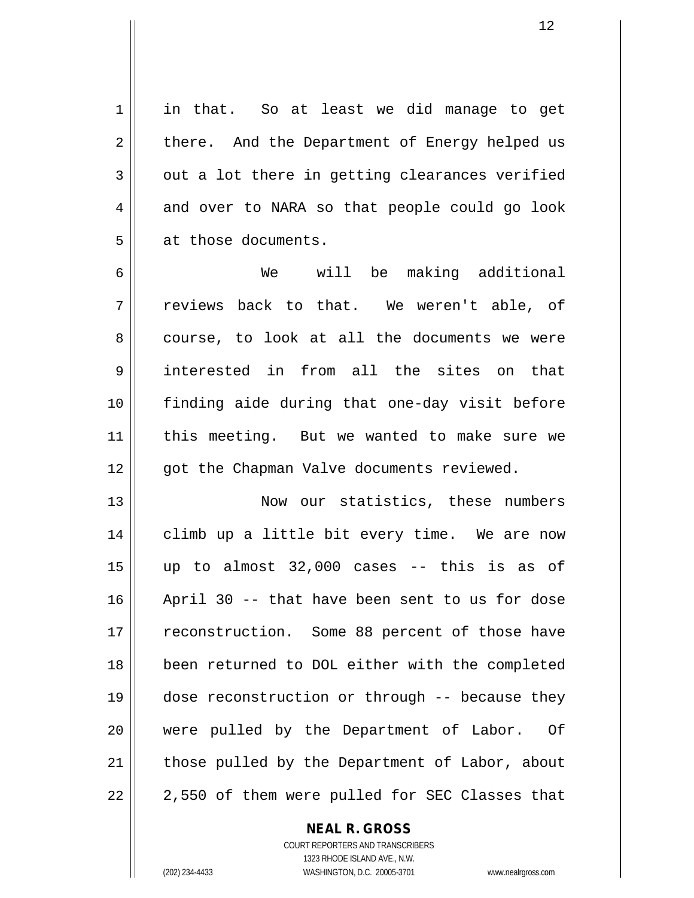in that. So at least we did manage to get there. And the Department of Energy helped us out a lot there in getting clearances verified and over to NARA so that people could go look at those documents.

We will be making additional reviews back to that. We weren't able, of course, to look at all the documents we were interested in from all the sites on that finding aide during that one-day visit before this meeting. But we wanted to make sure we got the Chapman Valve documents reviewed.

Now our statistics, these numbers climb up a little bit every time. We are now up to almost 32,000 cases -- this is as of April 30 -- that have been sent to us for dose reconstruction. Some 88 percent of those have been returned to DOL either with the completed dose reconstruction or through -- because they were pulled by the Department of Labor. Of those pulled by the Department of Labor, about 2,550 of them were pulled for SEC Classes that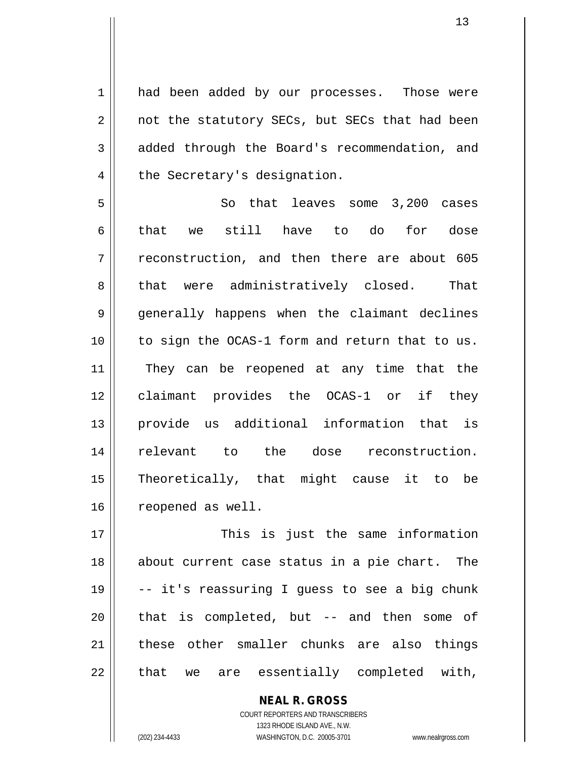had been added by our processes. Those were not the statutory SECs, but SECs that had been added through the Board's recommendation, and the Secretary's designation.

So that leaves some 3,200 cases that we still have to do for dose reconstruction, and then there are about 605 that were administratively closed. That generally happens when the claimant declines to sign the OCAS-1 form and return that to us. They can be reopened at any time that the claimant provides the OCAS-1 or if they provide us additional information that is relevant to the dose reconstruction. Theoretically, that might cause it to be reopened as well.

This is just the same information about current case status in a pie chart. The -- it's reassuring I guess to see a big chunk that is completed, but -- and then some of these other smaller chunks are also things that we are essentially completed with,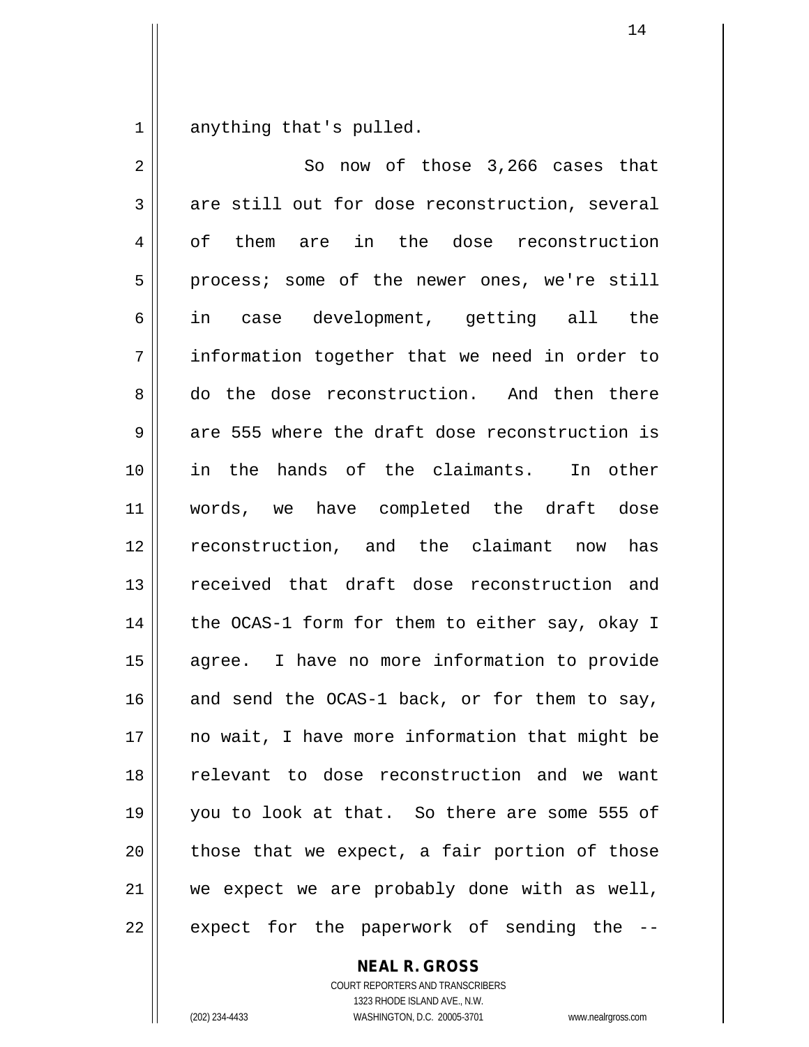anything that's pulled.

So now of those 3,266 cases that are still out for dose reconstruction, several of them are in the dose reconstruction process; some of the newer ones, we're still in case development, getting all the information together that we need in order to do the dose reconstruction. And then there are 555 where the draft dose reconstruction is in the hands of the claimants. In other words, we have completed the draft dose reconstruction, and the claimant now has received that draft dose reconstruction and the OCAS-1 form for them to either say, okay I agree. I have no more information to provide and send the OCAS-1 back, or for them to say, no wait, I have more information that might be relevant to dose reconstruction and we want you to look at that. So there are some 555 of those that we expect, a fair portion of those we expect we are probably done with as well, expect for the paperwork of sending the --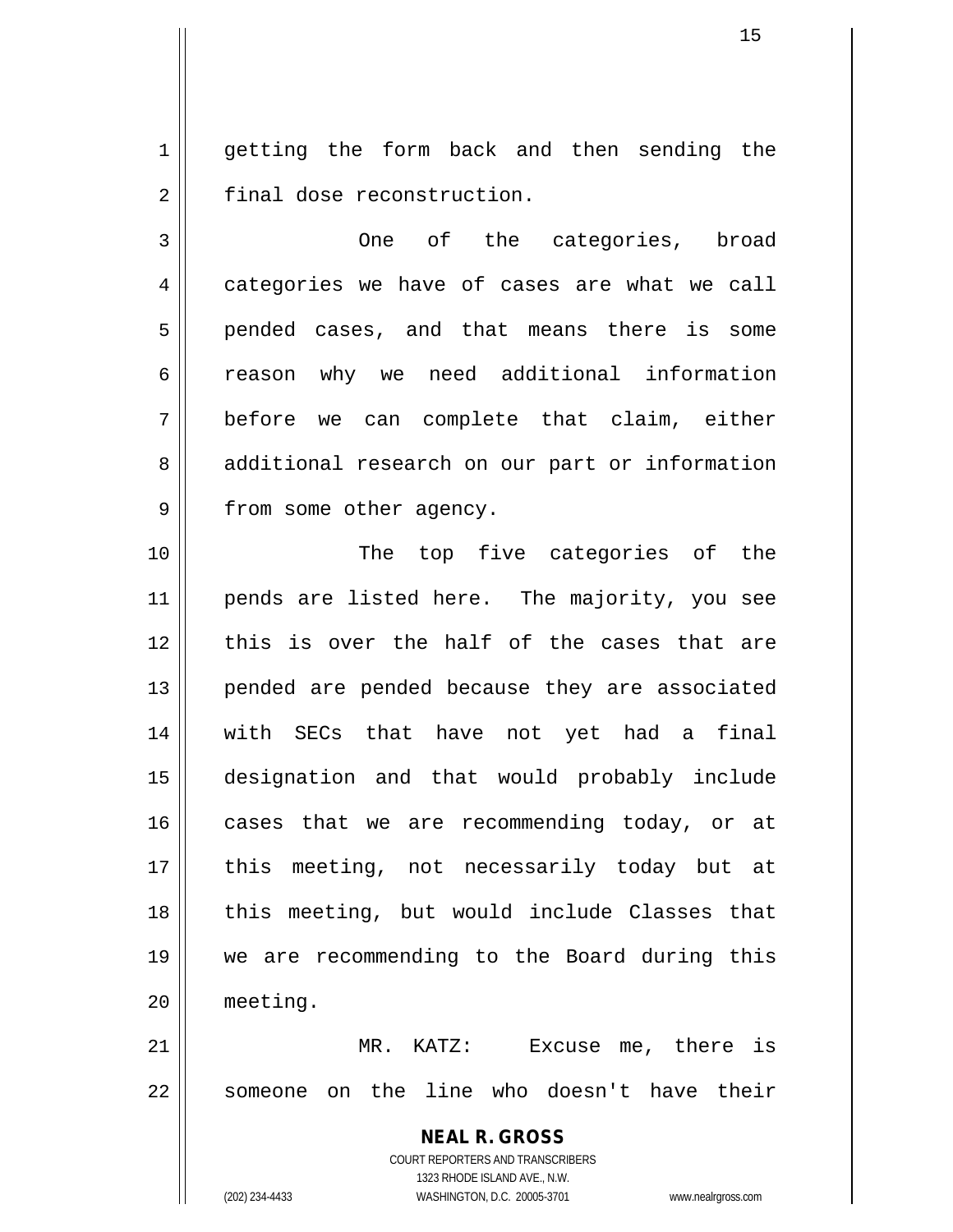getting the form back and then sending the final dose reconstruction.

One of the categories, broad categories we have of cases are what we call pended cases, and that means there is some reason why we need additional information before we can complete that claim, either additional research on our part or information from some other agency.

The top five categories of the pends are listed here. The majority, you see this is over the half of the cases that are pended are pended because they are associated with SECs that have not yet had a final designation and that would probably include cases that we are recommending today, or at this meeting, not necessarily today but at this meeting, but would include Classes that we are recommending to the Board during this meeting.

MR. KATZ: Excuse me, there is someone on the line who doesn't have their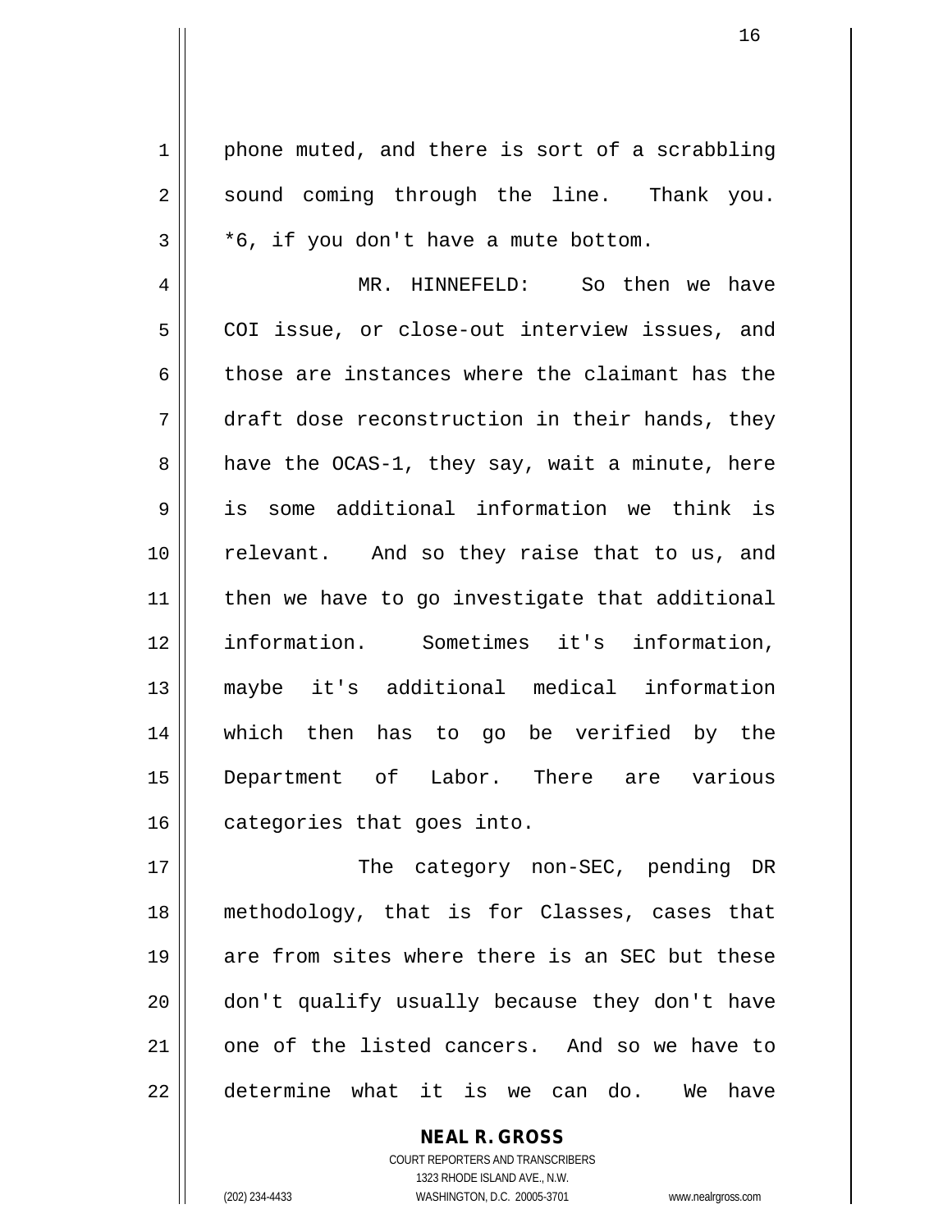phone muted, and there is sort of a scrabbling sound coming through the line. Thank you. *6, if you don't have a mute bottom.

MR. HINNEFELD: So then we have COI issue, or close-out interview issues, and those are instances where the claimant has the draft dose reconstruction in their hands, they have the OCAS-1, they say, wait a minute, here is some additional information we think is relevant. And so they raise that to us, and then we have to go investigate that additional information. Sometimes it's information, maybe it's additional medical information which then has to go be verified by the Department of Labor. There are various categories that goes into.

The category non-SEC, pending DR methodology, that is for Classes, cases that are from sites where there is an SEC but these don't qualify usually because they don't have one of the listed cancers. And so we have to determine what it is we can do. We have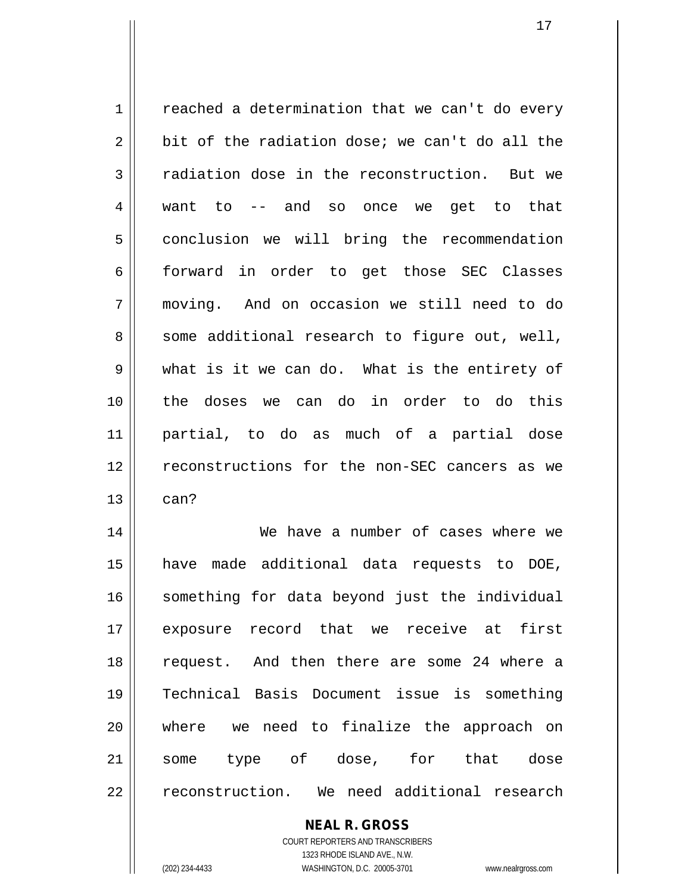reached a determination that we can't do every bit of the radiation dose; we can't do all the radiation dose in the reconstruction. But we want to -- and so once we get to that conclusion we will bring the recommendation forward in order to get those SEC Classes moving. And on occasion we still need to do some additional research to figure out, well, what is it we can do. What is the entirety of the doses we can do in order to do this partial, to do as much of a partial dose reconstructions for the non-SEC cancers as we can?

We have a number of cases where we have made additional data requests to DOE, something for data beyond just the individual exposure record that we receive at first request. And then there are some 24 where a Technical Basis Document issue is something where we need to finalize the approach on some type of dose, for that dose reconstruction. We need additional research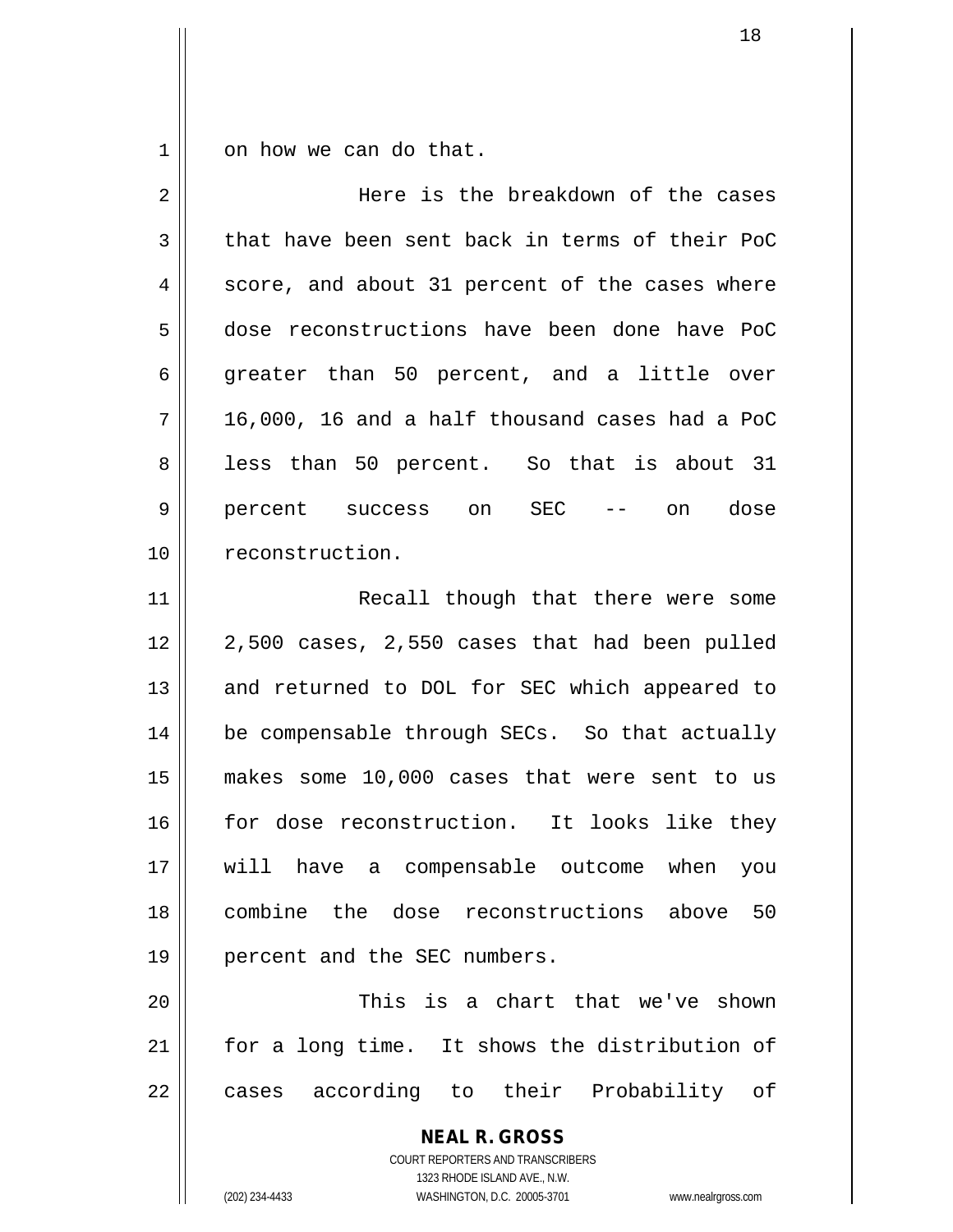on how we can do that.

Here is the breakdown of the cases that have been sent back in terms of their PoC score, and about 31 percent of the cases where dose reconstructions have been done have PoC greater than 50 percent, and a little over 16,000, 16 and a half thousand cases had a PoC less than 50 percent. So that is about 31 percent success on SEC -- on dose reconstruction.

Recall though that there were some 2,500 cases, 2,550 cases that had been pulled and returned to DOL for SEC which appeared to be compensable through SECs. So that actually makes some 10,000 cases that were sent to us for dose reconstruction. It looks like they will have a compensable outcome when you combine the dose reconstructions above 50 percent and the SEC numbers.

This is a chart that we've shown for a long time. It shows the distribution of cases according to their Probability of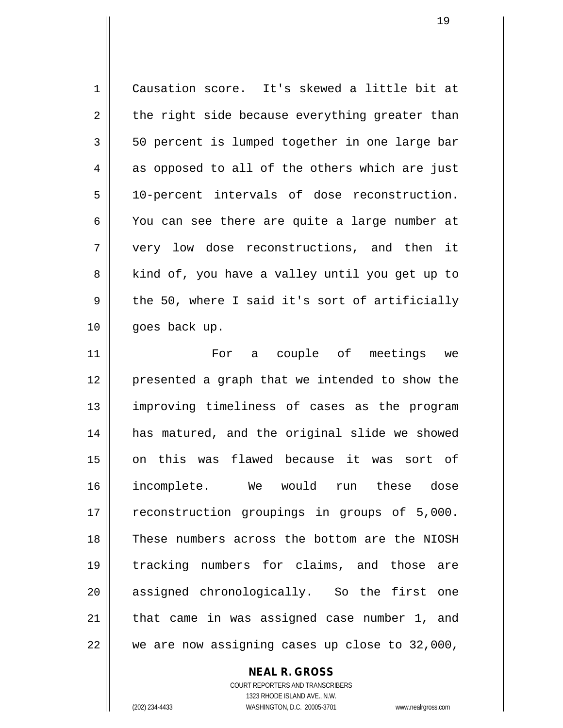Causation score. It's skewed a little bit at the right side because everything greater than 50 percent is lumped together in one large bar as opposed to all of the others which are just 10-percent intervals of dose reconstruction. You can see there are quite a large number at very low dose reconstructions, and then it kind of, you have a valley until you get up to the 50, where I said it's sort of artificially goes back up.

For a couple of meetings we presented a graph that we intended to show the improving timeliness of cases as the program has matured, and the original slide we showed on this was flawed because it was sort of incomplete. We would run these dose reconstruction groupings in groups of 5,000. These numbers across the bottom are the NIOSH tracking numbers for claims, and those are assigned chronologically. So the first one that came in was assigned case number 1, and we are now assigning cases up close to 32,000,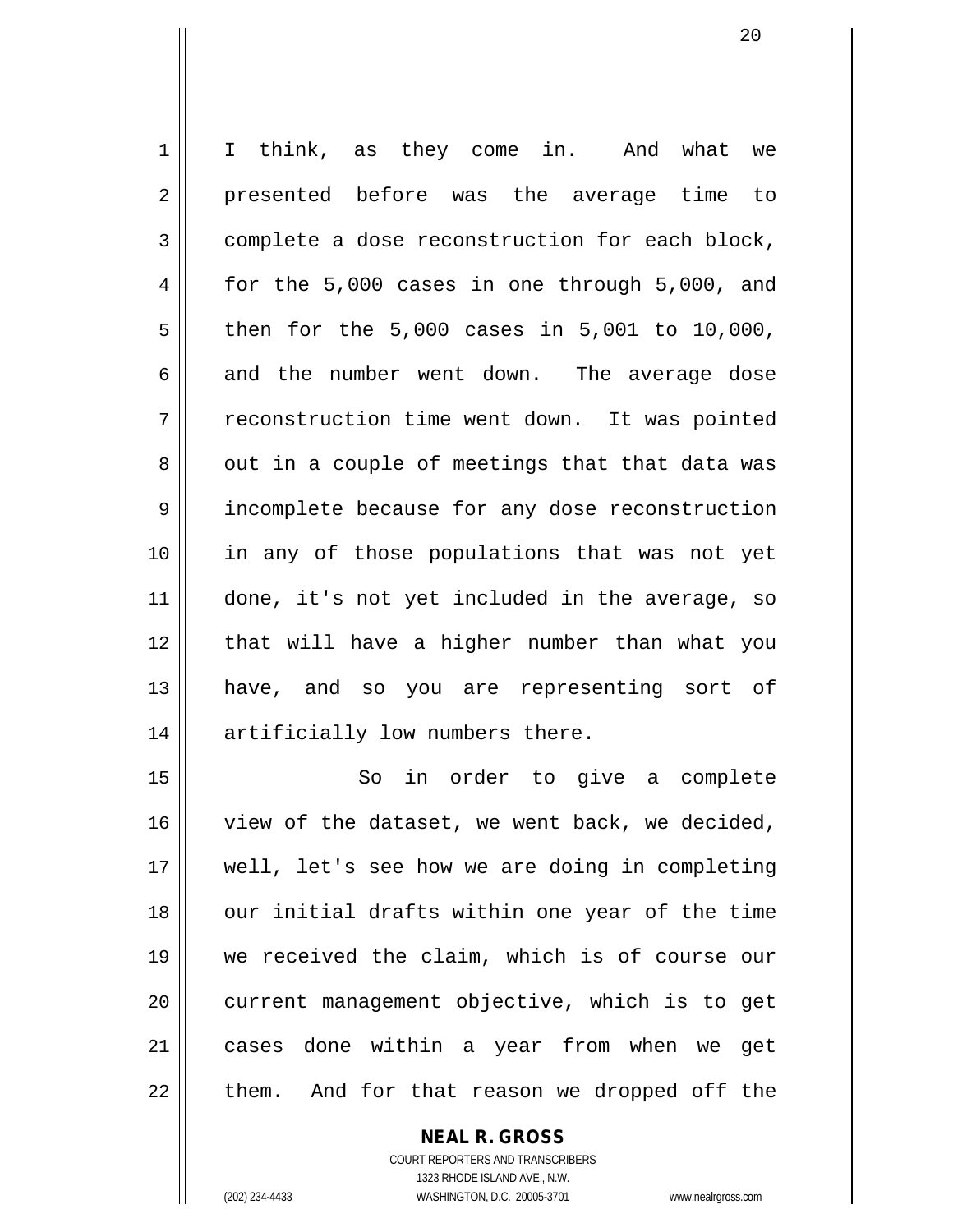I think, as they come in. And what we presented before was the average time to complete a dose reconstruction for each block, for the 5,000 cases in one through 5,000, and then for the 5,000 cases in 5,001 to 10,000, and the number went down. The average dose reconstruction time went down. It was pointed out in a couple of meetings that that data was incomplete because for any dose reconstruction in any of those populations that was not yet done, it's not yet included in the average, so that will have a higher number than what you have, and so you are representing sort of artificially low numbers there.

So in order to give a complete view of the dataset, we went back, we decided, well, let's see how we are doing in completing our initial drafts within one year of the time we received the claim, which is of course our current management objective, which is to get cases done within a year from when we get them. And for that reason we dropped off the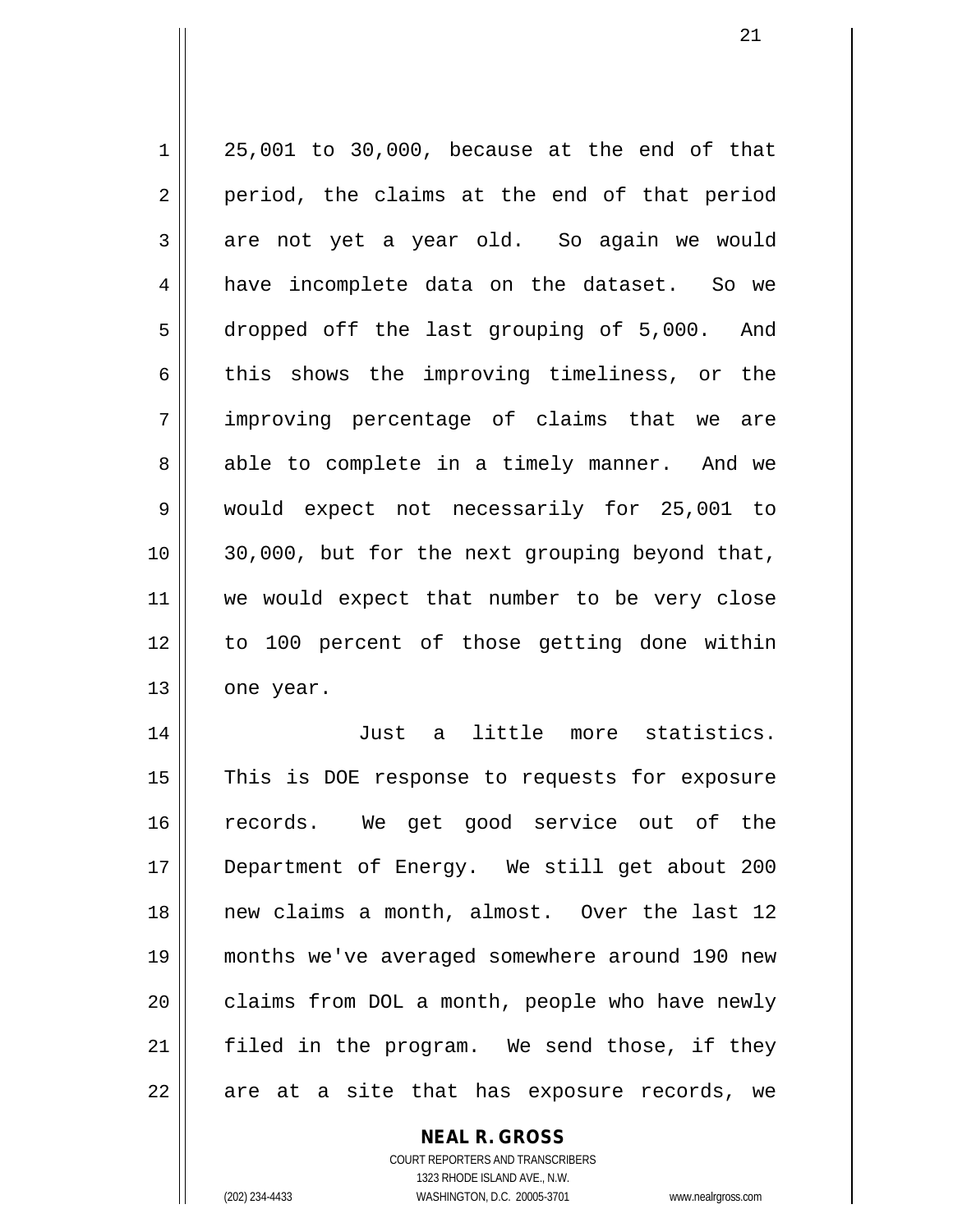25,001 to 30,000, because at the end of that period, the claims at the end of that period are not yet a year old. So again we would have incomplete data on the dataset. So we dropped off the last grouping of 5,000. And this shows the improving timeliness, or the improving percentage of claims that we are able to complete in a timely manner. And we would expect not necessarily for 25,001 to 30,000, but for the next grouping beyond that, we would expect that number to be very close to 100 percent of those getting done within one year.

Just a little more statistics. This is DOE response to requests for exposure records. We get good service out of the Department of Energy. We still get about 200 new claims a month, almost. Over the last 12 months we've averaged somewhere around 190 new claims from DOL a month, people who have newly filed in the program. We send those, if they are at a site that has exposure records, we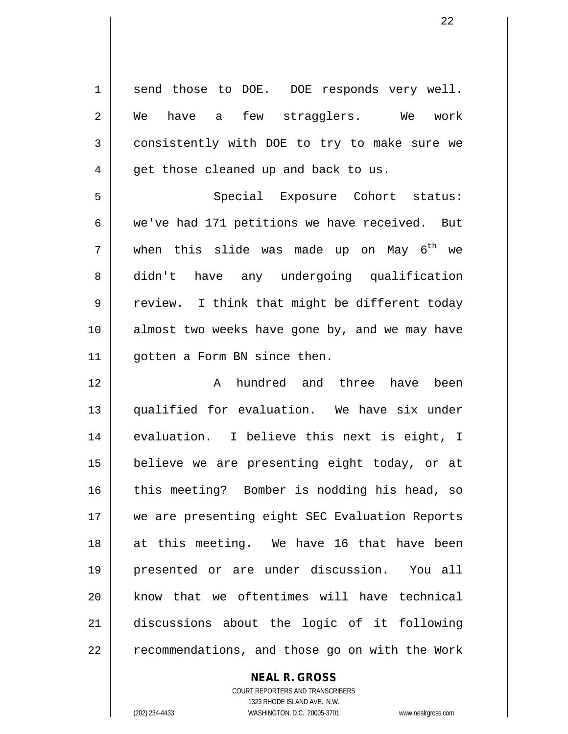send those to DOE. DOE responds very well. We have a few stragglers. We work consistently with DOE to try to make sure we get those cleaned up and back to us.

Special Exposure Cohort status: we've had 171 petitions we have received. But when this slide was made up on May 6th we didn't have any undergoing qualification review. I think that might be different today almost two weeks have gone by, and we may have gotten a Form BN since then.

A hundred and three have been qualified for evaluation. We have six under evaluation. I believe this next is eight, I believe we are presenting eight today, or at this meeting? Bomber is nodding his head, so we are presenting eight SEC Evaluation Reports at this meeting. We have 16 that have been presented or are under discussion. You all know that we oftentimes will have technical discussions about the logic of it following recommendations, and those go on with the Work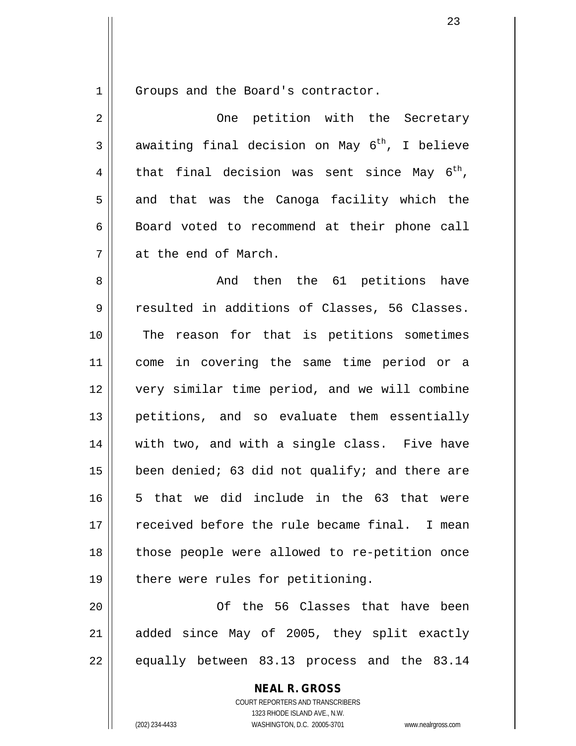Groups and the Board's contractor.

One petition with the Secretary awaiting final decision on May 6th, I believe that final decision was sent since May 6th, and that was the Canoga facility which the Board voted to recommend at their phone call at the end of March.

And then the 61 petitions have resulted in additions of Classes, 56 Classes. The reason for that is petitions sometimes come in covering the same time period or a very similar time period, and we will combine petitions, and so evaluate them essentially with two, and with a single class. Five have been denied; 63 did not qualify; and there are 5 that we did include in the 63 that were received before the rule became final. I mean those people were allowed to re-petition once there were rules for petitioning.

Of the 56 Classes that have been added since May of 2005, they split exactly equally between 83.13 process and the 83.14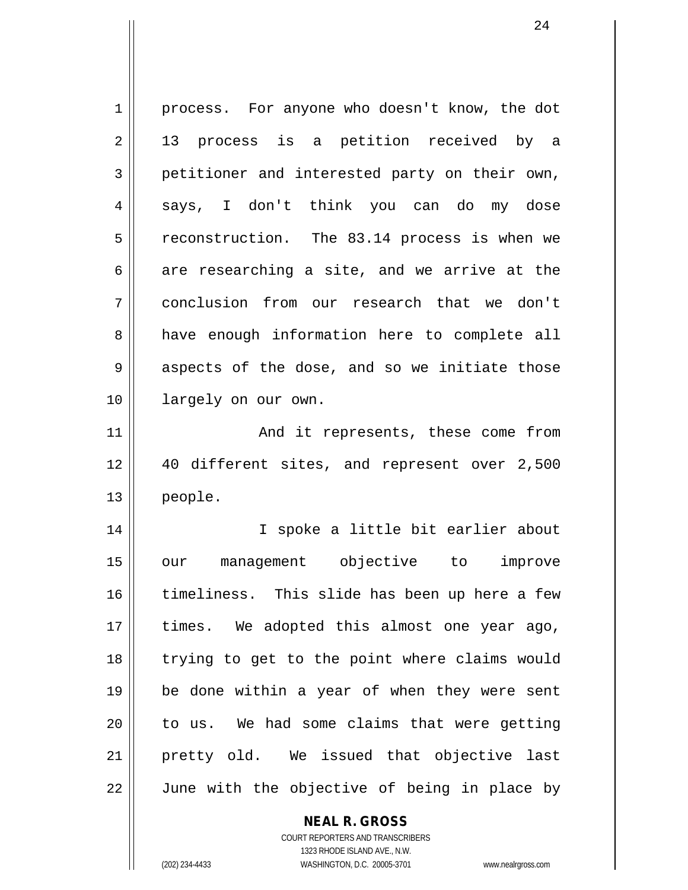process. For anyone who doesn't know, the dot 13 process is a petition received by a petitioner and interested party on their own, says, I don't think you can do my dose reconstruction. The 83.14 process is when we are researching a site, and we arrive at the conclusion from our research that we don't have enough information here to complete all aspects of the dose, and so we initiate those largely on our own.

And it represents, these come from 40 different sites, and represent over 2,500 people.

I spoke a little bit earlier about our management objective to improve timeliness. This slide has been up here a few times. We adopted this almost one year ago, trying to get to the point where claims would be done within a year of when they were sent to us. We had some claims that were getting pretty old. We issued that objective last June with the objective of being in place by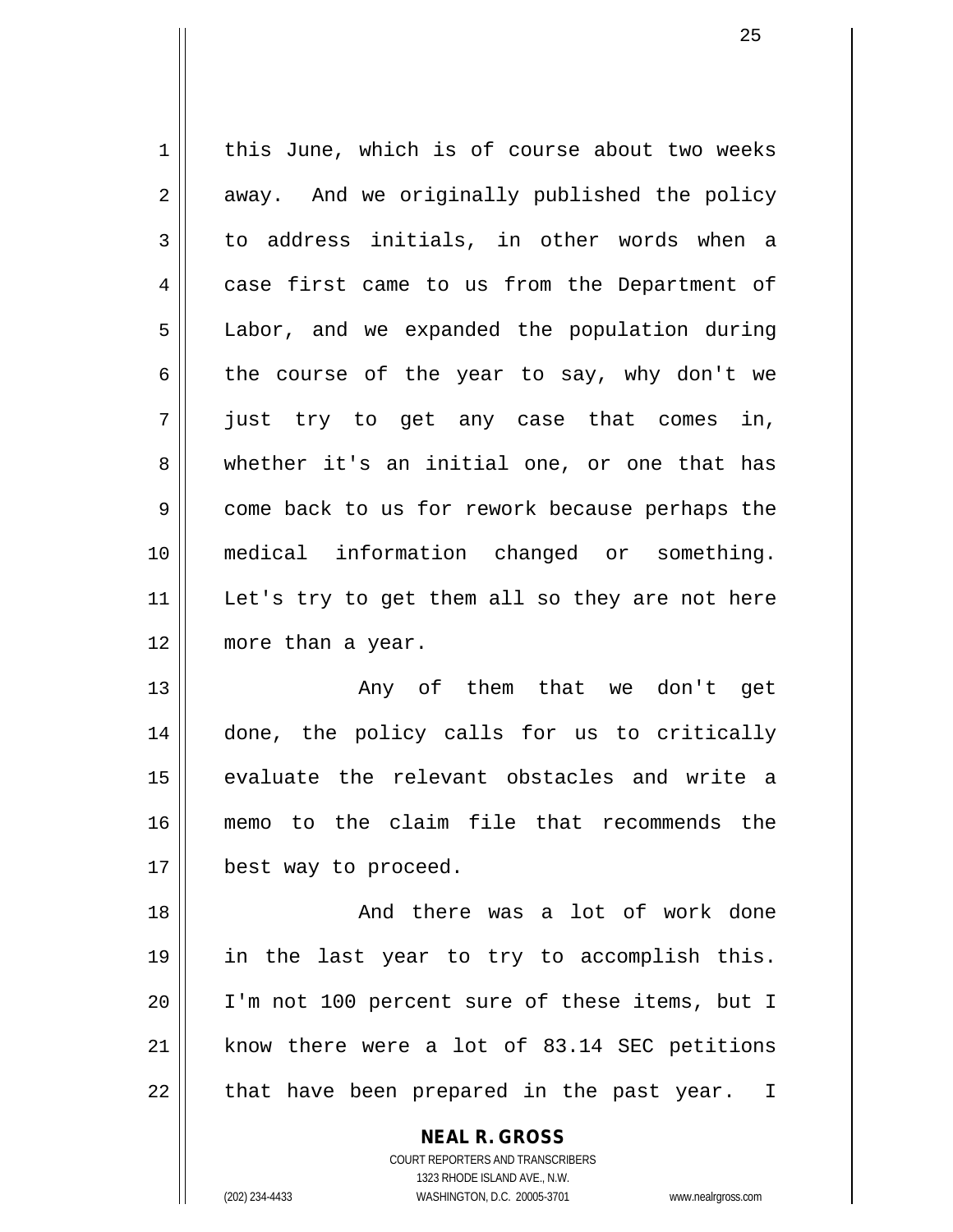this June, which is of course about two weeks away. And we originally published the policy to address initials, in other words when a case first came to us from the Department of Labor, and we expanded the population during the course of the year to say, why don't we just try to get any case that comes in, whether it's an initial one, or one that has come back to us for rework because perhaps the medical information changed or something. Let's try to get them all so they are not here more than a year.

Any of them that we don't get done, the policy calls for us to critically evaluate the relevant obstacles and write a memo to the claim file that recommends the best way to proceed.

And there was a lot of work done in the last year to try to accomplish this. I'm not 100 percent sure of these items, but I know there were a lot of 83.14 SEC petitions that have been prepared in the past year. I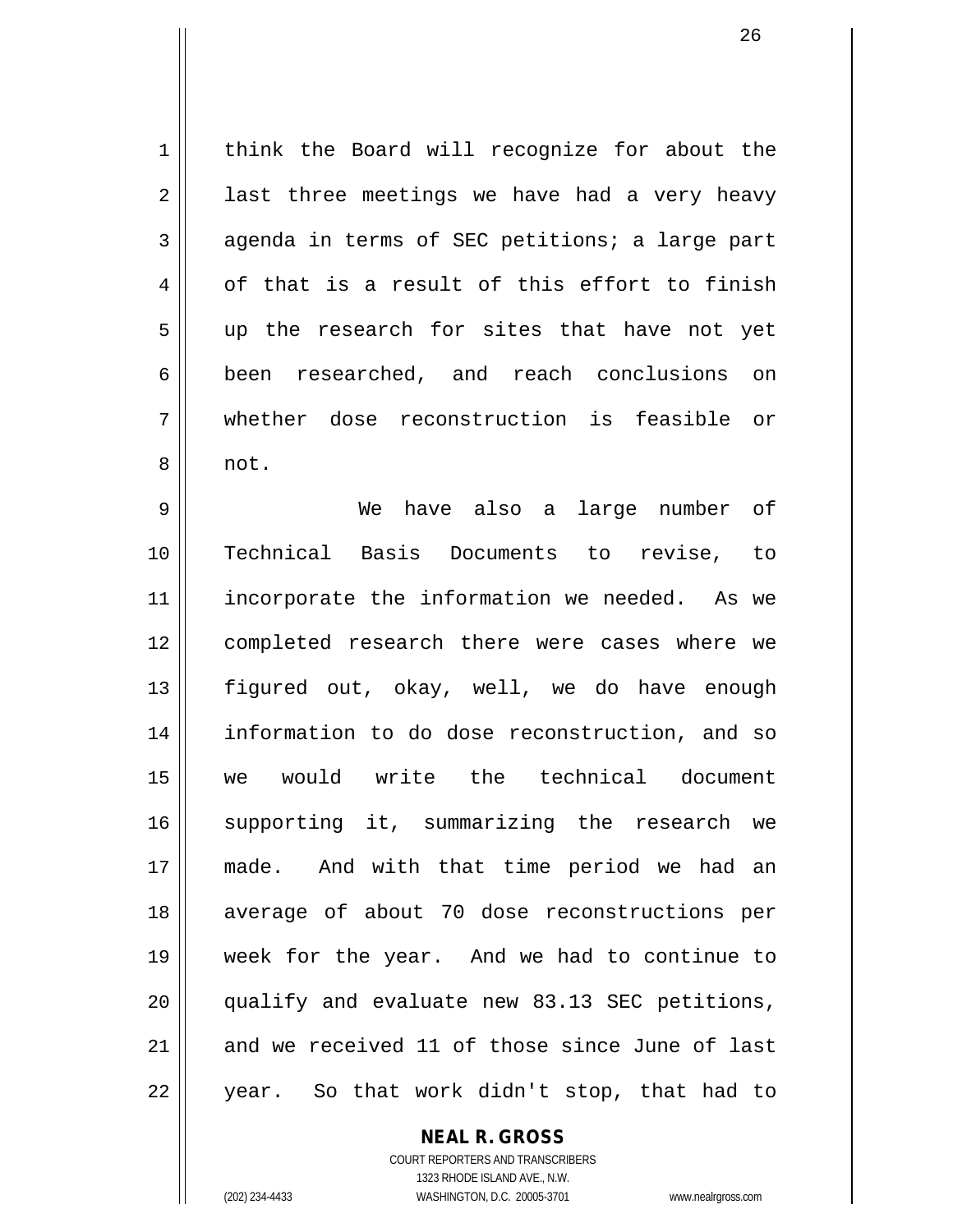think the Board will recognize for about the last three meetings we have had a very heavy agenda in terms of SEC petitions; a large part of that is a result of this effort to finish up the research for sites that have not yet been researched, and reach conclusions on whether dose reconstruction is feasible or not.

We have also a large number of Technical Basis Documents to revise, to incorporate the information we needed. As we completed research there were cases where we figured out, okay, well, we do have enough information to do dose reconstruction, and so we would write the technical document supporting it, summarizing the research we made. And with that time period we had an average of about 70 dose reconstructions per week for the year. And we had to continue to qualify and evaluate new 83.13 SEC petitions, and we received 11 of those since June of last year. So that work didn't stop, that had to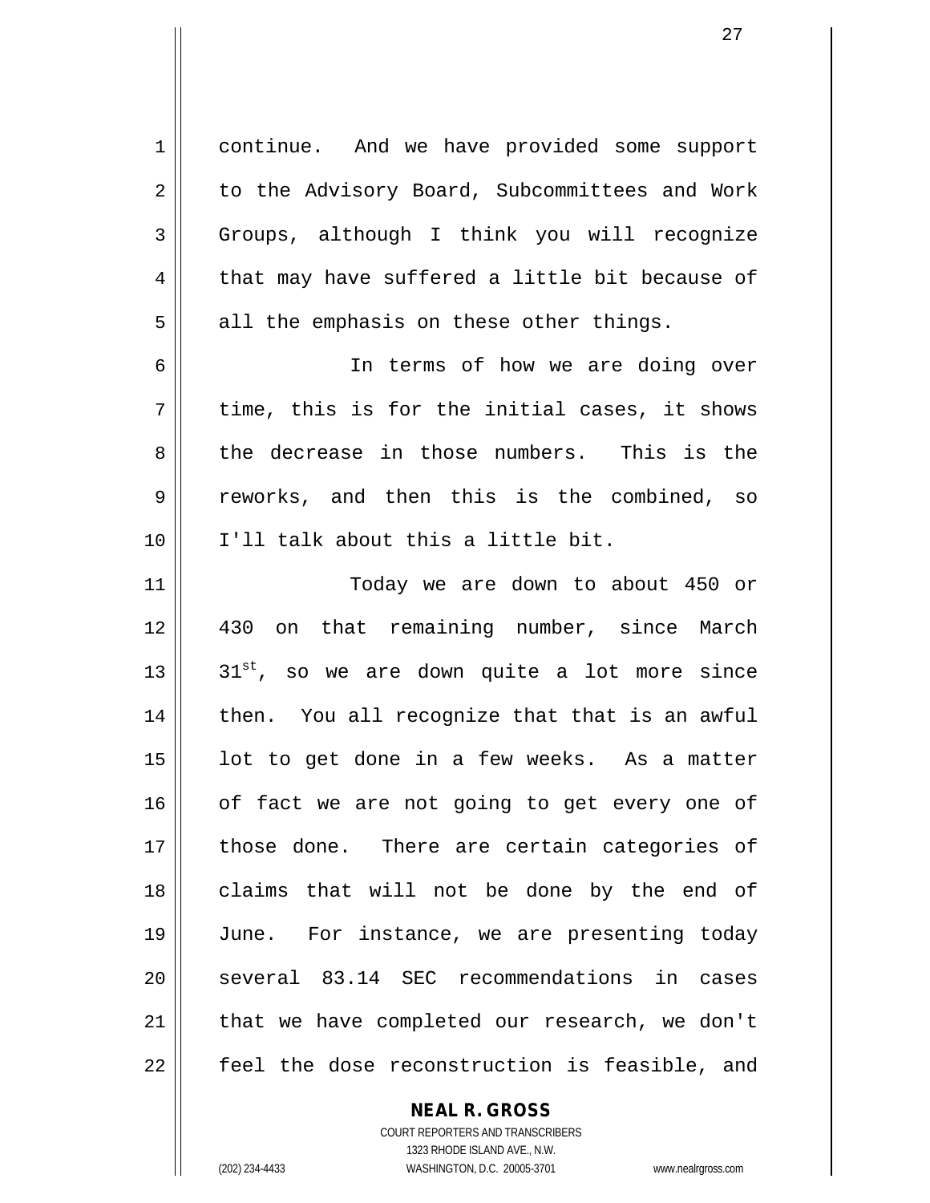continue. And we have provided some support to the Advisory Board, Subcommittees and Work Groups, although I think you will recognize that may have suffered a little bit because of all the emphasis on these other things.

In terms of how we are doing over time, this is for the initial cases, it shows the decrease in those numbers. This is the reworks, and then this is the combined, so I'll talk about this a little bit.

Today we are down to about 450 or 430 on that remaining number, since March 31st, so we are down quite a lot more since then. You all recognize that that is an awful lot to get done in a few weeks. As a matter of fact we are not going to get every one of those done. There are certain categories of claims that will not be done by the end of June. For instance, we are presenting today several 83.14 SEC recommendations in cases that we have completed our research, we don't feel the dose reconstruction is feasible, and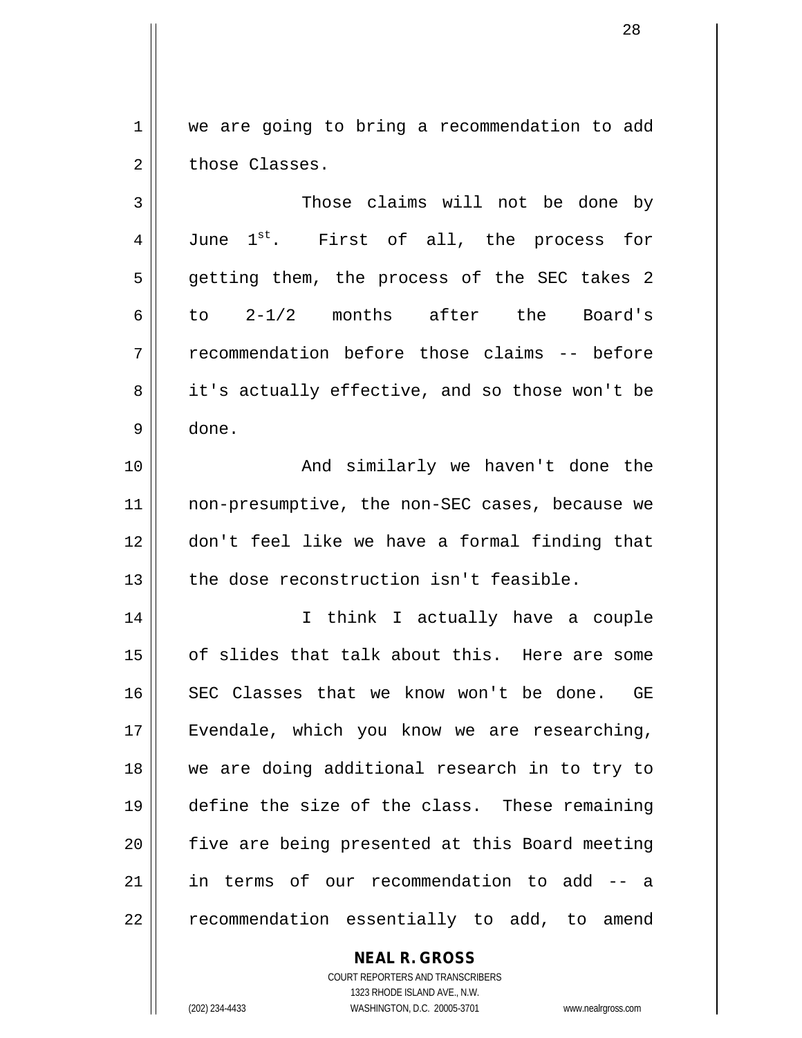we are going to bring a recommendation to add those Classes.

Those claims will not be done by June 1st. First of all, the process for getting them, the process of the SEC takes 2 to 2-1/2 months after the Board's recommendation before those claims -- before it's actually effective, and so those won't be done.

And similarly we haven't done the non-presumptive, the non-SEC cases, because we don't feel like we have a formal finding that the dose reconstruction isn't feasible.

I think I actually have a couple of slides that talk about this. Here are some SEC Classes that we know won't be done. GE Evendale, which you know we are researching, we are doing additional research in to try to define the size of the class. These remaining five are being presented at this Board meeting in terms of our recommendation to add -- a recommendation essentially to add, to amend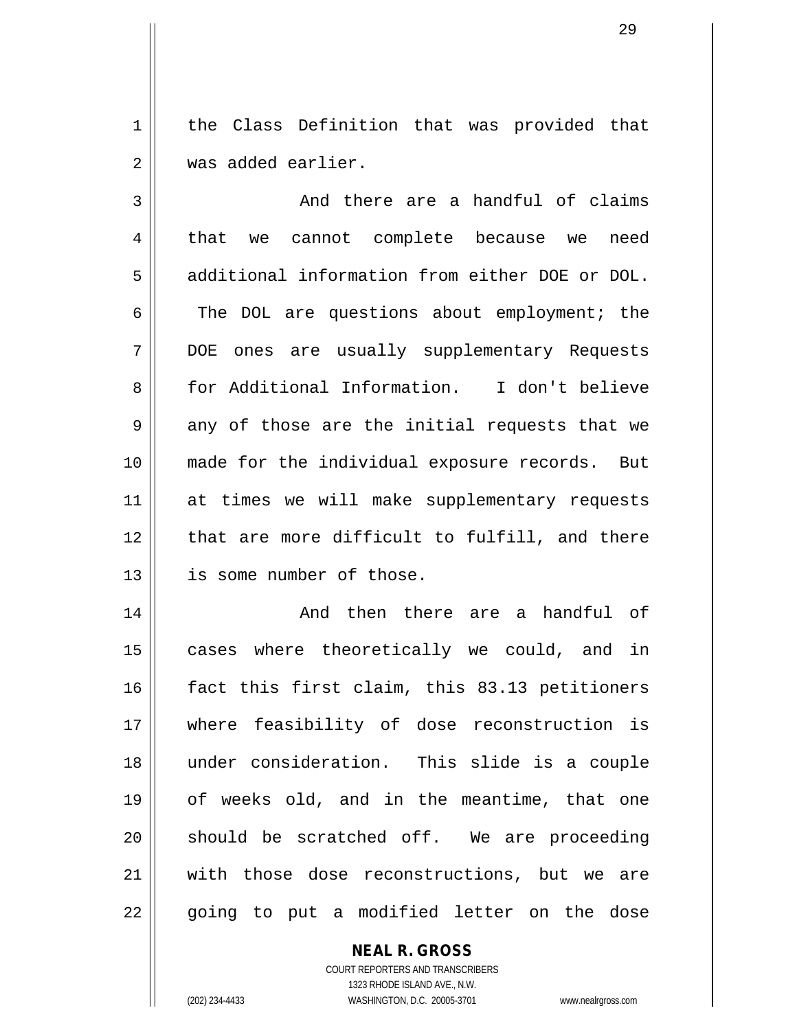the Class Definition that was provided that was added earlier.

And there are a handful of claims that we cannot complete because we need additional information from either DOE or DOL. The DOL are questions about employment; the DOE ones are usually supplementary Requests for Additional Information. I don't believe any of those are the initial requests that we made for the individual exposure records. But at times we will make supplementary requests that are more difficult to fulfill, and there is some number of those.

And then there are a handful of cases where theoretically we could, and in fact this first claim, this 83.13 petitioners where feasibility of dose reconstruction is under consideration. This slide is a couple of weeks old, and in the meantime, that one should be scratched off. We are proceeding with those dose reconstructions, but we are going to put a modified letter on the dose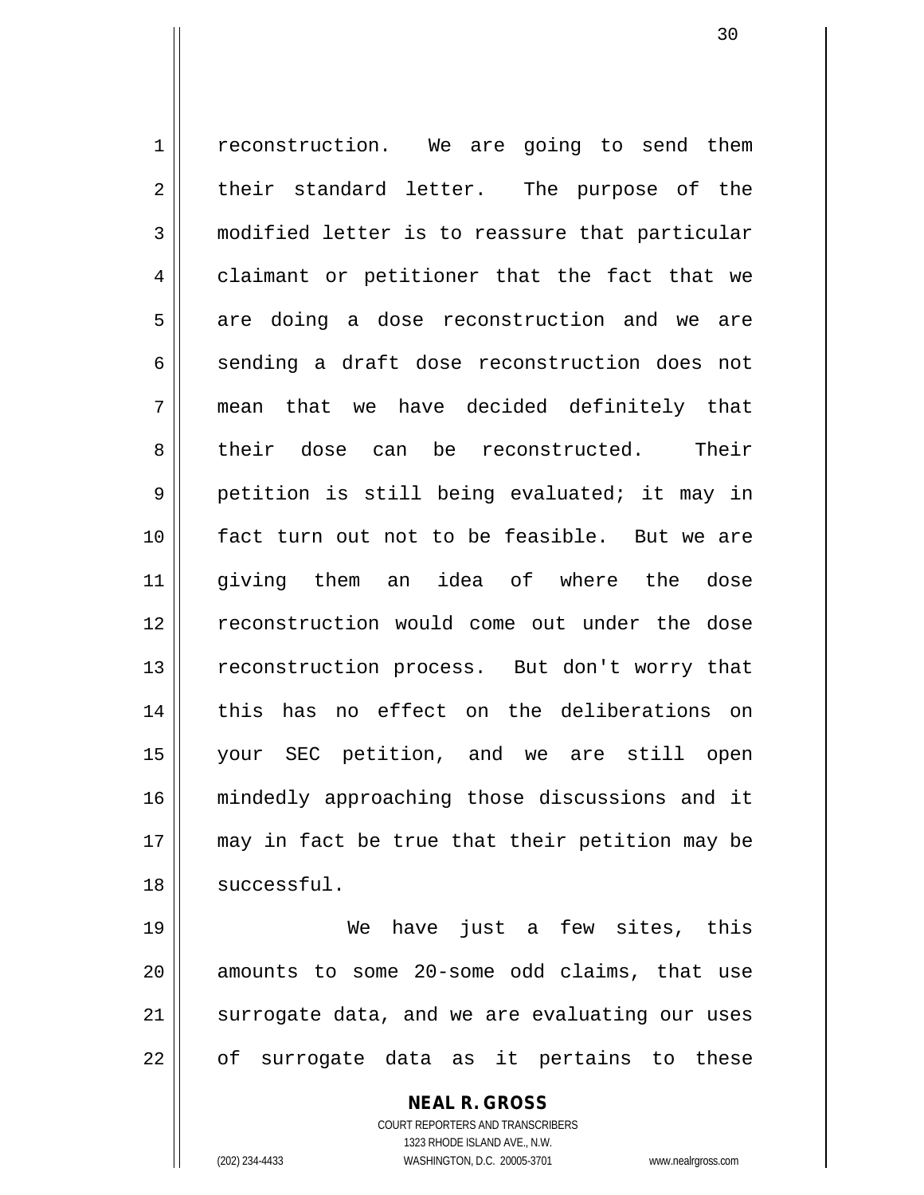reconstruction. We are going to send them their standard letter. The purpose of the modified letter is to reassure that particular claimant or petitioner that the fact that we are doing a dose reconstruction and we are sending a draft dose reconstruction does not mean that we have decided definitely that their dose can be reconstructed. Their petition is still being evaluated; it may in fact turn out not to be feasible. But we are giving them an idea of where the dose reconstruction would come out under the dose reconstruction process. But don't worry that this has no effect on the deliberations on your SEC petition, and we are still open mindedly approaching those discussions and it may in fact be true that their petition may be successful.

We have just a few sites, this amounts to some 20-some odd claims, that use surrogate data, and we are evaluating our uses of surrogate data as it pertains to these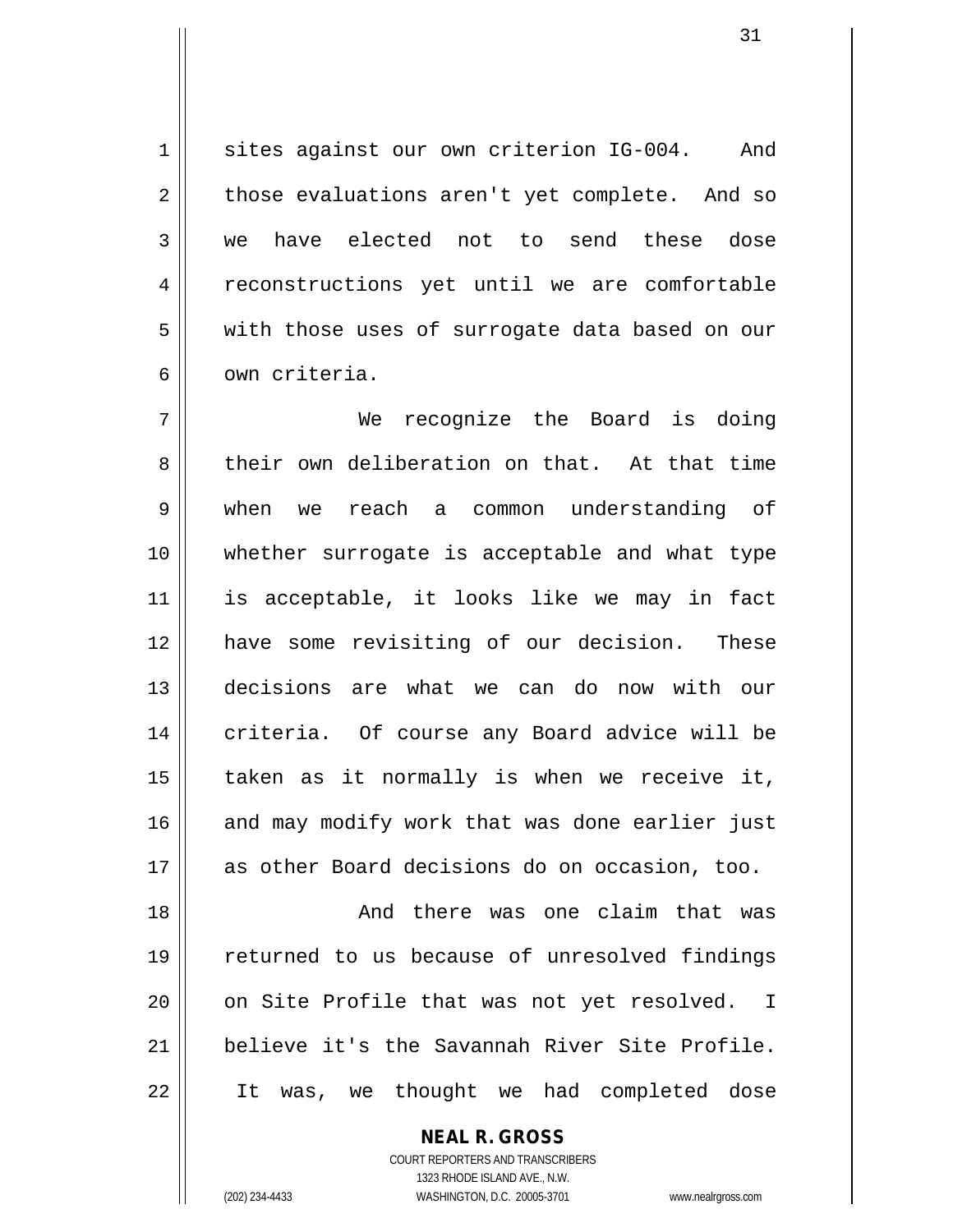sites against our own criterion IG-004. And those evaluations aren't yet complete. And so we have elected not to send these dose reconstructions yet until we are comfortable with those uses of surrogate data based on our own criteria.

We recognize the Board is doing their own deliberation on that. At that time when we reach a common understanding of whether surrogate is acceptable and what type is acceptable, it looks like we may in fact have some revisiting of our decision. These decisions are what we can do now with our criteria. Of course any Board advice will be taken as it normally is when we receive it, and may modify work that was done earlier just as other Board decisions do on occasion, too.

And there was one claim that was returned to us because of unresolved findings on Site Profile that was not yet resolved. I believe it's the Savannah River Site Profile. It was, we thought we had completed dose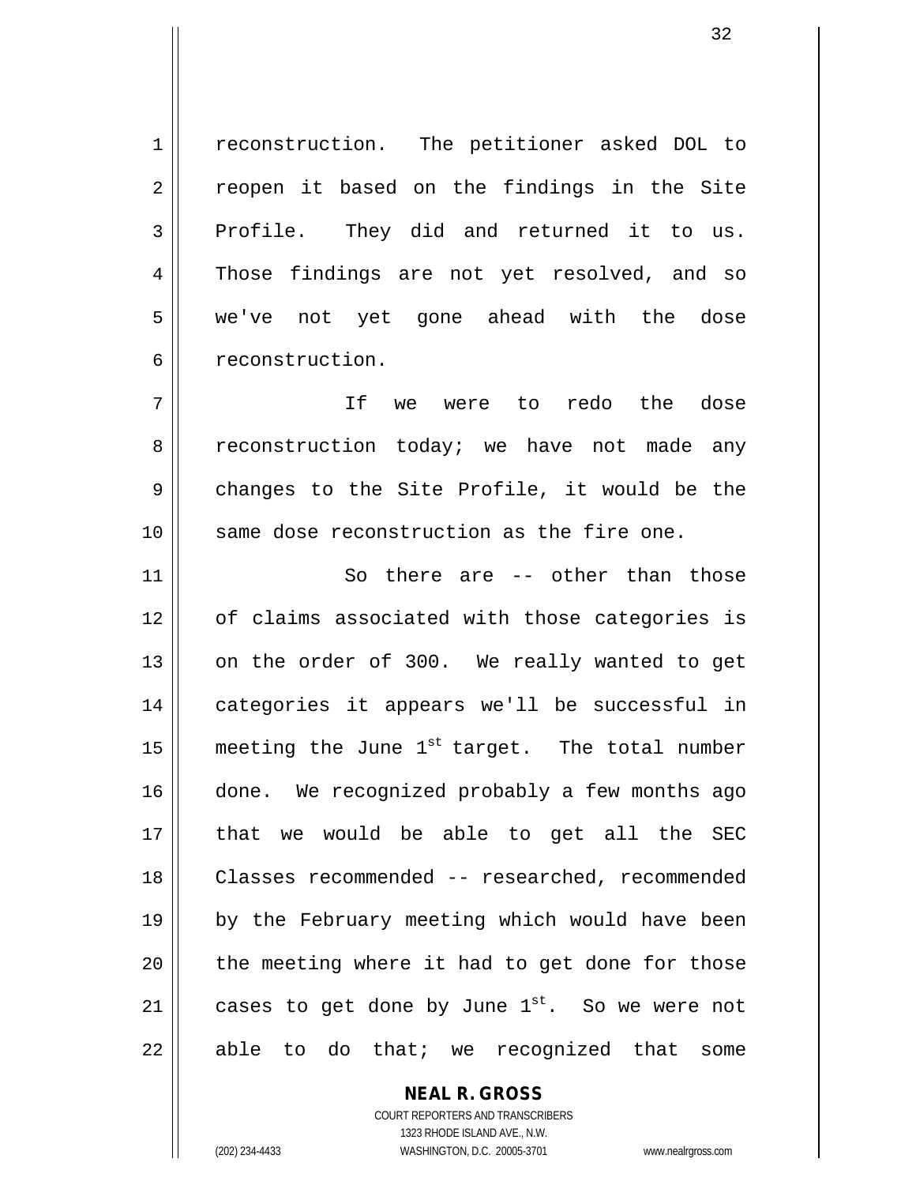reconstruction. The petitioner asked DOL to reopen it based on the findings in the Site Profile. They did and returned it to us. Those findings are not yet resolved, and so we've not yet gone ahead with the dose reconstruction.

If we were to redo the dose reconstruction today; we have not made any changes to the Site Profile, it would be the same dose reconstruction as the fire one.

So there are -- other than those of claims associated with those categories is on the order of 300. We really wanted to get categories it appears we'll be successful in meeting the June 1st target. The total number done. We recognized probably a few months ago that we would be able to get all the SEC Classes recommended -- researched, recommended by the February meeting which would have been the meeting where it had to get done for those cases to get done by June 1st. So we were not able to do that; we recognized that some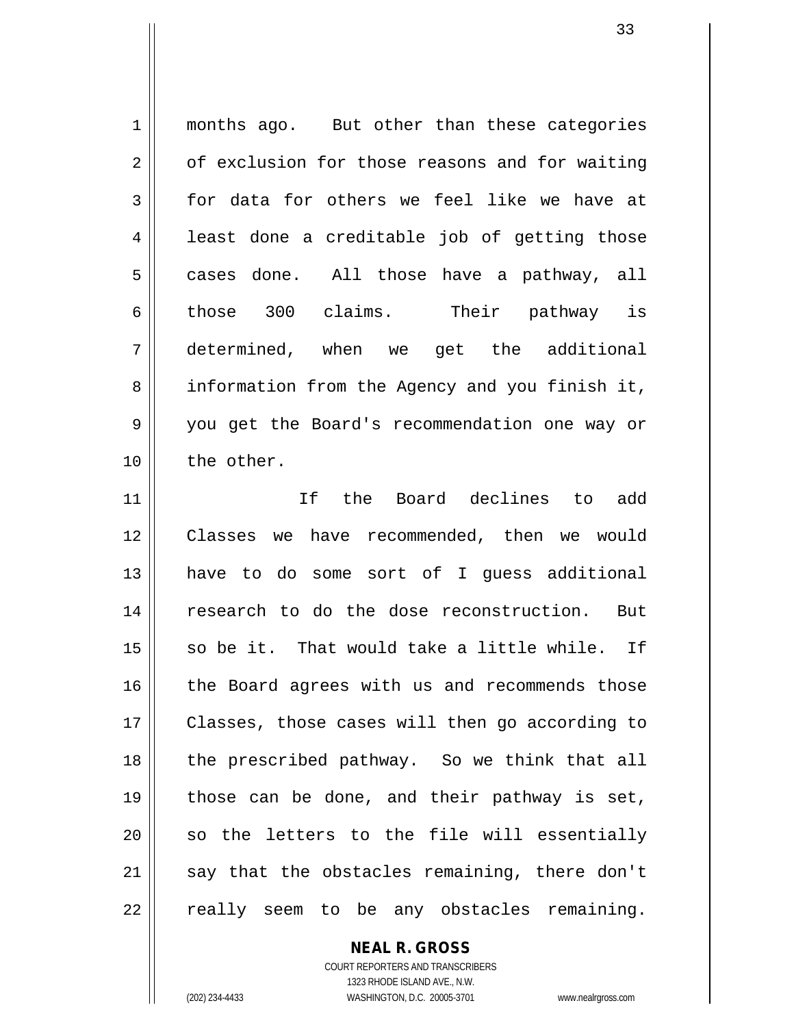months ago. But other than these categories of exclusion for those reasons and for waiting for data for others we feel like we have at least done a creditable job of getting those cases done. All those have a pathway, all those 300 claims. Their pathway is determined, when we get the additional information from the Agency and you finish it, you get the Board's recommendation one way or the other.

If the Board declines to add Classes we have recommended, then we would have to do some sort of I guess additional research to do the dose reconstruction. But so be it. That would take a little while. If the Board agrees with us and recommends those Classes, those cases will then go according to the prescribed pathway. So we think that all those can be done, and their pathway is set, so the letters to the file will essentially say that the obstacles remaining, there don't really seem to be any obstacles remaining.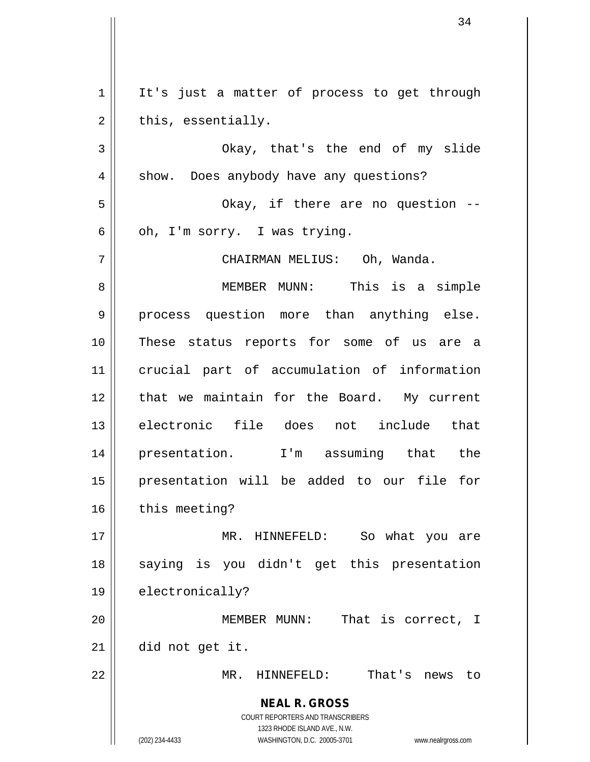It's just a matter of process to get through this, essentially.

Okay, that's the end of my slide show. Does anybody have any questions?

Okay, if there are no question -- oh, I'm sorry. I was trying.

CHAIRMAN MELIUS: Oh, Wanda.

MEMBER MUNN: This is a simple process question more than anything else. These status reports for some of us are a crucial part of accumulation of information that we maintain for the Board. My current electronic file does not include that presentation. I'm assuming that the presentation will be added to our file for this meeting?

MR. HINNEFELD: So what you are saying is you didn't get this presentation electronically?

MEMBER MUNN: That is correct, I did not get it.

MR. HINNEFELD: That's news to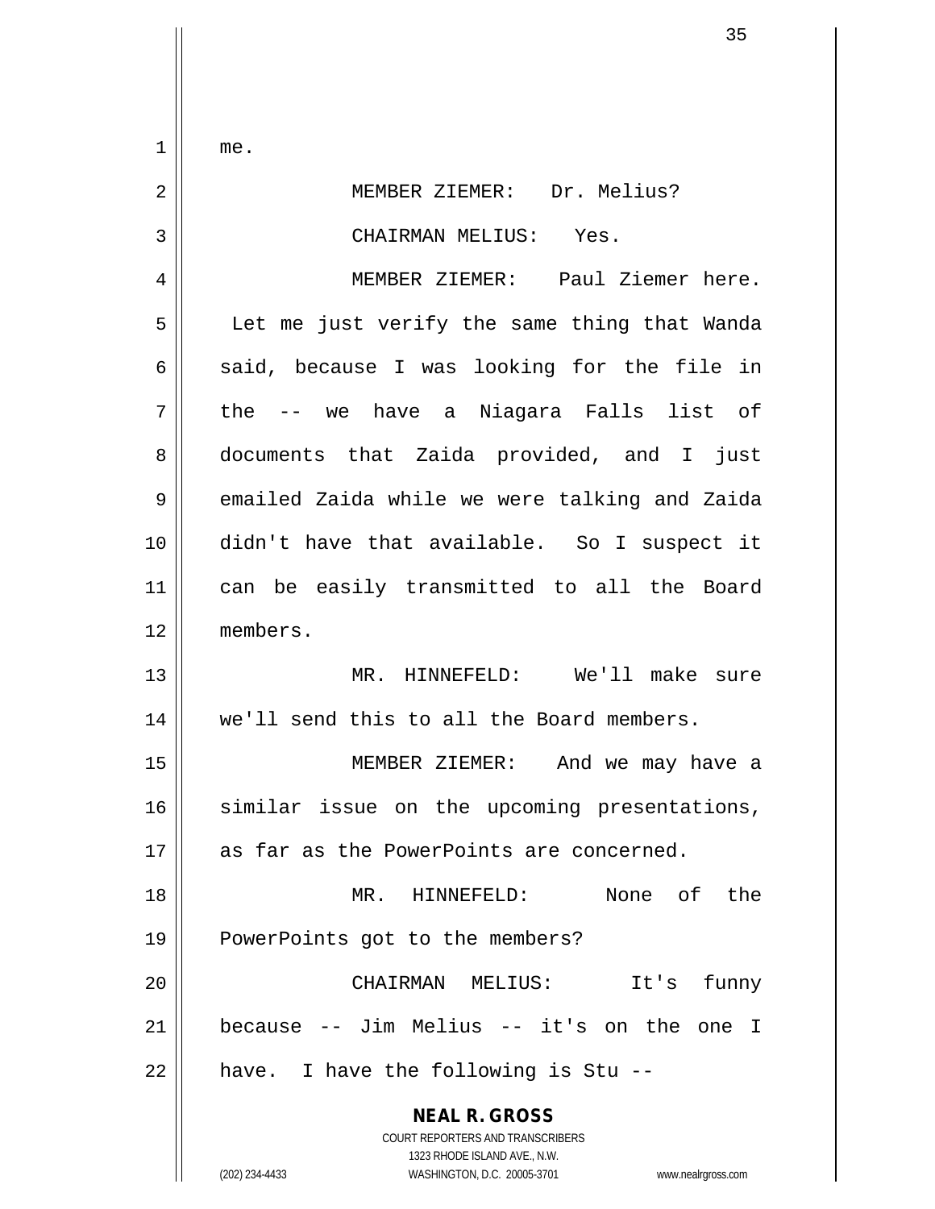me.

MEMBER ZIEMER: Dr. Melius?

CHAIRMAN MELIUS: Yes.

MEMBER ZIEMER: Paul Ziemer here. Let me just verify the same thing that Wanda said, because I was looking for the file in the -- we have a Niagara Falls list of documents that Zaida provided, and I just emailed Zaida while we were talking and Zaida didn't have that available. So I suspect it can be easily transmitted to all the Board members.

MR. HINNEFELD: We'll make sure we'll send this to all the Board members.

MEMBER ZIEMER: And we may have a similar issue on the upcoming presentations, as far as the PowerPoints are concerned.

MR. HINNEFELD: None of the PowerPoints got to the members?

CHAIRMAN MELIUS: It's funny because -- Jim Melius -- it's on the one I have. I have the following is Stu --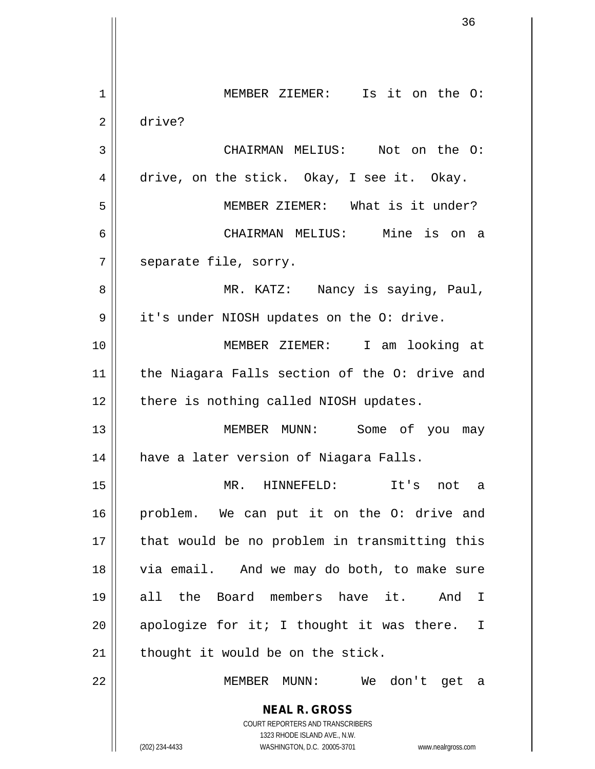MEMBER ZIEMER: Is it on the O: drive?

CHAIRMAN MELIUS: Not on the O: drive, on the stick. Okay, I see it. Okay.

MEMBER ZIEMER: What is it under?

CHAIRMAN MELIUS: Mine is on a separate file, sorry.

MR. KATZ: Nancy is saying, Paul, it's under NIOSH updates on the O: drive.

MEMBER ZIEMER: I am looking at the Niagara Falls section of the O: drive and there is nothing called NIOSH updates.

MEMBER MUNN: Some of you may have a later version of Niagara Falls.

MR. HINNEFELD: It's not a problem. We can put it on the O: drive and that would be no problem in transmitting this via email. And we may do both, to make sure all the Board members have it. And I apologize for it; I thought it was there. I thought it would be on the stick.

MEMBER MUNN: We don't get a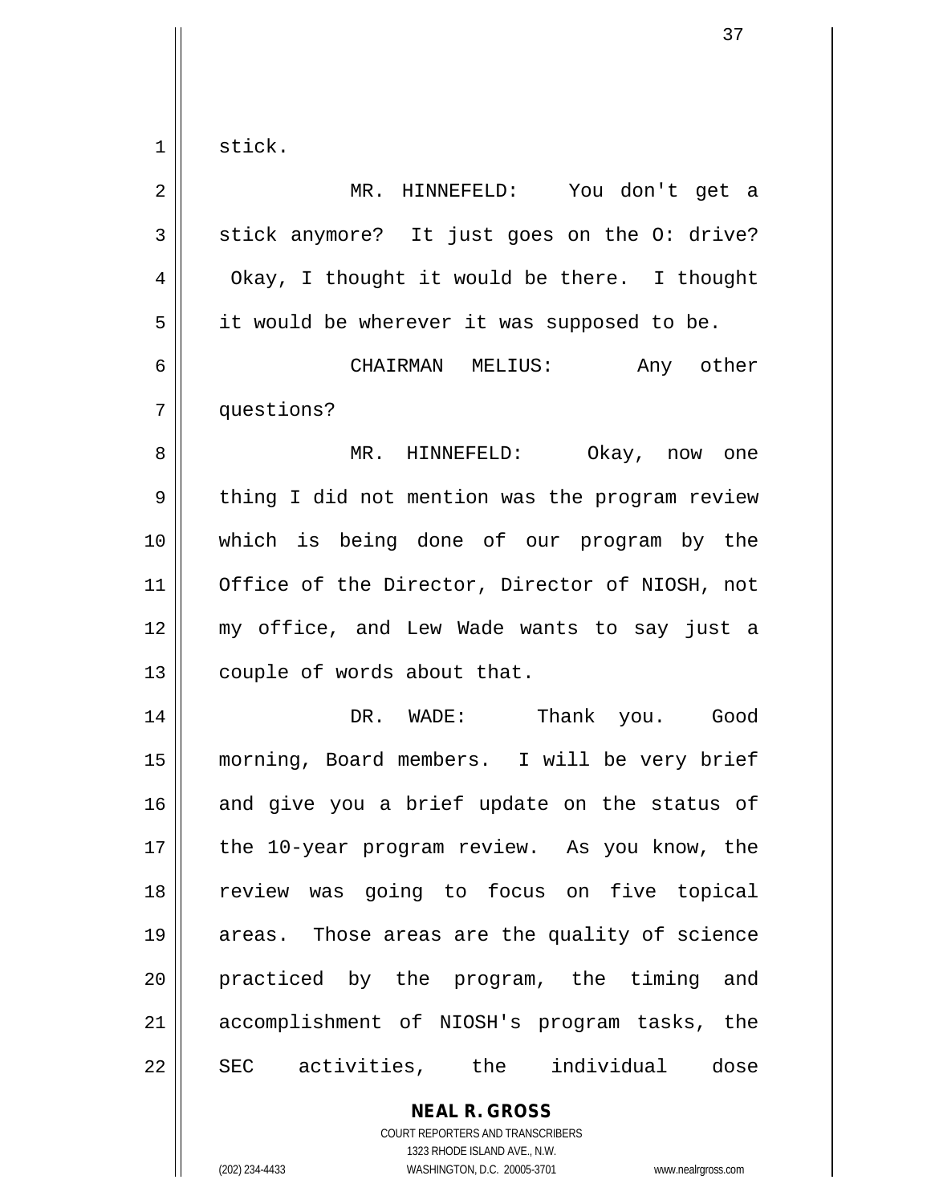stick.

MR. HINNEFELD: You don't get a stick anymore? It just goes on the O: drive? Okay, I thought it would be there. I thought it would be wherever it was supposed to be.

CHAIRMAN MELIUS: Any other questions?

MR. HINNEFELD: Okay, now one thing I did not mention was the program review which is being done of our program by the Office of the Director, Director of NIOSH, not my office, and Lew Wade wants to say just a couple of words about that.

DR. WADE: Thank you. Good morning, Board members. I will be very brief and give you a brief update on the status of the 10-year program review. As you know, the review was going to focus on five topical areas. Those areas are the quality of science practiced by the program, the timing and accomplishment of NIOSH's program tasks, the SEC activities, the individual dose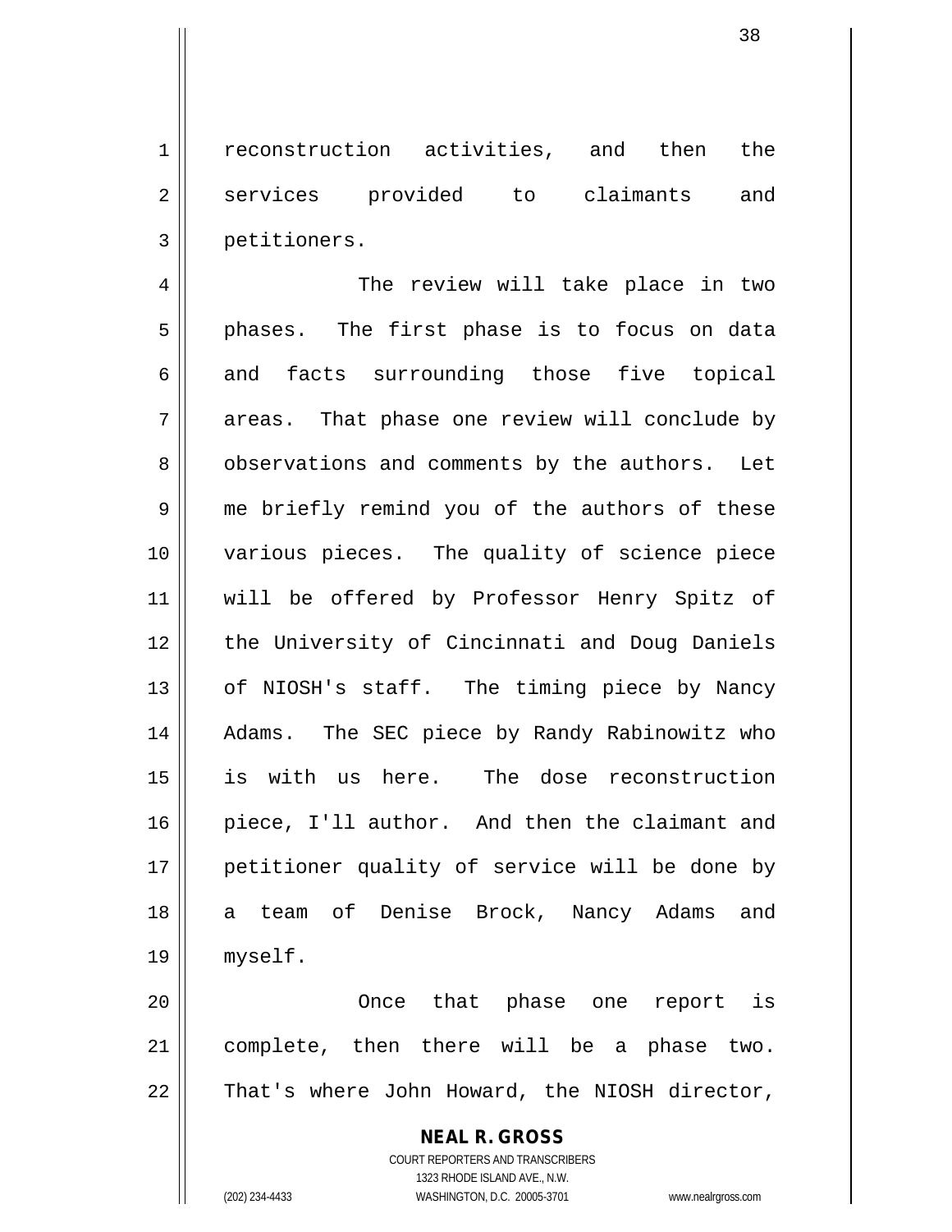reconstruction activities, and then the services provided to claimants and petitioners.

The review will take place in two phases. The first phase is to focus on data and facts surrounding those five topical areas. That phase one review will conclude by observations and comments by the authors. Let me briefly remind you of the authors of these various pieces. The quality of science piece will be offered by Professor Henry Spitz of the University of Cincinnati and Doug Daniels of NIOSH's staff. The timing piece by Nancy Adams. The SEC piece by Randy Rabinowitz who is with us here. The dose reconstruction piece, I'll author. And then the claimant and petitioner quality of service will be done by a team of Denise Brock, Nancy Adams and myself.

Once that phase one report is complete, then there will be a phase two. That's where John Howard, the NIOSH director,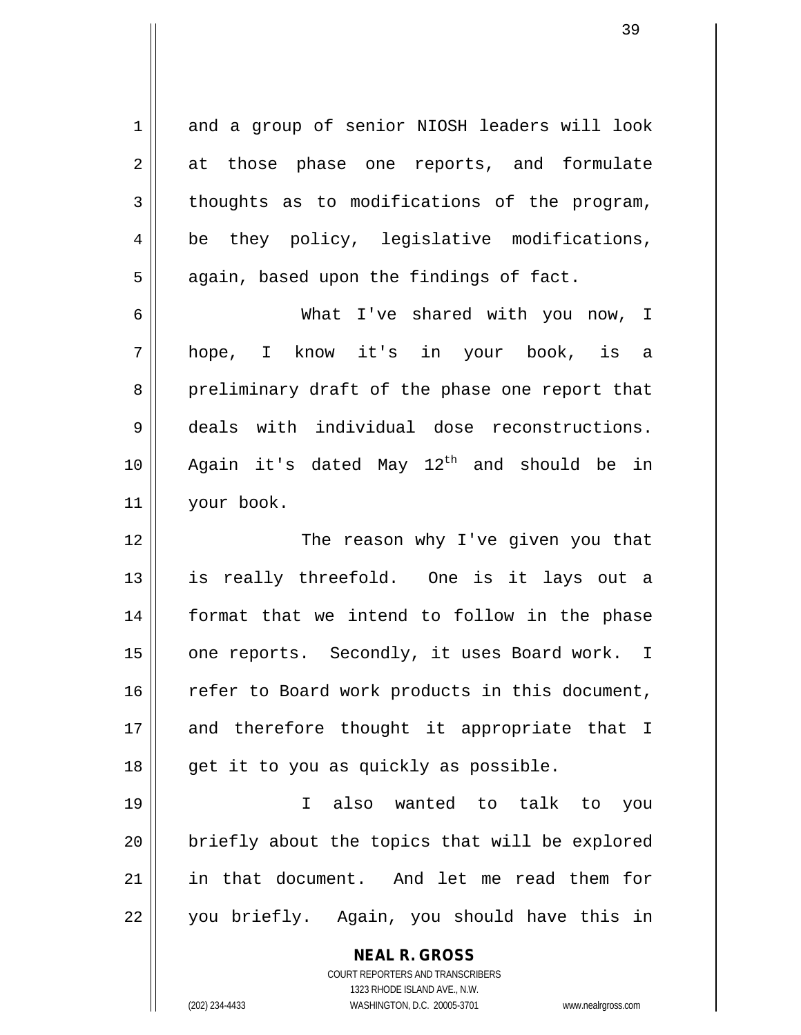and a group of senior NIOSH leaders will look at those phase one reports, and formulate thoughts as to modifications of the program, be they policy, legislative modifications, again, based upon the findings of fact.

What I've shared with you now, I hope, I know it's in your book, is a preliminary draft of the phase one report that deals with individual dose reconstructions. Again it's dated May 12th and should be in your book.

The reason why I've given you that is really threefold. One is it lays out a format that we intend to follow in the phase one reports. Secondly, it uses Board work. I refer to Board work products in this document, and therefore thought it appropriate that I get it to you as quickly as possible.

I also wanted to talk to you briefly about the topics that will be explored in that document. And let me read them for you briefly. Again, you should have this in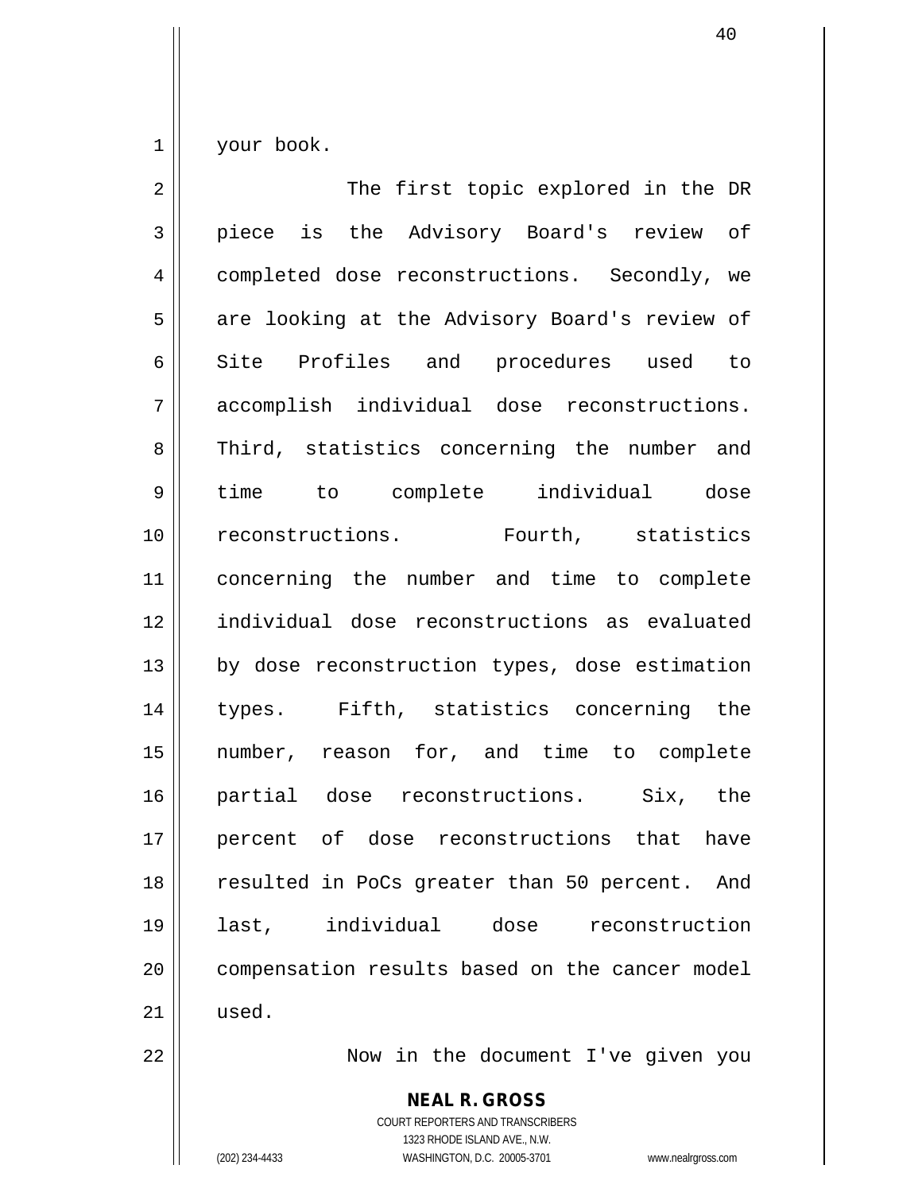your book.

The first topic explored in the DR piece is the Advisory Board's review of completed dose reconstructions. Secondly, we are looking at the Advisory Board's review of Site Profiles and procedures used to accomplish individual dose reconstructions. Third, statistics concerning the number and time to complete individual dose reconstructions. Fourth, statistics concerning the number and time to complete individual dose reconstructions as evaluated by dose reconstruction types, dose estimation types. Fifth, statistics concerning the number, reason for, and time to complete partial dose reconstructions. Six, the percent of dose reconstructions that have resulted in PoCs greater than 50 percent. And last, individual dose reconstruction compensation results based on the cancer model used.

Now in the document I've given you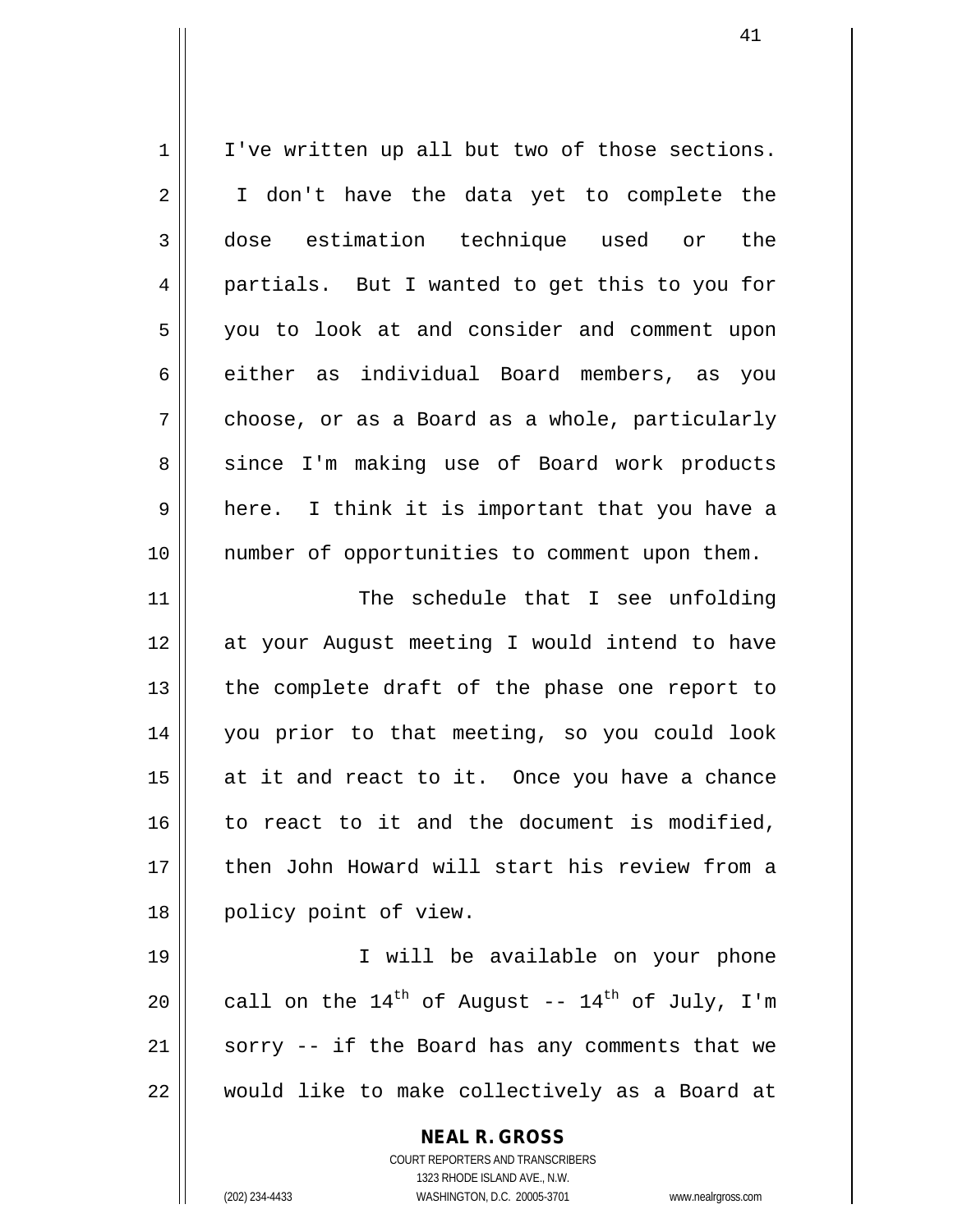I've written up all but two of those sections. I don't have the data yet to complete the dose estimation technique used or the partials. But I wanted to get this to you for you to look at and consider and comment upon either as individual Board members, as you choose, or as a Board as a whole, particularly since I'm making use of Board work products here. I think it is important that you have a number of opportunities to comment upon them.

The schedule that I see unfolding at your August meeting I would intend to have the complete draft of the phase one report to you prior to that meeting, so you could look at it and react to it. Once you have a chance to react to it and the document is modified, then John Howard will start his review from a policy point of view.

I will be available on your phone call on the 14th of August -- 14th of July, I'm sorry -- if the Board has any comments that we would like to make collectively as a Board at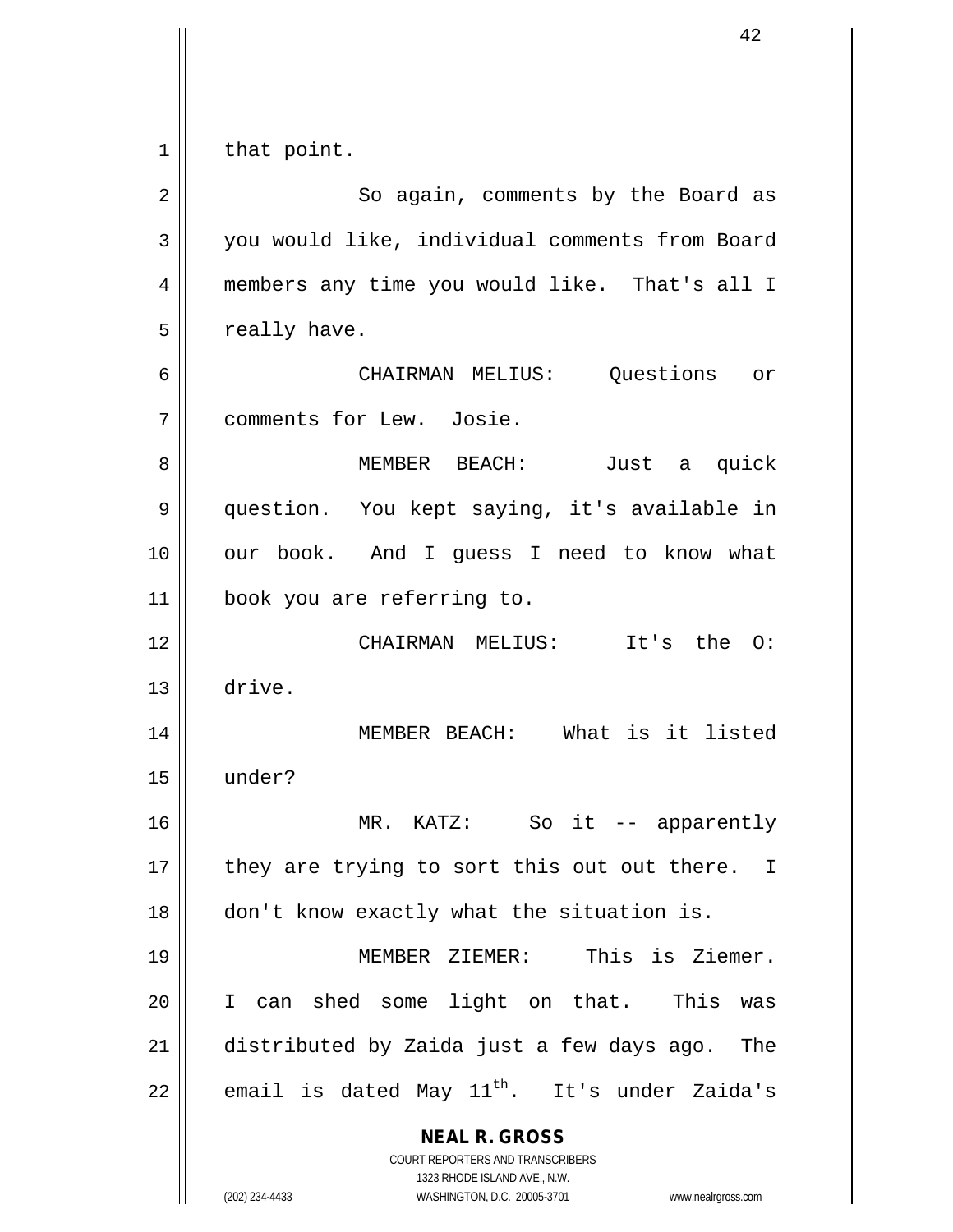that point.

So again, comments by the Board as you would like, individual comments from Board members any time you would like. That's all I really have.

CHAIRMAN MELIUS: Questions or comments for Lew. Josie.

MEMBER BEACH: Just a quick question. You kept saying, it's available in our book. And I guess I need to know what book you are referring to.

CHAIRMAN MELIUS: It's the O: drive.

MEMBER BEACH: What is it listed under?

MR. KATZ: So it -- apparently they are trying to sort this out out there. I don't know exactly what the situation is.

MEMBER ZIEMER: This is Ziemer. I can shed some light on that. This was distributed by Zaida just a few days ago. The email is dated May 11th. It's under Zaida's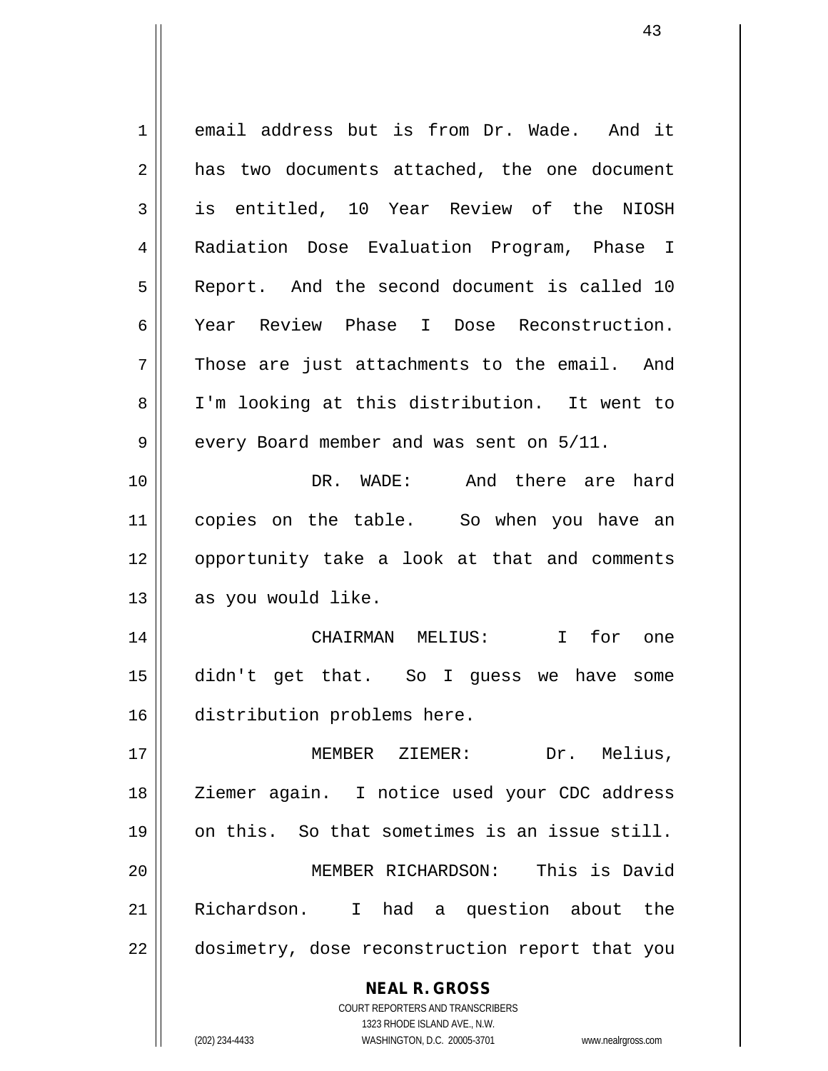email address but is from Dr. Wade. And it has two documents attached, the one document is entitled, 10 Year Review of the NIOSH Radiation Dose Evaluation Program, Phase I Report. And the second document is called 10 Year Review Phase I Dose Reconstruction. Those are just attachments to the email. And I'm looking at this distribution. It went to every Board member and was sent on 5/11.

DR. WADE: And there are hard copies on the table. So when you have an opportunity take a look at that and comments as you would like.

CHAIRMAN MELIUS: I for one didn't get that. So I guess we have some distribution problems here.

MEMBER ZIEMER: Dr. Melius, Ziemer again. I notice used your CDC address on this. So that sometimes is an issue still.

MEMBER RICHARDSON: This is David Richardson. I had a question about the dosimetry, dose reconstruction report that you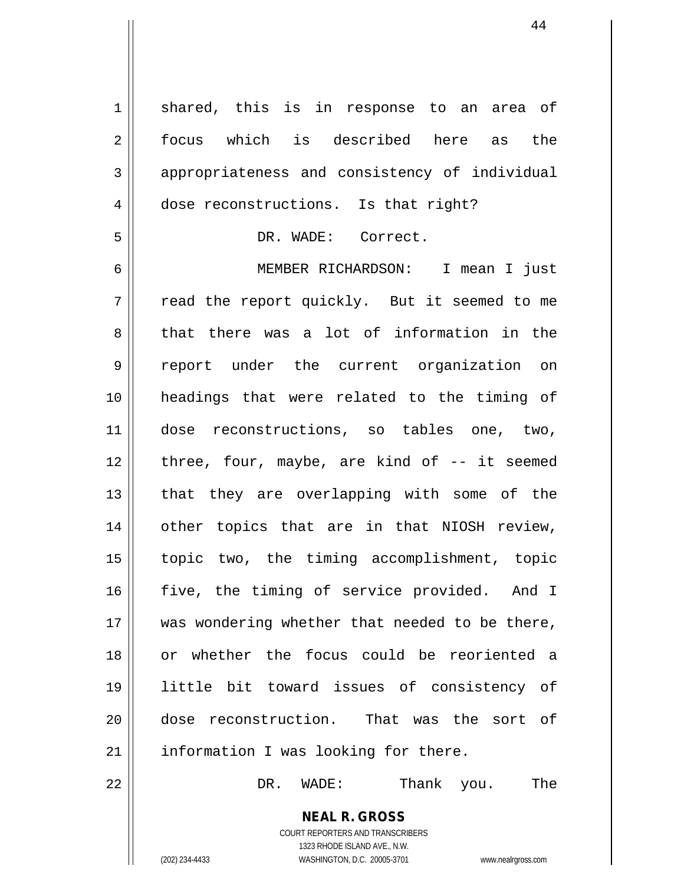shared, this is in response to an area of focus which is described here as the appropriateness and consistency of individual dose reconstructions. Is that right?

DR. WADE: Correct.

MEMBER RICHARDSON: I mean I just read the report quickly. But it seemed to me that there was a lot of information in the report under the current organization on headings that were related to the timing of dose reconstructions, so tables one, two, three, four, maybe, are kind of -- it seemed that they are overlapping with some of the other topics that are in that NIOSH review, topic two, the timing accomplishment, topic five, the timing of service provided. And I was wondering whether that needed to be there, or whether the focus could be reoriented a little bit toward issues of consistency of dose reconstruction. That was the sort of information I was looking for there.

DR. WADE: Thank you. The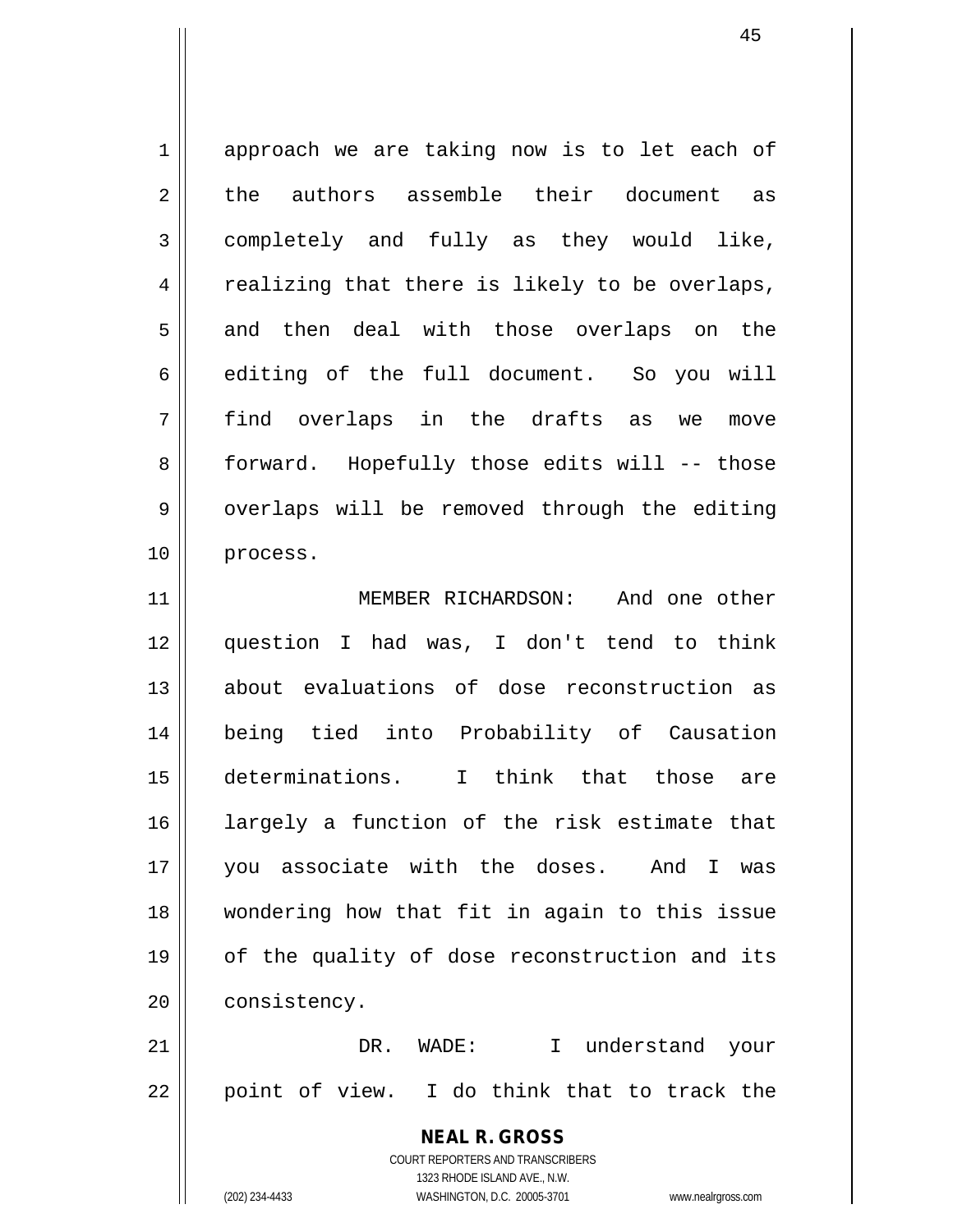approach we are taking now is to let each of the authors assemble their document as completely and fully as they would like, realizing that there is likely to be overlaps, and then deal with those overlaps on the editing of the full document. So you will find overlaps in the drafts as we move forward. Hopefully those edits will -- those overlaps will be removed through the editing process.

MEMBER RICHARDSON: And one other question I had was, I don't tend to think about evaluations of dose reconstruction as being tied into Probability of Causation determinations. I think that those are largely a function of the risk estimate that you associate with the doses. And I was wondering how that fit in again to this issue of the quality of dose reconstruction and its consistency.

DR. WADE: I understand your point of view. I do think that to track the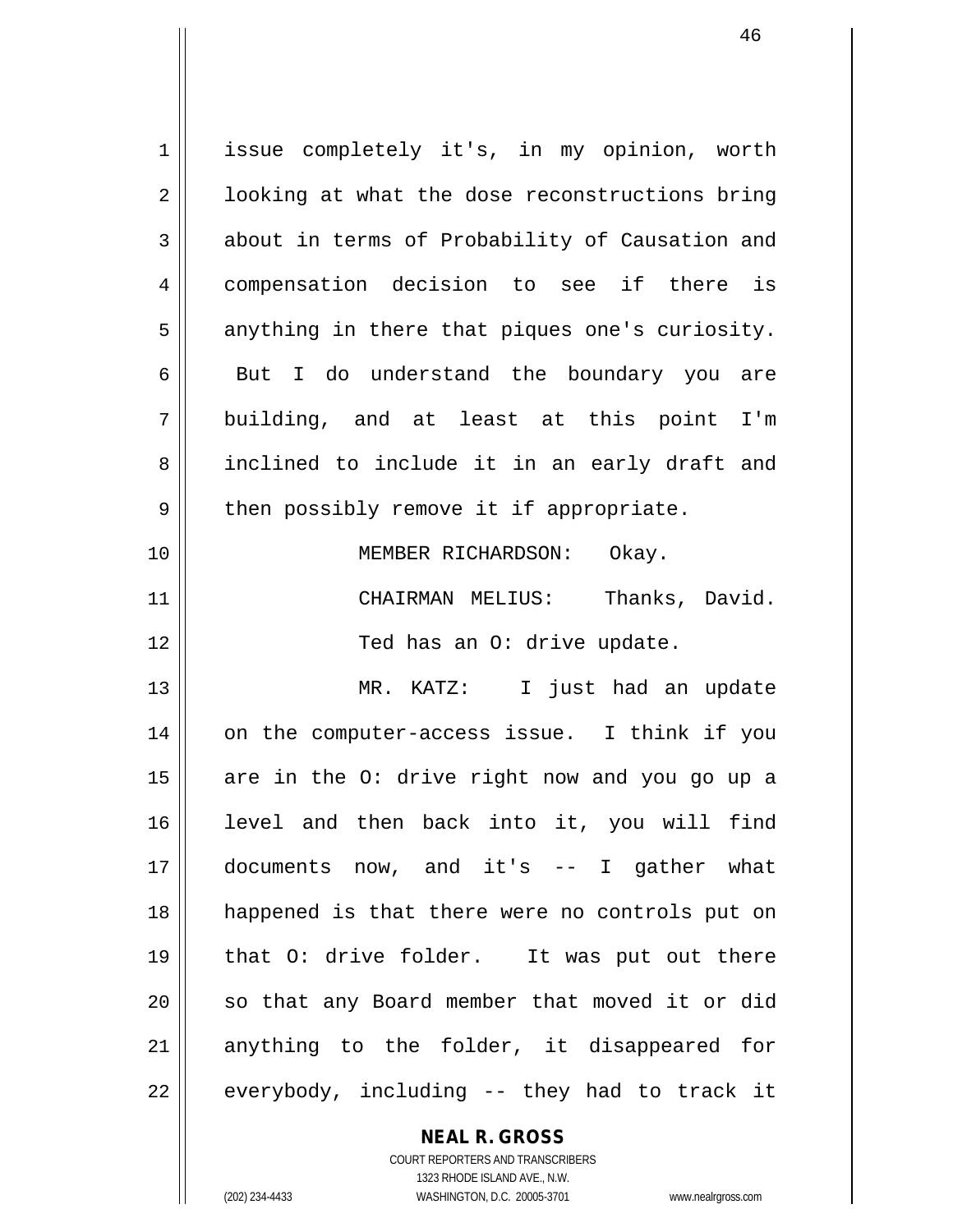issue completely it's, in my opinion, worth looking at what the dose reconstructions bring about in terms of Probability of Causation and compensation decision to see if there is anything in there that piques one's curiosity. But I do understand the boundary you are building, and at least at this point I'm inclined to include it in an early draft and then possibly remove it if appropriate.

MEMBER RICHARDSON: Okay.

CHAIRMAN MELIUS: Thanks, David.

Ted has an O: drive update.

MR. KATZ: I just had an update on the computer-access issue. I think if you are in the O: drive right now and you go up a level and then back into it, you will find documents now, and it's -- I gather what happened is that there were no controls put on that O: drive folder. It was put out there so that any Board member that moved it or did anything to the folder, it disappeared for everybody, including -- they had to track it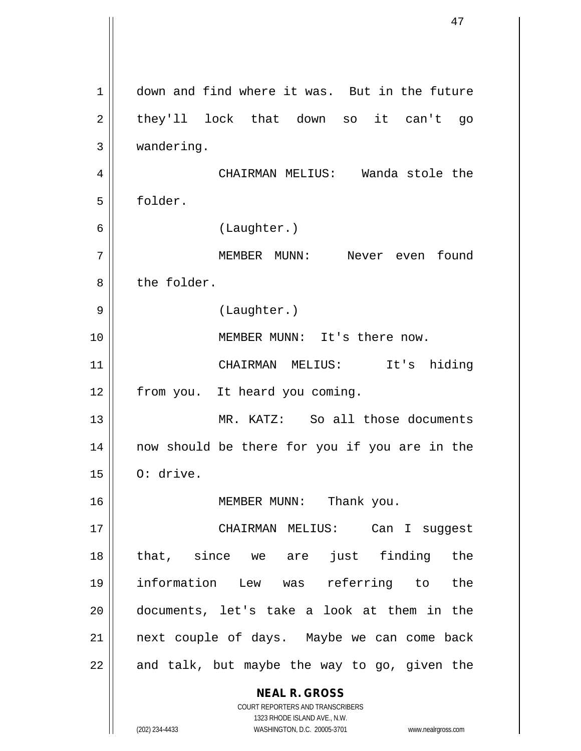down and find where it was. But in the future they'll lock that down so it can't go wandering.

CHAIRMAN MELIUS: Wanda stole the folder.

(Laughter.)

MEMBER MUNN: Never even found the folder.

(Laughter.)

MEMBER MUNN: It's there now.

CHAIRMAN MELIUS: It's hiding from you. It heard you coming.

MR. KATZ: So all those documents now should be there for you if you are in the O: drive.

MEMBER MUNN: Thank you.

CHAIRMAN MELIUS: Can I suggest that, since we are just finding the information Lew was referring to the documents, let's take a look at them in the next couple of days. Maybe we can come back and talk, but maybe the way to go, given the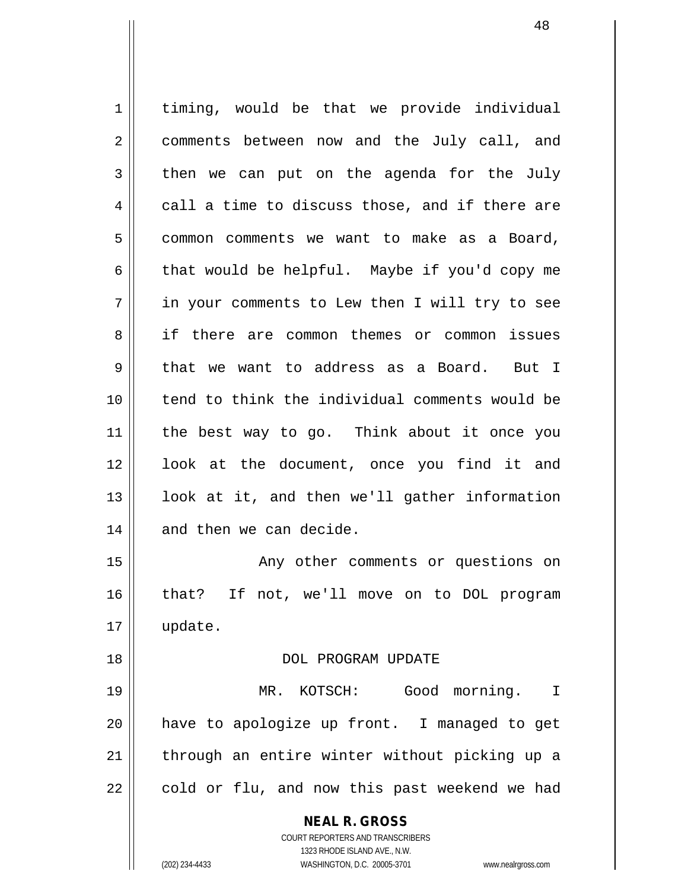timing, would be that we provide individual comments between now and the July call, and then we can put on the agenda for the July call a time to discuss those, and if there are common comments we want to make as a Board, that would be helpful. Maybe if you'd copy me in your comments to Lew then I will try to see if there are common themes or common issues that we want to address as a Board. But I tend to think the individual comments would be the best way to go. Think about it once you look at the document, once you find it and look at it, and then we'll gather information and then we can decide.

Any other comments or questions on that? If not, we'll move on to DOL program update.

## DOL PROGRAM UPDATE

MR. KOTSCH: Good morning. I have to apologize up front. I managed to get through an entire winter without picking up a cold or flu, and now this past weekend we had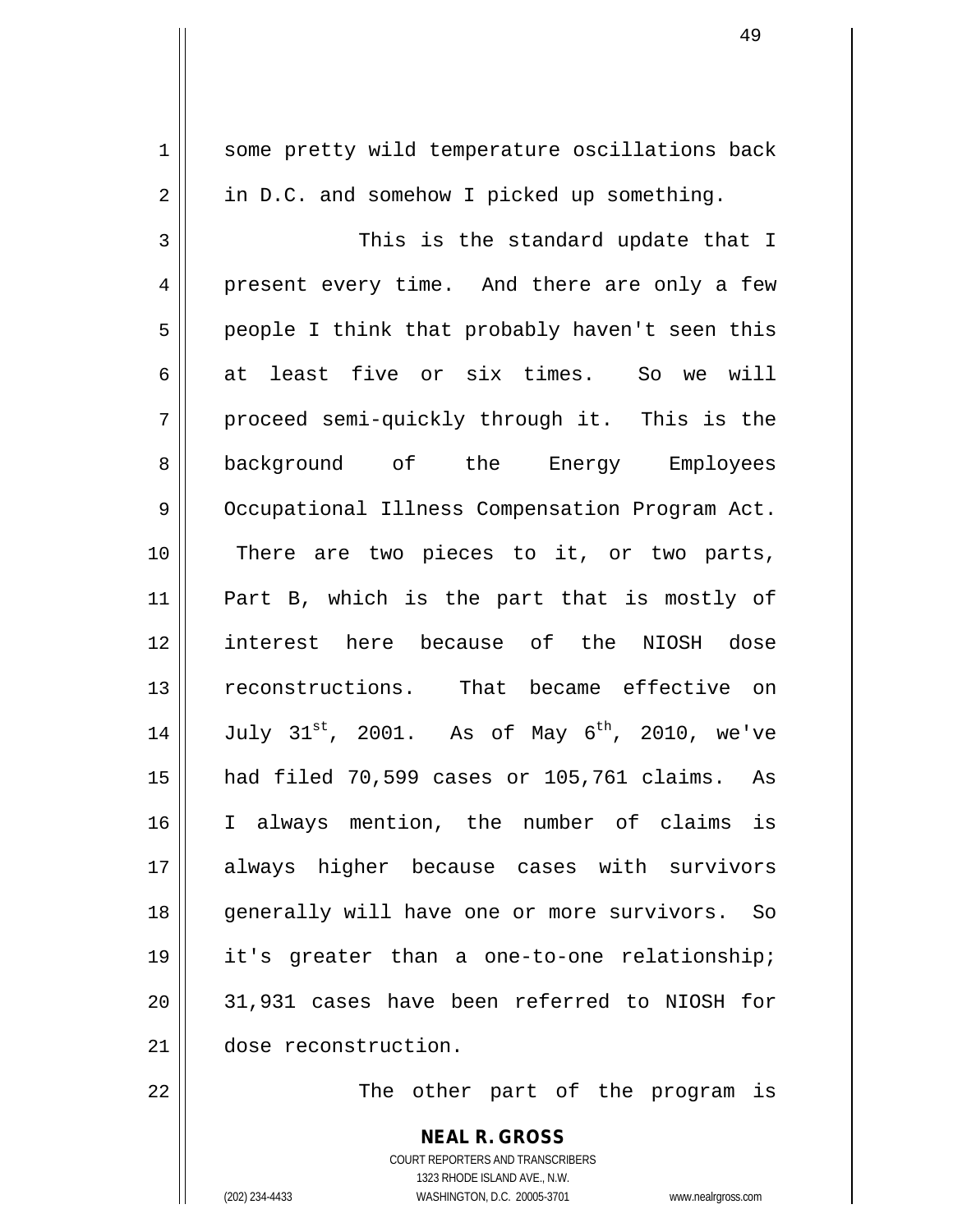some pretty wild temperature oscillations back in D.C. and somehow I picked up something.

This is the standard update that I present every time. And there are only a few people I think that probably haven't seen this at least five or six times. So we will proceed semi-quickly through it. This is the background of the Energy Employees Occupational Illness Compensation Program Act. There are two pieces to it, or two parts, Part B, which is the part that is mostly of interest here because of the NIOSH dose reconstructions. That became effective on July 31st, 2001. As of May 6th, 2010, we've had filed 70,599 cases or 105,761 claims. As I always mention, the number of claims is always higher because cases with survivors generally will have one or more survivors. So it's greater than a one-to-one relationship; 31,931 cases have been referred to NIOSH for dose reconstruction.

The other part of the program is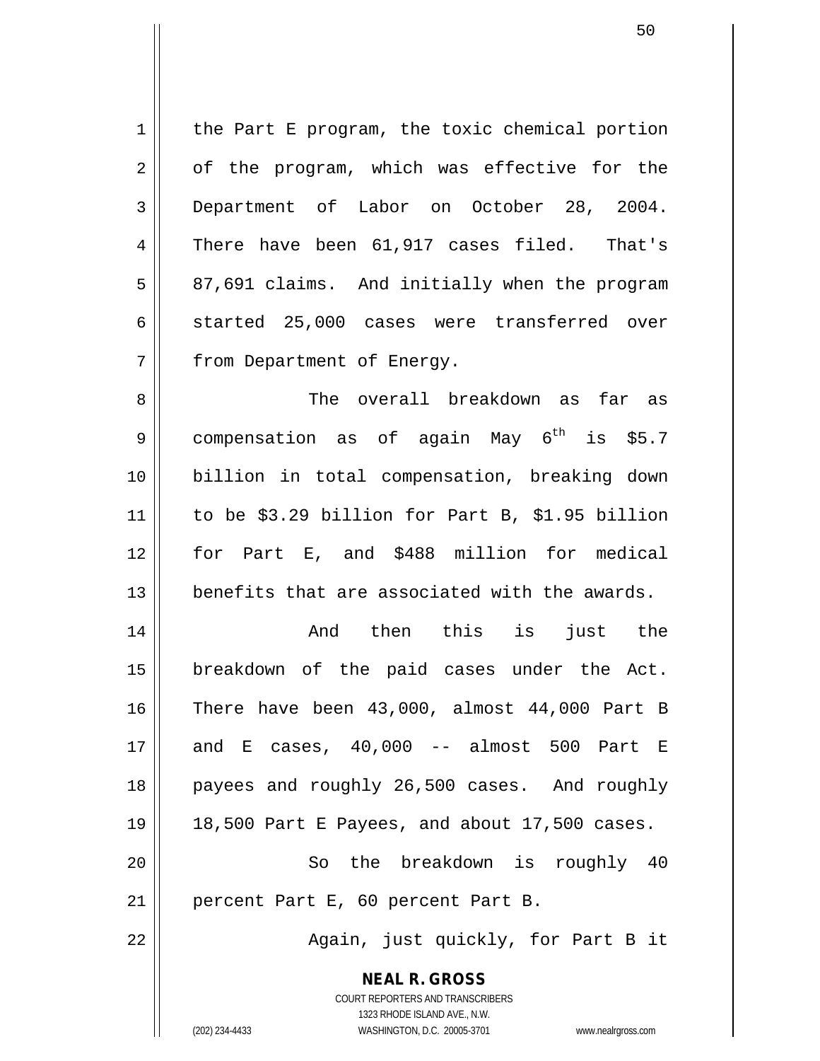the Part E program, the toxic chemical portion of the program, which was effective for the Department of Labor on October 28, 2004. There have been 61,917 cases filed. That's 87,691 claims. And initially when the program started 25,000 cases were transferred over from Department of Energy.

The overall breakdown as far as compensation as of again May 6th is $5.7 billion in total compensation, breaking down to be $3.29 billion for Part B, $1.95 billion for Part E, and $488 million for medical benefits that are associated with the awards.

And then this is just the breakdown of the paid cases under the Act. There have been 43,000, almost 44,000 Part B and E cases, 40,000 -- almost 500 Part E payees and roughly 26,500 cases. And roughly 18,500 Part E Payees, and about 17,500 cases.

So the breakdown is roughly 40 percent Part E, 60 percent Part B.

Again, just quickly, for Part B it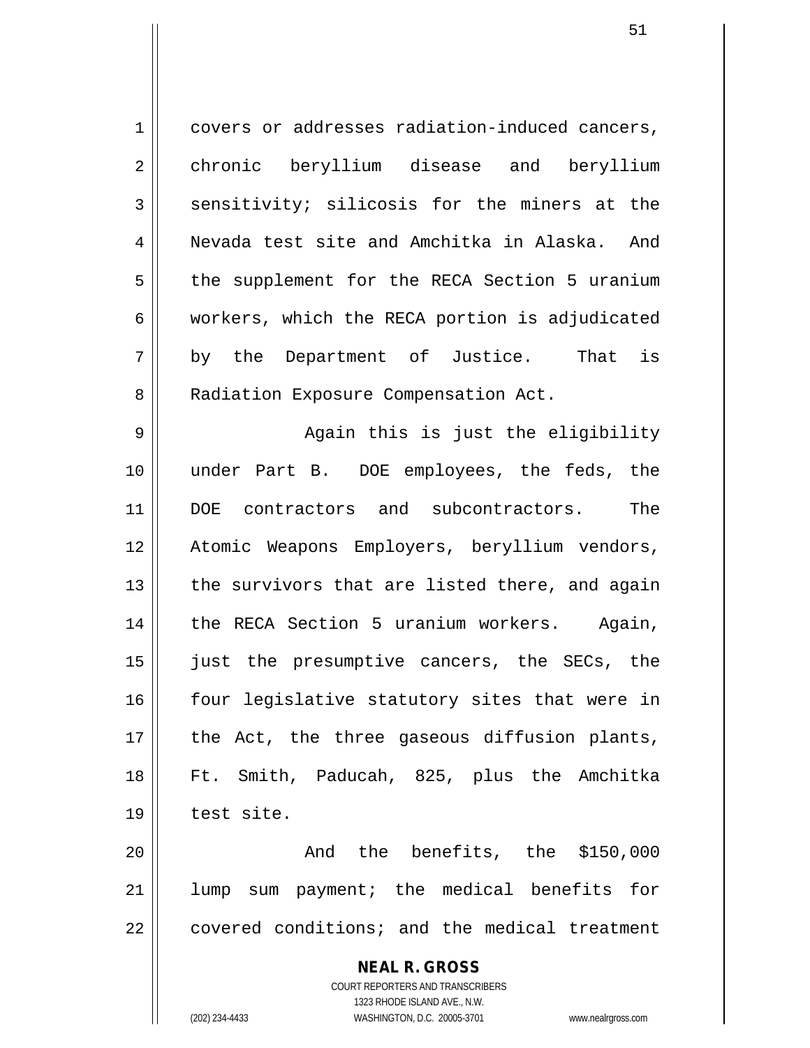covers or addresses radiation-induced cancers, chronic beryllium disease and beryllium sensitivity; silicosis for the miners at the Nevada test site and Amchitka in Alaska. And the supplement for the RECA Section 5 uranium workers, which the RECA portion is adjudicated by the Department of Justice. That is Radiation Exposure Compensation Act.

Again this is just the eligibility under Part B. DOE employees, the feds, the DOE contractors and subcontractors. The Atomic Weapons Employers, beryllium vendors, the survivors that are listed there, and again the RECA Section 5 uranium workers. Again, just the presumptive cancers, the SECs, the four legislative statutory sites that were in the Act, the three gaseous diffusion plants, Ft. Smith, Paducah, 825, plus the Amchitka test site.

And the benefits, the $150,000 lump sum payment; the medical benefits for covered conditions; and the medical treatment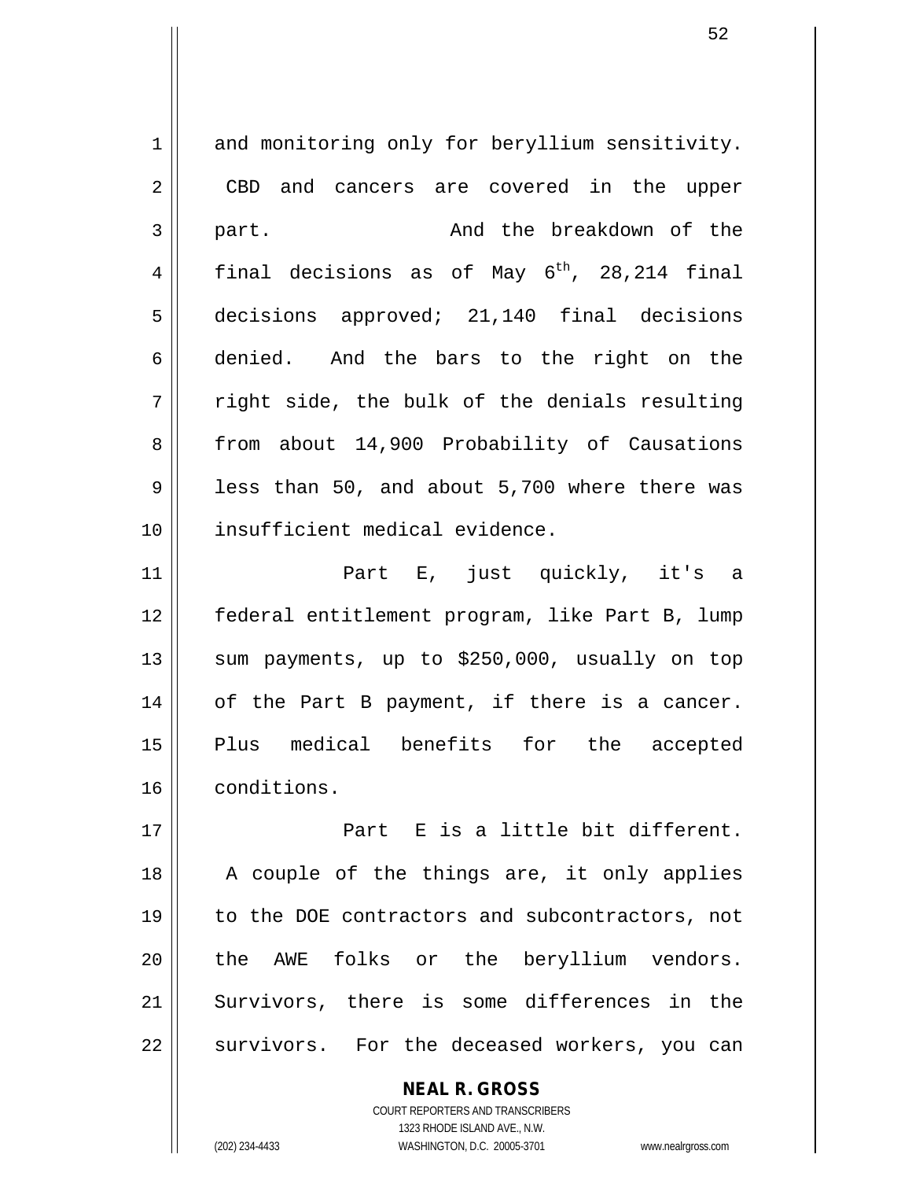and monitoring only for beryllium sensitivity. CBD and cancers are covered in the upper part. And the breakdown of the final decisions as of May 6$^{th}$, 28,214 final decisions approved; 21,140 final decisions denied. And the bars to the right on the right side, the bulk of the denials resulting from about 14,900 Probability of Causations less than 50, and about 5,700 where there was insufficient medical evidence.

Part E, just quickly, it's a federal entitlement program, like Part B, lump sum payments, up to $250,000, usually on top of the Part B payment, if there is a cancer. Plus medical benefits for the accepted conditions.

Part E is a little bit different. A couple of the things are, it only applies to the DOE contractors and subcontractors, not the AWE folks or the beryllium vendors. Survivors, there is some differences in the survivors. For the deceased workers, you can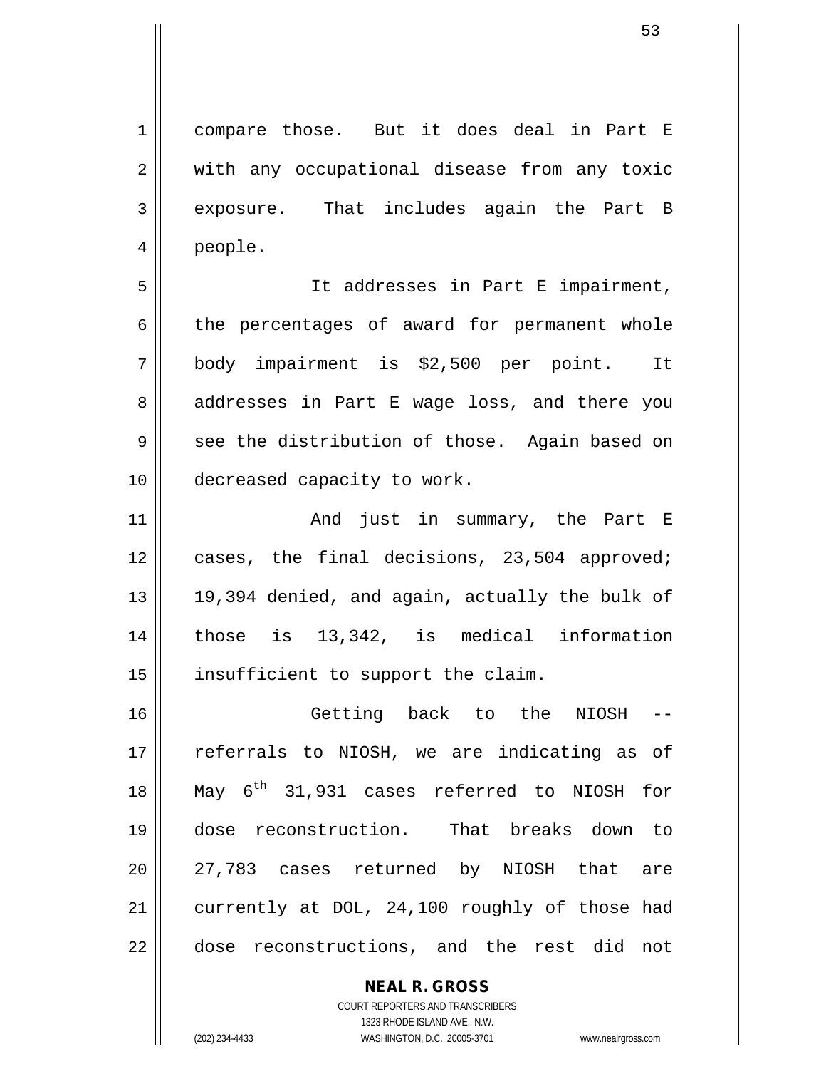compare those. But it does deal in Part E with any occupational disease from any toxic exposure. That includes again the Part B people.

It addresses in Part E impairment, the percentages of award for permanent whole body impairment is $2,500 per point. It addresses in Part E wage loss, and there you see the distribution of those. Again based on decreased capacity to work.

And just in summary, the Part E cases, the final decisions, 23,504 approved; 19,394 denied, and again, actually the bulk of those is 13,342, is medical information insufficient to support the claim.

Getting back to the NIOSH -- referrals to NIOSH, we are indicating as of May 6th 31,931 cases referred to NIOSH for dose reconstruction. That breaks down to 27,783 cases returned by NIOSH that are currently at DOL, 24,100 roughly of those had dose reconstructions, and the rest did not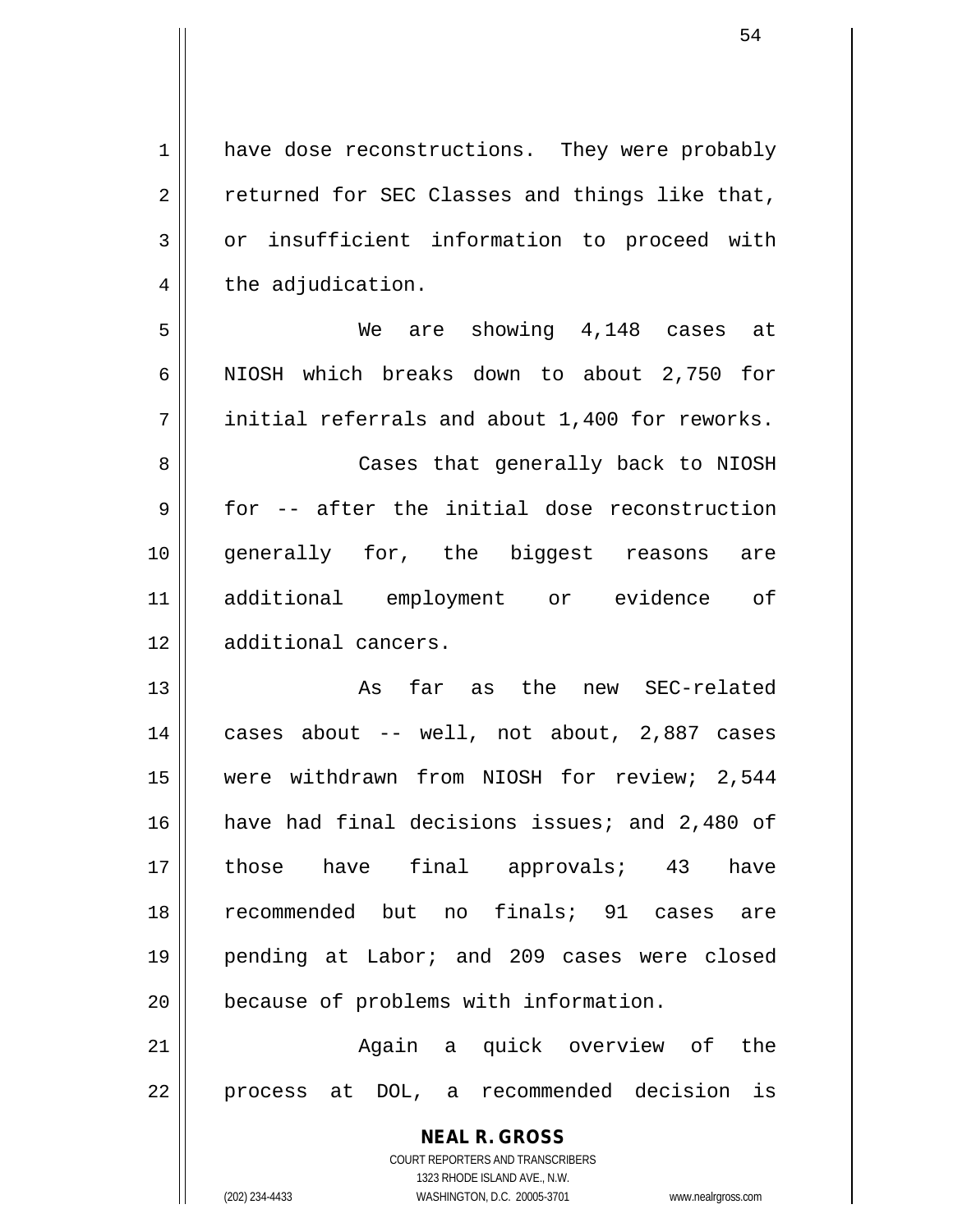have dose reconstructions. They were probably returned for SEC Classes and things like that, or insufficient information to proceed with the adjudication.

We are showing 4,148 cases at NIOSH which breaks down to about 2,750 for initial referrals and about 1,400 for reworks.

Cases that generally back to NIOSH for -- after the initial dose reconstruction generally for, the biggest reasons are additional employment or evidence of additional cancers.

As far as the new SEC-related cases about -- well, not about, 2,887 cases were withdrawn from NIOSH for review; 2,544 have had final decisions issues; and 2,480 of those have final approvals; 43 have recommended but no finals; 91 cases are pending at Labor; and 209 cases were closed because of problems with information.

Again a quick overview of the process at DOL, a recommended decision is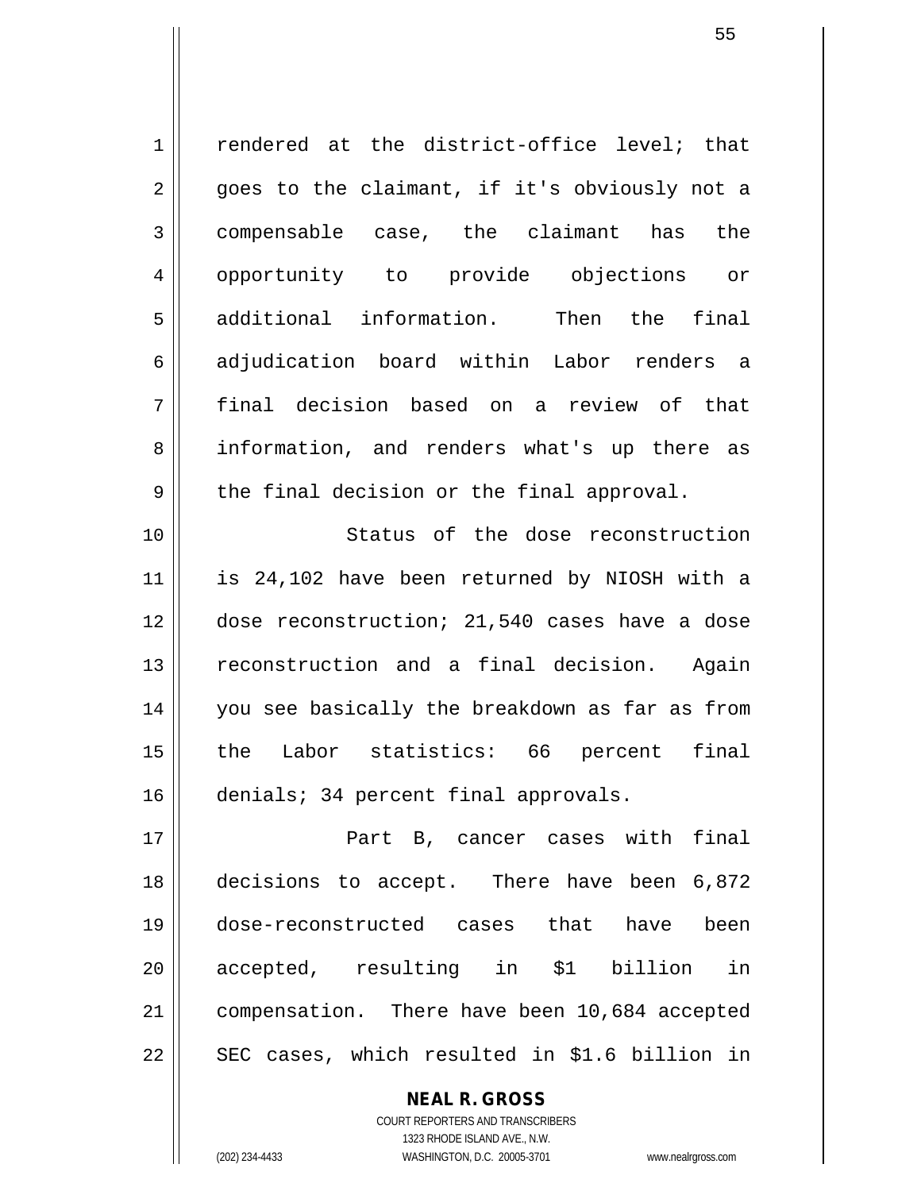rendered at the district-office level; that goes to the claimant, if it's obviously not a compensable case, the claimant has the opportunity to provide objections or additional information. Then the final adjudication board within Labor renders a final decision based on a review of that information, and renders what's up there as the final decision or the final approval.

Status of the dose reconstruction is 24,102 have been returned by NIOSH with a dose reconstruction; 21,540 cases have a dose reconstruction and a final decision. Again you see basically the breakdown as far as from the Labor statistics: 66 percent final denials; 34 percent final approvals.

Part B, cancer cases with final decisions to accept. There have been 6,872 dose-reconstructed cases that have been accepted, resulting in $1 billion in compensation. There have been 10,684 accepted SEC cases, which resulted in $1.6 billion in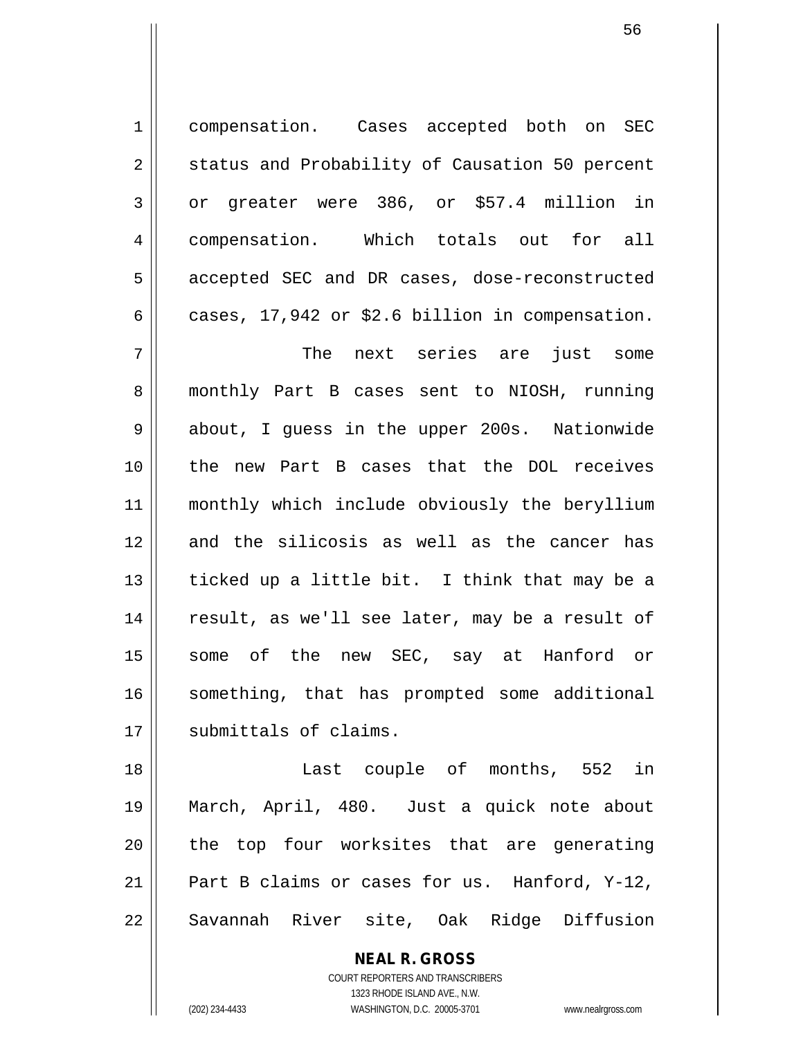compensation. Cases accepted both on SEC status and Probability of Causation 50 percent or greater were 386, or $57.4 million in compensation. Which totals out for all accepted SEC and DR cases, dose-reconstructed cases, 17,942 or $2.6 billion in compensation.

The next series are just some monthly Part B cases sent to NIOSH, running about, I guess in the upper 200s. Nationwide the new Part B cases that the DOL receives monthly which include obviously the beryllium and the silicosis as well as the cancer has ticked up a little bit. I think that may be a result, as we'll see later, may be a result of some of the new SEC, say at Hanford or something, that has prompted some additional submittals of claims.

Last couple of months, 552 in March, April, 480. Just a quick note about the top four worksites that are generating Part B claims or cases for us. Hanford, Y-12, Savannah River site, Oak Ridge Diffusion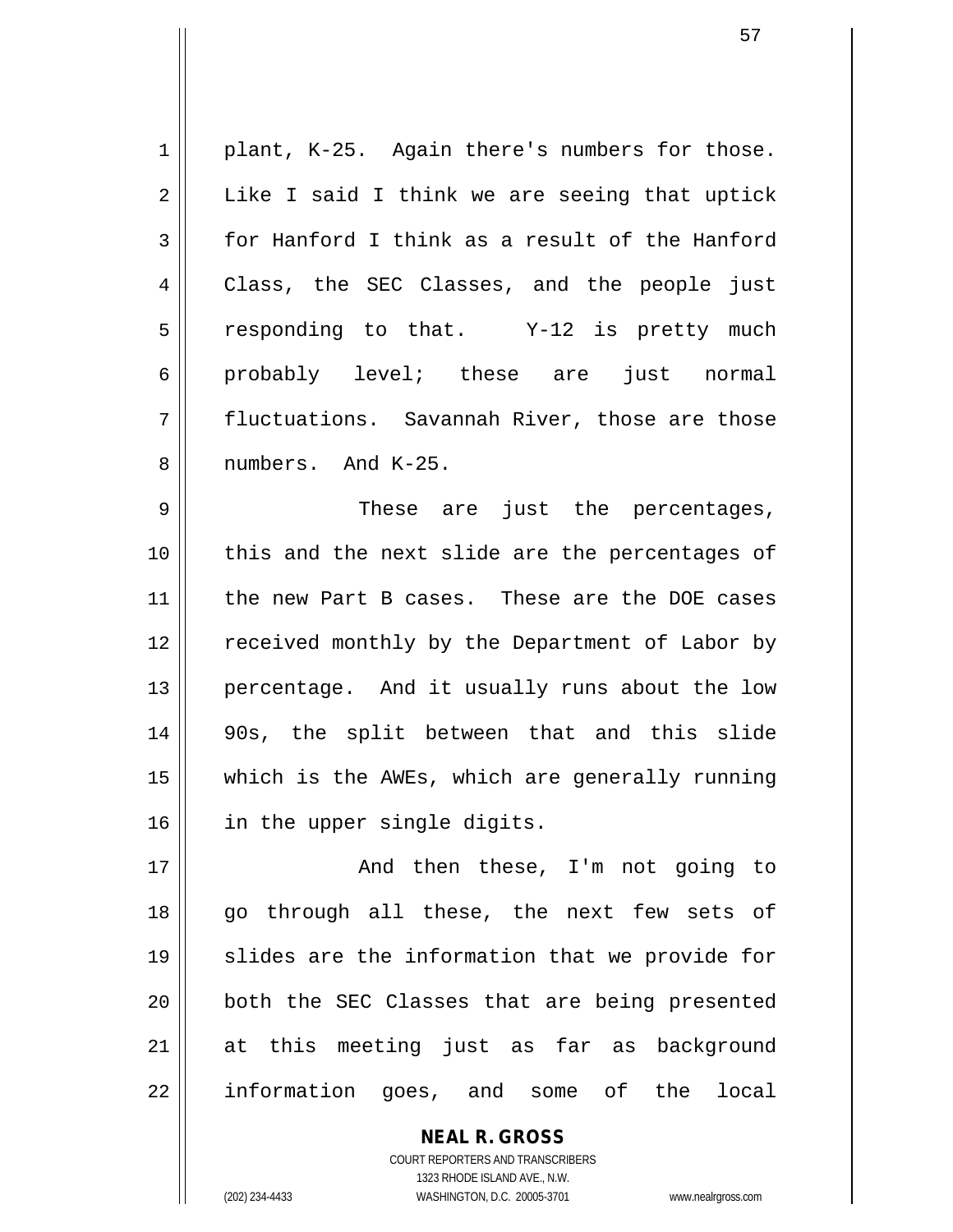plant, K-25. Again there's numbers for those. Like I said I think we are seeing that uptick for Hanford I think as a result of the Hanford Class, the SEC Classes, and the people just responding to that. Y-12 is pretty much probably level; these are just normal fluctuations. Savannah River, those are those numbers. And K-25.

These are just the percentages, this and the next slide are the percentages of the new Part B cases. These are the DOE cases received monthly by the Department of Labor by percentage. And it usually runs about the low 90s, the split between that and this slide which is the AWEs, which are generally running in the upper single digits.

And then these, I'm not going to go through all these, the next few sets of slides are the information that we provide for both the SEC Classes that are being presented at this meeting just as far as background information goes, and some of the local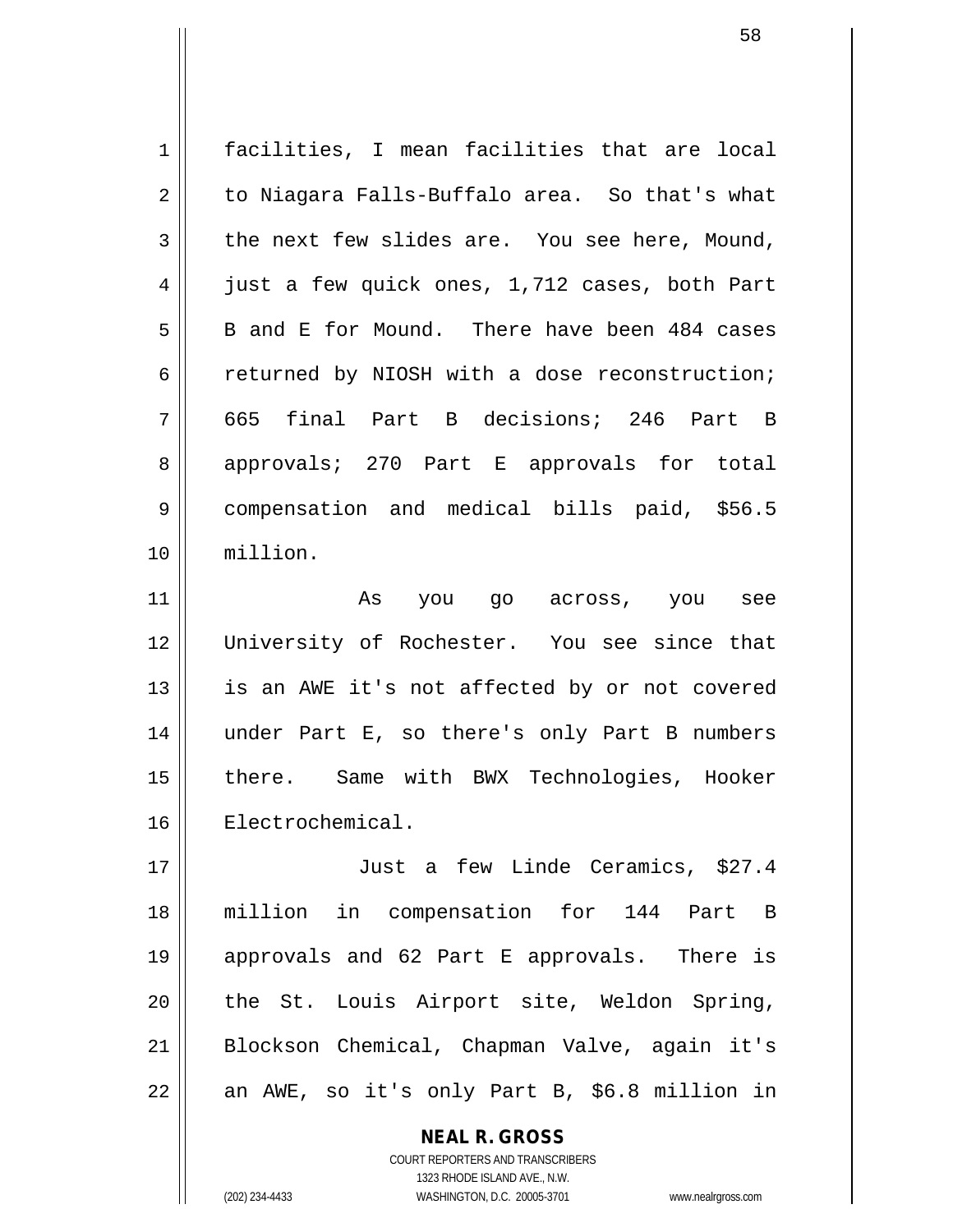facilities, I mean facilities that are local to Niagara Falls-Buffalo area. So that's what the next few slides are. You see here, Mound, just a few quick ones, 1,712 cases, both Part B and E for Mound. There have been 484 cases returned by NIOSH with a dose reconstruction; 665 final Part B decisions; 246 Part B approvals; 270 Part E approvals for total compensation and medical bills paid, $56.5 million.

As you go across, you see University of Rochester. You see since that is an AWE it's not affected by or not covered under Part E, so there's only Part B numbers there. Same with BWX Technologies, Hooker Electrochemical.

Just a few Linde Ceramics, $27.4 million in compensation for 144 Part B approvals and 62 Part E approvals. There is the St. Louis Airport site, Weldon Spring, Blockson Chemical, Chapman Valve, again it's an AWE, so it's only Part B, $6.8 million in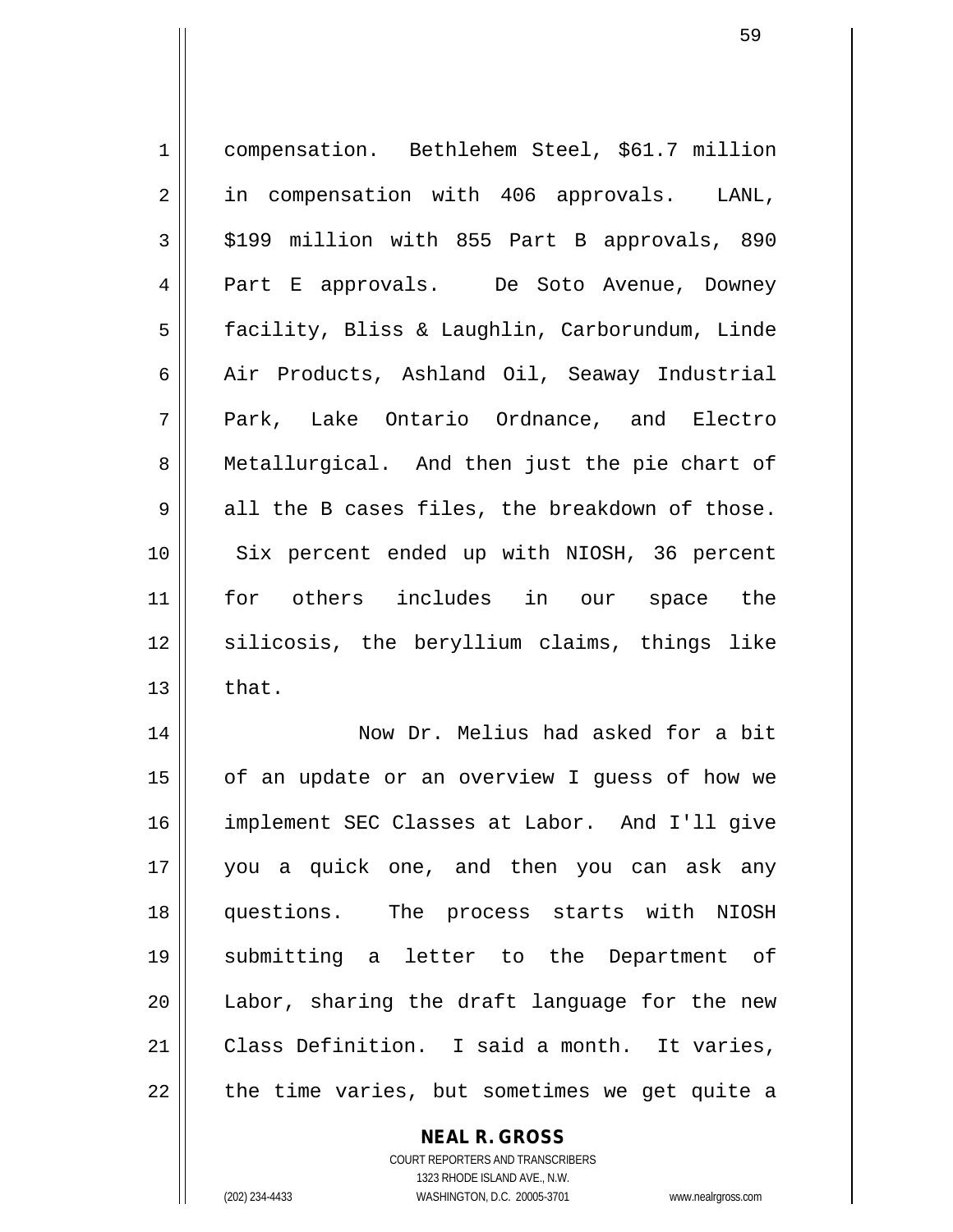compensation. Bethlehem Steel, $61.7 million in compensation with 406 approvals. LANL, $199 million with 855 Part B approvals, 890 Part E approvals. De Soto Avenue, Downey facility, Bliss & Laughlin, Carborundum, Linde Air Products, Ashland Oil, Seaway Industrial Park, Lake Ontario Ordnance, and Electro Metallurgical. And then just the pie chart of all the B cases files, the breakdown of those. Six percent ended up with NIOSH, 36 percent for others includes in our space the silicosis, the beryllium claims, things like that.

Now Dr. Melius had asked for a bit of an update or an overview I guess of how we implement SEC Classes at Labor. And I'll give you a quick one, and then you can ask any questions. The process starts with NIOSH submitting a letter to the Department of Labor, sharing the draft language for the new Class Definition. I said a month. It varies, the time varies, but sometimes we get quite a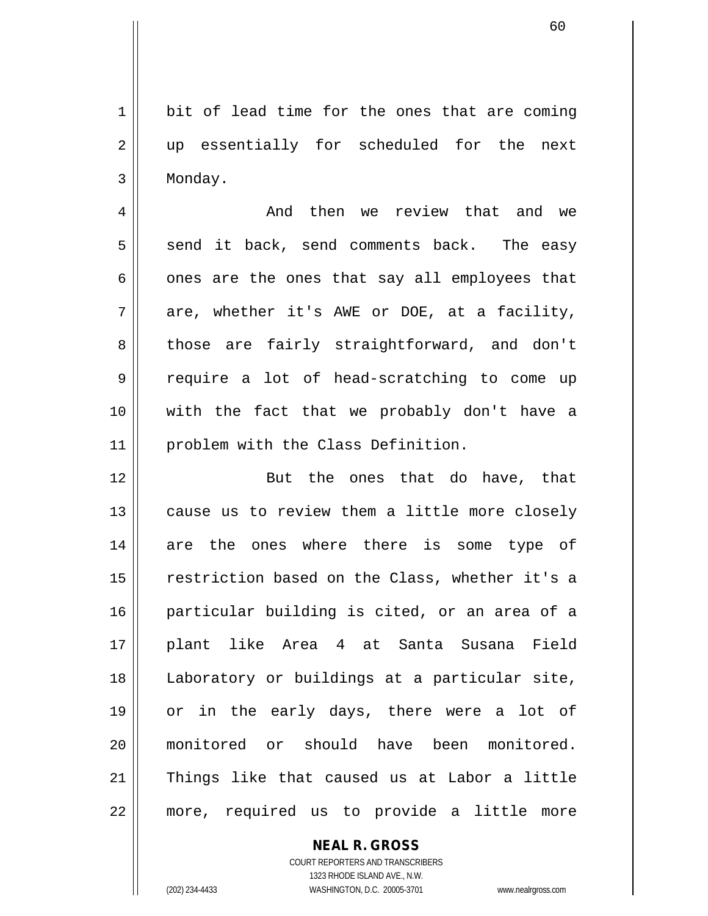bit of lead time for the ones that are coming up essentially for scheduled for the next Monday.

And then we review that and we send it back, send comments back. The easy ones are the ones that say all employees that are, whether it's AWE or DOE, at a facility, those are fairly straightforward, and don't require a lot of head-scratching to come up with the fact that we probably don't have a problem with the Class Definition.

But the ones that do have, that cause us to review them a little more closely are the ones where there is some type of restriction based on the Class, whether it's a particular building is cited, or an area of a plant like Area 4 at Santa Susana Field Laboratory or buildings at a particular site, or in the early days, there were a lot of monitored or should have been monitored. Things like that caused us at Labor a little more, required us to provide a little more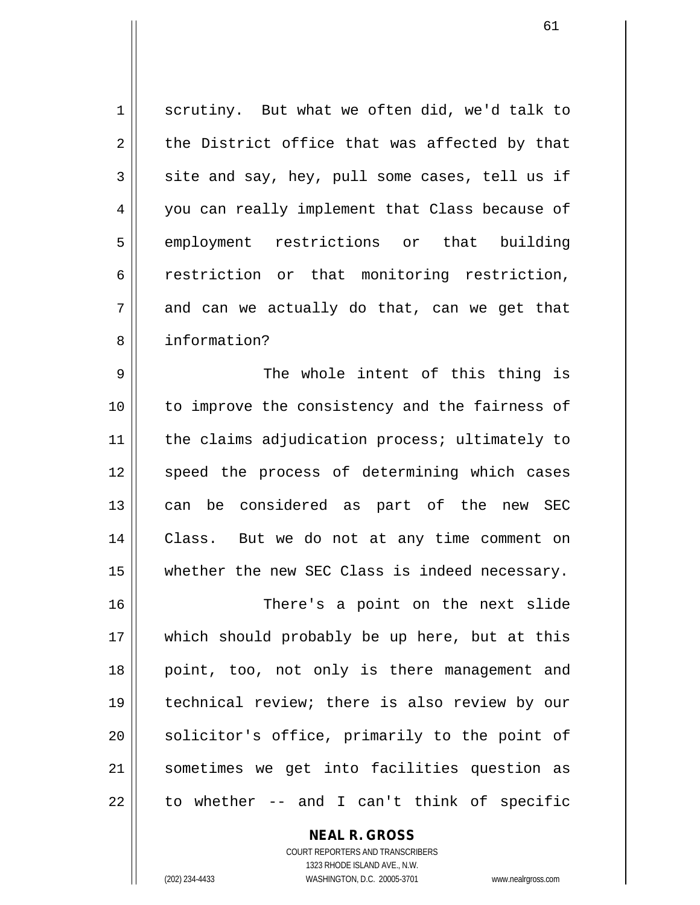scrutiny. But what we often did, we'd talk to the District office that was affected by that site and say, hey, pull some cases, tell us if you can really implement that Class because of employment restrictions or that building restriction or that monitoring restriction, and can we actually do that, can we get that information?

The whole intent of this thing is to improve the consistency and the fairness of the claims adjudication process; ultimately to speed the process of determining which cases can be considered as part of the new SEC Class. But we do not at any time comment on whether the new SEC Class is indeed necessary.

There's a point on the next slide which should probably be up here, but at this point, too, not only is there management and technical review; there is also review by our solicitor's office, primarily to the point of sometimes we get into facilities question as to whether -- and I can't think of specific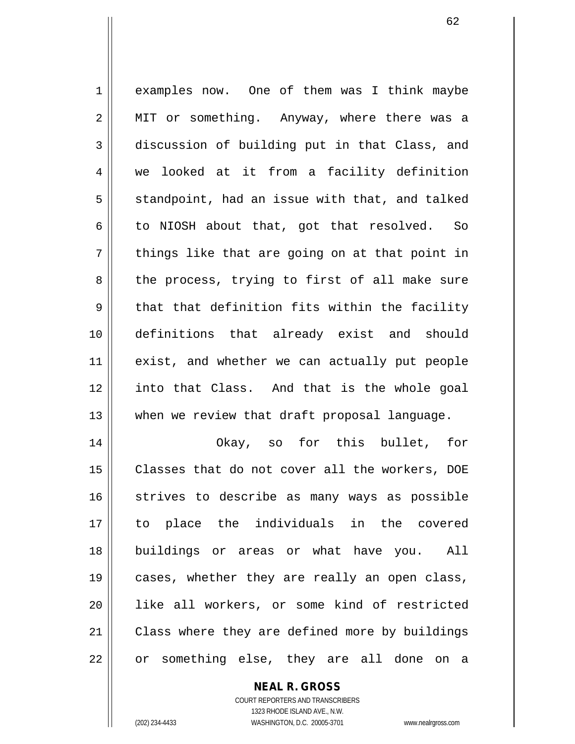examples now. One of them was I think maybe MIT or something. Anyway, where there was a discussion of building put in that Class, and we looked at it from a facility definition standpoint, had an issue with that, and talked to NIOSH about that, got that resolved. So things like that are going on at that point in the process, trying to first of all make sure that that definition fits within the facility definitions that already exist and should exist, and whether we can actually put people into that Class. And that is the whole goal when we review that draft proposal language.

Okay, so for this bullet, for Classes that do not cover all the workers, DOE strives to describe as many ways as possible to place the individuals in the covered buildings or areas or what have you. All cases, whether they are really an open class, like all workers, or some kind of restricted Class where they are defined more by buildings or something else, they are all done on a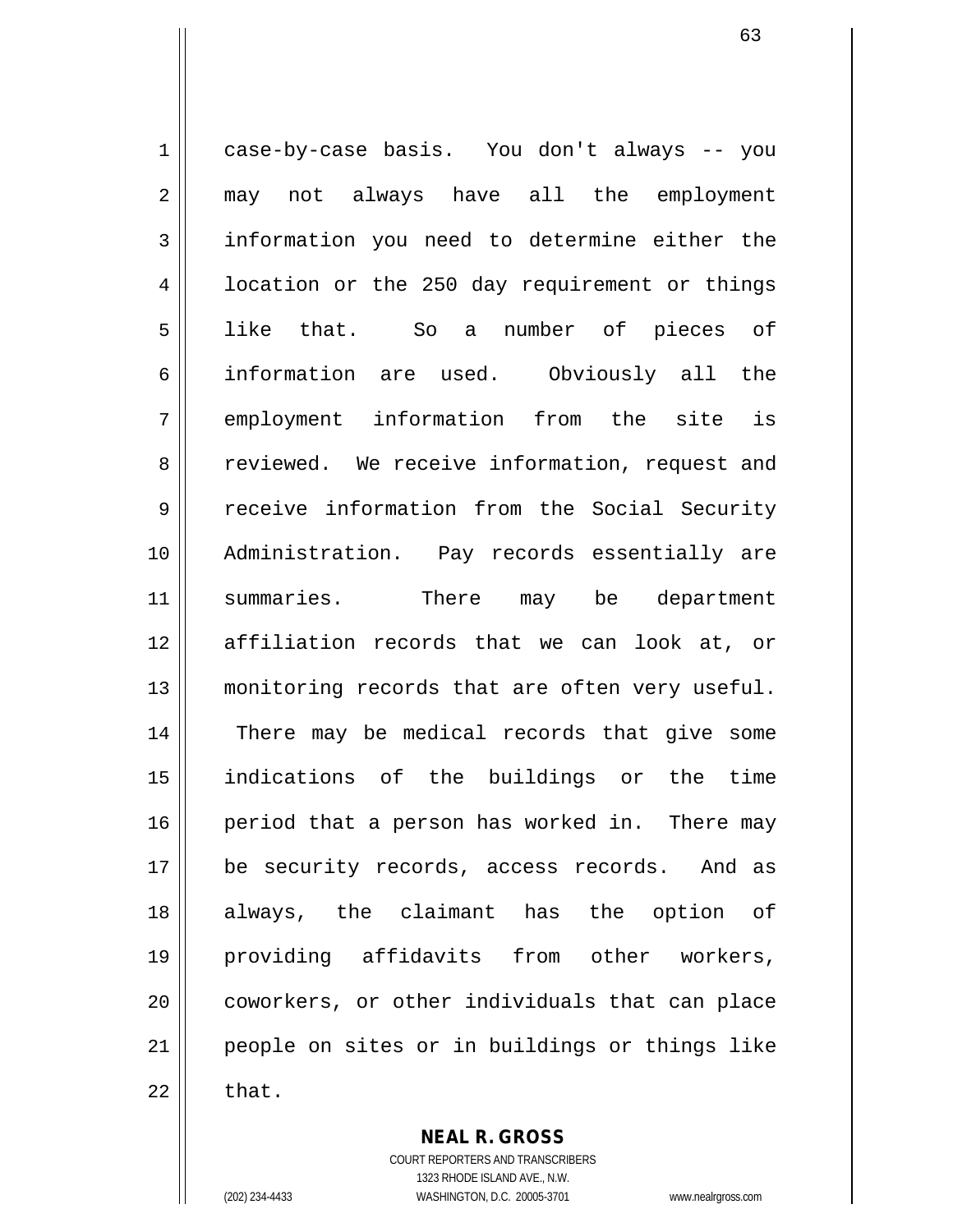case-by-case basis. You don't always -- you may not always have all the employment information you need to determine either the location or the 250 day requirement or things like that. So a number of pieces of information are used. Obviously all the employment information from the site is reviewed. We receive information, request and receive information from the Social Security Administration. Pay records essentially are summaries. There may be department affiliation records that we can look at, or monitoring records that are often very useful. There may be medical records that give some indications of the buildings or the time period that a person has worked in. There may be security records, access records. And as always, the claimant has the option of providing affidavits from other workers, coworkers, or other individuals that can place people on sites or in buildings or things like that.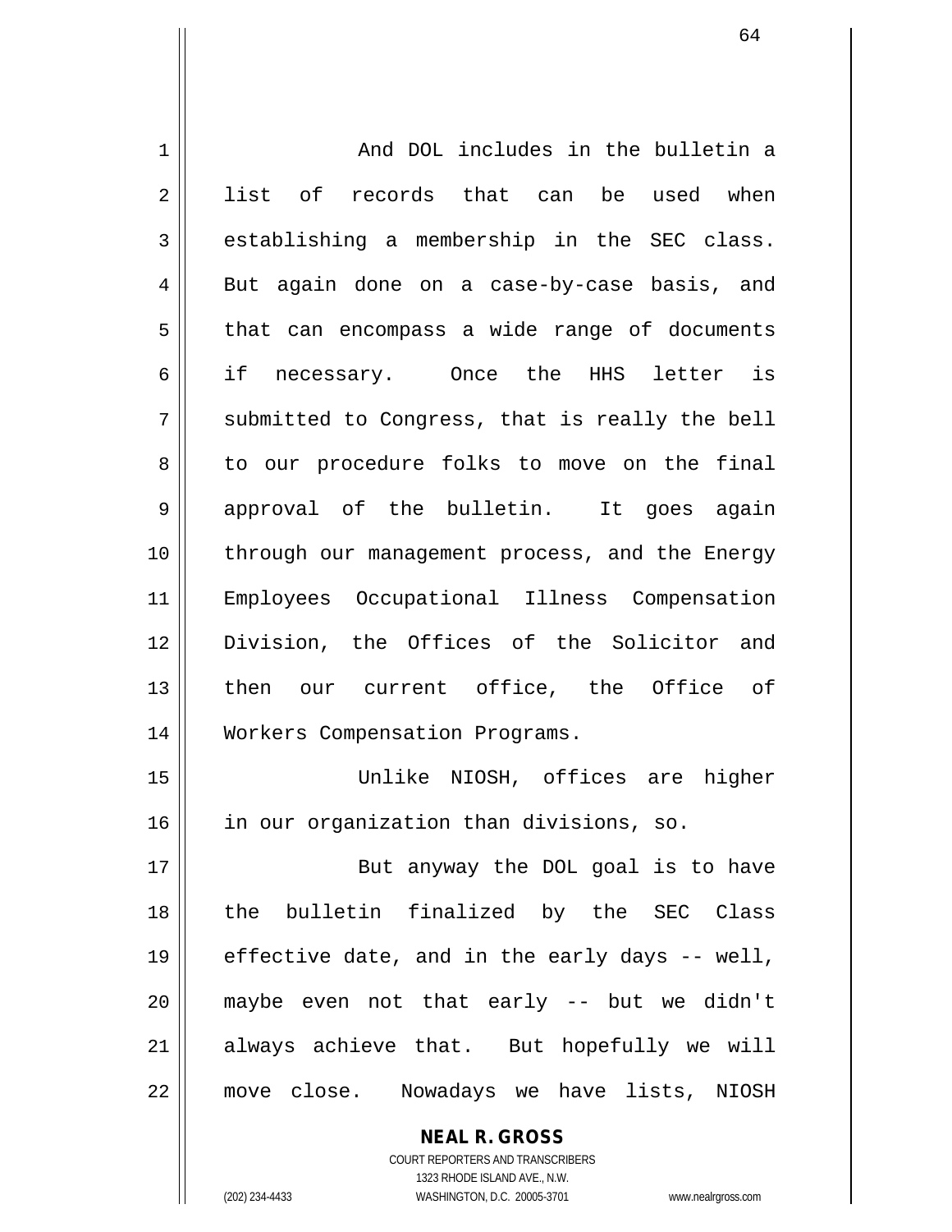And DOL includes in the bulletin a list of records that can be used when establishing a membership in the SEC class. But again done on a case-by-case basis, and that can encompass a wide range of documents if necessary. Once the HHS letter is submitted to Congress, that is really the bell to our procedure folks to move on the final approval of the bulletin. It goes again through our management process, and the Energy Employees Occupational Illness Compensation Division, the Offices of the Solicitor and then our current office, the Office of Workers Compensation Programs.

Unlike NIOSH, offices are higher in our organization than divisions, so.

But anyway the DOL goal is to have the bulletin finalized by the SEC Class effective date, and in the early days -- well, maybe even not that early -- but we didn't always achieve that. But hopefully we will move close. Nowadays we have lists, NIOSH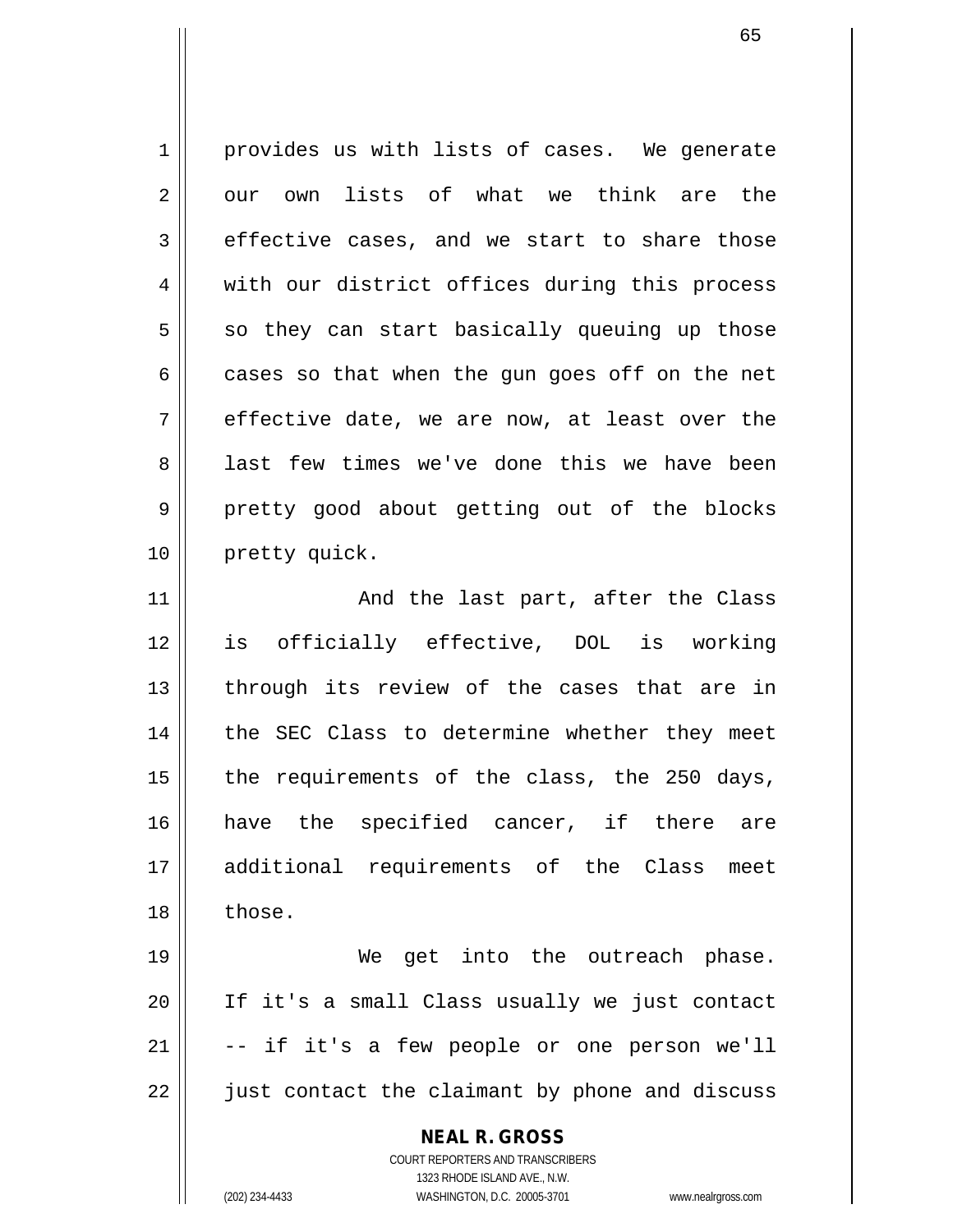provides us with lists of cases. We generate our own lists of what we think are the effective cases, and we start to share those with our district offices during this process so they can start basically queuing up those cases so that when the gun goes off on the net effective date, we are now, at least over the last few times we've done this we have been pretty good about getting out of the blocks pretty quick.

And the last part, after the Class is officially effective, DOL is working through its review of the cases that are in the SEC Class to determine whether they meet the requirements of the class, the 250 days, have the specified cancer, if there are additional requirements of the Class meet those.

We get into the outreach phase. If it's a small Class usually we just contact -- if it's a few people or one person we'll just contact the claimant by phone and discuss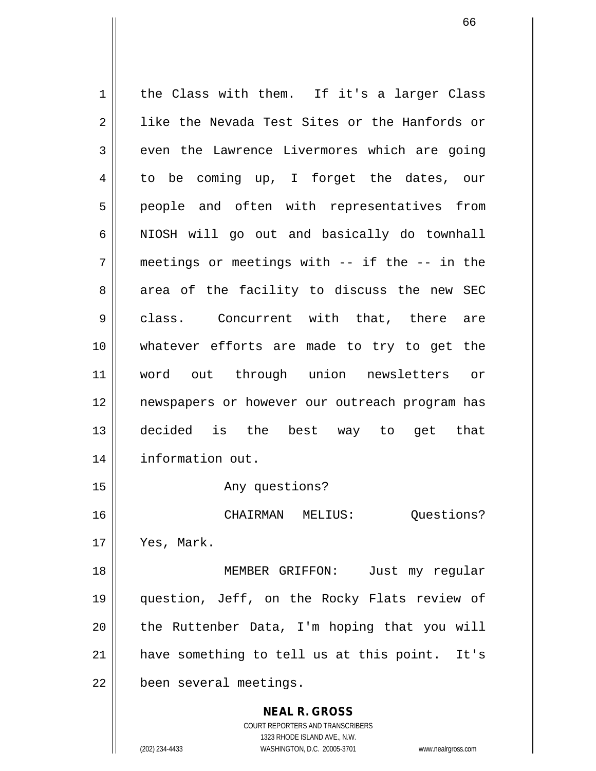the Class with them. If it's a larger Class like the Nevada Test Sites or the Hanfords or even the Lawrence Livermores which are going to be coming up, I forget the dates, our people and often with representatives from NIOSH will go out and basically do townhall meetings or meetings with -- if the -- in the area of the facility to discuss the new SEC class. Concurrent with that, there are whatever efforts are made to try to get the word out through union newsletters or newspapers or however our outreach program has decided is the best way to get that information out.

Any questions?

CHAIRMAN MELIUS: Questions? Yes, Mark.

MEMBER GRIFFON: Just my regular question, Jeff, on the Rocky Flats review of the Ruttenber Data, I'm hoping that you will have something to tell us at this point. It's been several meetings.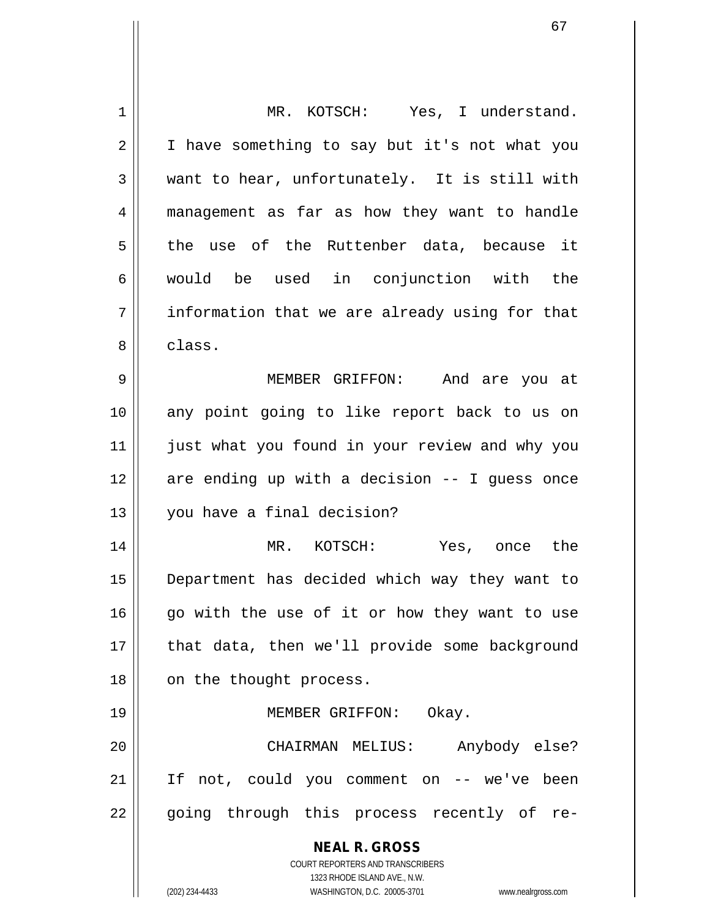MR. KOTSCH: Yes, I understand. I have something to say but it's not what you want to hear, unfortunately. It is still with management as far as how they want to handle the use of the Ruttenber data, because it would be used in conjunction with the information that we are already using for that class.

MEMBER GRIFFON: And are you at any point going to like report back to us on just what you found in your review and why you are ending up with a decision -- I guess once you have a final decision?

MR. KOTSCH: Yes, once the Department has decided which way they want to go with the use of it or how they want to use that data, then we'll provide some background on the thought process.

MEMBER GRIFFON: Okay.

CHAIRMAN MELIUS: Anybody else? If not, could you comment on -- we've been going through this process recently of re-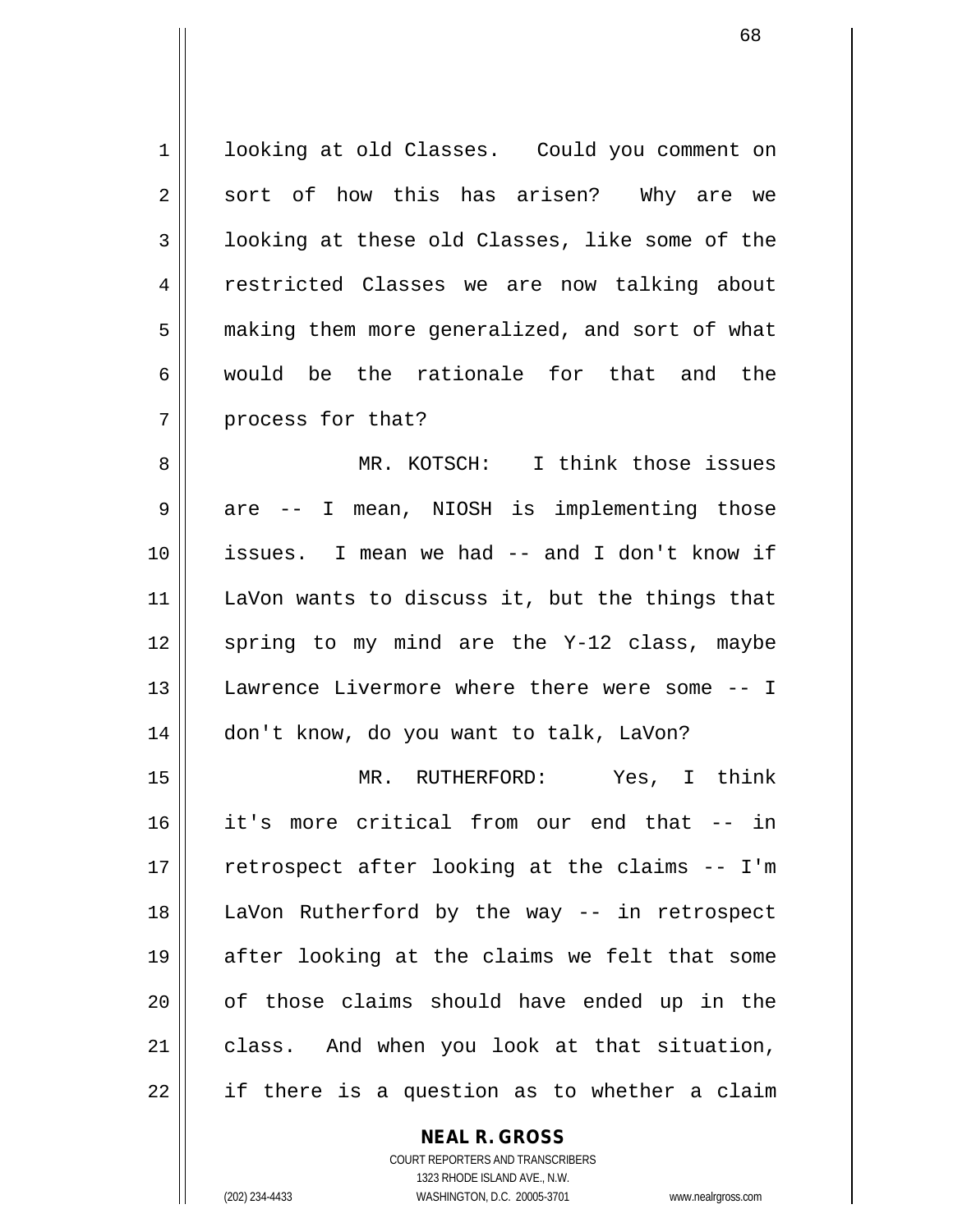looking at old Classes. Could you comment on sort of how this has arisen? Why are we looking at these old Classes, like some of the restricted Classes we are now talking about making them more generalized, and sort of what would be the rationale for that and the process for that?

MR. KOTSCH: I think those issues are -- I mean, NIOSH is implementing those issues. I mean we had -- and I don't know if LaVon wants to discuss it, but the things that spring to my mind are the Y-12 class, maybe Lawrence Livermore where there were some -- I don't know, do you want to talk, LaVon?

MR. RUTHERFORD: Yes, I think it's more critical from our end that -- in retrospect after looking at the claims -- I'm LaVon Rutherford by the way -- in retrospect after looking at the claims we felt that some of those claims should have ended up in the class. And when you look at that situation, if there is a question as to whether a claim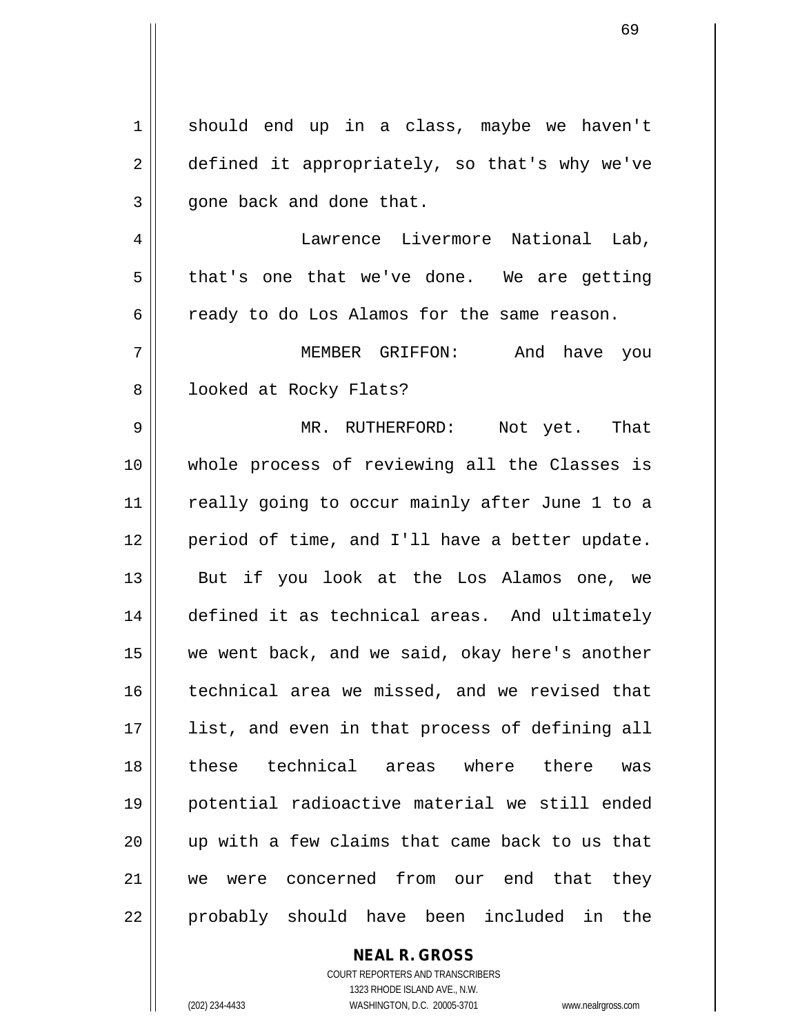should end up in a class, maybe we haven't defined it appropriately, so that's why we've gone back and done that.

Lawrence Livermore National Lab, that's one that we've done. We are getting ready to do Los Alamos for the same reason.

MEMBER GRIFFON: And have you looked at Rocky Flats?

MR. RUTHERFORD: Not yet. That whole process of reviewing all the Classes is really going to occur mainly after June 1 to a period of time, and I'll have a better update. But if you look at the Los Alamos one, we defined it as technical areas. And ultimately we went back, and we said, okay here's another technical area we missed, and we revised that list, and even in that process of defining all these technical areas where there was potential radioactive material we still ended up with a few claims that came back to us that we were concerned from our end that they probably should have been included in the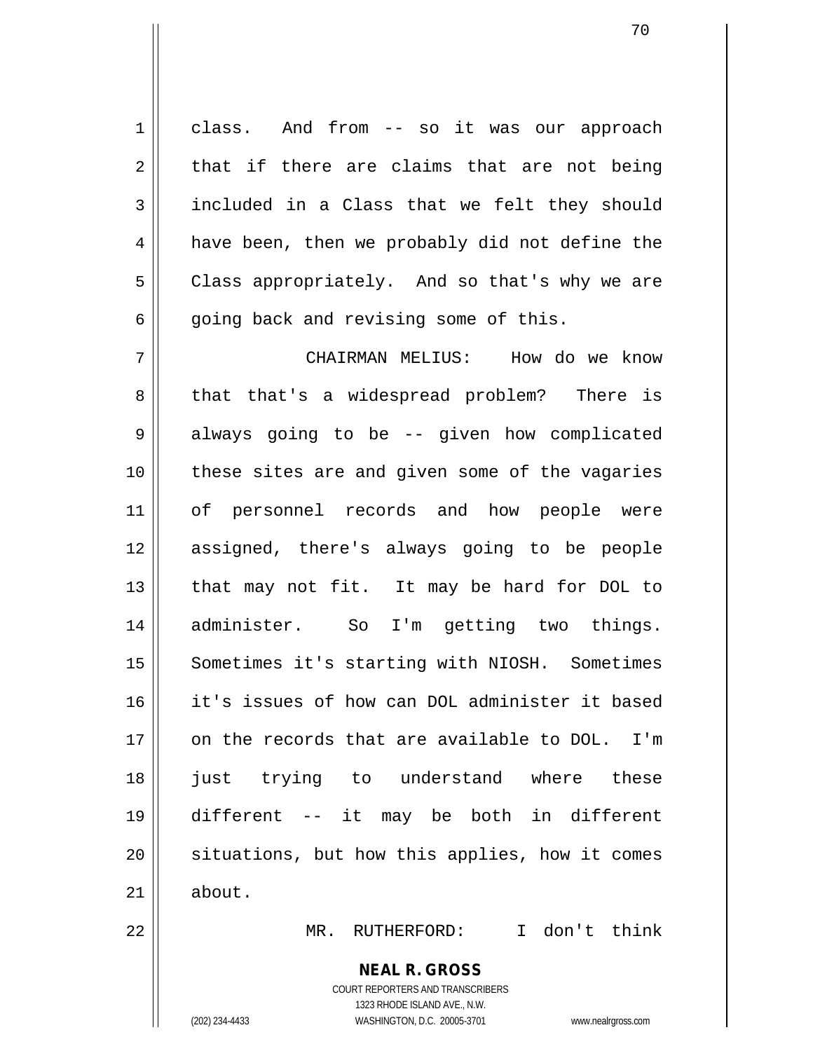class. And from -- so it was our approach that if there are claims that are not being included in a Class that we felt they should have been, then we probably did not define the Class appropriately. And so that's why we are going back and revising some of this.

CHAIRMAN MELIUS: How do we know that that's a widespread problem? There is always going to be -- given how complicated these sites are and given some of the vagaries of personnel records and how people were assigned, there's always going to be people that may not fit. It may be hard for DOL to administer. So I'm getting two things. Sometimes it's starting with NIOSH. Sometimes it's issues of how can DOL administer it based on the records that are available to DOL. I'm just trying to understand where these different -- it may be both in different situations, but how this applies, how it comes about.

MR. RUTHERFORD: I don't think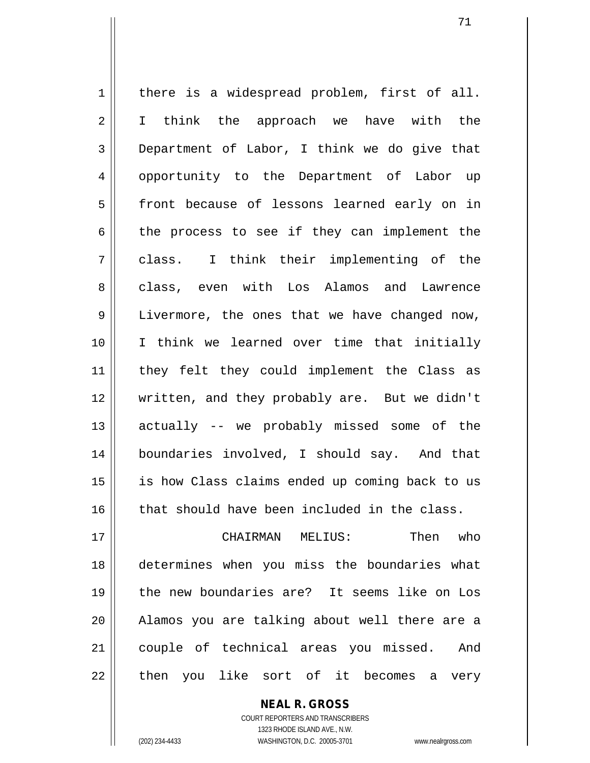there is a widespread problem, first of all. I think the approach we have with the Department of Labor, I think we do give that opportunity to the Department of Labor up front because of lessons learned early on in the process to see if they can implement the class. I think their implementing of the class, even with Los Alamos and Lawrence Livermore, the ones that we have changed now, I think we learned over time that initially they felt they could implement the Class as written, and they probably are. But we didn't actually -- we probably missed some of the boundaries involved, I should say. And that is how Class claims ended up coming back to us that should have been included in the class.

CHAIRMAN MELIUS: Then who determines when you miss the boundaries what the new boundaries are? It seems like on Los Alamos you are talking about well there are a couple of technical areas you missed. And then you like sort of it becomes a very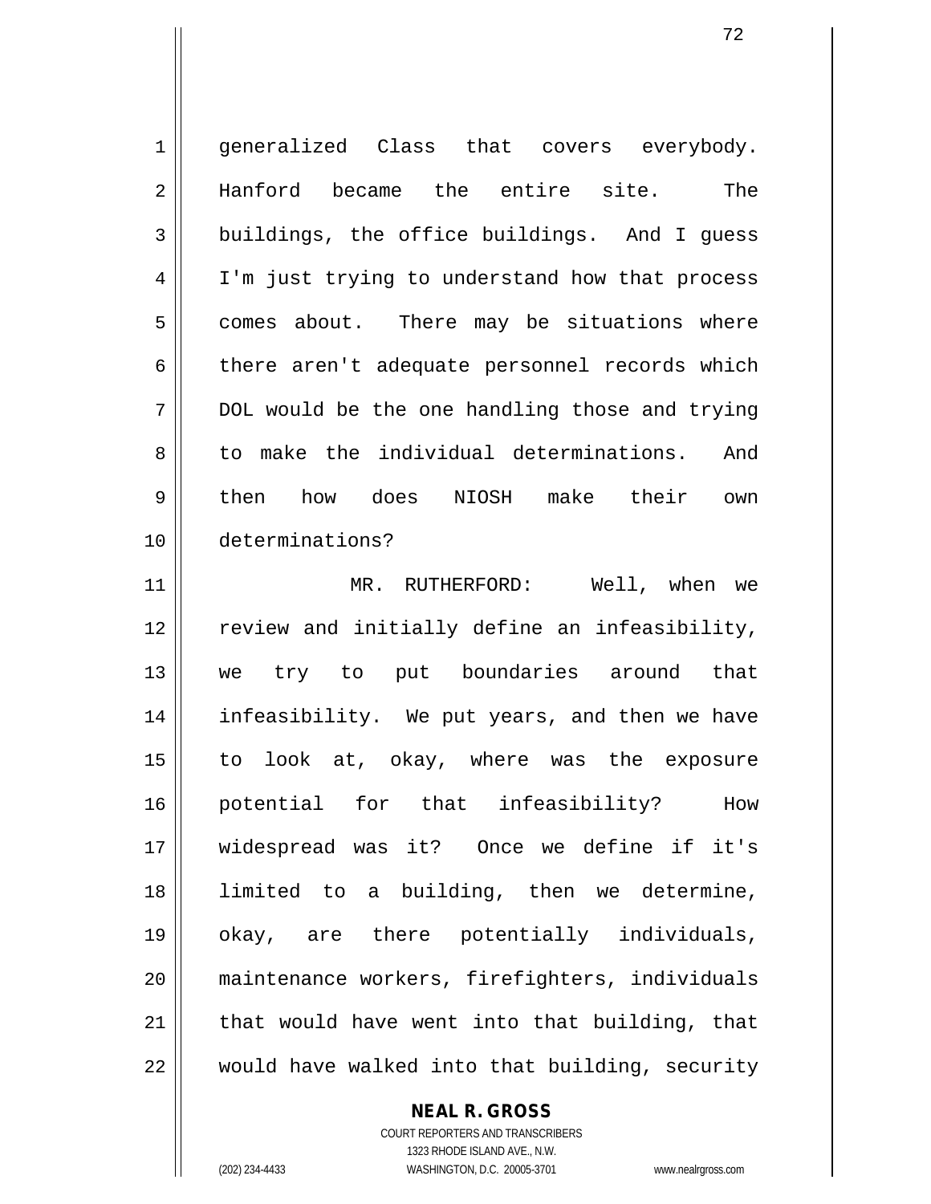generalized Class that covers everybody. Hanford became the entire site. The buildings, the office buildings. And I guess I'm just trying to understand how that process comes about. There may be situations where there aren't adequate personnel records which DOL would be the one handling those and trying to make the individual determinations. And then how does NIOSH make their own determinations?

MR. RUTHERFORD: Well, when we review and initially define an infeasibility, we try to put boundaries around that infeasibility. We put years, and then we have to look at, okay, where was the exposure potential for that infeasibility? How widespread was it? Once we define if it's limited to a building, then we determine, okay, are there potentially individuals, maintenance workers, firefighters, individuals that would have went into that building, that would have walked into that building, security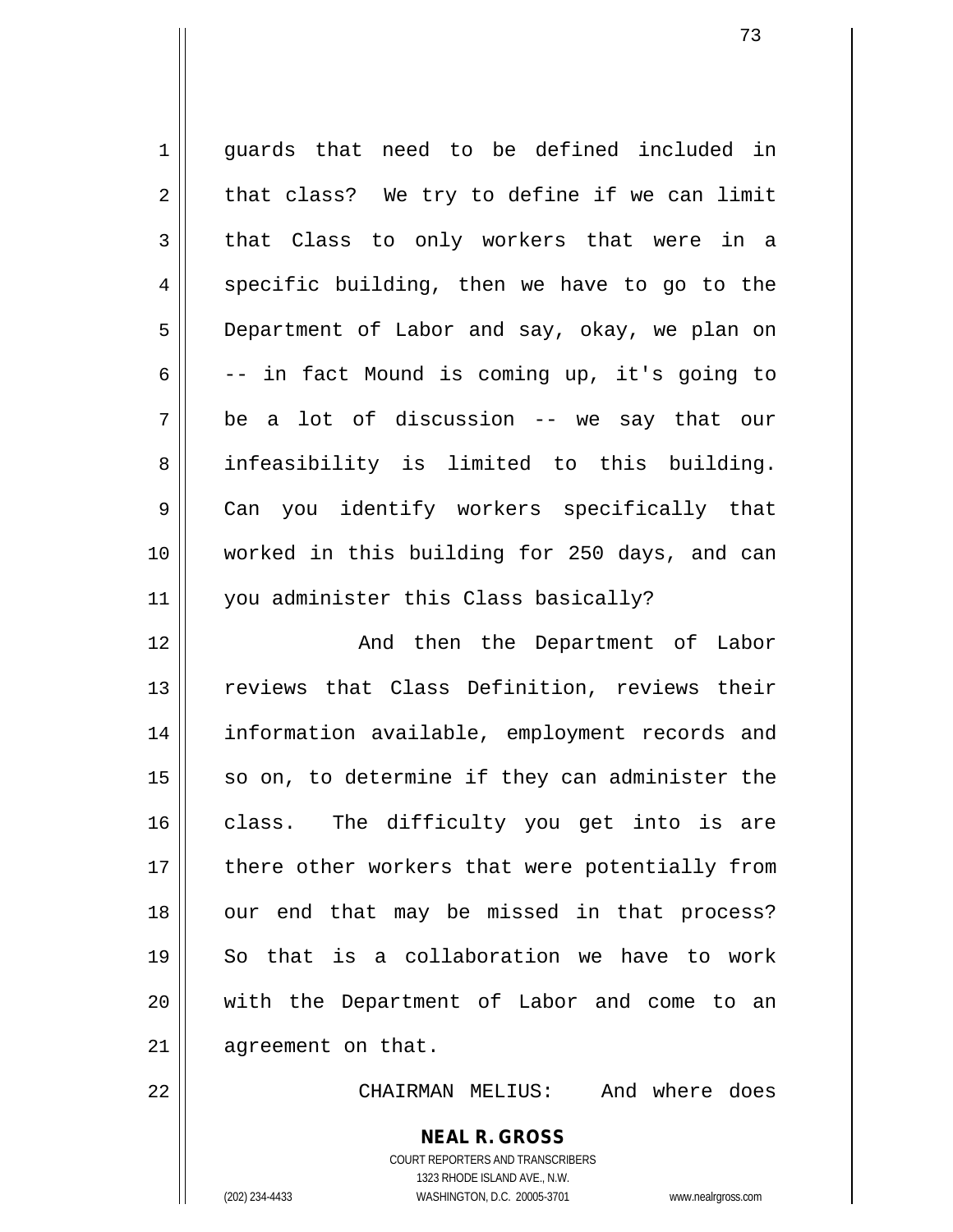guards that need to be defined included in that class? We try to define if we can limit that Class to only workers that were in a specific building, then we have to go to the Department of Labor and say, okay, we plan on -- in fact Mound is coming up, it's going to be a lot of discussion -- we say that our infeasibility is limited to this building. Can you identify workers specifically that worked in this building for 250 days, and can you administer this Class basically?

And then the Department of Labor reviews that Class Definition, reviews their information available, employment records and so on, to determine if they can administer the class. The difficulty you get into is are there other workers that were potentially from our end that may be missed in that process? So that is a collaboration we have to work with the Department of Labor and come to an agreement on that.

CHAIRMAN MELIUS: And where does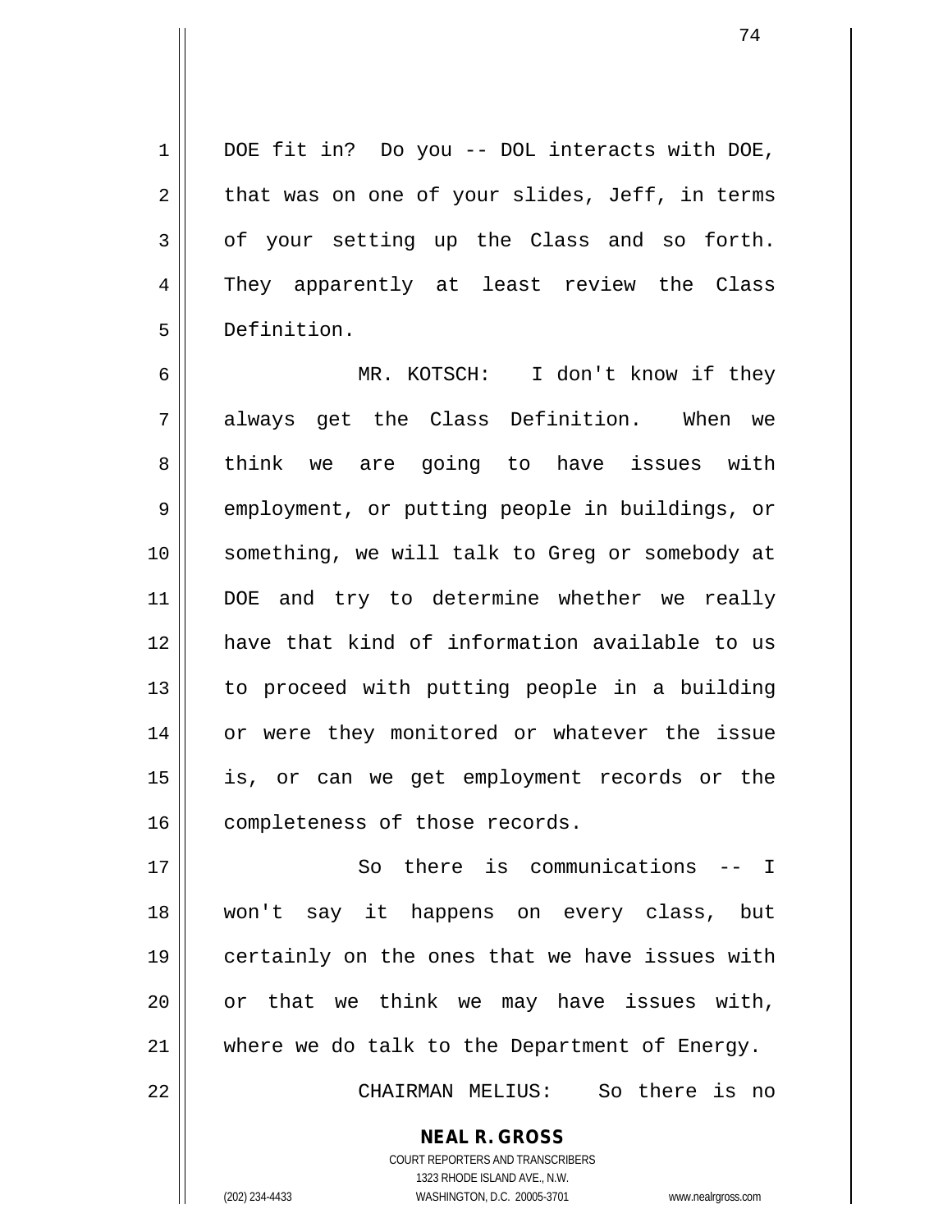DOE fit in? Do you -- DOL interacts with DOE, that was on one of your slides, Jeff, in terms of your setting up the Class and so forth. They apparently at least review the Class Definition.

MR. KOTSCH: I don't know if they always get the Class Definition. When we think we are going to have issues with employment, or putting people in buildings, or something, we will talk to Greg or somebody at DOE and try to determine whether we really have that kind of information available to us to proceed with putting people in a building or were they monitored or whatever the issue is, or can we get employment records or the completeness of those records.

So there is communications -- I won't say it happens on every class, but certainly on the ones that we have issues with or that we think we may have issues with, where we do talk to the Department of Energy.

CHAIRMAN MELIUS: So there is no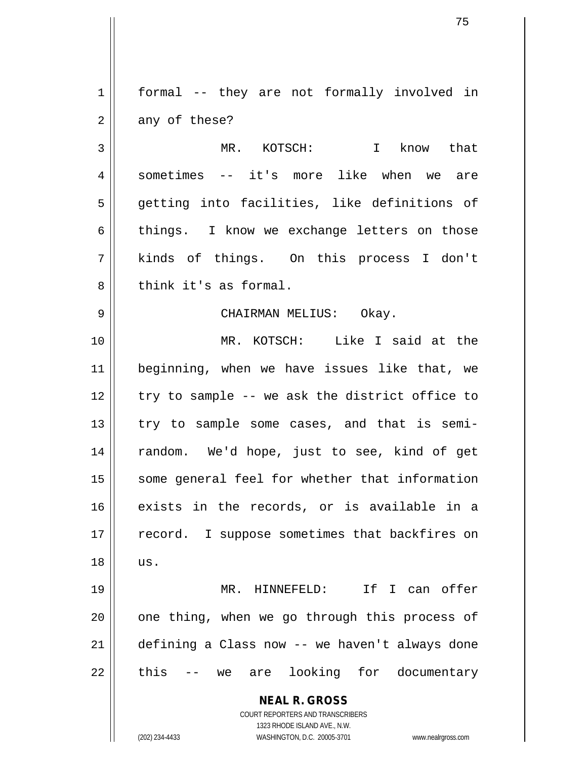formal -- they are not formally involved in any of these?

MR. KOTSCH: I know that sometimes -- it's more like when we are getting into facilities, like definitions of things. I know we exchange letters on those kinds of things. On this process I don't think it's as formal.

CHAIRMAN MELIUS: Okay.

MR. KOTSCH: Like I said at the beginning, when we have issues like that, we try to sample -- we ask the district office to try to sample some cases, and that is semi-random. We'd hope, just to see, kind of get some general feel for whether that information exists in the records, or is available in a record. I suppose sometimes that backfires on us.

MR. HINNEFELD: If I can offer one thing, when we go through this process of defining a Class now -- we haven't always done this -- we are looking for documentary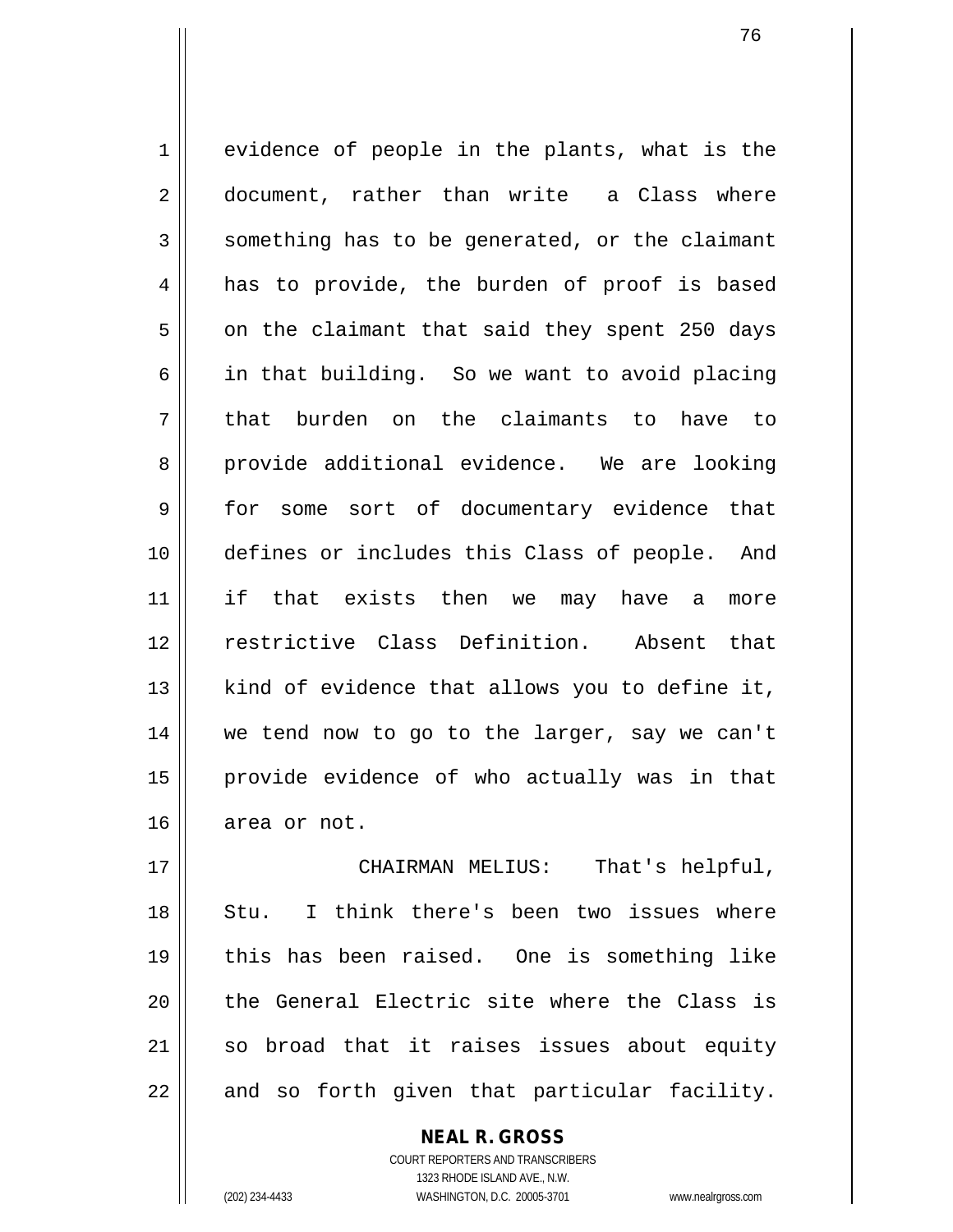evidence of people in the plants, what is the document, rather than write a Class where something has to be generated, or the claimant has to provide, the burden of proof is based on the claimant that said they spent 250 days in that building. So we want to avoid placing that burden on the claimants to have to provide additional evidence. We are looking for some sort of documentary evidence that defines or includes this Class of people. And if that exists then we may have a more restrictive Class Definition. Absent that kind of evidence that allows you to define it, we tend now to go to the larger, say we can't provide evidence of who actually was in that area or not.

CHAIRMAN MELIUS: That's helpful, Stu. I think there's been two issues where this has been raised. One is something like the General Electric site where the Class is so broad that it raises issues about equity and so forth given that particular facility.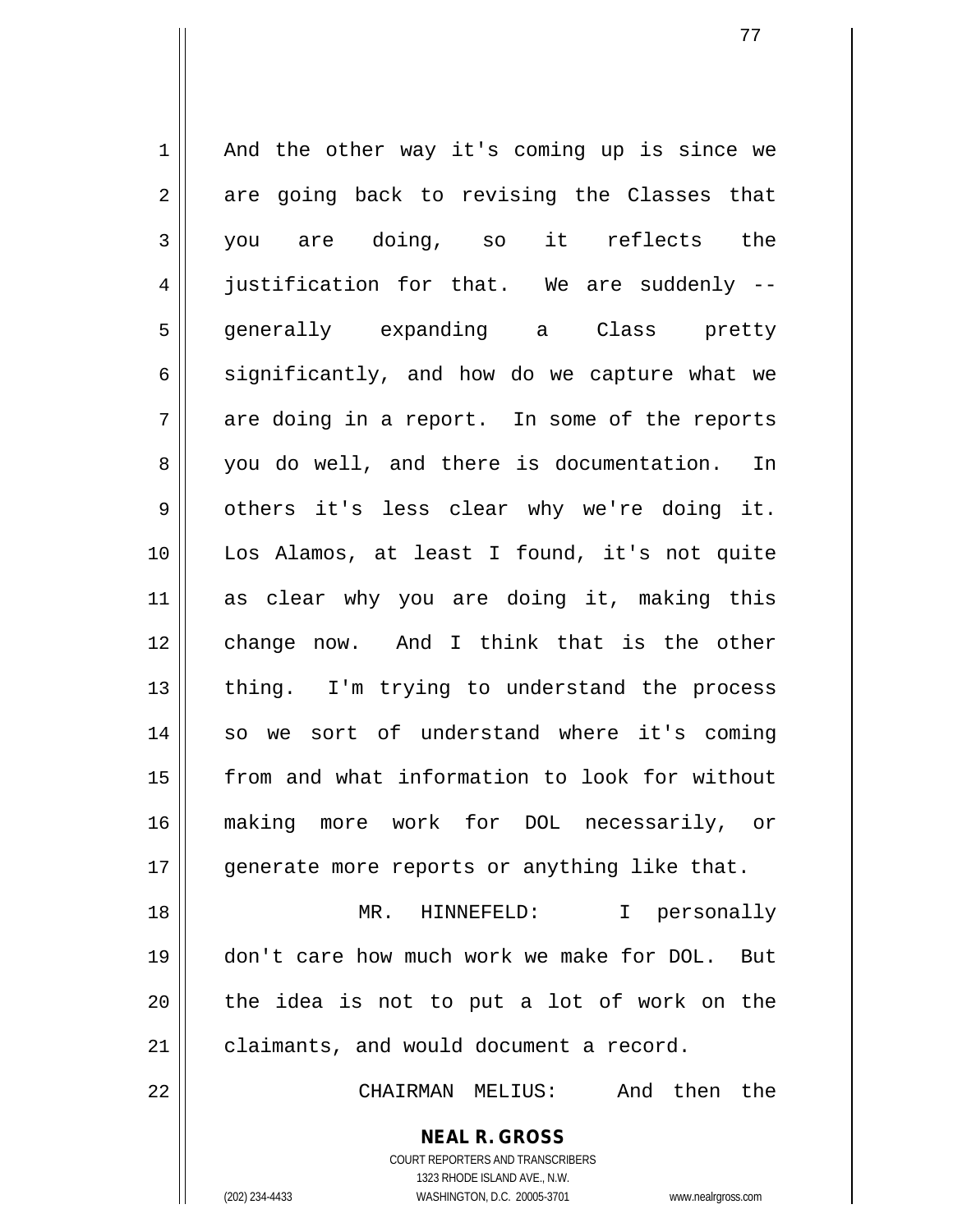And the other way it's coming up is since we are going back to revising the Classes that you are doing, so it reflects the justification for that. We are suddenly -- generally expanding a Class pretty significantly, and how do we capture what we are doing in a report. In some of the reports you do well, and there is documentation. In others it's less clear why we're doing it. Los Alamos, at least I found, it's not quite as clear why you are doing it, making this change now. And I think that is the other thing. I'm trying to understand the process so we sort of understand where it's coming from and what information to look for without making more work for DOL necessarily, or generate more reports or anything like that.

MR. HINNEFELD: I personally don't care how much work we make for DOL. But the idea is not to put a lot of work on the claimants, and would document a record.

CHAIRMAN MELIUS: And then the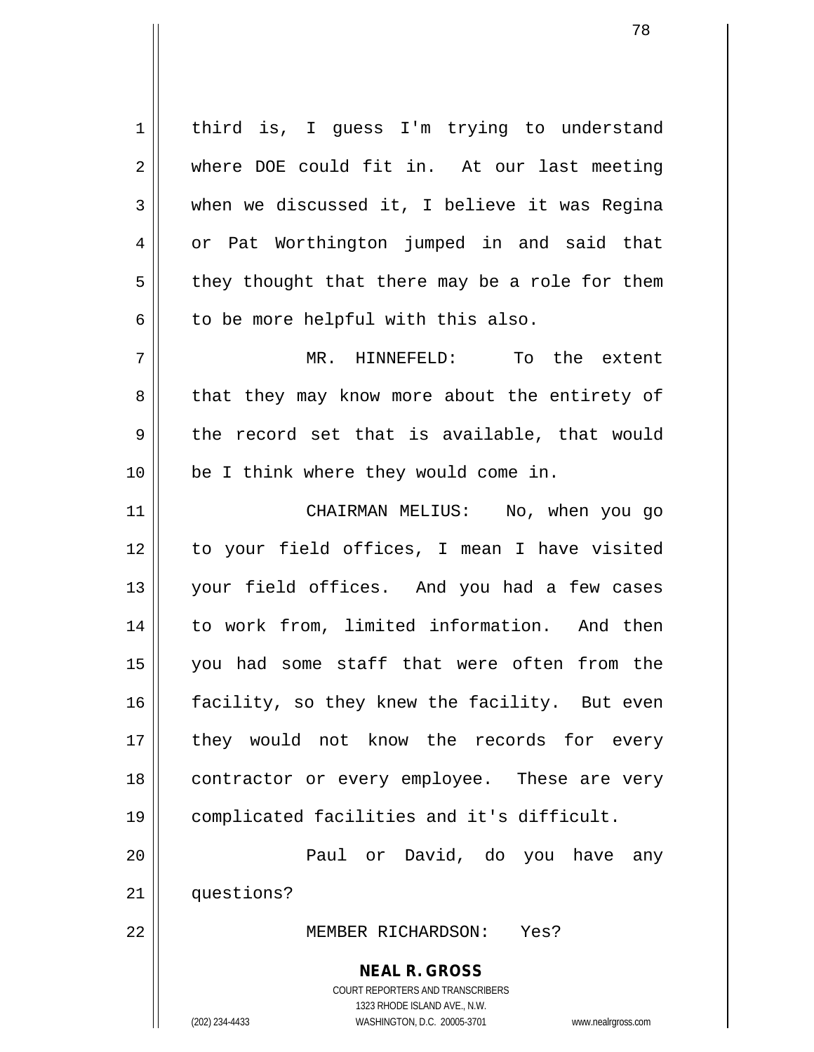third is, I guess I'm trying to understand where DOE could fit in. At our last meeting when we discussed it, I believe it was Regina or Pat Worthington jumped in and said that they thought that there may be a role for them to be more helpful with this also.

MR. HINNEFELD: To the extent that they may know more about the entirety of the record set that is available, that would be I think where they would come in.

CHAIRMAN MELIUS: No, when you go to your field offices, I mean I have visited your field offices. And you had a few cases to work from, limited information. And then you had some staff that were often from the facility, so they knew the facility. But even they would not know the records for every contractor or every employee. These are very complicated facilities and it's difficult.

Paul or David, do you have any questions?

MEMBER RICHARDSON: Yes?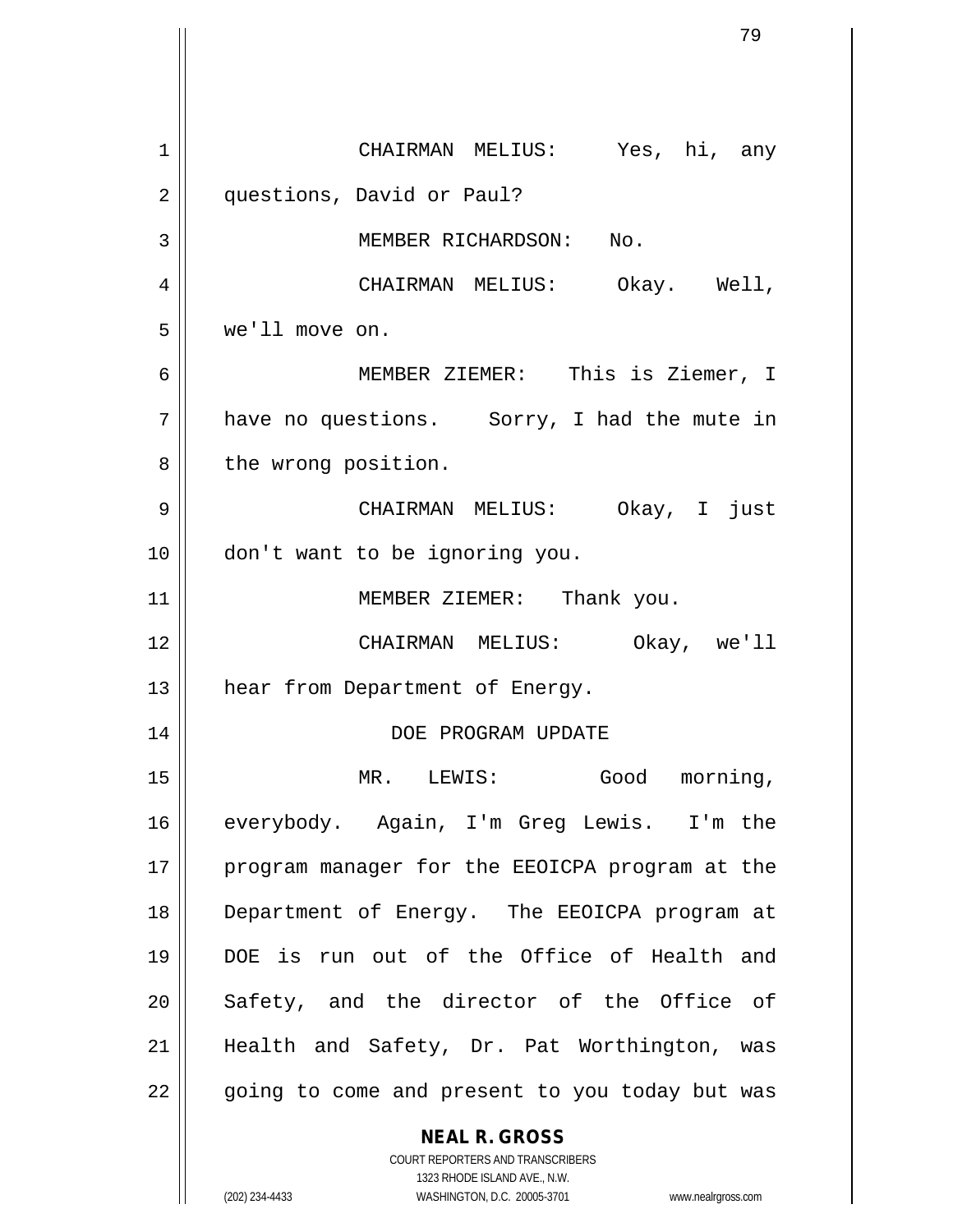CHAIRMAN MELIUS: Yes, hi, any questions, David or Paul?

MEMBER RICHARDSON: No.

CHAIRMAN MELIUS: Okay. Well, we'll move on.

MEMBER ZIEMER: This is Ziemer, I have no questions. Sorry, I had the mute in the wrong position.

CHAIRMAN MELIUS: Okay, I just don't want to be ignoring you.

MEMBER ZIEMER: Thank you.

CHAIRMAN MELIUS: Okay, we'll hear from Department of Energy.

## DOE PROGRAM UPDATE

MR. LEWIS: Good morning, everybody. Again, I'm Greg Lewis. I'm the program manager for the EEOICPA program at the Department of Energy. The EEOICPA program at DOE is run out of the Office of Health and Safety, and the director of the Office of Health and Safety, Dr. Pat Worthington, was going to come and present to you today but was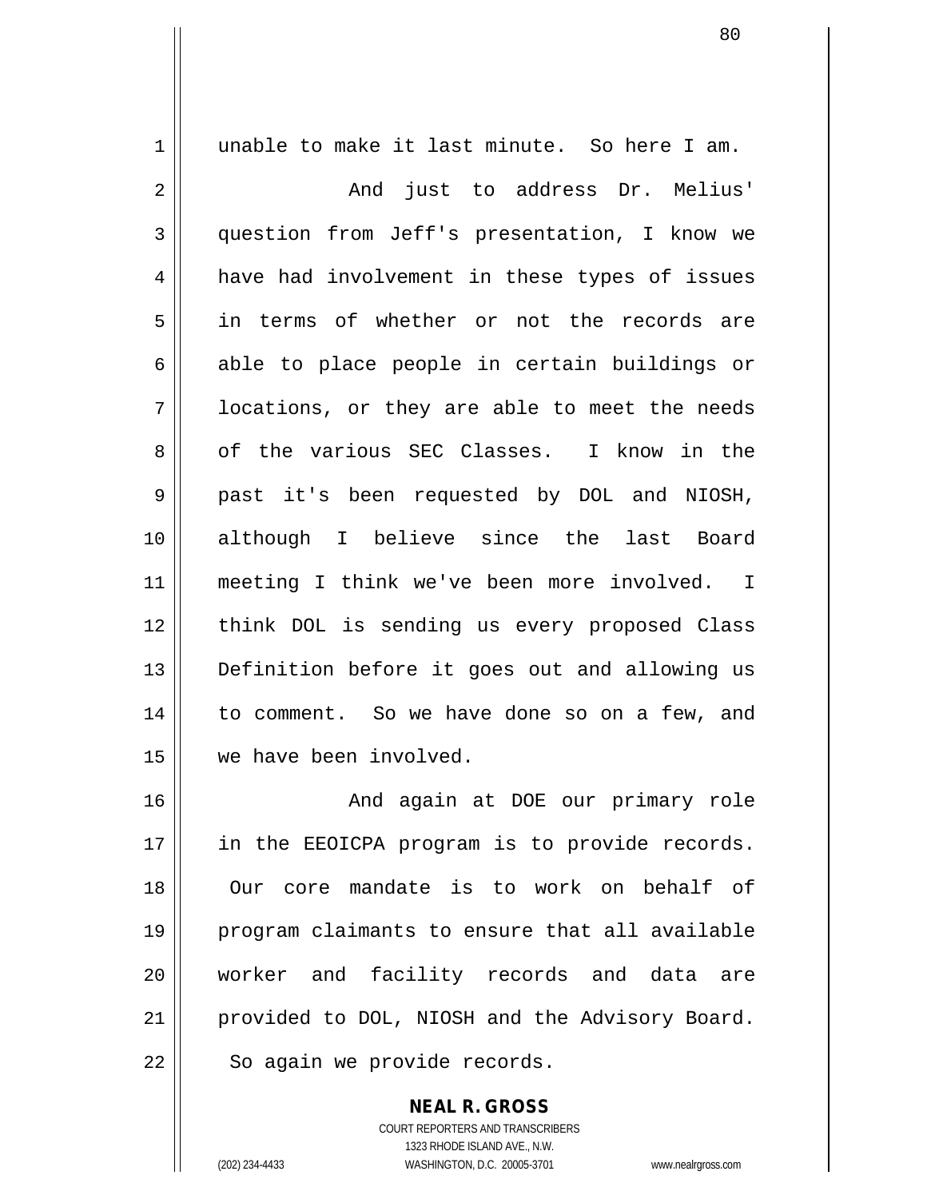unable to make it last minute. So here I am.

And just to address Dr. Melius' question from Jeff's presentation, I know we have had involvement in these types of issues in terms of whether or not the records are able to place people in certain buildings or locations, or they are able to meet the needs of the various SEC Classes. I know in the past it's been requested by DOL and NIOSH, although I believe since the last Board meeting I think we've been more involved. I think DOL is sending us every proposed Class Definition before it goes out and allowing us to comment. So we have done so on a few, and we have been involved.

And again at DOE our primary role in the EEOICPA program is to provide records. Our core mandate is to work on behalf of program claimants to ensure that all available worker and facility records and data are provided to DOL, NIOSH and the Advisory Board. So again we provide records.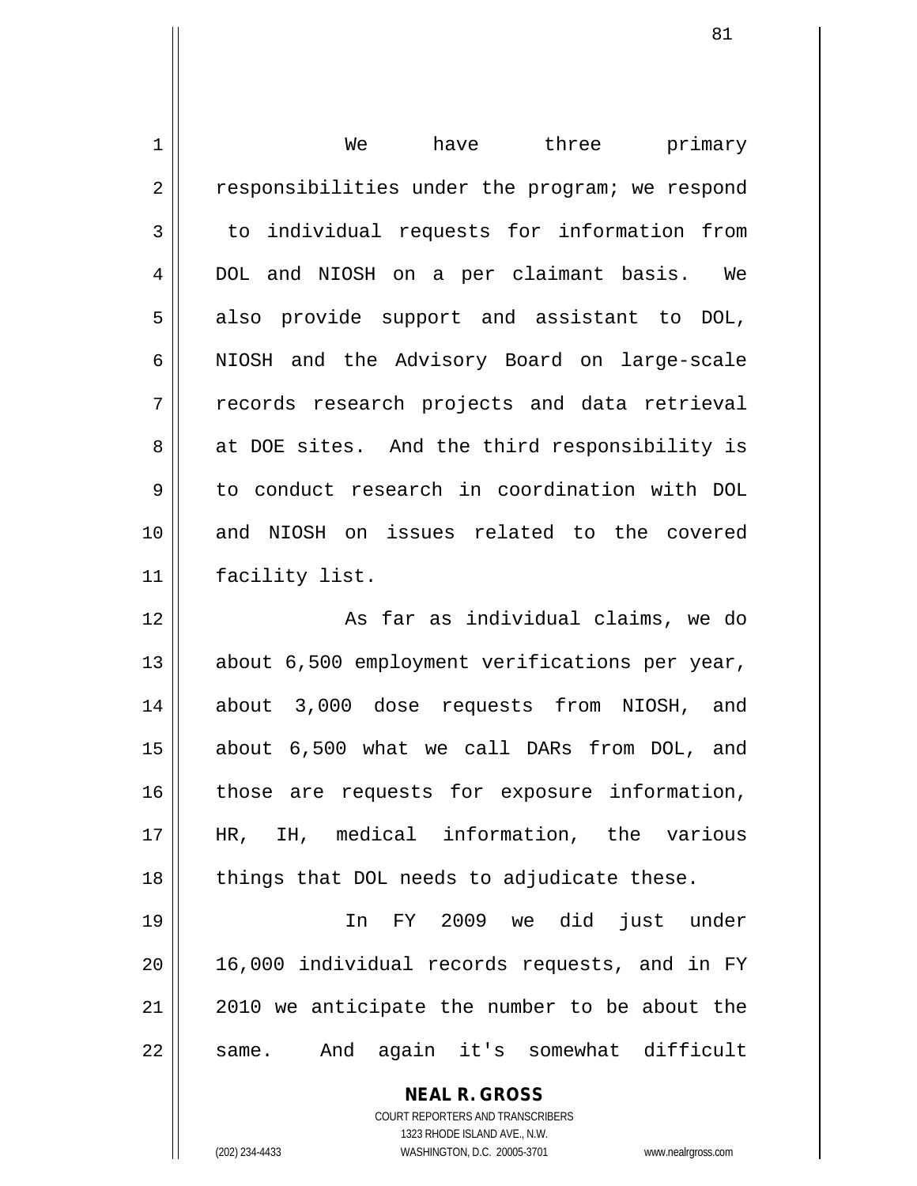We have three primary responsibilities under the program; we respond to individual requests for information from DOL and NIOSH on a per claimant basis. We also provide support and assistant to DOL, NIOSH and the Advisory Board on large-scale records research projects and data retrieval at DOE sites. And the third responsibility is to conduct research in coordination with DOL and NIOSH on issues related to the covered facility list.

As far as individual claims, we do about 6,500 employment verifications per year, about 3,000 dose requests from NIOSH, and about 6,500 what we call DARs from DOL, and those are requests for exposure information, HR, IH, medical information, the various things that DOL needs to adjudicate these.

In FY 2009 we did just under 16,000 individual records requests, and in FY 2010 we anticipate the number to be about the same. And again it's somewhat difficult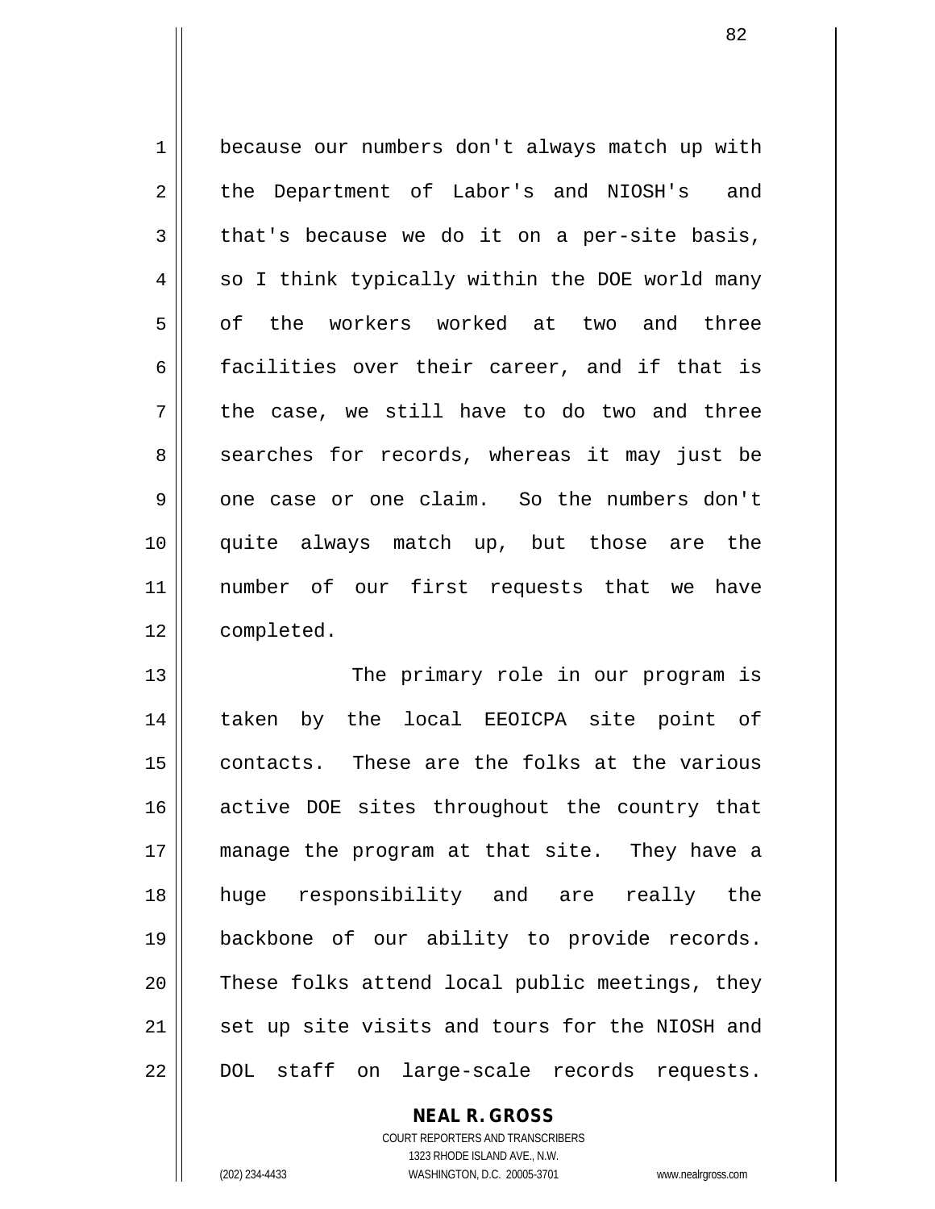because our numbers don't always match up with the Department of Labor's and NIOSH's and that's because we do it on a per-site basis, so I think typically within the DOE world many of the workers worked at two and three facilities over their career, and if that is the case, we still have to do two and three searches for records, whereas it may just be one case or one claim. So the numbers don't quite always match up, but those are the number of our first requests that we have completed.

The primary role in our program is taken by the local EEOICPA site point of contacts. These are the folks at the various active DOE sites throughout the country that manage the program at that site. They have a huge responsibility and are really the backbone of our ability to provide records. These folks attend local public meetings, they set up site visits and tours for the NIOSH and DOL staff on large-scale records requests.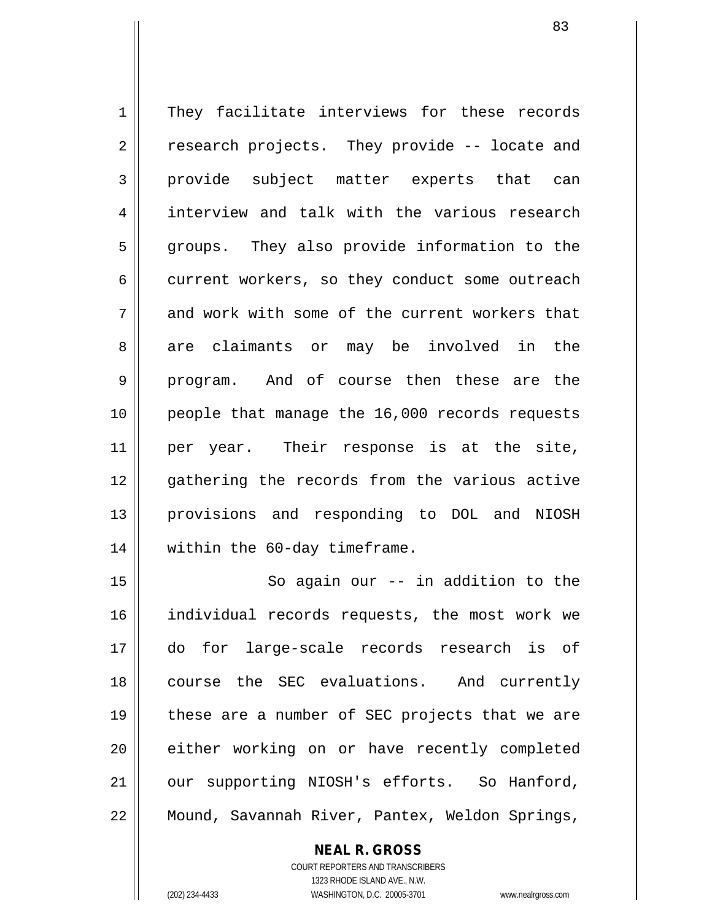They facilitate interviews for these records research projects. They provide -- locate and provide subject matter experts that can interview and talk with the various research groups. They also provide information to the current workers, so they conduct some outreach and work with some of the current workers that are claimants or may be involved in the program. And of course then these are the people that manage the 16,000 records requests per year. Their response is at the site, gathering the records from the various active provisions and responding to DOL and NIOSH within the 60-day timeframe.

So again our -- in addition to the individual records requests, the most work we do for large-scale records research is of course the SEC evaluations. And currently these are a number of SEC projects that we are either working on or have recently completed our supporting NIOSH's efforts. So Hanford, Mound, Savannah River, Pantex, Weldon Springs,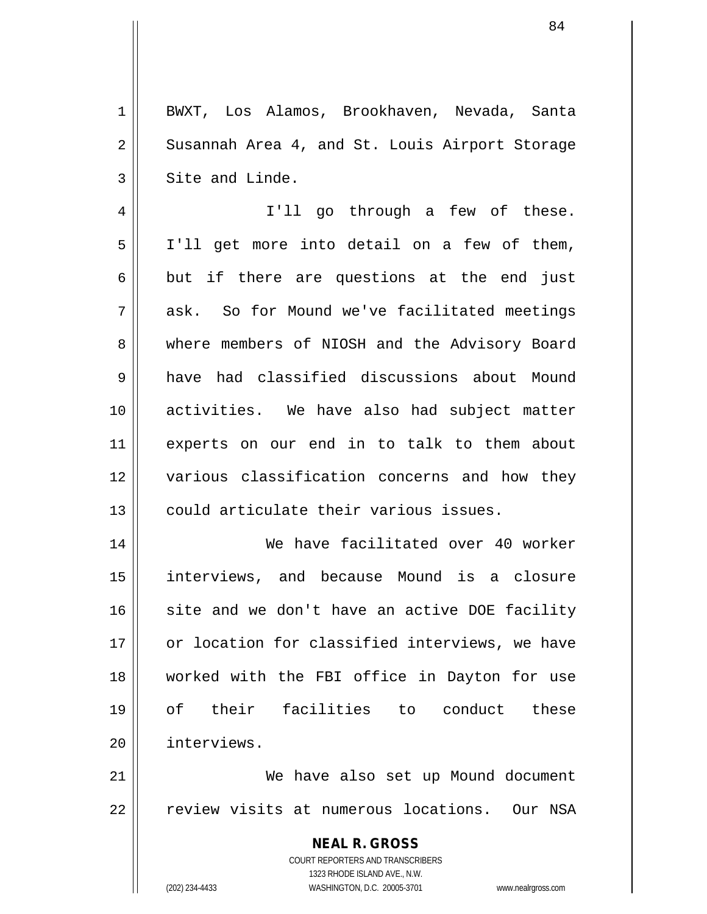BWXT, Los Alamos, Brookhaven, Nevada, Santa Susannah Area 4, and St. Louis Airport Storage Site and Linde.

I'll go through a few of these. I'll get more into detail on a few of them, but if there are questions at the end just ask. So for Mound we've facilitated meetings where members of NIOSH and the Advisory Board have had classified discussions about Mound activities. We have also had subject matter experts on our end in to talk to them about various classification concerns and how they could articulate their various issues.

We have facilitated over 40 worker interviews, and because Mound is a closure site and we don't have an active DOE facility or location for classified interviews, we have worked with the FBI office in Dayton for use of their facilities to conduct these interviews.

We have also set up Mound document review visits at numerous locations. Our NSA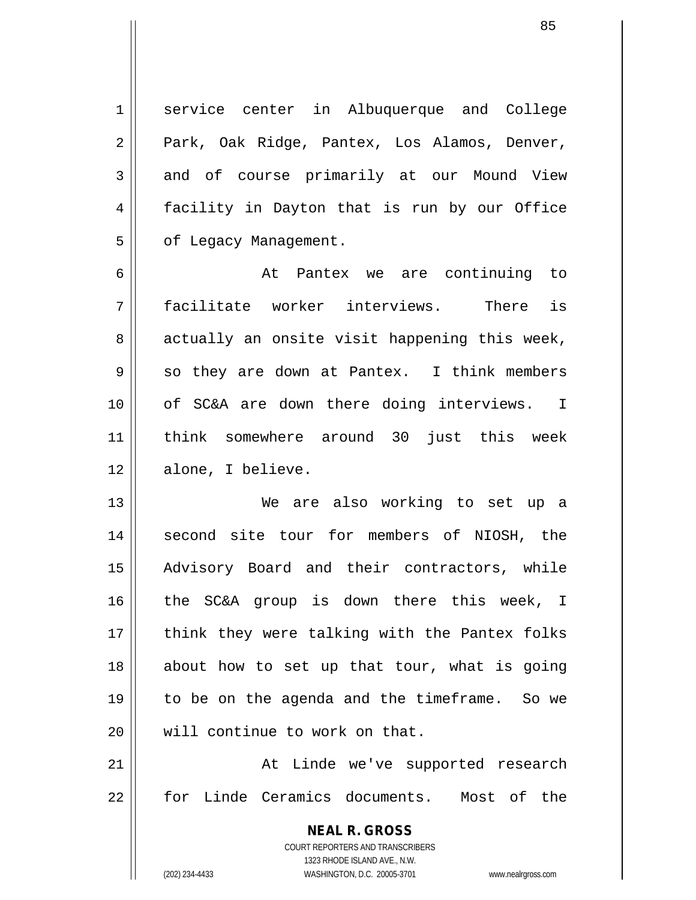service center in Albuquerque and College Park, Oak Ridge, Pantex, Los Alamos, Denver, and of course primarily at our Mound View facility in Dayton that is run by our Office of Legacy Management.

At Pantex we are continuing to facilitate worker interviews. There is actually an onsite visit happening this week, so they are down at Pantex. I think members of SC&A are down there doing interviews. I think somewhere around 30 just this week alone, I believe.

We are also working to set up a second site tour for members of NIOSH, the Advisory Board and their contractors, while the SC&A group is down there this week, I think they were talking with the Pantex folks about how to set up that tour, what is going to be on the agenda and the timeframe. So we will continue to work on that.

At Linde we've supported research for Linde Ceramics documents. Most of the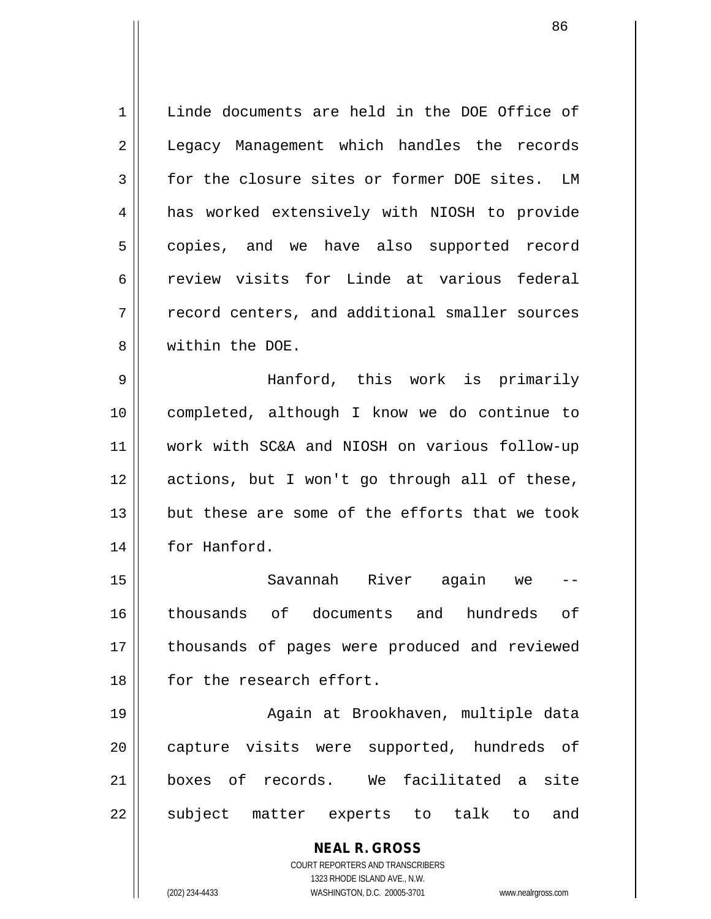Linde documents are held in the DOE Office of Legacy Management which handles the records for the closure sites or former DOE sites. LM has worked extensively with NIOSH to provide copies, and we have also supported record review visits for Linde at various federal record centers, and additional smaller sources within the DOE.

Hanford, this work is primarily completed, although I know we do continue to work with SC&A and NIOSH on various follow-up actions, but I won't go through all of these, but these are some of the efforts that we took for Hanford.

Savannah River again we -- thousands of documents and hundreds of thousands of pages were produced and reviewed for the research effort.

Again at Brookhaven, multiple data capture visits were supported, hundreds of boxes of records. We facilitated a site subject matter experts to talk to and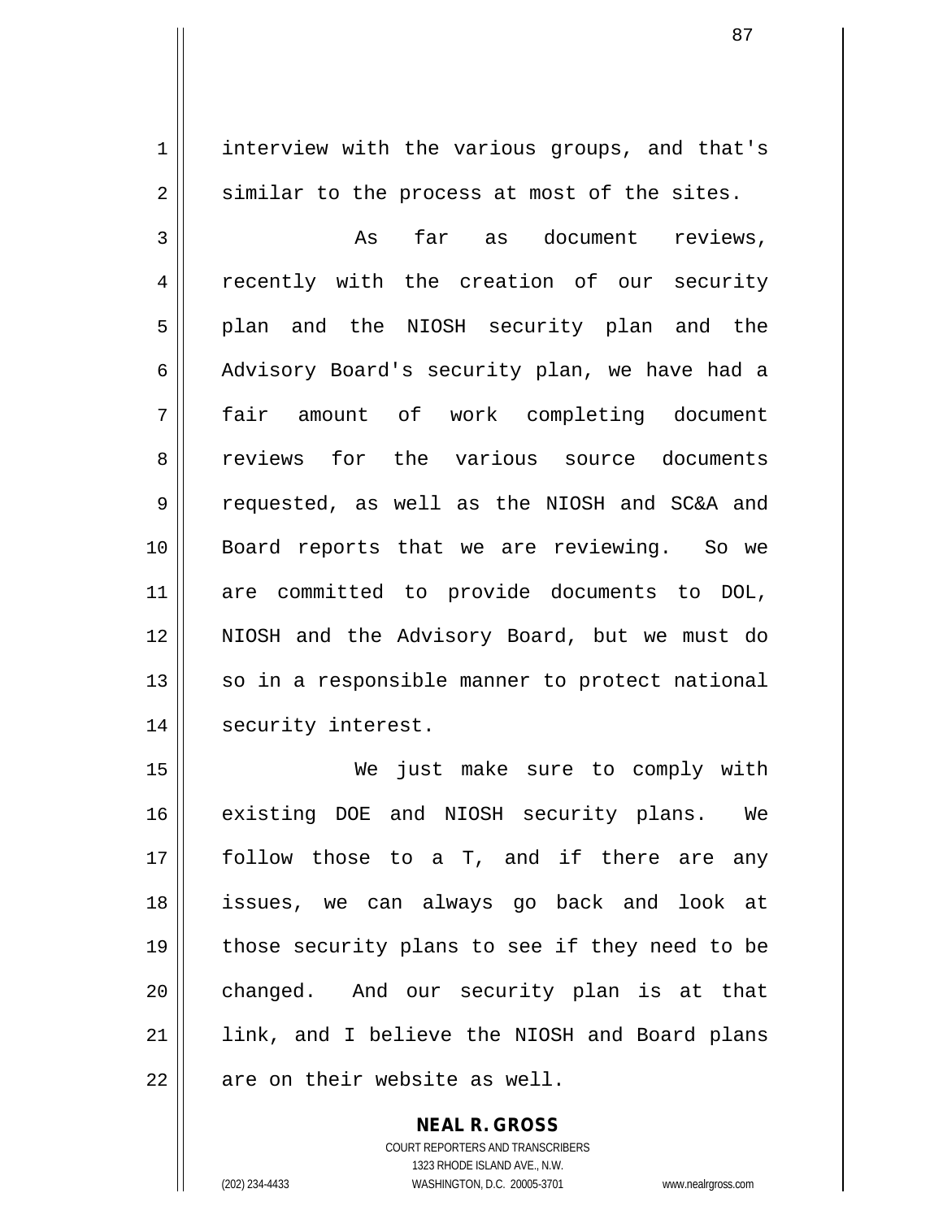interview with the various groups, and that's similar to the process at most of the sites.

As far as document reviews, recently with the creation of our security plan and the NIOSH security plan and the Advisory Board's security plan, we have had a fair amount of work completing document reviews for the various source documents requested, as well as the NIOSH and SC&A and Board reports that we are reviewing. So we are committed to provide documents to DOL, NIOSH and the Advisory Board, but we must do so in a responsible manner to protect national security interest.

We just make sure to comply with existing DOE and NIOSH security plans. We follow those to a T, and if there are any issues, we can always go back and look at those security plans to see if they need to be changed. And our security plan is at that link, and I believe the NIOSH and Board plans are on their website as well.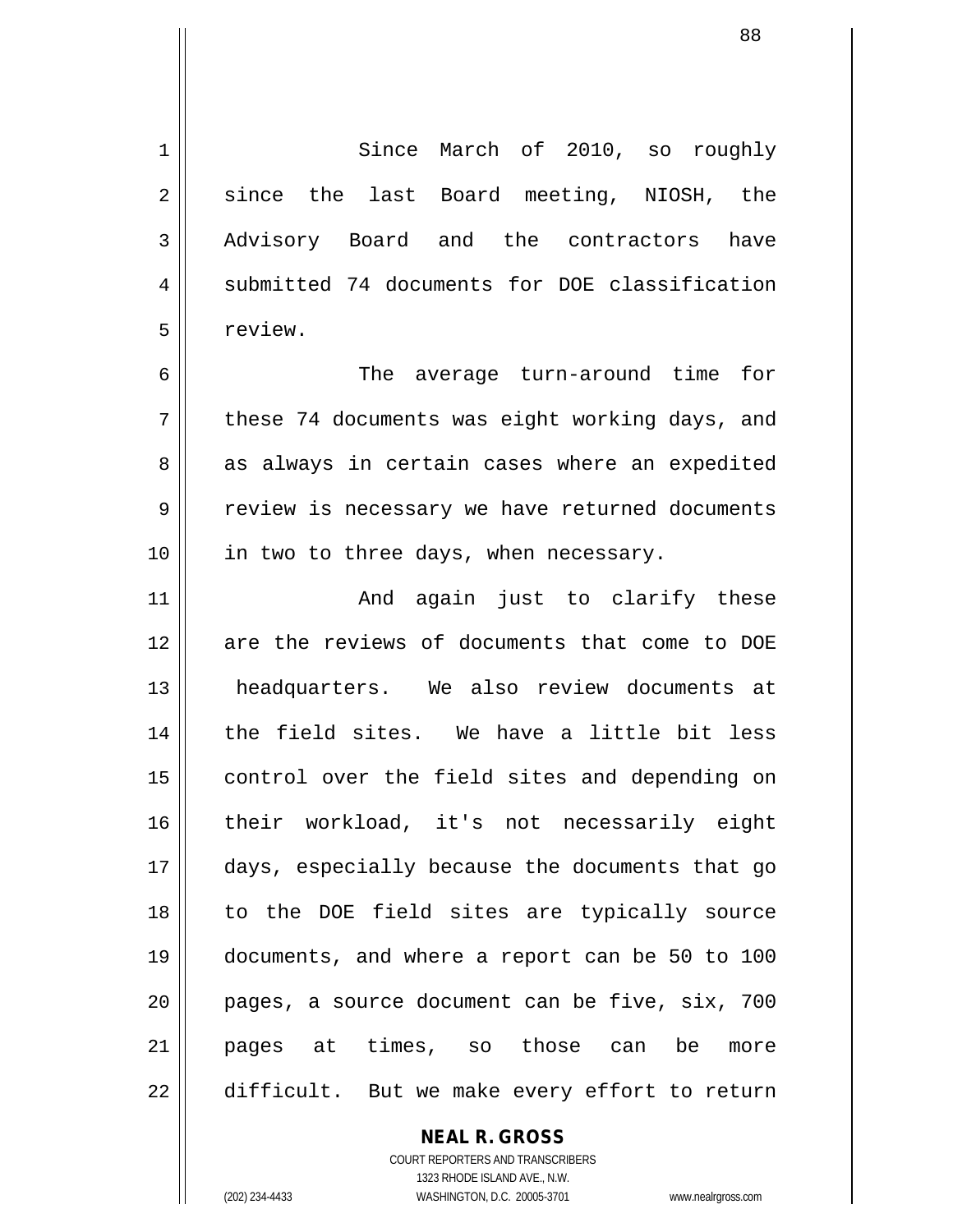Since March of 2010, so roughly since the last Board meeting, NIOSH, the Advisory Board and the contractors have submitted 74 documents for DOE classification review.

The average turn-around time for these 74 documents was eight working days, and as always in certain cases where an expedited review is necessary we have returned documents in two to three days, when necessary.

And again just to clarify these are the reviews of documents that come to DOE headquarters. We also review documents at the field sites. We have a little bit less control over the field sites and depending on their workload, it's not necessarily eight days, especially because the documents that go to the DOE field sites are typically source documents, and where a report can be 50 to 100 pages, a source document can be five, six, 700 pages at times, so those can be more difficult. But we make every effort to return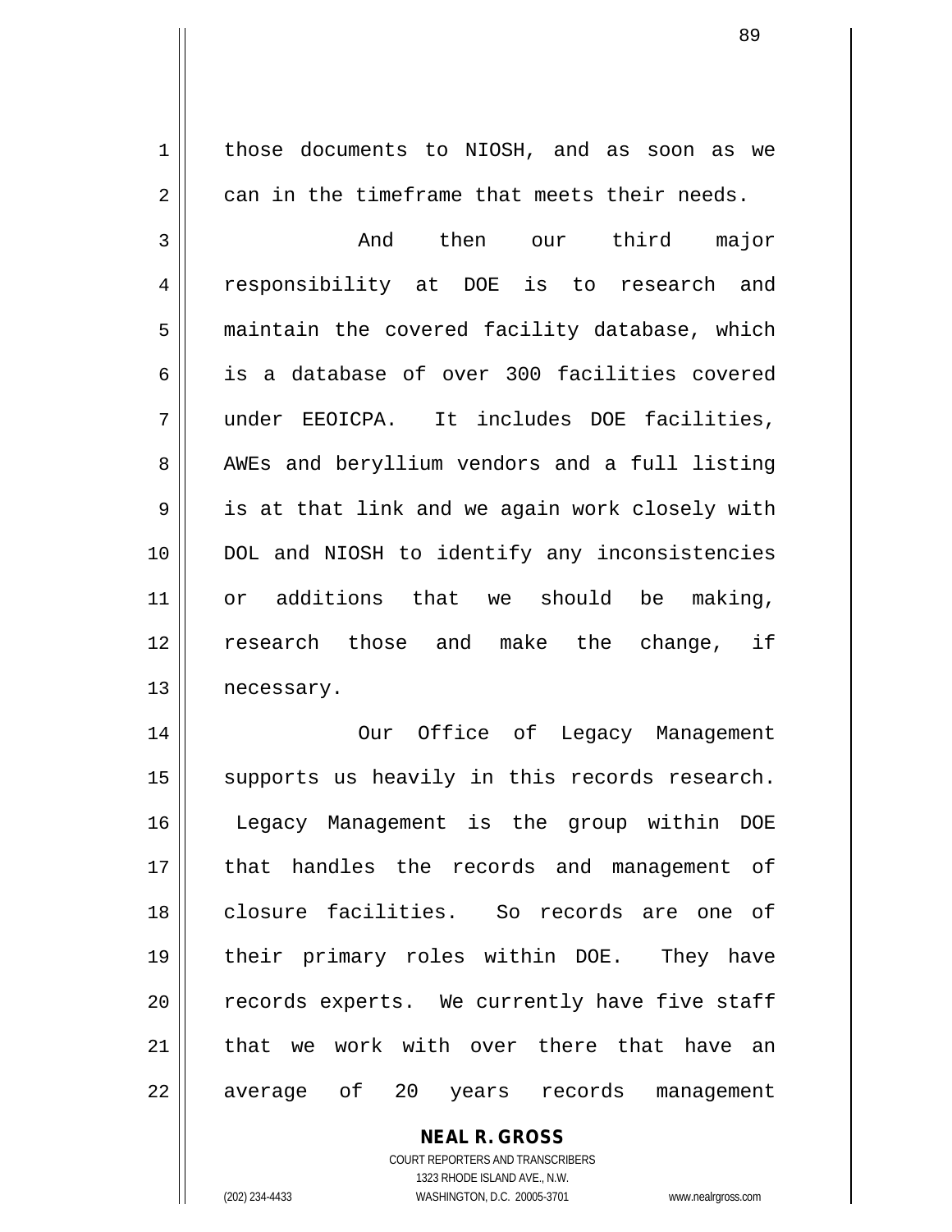those documents to NIOSH, and as soon as we can in the timeframe that meets their needs.

And then our third major responsibility at DOE is to research and maintain the covered facility database, which is a database of over 300 facilities covered under EEOICPA. It includes DOE facilities, AWEs and beryllium vendors and a full listing is at that link and we again work closely with DOL and NIOSH to identify any inconsistencies or additions that we should be making, research those and make the change, if necessary.

Our Office of Legacy Management supports us heavily in this records research. Legacy Management is the group within DOE that handles the records and management of closure facilities. So records are one of their primary roles within DOE. They have records experts. We currently have five staff that we work with over there that have an average of 20 years records management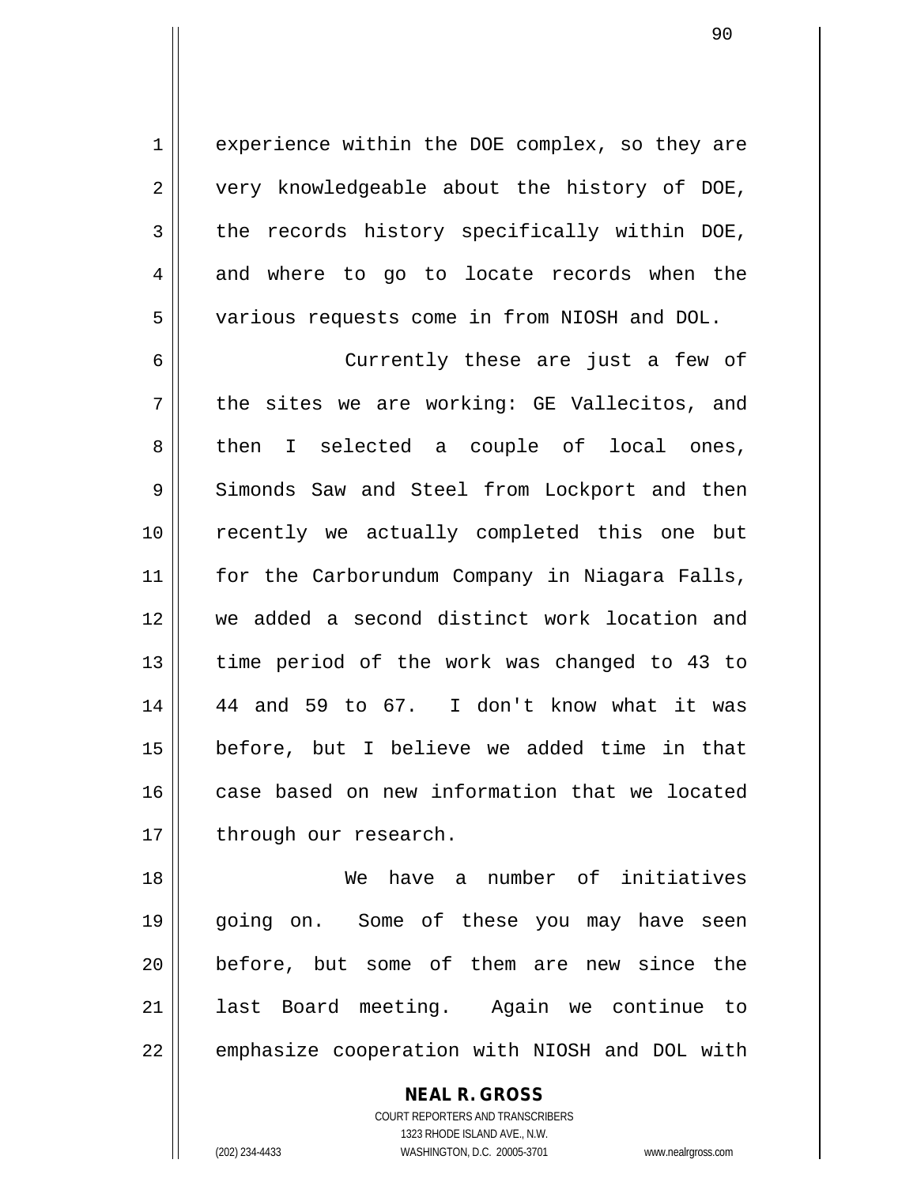experience within the DOE complex, so they are very knowledgeable about the history of DOE, the records history specifically within DOE, and where to go to locate records when the various requests come in from NIOSH and DOL.

Currently these are just a few of the sites we are working: GE Vallecitos, and then I selected a couple of local ones, Simonds Saw and Steel from Lockport and then recently we actually completed this one but for the Carborundum Company in Niagara Falls, we added a second distinct work location and time period of the work was changed to 43 to 44 and 59 to 67. I don't know what it was before, but I believe we added time in that case based on new information that we located through our research.

We have a number of initiatives going on. Some of these you may have seen before, but some of them are new since the last Board meeting. Again we continue to emphasize cooperation with NIOSH and DOL with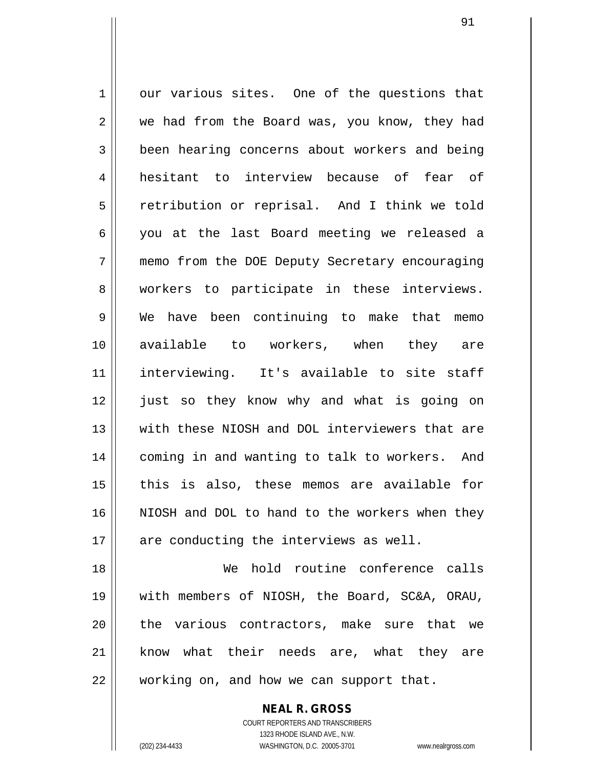our various sites. One of the questions that we had from the Board was, you know, they had been hearing concerns about workers and being hesitant to interview because of fear of retribution or reprisal. And I think we told you at the last Board meeting we released a memo from the DOE Deputy Secretary encouraging workers to participate in these interviews. We have been continuing to make that memo available to workers, when they are interviewing. It's available to site staff just so they know why and what is going on with these NIOSH and DOL interviewers that are coming in and wanting to talk to workers. And this is also, these memos are available for NIOSH and DOL to hand to the workers when they are conducting the interviews as well.

We hold routine conference calls with members of NIOSH, the Board, SC&A, ORAU, the various contractors, make sure that we know what their needs are, what they are working on, and how we can support that.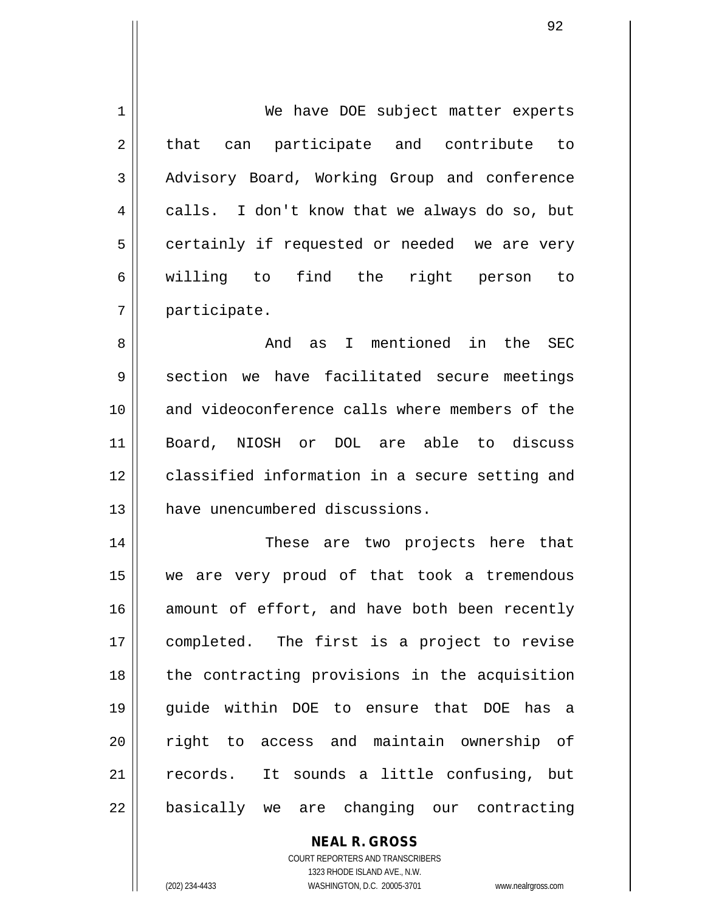We have DOE subject matter experts that can participate and contribute to Advisory Board, Working Group and conference calls. I don't know that we always do so, but certainly if requested or needed we are very willing to find the right person to participate.

And as I mentioned in the SEC section we have facilitated secure meetings and videoconference calls where members of the Board, NIOSH or DOL are able to discuss classified information in a secure setting and have unencumbered discussions.

These are two projects here that we are very proud of that took a tremendous amount of effort, and have both been recently completed. The first is a project to revise the contracting provisions in the acquisition guide within DOE to ensure that DOE has a right to access and maintain ownership of records. It sounds a little confusing, but basically we are changing our contracting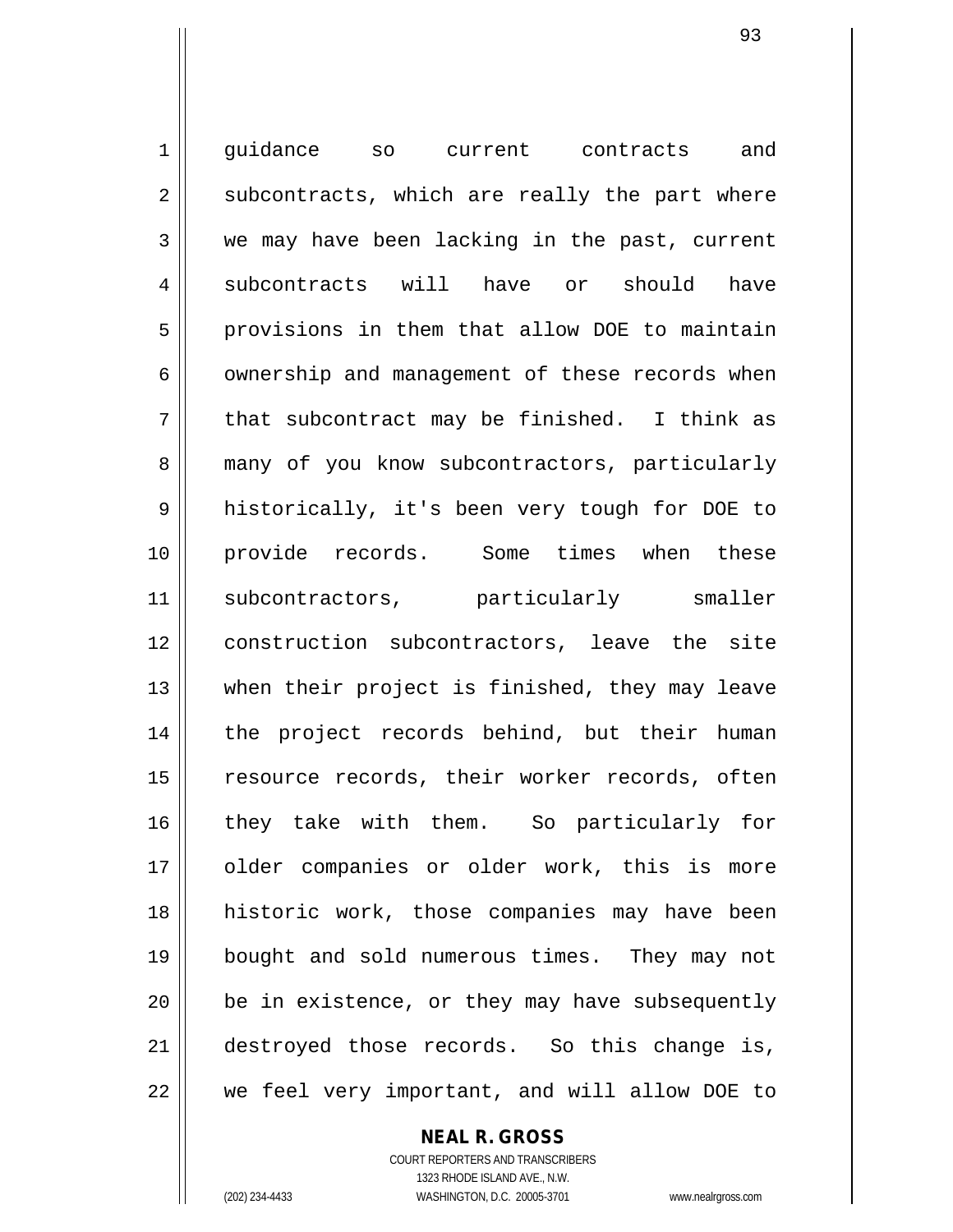guidance so current contracts and subcontracts, which are really the part where we may have been lacking in the past, current subcontracts will have or should have provisions in them that allow DOE to maintain ownership and management of these records when that subcontract may be finished. I think as many of you know subcontractors, particularly historically, it's been very tough for DOE to provide records. Some times when these subcontractors, particularly smaller construction subcontractors, leave the site when their project is finished, they may leave the project records behind, but their human resource records, their worker records, often they take with them. So particularly for older companies or older work, this is more historic work, those companies may have been bought and sold numerous times. They may not be in existence, or they may have subsequently destroyed those records. So this change is, we feel very important, and will allow DOE to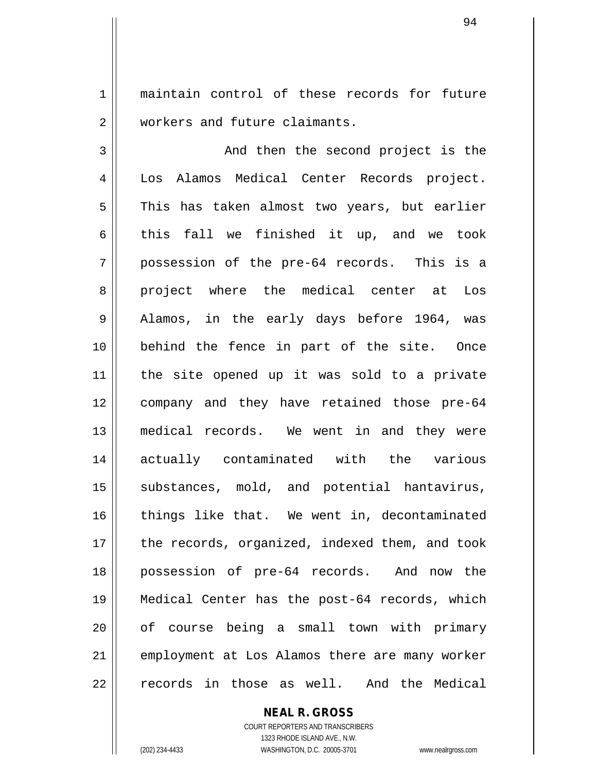maintain control of these records for future workers and future claimants.

And then the second project is the Los Alamos Medical Center Records project. This has taken almost two years, but earlier this fall we finished it up, and we took possession of the pre-64 records. This is a project where the medical center at Los Alamos, in the early days before 1964, was behind the fence in part of the site. Once the site opened up it was sold to a private company and they have retained those pre-64 medical records. We went in and they were actually contaminated with the various substances, mold, and potential hantavirus, things like that. We went in, decontaminated the records, organized, indexed them, and took possession of pre-64 records. And now the Medical Center has the post-64 records, which of course being a small town with primary employment at Los Alamos there are many worker records in those as well. And the Medical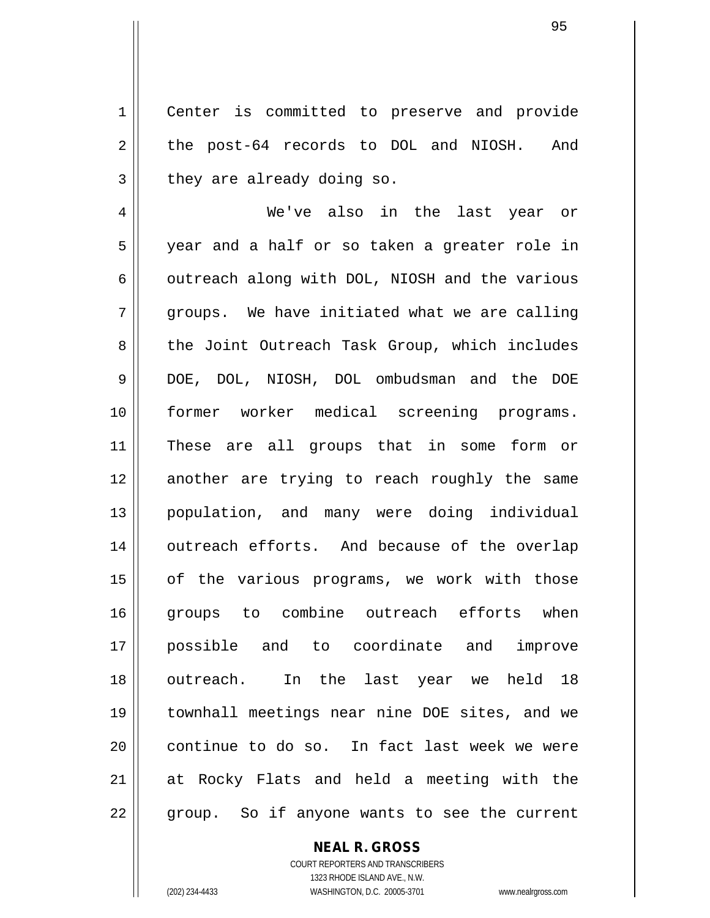Center is committed to preserve and provide the post-64 records to DOL and NIOSH. And they are already doing so.

We've also in the last year or year and a half or so taken a greater role in outreach along with DOL, NIOSH and the various groups. We have initiated what we are calling the Joint Outreach Task Group, which includes DOE, DOL, NIOSH, DOL ombudsman and the DOE former worker medical screening programs. These are all groups that in some form or another are trying to reach roughly the same population, and many were doing individual outreach efforts. And because of the overlap of the various programs, we work with those groups to combine outreach efforts when possible and to coordinate and improve outreach. In the last year we held 18 townhall meetings near nine DOE sites, and we continue to do so. In fact last week we were at Rocky Flats and held a meeting with the group. So if anyone wants to see the current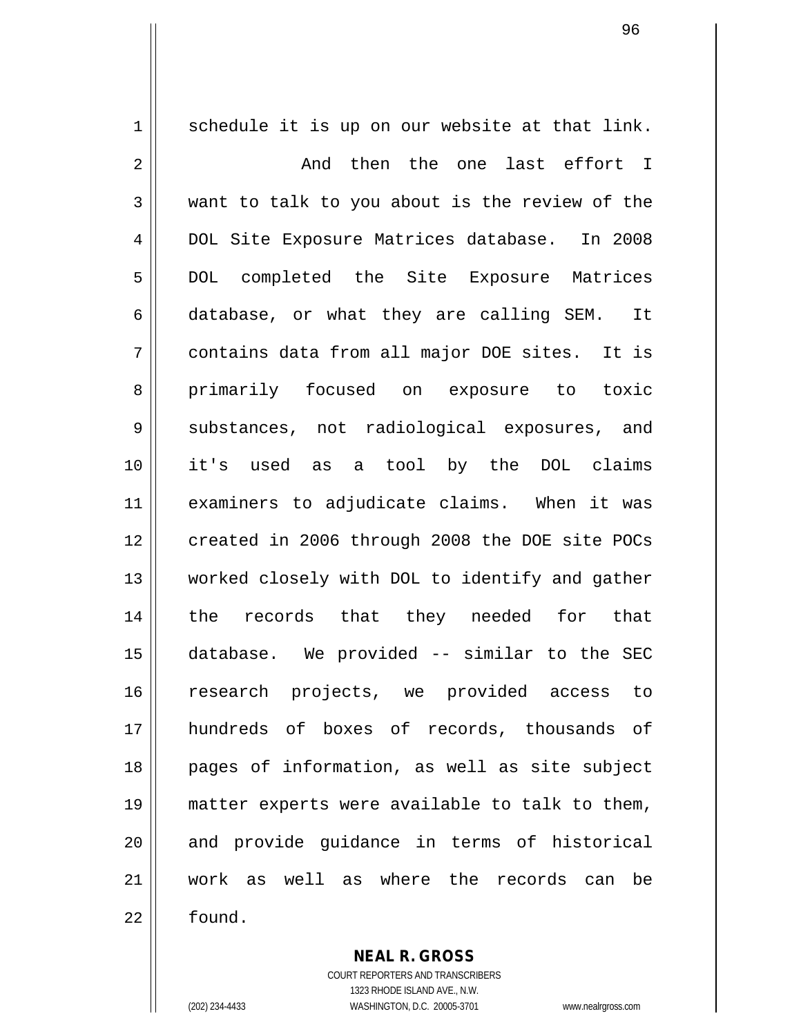schedule it is up on our website at that link.

And then the one last effort I want to talk to you about is the review of the DOL Site Exposure Matrices database. In 2008 DOL completed the Site Exposure Matrices database, or what they are calling SEM. It contains data from all major DOE sites. It is primarily focused on exposure to toxic substances, not radiological exposures, and it's used as a tool by the DOL claims examiners to adjudicate claims. When it was created in 2006 through 2008 the DOE site POCs worked closely with DOL to identify and gather the records that they needed for that database. We provided -- similar to the SEC research projects, we provided access to hundreds of boxes of records, thousands of pages of information, as well as site subject matter experts were available to talk to them, and provide guidance in terms of historical work as well as where the records can be found.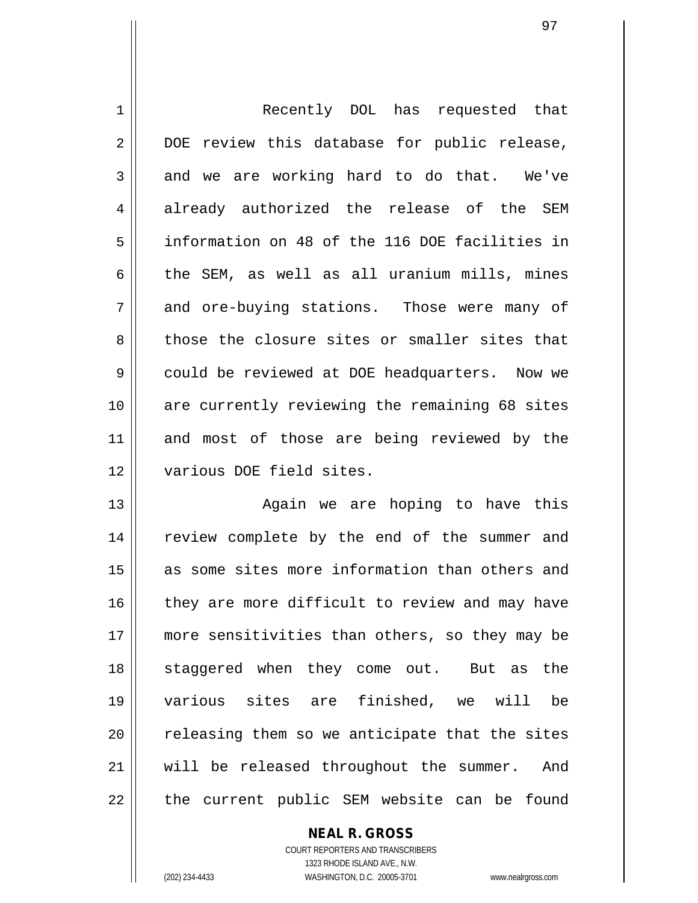Recently DOL has requested that DOE review this database for public release, and we are working hard to do that. We've already authorized the release of the SEM information on 48 of the 116 DOE facilities in the SEM, as well as all uranium mills, mines and ore-buying stations. Those were many of those the closure sites or smaller sites that could be reviewed at DOE headquarters. Now we are currently reviewing the remaining 68 sites and most of those are being reviewed by the various DOE field sites.

Again we are hoping to have this review complete by the end of the summer and as some sites more information than others and they are more difficult to review and may have more sensitivities than others, so they may be staggered when they come out. But as the various sites are finished, we will be releasing them so we anticipate that the sites will be released throughout the summer. And the current public SEM website can be found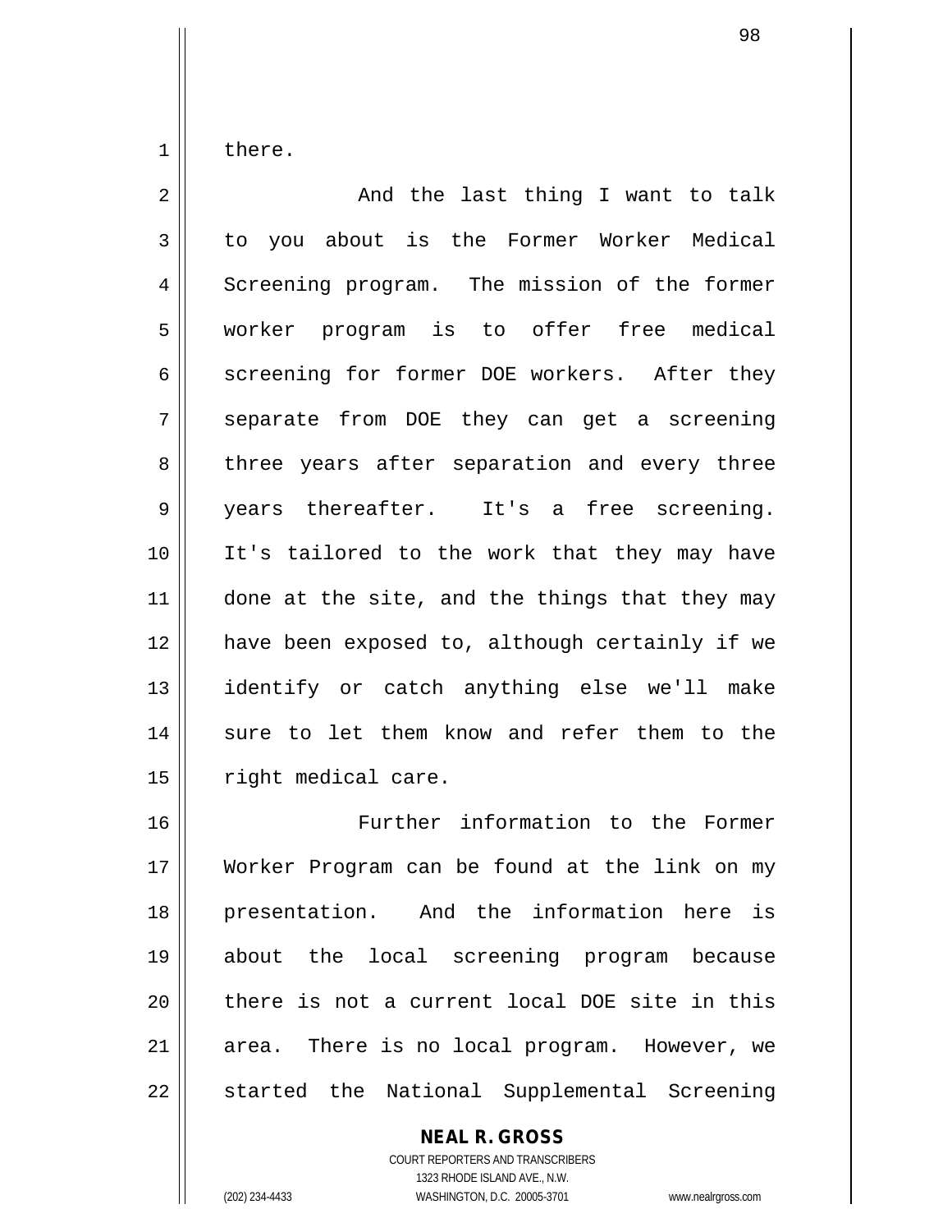there.

And the last thing I want to talk to you about is the Former Worker Medical Screening program. The mission of the former worker program is to offer free medical screening for former DOE workers. After they separate from DOE they can get a screening three years after separation and every three years thereafter. It's a free screening. It's tailored to the work that they may have done at the site, and the things that they may have been exposed to, although certainly if we identify or catch anything else we'll make sure to let them know and refer them to the right medical care.

Further information to the Former Worker Program can be found at the link on my presentation. And the information here is about the local screening program because there is not a current local DOE site in this area. There is no local program. However, we started the National Supplemental Screening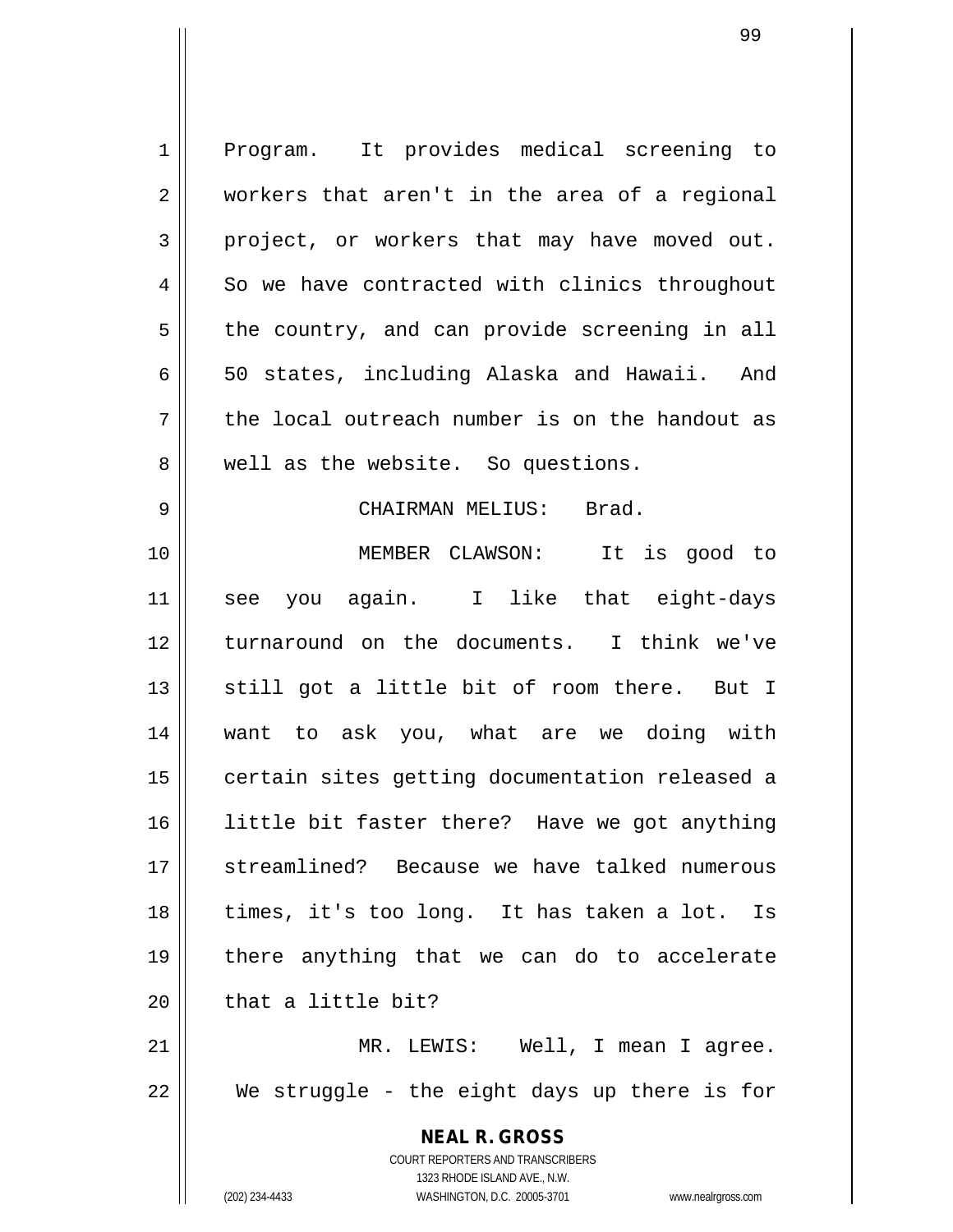Program. It provides medical screening to workers that aren't in the area of a regional project, or workers that may have moved out. So we have contracted with clinics throughout the country, and can provide screening in all 50 states, including Alaska and Hawaii. And the local outreach number is on the handout as well as the website. So questions.

CHAIRMAN MELIUS: Brad.

MEMBER CLAWSON: It is good to see you again. I like that eight-days turnaround on the documents. I think we've still got a little bit of room there. But I want to ask you, what are we doing with certain sites getting documentation released a little bit faster there? Have we got anything streamlined? Because we have talked numerous times, it's too long. It has taken a lot. Is there anything that we can do to accelerate that a little bit?

MR. LEWIS: Well, I mean I agree. We struggle - the eight days up there is for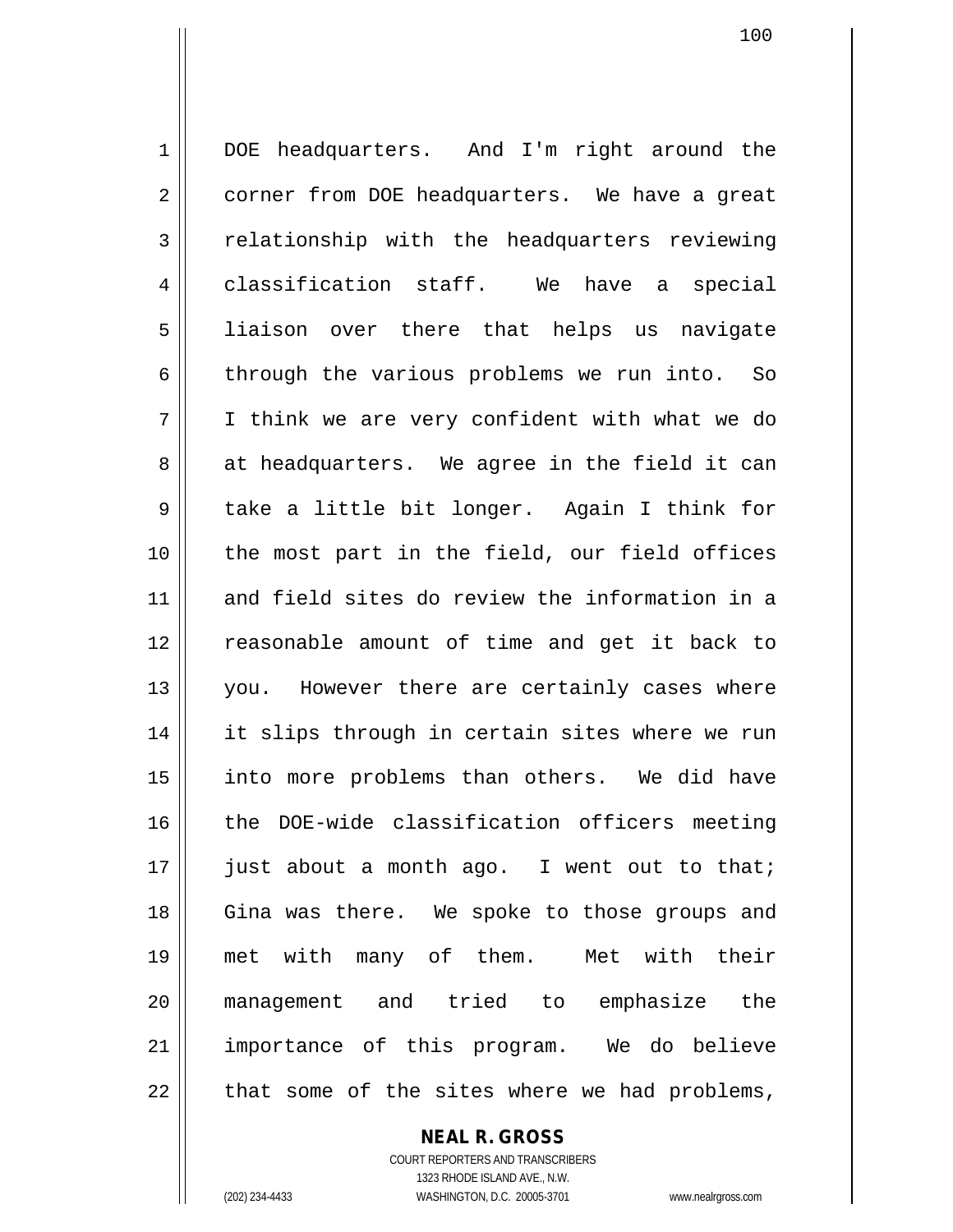DOE headquarters. And I'm right around the corner from DOE headquarters. We have a great relationship with the headquarters reviewing classification staff. We have a special liaison over there that helps us navigate through the various problems we run into. So I think we are very confident with what we do at headquarters. We agree in the field it can take a little bit longer. Again I think for the most part in the field, our field offices and field sites do review the information in a reasonable amount of time and get it back to you. However there are certainly cases where it slips through in certain sites where we run into more problems than others. We did have the DOE-wide classification officers meeting just about a month ago. I went out to that; Gina was there. We spoke to those groups and met with many of them. Met with their management and tried to emphasize the importance of this program. We do believe that some of the sites where we had problems,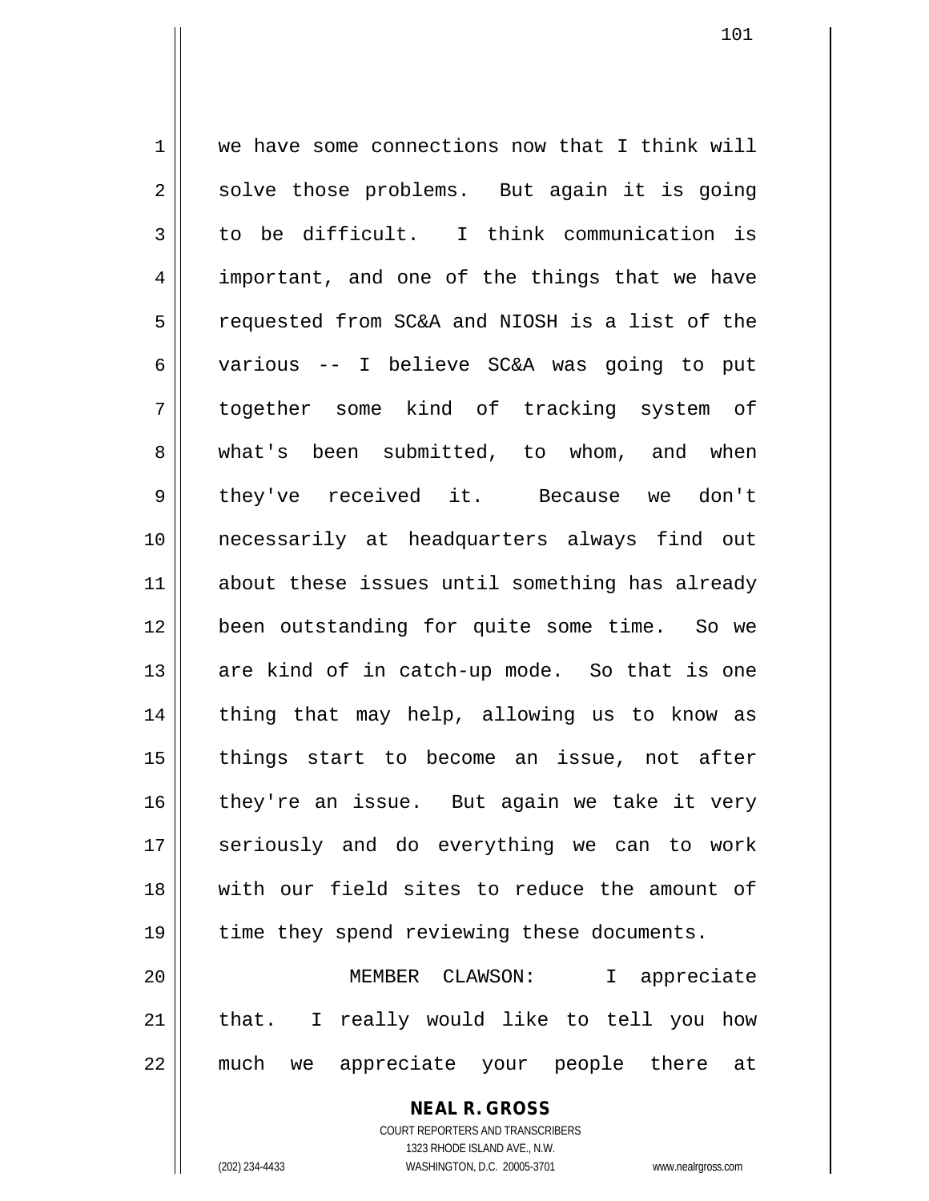we have some connections now that I think will solve those problems. But again it is going to be difficult. I think communication is important, and one of the things that we have requested from SC&A and NIOSH is a list of the various -- I believe SC&A was going to put together some kind of tracking system of what's been submitted, to whom, and when they've received it. Because we don't necessarily at headquarters always find out about these issues until something has already been outstanding for quite some time. So we are kind of in catch-up mode. So that is one thing that may help, allowing us to know as things start to become an issue, not after they're an issue. But again we take it very seriously and do everything we can to work with our field sites to reduce the amount of time they spend reviewing these documents.

MEMBER CLAWSON: I appreciate that. I really would like to tell you how much we appreciate your people there at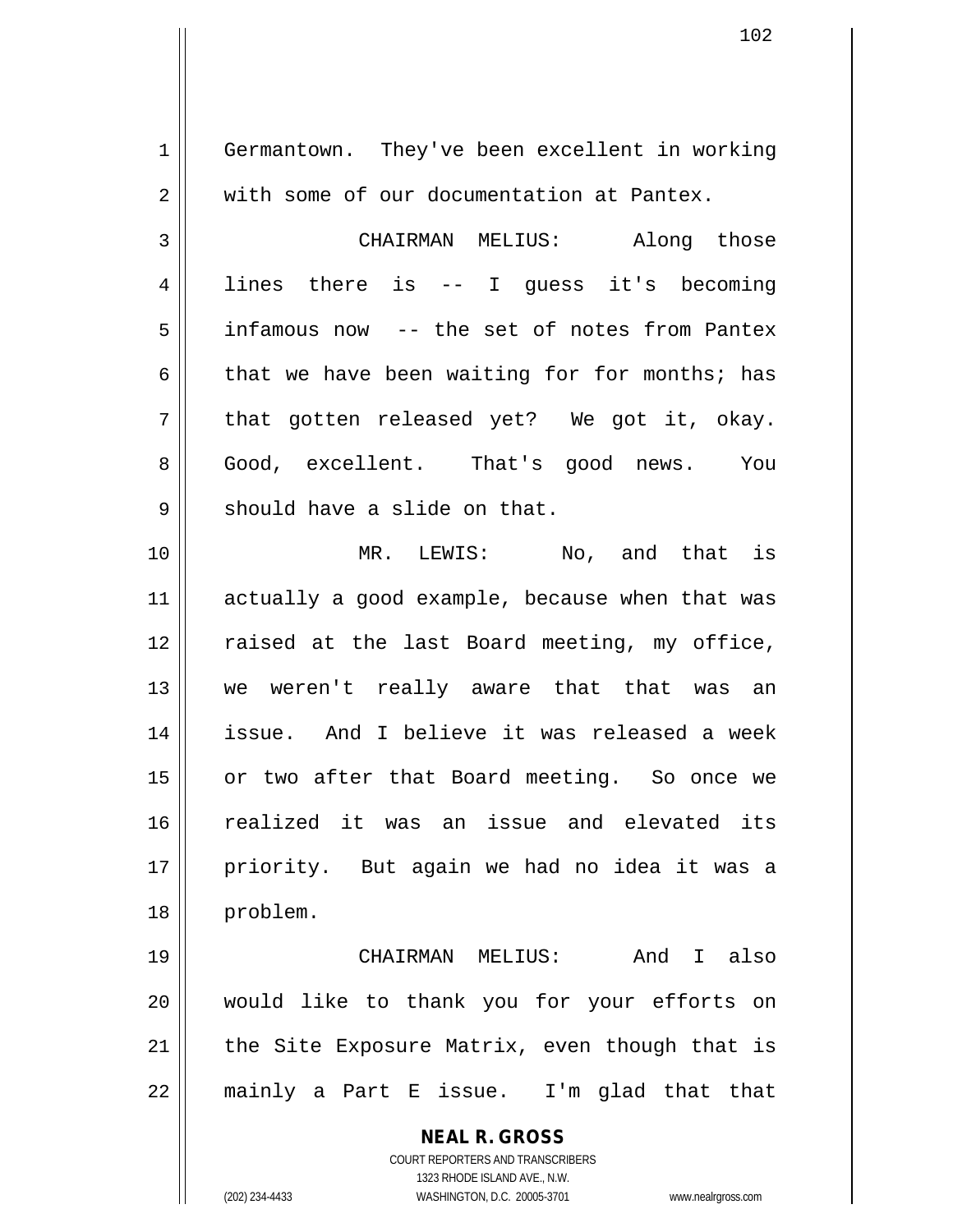Germantown. They've been excellent in working with some of our documentation at Pantex.

CHAIRMAN MELIUS: Along those lines there is -- I guess it's becoming infamous now -- the set of notes from Pantex that we have been waiting for for months; has that gotten released yet? We got it, okay. Good, excellent. That's good news. You should have a slide on that.

MR. LEWIS: No, and that is actually a good example, because when that was raised at the last Board meeting, my office, we weren't really aware that that was an issue. And I believe it was released a week or two after that Board meeting. So once we realized it was an issue and elevated its priority. But again we had no idea it was a problem.

CHAIRMAN MELIUS: And I also would like to thank you for your efforts on the Site Exposure Matrix, even though that is mainly a Part E issue. I'm glad that that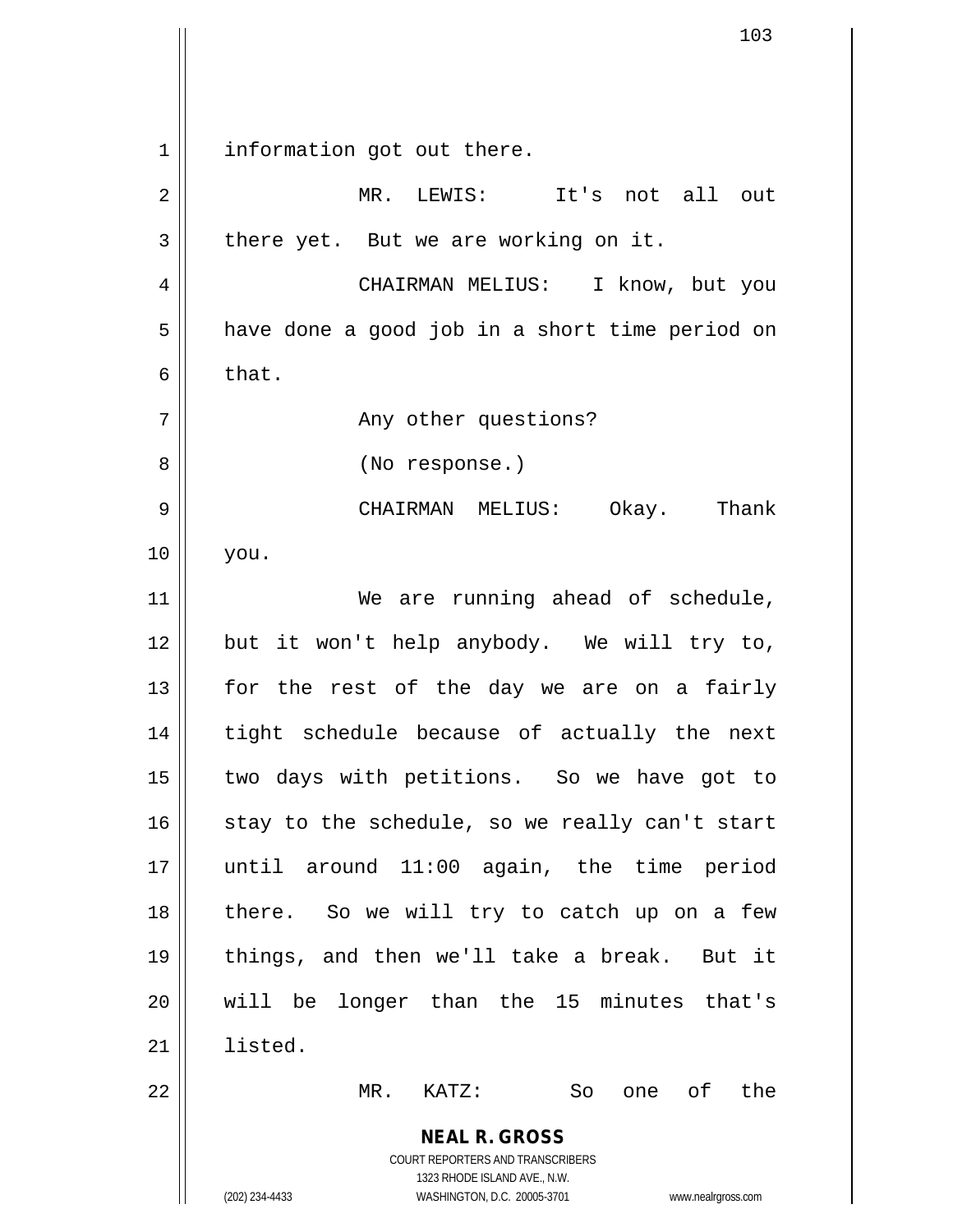information got out there.

MR. LEWIS: It's not all out there yet. But we are working on it.

CHAIRMAN MELIUS: I know, but you have done a good job in a short time period on that.

Any other questions?

(No response.)

CHAIRMAN MELIUS: Okay. Thank you.

We are running ahead of schedule, but it won't help anybody. We will try to, for the rest of the day we are on a fairly tight schedule because of actually the next two days with petitions. So we have got to stay to the schedule, so we really can't start until around 11:00 again, the time period there. So we will try to catch up on a few things, and then we'll take a break. But it will be longer than the 15 minutes that's listed.

MR. KATZ: So one of the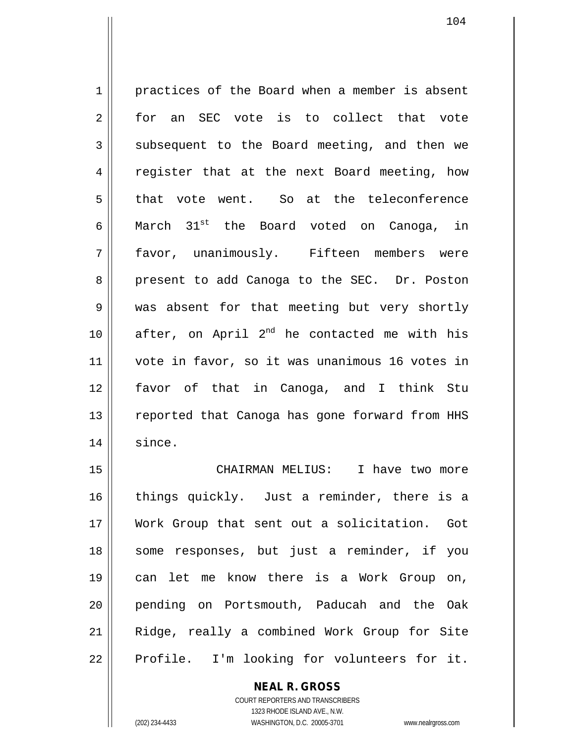practices of the Board when a member is absent for an SEC vote is to collect that vote subsequent to the Board meeting, and then we register that at the next Board meeting, how that vote went. So at the teleconference March 31st the Board voted on Canoga, in favor, unanimously. Fifteen members were present to add Canoga to the SEC. Dr. Poston was absent for that meeting but very shortly after, on April 2nd he contacted me with his vote in favor, so it was unanimous 16 votes in favor of that in Canoga, and I think Stu reported that Canoga has gone forward from HHS since.

CHAIRMAN MELIUS: I have two more things quickly. Just a reminder, there is a Work Group that sent out a solicitation. Got some responses, but just a reminder, if you can let me know there is a Work Group on, pending on Portsmouth, Paducah and the Oak Ridge, really a combined Work Group for Site Profile. I'm looking for volunteers for it.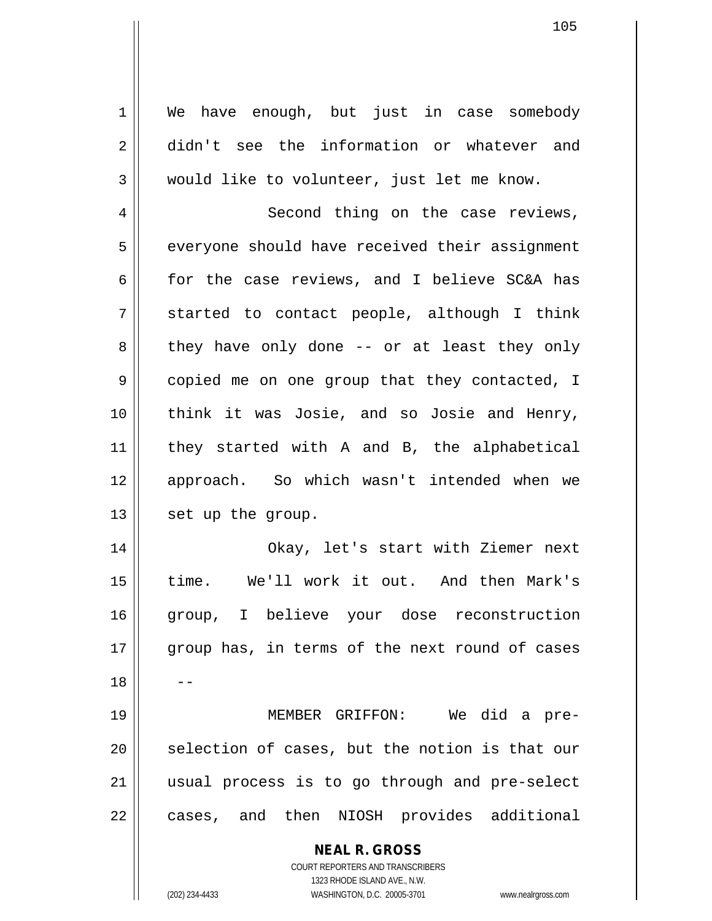We have enough, but just in case somebody didn't see the information or whatever and would like to volunteer, just let me know.

Second thing on the case reviews, everyone should have received their assignment for the case reviews, and I believe SC&A has started to contact people, although I think they have only done -- or at least they only copied me on one group that they contacted, I think it was Josie, and so Josie and Henry, they started with A and B, the alphabetical approach. So which wasn't intended when we set up the group.

Okay, let's start with Ziemer next time. We'll work it out. And then Mark's group, I believe your dose reconstruction group has, in terms of the next round of cases --

MEMBER GRIFFON: We did a pre-selection of cases, but the notion is that our usual process is to go through and pre-select cases, and then NIOSH provides additional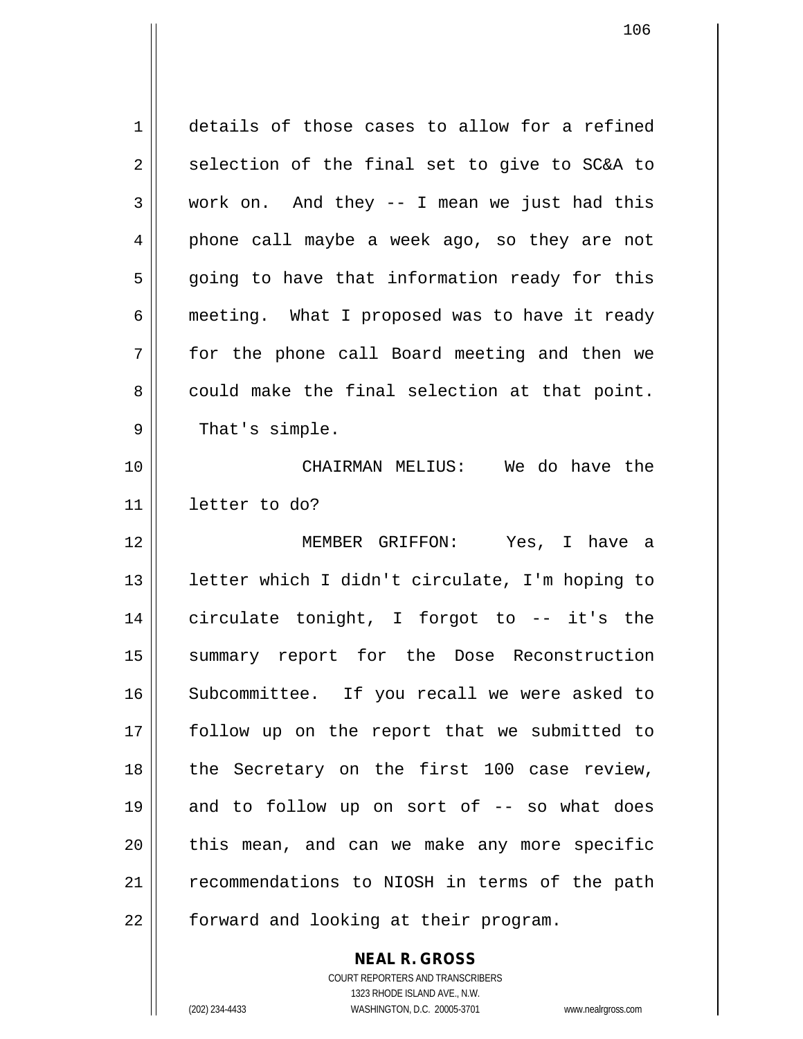details of those cases to allow for a refined selection of the final set to give to SC&A to work on. And they -- I mean we just had this phone call maybe a week ago, so they are not going to have that information ready for this meeting. What I proposed was to have it ready for the phone call Board meeting and then we could make the final selection at that point. That's simple.

CHAIRMAN MELIUS: We do have the letter to do?

MEMBER GRIFFON: Yes, I have a letter which I didn't circulate, I'm hoping to circulate tonight, I forgot to -- it's the summary report for the Dose Reconstruction Subcommittee. If you recall we were asked to follow up on the report that we submitted to the Secretary on the first 100 case review, and to follow up on sort of -- so what does this mean, and can we make any more specific recommendations to NIOSH in terms of the path forward and looking at their program.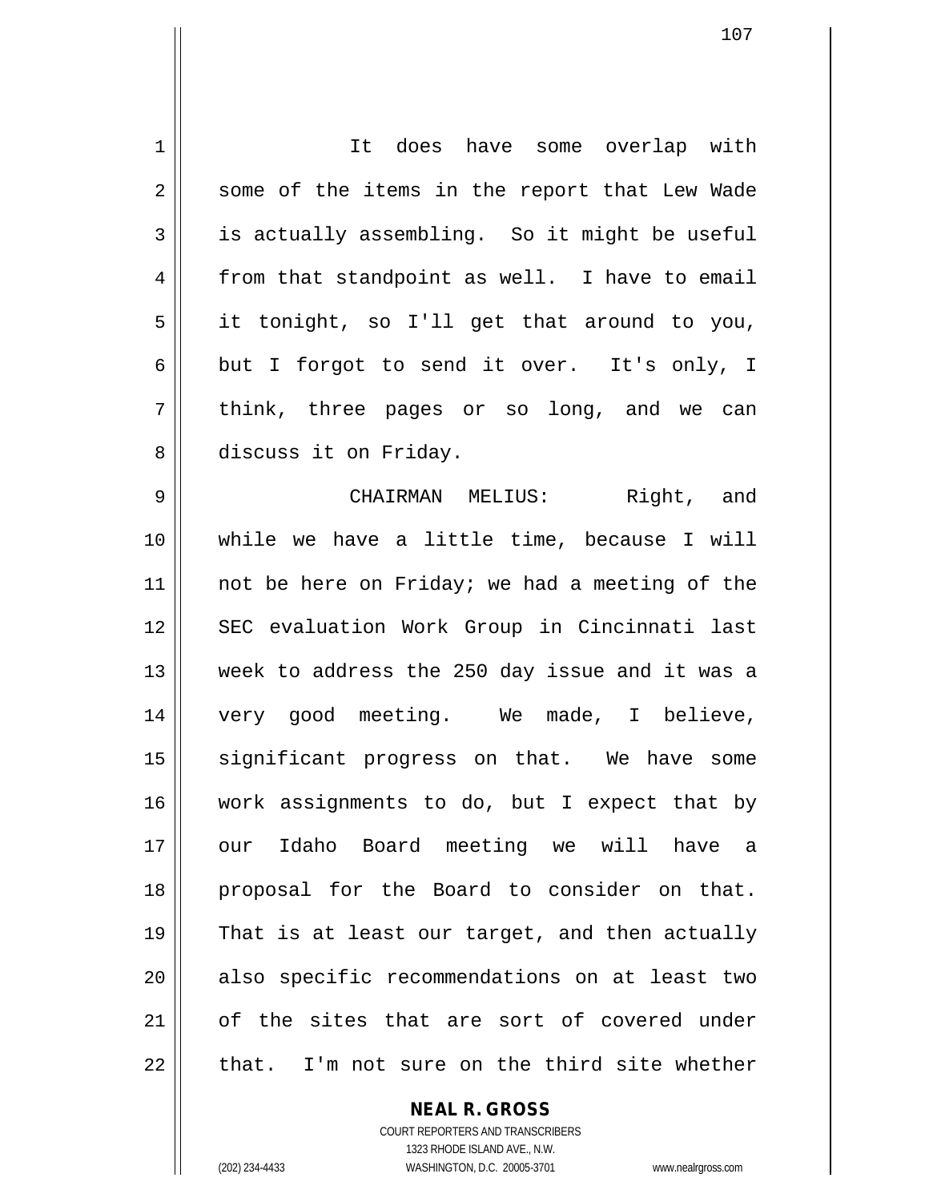It does have some overlap with some of the items in the report that Lew Wade is actually assembling. So it might be useful from that standpoint as well. I have to email it tonight, so I'll get that around to you, but I forgot to send it over. It's only, I think, three pages or so long, and we can discuss it on Friday.

CHAIRMAN MELIUS: Right, and while we have a little time, because I will not be here on Friday; we had a meeting of the SEC evaluation Work Group in Cincinnati last week to address the 250 day issue and it was a very good meeting. We made, I believe, significant progress on that. We have some work assignments to do, but I expect that by our Idaho Board meeting we will have a proposal for the Board to consider on that. That is at least our target, and then actually also specific recommendations on at least two of the sites that are sort of covered under that. I'm not sure on the third site whether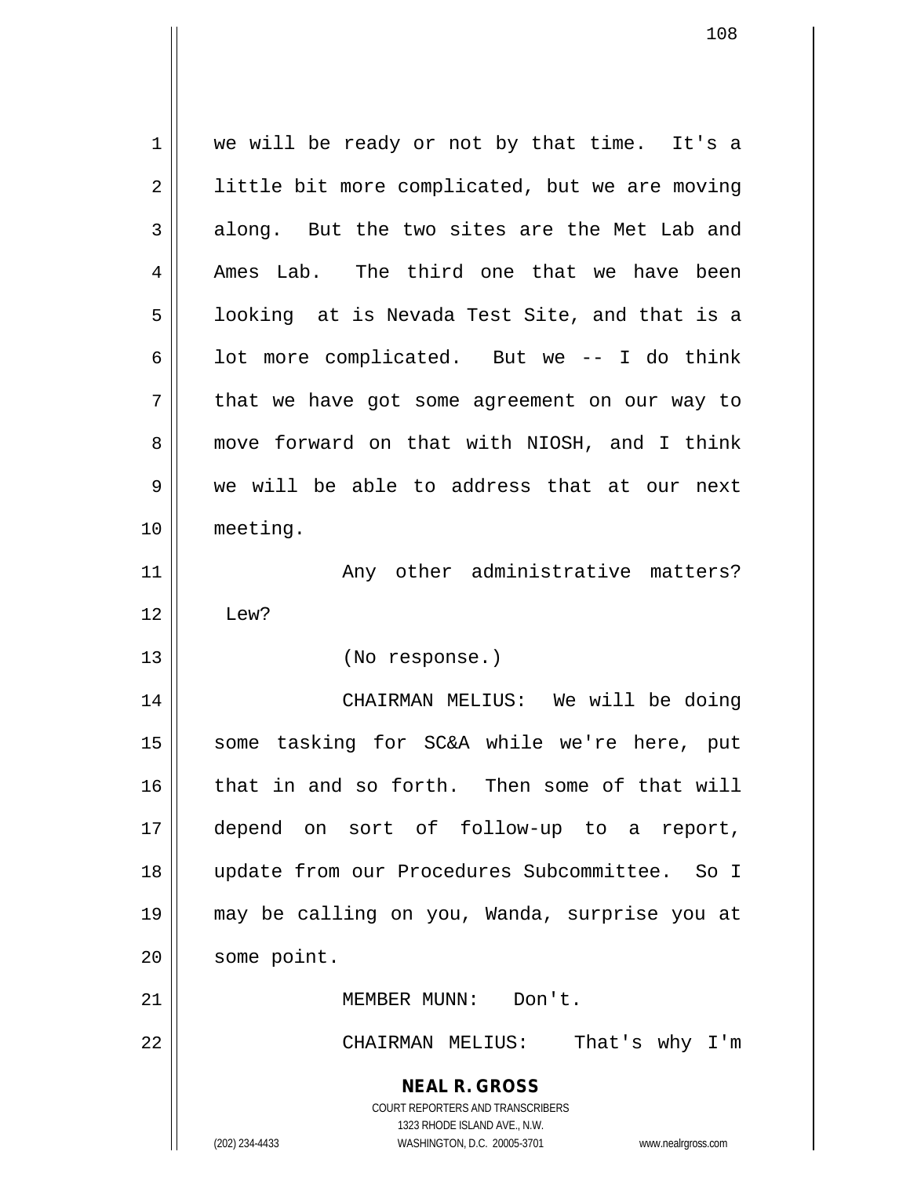we will be ready or not by that time. It's a little bit more complicated, but we are moving along. But the two sites are the Met Lab and Ames Lab. The third one that we have been looking at is Nevada Test Site, and that is a lot more complicated. But we -- I do think that we have got some agreement on our way to move forward on that with NIOSH, and I think we will be able to address that at our next meeting.

Any other administrative matters? Lew?

(No response.)

CHAIRMAN MELIUS: We will be doing some tasking for SC&A while we're here, put that in and so forth. Then some of that will depend on sort of follow-up to a report, update from our Procedures Subcommittee. So I may be calling on you, Wanda, surprise you at some point.

MEMBER MUNN: Don't.

CHAIRMAN MELIUS: That's why I'm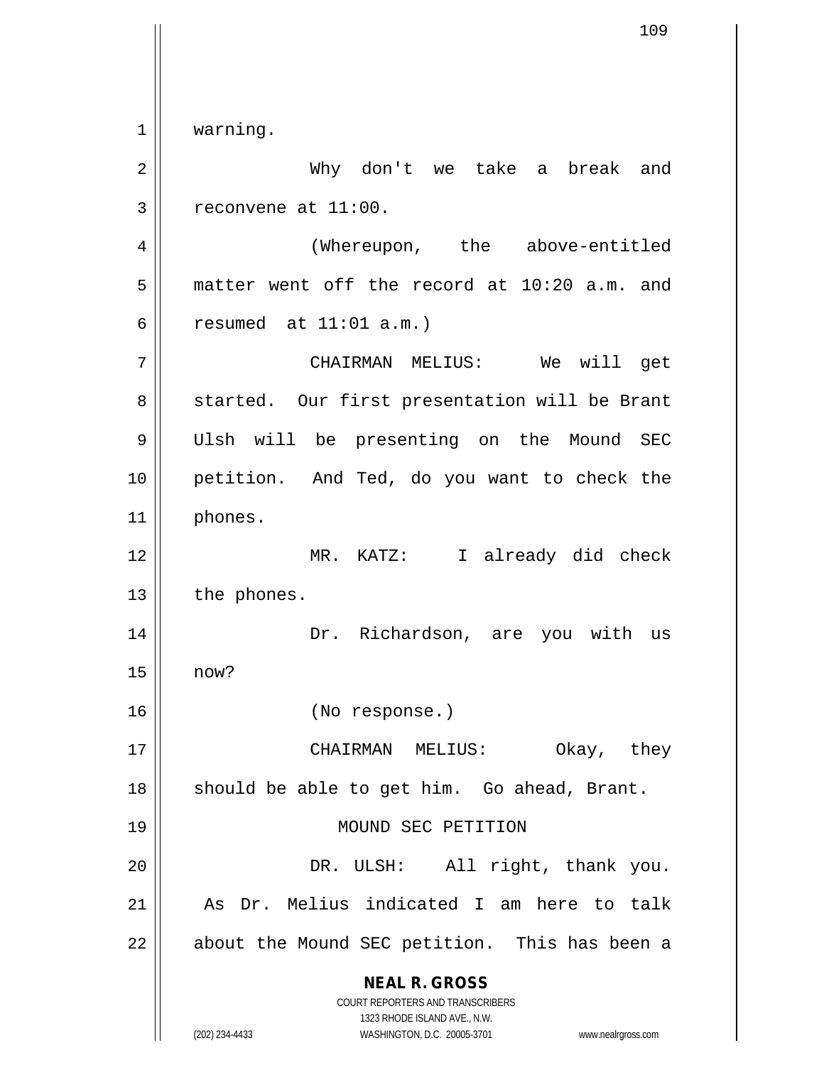warning.

Why don't we take a break and reconvene at 11:00.

(Whereupon, the above-entitled matter went off the record at 10:20 a.m. and resumed at 11:01 a.m.)

CHAIRMAN MELIUS: We will get started. Our first presentation will be Brant Ulsh will be presenting on the Mound SEC petition. And Ted, do you want to check the phones.

MR. KATZ: I already did check the phones.

Dr. Richardson, are you with us now?

(No response.)

CHAIRMAN MELIUS: Okay, they should be able to get him. Go ahead, Brant.

MOUND SEC PETITION

DR. ULSH: All right, thank you. As Dr. Melius indicated I am here to talk about the Mound SEC petition. This has been a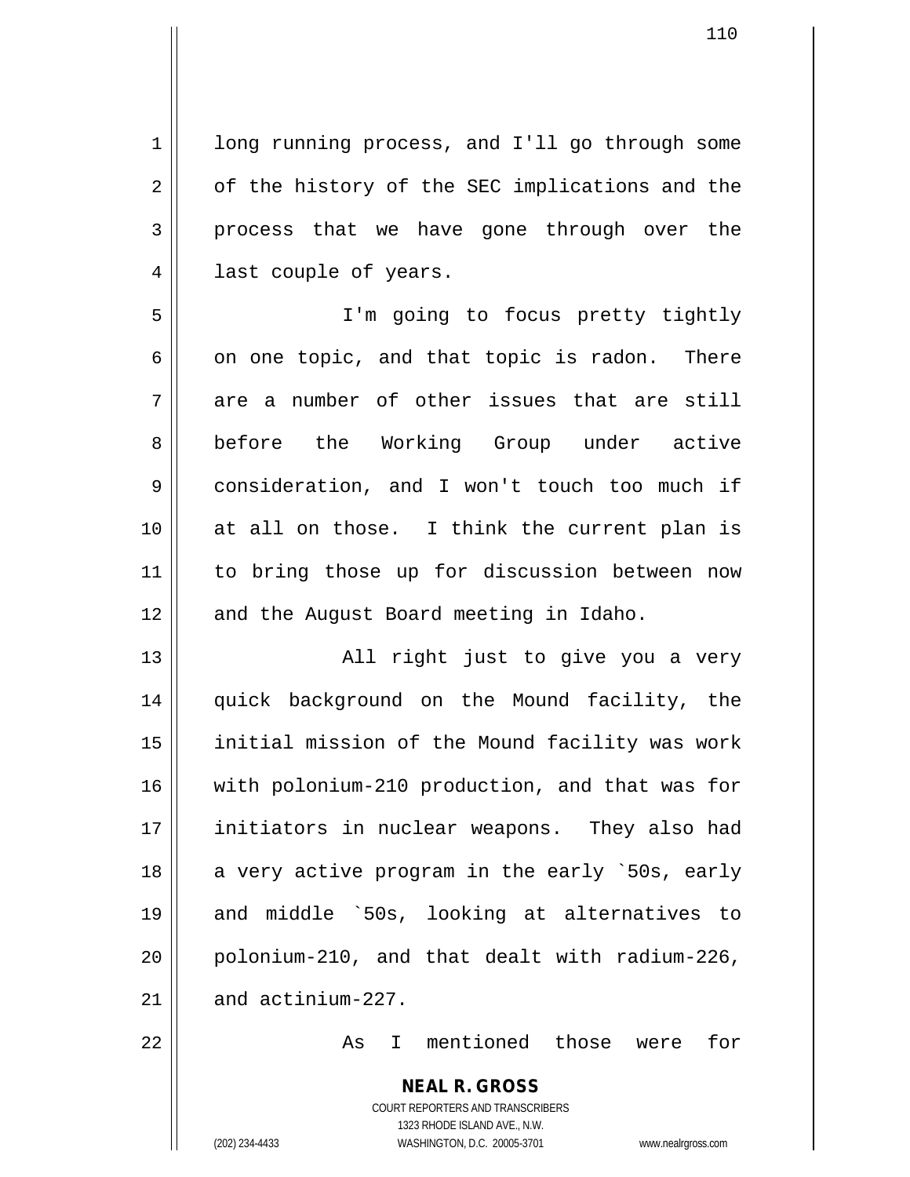long running process, and I'll go through some of the history of the SEC implications and the process that we have gone through over the last couple of years.

I'm going to focus pretty tightly on one topic, and that topic is radon. There are a number of other issues that are still before the Working Group under active consideration, and I won't touch too much if at all on those. I think the current plan is to bring those up for discussion between now and the August Board meeting in Idaho.

All right just to give you a very quick background on the Mound facility, the initial mission of the Mound facility was work with polonium-210 production, and that was for initiators in nuclear weapons. They also had a very active program in the early `50s, early and middle `50s, looking at alternatives to polonium-210, and that dealt with radium-226, and actinium-227.

As I mentioned those were for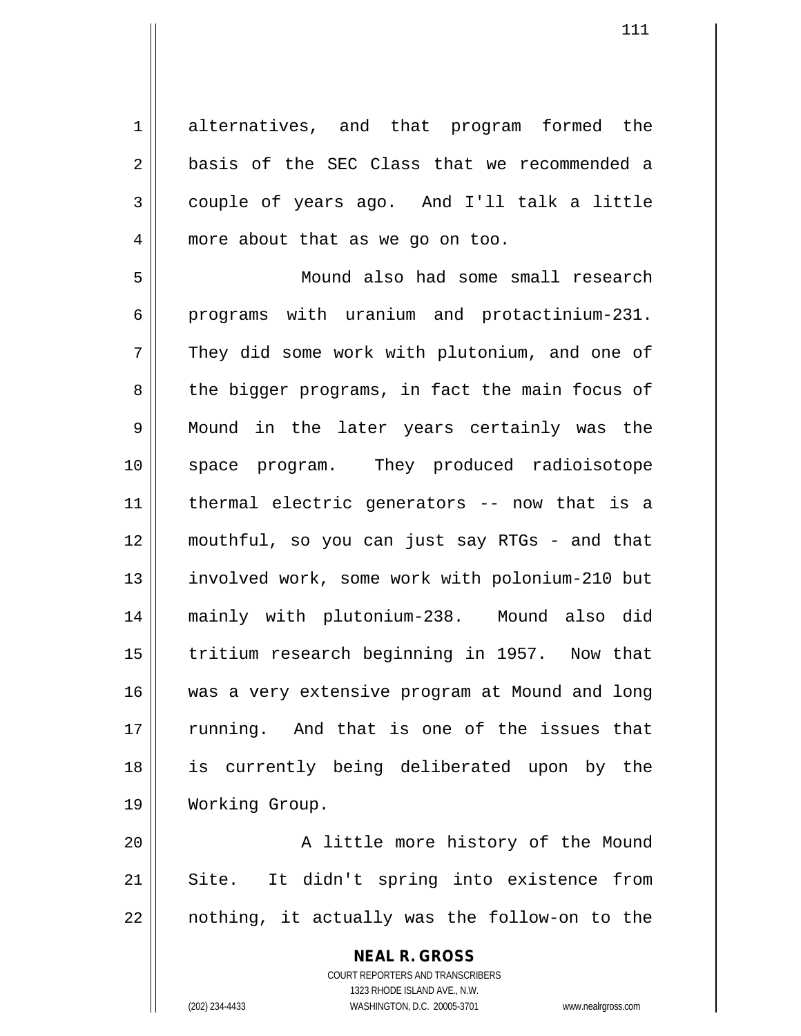alternatives, and that program formed the basis of the SEC Class that we recommended a couple of years ago. And I'll talk a little more about that as we go on too.

Mound also had some small research programs with uranium and protactinium-231. They did some work with plutonium, and one of the bigger programs, in fact the main focus of Mound in the later years certainly was the space program. They produced radioisotope thermal electric generators -- now that is a mouthful, so you can just say RTGs - and that involved work, some work with polonium-210 but mainly with plutonium-238. Mound also did tritium research beginning in 1957. Now that was a very extensive program at Mound and long running. And that is one of the issues that is currently being deliberated upon by the Working Group.

A little more history of the Mound Site. It didn't spring into existence from nothing, it actually was the follow-on to the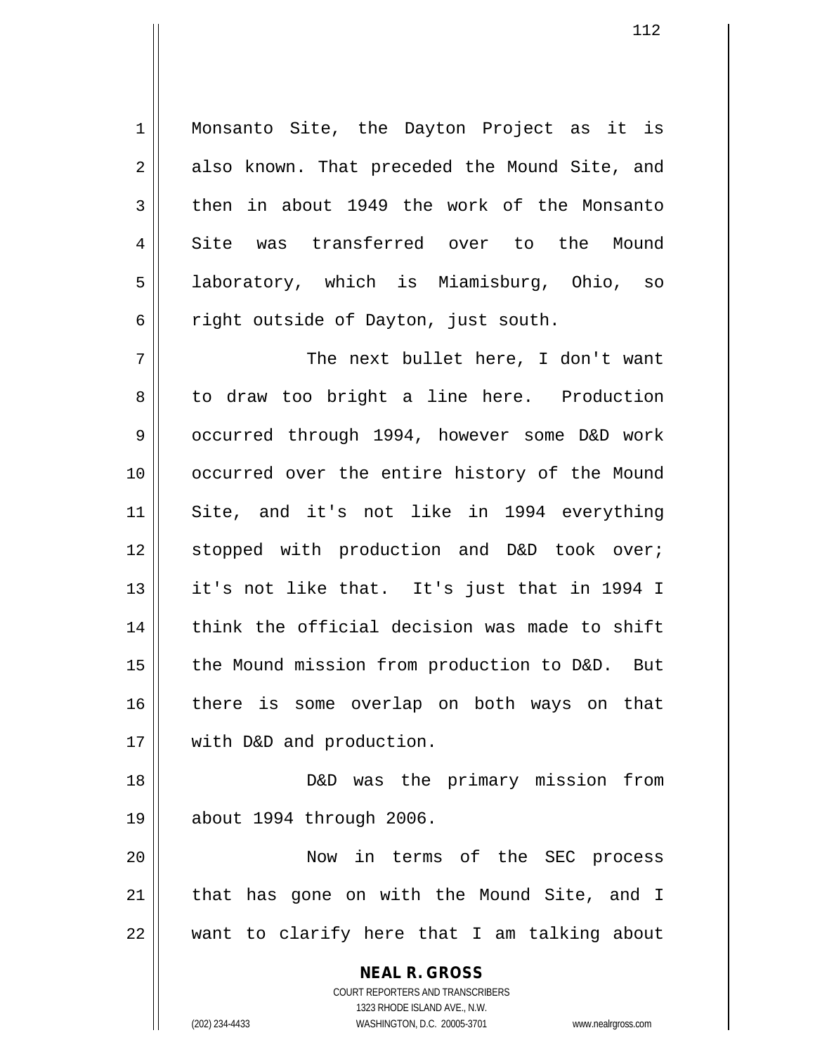Monsanto Site, the Dayton Project as it is also known. That preceded the Mound Site, and then in about 1949 the work of the Monsanto Site was transferred over to the Mound laboratory, which is Miamisburg, Ohio, so right outside of Dayton, just south.

The next bullet here, I don't want to draw too bright a line here. Production occurred through 1994, however some D&D work occurred over the entire history of the Mound Site, and it's not like in 1994 everything stopped with production and D&D took over; it's not like that. It's just that in 1994 I think the official decision was made to shift the Mound mission from production to D&D. But there is some overlap on both ways on that with D&D and production.

D&D was the primary mission from about 1994 through 2006.

Now in terms of the SEC process that has gone on with the Mound Site, and I want to clarify here that I am talking about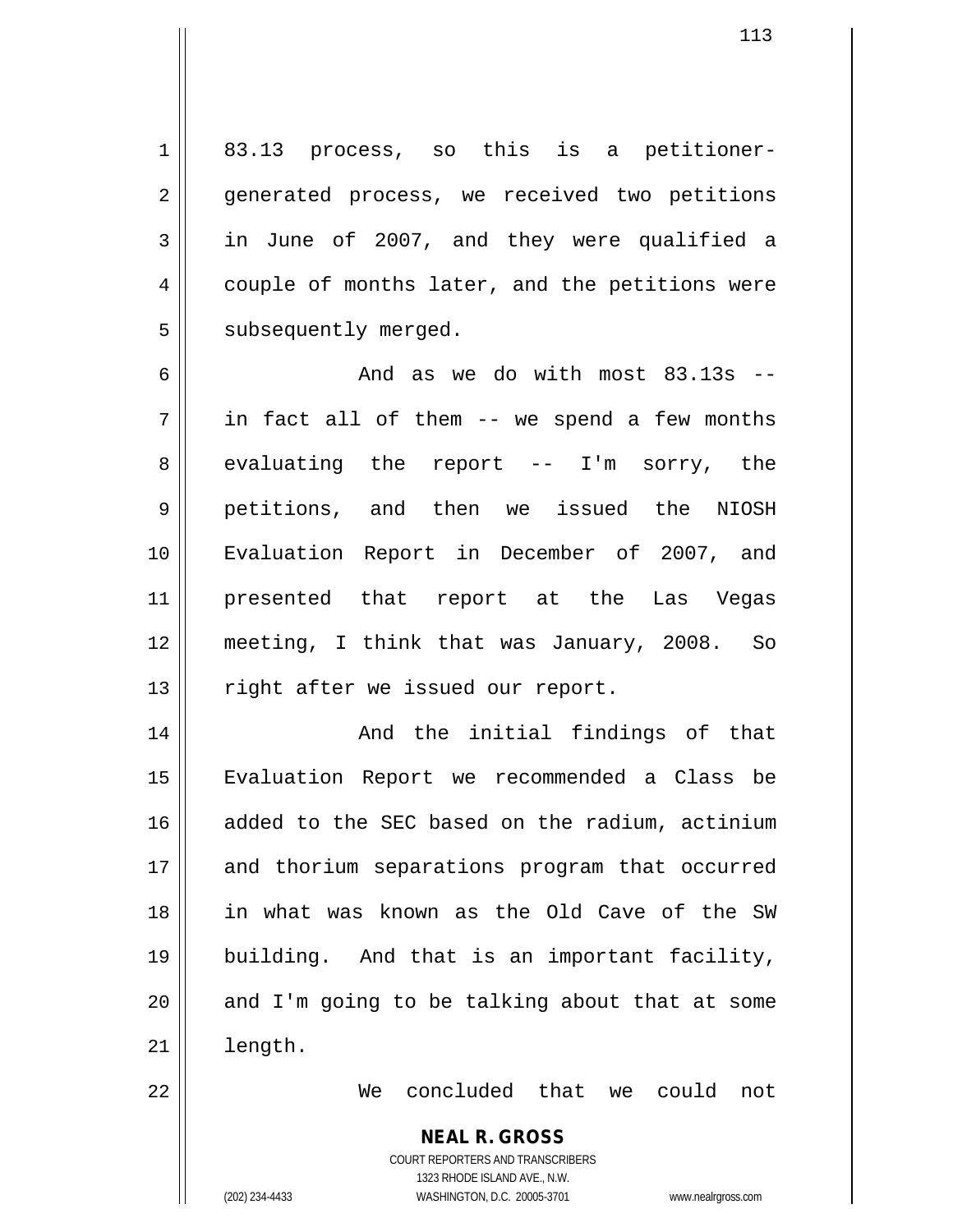83.13 process, so this is a petitioner-generated process, we received two petitions in June of 2007, and they were qualified a couple of months later, and the petitions were subsequently merged.

And as we do with most 83.13s -- in fact all of them -- we spend a few months evaluating the report -- I'm sorry, the petitions, and then we issued the NIOSH Evaluation Report in December of 2007, and presented that report at the Las Vegas meeting, I think that was January, 2008. So right after we issued our report.

And the initial findings of that Evaluation Report we recommended a Class be added to the SEC based on the radium, actinium and thorium separations program that occurred in what was known as the Old Cave of the SW building. And that is an important facility, and I'm going to be talking about that at some length.

We concluded that we could not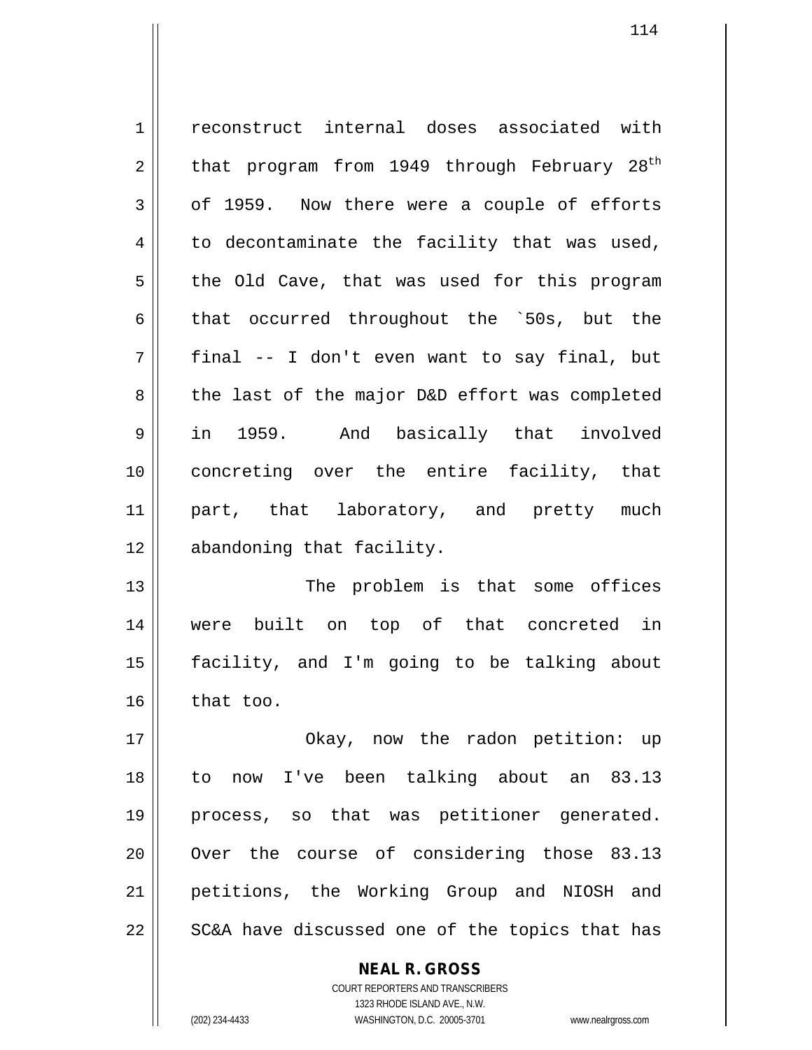reconstruct internal doses associated with that program from 1949 through February 28th of 1959. Now there were a couple of efforts to decontaminate the facility that was used, the Old Cave, that was used for this program that occurred throughout the `50s, but the final -- I don't even want to say final, but the last of the major D&D effort was completed in 1959. And basically that involved concreting over the entire facility, that part, that laboratory, and pretty much abandoning that facility.

The problem is that some offices were built on top of that concreted in facility, and I'm going to be talking about that too.

Okay, now the radon petition: up to now I've been talking about an 83.13 process, so that was petitioner generated. Over the course of considering those 83.13 petitions, the Working Group and NIOSH and SC&A have discussed one of the topics that has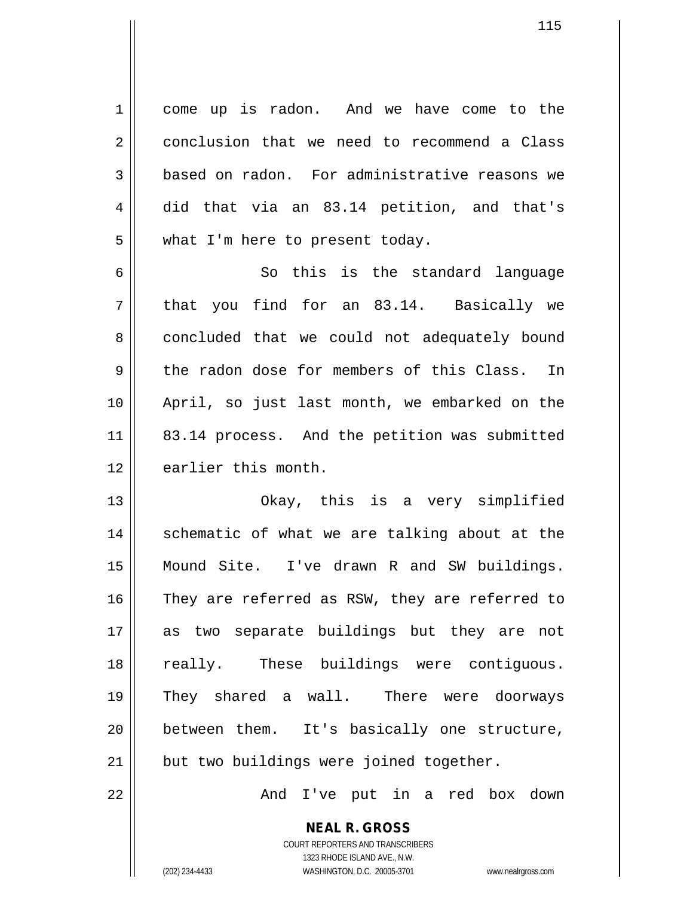come up is radon. And we have come to the conclusion that we need to recommend a Class based on radon. For administrative reasons we did that via an 83.14 petition, and that's what I'm here to present today.

So this is the standard language that you find for an 83.14. Basically we concluded that we could not adequately bound the radon dose for members of this Class. In April, so just last month, we embarked on the 83.14 process. And the petition was submitted earlier this month.

Okay, this is a very simplified schematic of what we are talking about at the Mound Site. I've drawn R and SW buildings. They are referred as RSW, they are referred to as two separate buildings but they are not really. These buildings were contiguous. They shared a wall. There were doorways between them. It's basically one structure, but two buildings were joined together.

And I've put in a red box down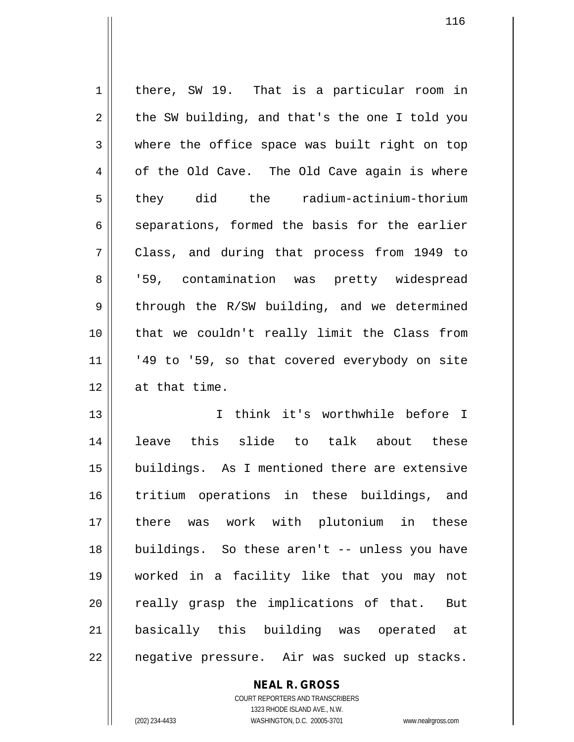there, SW 19. That is a particular room in the SW building, and that's the one I told you where the office space was built right on top of the Old Cave. The Old Cave again is where they did the radium-actinium-thorium separations, formed the basis for the earlier Class, and during that process from 1949 to '59, contamination was pretty widespread through the R/SW building, and we determined that we couldn't really limit the Class from '49 to '59, so that covered everybody on site at that time.

I think it's worthwhile before I leave this slide to talk about these buildings. As I mentioned there are extensive tritium operations in these buildings, and there was work with plutonium in these buildings. So these aren't -- unless you have worked in a facility like that you may not really grasp the implications of that. But basically this building was operated at negative pressure. Air was sucked up stacks.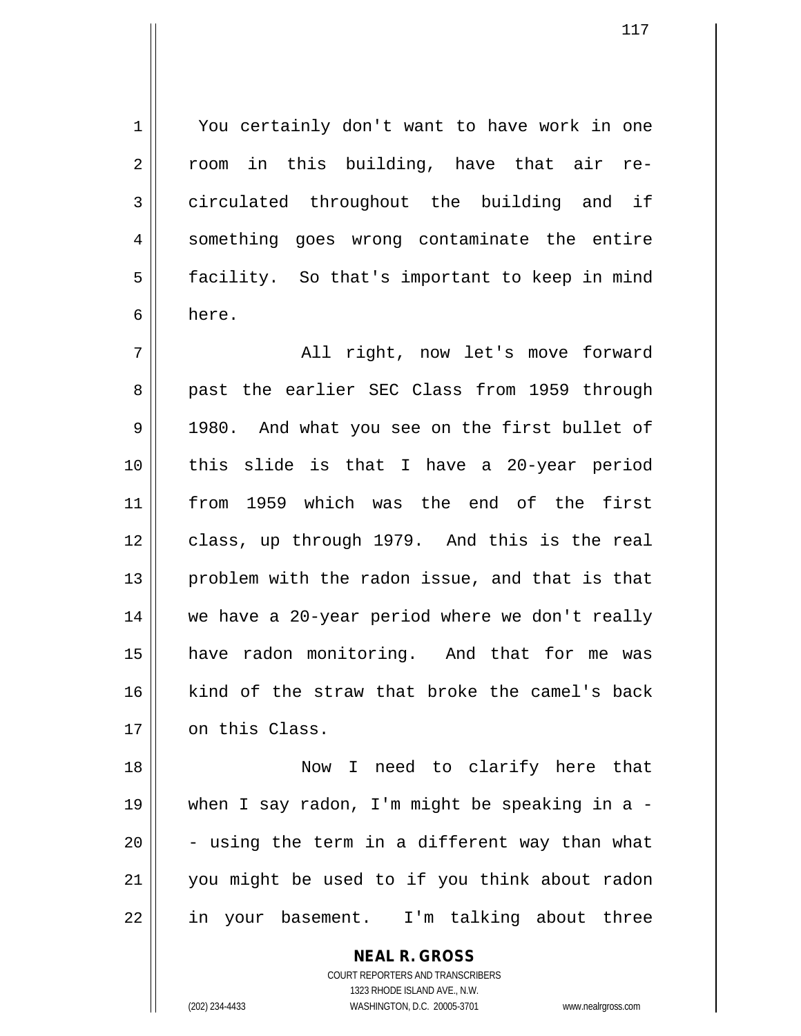You certainly don't want to have work in one room in this building, have that air re-circulated throughout the building and if something goes wrong contaminate the entire facility. So that's important to keep in mind here.

All right, now let's move forward past the earlier SEC Class from 1959 through 1980. And what you see on the first bullet of this slide is that I have a 20-year period from 1959 which was the end of the first class, up through 1979. And this is the real problem with the radon issue, and that is that we have a 20-year period where we don't really have radon monitoring. And that for me was kind of the straw that broke the camel's back on this Class.

Now I need to clarify here that when I say radon, I'm might be speaking in a -- using the term in a different way than what you might be used to if you think about radon in your basement. I'm talking about three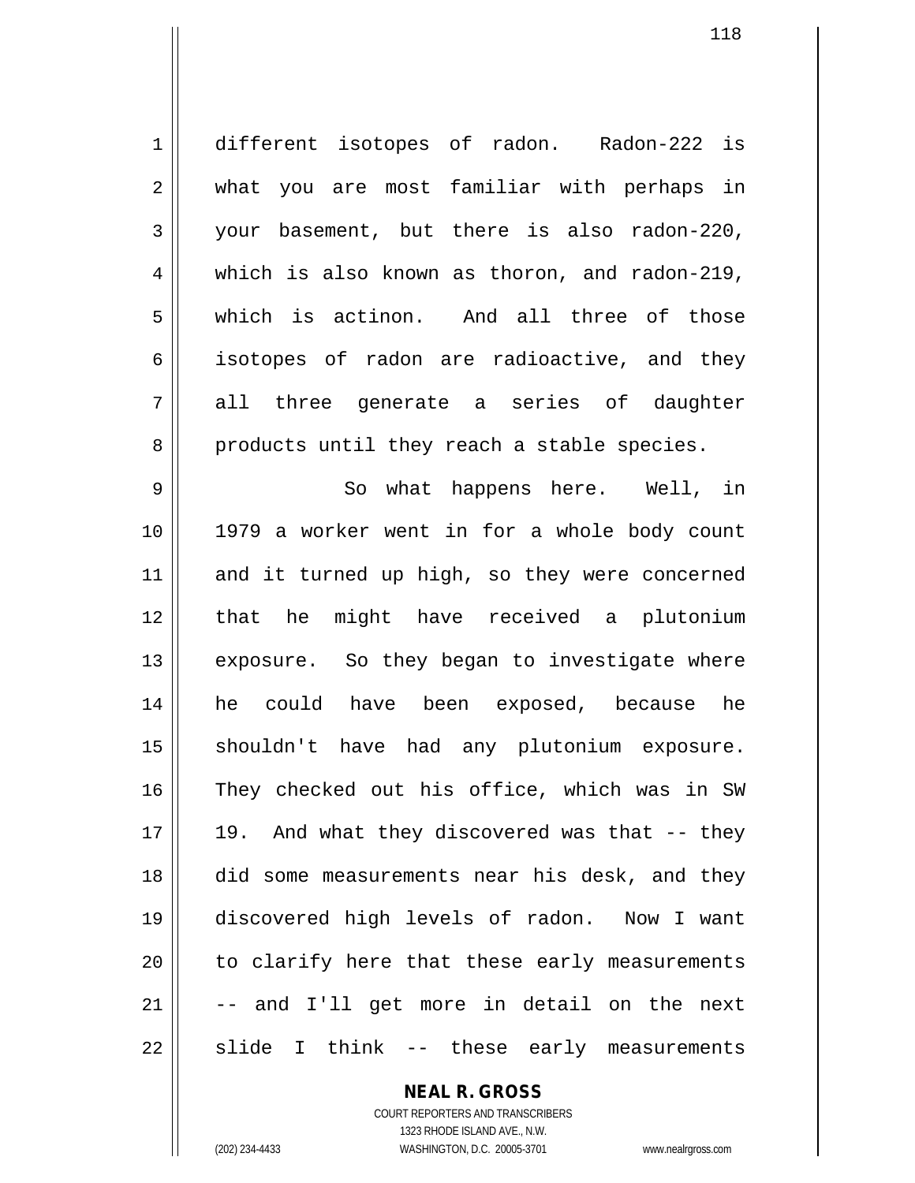different isotopes of radon. Radon-222 is what you are most familiar with perhaps in your basement, but there is also radon-220, which is also known as thoron, and radon-219, which is actinon. And all three of those isotopes of radon are radioactive, and they all three generate a series of daughter products until they reach a stable species.

So what happens here. Well, in 1979 a worker went in for a whole body count and it turned up high, so they were concerned that he might have received a plutonium exposure. So they began to investigate where he could have been exposed, because he shouldn't have had any plutonium exposure. They checked out his office, which was in SW 19. And what they discovered was that -- they did some measurements near his desk, and they discovered high levels of radon. Now I want to clarify here that these early measurements -- and I'll get more in detail on the next slide I think -- these early measurements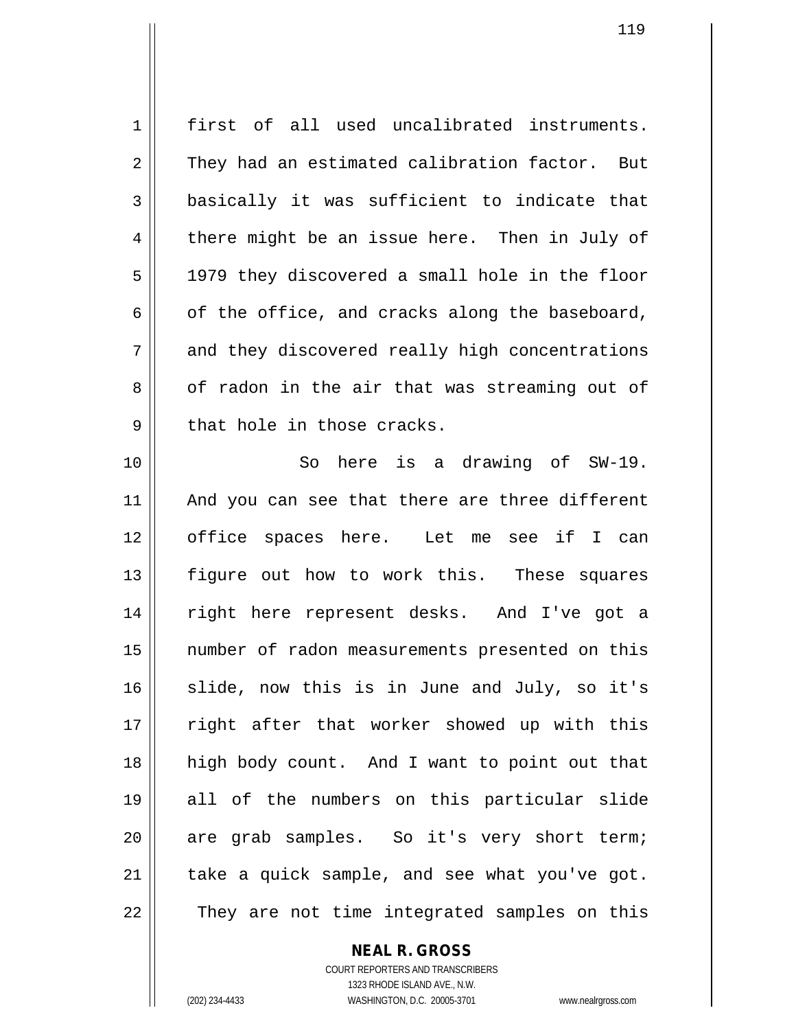first of all used uncalibrated instruments. They had an estimated calibration factor. But basically it was sufficient to indicate that there might be an issue here. Then in July of 1979 they discovered a small hole in the floor of the office, and cracks along the baseboard, and they discovered really high concentrations of radon in the air that was streaming out of that hole in those cracks.

So here is a drawing of SW-19. And you can see that there are three different office spaces here. Let me see if I can figure out how to work this. These squares right here represent desks. And I've got a number of radon measurements presented on this slide, now this is in June and July, so it's right after that worker showed up with this high body count. And I want to point out that all of the numbers on this particular slide are grab samples. So it's very short term; take a quick sample, and see what you've got. They are not time integrated samples on this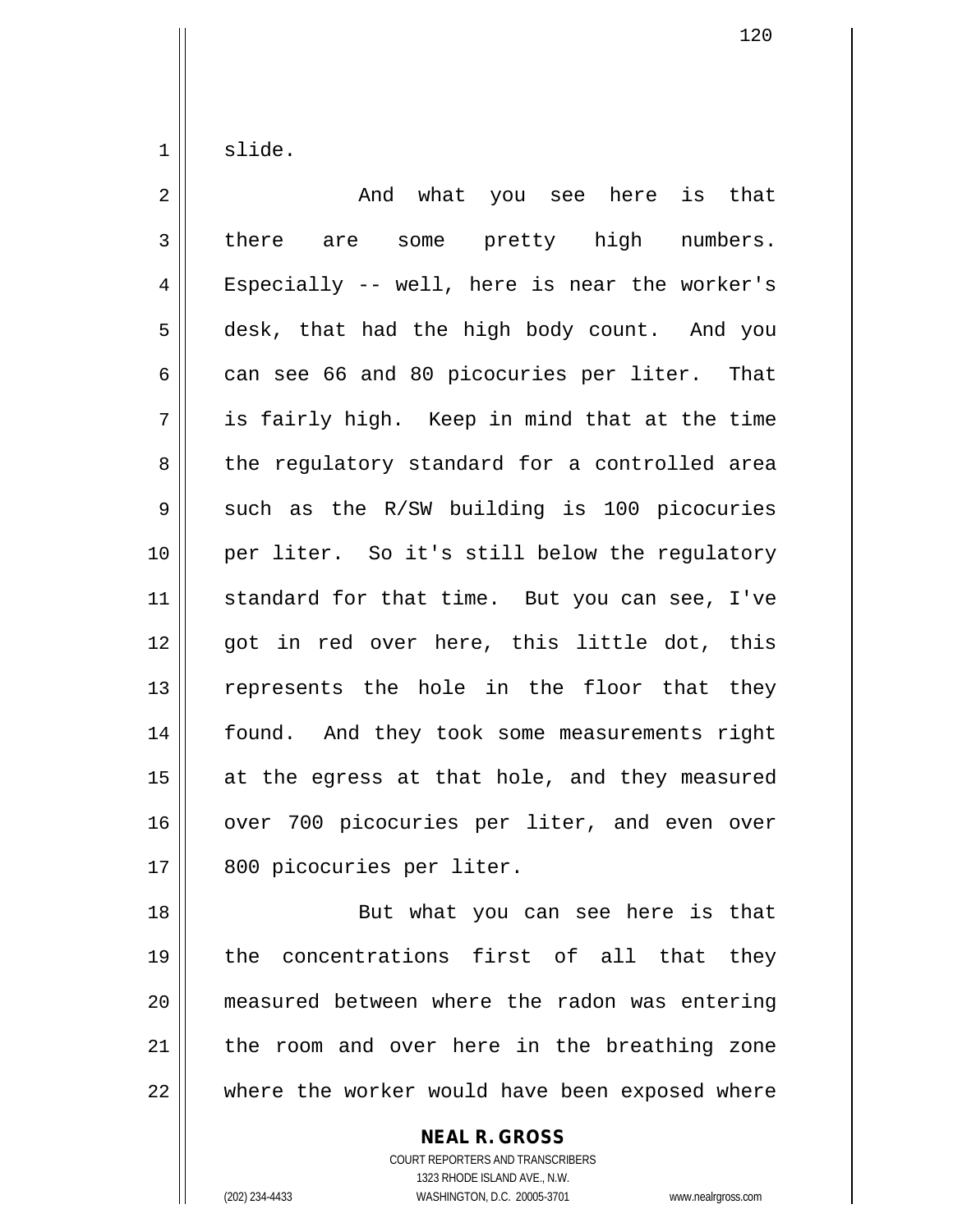slide.

And what you see here is that there are some pretty high numbers. Especially -- well, here is near the worker's desk, that had the high body count. And you can see 66 and 80 picocuries per liter. That is fairly high. Keep in mind that at the time the regulatory standard for a controlled area such as the R/SW building is 100 picocuries per liter. So it's still below the regulatory standard for that time. But you can see, I've got in red over here, this little dot, this represents the hole in the floor that they found. And they took some measurements right at the egress at that hole, and they measured over 700 picocuries per liter, and even over 800 picocuries per liter.

But what you can see here is that the concentrations first of all that they measured between where the radon was entering the room and over here in the breathing zone where the worker would have been exposed where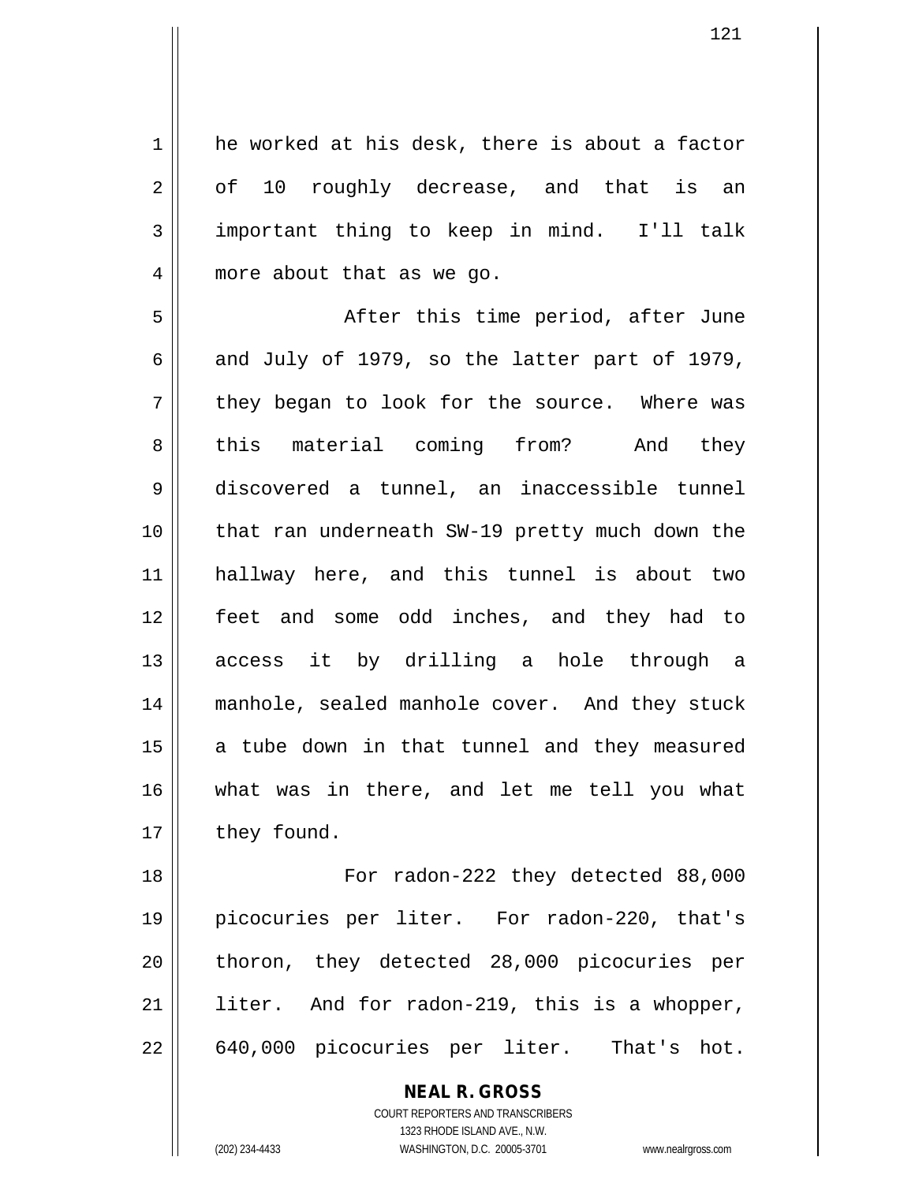he worked at his desk, there is about a factor of 10 roughly decrease, and that is an important thing to keep in mind. I'll talk more about that as we go.

After this time period, after June and July of 1979, so the latter part of 1979, they began to look for the source. Where was this material coming from? And they discovered a tunnel, an inaccessible tunnel that ran underneath SW-19 pretty much down the hallway here, and this tunnel is about two feet and some odd inches, and they had to access it by drilling a hole through a manhole, sealed manhole cover. And they stuck a tube down in that tunnel and they measured what was in there, and let me tell you what they found.

For radon-222 they detected 88,000 picocuries per liter. For radon-220, that's thoron, they detected 28,000 picocuries per liter. And for radon-219, this is a whopper, 640,000 picocuries per liter. That's hot.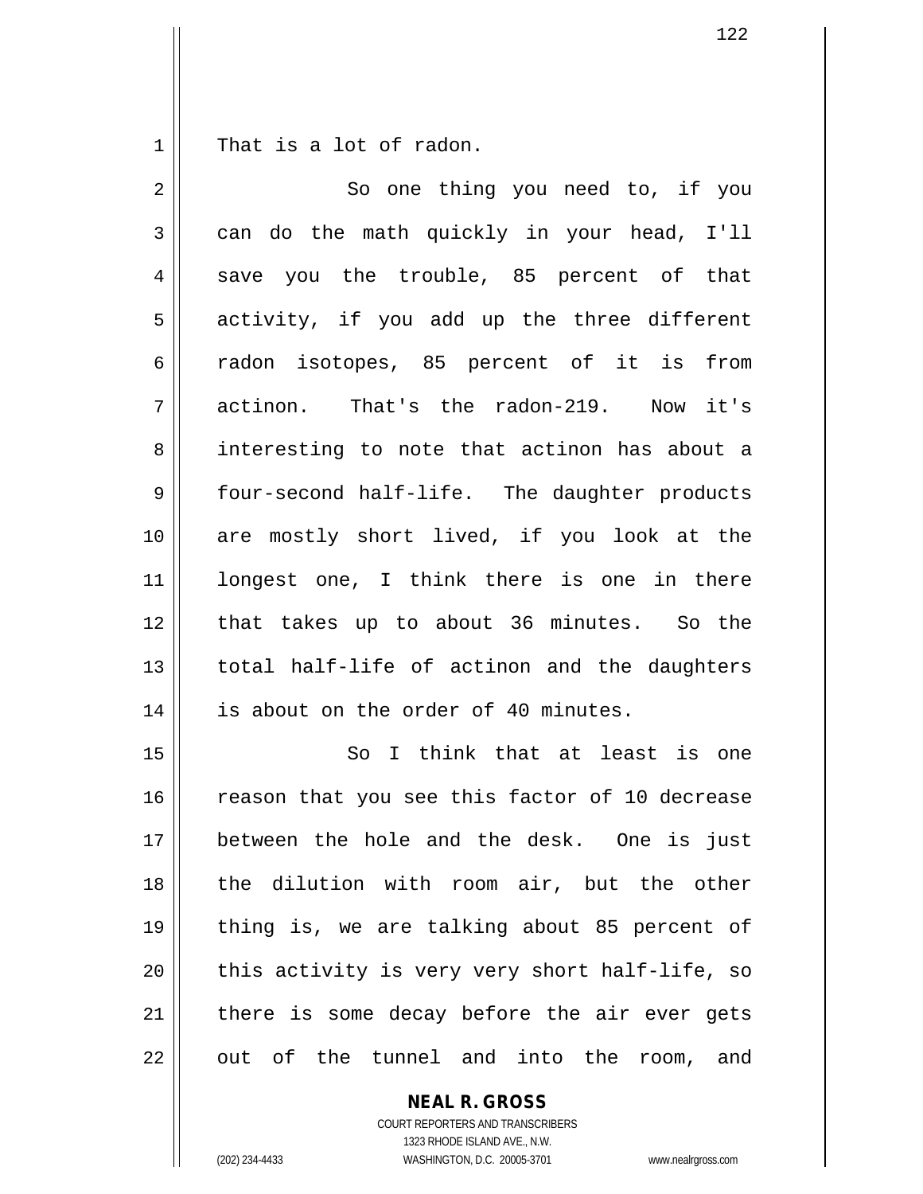That is a lot of radon.

So one thing you need to, if you can do the math quickly in your head, I'll save you the trouble, 85 percent of that activity, if you add up the three different radon isotopes, 85 percent of it is from actinon. That's the radon-219. Now it's interesting to note that actinon has about a four-second half-life. The daughter products are mostly short lived, if you look at the longest one, I think there is one in there that takes up to about 36 minutes. So the total half-life of actinon and the daughters is about on the order of 40 minutes.

So I think that at least is one reason that you see this factor of 10 decrease between the hole and the desk. One is just the dilution with room air, but the other thing is, we are talking about 85 percent of this activity is very very short half-life, so there is some decay before the air ever gets out of the tunnel and into the room, and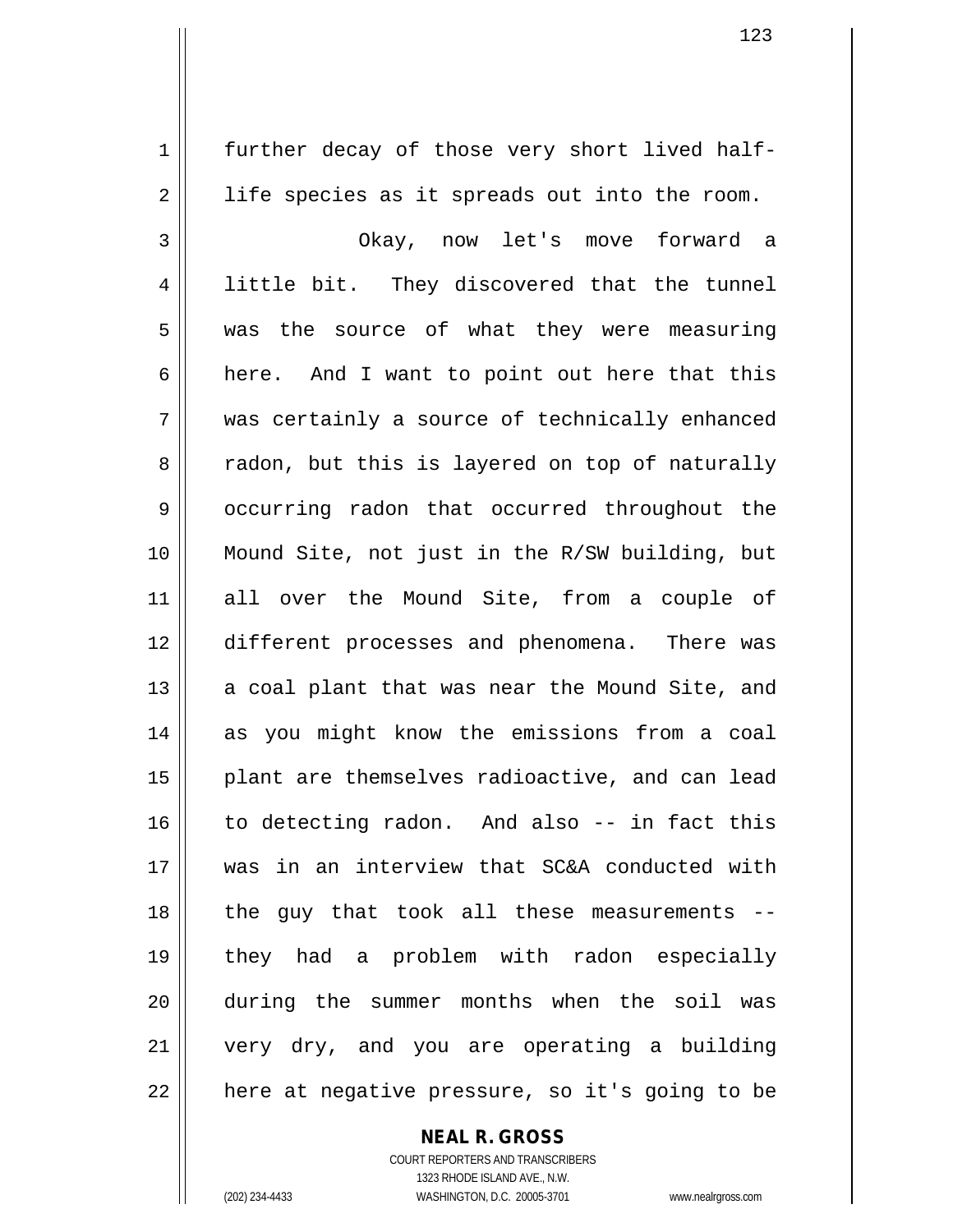further decay of those very short lived half-life species as it spreads out into the room.

Okay, now let's move forward a little bit. They discovered that the tunnel was the source of what they were measuring here. And I want to point out here that this was certainly a source of technically enhanced radon, but this is layered on top of naturally occurring radon that occurred throughout the Mound Site, not just in the R/SW building, but all over the Mound Site, from a couple of different processes and phenomena. There was a coal plant that was near the Mound Site, and as you might know the emissions from a coal plant are themselves radioactive, and can lead to detecting radon. And also -- in fact this was in an interview that SC&A conducted with the guy that took all these measurements -- they had a problem with radon especially during the summer months when the soil was very dry, and you are operating a building here at negative pressure, so it's going to be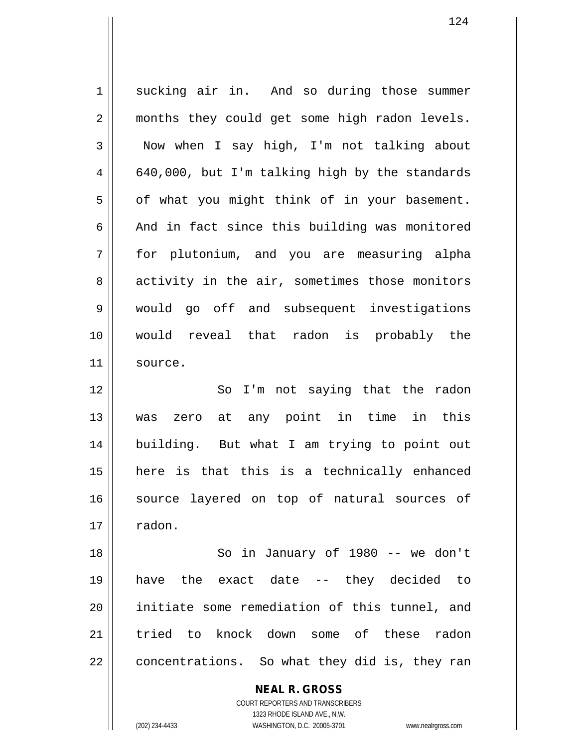sucking air in. And so during those summer months they could get some high radon levels. Now when I say high, I'm not talking about 640,000, but I'm talking high by the standards of what you might think of in your basement. And in fact since this building was monitored for plutonium, and you are measuring alpha activity in the air, sometimes those monitors would go off and subsequent investigations would reveal that radon is probably the source.

So I'm not saying that the radon was zero at any point in time in this building. But what I am trying to point out here is that this is a technically enhanced source layered on top of natural sources of radon.

So in January of 1980 -- we don't have the exact date -- they decided to initiate some remediation of this tunnel, and tried to knock down some of these radon concentrations. So what they did is, they ran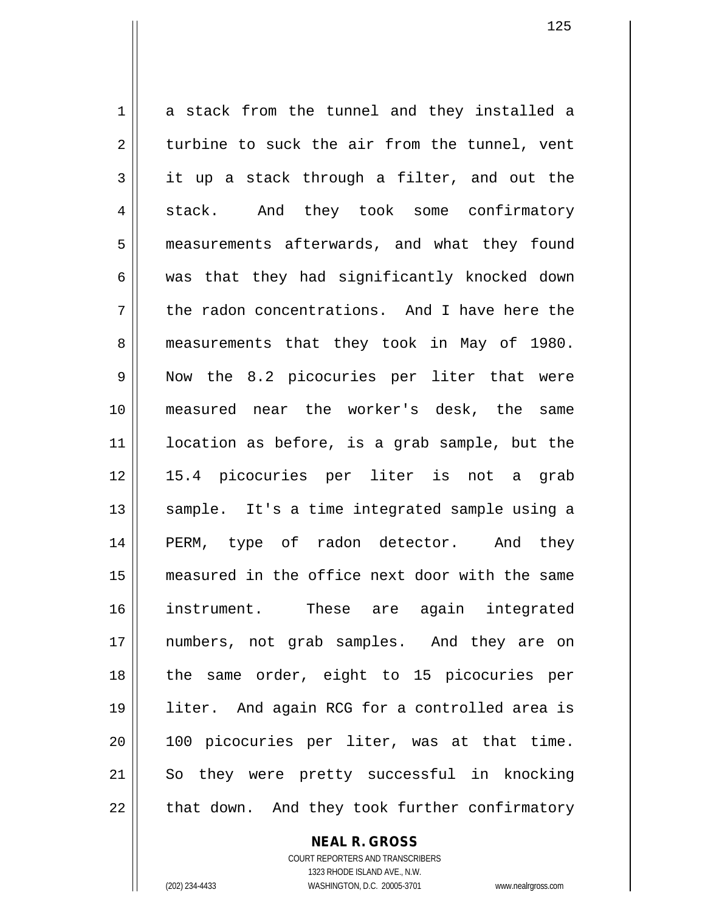a stack from the tunnel and they installed a turbine to suck the air from the tunnel, vent it up a stack through a filter, and out the stack. And they took some confirmatory measurements afterwards, and what they found was that they had significantly knocked down the radon concentrations. And I have here the measurements that they took in May of 1980. Now the 8.2 picocuries per liter that were measured near the worker's desk, the same location as before, is a grab sample, but the 15.4 picocuries per liter is not a grab sample. It's a time integrated sample using a PERM, type of radon detector. And they measured in the office next door with the same instrument. These are again integrated numbers, not grab samples. And they are on the same order, eight to 15 picocuries per liter. And again RCG for a controlled area is 100 picocuries per liter, was at that time. So they were pretty successful in knocking that down. And they took further confirmatory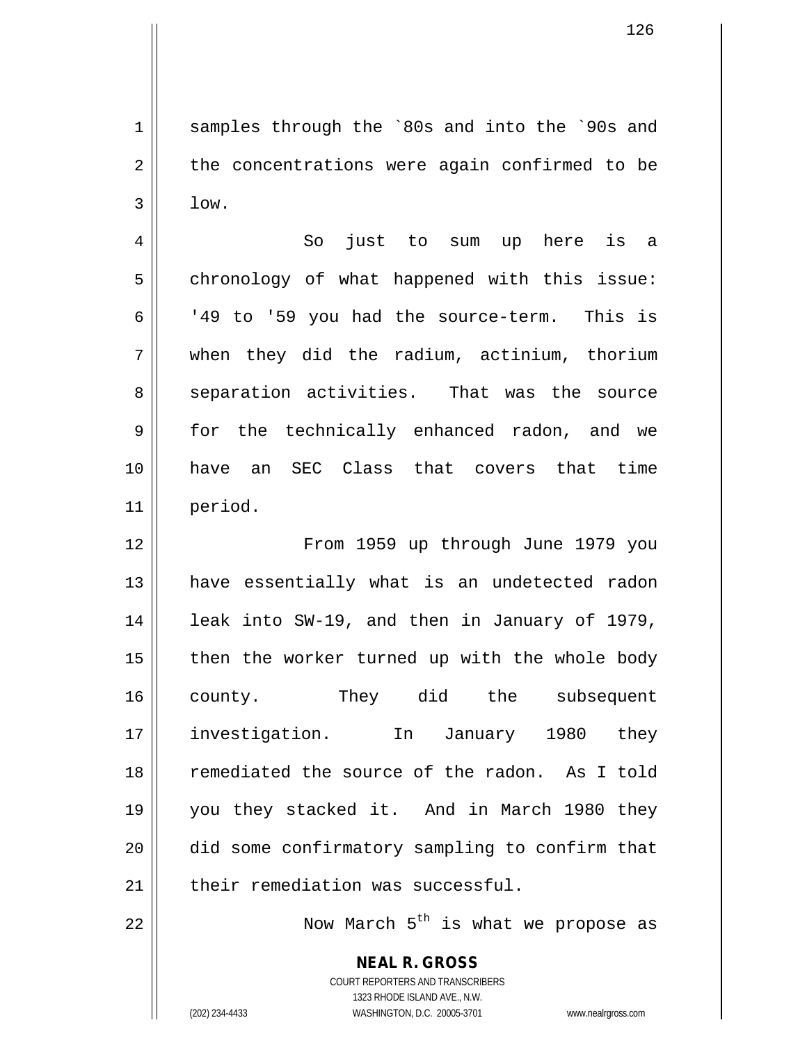samples through the `80s and into the `90s and the concentrations were again confirmed to be low.

So just to sum up here is a chronology of what happened with this issue: '49 to '59 you had the source-term. This is when they did the radium, actinium, thorium separation activities. That was the source for the technically enhanced radon, and we have an SEC Class that covers that time period.

From 1959 up through June 1979 you have essentially what is an undetected radon leak into SW-19, and then in January of 1979, then the worker turned up with the whole body county. They did the subsequent investigation. In January 1980 they remediated the source of the radon. As I told you they stacked it. And in March 1980 they did some confirmatory sampling to confirm that their remediation was successful.

Now March 5th is what we propose as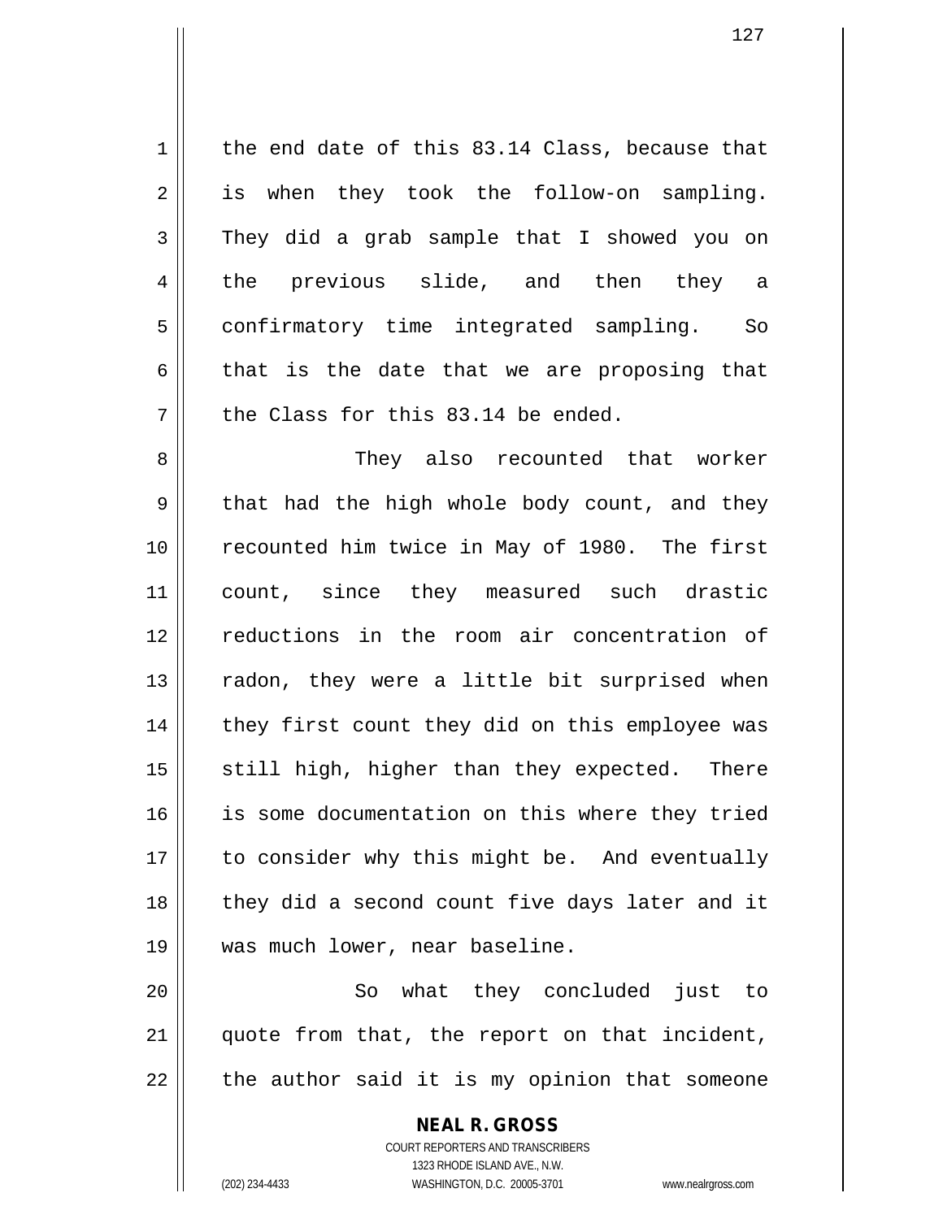the end date of this 83.14 Class, because that is when they took the follow-on sampling. They did a grab sample that I showed you on the previous slide, and then they a confirmatory time integrated sampling. So that is the date that we are proposing that the Class for this 83.14 be ended.

They also recounted that worker that had the high whole body count, and they recounted him twice in May of 1980. The first count, since they measured such drastic reductions in the room air concentration of radon, they were a little bit surprised when they first count they did on this employee was still high, higher than they expected. There is some documentation on this where they tried to consider why this might be. And eventually they did a second count five days later and it was much lower, near baseline.

So what they concluded just to quote from that, the report on that incident, the author said it is my opinion that someone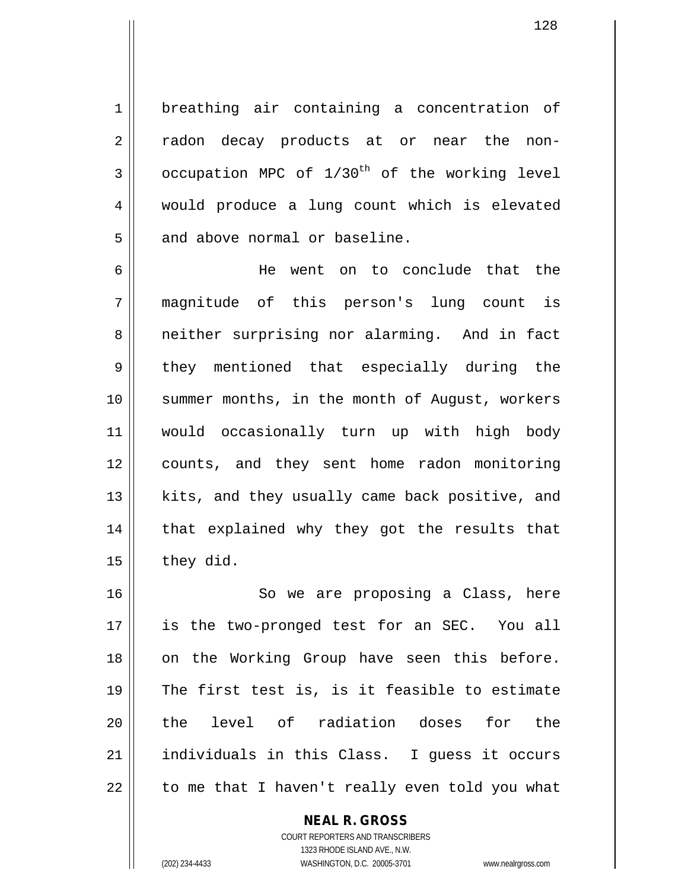breathing air containing a concentration of radon decay products at or near the non-occupation MPC of $1/30^{th}$ of the working level would produce a lung count which is elevated and above normal or baseline.

He went on to conclude that the magnitude of this person's lung count is neither surprising nor alarming. And in fact they mentioned that especially during the summer months, in the month of August, workers would occasionally turn up with high body counts, and they sent home radon monitoring kits, and they usually came back positive, and that explained why they got the results that they did.

So we are proposing a Class, here is the two-pronged test for an SEC. You all on the Working Group have seen this before. The first test is, is it feasible to estimate the level of radiation doses for the individuals in this Class. I guess it occurs to me that I haven't really even told you what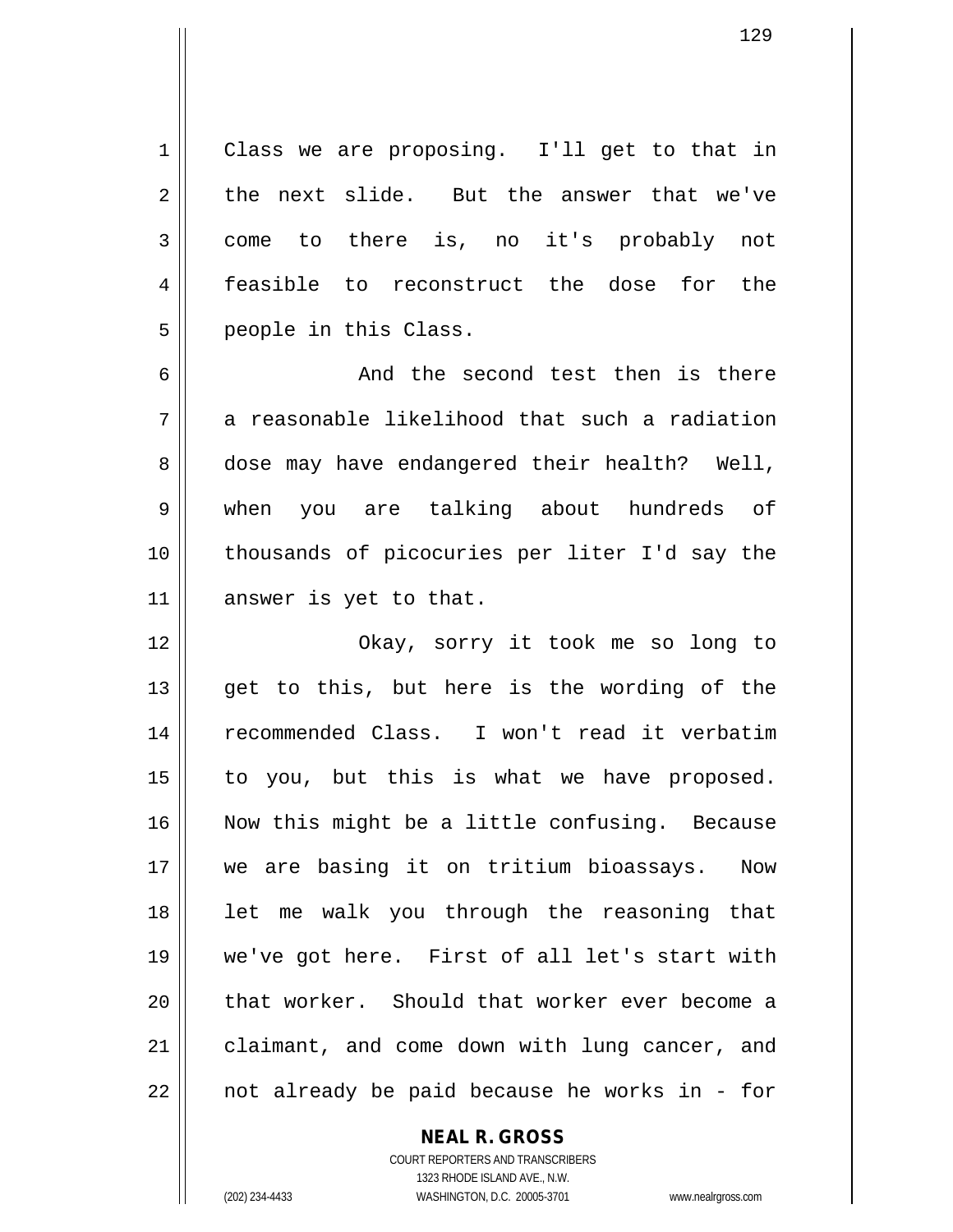Class we are proposing. I'll get to that in the next slide. But the answer that we've come to there is, no it's probably not feasible to reconstruct the dose for the people in this Class.

And the second test then is there a reasonable likelihood that such a radiation dose may have endangered their health? Well, when you are talking about hundreds of thousands of picocuries per liter I'd say the answer is yet to that.

Okay, sorry it took me so long to get to this, but here is the wording of the recommended Class. I won't read it verbatim to you, but this is what we have proposed. Now this might be a little confusing. Because we are basing it on tritium bioassays. Now let me walk you through the reasoning that we've got here. First of all let's start with that worker. Should that worker ever become a claimant, and come down with lung cancer, and not already be paid because he works in - for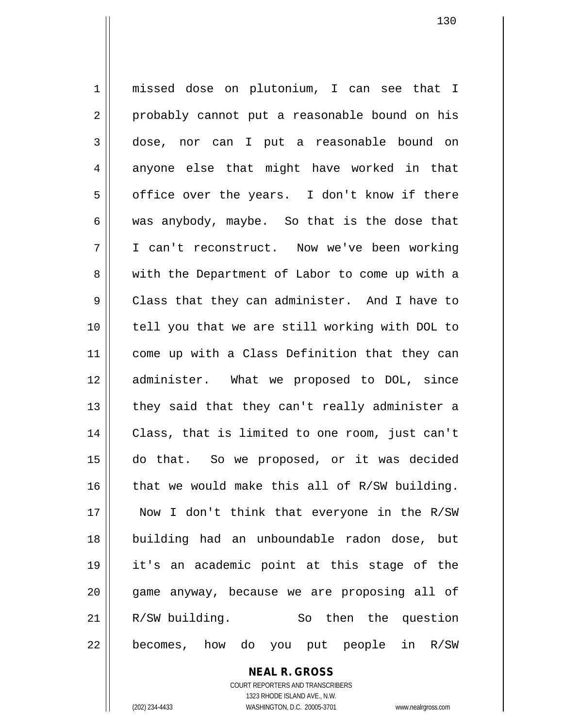missed dose on plutonium, I can see that I probably cannot put a reasonable bound on his dose, nor can I put a reasonable bound on anyone else that might have worked in that office over the years. I don't know if there was anybody, maybe. So that is the dose that I can't reconstruct. Now we've been working with the Department of Labor to come up with a Class that they can administer. And I have to tell you that we are still working with DOL to come up with a Class Definition that they can administer. What we proposed to DOL, since they said that they can't really administer a Class, that is limited to one room, just can't do that. So we proposed, or it was decided that we would make this all of R/SW building. Now I don't think that everyone in the R/SW building had an unboundable radon dose, but it's an academic point at this stage of the game anyway, because we are proposing all of R/SW building. So then the question becomes, how do you put people in R/SW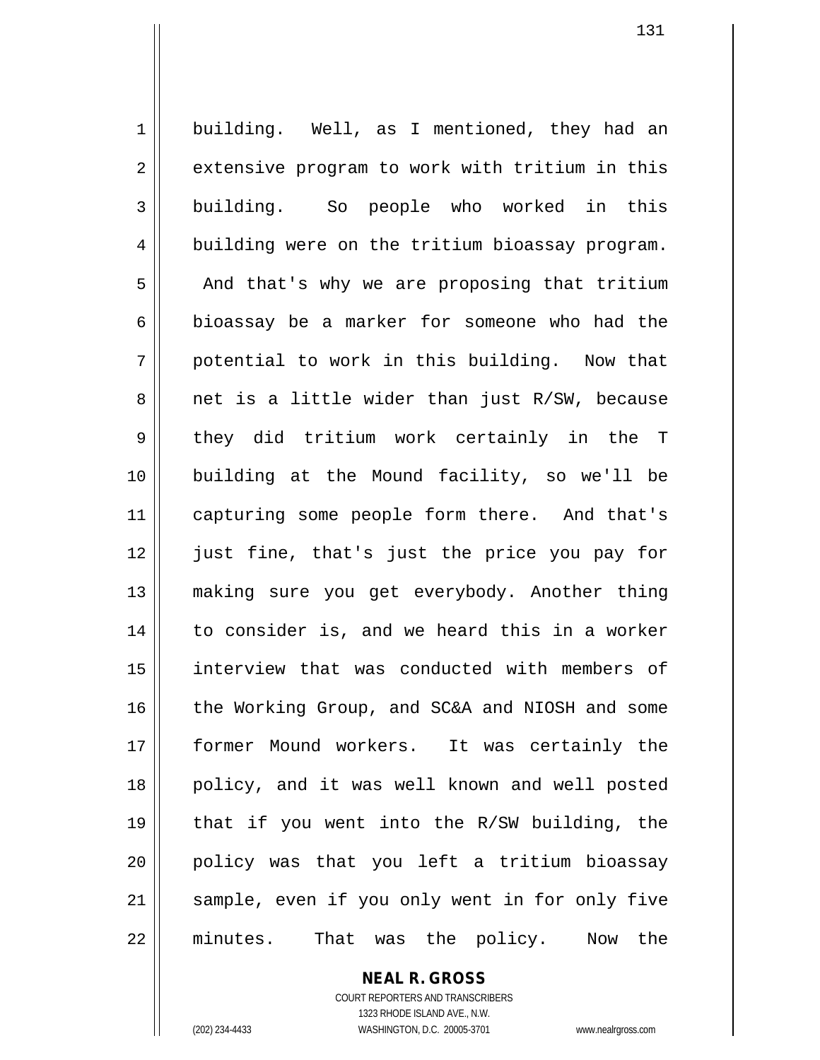building. Well, as I mentioned, they had an extensive program to work with tritium in this building. So people who worked in this building were on the tritium bioassay program. And that's why we are proposing that tritium bioassay be a marker for someone who had the potential to work in this building. Now that net is a little wider than just R/SW, because they did tritium work certainly in the T building at the Mound facility, so we'll be capturing some people form there. And that's just fine, that's just the price you pay for making sure you get everybody. Another thing to consider is, and we heard this in a worker interview that was conducted with members of the Working Group, and SC&A and NIOSH and some former Mound workers. It was certainly the policy, and it was well known and well posted that if you went into the R/SW building, the policy was that you left a tritium bioassay sample, even if you only went in for only five minutes. That was the policy. Now the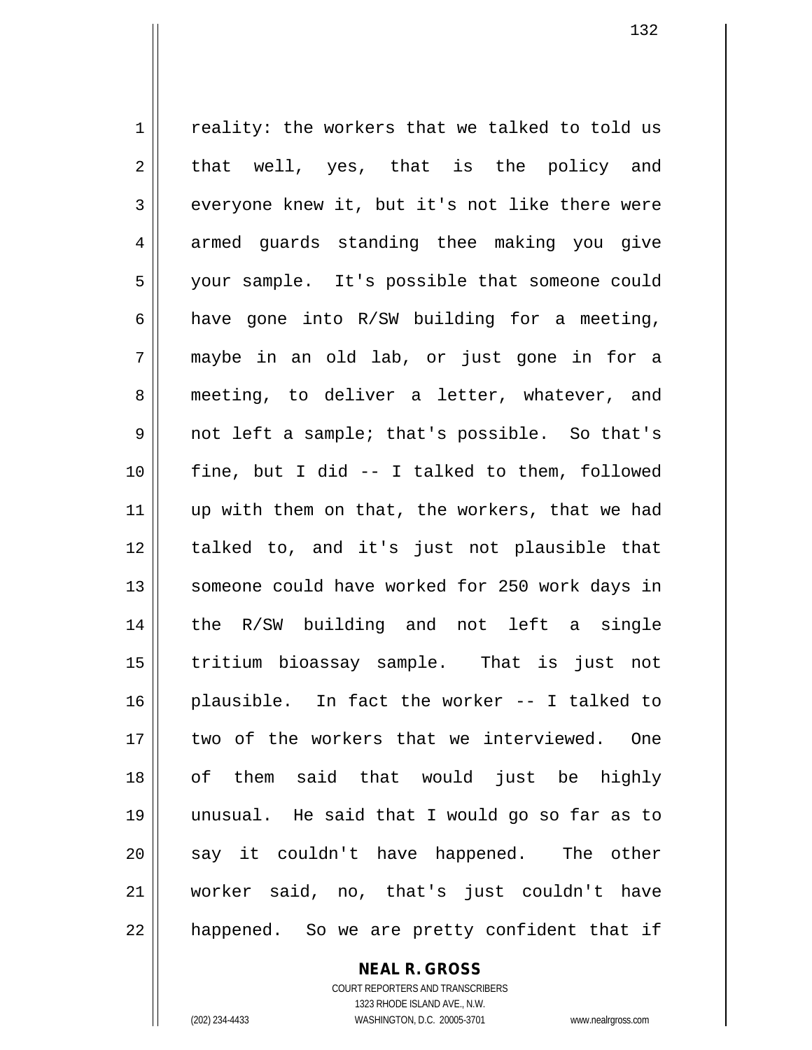reality: the workers that we talked to told us that well, yes, that is the policy and everyone knew it, but it's not like there were armed guards standing thee making you give your sample. It's possible that someone could have gone into R/SW building for a meeting, maybe in an old lab, or just gone in for a meeting, to deliver a letter, whatever, and not left a sample; that's possible. So that's fine, but I did -- I talked to them, followed up with them on that, the workers, that we had talked to, and it's just not plausible that someone could have worked for 250 work days in the R/SW building and not left a single tritium bioassay sample. That is just not plausible. In fact the worker -- I talked to two of the workers that we interviewed. One of them said that would just be highly unusual. He said that I would go so far as to say it couldn't have happened. The other worker said, no, that's just couldn't have happened. So we are pretty confident that if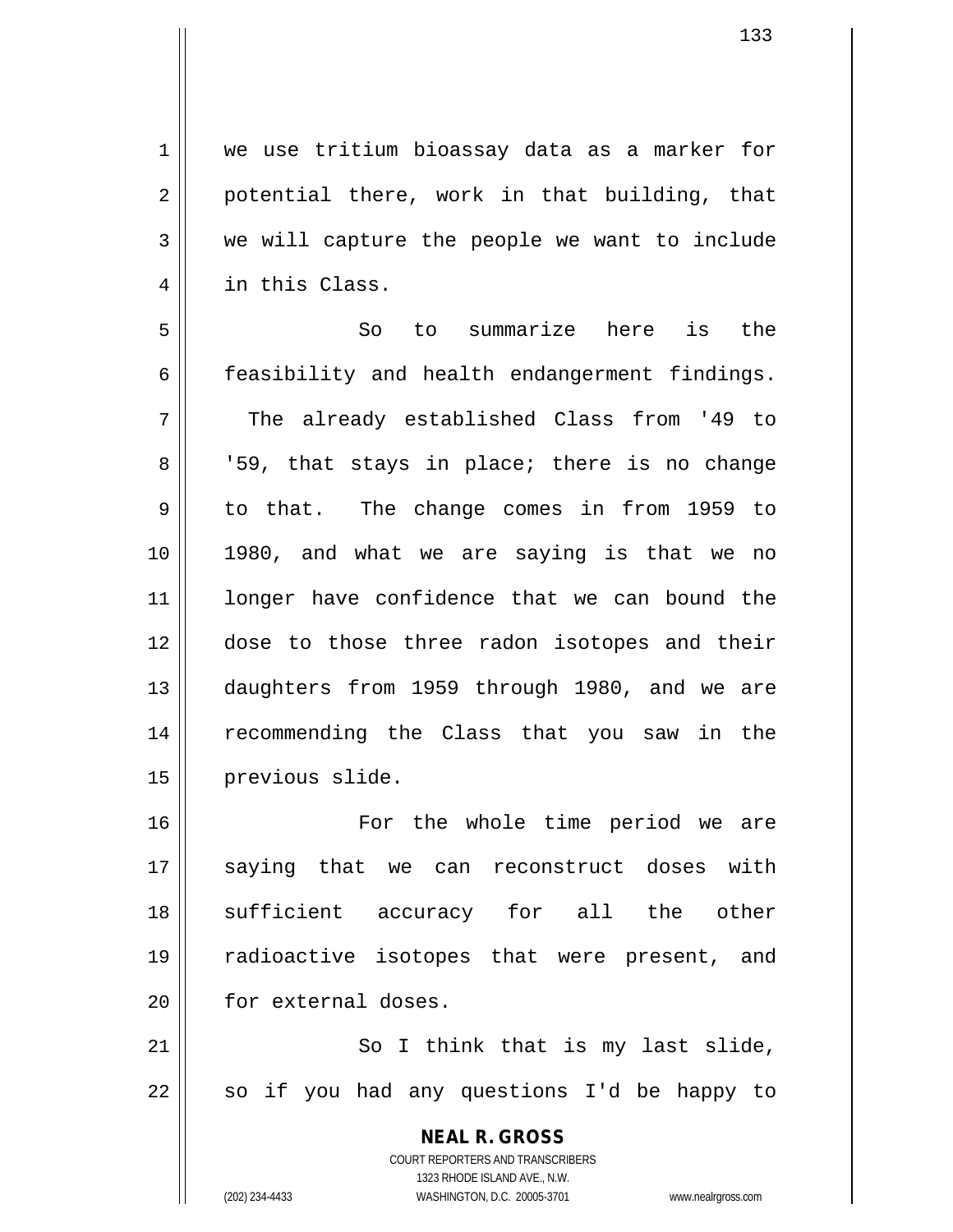we use tritium bioassay data as a marker for potential there, work in that building, that we will capture the people we want to include in this Class.

So to summarize here is the feasibility and health endangerment findings. The already established Class from '49 to '59, that stays in place; there is no change to that. The change comes in from 1959 to 1980, and what we are saying is that we no longer have confidence that we can bound the dose to those three radon isotopes and their daughters from 1959 through 1980, and we are recommending the Class that you saw in the previous slide.

For the whole time period we are saying that we can reconstruct doses with sufficient accuracy for all the other radioactive isotopes that were present, and for external doses.

So I think that is my last slide, so if you had any questions I'd be happy to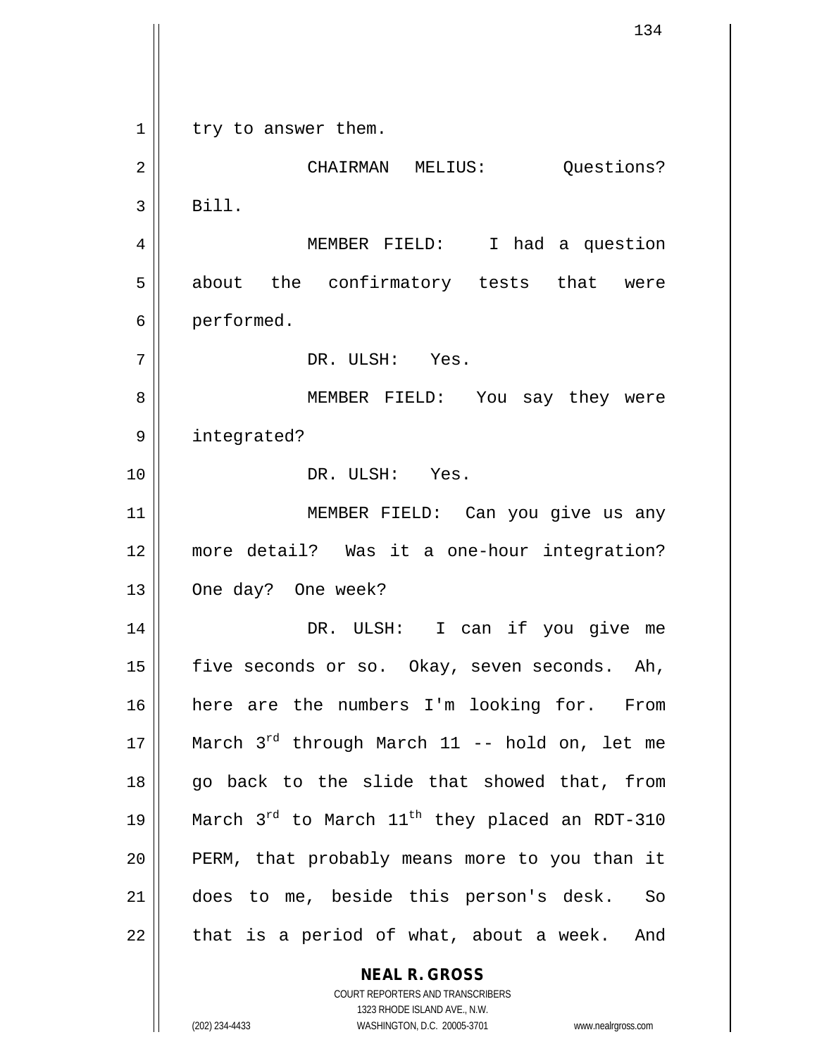try to answer them.

CHAIRMAN MELIUS: Questions? Bill.

MEMBER FIELD: I had a question about the confirmatory tests that were performed.

DR. ULSH: Yes.

MEMBER FIELD: You say they were integrated?

DR. ULSH: Yes.

MEMBER FIELD: Can you give us any more detail? Was it a one-hour integration? One day? One week?

DR. ULSH: I can if you give me five seconds or so. Okay, seven seconds. Ah, here are the numbers I'm looking for. From March 3rd through March 11 -- hold on, let me go back to the slide that showed that, from March 3rd to March 11th they placed an RDT-310 PERM, that probably means more to you than it does to me, beside this person's desk. So that is a period of what, about a week. And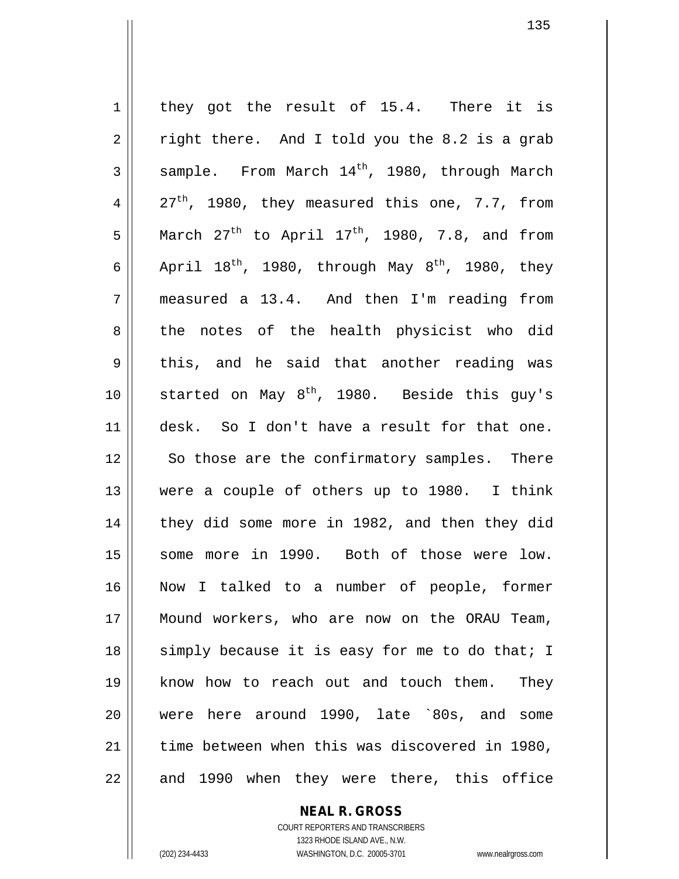they got the result of 15.4. There it is right there. And I told you the 8.2 is a grab sample. From March 14th, 1980, through March 27th, 1980, they measured this one, 7.7, from March 27th to April 17th, 1980, 7.8, and from April 18th, 1980, through May 8th, 1980, they measured a 13.4. And then I'm reading from the notes of the health physicist who did this, and he said that another reading was started on May 8th, 1980. Beside this guy's desk. So I don't have a result for that one. So those are the confirmatory samples. There were a couple of others up to 1980. I think they did some more in 1982, and then they did some more in 1990. Both of those were low. Now I talked to a number of people, former Mound workers, who are now on the ORAU Team, simply because it is easy for me to do that; I know how to reach out and touch them. They were here around 1990, late `80s, and some time between when this was discovered in 1980, and 1990 when they were there, this office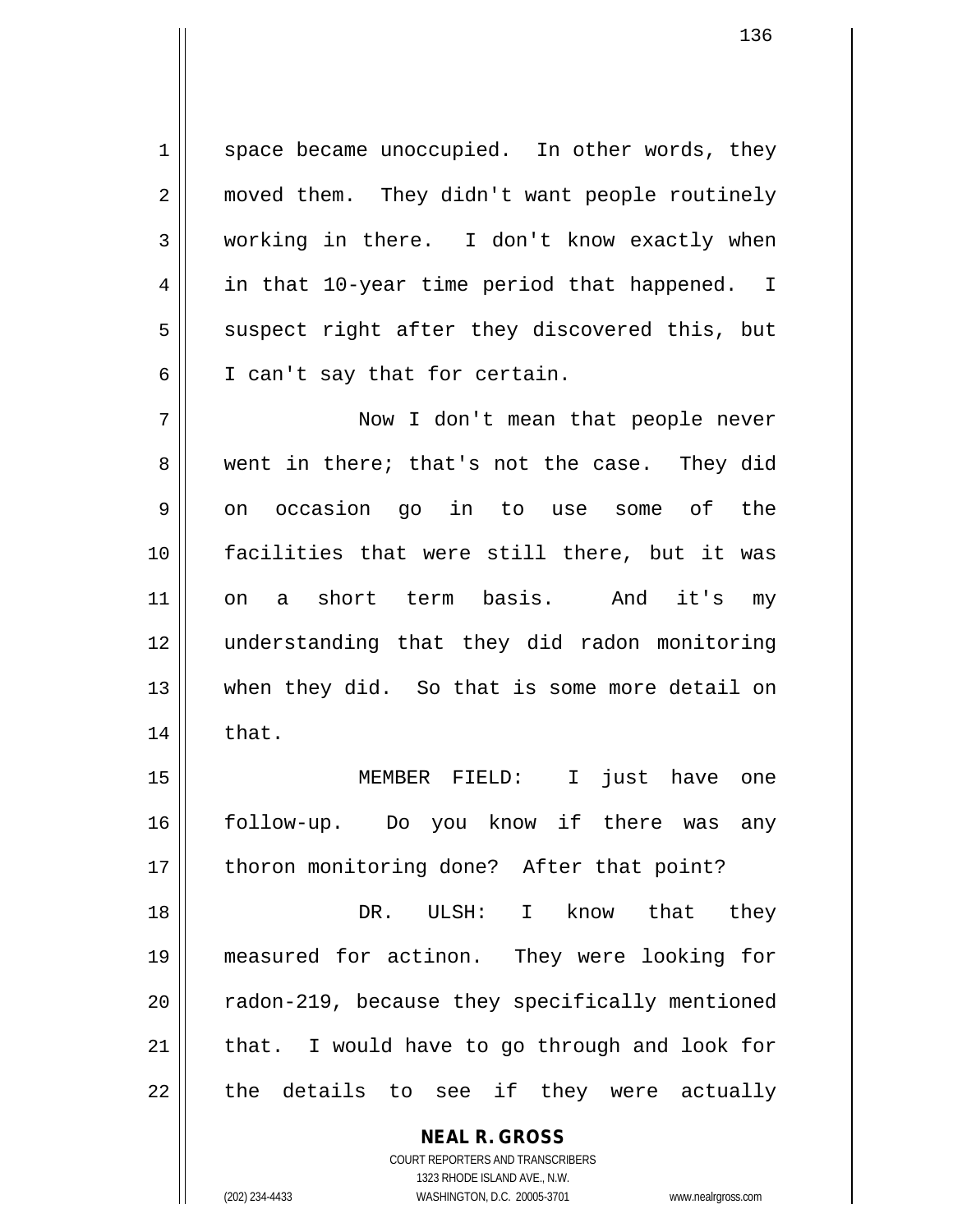space became unoccupied. In other words, they moved them. They didn't want people routinely working in there. I don't know exactly when in that 10-year time period that happened. I suspect right after they discovered this, but I can't say that for certain.

Now I don't mean that people never went in there; that's not the case. They did on occasion go in to use some of the facilities that were still there, but it was on a short term basis. And it's my understanding that they did radon monitoring when they did. So that is some more detail on that.

MEMBER FIELD: I just have one follow-up. Do you know if there was any thoron monitoring done? After that point?

DR. ULSH: I know that they measured for actinon. They were looking for radon-219, because they specifically mentioned that. I would have to go through and look for the details to see if they were actually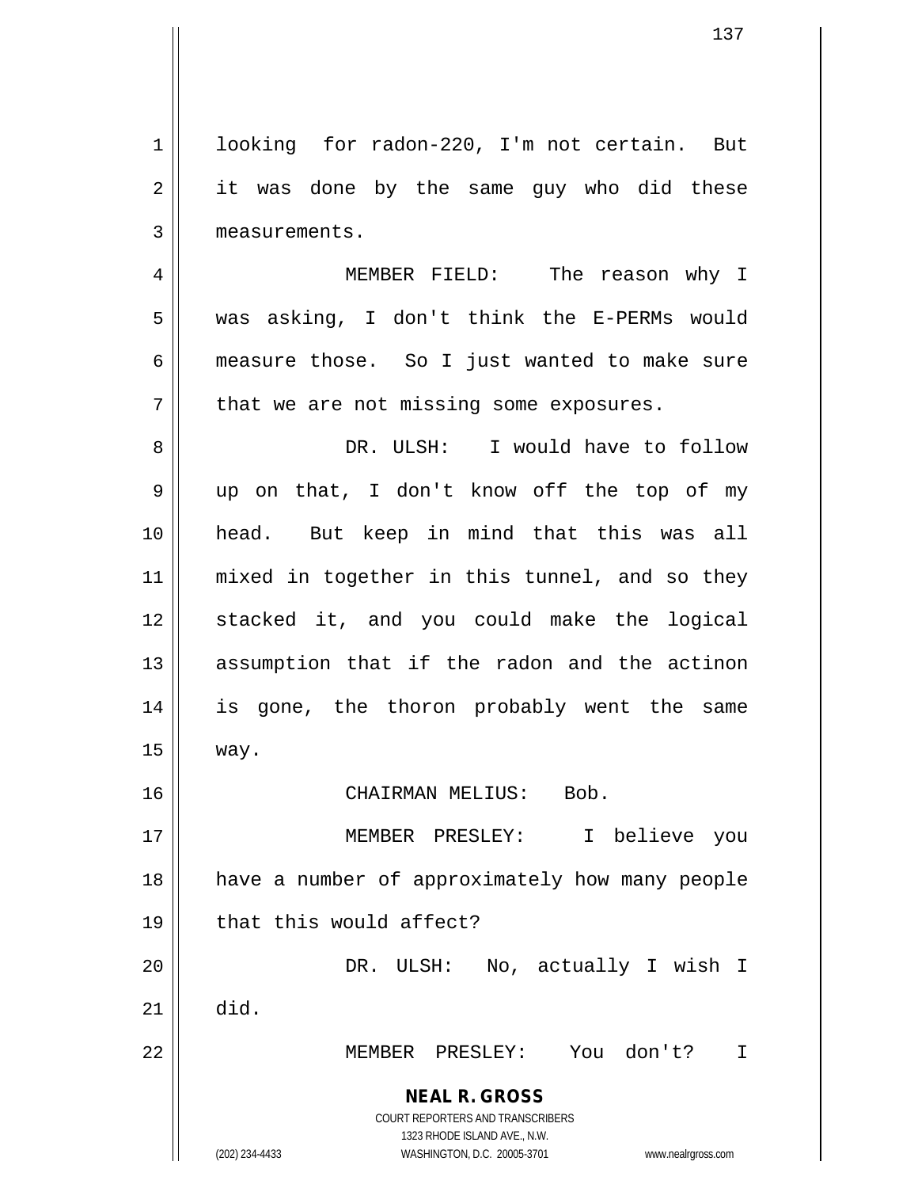looking for radon-220, I'm not certain. But it was done by the same guy who did these measurements.

MEMBER FIELD: The reason why I was asking, I don't think the E-PERMs would measure those. So I just wanted to make sure that we are not missing some exposures.

DR. ULSH: I would have to follow up on that, I don't know off the top of my head. But keep in mind that this was all mixed in together in this tunnel, and so they stacked it, and you could make the logical assumption that if the radon and the actinon is gone, the thoron probably went the same way.

CHAIRMAN MELIUS: Bob.

MEMBER PRESLEY: I believe you have a number of approximately how many people that this would affect?

DR. ULSH: No, actually I wish I did.

MEMBER PRESLEY: You don't? I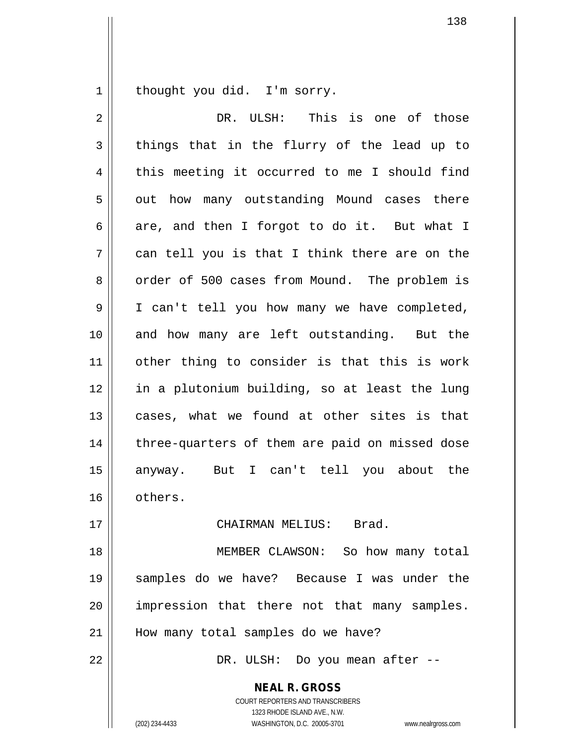thought you did. I'm sorry.

DR. ULSH: This is one of those things that in the flurry of the lead up to this meeting it occurred to me I should find out how many outstanding Mound cases there are, and then I forgot to do it. But what I can tell you is that I think there are on the order of 500 cases from Mound. The problem is I can't tell you how many we have completed, and how many are left outstanding. But the other thing to consider is that this is work in a plutonium building, so at least the lung cases, what we found at other sites is that three-quarters of them are paid on missed dose anyway. But I can't tell you about the others.

CHAIRMAN MELIUS: Brad.

MEMBER CLAWSON: So how many total samples do we have? Because I was under the impression that there not that many samples. How many total samples do we have?

DR. ULSH: Do you mean after --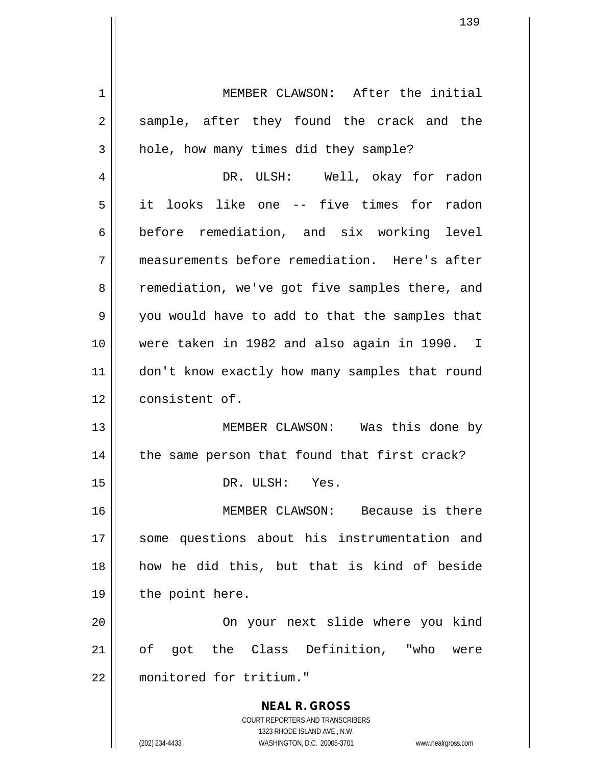MEMBER CLAWSON: After the initial sample, after they found the crack and the hole, how many times did they sample?

DR. ULSH: Well, okay for radon it looks like one -- five times for radon before remediation, and six working level measurements before remediation. Here's after remediation, we've got five samples there, and you would have to add to that the samples that were taken in 1982 and also again in 1990. I don't know exactly how many samples that round consistent of.

MEMBER CLAWSON: Was this done by the same person that found that first crack?

DR. ULSH: Yes.

MEMBER CLAWSON: Because is there some questions about his instrumentation and how he did this, but that is kind of beside the point here.

On your next slide where you kind of got the Class Definition, "who were monitored for tritium."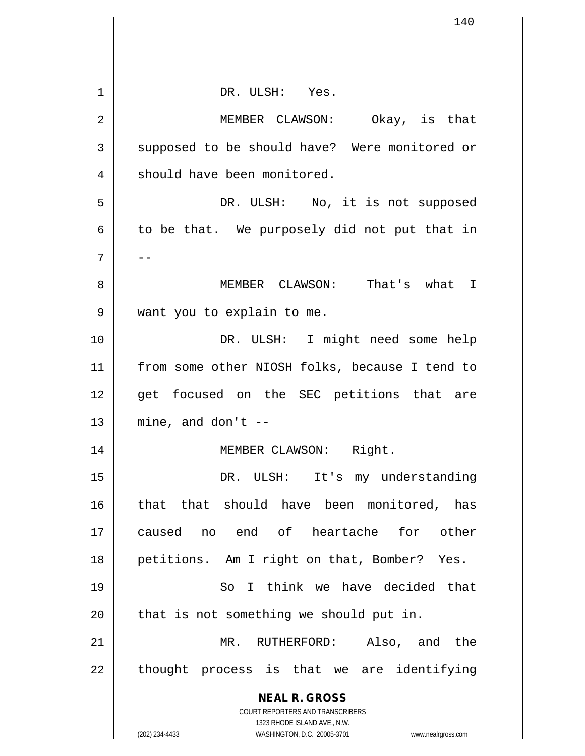DR. ULSH: Yes.

MEMBER CLAWSON: Okay, is that supposed to be should have? Were monitored or should have been monitored.

DR. ULSH: No, it is not supposed to be that. We purposely did not put that in --

MEMBER CLAWSON: That's what I want you to explain to me.

DR. ULSH: I might need some help from some other NIOSH folks, because I tend to get focused on the SEC petitions that are mine, and don't --

MEMBER CLAWSON: Right.

DR. ULSH: It's my understanding that that should have been monitored, has caused no end of heartache for other petitions. Am I right on that, Bomber? Yes.

So I think we have decided that that is not something we should put in.

MR. RUTHERFORD: Also, and the thought process is that we are identifying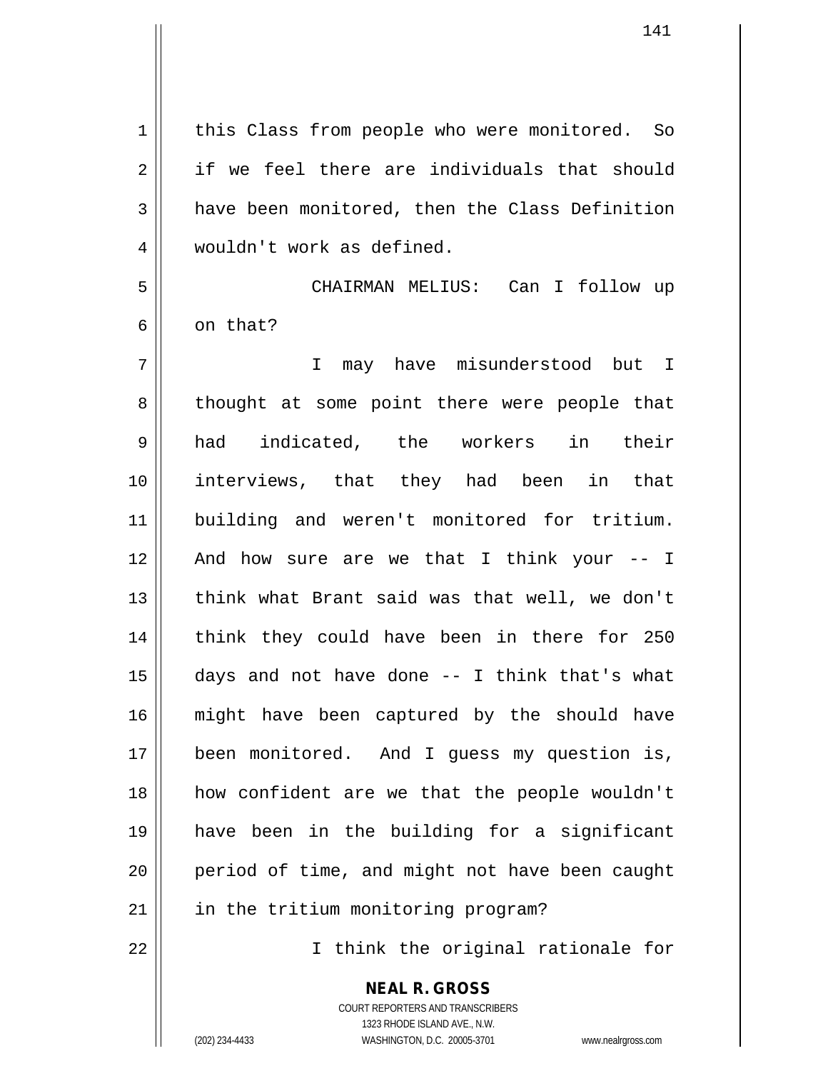this Class from people who were monitored. So if we feel there are individuals that should have been monitored, then the Class Definition wouldn't work as defined.

CHAIRMAN MELIUS: Can I follow up on that?

I may have misunderstood but I thought at some point there were people that had indicated, the workers in their interviews, that they had been in that building and weren't monitored for tritium. And how sure are we that I think your -- I think what Brant said was that well, we don't think they could have been in there for 250 days and not have done -- I think that's what might have been captured by the should have been monitored. And I guess my question is, how confident are we that the people wouldn't have been in the building for a significant period of time, and might not have been caught in the tritium monitoring program?

I think the original rationale for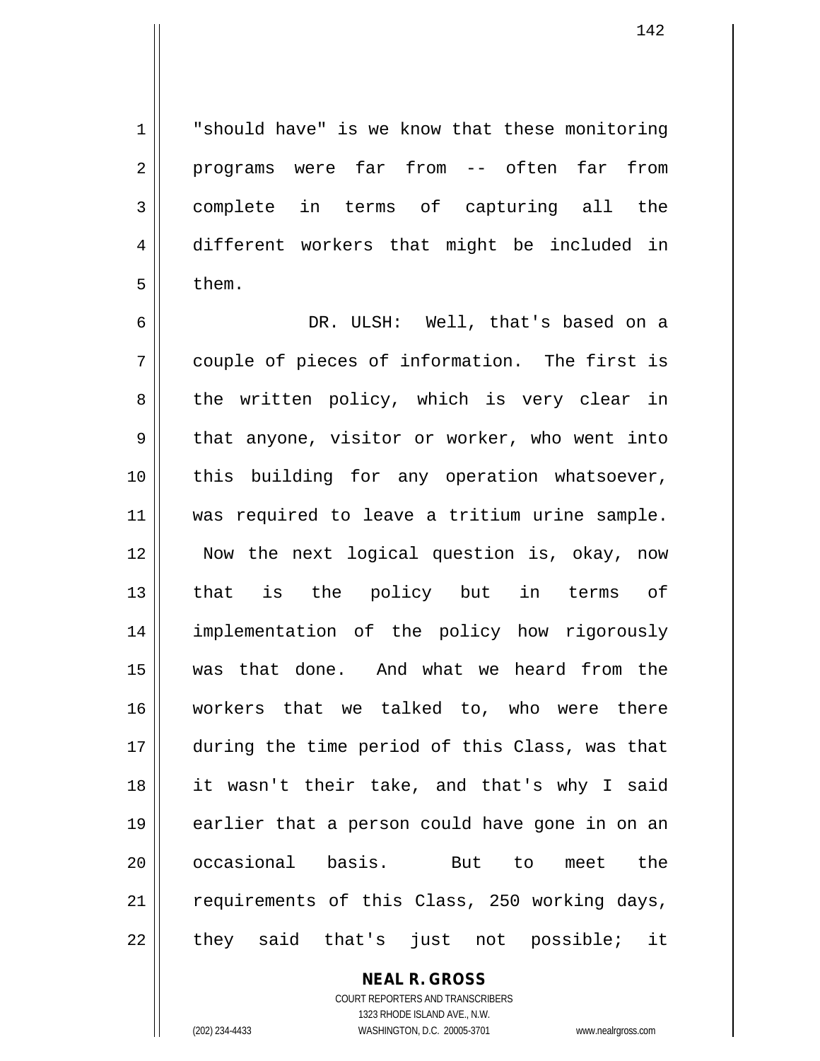"should have" is we know that these monitoring programs were far from -- often far from complete in terms of capturing all the different workers that might be included in them.

DR. ULSH: Well, that's based on a couple of pieces of information. The first is the written policy, which is very clear in that anyone, visitor or worker, who went into this building for any operation whatsoever, was required to leave a tritium urine sample. Now the next logical question is, okay, now that is the policy but in terms of implementation of the policy how rigorously was that done. And what we heard from the workers that we talked to, who were there during the time period of this Class, was that it wasn't their take, and that's why I said earlier that a person could have gone in on an occasional basis. But to meet the requirements of this Class, 250 working days, they said that's just not possible; it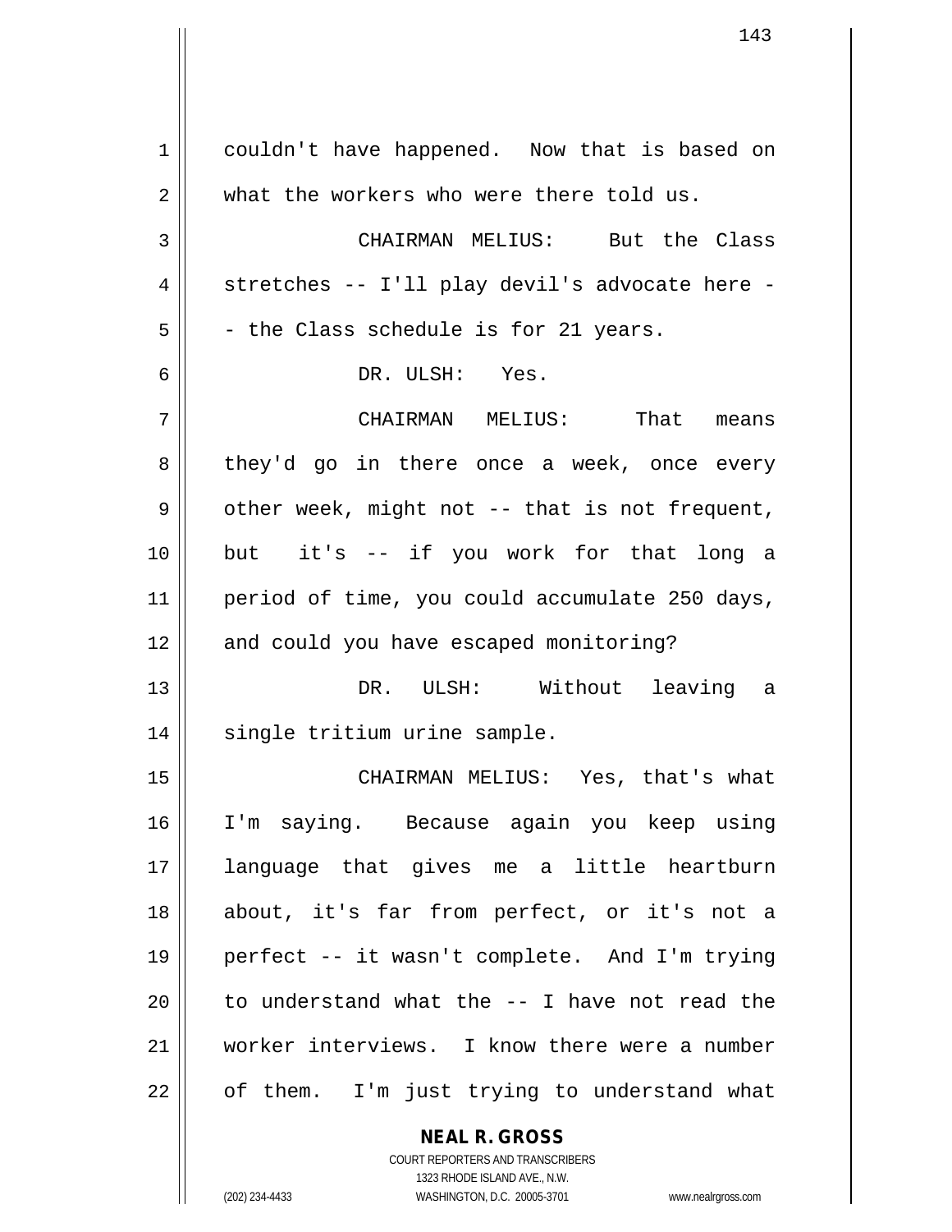couldn't have happened. Now that is based on what the workers who were there told us.

CHAIRMAN MELIUS: But the Class stretches -- I'll play devil's advocate here -- the Class schedule is for 21 years.

DR. ULSH: Yes.

CHAIRMAN MELIUS: That means they'd go in there once a week, once every other week, might not -- that is not frequent, but it's -- if you work for that long a period of time, you could accumulate 250 days, and could you have escaped monitoring?

DR. ULSH: Without leaving a single tritium urine sample.

CHAIRMAN MELIUS: Yes, that's what I'm saying. Because again you keep using language that gives me a little heartburn about, it's far from perfect, or it's not a perfect -- it wasn't complete. And I'm trying to understand what the -- I have not read the worker interviews. I know there were a number of them. I'm just trying to understand what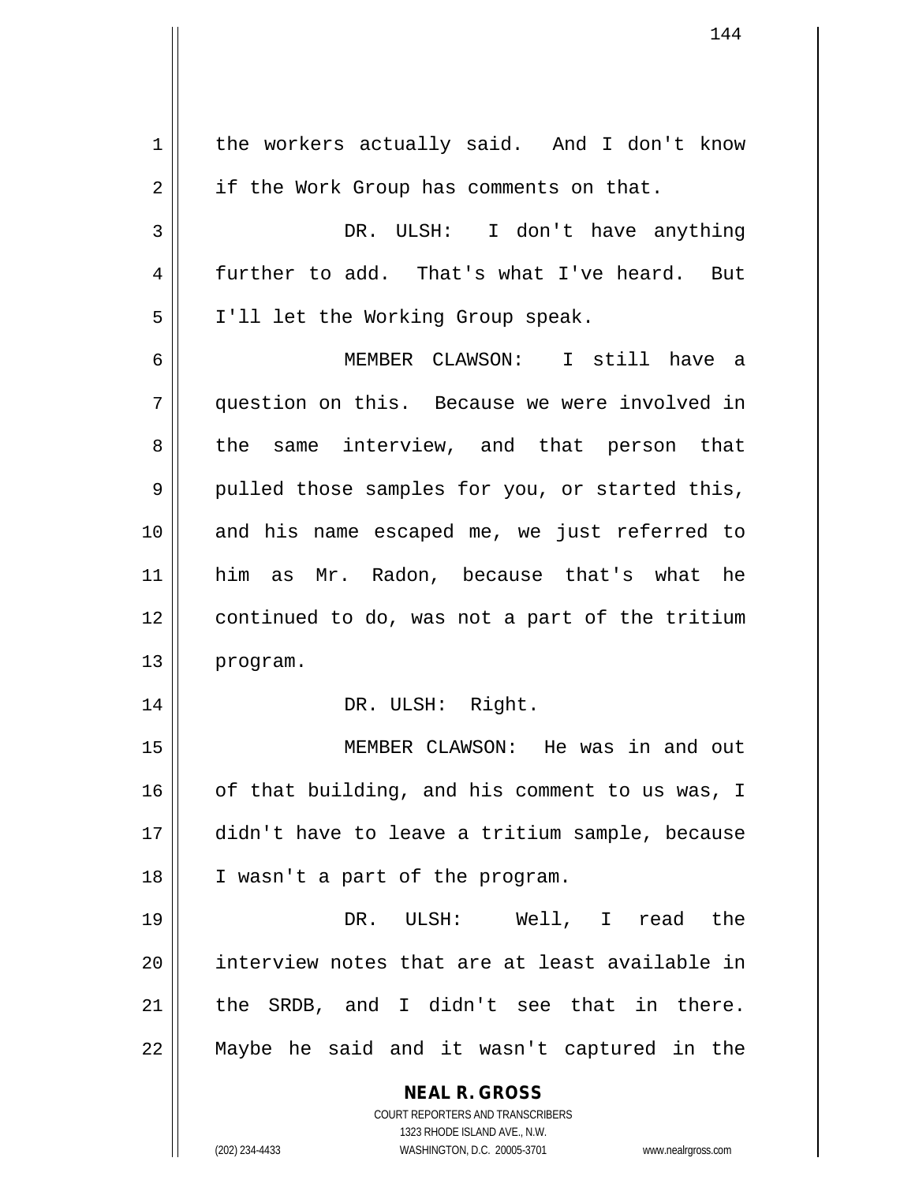the workers actually said. And I don't know if the Work Group has comments on that.

DR. ULSH: I don't have anything further to add. That's what I've heard. But I'll let the Working Group speak.

MEMBER CLAWSON: I still have a question on this. Because we were involved in the same interview, and that person that pulled those samples for you, or started this, and his name escaped me, we just referred to him as Mr. Radon, because that's what he continued to do, was not a part of the tritium program.

DR. ULSH: Right.

MEMBER CLAWSON: He was in and out of that building, and his comment to us was, I didn't have to leave a tritium sample, because I wasn't a part of the program.

DR. ULSH: Well, I read the interview notes that are at least available in the SRDB, and I didn't see that in there. Maybe he said and it wasn't captured in the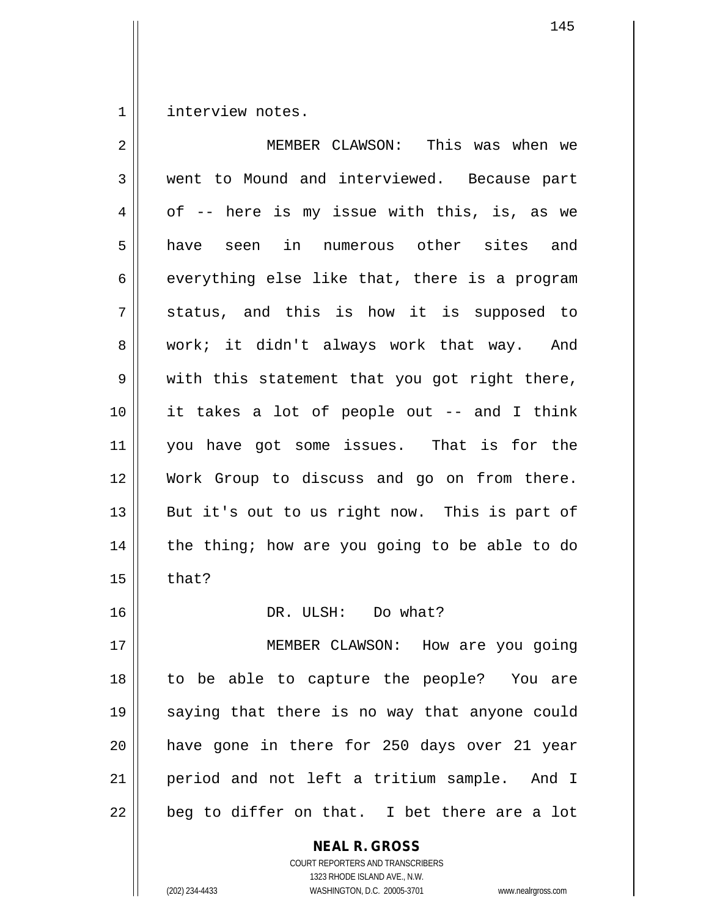interview notes.

MEMBER CLAWSON: This was when we went to Mound and interviewed. Because part of -- here is my issue with this, is, as we have seen in numerous other sites and everything else like that, there is a program status, and this is how it is supposed to work; it didn't always work that way. And with this statement that you got right there, it takes a lot of people out -- and I think you have got some issues. That is for the Work Group to discuss and go on from there. But it's out to us right now. This is part of the thing; how are you going to be able to do that?

DR. ULSH: Do what?

MEMBER CLAWSON: How are you going to be able to capture the people? You are saying that there is no way that anyone could have gone in there for 250 days over 21 year period and not left a tritium sample. And I beg to differ on that. I bet there are a lot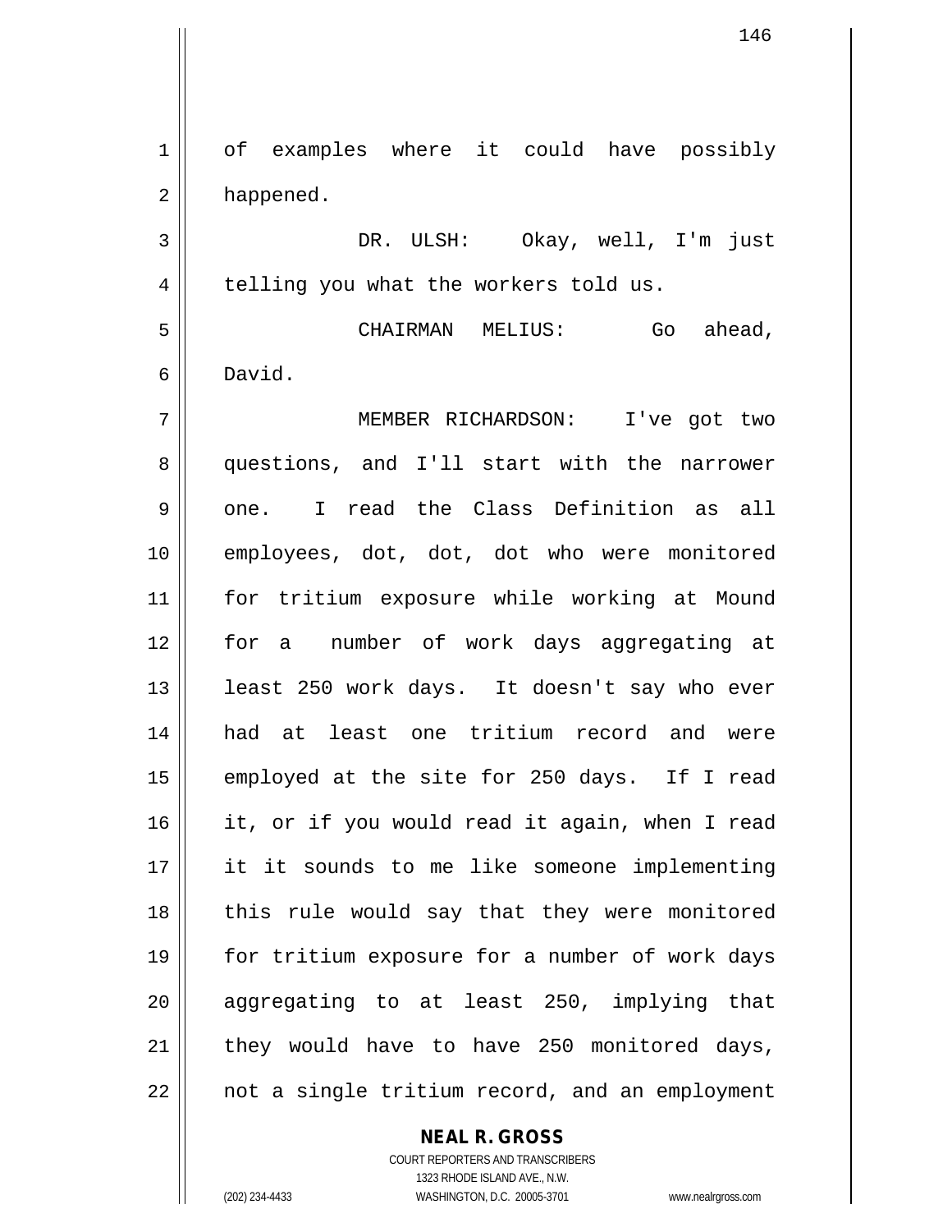of examples where it could have possibly happened.

DR. ULSH: Okay, well, I'm just telling you what the workers told us.

CHAIRMAN MELIUS: Go ahead, David.

MEMBER RICHARDSON: I've got two questions, and I'll start with the narrower one. I read the Class Definition as all employees, dot, dot, dot who were monitored for tritium exposure while working at Mound for a number of work days aggregating at least 250 work days. It doesn't say who ever had at least one tritium record and were employed at the site for 250 days. If I read it, or if you would read it again, when I read it it sounds to me like someone implementing this rule would say that they were monitored for tritium exposure for a number of work days aggregating to at least 250, implying that they would have to have 250 monitored days, not a single tritium record, and an employment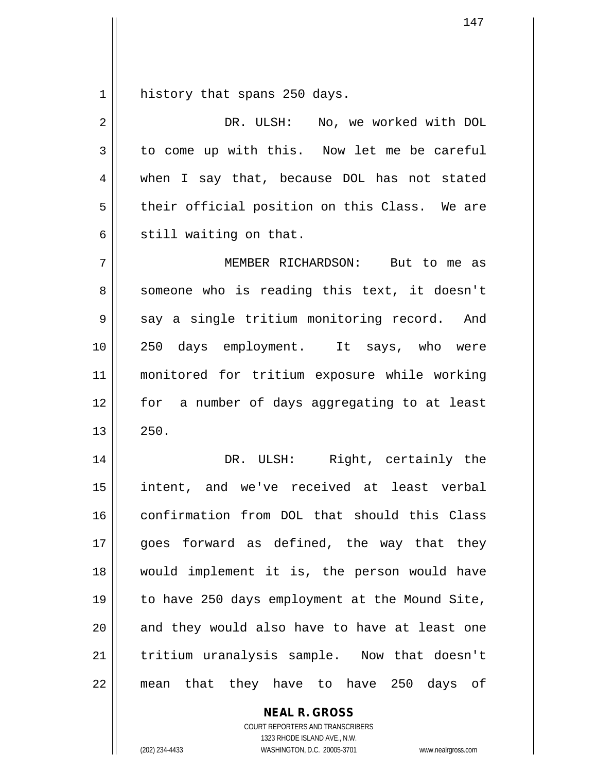history that spans 250 days.

DR. ULSH: No, we worked with DOL to come up with this. Now let me be careful when I say that, because DOL has not stated their official position on this Class. We are still waiting on that.

MEMBER RICHARDSON: But to me as someone who is reading this text, it doesn't say a single tritium monitoring record. And 250 days employment. It says, who were monitored for tritium exposure while working for a number of days aggregating to at least 250.

DR. ULSH: Right, certainly the intent, and we've received at least verbal confirmation from DOL that should this Class goes forward as defined, the way that they would implement it is, the person would have to have 250 days employment at the Mound Site, and they would also have to have at least one tritium uranalysis sample. Now that doesn't mean that they have to have 250 days of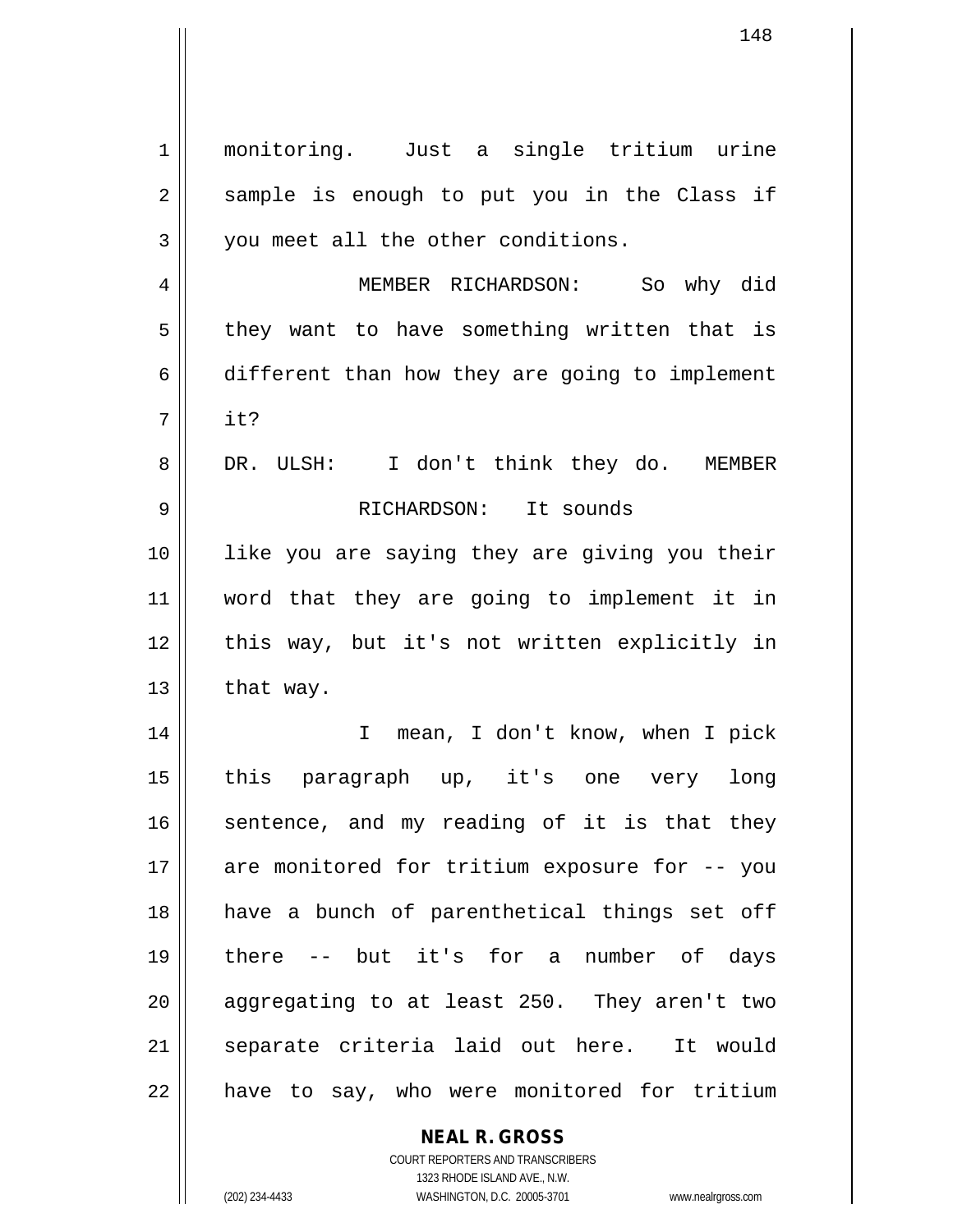monitoring. Just a single tritium urine sample is enough to put you in the Class if you meet all the other conditions.

MEMBER RICHARDSON: So why did they want to have something written that is different than how they are going to implement it?

DR. ULSH: I don't think they do.

MEMBER RICHARDSON: It sounds like you are saying they are giving you their word that they are going to implement it in this way, but it's not written explicitly in that way.

I mean, I don't know, when I pick this paragraph up, it's one very long sentence, and my reading of it is that they are monitored for tritium exposure for -- you have a bunch of parenthetical things set off there -- but it's for a number of days aggregating to at least 250. They aren't two separate criteria laid out here. It would have to say, who were monitored for tritium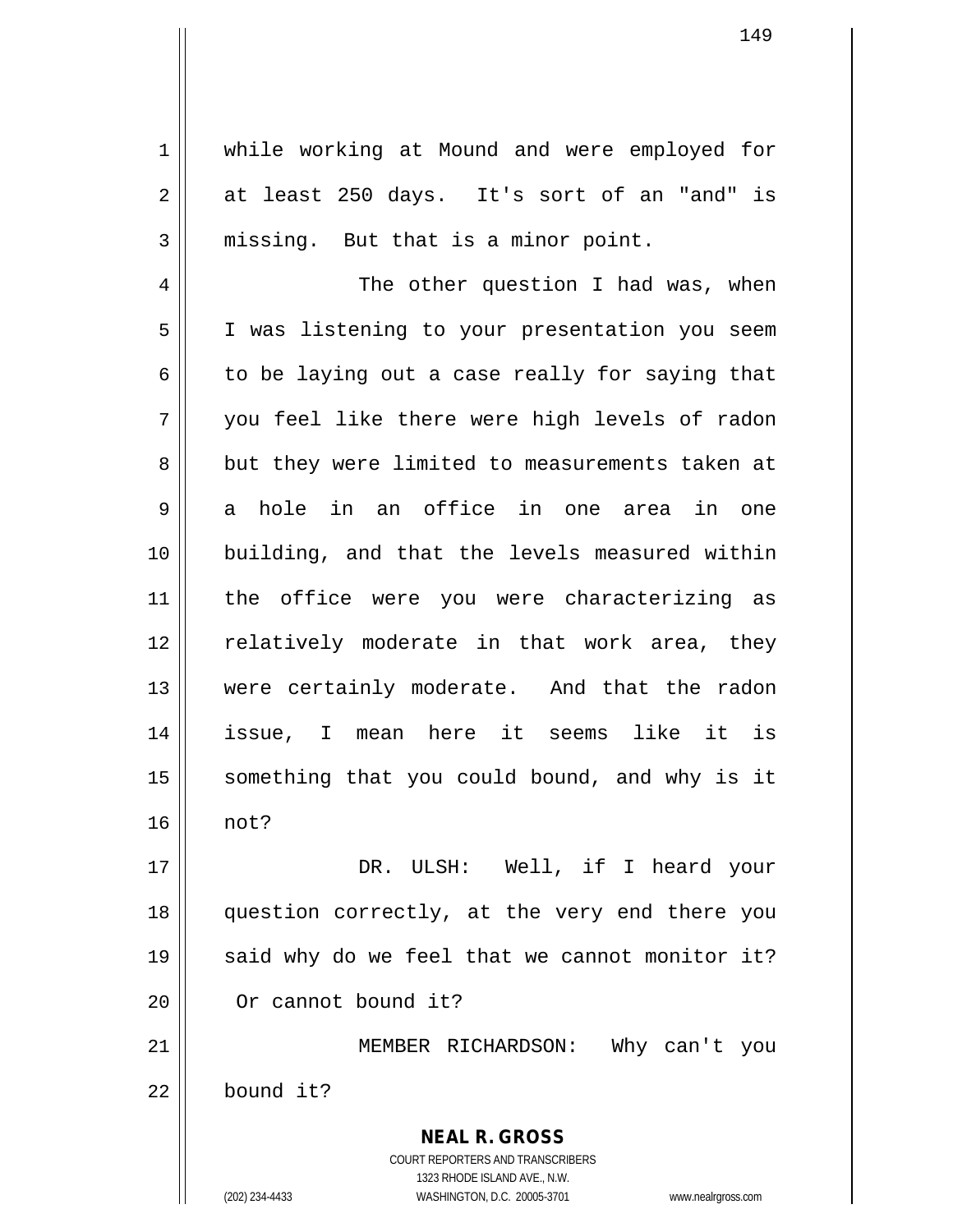while working at Mound and were employed for at least 250 days. It's sort of an "and" is missing. But that is a minor point.

The other question I had was, when I was listening to your presentation you seem to be laying out a case really for saying that you feel like there were high levels of radon but they were limited to measurements taken at a hole in an office in one area in one building, and that the levels measured within the office were you were characterizing as relatively moderate in that work area, they were certainly moderate. And that the radon issue, I mean here it seems like it is something that you could bound, and why is it not?

DR. ULSH: Well, if I heard your question correctly, at the very end there you said why do we feel that we cannot monitor it? Or cannot bound it?

MEMBER RICHARDSON: Why can't you bound it?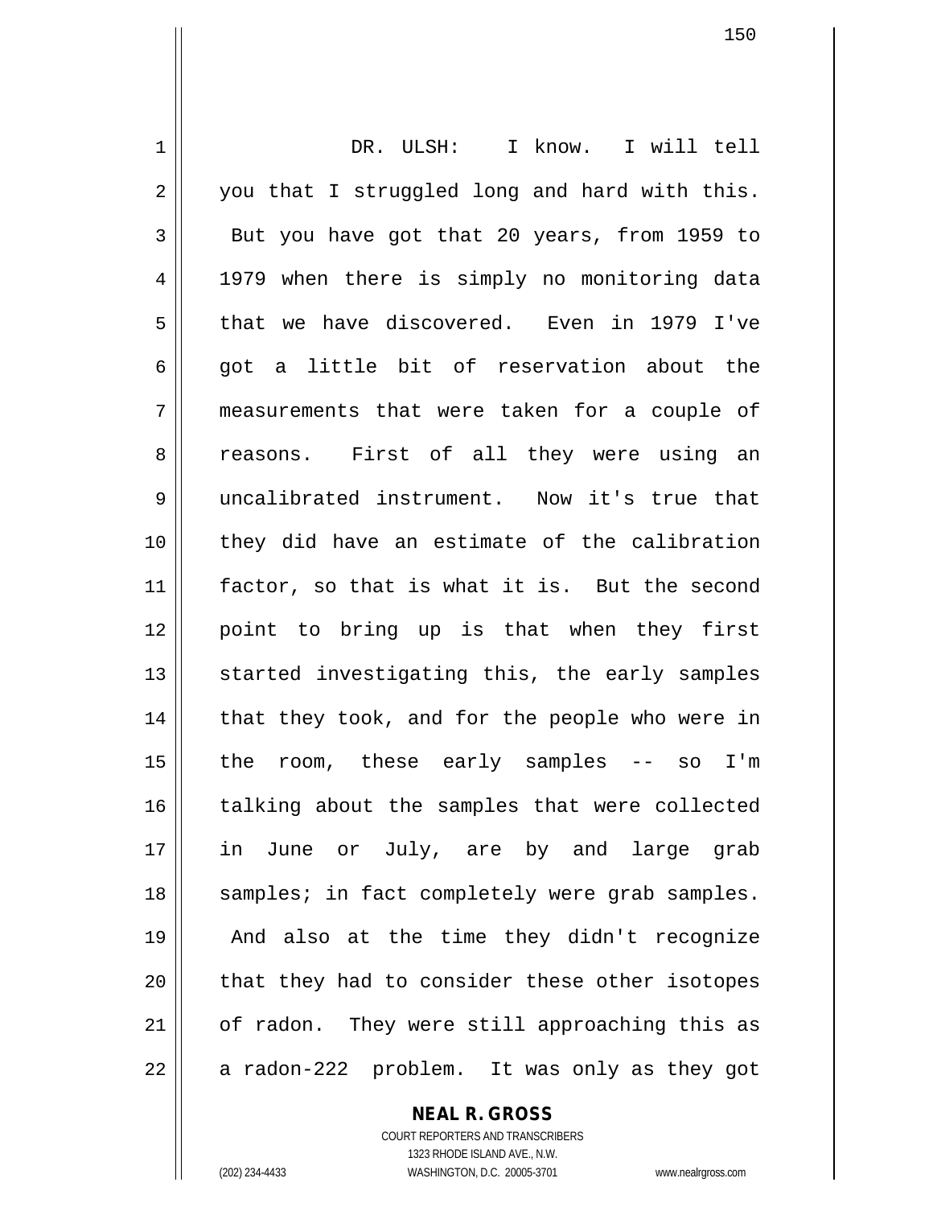DR. ULSH: I know. I will tell you that I struggled long and hard with this. But you have got that 20 years, from 1959 to 1979 when there is simply no monitoring data that we have discovered. Even in 1979 I've got a little bit of reservation about the measurements that were taken for a couple of reasons. First of all they were using an uncalibrated instrument. Now it's true that they did have an estimate of the calibration factor, so that is what it is. But the second point to bring up is that when they first started investigating this, the early samples that they took, and for the people who were in the room, these early samples -- so I'm talking about the samples that were collected in June or July, are by and large grab samples; in fact completely were grab samples. And also at the time they didn't recognize that they had to consider these other isotopes of radon. They were still approaching this as a radon-222 problem. It was only as they got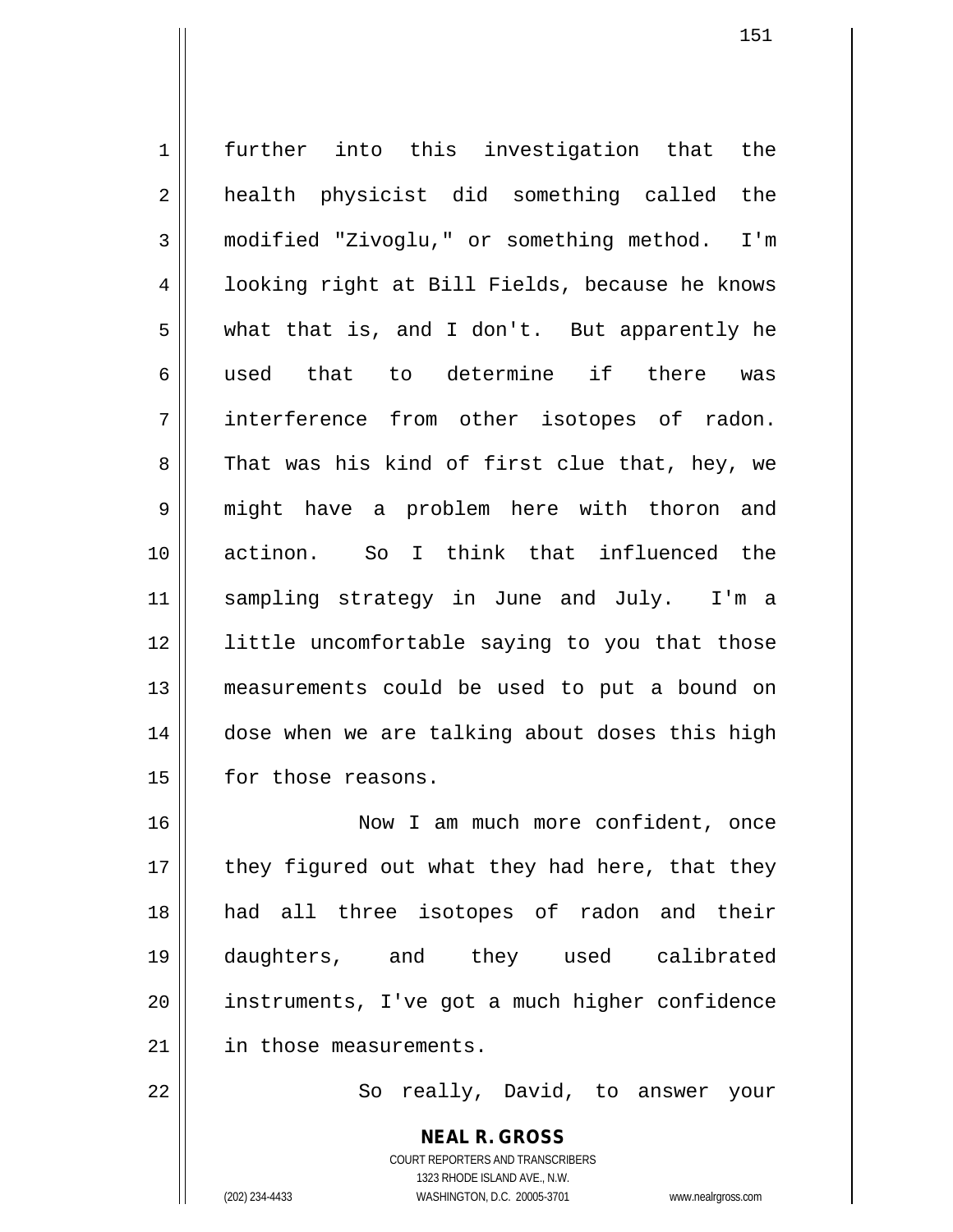further into this investigation that the health physicist did something called the modified "Zivoglu," or something method. I'm looking right at Bill Fields, because he knows what that is, and I don't. But apparently he used that to determine if there was interference from other isotopes of radon. That was his kind of first clue that, hey, we might have a problem here with thoron and actinon. So I think that influenced the sampling strategy in June and July. I'm a little uncomfortable saying to you that those measurements could be used to put a bound on dose when we are talking about doses this high for those reasons.

Now I am much more confident, once they figured out what they had here, that they had all three isotopes of radon and their daughters, and they used calibrated instruments, I've got a much higher confidence in those measurements.

So really, David, to answer your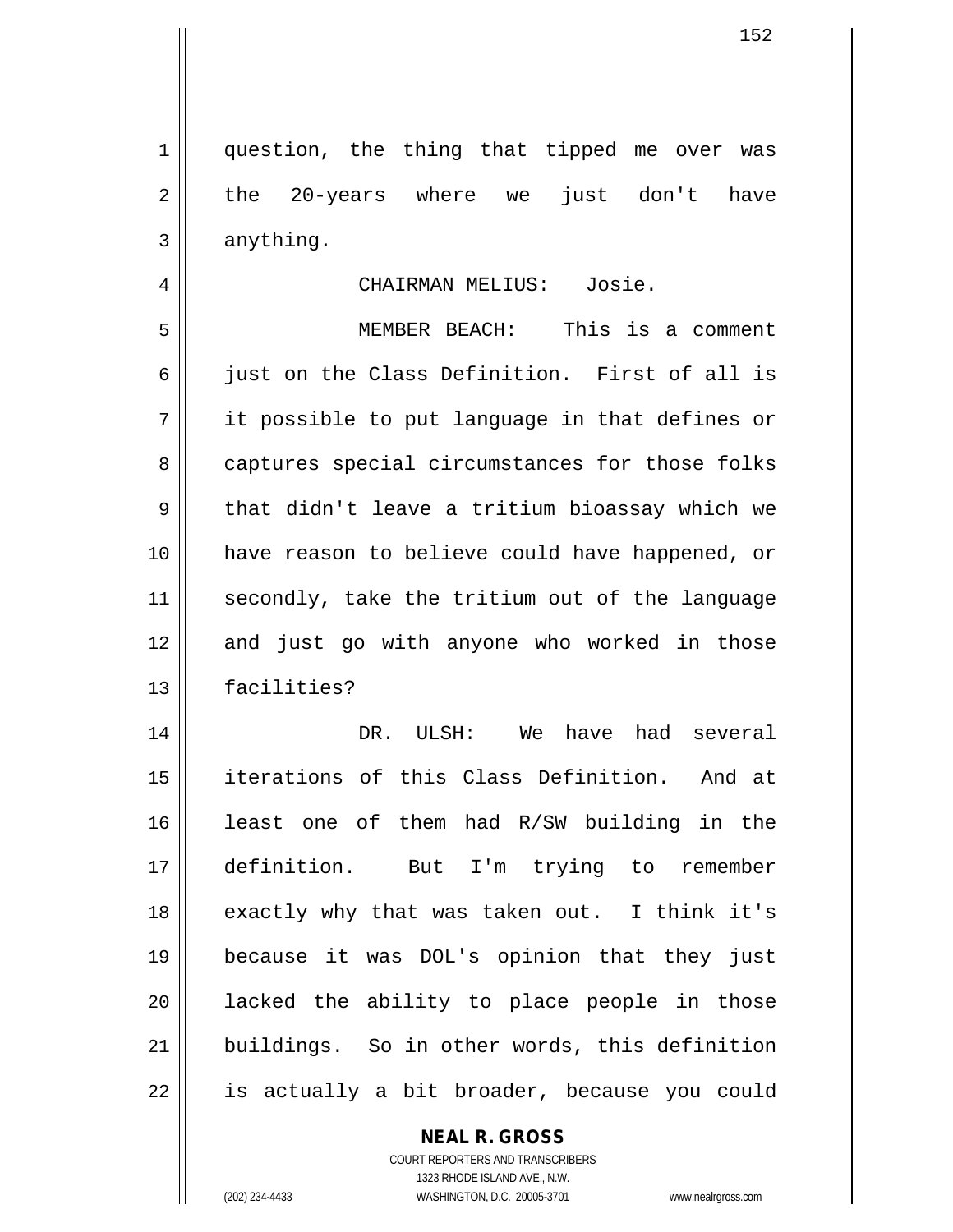question, the thing that tipped me over was the 20-years where we just don't have anything.

CHAIRMAN MELIUS: Josie.

MEMBER BEACH: This is a comment just on the Class Definition. First of all is it possible to put language in that defines or captures special circumstances for those folks that didn't leave a tritium bioassay which we have reason to believe could have happened, or secondly, take the tritium out of the language and just go with anyone who worked in those facilities?

DR. ULSH: We have had several iterations of this Class Definition. And at least one of them had R/SW building in the definition. But I'm trying to remember exactly why that was taken out. I think it's because it was DOL's opinion that they just lacked the ability to place people in those buildings. So in other words, this definition is actually a bit broader, because you could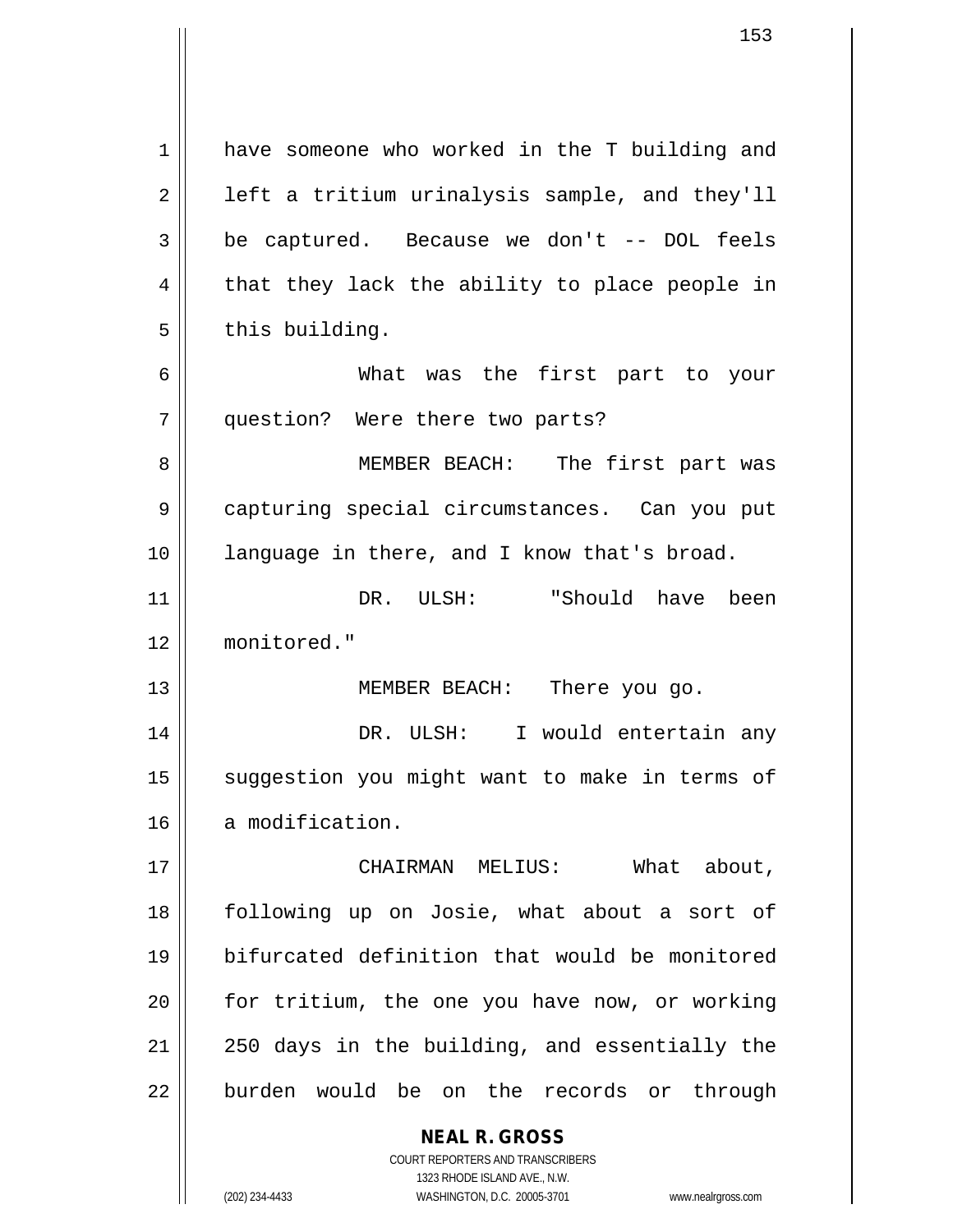have someone who worked in the T building and left a tritium urinalysis sample, and they'll be captured. Because we don't -- DOL feels that they lack the ability to place people in this building.

What was the first part to your question? Were there two parts?

MEMBER BEACH: The first part was capturing special circumstances. Can you put language in there, and I know that's broad.

DR. ULSH: "Should have been monitored."

MEMBER BEACH: There you go.

DR. ULSH: I would entertain any suggestion you might want to make in terms of a modification.

CHAIRMAN MELIUS: What about, following up on Josie, what about a sort of bifurcated definition that would be monitored for tritium, the one you have now, or working 250 days in the building, and essentially the burden would be on the records or through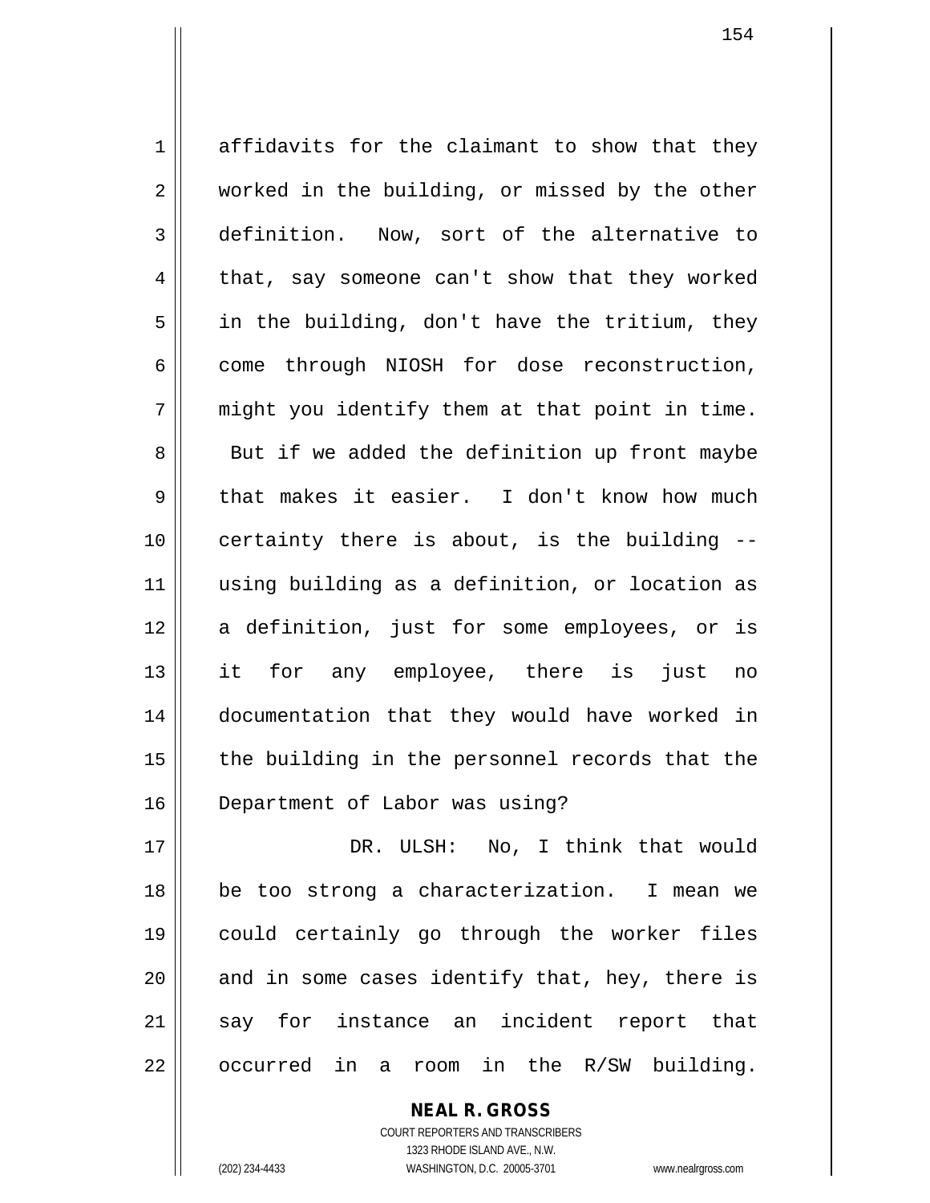affidavits for the claimant to show that they worked in the building, or missed by the other definition. Now, sort of the alternative to that, say someone can't show that they worked in the building, don't have the tritium, they come through NIOSH for dose reconstruction, might you identify them at that point in time. But if we added the definition up front maybe that makes it easier. I don't know how much certainty there is about, is the building -- using building as a definition, or location as a definition, just for some employees, or is it for any employee, there is just no documentation that they would have worked in the building in the personnel records that the Department of Labor was using?

DR. ULSH: No, I think that would be too strong a characterization. I mean we could certainly go through the worker files and in some cases identify that, hey, there is say for instance an incident report that occurred in a room in the R/SW building.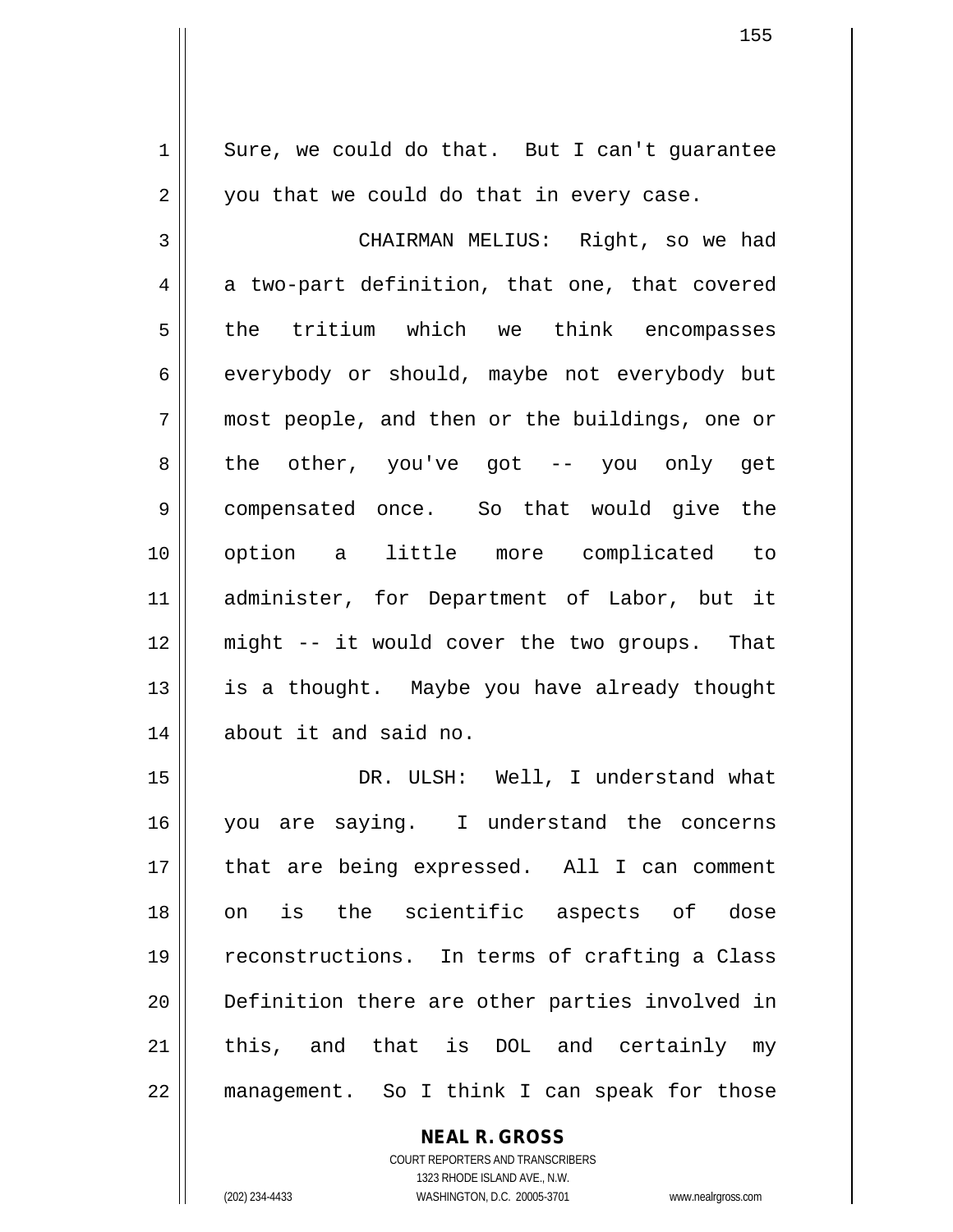Sure, we could do that. But I can't guarantee you that we could do that in every case.

CHAIRMAN MELIUS: Right, so we had a two-part definition, that one, that covered the tritium which we think encompasses everybody or should, maybe not everybody but most people, and then or the buildings, one or the other, you've got -- you only get compensated once. So that would give the option a little more complicated to administer, for Department of Labor, but it might -- it would cover the two groups. That is a thought. Maybe you have already thought about it and said no.

DR. ULSH: Well, I understand what you are saying. I understand the concerns that are being expressed. All I can comment on is the scientific aspects of dose reconstructions. In terms of crafting a Class Definition there are other parties involved in this, and that is DOL and certainly my management. So I think I can speak for those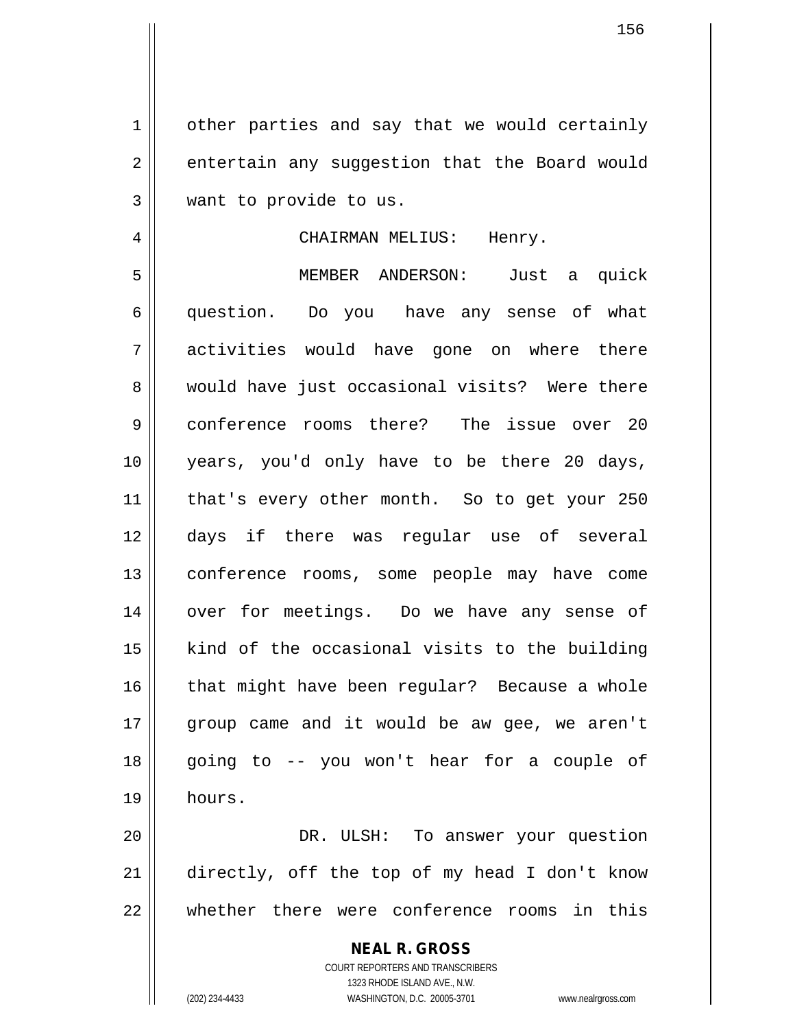other parties and say that we would certainly entertain any suggestion that the Board would want to provide to us.

CHAIRMAN MELIUS: Henry.

MEMBER ANDERSON: Just a quick question. Do you have any sense of what activities would have gone on where there would have just occasional visits? Were there conference rooms there? The issue over 20 years, you'd only have to be there 20 days, that's every other month. So to get your 250 days if there was regular use of several conference rooms, some people may have come over for meetings. Do we have any sense of kind of the occasional visits to the building that might have been regular? Because a whole group came and it would be aw gee, we aren't going to -- you won't hear for a couple of hours.

DR. ULSH: To answer your question directly, off the top of my head I don't know whether there were conference rooms in this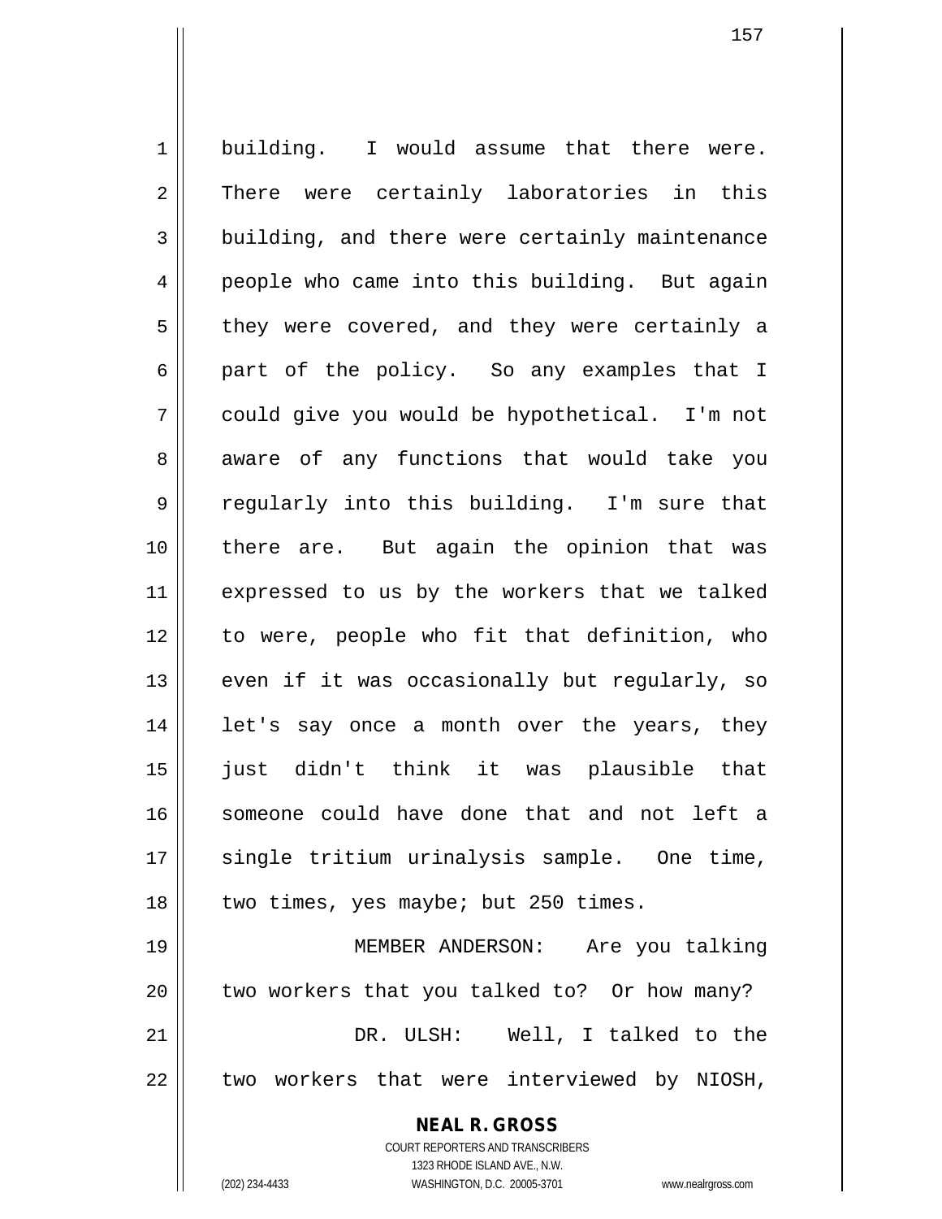building. I would assume that there were. There were certainly laboratories in this building, and there were certainly maintenance people who came into this building. But again they were covered, and they were certainly a part of the policy. So any examples that I could give you would be hypothetical. I'm not aware of any functions that would take you regularly into this building. I'm sure that there are. But again the opinion that was expressed to us by the workers that we talked to were, people who fit that definition, who even if it was occasionally but regularly, so let's say once a month over the years, they just didn't think it was plausible that someone could have done that and not left a single tritium urinalysis sample. One time, two times, yes maybe; but 250 times.

MEMBER ANDERSON: Are you talking two workers that you talked to? Or how many?

DR. ULSH: Well, I talked to the two workers that were interviewed by NIOSH,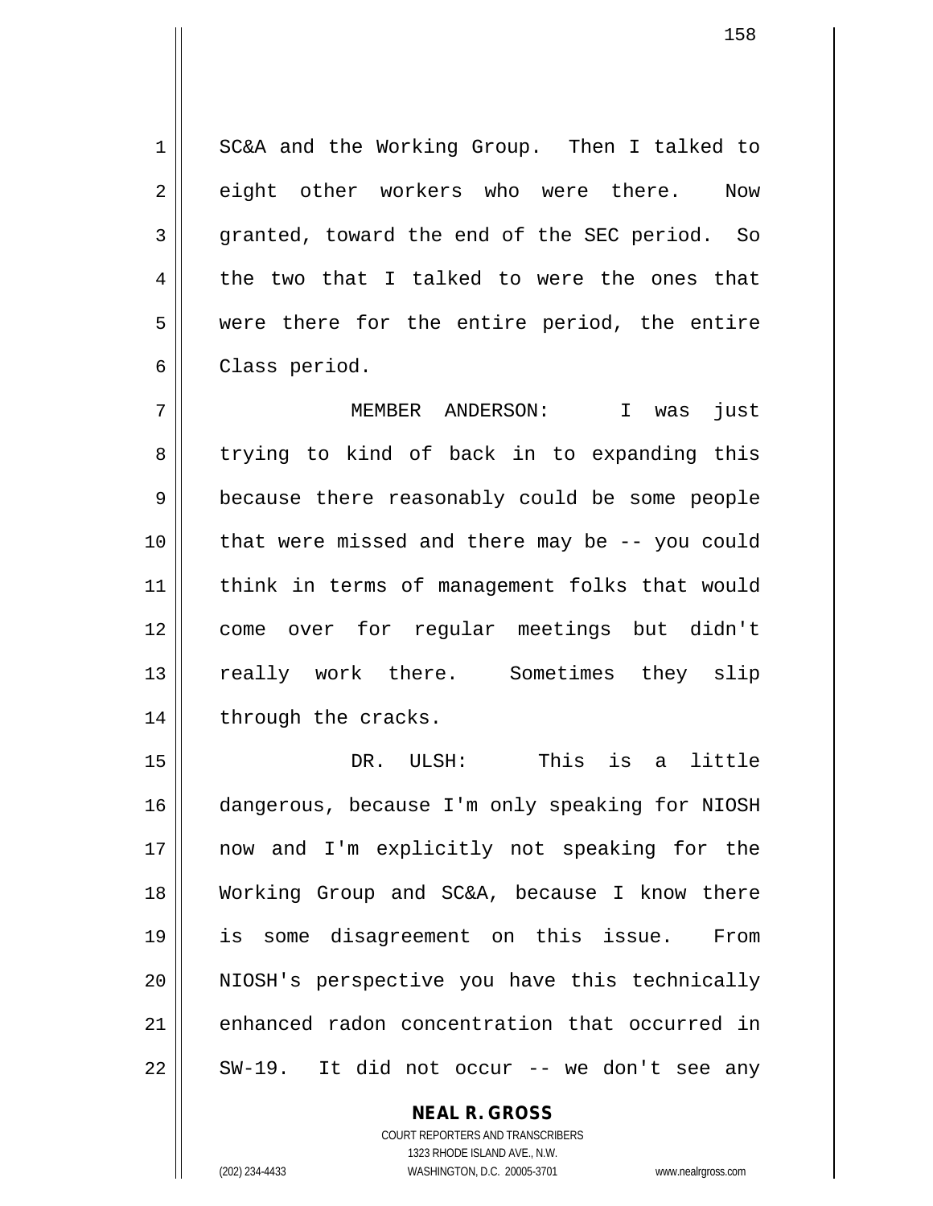SC&A and the Working Group. Then I talked to eight other workers who were there. Now granted, toward the end of the SEC period. So the two that I talked to were the ones that were there for the entire period, the entire Class period.

MEMBER ANDERSON: I was just trying to kind of back in to expanding this because there reasonably could be some people that were missed and there may be -- you could think in terms of management folks that would come over for regular meetings but didn't really work there. Sometimes they slip through the cracks.

DR. ULSH: This is a little dangerous, because I'm only speaking for NIOSH now and I'm explicitly not speaking for the Working Group and SC&A, because I know there is some disagreement on this issue. From NIOSH's perspective you have this technically enhanced radon concentration that occurred in SW-19. It did not occur -- we don't see any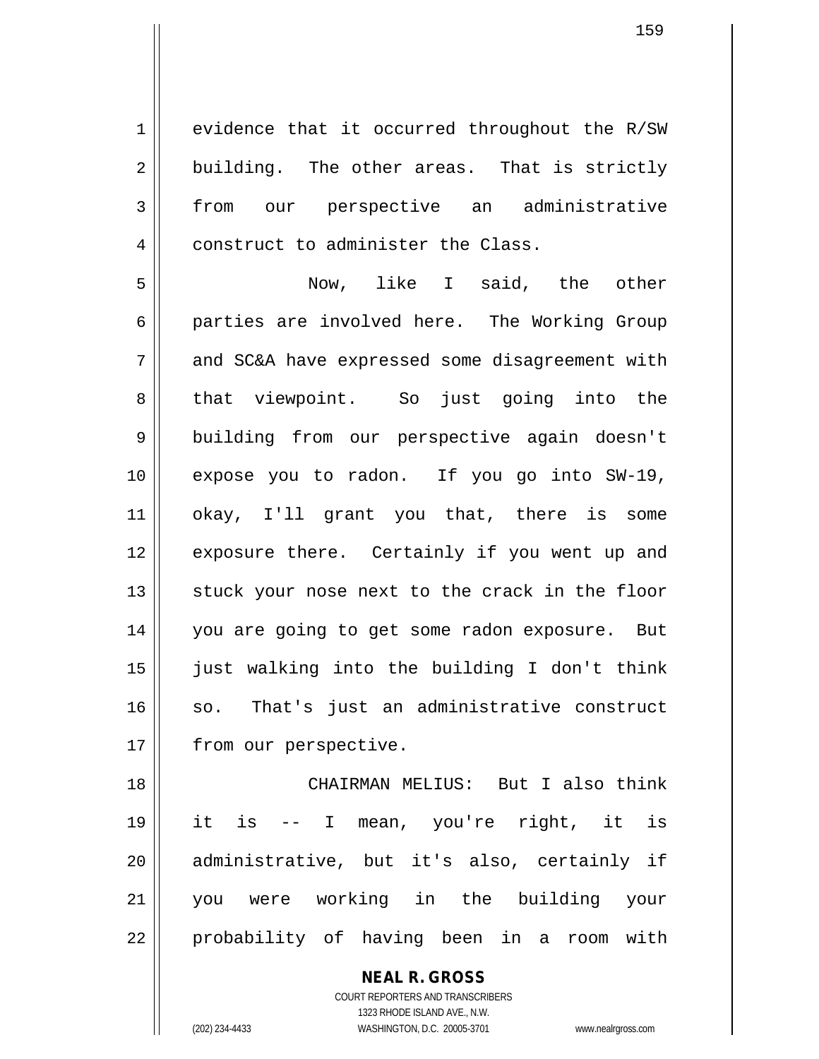evidence that it occurred throughout the R/SW building. The other areas. That is strictly from our perspective an administrative construct to administer the Class.

Now, like I said, the other parties are involved here. The Working Group and SC&A have expressed some disagreement with that viewpoint. So just going into the building from our perspective again doesn't expose you to radon. If you go into SW-19, okay, I'll grant you that, there is some exposure there. Certainly if you went up and stuck your nose next to the crack in the floor you are going to get some radon exposure. But just walking into the building I don't think so. That's just an administrative construct from our perspective.

CHAIRMAN MELIUS: But I also think it is -- I mean, you're right, it is administrative, but it's also, certainly if you were working in the building your probability of having been in a room with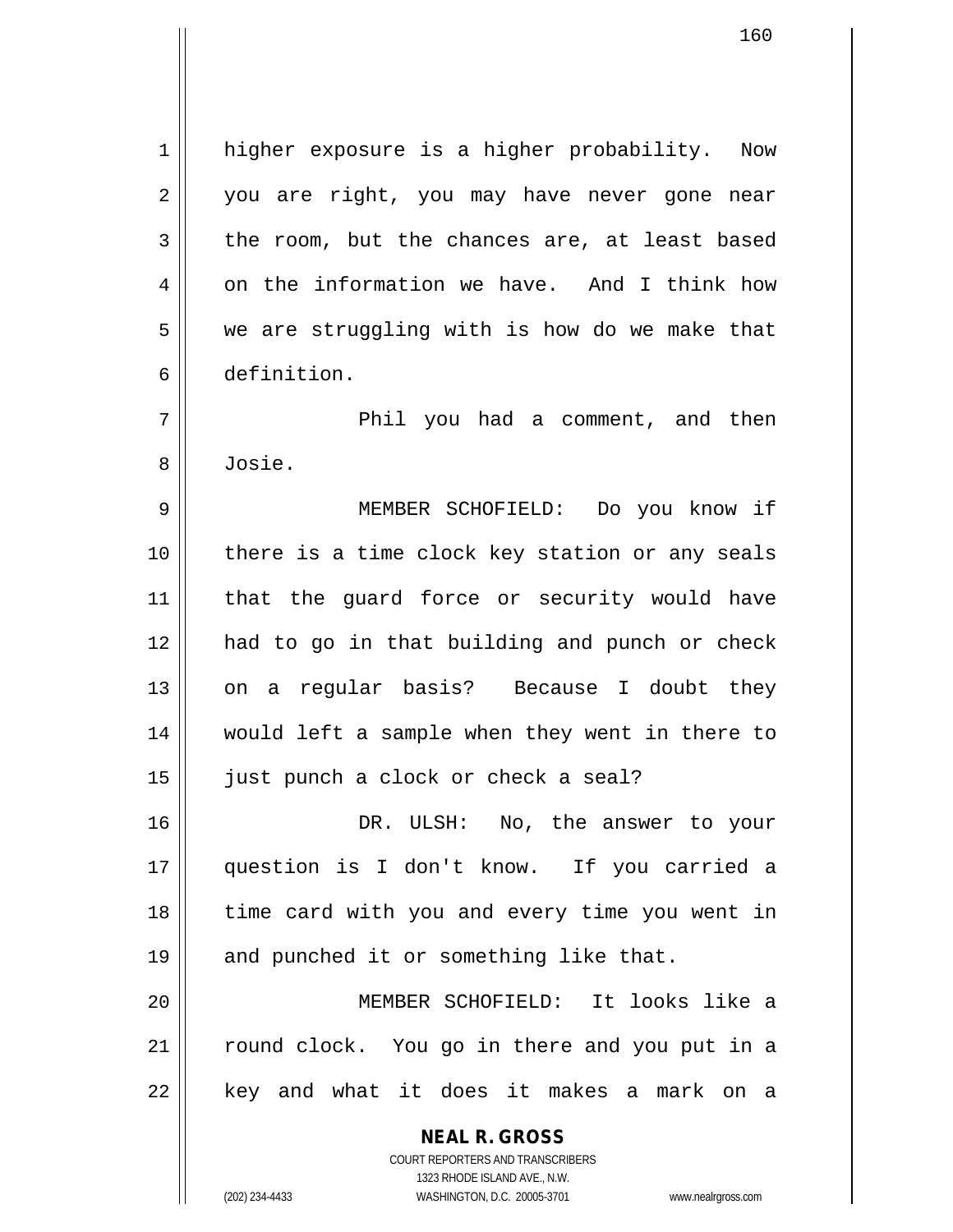higher exposure is a higher probability. Now you are right, you may have never gone near the room, but the chances are, at least based on the information we have. And I think how we are struggling with is how do we make that definition.

Phil you had a comment, and then Josie.

MEMBER SCHOFIELD: Do you know if there is a time clock key station or any seals that the guard force or security would have had to go in that building and punch or check on a regular basis? Because I doubt they would left a sample when they went in there to just punch a clock or check a seal?

DR. ULSH: No, the answer to your question is I don't know. If you carried a time card with you and every time you went in and punched it or something like that.

MEMBER SCHOFIELD: It looks like a round clock. You go in there and you put in a key and what it does it makes a mark on a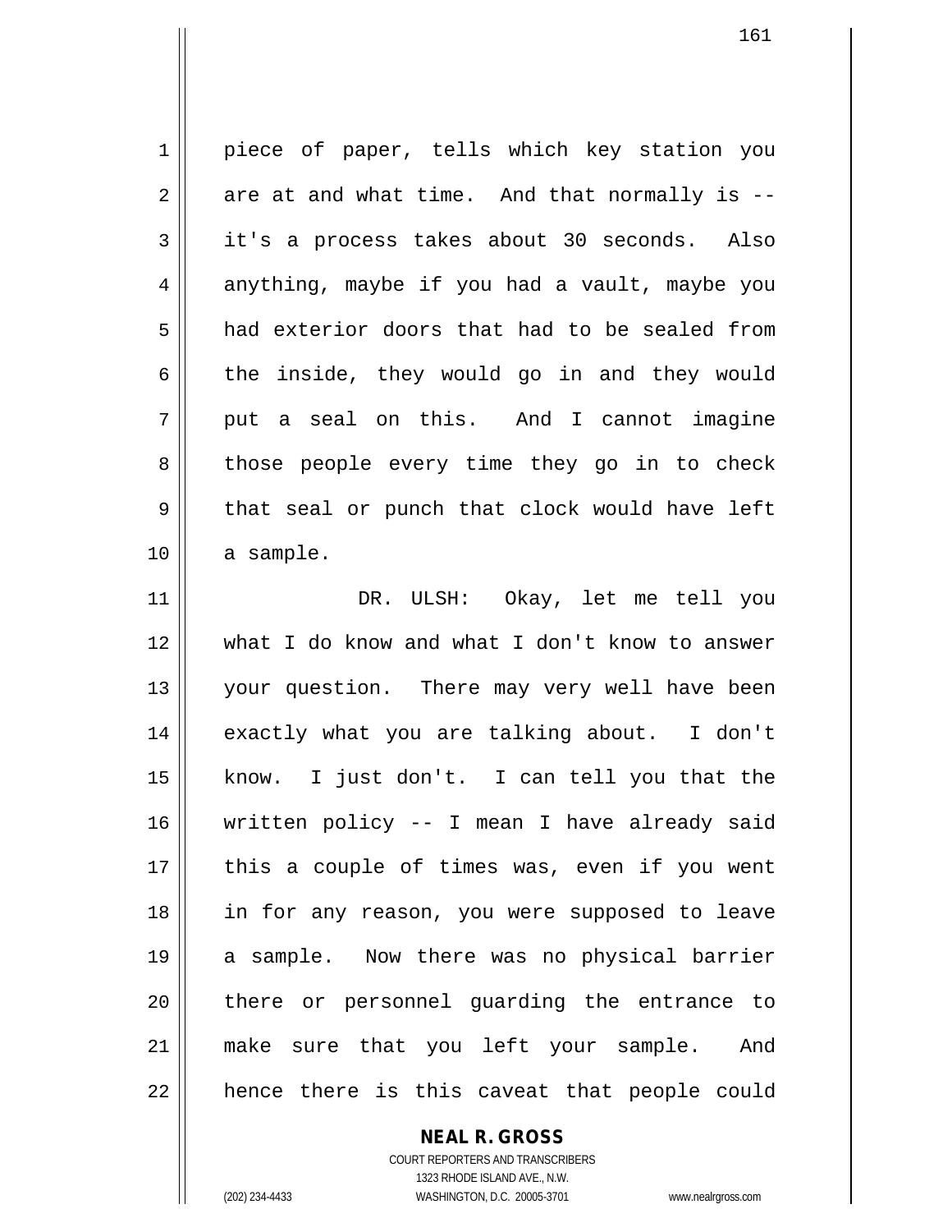piece of paper, tells which key station you are at and what time. And that normally is -- it's a process takes about 30 seconds. Also anything, maybe if you had a vault, maybe you had exterior doors that had to be sealed from the inside, they would go in and they would put a seal on this. And I cannot imagine those people every time they go in to check that seal or punch that clock would have left a sample.

DR. ULSH: Okay, let me tell you what I do know and what I don't know to answer your question. There may very well have been exactly what you are talking about. I don't know. I just don't. I can tell you that the written policy -- I mean I have already said this a couple of times was, even if you went in for any reason, you were supposed to leave a sample. Now there was no physical barrier there or personnel guarding the entrance to make sure that you left your sample. And hence there is this caveat that people could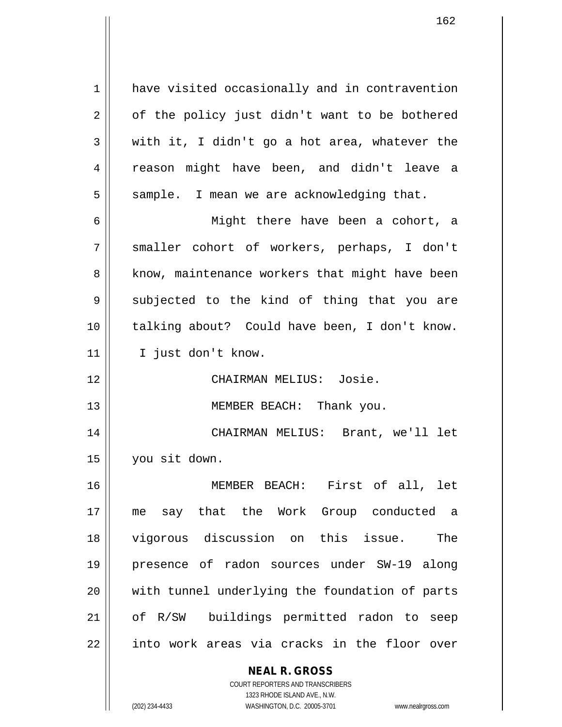have visited occasionally and in contravention of the policy just didn't want to be bothered with it, I didn't go a hot area, whatever the reason might have been, and didn't leave a sample. I mean we are acknowledging that.

Might there have been a cohort, a smaller cohort of workers, perhaps, I don't know, maintenance workers that might have been subjected to the kind of thing that you are talking about? Could have been, I don't know. I just don't know.

CHAIRMAN MELIUS: Josie.

MEMBER BEACH: Thank you.

CHAIRMAN MELIUS: Brant, we'll let you sit down.

MEMBER BEACH: First of all, let me say that the Work Group conducted a vigorous discussion on this issue. The presence of radon sources under SW-19 along with tunnel underlying the foundation of parts of R/SW buildings permitted radon to seep into work areas via cracks in the floor over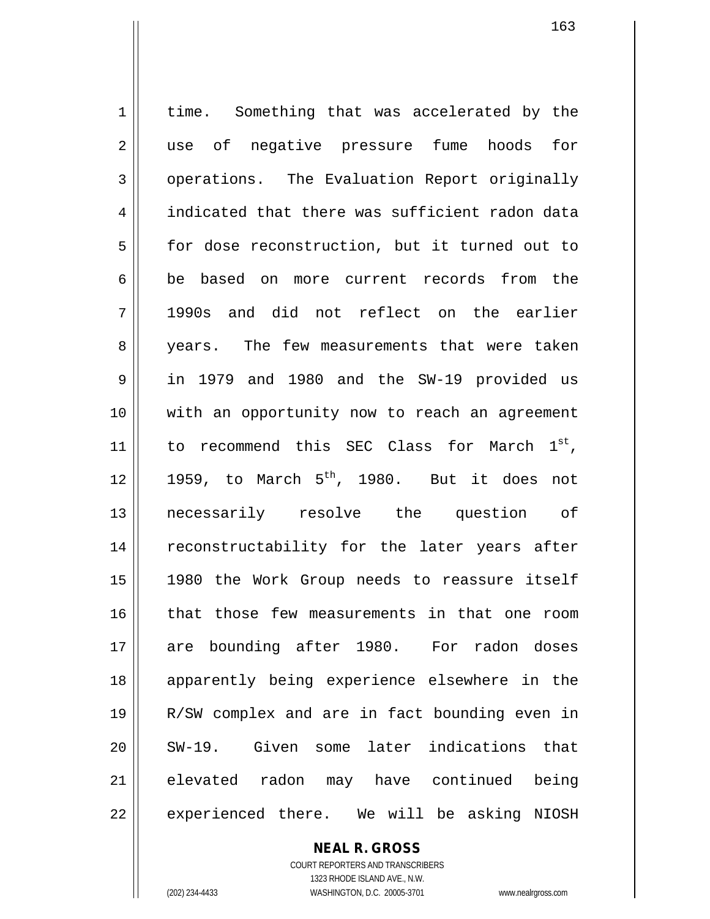time. Something that was accelerated by the use of negative pressure fume hoods for operations. The Evaluation Report originally indicated that there was sufficient radon data for dose reconstruction, but it turned out to be based on more current records from the 1990s and did not reflect on the earlier years. The few measurements that were taken in 1979 and 1980 and the SW-19 provided us with an opportunity now to reach an agreement to recommend this SEC Class for March 1st, 1959, to March 5th, 1980. But it does not necessarily resolve the question of reconstructability for the later years after 1980 the Work Group needs to reassure itself that those few measurements in that one room are bounding after 1980. For radon doses apparently being experience elsewhere in the R/SW complex and are in fact bounding even in SW-19. Given some later indications that elevated radon may have continued being experienced there. We will be asking NIOSH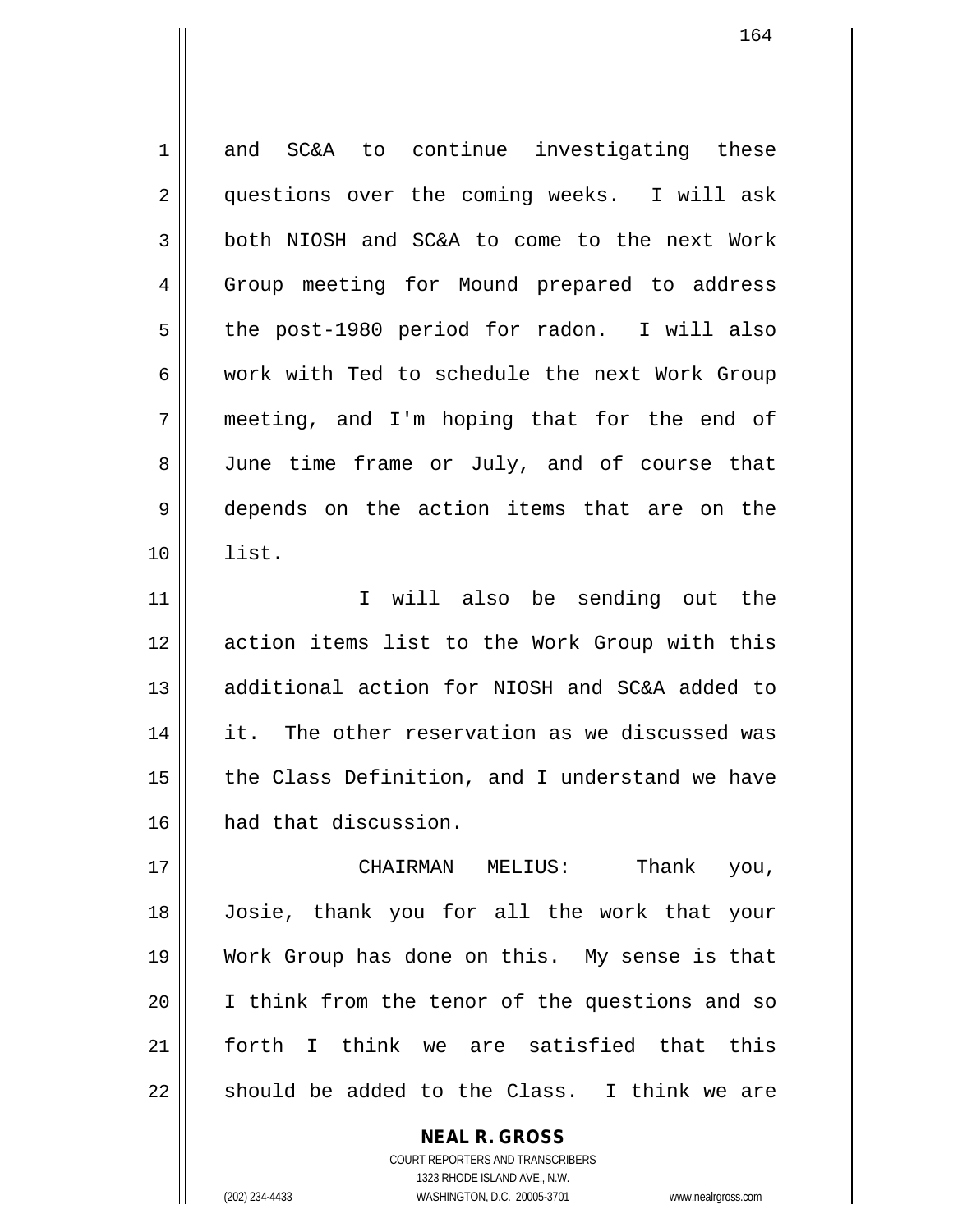and SC&A to continue investigating these questions over the coming weeks. I will ask both NIOSH and SC&A to come to the next Work Group meeting for Mound prepared to address the post-1980 period for radon. I will also work with Ted to schedule the next Work Group meeting, and I'm hoping that for the end of June time frame or July, and of course that depends on the action items that are on the list.

I will also be sending out the action items list to the Work Group with this additional action for NIOSH and SC&A added to it. The other reservation as we discussed was the Class Definition, and I understand we have had that discussion.

CHAIRMAN MELIUS: Thank you, Josie, thank you for all the work that your Work Group has done on this. My sense is that I think from the tenor of the questions and so forth I think we are satisfied that this should be added to the Class. I think we are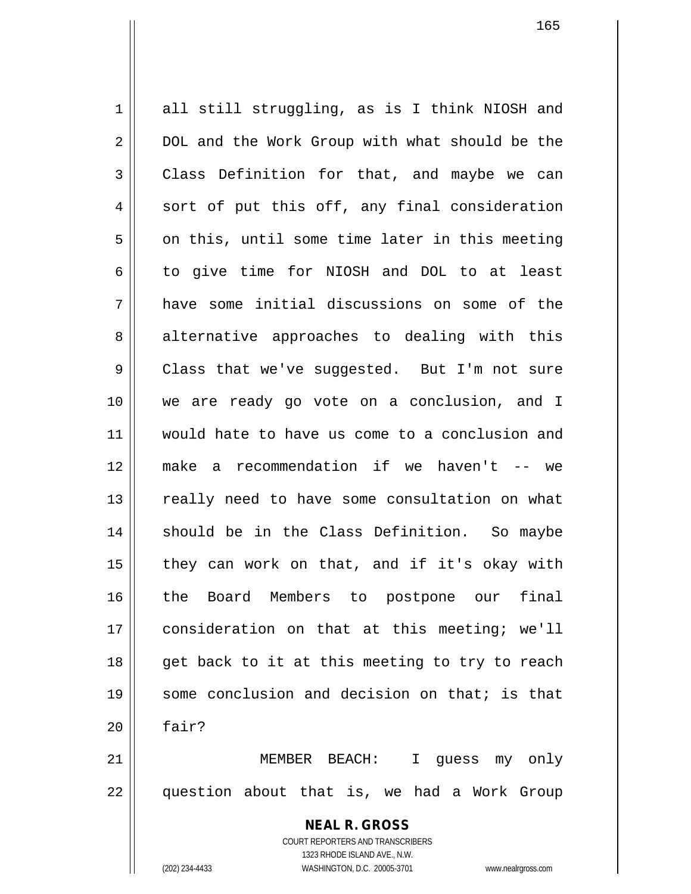all still struggling, as is I think NIOSH and DOL and the Work Group with what should be the Class Definition for that, and maybe we can sort of put this off, any final consideration on this, until some time later in this meeting to give time for NIOSH and DOL to at least have some initial discussions on some of the alternative approaches to dealing with this Class that we've suggested. But I'm not sure we are ready go vote on a conclusion, and I would hate to have us come to a conclusion and make a recommendation if we haven't -- we really need to have some consultation on what should be in the Class Definition. So maybe they can work on that, and if it's okay with the Board Members to postpone our final consideration on that at this meeting; we'll get back to it at this meeting to try to reach some conclusion and decision on that; is that fair?

MEMBER BEACH: I guess my only question about that is, we had a Work Group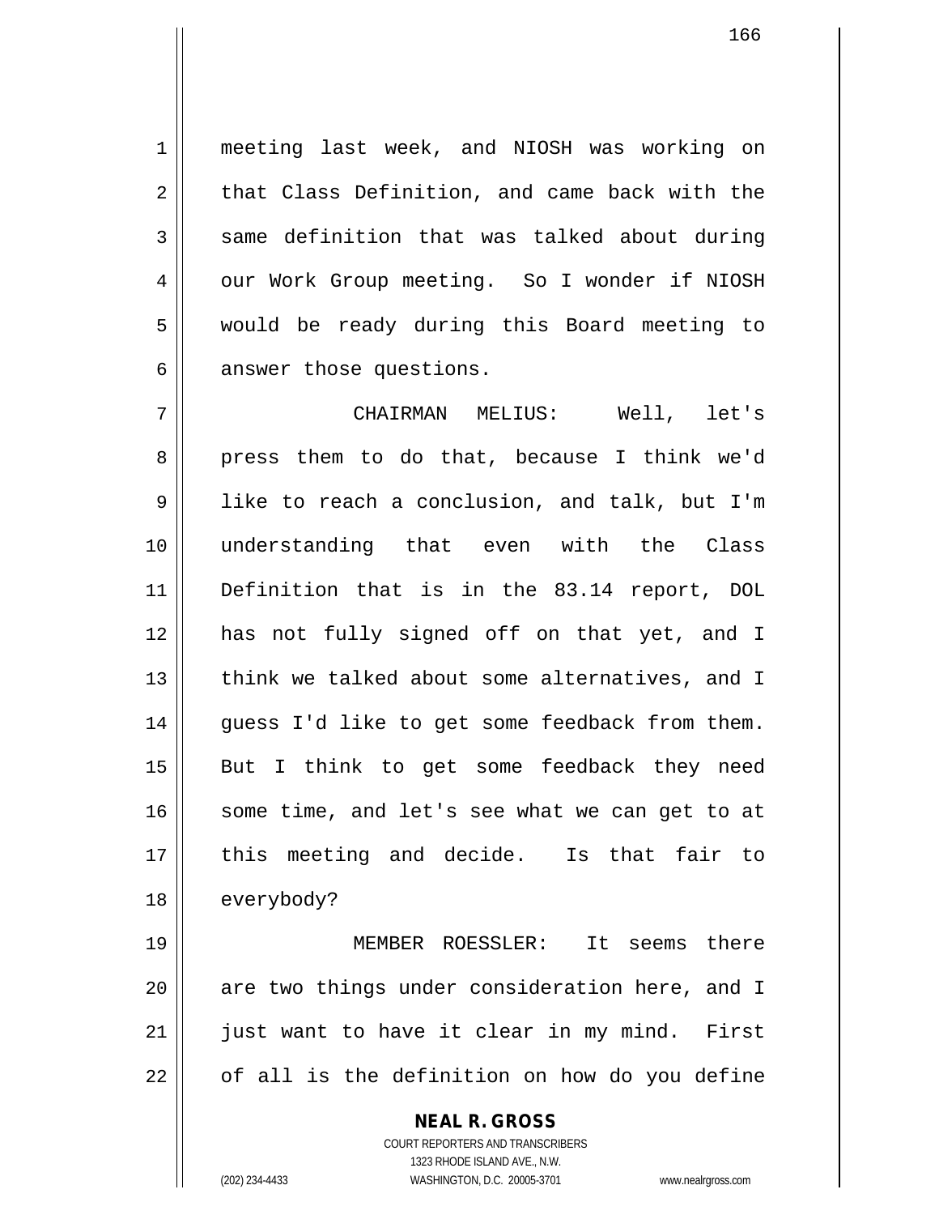meeting last week, and NIOSH was working on that Class Definition, and came back with the same definition that was talked about during our Work Group meeting. So I wonder if NIOSH would be ready during this Board meeting to answer those questions.

CHAIRMAN MELIUS: Well, let's press them to do that, because I think we'd like to reach a conclusion, and talk, but I'm understanding that even with the Class Definition that is in the 83.14 report, DOL has not fully signed off on that yet, and I think we talked about some alternatives, and I guess I'd like to get some feedback from them. But I think to get some feedback they need some time, and let's see what we can get to at this meeting and decide. Is that fair to everybody?

MEMBER ROESSLER: It seems there are two things under consideration here, and I just want to have it clear in my mind. First of all is the definition on how do you define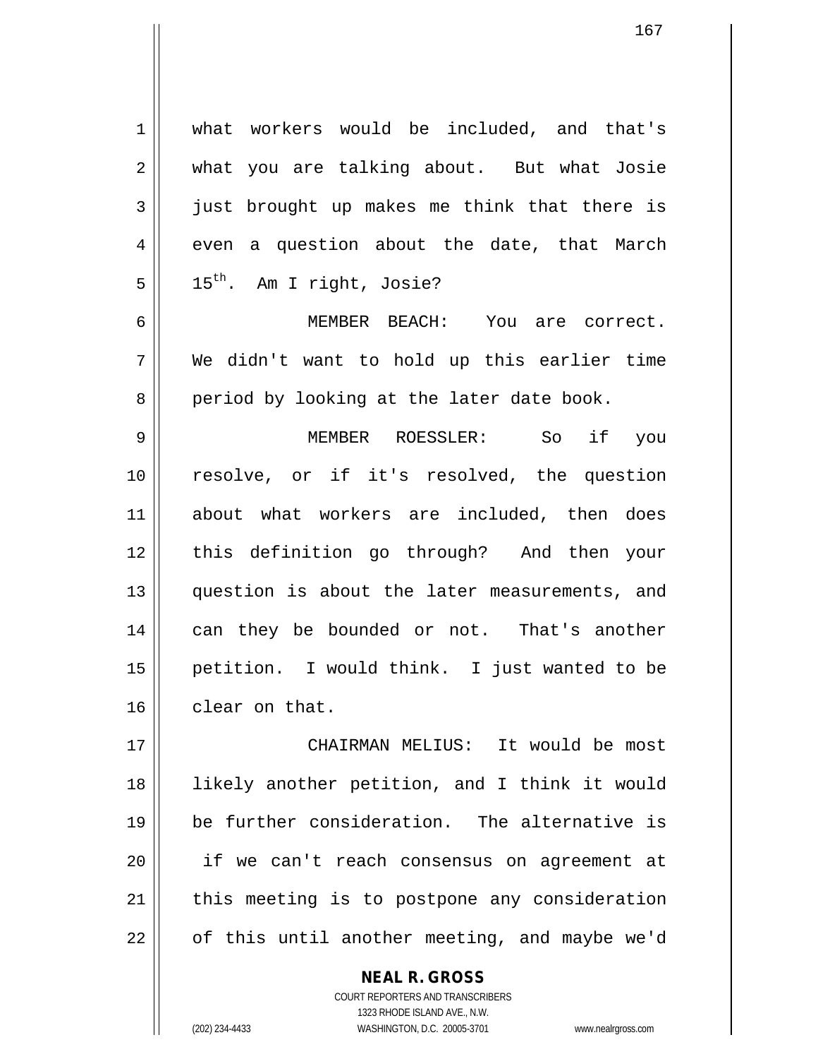what workers would be included, and that's what you are talking about. But what Josie just brought up makes me think that there is even a question about the date, that March $15^{th}$. Am I right, Josie?

MEMBER BEACH: You are correct. We didn't want to hold up this earlier time period by looking at the later date book.

MEMBER ROESSLER: So if you resolve, or if it's resolved, the question about what workers are included, then does this definition go through? And then your question is about the later measurements, and can they be bounded or not. That's another petition. I would think. I just wanted to be clear on that.

CHAIRMAN MELIUS: It would be most likely another petition, and I think it would be further consideration. The alternative is if we can't reach consensus on agreement at this meeting is to postpone any consideration of this until another meeting, and maybe we'd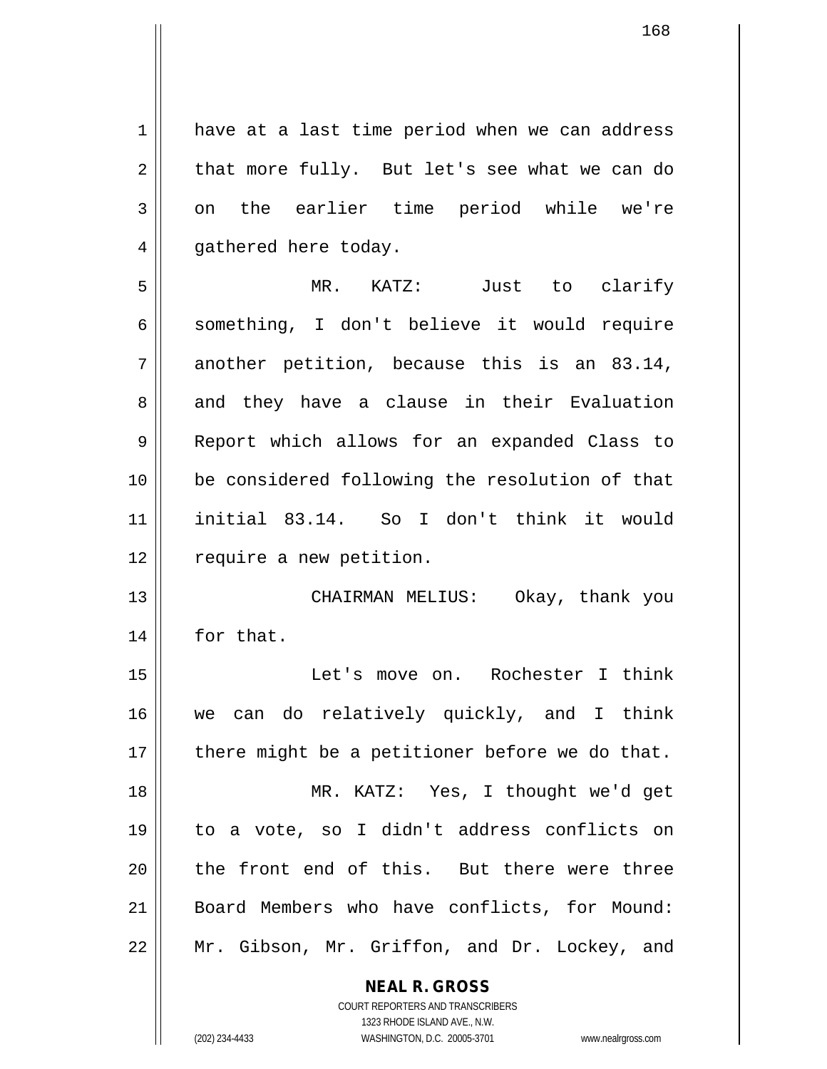have at a last time period when we can address that more fully. But let's see what we can do on the earlier time period while we're gathered here today.

MR. KATZ: Just to clarify something, I don't believe it would require another petition, because this is an 83.14, and they have a clause in their Evaluation Report which allows for an expanded Class to be considered following the resolution of that initial 83.14. So I don't think it would require a new petition.

CHAIRMAN MELIUS: Okay, thank you for that.

Let's move on. Rochester I think we can do relatively quickly, and I think there might be a petitioner before we do that.

MR. KATZ: Yes, I thought we'd get to a vote, so I didn't address conflicts on the front end of this. But there were three Board Members who have conflicts, for Mound: Mr. Gibson, Mr. Griffon, and Dr. Lockey, and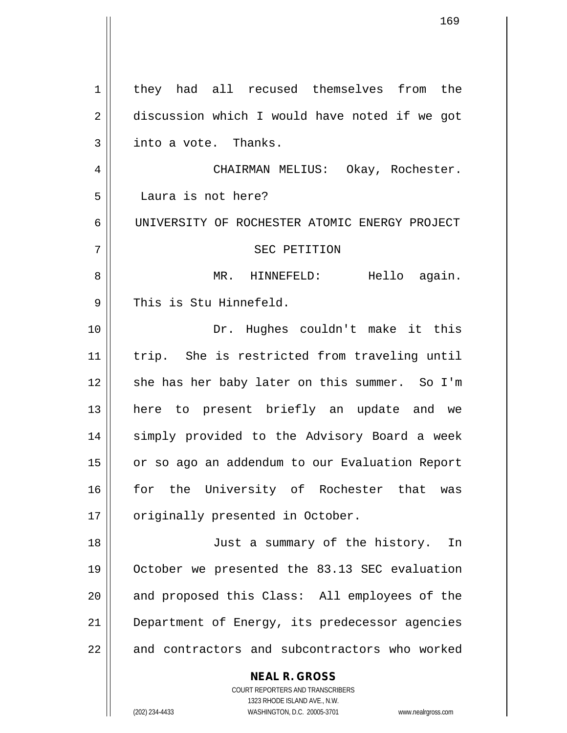they had all recused themselves from the discussion which I would have noted if we got into a vote. Thanks.

CHAIRMAN MELIUS: Okay, Rochester. Laura is not here?

UNIVERSITY OF ROCHESTER ATOMIC ENERGY PROJECT SEC PETITION

MR. HINNEFELD: Hello again. This is Stu Hinnefeld.

Dr. Hughes couldn't make it this trip. She is restricted from traveling until she has her baby later on this summer. So I'm here to present briefly an update and we simply provided to the Advisory Board a week or so ago an addendum to our Evaluation Report for the University of Rochester that was originally presented in October.

Just a summary of the history. In October we presented the 83.13 SEC evaluation and proposed this Class: All employees of the Department of Energy, its predecessor agencies and contractors and subcontractors who worked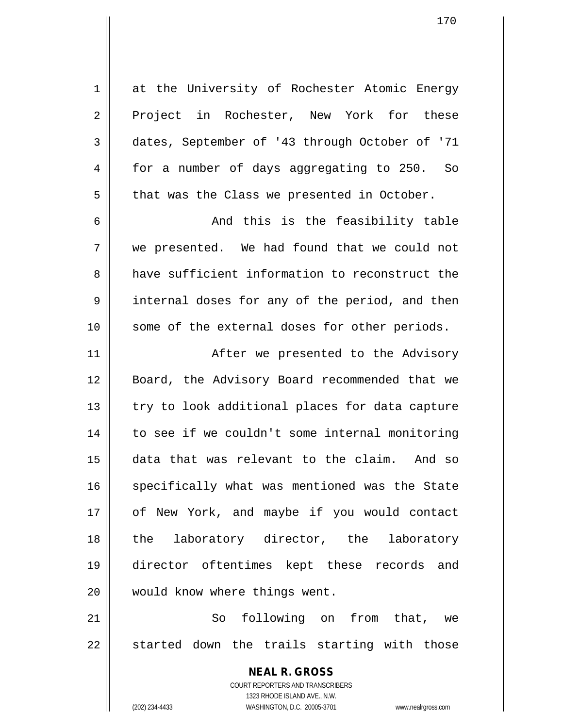at the University of Rochester Atomic Energy Project in Rochester, New York for these dates, September of '43 through October of '71 for a number of days aggregating to 250. So that was the Class we presented in October.

And this is the feasibility table we presented. We had found that we could not have sufficient information to reconstruct the internal doses for any of the period, and then some of the external doses for other periods.

After we presented to the Advisory Board, the Advisory Board recommended that we try to look additional places for data capture to see if we couldn't some internal monitoring data that was relevant to the claim. And so specifically what was mentioned was the State of New York, and maybe if you would contact the laboratory director, the laboratory director oftentimes kept these records and would know where things went.

So following on from that, we started down the trails starting with those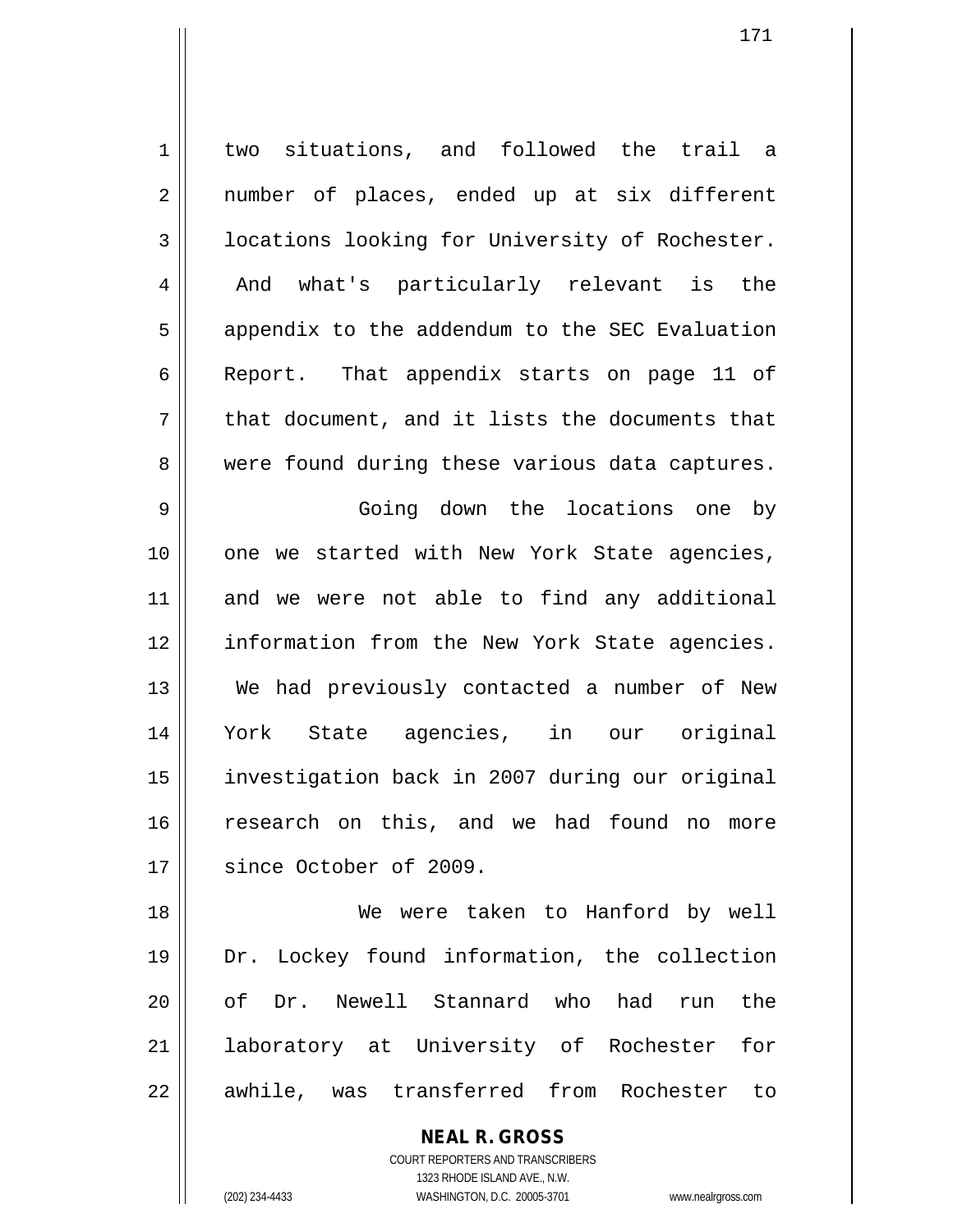two situations, and followed the trail a number of places, ended up at six different locations looking for University of Rochester. And what's particularly relevant is the appendix to the addendum to the SEC Evaluation Report. That appendix starts on page 11 of that document, and it lists the documents that were found during these various data captures.

Going down the locations one by one we started with New York State agencies, and we were not able to find any additional information from the New York State agencies. We had previously contacted a number of New York State agencies, in our original investigation back in 2007 during our original research on this, and we had found no more since October of 2009.

We were taken to Hanford by well Dr. Lockey found information, the collection of Dr. Newell Stannard who had run the laboratory at University of Rochester for awhile, was transferred from Rochester to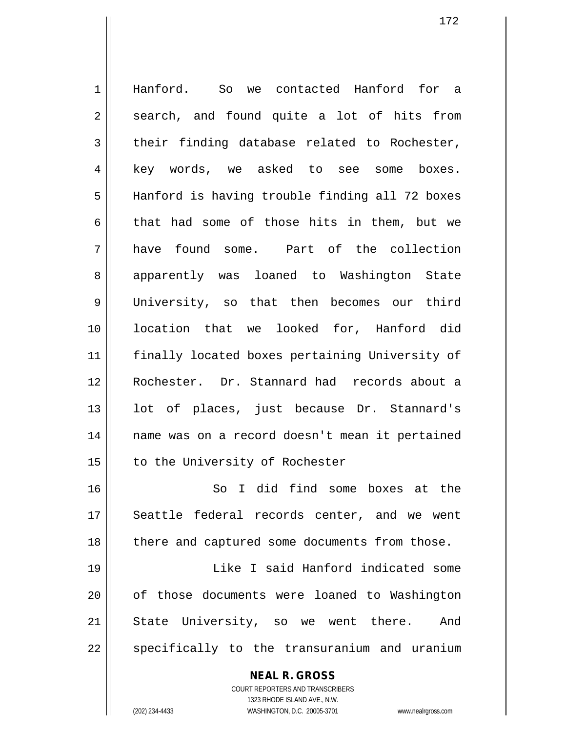Hanford. So we contacted Hanford for a search, and found quite a lot of hits from their finding database related to Rochester, key words, we asked to see some boxes. Hanford is having trouble finding all 72 boxes that had some of those hits in them, but we have found some. Part of the collection apparently was loaned to Washington State University, so that then becomes our third location that we looked for, Hanford did finally located boxes pertaining University of Rochester. Dr. Stannard had records about a lot of places, just because Dr. Stannard's name was on a record doesn't mean it pertained to the University of Rochester

So I did find some boxes at the Seattle federal records center, and we went there and captured some documents from those.

Like I said Hanford indicated some of those documents were loaned to Washington State University, so we went there. And specifically to the transuranium and uranium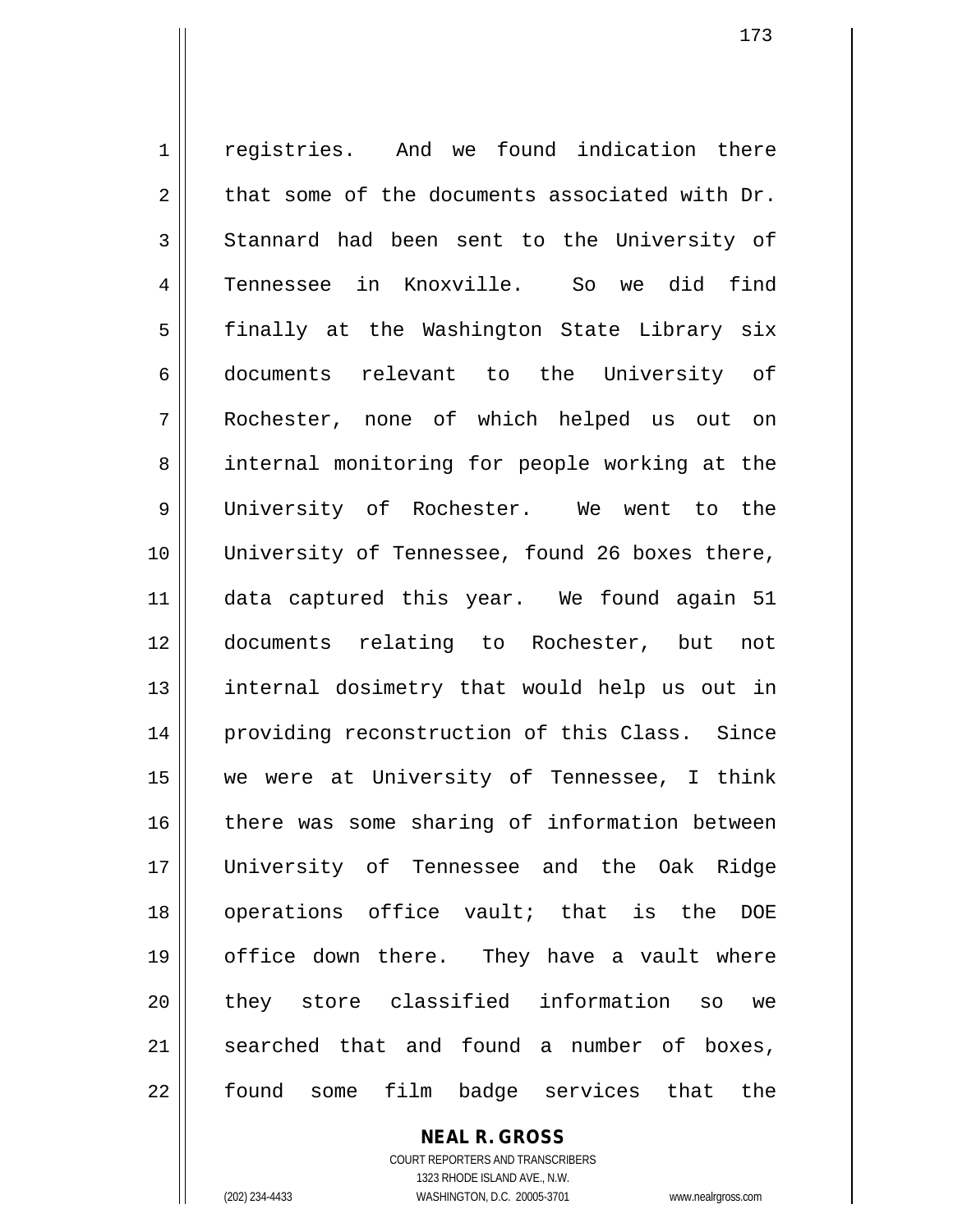registries. And we found indication there that some of the documents associated with Dr. Stannard had been sent to the University of Tennessee in Knoxville. So we did find finally at the Washington State Library six documents relevant to the University of Rochester, none of which helped us out on internal monitoring for people working at the University of Rochester. We went to the University of Tennessee, found 26 boxes there, data captured this year. We found again 51 documents relating to Rochester, but not internal dosimetry that would help us out in providing reconstruction of this Class. Since we were at University of Tennessee, I think there was some sharing of information between University of Tennessee and the Oak Ridge operations office vault; that is the DOE office down there. They have a vault where they store classified information so we searched that and found a number of boxes, found some film badge services that the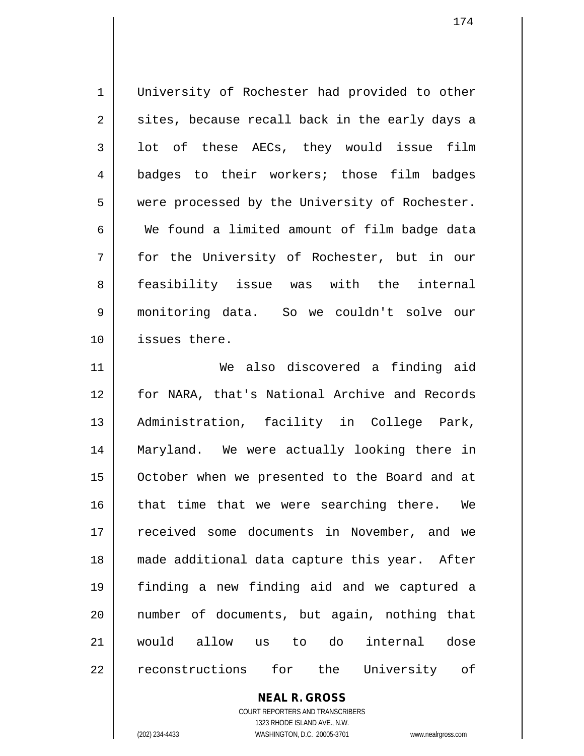University of Rochester had provided to other sites, because recall back in the early days a lot of these AECs, they would issue film badges to their workers; those film badges were processed by the University of Rochester. We found a limited amount of film badge data for the University of Rochester, but in our feasibility issue was with the internal monitoring data. So we couldn't solve our issues there.

We also discovered a finding aid for NARA, that's National Archive and Records Administration, facility in College Park, Maryland. We were actually looking there in October when we presented to the Board and at that time that we were searching there. We received some documents in November, and we made additional data capture this year. After finding a new finding aid and we captured a number of documents, but again, nothing that would allow us to do internal dose reconstructions for the University of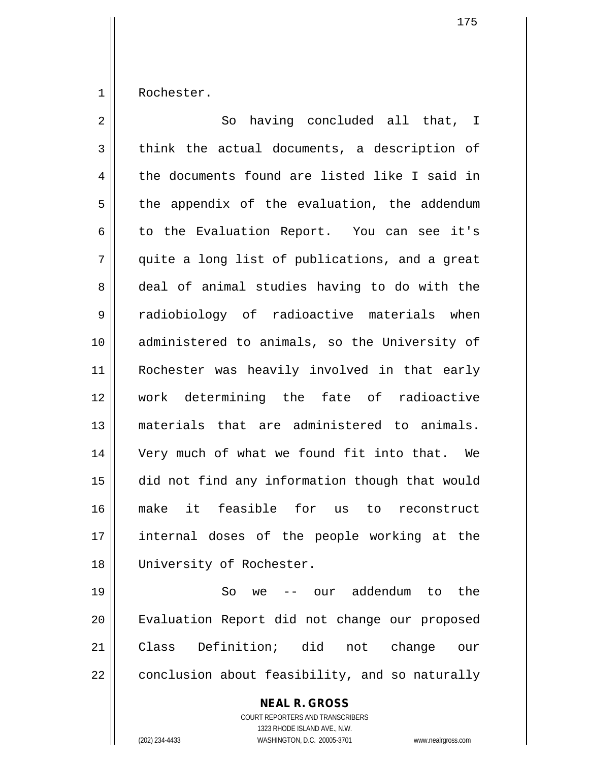Rochester.

So having concluded all that, I think the actual documents, a description of the documents found are listed like I said in the appendix of the evaluation, the addendum to the Evaluation Report. You can see it's quite a long list of publications, and a great deal of animal studies having to do with the radiobiology of radioactive materials when administered to animals, so the University of Rochester was heavily involved in that early work determining the fate of radioactive materials that are administered to animals. Very much of what we found fit into that. We did not find any information though that would make it feasible for us to reconstruct internal doses of the people working at the University of Rochester.

So we -- our addendum to the Evaluation Report did not change our proposed Class Definition; did not change our conclusion about feasibility, and so naturally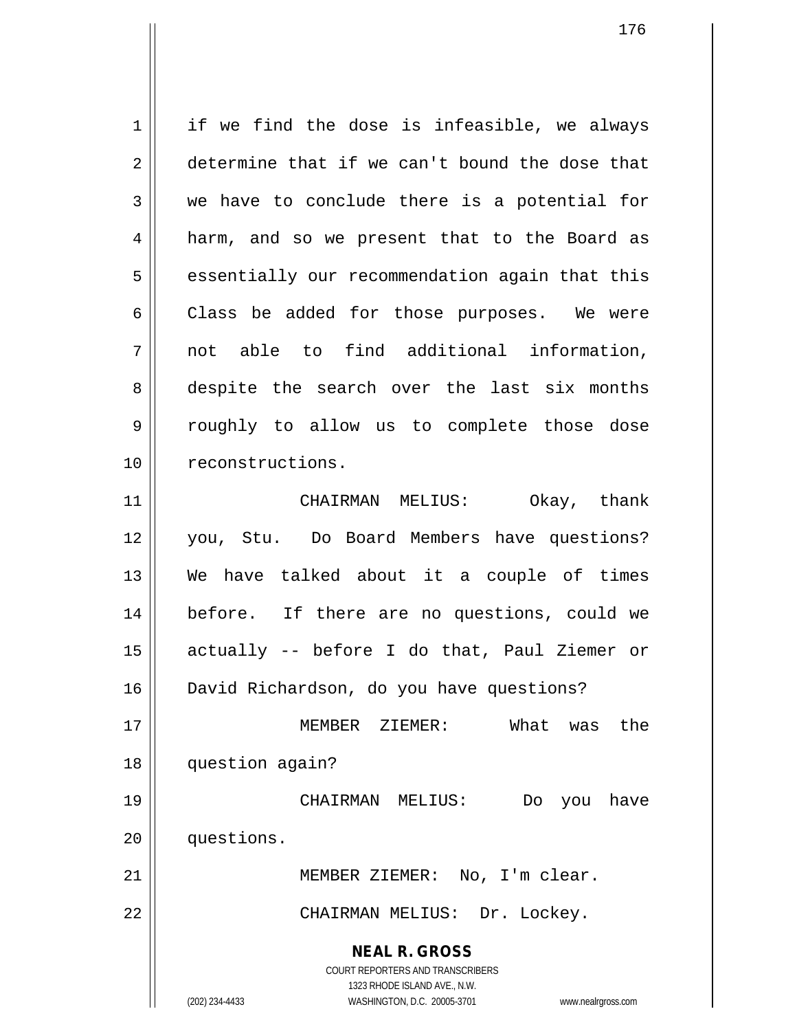if we find the dose is infeasible, we always determine that if we can't bound the dose that we have to conclude there is a potential for harm, and so we present that to the Board as essentially our recommendation again that this Class be added for those purposes. We were not able to find additional information, despite the search over the last six months roughly to allow us to complete those dose reconstructions.

CHAIRMAN MELIUS: Okay, thank you, Stu. Do Board Members have questions? We have talked about it a couple of times before. If there are no questions, could we actually -- before I do that, Paul Ziemer or David Richardson, do you have questions?

MEMBER ZIEMER: What was the question again?

CHAIRMAN MELIUS: Do you have questions.

MEMBER ZIEMER: No, I'm clear.

CHAIRMAN MELIUS: Dr. Lockey.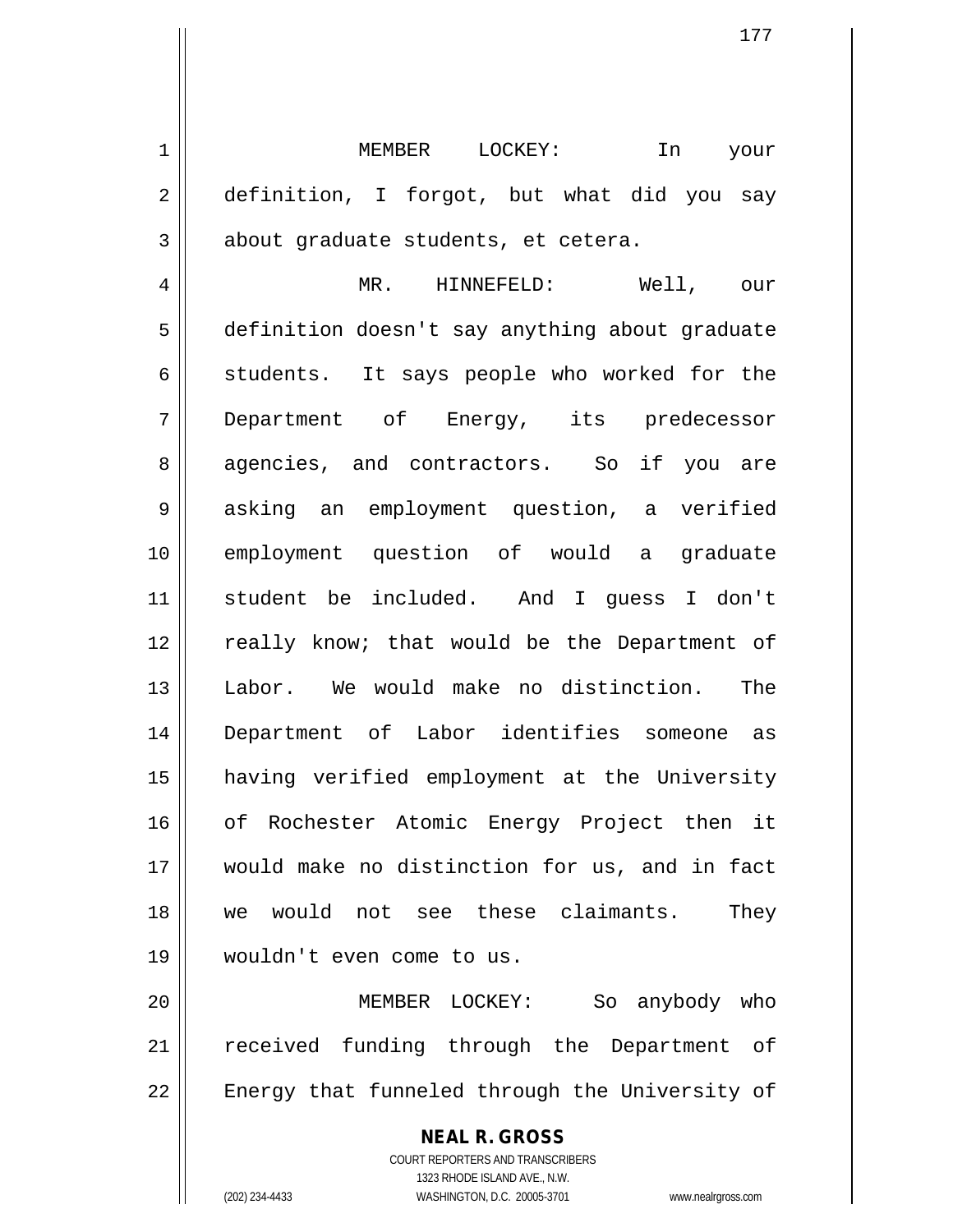MEMBER LOCKEY: In your definition, I forgot, but what did you say about graduate students, et cetera.

MR. HINNEFELD: Well, our definition doesn't say anything about graduate students. It says people who worked for the Department of Energy, its predecessor agencies, and contractors. So if you are asking an employment question, a verified employment question of would a graduate student be included. And I guess I don't really know; that would be the Department of Labor. We would make no distinction. The Department of Labor identifies someone as having verified employment at the University of Rochester Atomic Energy Project then it would make no distinction for us, and in fact we would not see these claimants. They wouldn't even come to us.

MEMBER LOCKEY: So anybody who received funding through the Department of Energy that funneled through the University of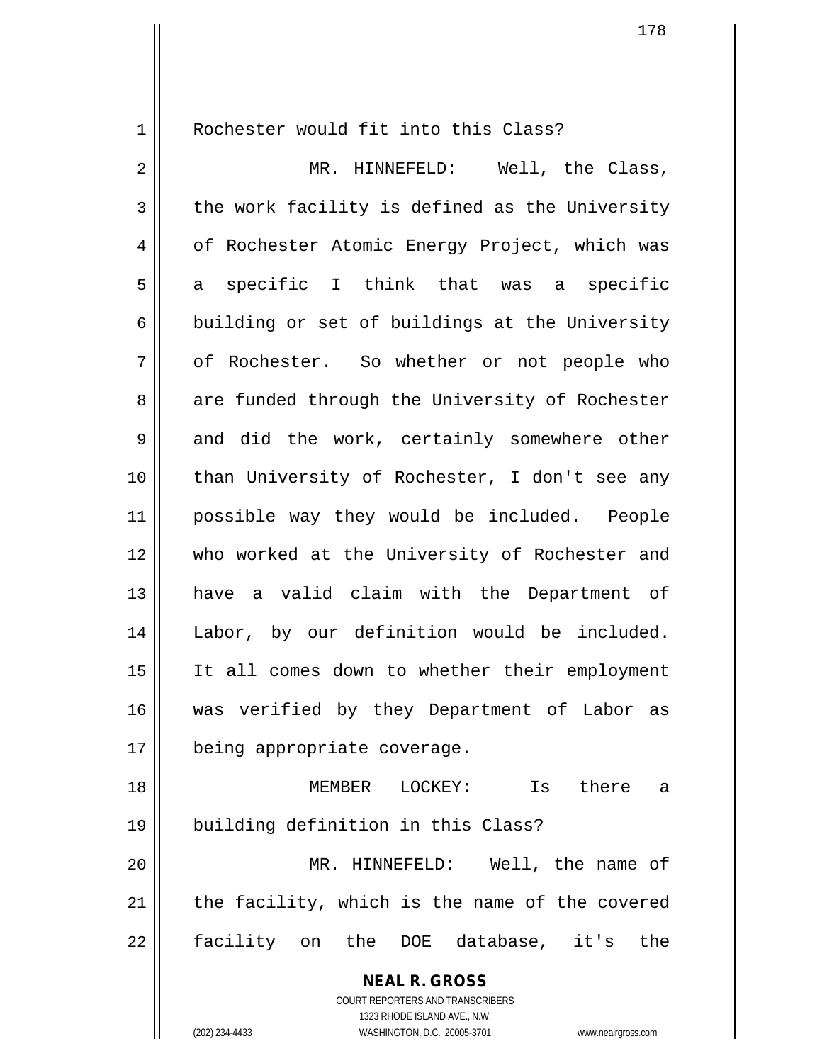Rochester would fit into this Class?

MR. HINNEFELD: Well, the Class, the work facility is defined as the University of Rochester Atomic Energy Project, which was a specific I think that was a specific building or set of buildings at the University of Rochester. So whether or not people who are funded through the University of Rochester and did the work, certainly somewhere other than University of Rochester, I don't see any possible way they would be included. People who worked at the University of Rochester and have a valid claim with the Department of Labor, by our definition would be included. It all comes down to whether their employment was verified by they Department of Labor as being appropriate coverage.

MEMBER LOCKEY: Is there a building definition in this Class?

MR. HINNEFELD: Well, the name of the facility, which is the name of the covered facility on the DOE database, it's the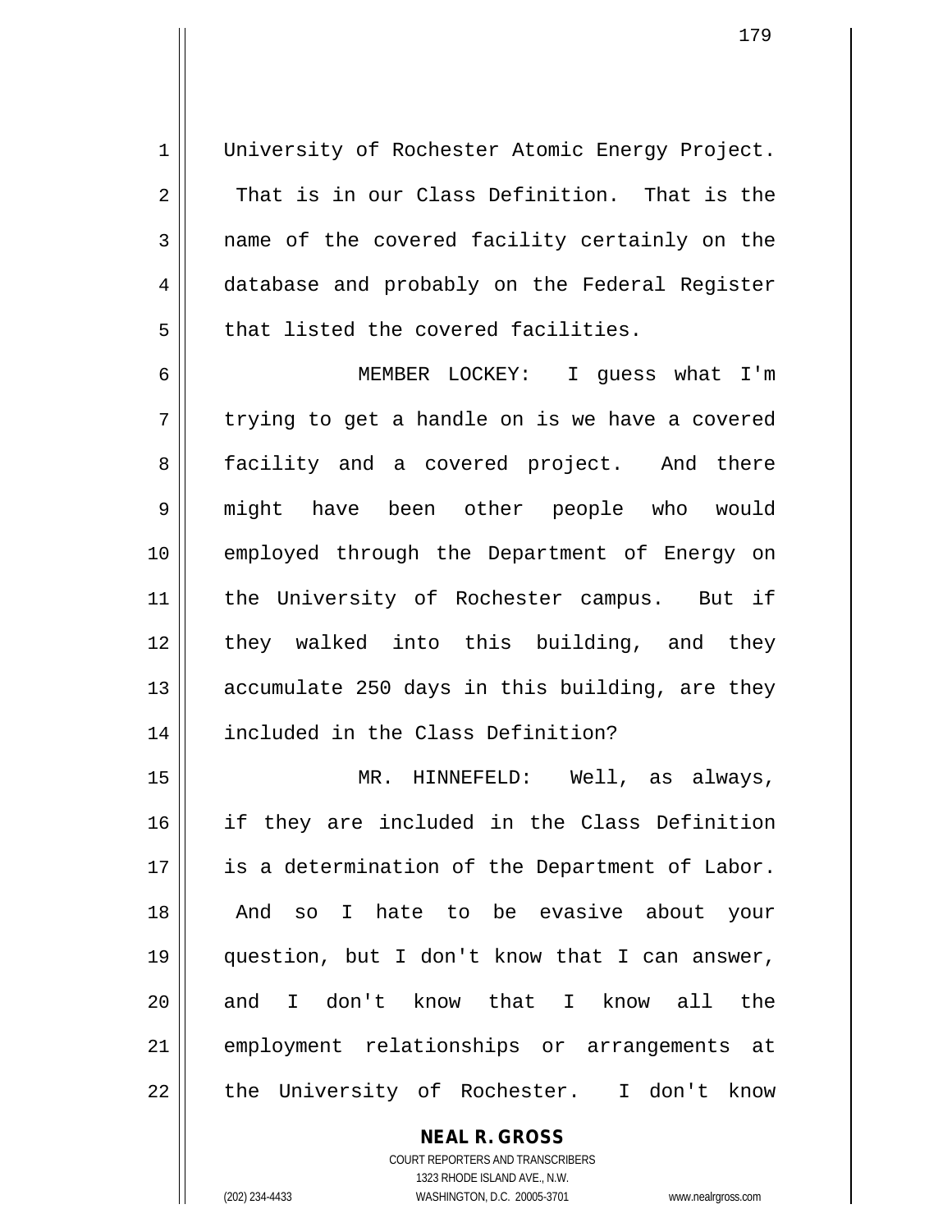University of Rochester Atomic Energy Project. That is in our Class Definition. That is the name of the covered facility certainly on the database and probably on the Federal Register that listed the covered facilities.

MEMBER LOCKEY: I guess what I'm trying to get a handle on is we have a covered facility and a covered project. And there might have been other people who would employed through the Department of Energy on the University of Rochester campus. But if they walked into this building, and they accumulate 250 days in this building, are they included in the Class Definition?

MR. HINNEFELD: Well, as always, if they are included in the Class Definition is a determination of the Department of Labor. And so I hate to be evasive about your question, but I don't know that I can answer, and I don't know that I know all the employment relationships or arrangements at the University of Rochester. I don't know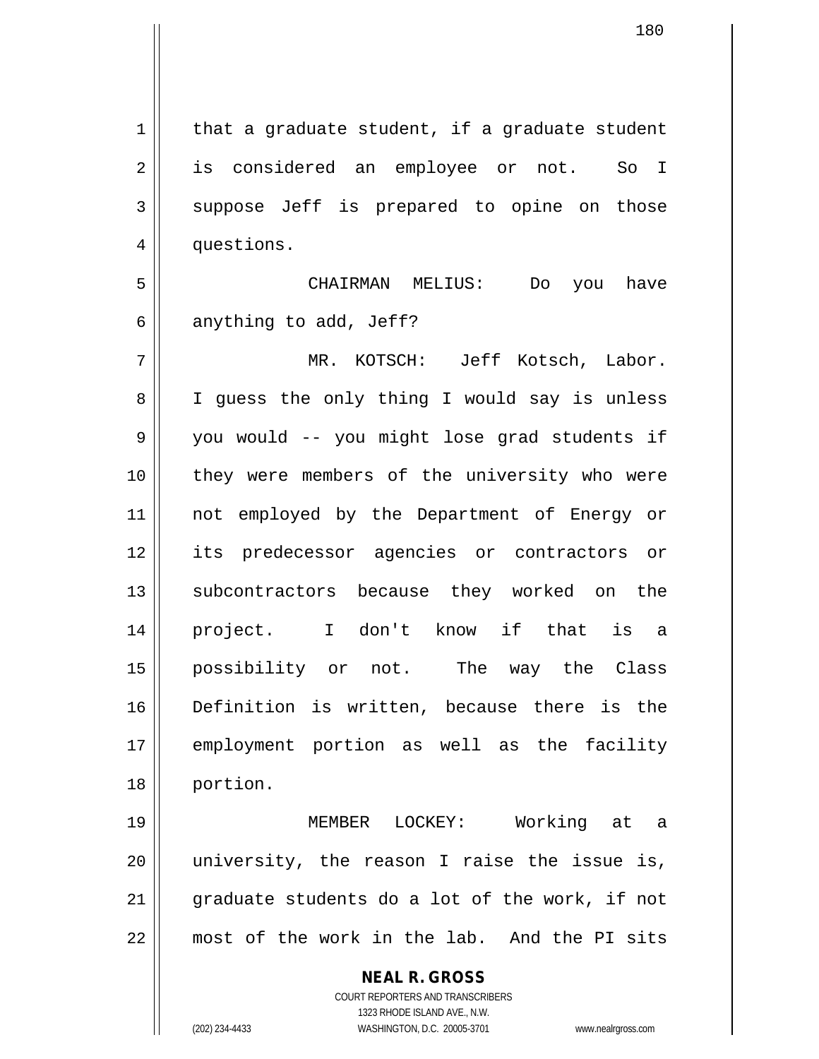that a graduate student, if a graduate student is considered an employee or not. So I suppose Jeff is prepared to opine on those questions.

CHAIRMAN MELIUS: Do you have anything to add, Jeff?

MR. KOTSCH: Jeff Kotsch, Labor. I guess the only thing I would say is unless you would -- you might lose grad students if they were members of the university who were not employed by the Department of Energy or its predecessor agencies or contractors or subcontractors because they worked on the project. I don't know if that is a possibility or not. The way the Class Definition is written, because there is the employment portion as well as the facility portion.

MEMBER LOCKEY: Working at a university, the reason I raise the issue is, graduate students do a lot of the work, if not most of the work in the lab. And the PI sits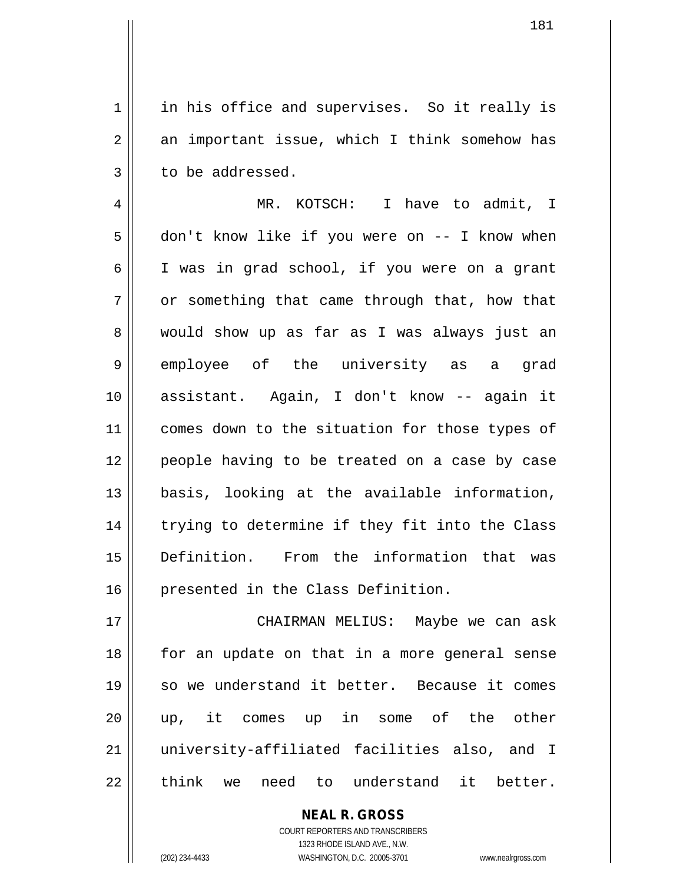in his office and supervises. So it really is an important issue, which I think somehow has to be addressed.

MR. KOTSCH: I have to admit, I don't know like if you were on -- I know when I was in grad school, if you were on a grant or something that came through that, how that would show up as far as I was always just an employee of the university as a grad assistant. Again, I don't know -- again it comes down to the situation for those types of people having to be treated on a case by case basis, looking at the available information, trying to determine if they fit into the Class Definition. From the information that was presented in the Class Definition.

CHAIRMAN MELIUS: Maybe we can ask for an update on that in a more general sense so we understand it better. Because it comes up, it comes up in some of the other university-affiliated facilities also, and I think we need to understand it better.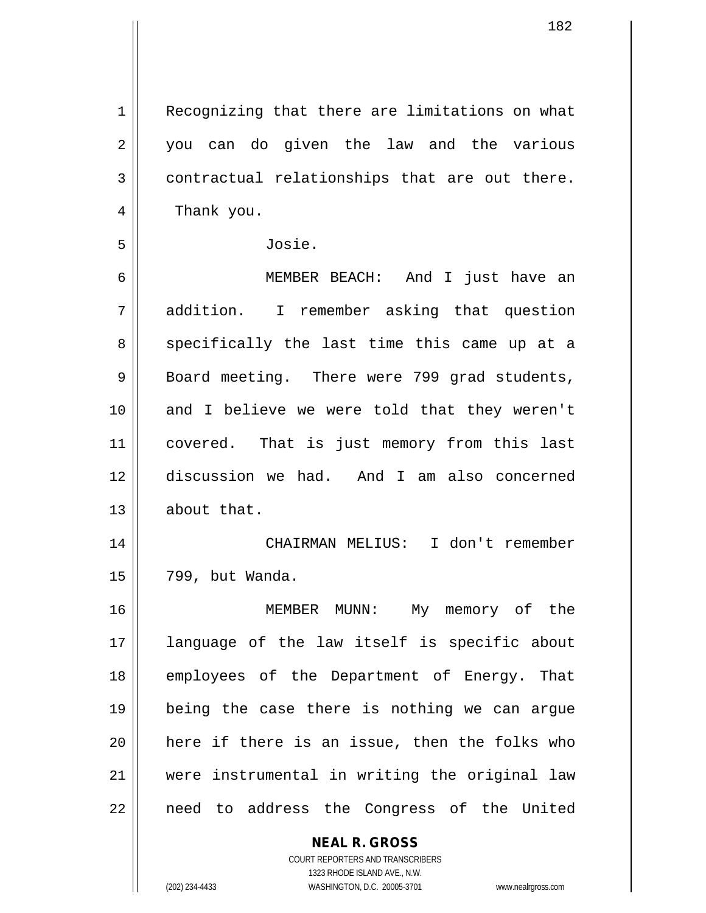Recognizing that there are limitations on what you can do given the law and the various contractual relationships that are out there. Thank you.

Josie.

MEMBER BEACH: And I just have an addition. I remember asking that question specifically the last time this came up at a Board meeting. There were 799 grad students, and I believe we were told that they weren't covered. That is just memory from this last discussion we had. And I am also concerned about that.

CHAIRMAN MELIUS: I don't remember 799, but Wanda.

MEMBER MUNN: My memory of the language of the law itself is specific about employees of the Department of Energy. That being the case there is nothing we can argue here if there is an issue, then the folks who were instrumental in writing the original law need to address the Congress of the United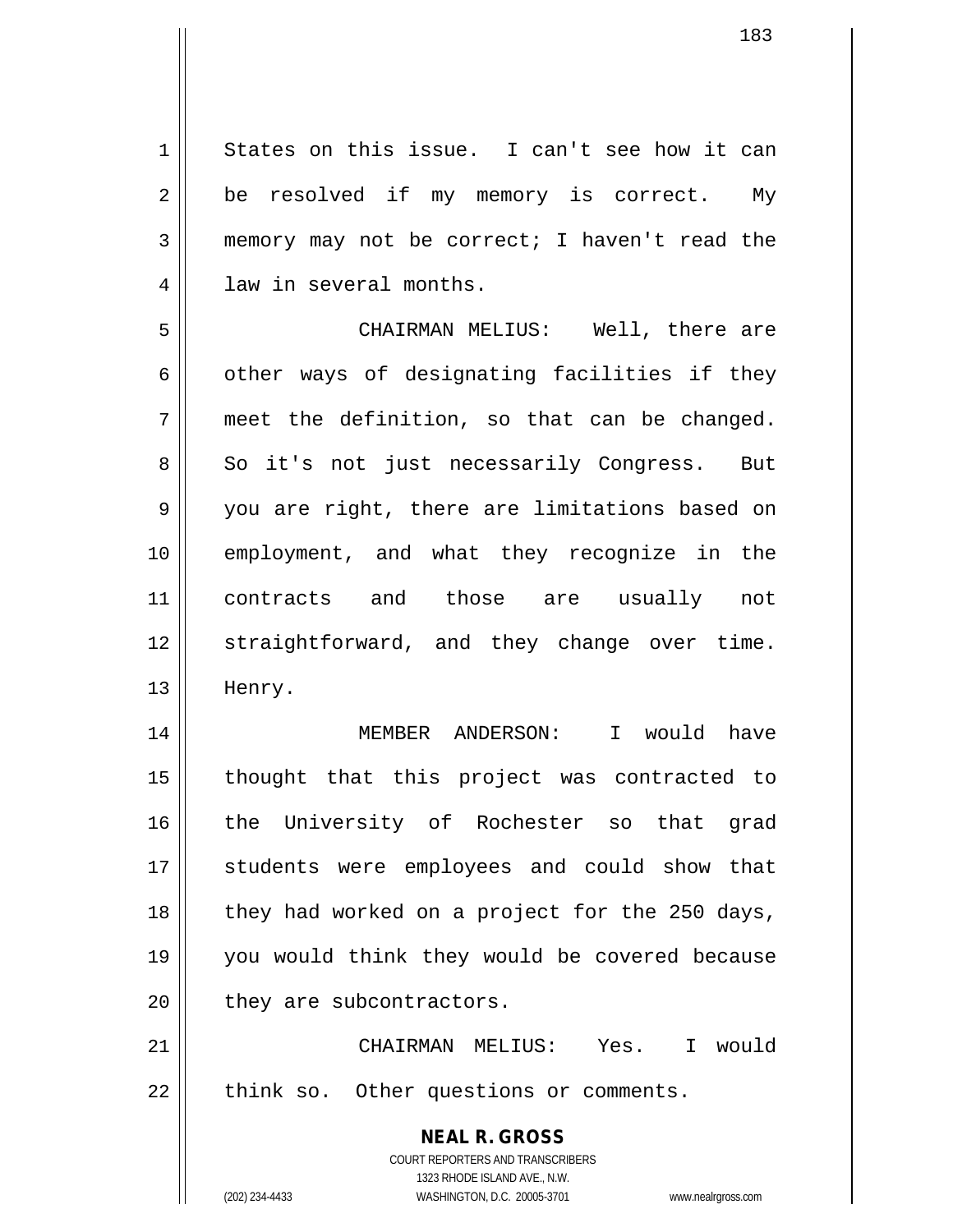States on this issue. I can't see how it can be resolved if my memory is correct. My memory may not be correct; I haven't read the law in several months.

CHAIRMAN MELIUS: Well, there are other ways of designating facilities if they meet the definition, so that can be changed. So it's not just necessarily Congress. But you are right, there are limitations based on employment, and what they recognize in the contracts and those are usually not straightforward, and they change over time. Henry.

MEMBER ANDERSON: I would have thought that this project was contracted to the University of Rochester so that grad students were employees and could show that they had worked on a project for the 250 days, you would think they would be covered because they are subcontractors.

CHAIRMAN MELIUS: Yes. I would think so. Other questions or comments.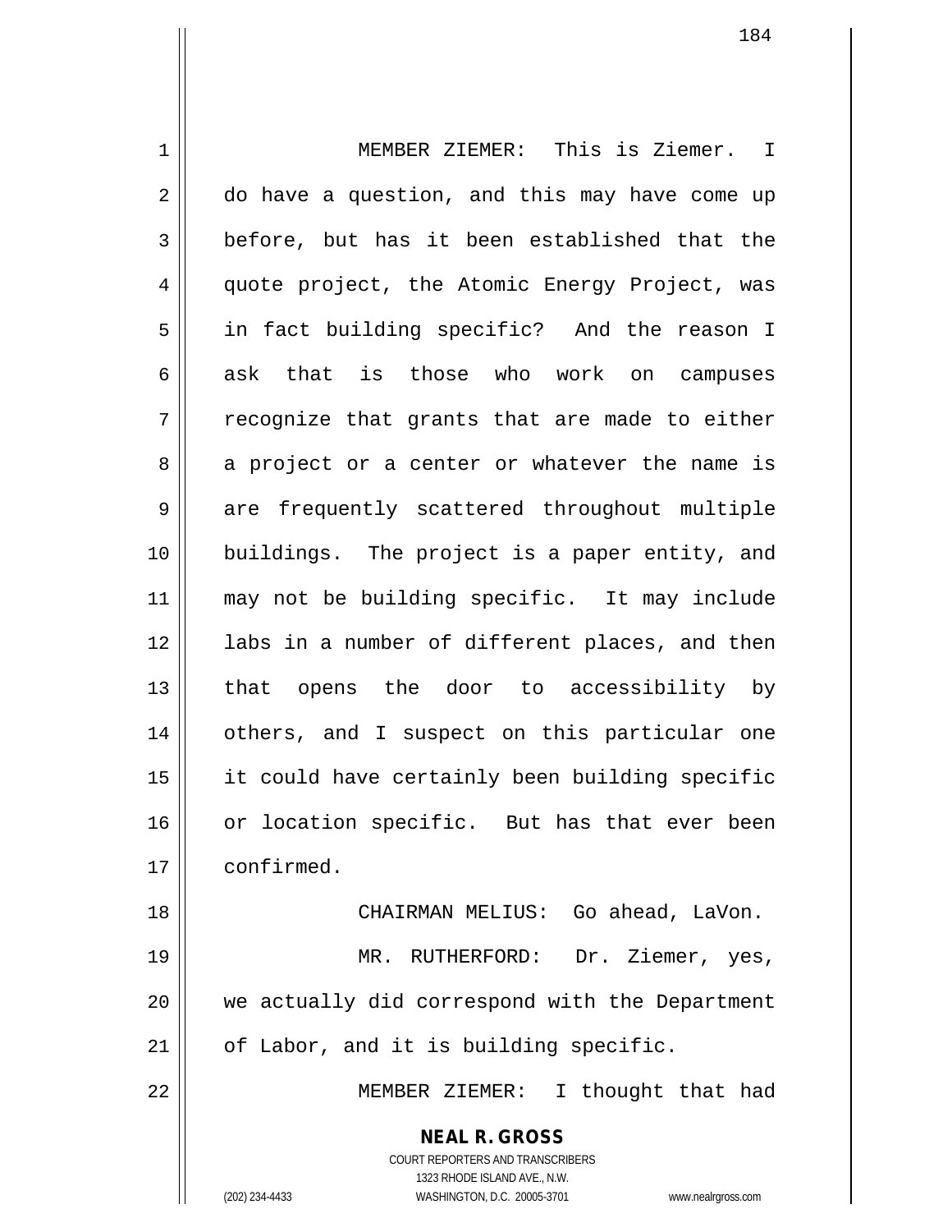MEMBER ZIEMER: This is Ziemer. I do have a question, and this may have come up before, but has it been established that the quote project, the Atomic Energy Project, was in fact building specific? And the reason I ask that is those who work on campuses recognize that grants that are made to either a project or a center or whatever the name is are frequently scattered throughout multiple buildings. The project is a paper entity, and may not be building specific. It may include labs in a number of different places, and then that opens the door to accessibility by others, and I suspect on this particular one it could have certainly been building specific or location specific. But has that ever been confirmed.

CHAIRMAN MELIUS: Go ahead, LaVon.

MR. RUTHERFORD: Dr. Ziemer, yes, we actually did correspond with the Department of Labor, and it is building specific.

MEMBER ZIEMER: I thought that had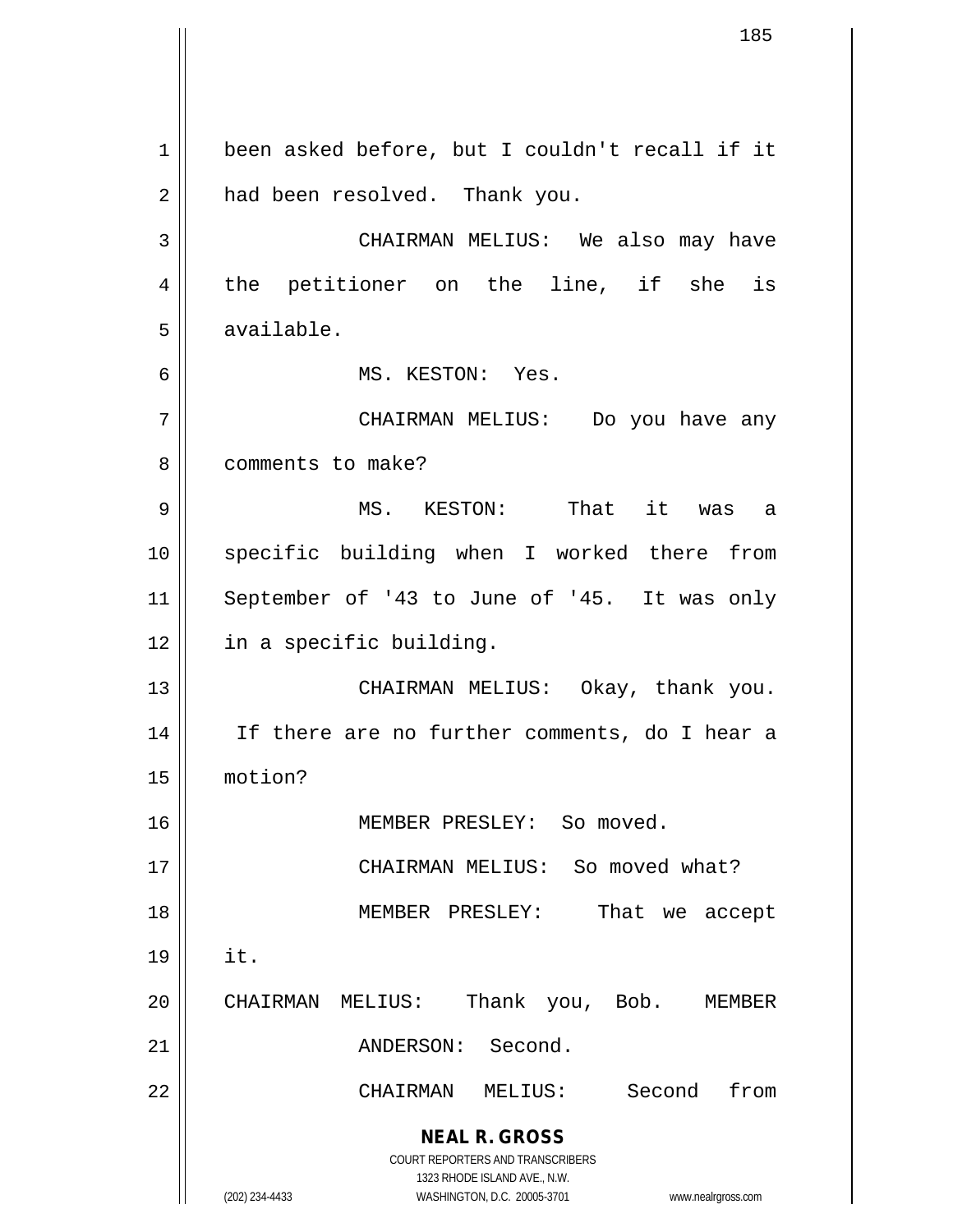been asked before, but I couldn't recall if it had been resolved. Thank you.

CHAIRMAN MELIUS: We also may have the petitioner on the line, if she is available.

MS. KESTON: Yes.

CHAIRMAN MELIUS: Do you have any comments to make?

MS. KESTON: That it was a specific building when I worked there from September of '43 to June of '45. It was only in a specific building.

CHAIRMAN MELIUS: Okay, thank you. If there are no further comments, do I hear a motion?

MEMBER PRESLEY: So moved.

CHAIRMAN MELIUS: So moved what?

MEMBER PRESLEY: That we accept it.

CHAIRMAN MELIUS: Thank you, Bob. MEMBER ANDERSON: Second.

CHAIRMAN MELIUS: Second from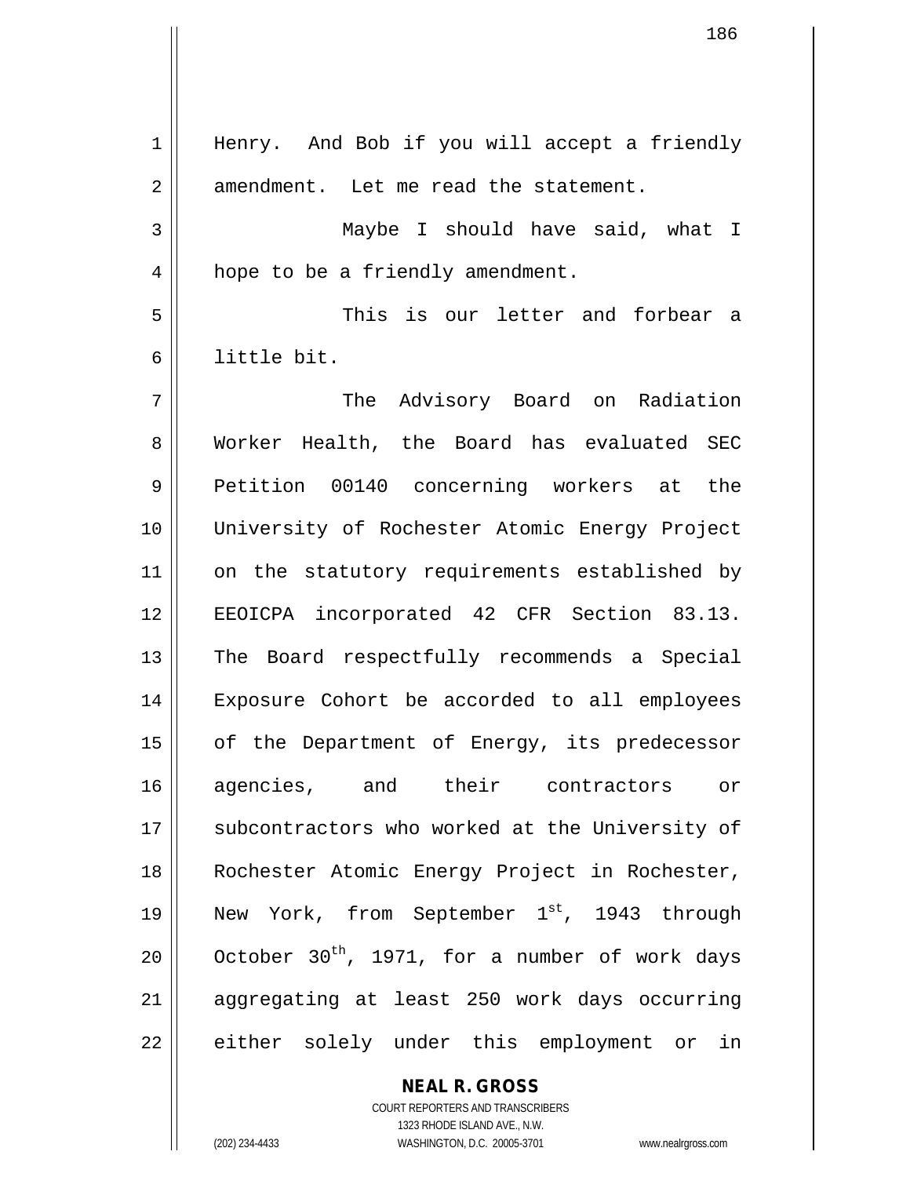Henry. And Bob if you will accept a friendly amendment. Let me read the statement.

Maybe I should have said, what I hope to be a friendly amendment.

This is our letter and forbear a little bit.

The Advisory Board on Radiation Worker Health, the Board has evaluated SEC Petition 00140 concerning workers at the University of Rochester Atomic Energy Project on the statutory requirements established by EEOICPA incorporated 42 CFR Section 83.13. The Board respectfully recommends a Special Exposure Cohort be accorded to all employees of the Department of Energy, its predecessor agencies, and their contractors or subcontractors who worked at the University of Rochester Atomic Energy Project in Rochester, New York, from September 1st, 1943 through October 30th, 1971, for a number of work days aggregating at least 250 work days occurring either solely under this employment or in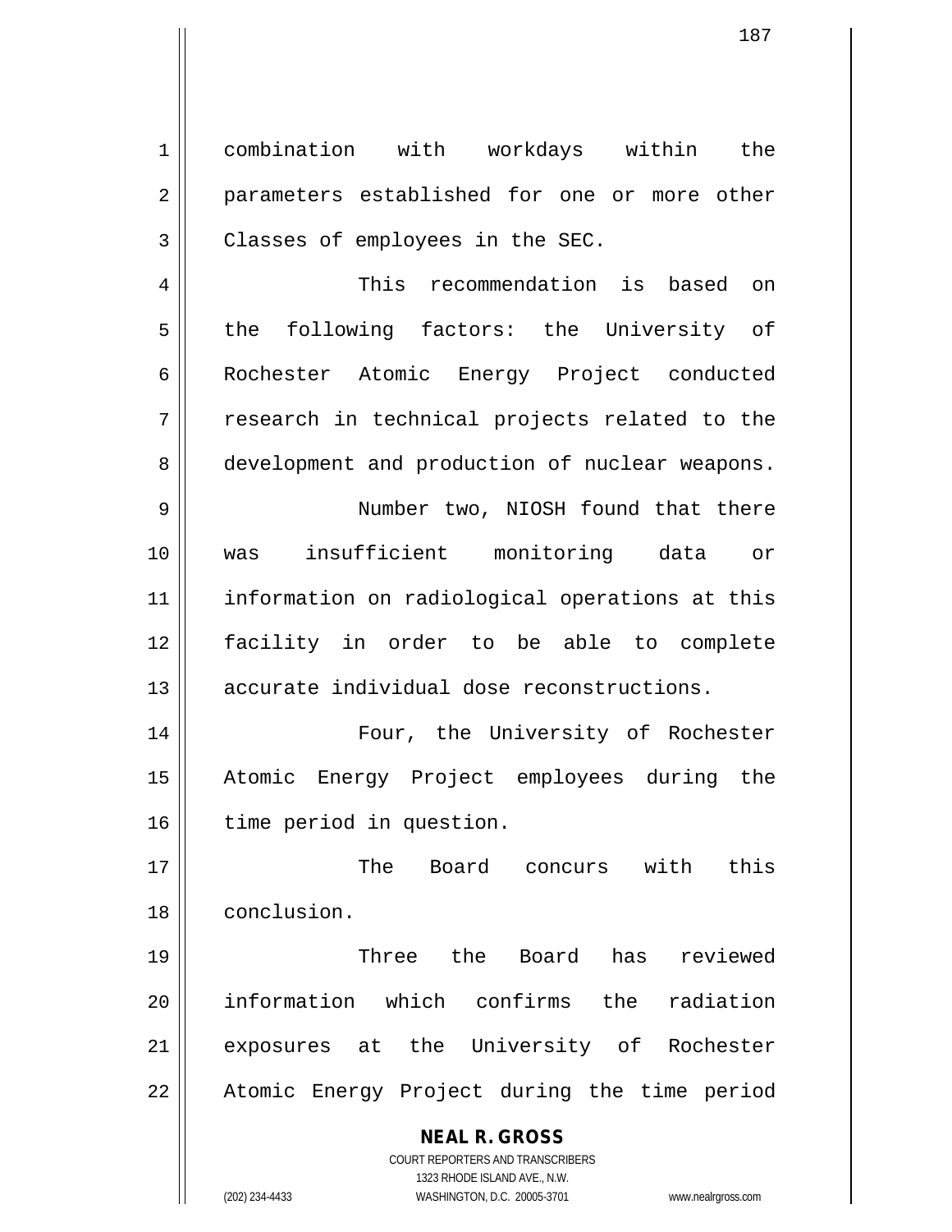combination with workdays within the parameters established for one or more other Classes of employees in the SEC.

This recommendation is based on the following factors: the University of Rochester Atomic Energy Project conducted research in technical projects related to the development and production of nuclear weapons.

Number two, NIOSH found that there was insufficient monitoring data or information on radiological operations at this facility in order to be able to complete accurate individual dose reconstructions.

Four, the University of Rochester Atomic Energy Project employees during the time period in question.

The Board concurs with this conclusion.

Three the Board has reviewed information which confirms the radiation exposures at the University of Rochester Atomic Energy Project during the time period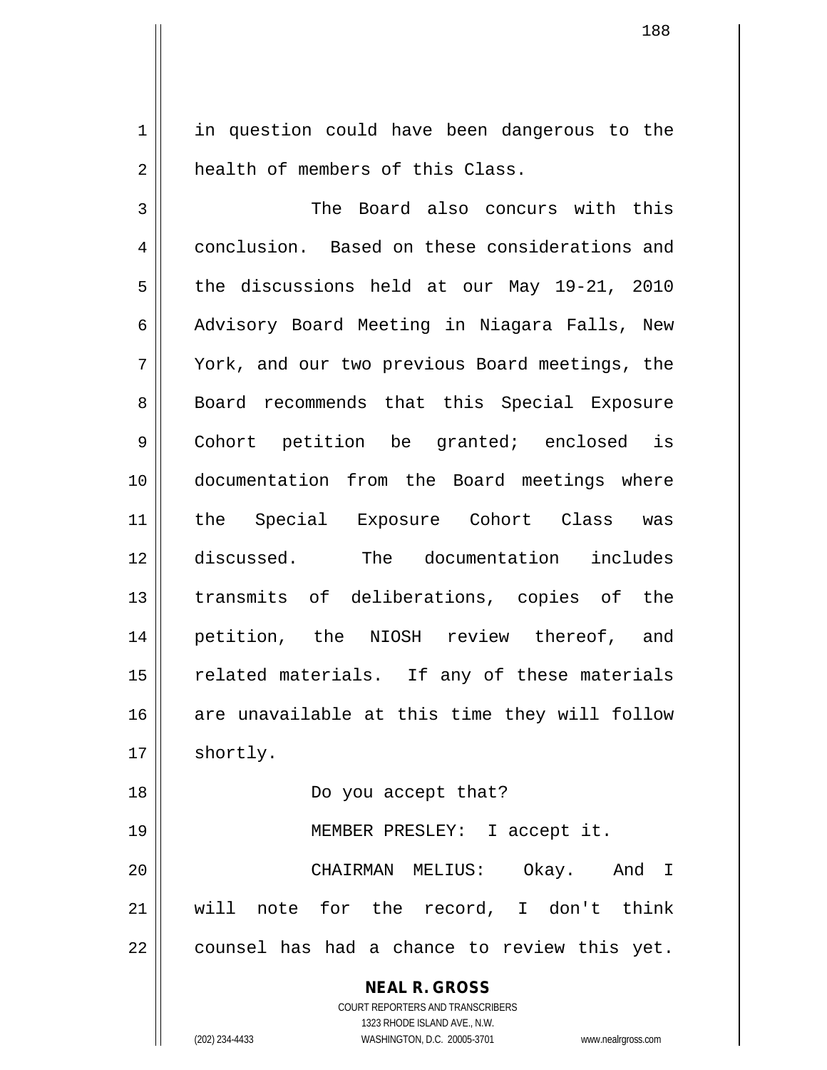in question could have been dangerous to the health of members of this Class.

The Board also concurs with this conclusion. Based on these considerations and the discussions held at our May 19-21, 2010 Advisory Board Meeting in Niagara Falls, New York, and our two previous Board meetings, the Board recommends that this Special Exposure Cohort petition be granted; enclosed is documentation from the Board meetings where the Special Exposure Cohort Class was discussed. The documentation includes transmits of deliberations, copies of the petition, the NIOSH review thereof, and related materials. If any of these materials are unavailable at this time they will follow shortly.

Do you accept that?

MEMBER PRESLEY: I accept it.

CHAIRMAN MELIUS: Okay. And I will note for the record, I don't think counsel has had a chance to review this yet.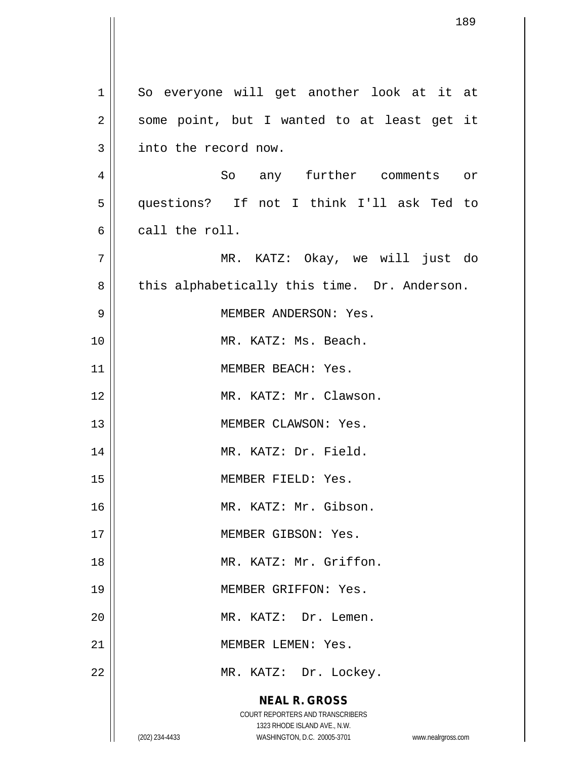So everyone will get another look at it at some point, but I wanted to at least get it into the record now.

So any further comments or questions? If not I think I'll ask Ted to call the roll.

MR. KATZ: Okay, we will just do this alphabetically this time. Dr. Anderson.

MEMBER ANDERSON: Yes.

MR. KATZ: Ms. Beach.

MEMBER BEACH: Yes.

MR. KATZ: Mr. Clawson.

MEMBER CLAWSON: Yes.

MR. KATZ: Dr. Field.

MEMBER FIELD: Yes.

MR. KATZ: Mr. Gibson.

MEMBER GIBSON: Yes.

MR. KATZ: Mr. Griffon.

MEMBER GRIFFON: Yes.

MR. KATZ: Dr. Lemen.

MEMBER LEMEN: Yes.

MR. KATZ: Dr. Lockey.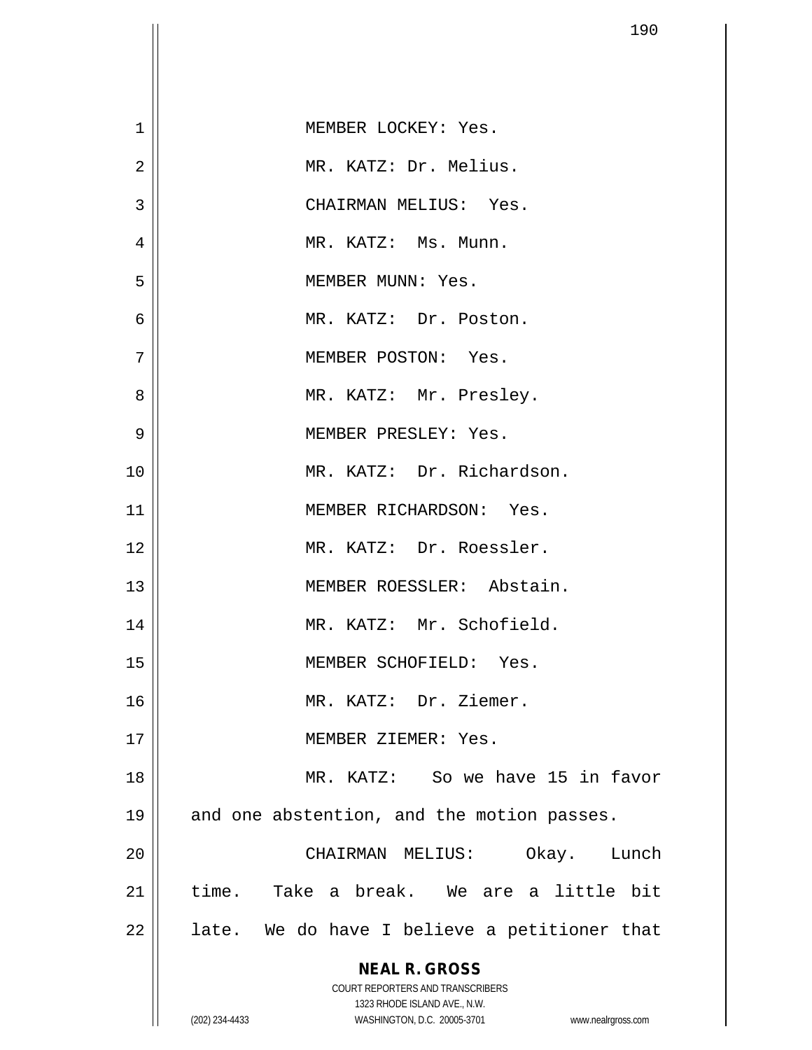MEMBER LOCKEY: Yes.

MR. KATZ: Dr. Melius.

CHAIRMAN MELIUS: Yes.

MR. KATZ: Ms. Munn.

MEMBER MUNN: Yes.

MR. KATZ: Dr. Poston.

MEMBER POSTON: Yes.

MR. KATZ: Mr. Presley.

MEMBER PRESLEY: Yes.

MR. KATZ: Dr. Richardson.

MEMBER RICHARDSON: Yes.

MR. KATZ: Dr. Roessler.

MEMBER ROESSLER: Abstain.

MR. KATZ: Mr. Schofield.

MEMBER SCHOFIELD: Yes.

MR. KATZ: Dr. Ziemer.

MEMBER ZIEMER: Yes.

MR. KATZ: So we have 15 in favor and one abstention, and the motion passes.

CHAIRMAN MELIUS: Okay. Lunch time. Take a break. We are a little bit late. We do have I believe a petitioner that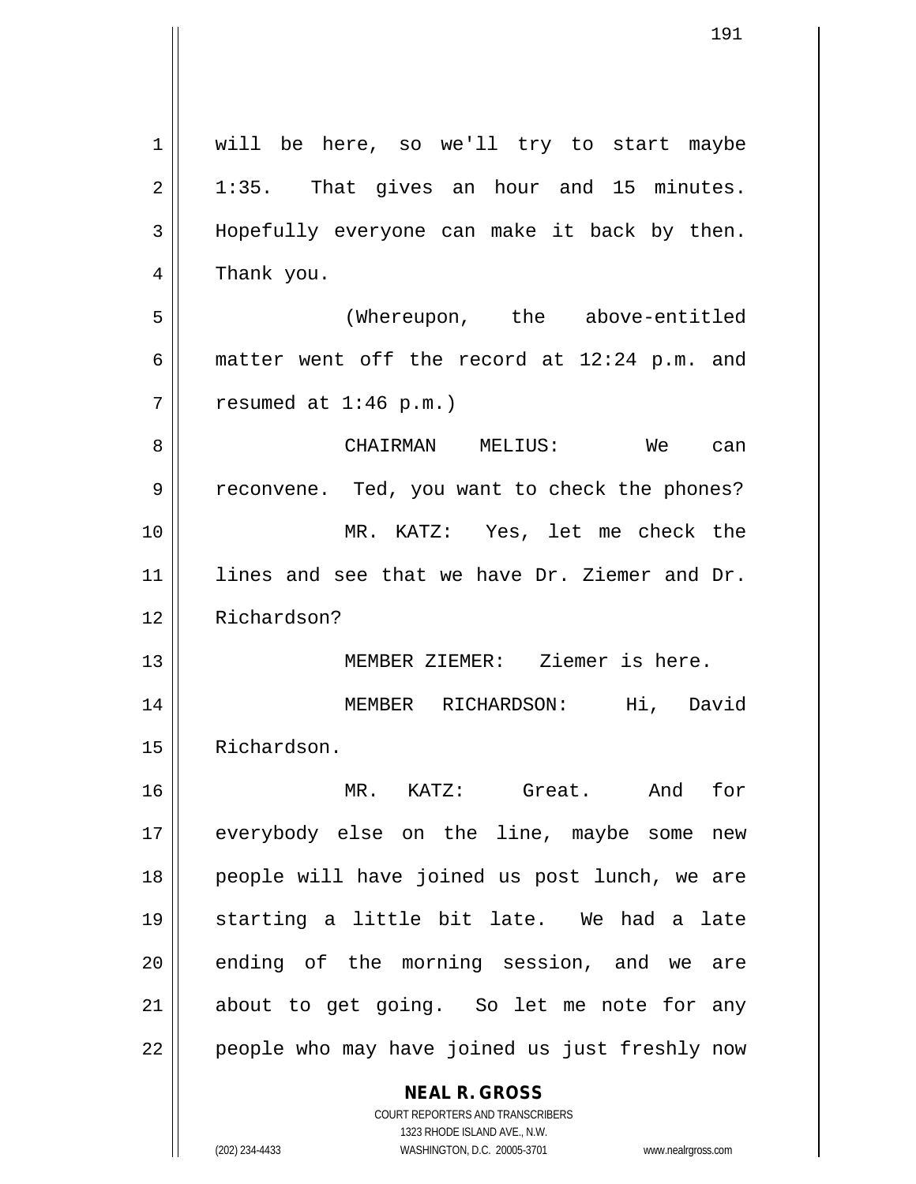will be here, so we'll try to start maybe 1:35. That gives an hour and 15 minutes. Hopefully everyone can make it back by then. Thank you.

(Whereupon, the above-entitled matter went off the record at 12:24 p.m. and resumed at 1:46 p.m.)

CHAIRMAN MELIUS: We can reconvene. Ted, you want to check the phones?

MR. KATZ: Yes, let me check the lines and see that we have Dr. Ziemer and Dr. Richardson?

MEMBER ZIEMER: Ziemer is here.

MEMBER RICHARDSON: Hi, David Richardson.

MR. KATZ: Great. And for everybody else on the line, maybe some new people will have joined us post lunch, we are starting a little bit late. We had a late ending of the morning session, and we are about to get going. So let me note for any people who may have joined us just freshly now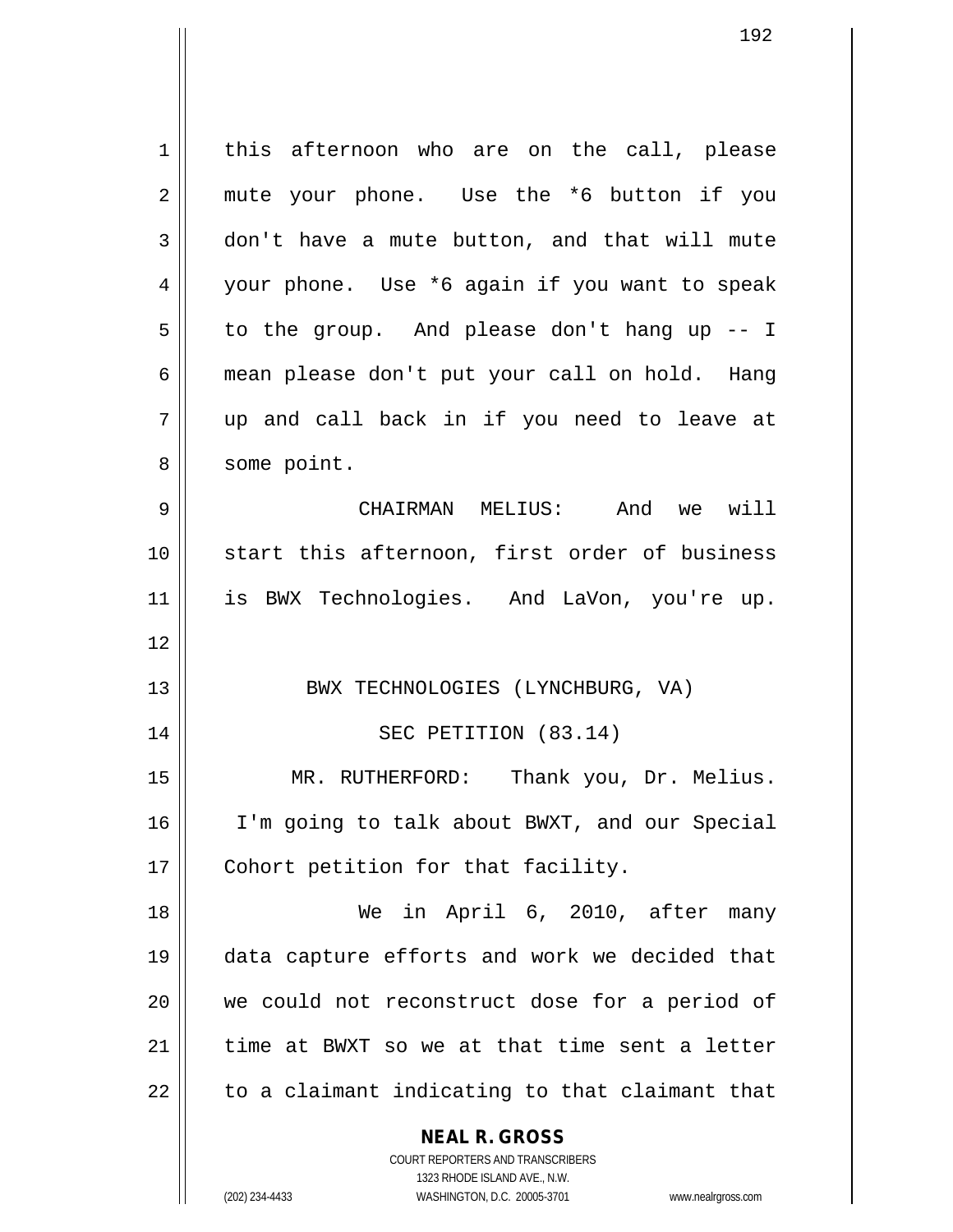this afternoon who are on the call, please mute your phone. Use the *6 button if you don't have a mute button, and that will mute your phone. Use *6 again if you want to speak to the group. And please don't hang up -- I mean please don't put your call on hold. Hang up and call back in if you need to leave at some point.

CHAIRMAN MELIUS: And we will start this afternoon, first order of business is BWX Technologies. And LaVon, you're up.

## BWX TECHNOLOGIES (LYNCHBURG, VA)

## SEC PETITION (83.14)

MR. RUTHERFORD: Thank you, Dr. Melius. I'm going to talk about BWXT, and our Special Cohort petition for that facility.

We in April 6, 2010, after many data capture efforts and work we decided that we could not reconstruct dose for a period of time at BWXT so we at that time sent a letter to a claimant indicating to that claimant that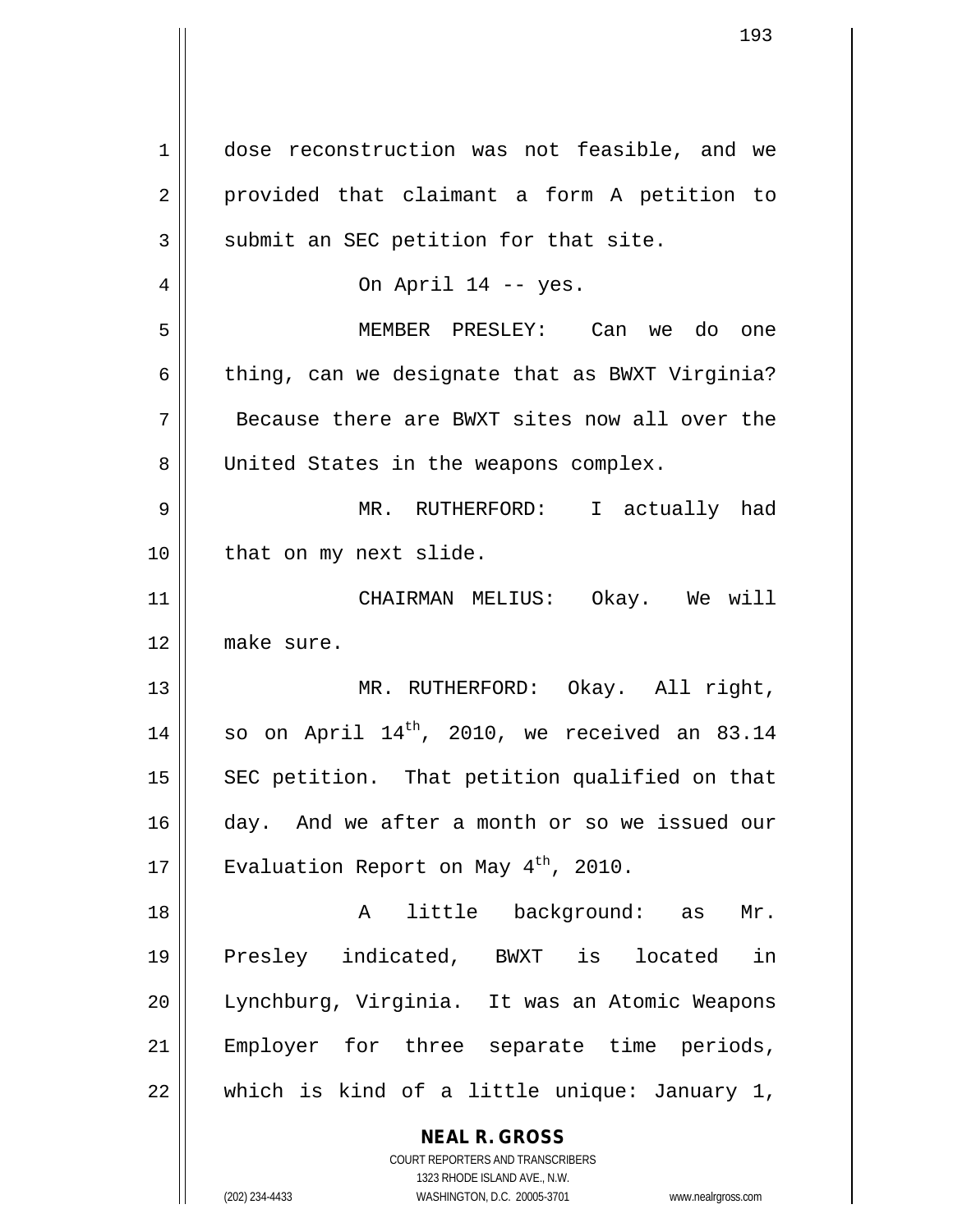dose reconstruction was not feasible, and we provided that claimant a form A petition to submit an SEC petition for that site.

On April 14 -- yes.

MEMBER PRESLEY: Can we do one thing, can we designate that as BWXT Virginia? Because there are BWXT sites now all over the United States in the weapons complex.

MR. RUTHERFORD: I actually had that on my next slide.

CHAIRMAN MELIUS: Okay. We will make sure.

MR. RUTHERFORD: Okay. All right, so on April 14th, 2010, we received an 83.14 SEC petition. That petition qualified on that day. And we after a month or so we issued our Evaluation Report on May 4th, 2010.

A little background: as Mr. Presley indicated, BWXT is located in Lynchburg, Virginia. It was an Atomic Weapons Employer for three separate time periods, which is kind of a little unique: January 1,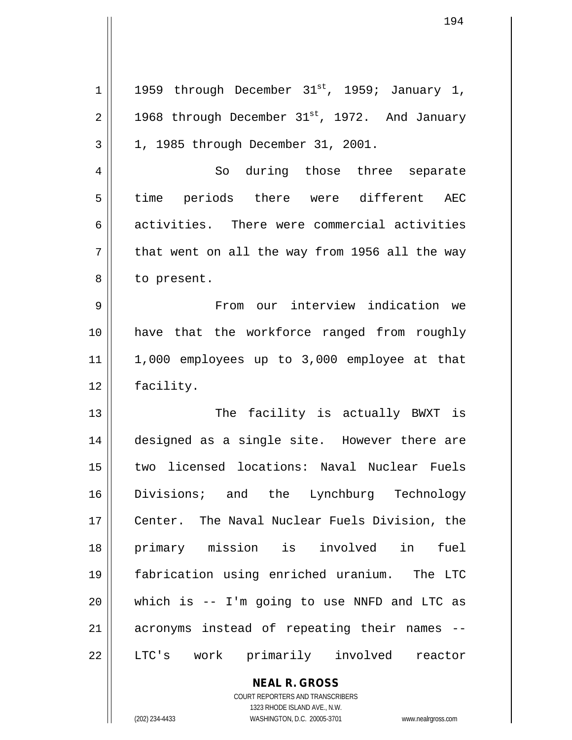1959 through December 31st, 1959; January 1, 1968 through December 31st, 1972. And January 1, 1985 through December 31, 2001.

So during those three separate time periods there were different AEC activities. There were commercial activities that went on all the way from 1956 all the way to present.

From our interview indication we have that the workforce ranged from roughly 1,000 employees up to 3,000 employee at that facility.

The facility is actually BWXT is designed as a single site. However there are two licensed locations: Naval Nuclear Fuels Divisions; and the Lynchburg Technology Center. The Naval Nuclear Fuels Division, the primary mission is involved in fuel fabrication using enriched uranium. The LTC which is -- I'm going to use NNFD and LTC as acronyms instead of repeating their names -- LTC's work primarily involved reactor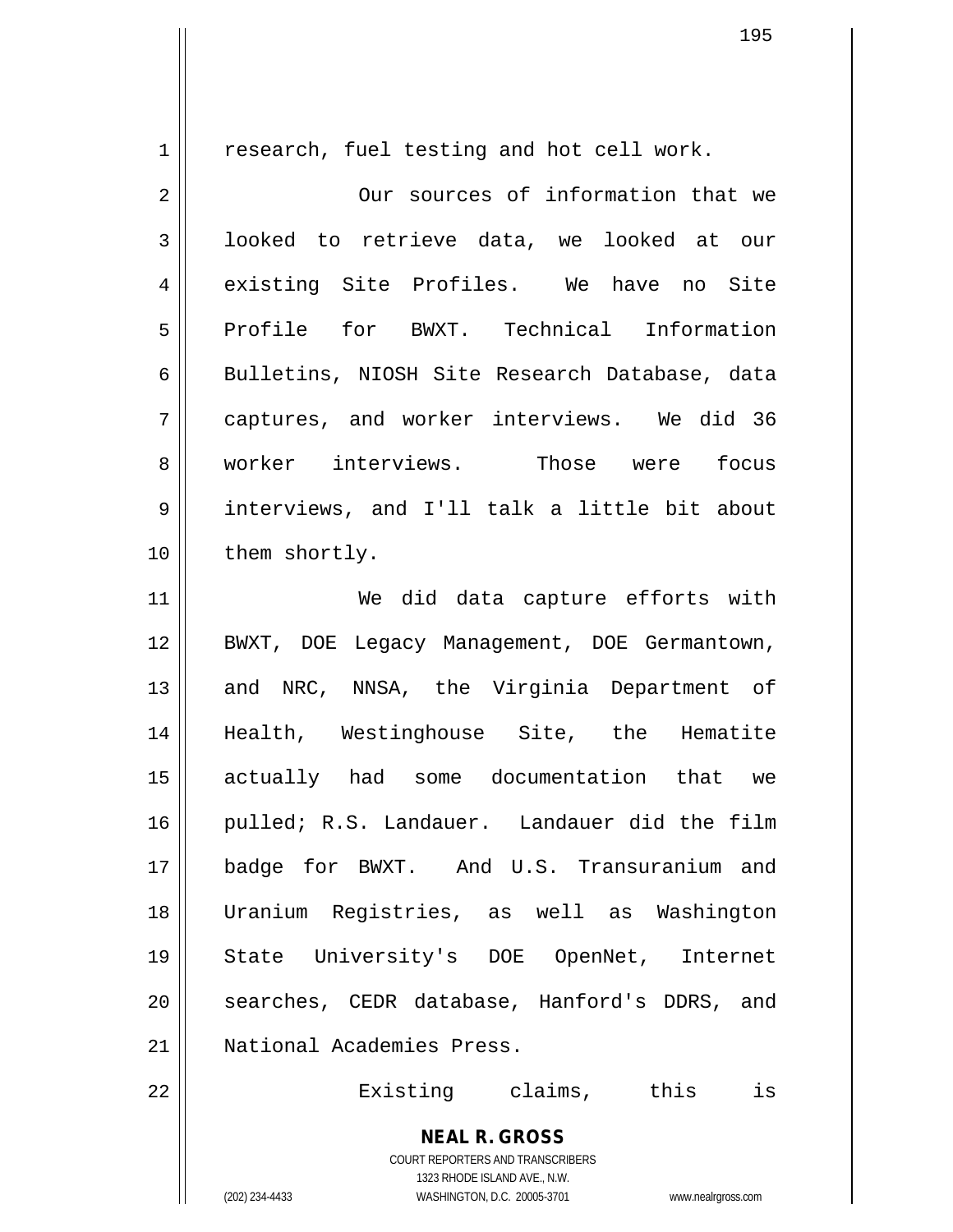research, fuel testing and hot cell work.

Our sources of information that we looked to retrieve data, we looked at our existing Site Profiles. We have no Site Profile for BWXT. Technical Information Bulletins, NIOSH Site Research Database, data captures, and worker interviews. We did 36 worker interviews. Those were focus interviews, and I'll talk a little bit about them shortly.

We did data capture efforts with BWXT, DOE Legacy Management, DOE Germantown, and NRC, NNSA, the Virginia Department of Health, Westinghouse Site, the Hematite actually had some documentation that we pulled; R.S. Landauer. Landauer did the film badge for BWXT. And U.S. Transuranium and Uranium Registries, as well as Washington State University's DOE OpenNet, Internet searches, CEDR database, Hanford's DDRS, and National Academies Press.

Existing claims, this is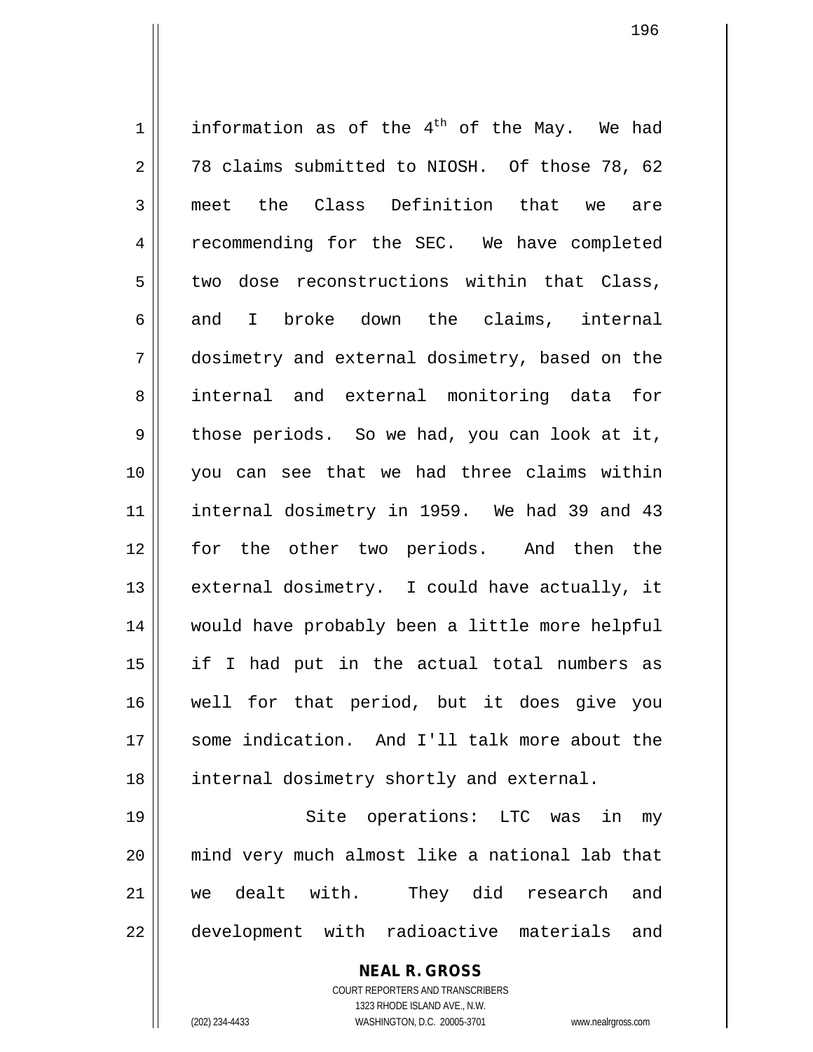information as of the 4th of the May. We had 78 claims submitted to NIOSH. Of those 78, 62 meet the Class Definition that we are recommending for the SEC. We have completed two dose reconstructions within that Class, and I broke down the claims, internal dosimetry and external dosimetry, based on the internal and external monitoring data for those periods. So we had, you can look at it, you can see that we had three claims within internal dosimetry in 1959. We had 39 and 43 for the other two periods. And then the external dosimetry. I could have actually, it would have probably been a little more helpful if I had put in the actual total numbers as well for that period, but it does give you some indication. And I'll talk more about the internal dosimetry shortly and external.

Site operations: LTC was in my mind very much almost like a national lab that we dealt with. They did research and development with radioactive materials and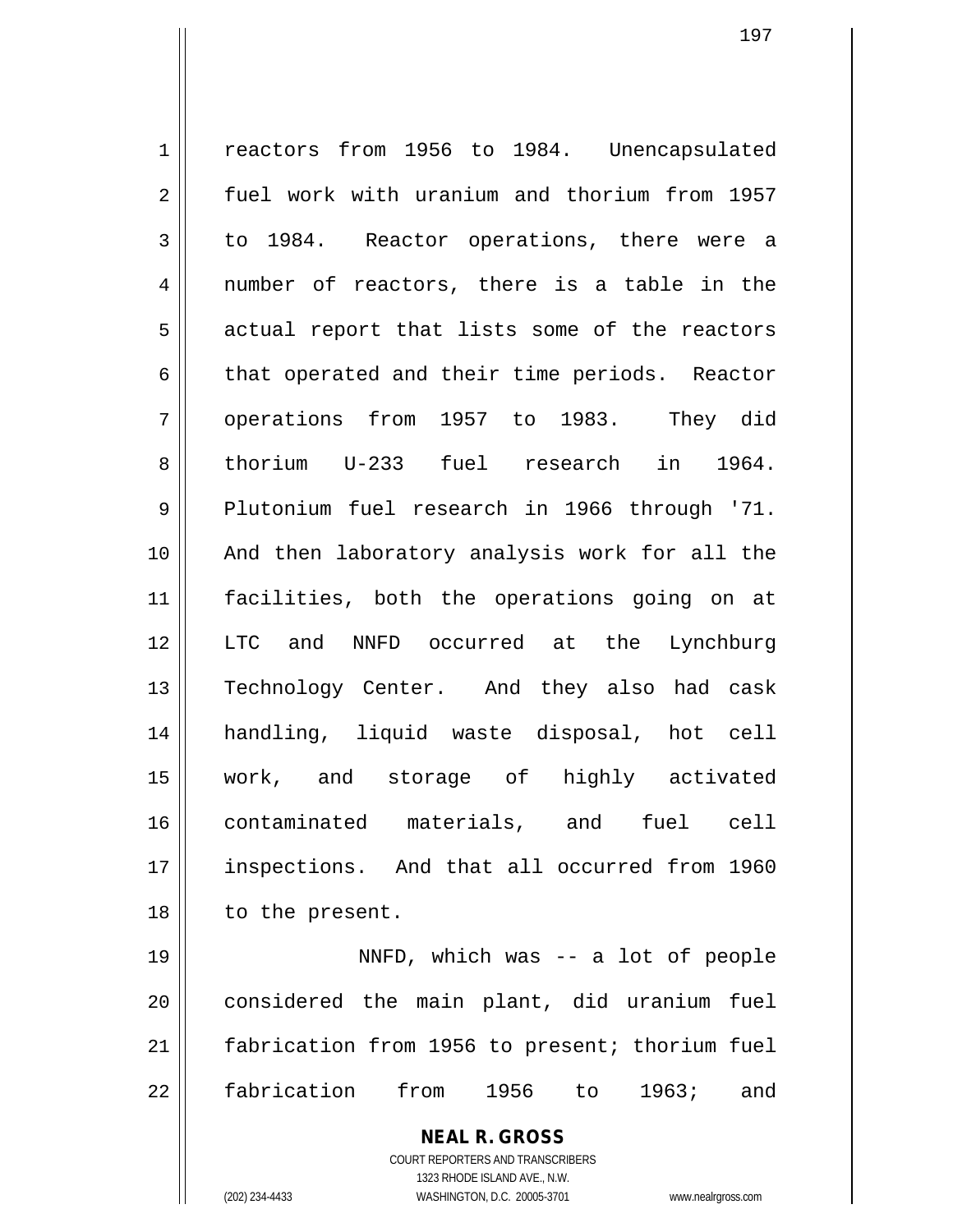reactors from 1956 to 1984. Unencapsulated fuel work with uranium and thorium from 1957 to 1984. Reactor operations, there were a number of reactors, there is a table in the actual report that lists some of the reactors that operated and their time periods. Reactor operations from 1957 to 1983. They did thorium U-233 fuel research in 1964. Plutonium fuel research in 1966 through '71. And then laboratory analysis work for all the facilities, both the operations going on at LTC and NNFD occurred at the Lynchburg Technology Center. And they also had cask handling, liquid waste disposal, hot cell work, and storage of highly activated contaminated materials, and fuel cell inspections. And that all occurred from 1960 to the present.

NNFD, which was -- a lot of people considered the main plant, did uranium fuel fabrication from 1956 to present; thorium fuel fabrication from 1956 to 1963; and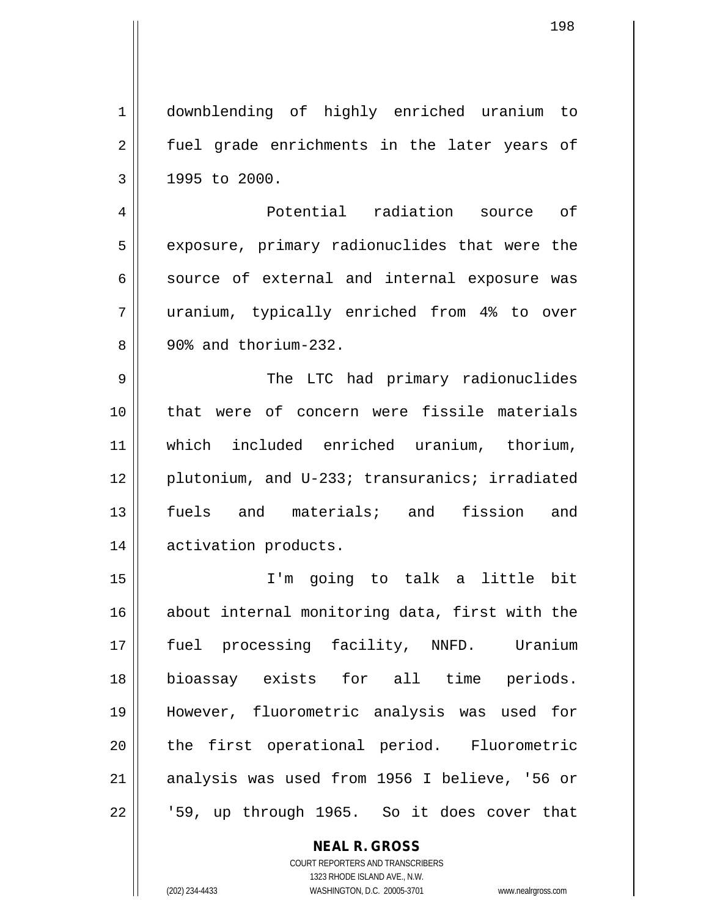downblending of highly enriched uranium to fuel grade enrichments in the later years of 1995 to 2000.

Potential radiation source of exposure, primary radionuclides that were the source of external and internal exposure was uranium, typically enriched from 4% to over 90% and thorium-232.

The LTC had primary radionuclides that were of concern were fissile materials which included enriched uranium, thorium, plutonium, and U-233; transuranics; irradiated fuels and materials; and fission and activation products.

I'm going to talk a little bit about internal monitoring data, first with the fuel processing facility, NNFD. Uranium bioassay exists for all time periods. However, fluorometric analysis was used for the first operational period. Fluorometric analysis was used from 1956 I believe, '56 or '59, up through 1965. So it does cover that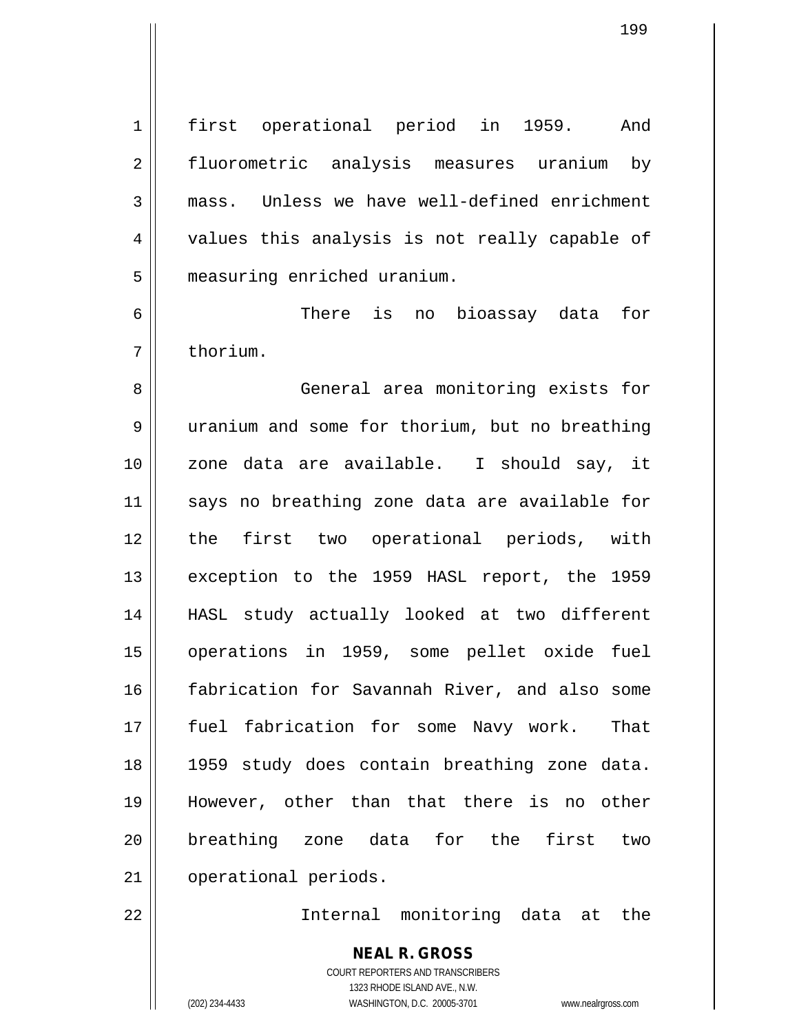first operational period in 1959. And fluorometric analysis measures uranium by mass. Unless we have well-defined enrichment values this analysis is not really capable of measuring enriched uranium.

There is no bioassay data for thorium.

General area monitoring exists for uranium and some for thorium, but no breathing zone data are available. I should say, it says no breathing zone data are available for the first two operational periods, with exception to the 1959 HASL report, the 1959 HASL study actually looked at two different operations in 1959, some pellet oxide fuel fabrication for Savannah River, and also some fuel fabrication for some Navy work. That 1959 study does contain breathing zone data. However, other than that there is no other breathing zone data for the first two operational periods.

Internal monitoring data at the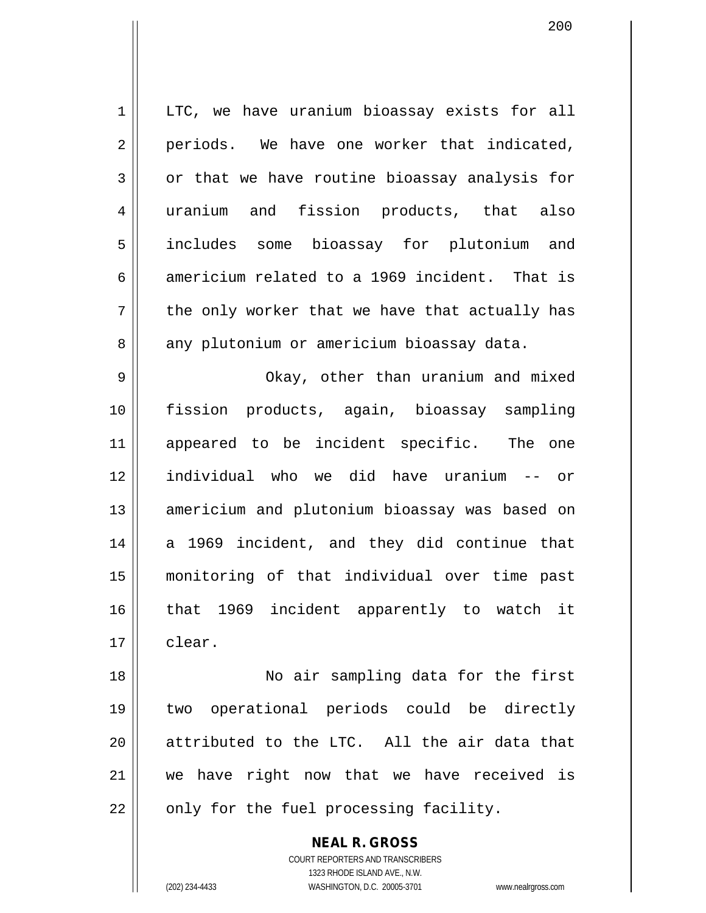LTC, we have uranium bioassay exists for all periods. We have one worker that indicated, or that we have routine bioassay analysis for uranium and fission products, that also includes some bioassay for plutonium and americium related to a 1969 incident. That is the only worker that we have that actually has any plutonium or americium bioassay data.

Okay, other than uranium and mixed fission products, again, bioassay sampling appeared to be incident specific. The one individual who we did have uranium -- or americium and plutonium bioassay was based on a 1969 incident, and they did continue that monitoring of that individual over time past that 1969 incident apparently to watch it clear.

No air sampling data for the first two operational periods could be directly attributed to the LTC. All the air data that we have right now that we have received is only for the fuel processing facility.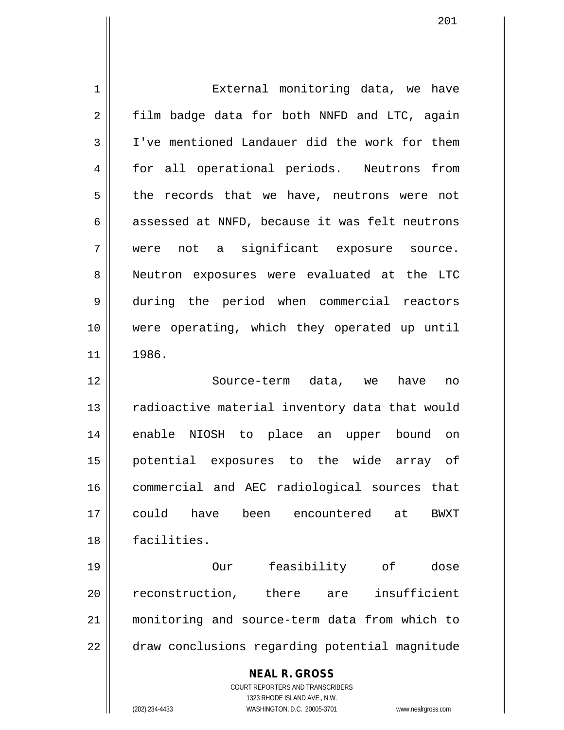External monitoring data, we have film badge data for both NNFD and LTC, again I've mentioned Landauer did the work for them for all operational periods. Neutrons from the records that we have, neutrons were not assessed at NNFD, because it was felt neutrons were not a significant exposure source. Neutron exposures were evaluated at the LTC during the period when commercial reactors were operating, which they operated up until 1986.

Source-term data, we have no radioactive material inventory data that would enable NIOSH to place an upper bound on potential exposures to the wide array of commercial and AEC radiological sources that could have been encountered at BWXT facilities.

Our feasibility of dose reconstruction, there are insufficient monitoring and source-term data from which to draw conclusions regarding potential magnitude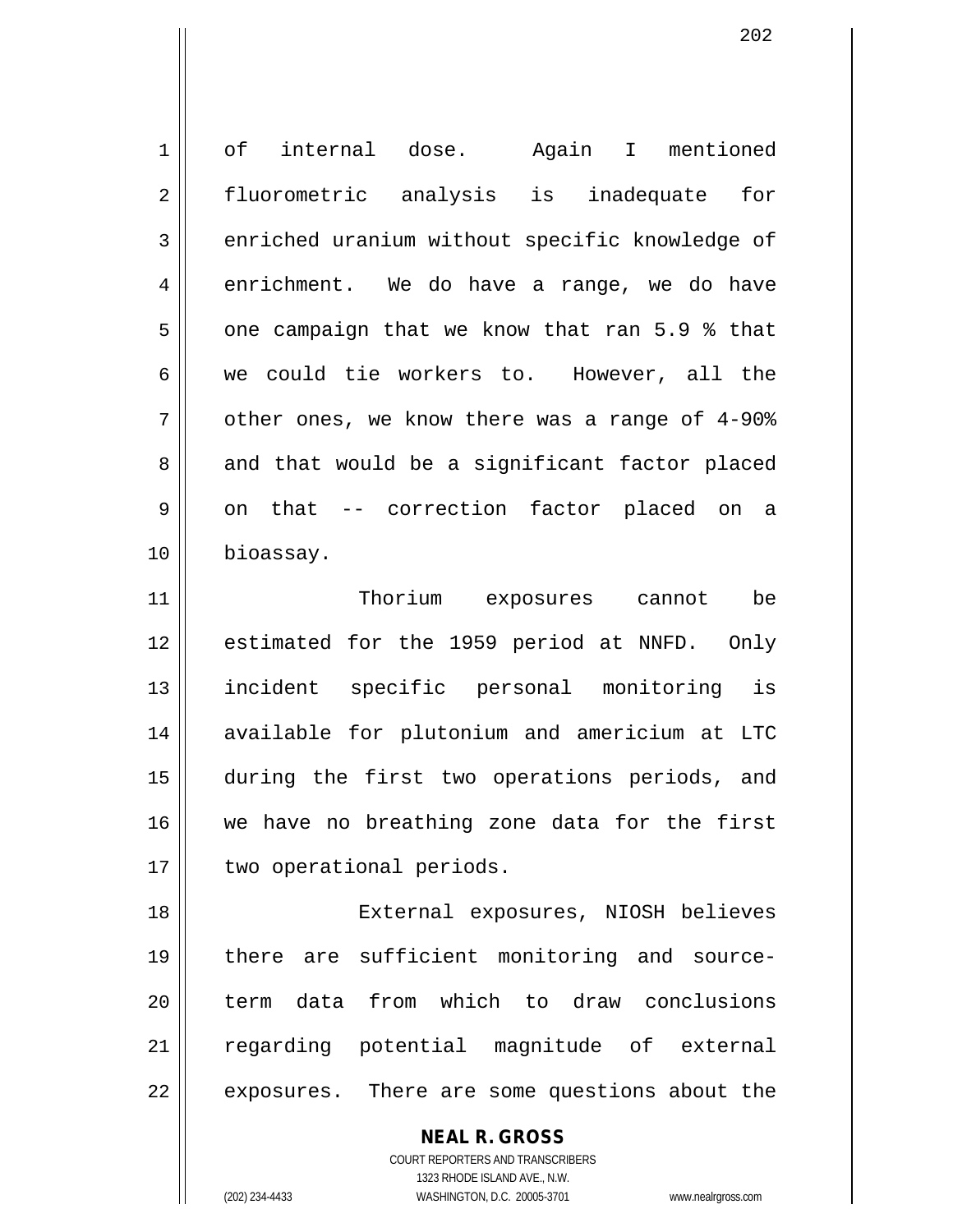of internal dose. Again I mentioned fluorometric analysis is inadequate for enriched uranium without specific knowledge of enrichment. We do have a range, we do have one campaign that we know that ran 5.9 % that we could tie workers to. However, all the other ones, we know there was a range of 4-90% and that would be a significant factor placed on that -- correction factor placed on a bioassay.

Thorium exposures cannot be estimated for the 1959 period at NNFD. Only incident specific personal monitoring is available for plutonium and americium at LTC during the first two operations periods, and we have no breathing zone data for the first two operational periods.

External exposures, NIOSH believes there are sufficient monitoring and source-term data from which to draw conclusions regarding potential magnitude of external exposures. There are some questions about the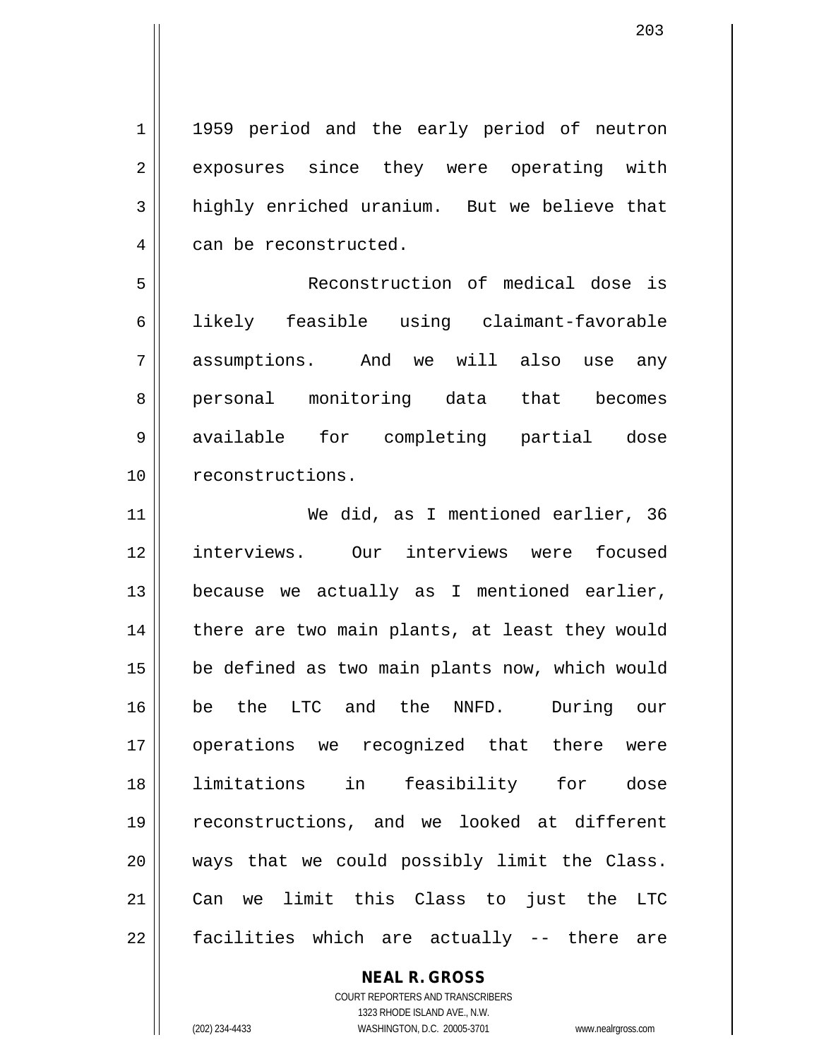1959 period and the early period of neutron exposures since they were operating with highly enriched uranium. But we believe that can be reconstructed.

Reconstruction of medical dose is likely feasible using claimant-favorable assumptions. And we will also use any personal monitoring data that becomes available for completing partial dose reconstructions.

We did, as I mentioned earlier, 36 interviews. Our interviews were focused because we actually as I mentioned earlier, there are two main plants, at least they would be defined as two main plants now, which would be the LTC and the NNFD. During our operations we recognized that there were limitations in feasibility for dose reconstructions, and we looked at different ways that we could possibly limit the Class. Can we limit this Class to just the LTC facilities which are actually -- there are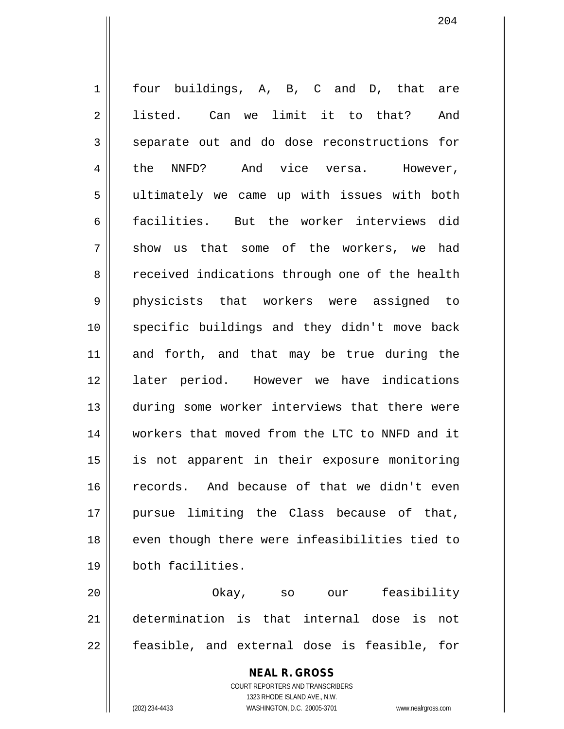four buildings, A, B, C and D, that are listed. Can we limit it to that? And separate out and do dose reconstructions for the NNFD? And vice versa. However, ultimately we came up with issues with both facilities. But the worker interviews did show us that some of the workers, we had received indications through one of the health physicists that workers were assigned to specific buildings and they didn't move back and forth, and that may be true during the later period. However we have indications during some worker interviews that there were workers that moved from the LTC to NNFD and it is not apparent in their exposure monitoring records. And because of that we didn't even pursue limiting the Class because of that, even though there were infeasibilities tied to both facilities.

Okay, so our feasibility determination is that internal dose is not feasible, and external dose is feasible, for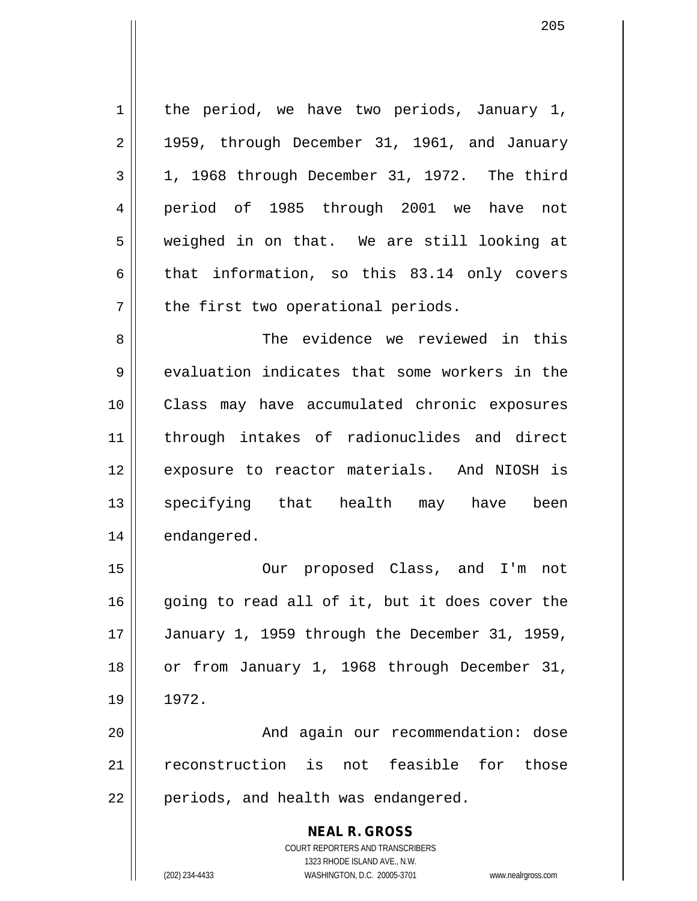the period, we have two periods, January 1, 1959, through December 31, 1961, and January 1, 1968 through December 31, 1972. The third period of 1985 through 2001 we have not weighed in on that. We are still looking at that information, so this 83.14 only covers the first two operational periods.

The evidence we reviewed in this evaluation indicates that some workers in the Class may have accumulated chronic exposures through intakes of radionuclides and direct exposure to reactor materials. And NIOSH is specifying that health may have been endangered.

Our proposed Class, and I'm not going to read all of it, but it does cover the January 1, 1959 through the December 31, 1959, or from January 1, 1968 through December 31, 1972.

And again our recommendation: dose reconstruction is not feasible for those periods, and health was endangered.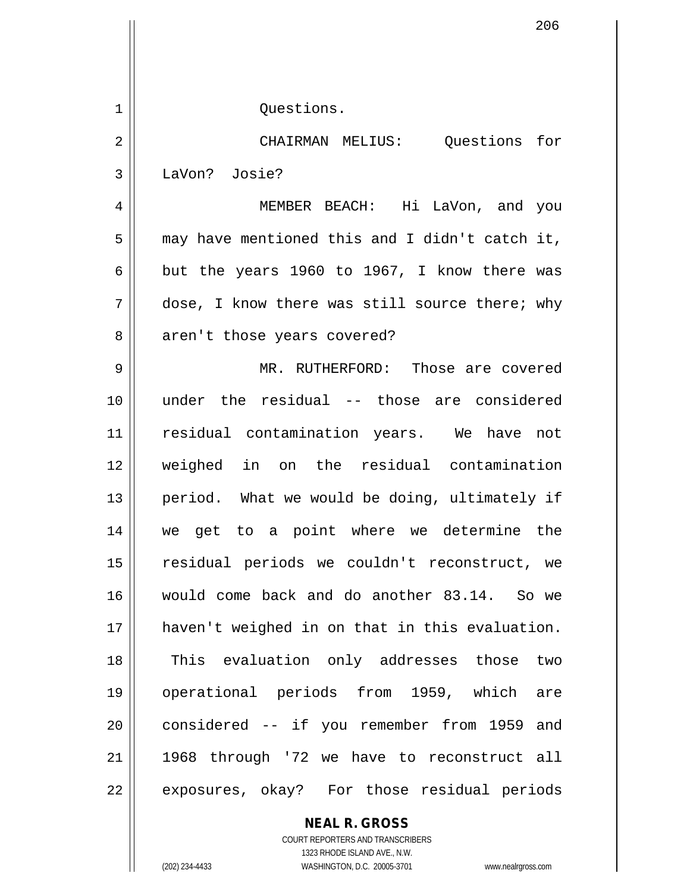Questions.

CHAIRMAN MELIUS: Questions for LaVon? Josie?

MEMBER BEACH: Hi LaVon, and you may have mentioned this and I didn't catch it, but the years 1960 to 1967, I know there was dose, I know there was still source there; why aren't those years covered?

MR. RUTHERFORD: Those are covered under the residual -- those are considered residual contamination years. We have not weighed in on the residual contamination period. What we would be doing, ultimately if we get to a point where we determine the residual periods we couldn't reconstruct, we would come back and do another 83.14. So we haven't weighed in on that in this evaluation. This evaluation only addresses those two operational periods from 1959, which are considered -- if you remember from 1959 and 1968 through '72 we have to reconstruct all exposures, okay? For those residual periods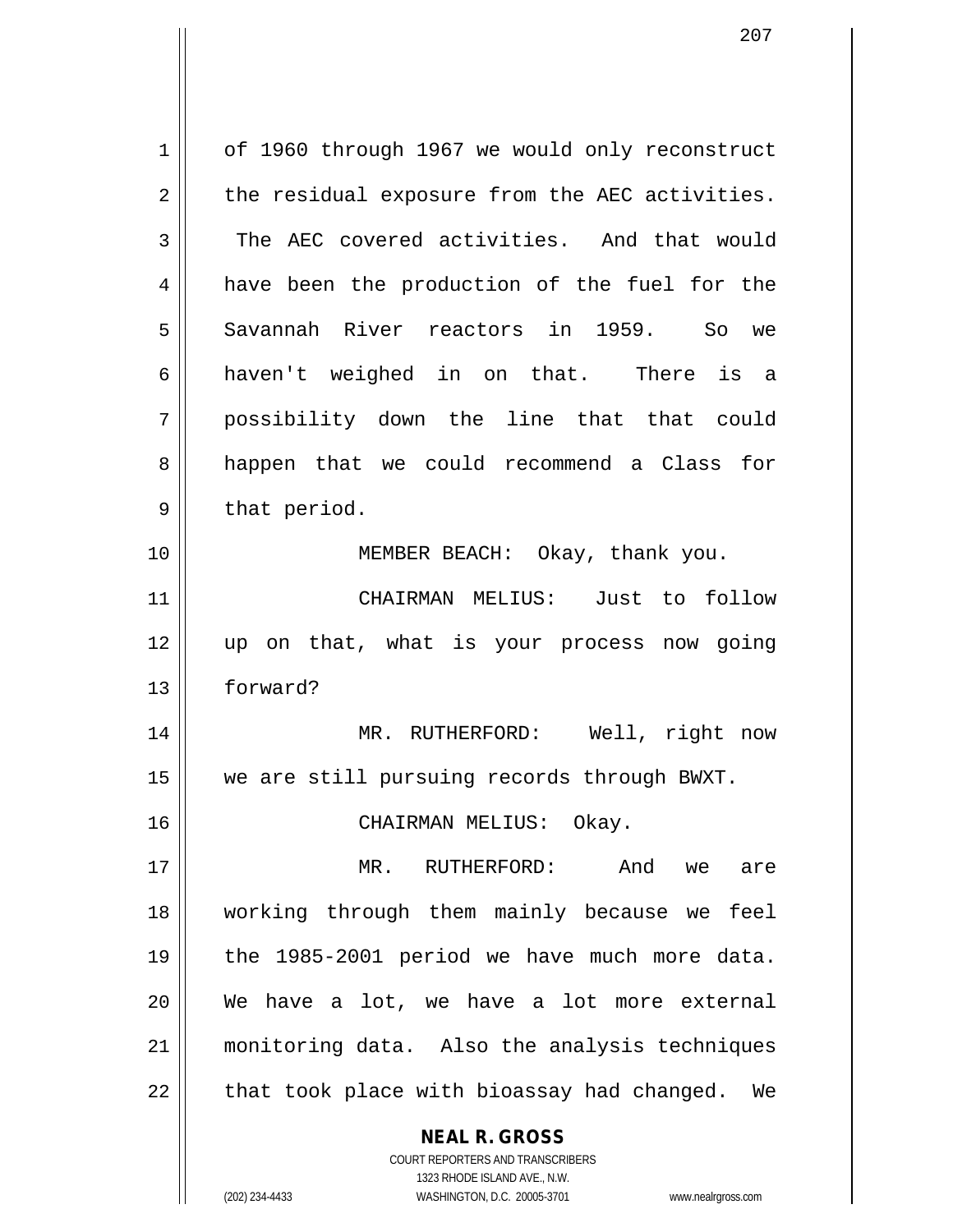of 1960 through 1967 we would only reconstruct the residual exposure from the AEC activities. The AEC covered activities. And that would have been the production of the fuel for the Savannah River reactors in 1959. So we haven't weighed in on that. There is a possibility down the line that that could happen that we could recommend a Class for that period.

MEMBER BEACH: Okay, thank you.

CHAIRMAN MELIUS: Just to follow up on that, what is your process now going forward?

MR. RUTHERFORD: Well, right now we are still pursuing records through BWXT.

CHAIRMAN MELIUS: Okay.

MR. RUTHERFORD: And we are working through them mainly because we feel the 1985-2001 period we have much more data. We have a lot, we have a lot more external monitoring data. Also the analysis techniques that took place with bioassay had changed. We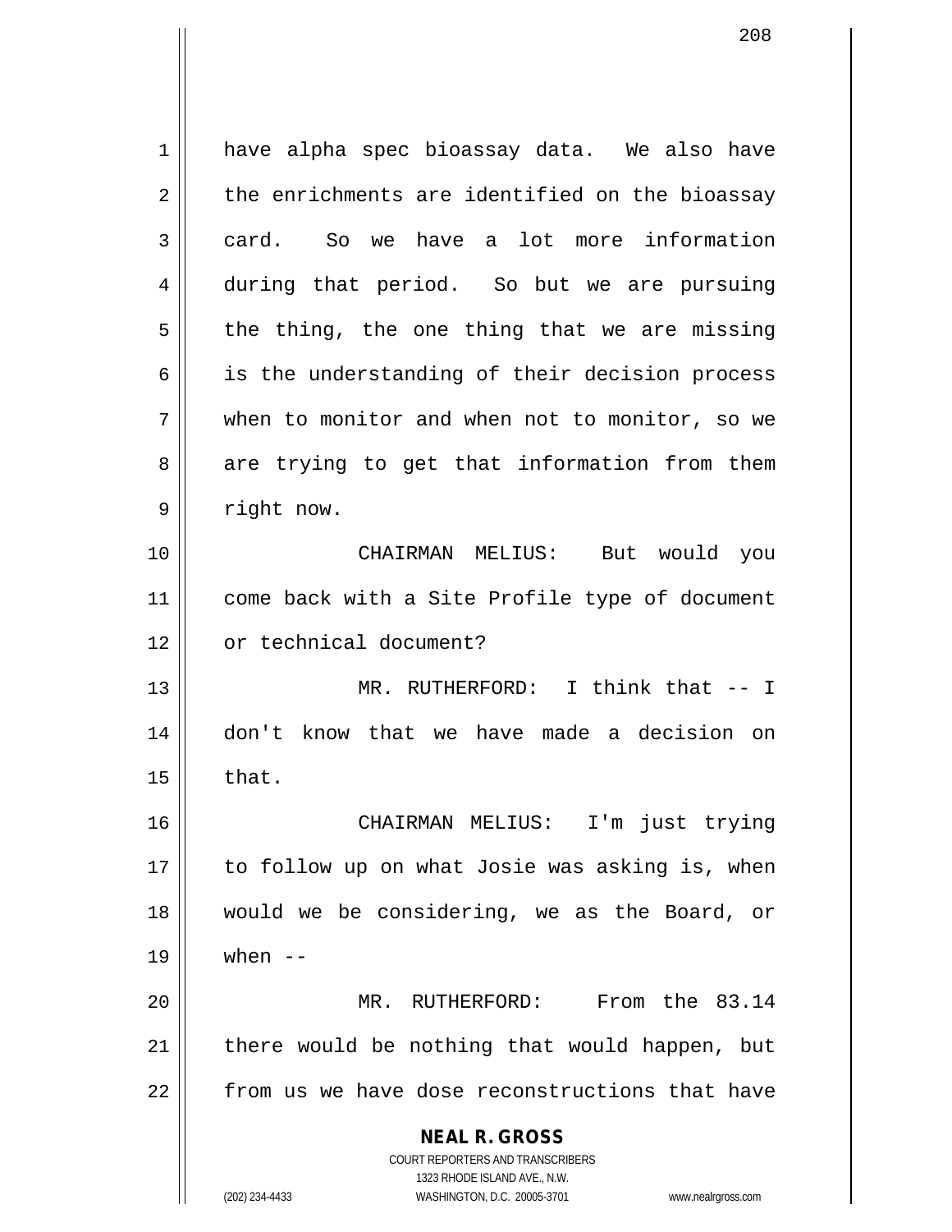have alpha spec bioassay data. We also have the enrichments are identified on the bioassay card. So we have a lot more information during that period. So but we are pursuing the thing, the one thing that we are missing is the understanding of their decision process when to monitor and when not to monitor, so we are trying to get that information from them right now.

CHAIRMAN MELIUS: But would you come back with a Site Profile type of document or technical document?

MR. RUTHERFORD: I think that -- I don't know that we have made a decision on that.

CHAIRMAN MELIUS: I'm just trying to follow up on what Josie was asking is, when would we be considering, we as the Board, or when --

MR. RUTHERFORD: From the 83.14 there would be nothing that would happen, but from us we have dose reconstructions that have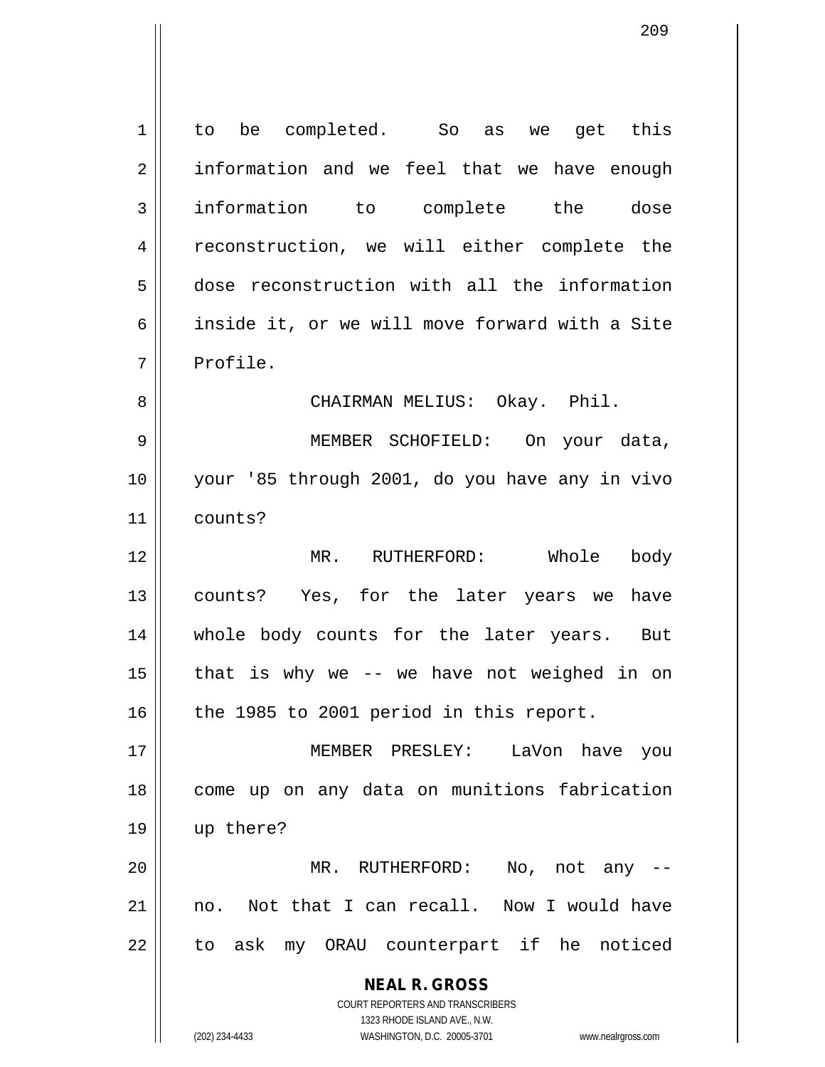to be completed. So as we get this information and we feel that we have enough information to complete the dose reconstruction, we will either complete the dose reconstruction with all the information inside it, or we will move forward with a Site Profile.

CHAIRMAN MELIUS: Okay. Phil.

MEMBER SCHOFIELD: On your data, your '85 through 2001, do you have any in vivo counts?

MR. RUTHERFORD: Whole body counts? Yes, for the later years we have whole body counts for the later years. But that is why we -- we have not weighed in on the 1985 to 2001 period in this report.

MEMBER PRESLEY: LaVon have you come up on any data on munitions fabrication up there?

MR. RUTHERFORD: No, not any -- no. Not that I can recall. Now I would have to ask my ORAU counterpart if he noticed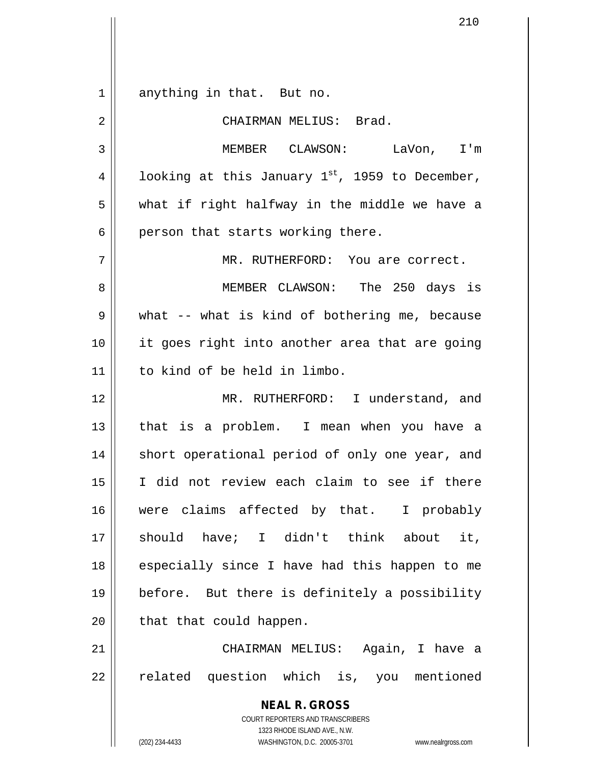anything in that. But no.

CHAIRMAN MELIUS: Brad.

MEMBER CLAWSON: LaVon, I'm looking at this January 1st, 1959 to December, what if right halfway in the middle we have a person that starts working there.

MR. RUTHERFORD: You are correct.

MEMBER CLAWSON: The 250 days is what -- what is kind of bothering me, because it goes right into another area that are going to kind of be held in limbo.

MR. RUTHERFORD: I understand, and that is a problem. I mean when you have a short operational period of only one year, and I did not review each claim to see if there were claims affected by that. I probably should have; I didn't think about it, especially since I have had this happen to me before. But there is definitely a possibility that that could happen.

CHAIRMAN MELIUS: Again, I have a related question which is, you mentioned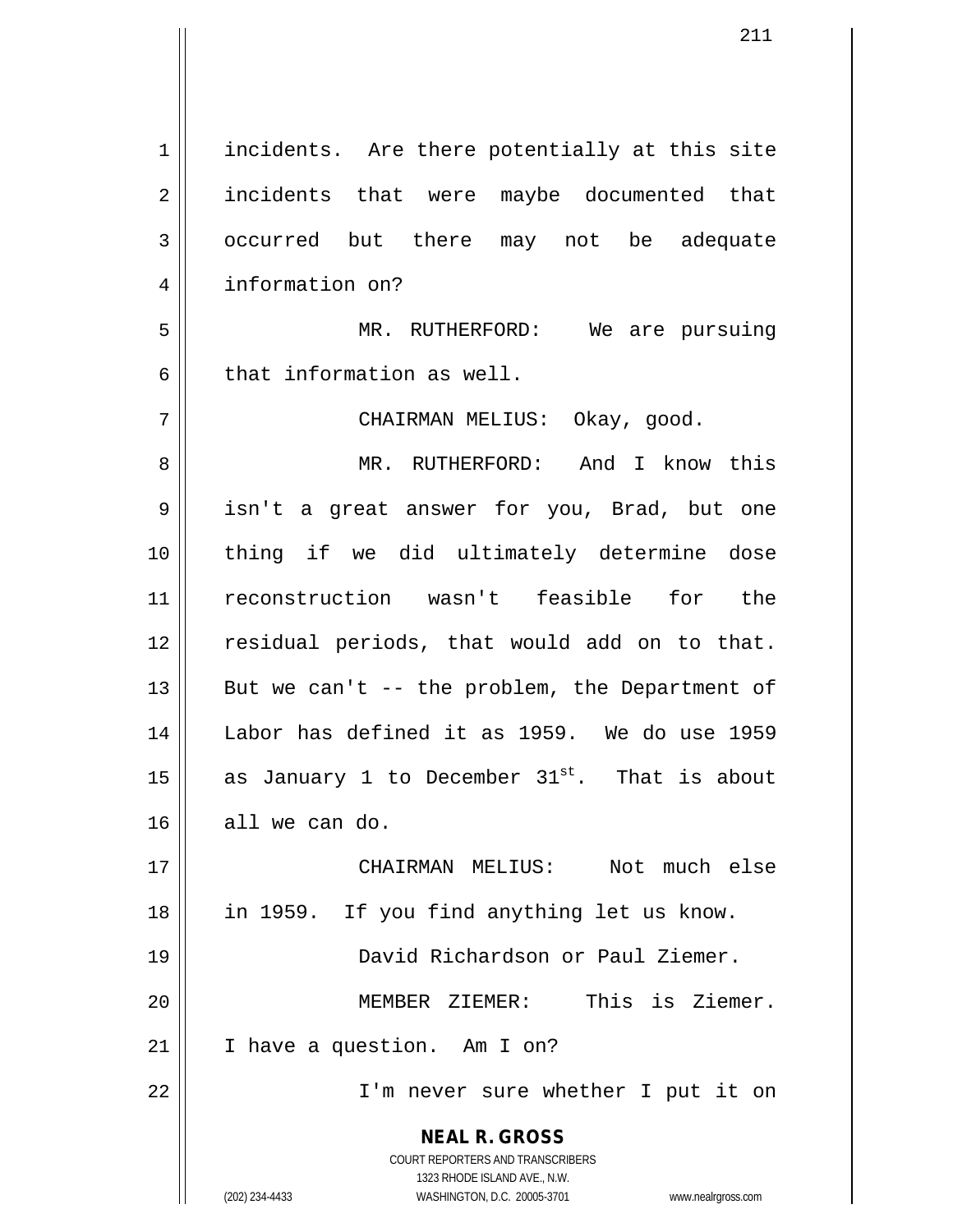incidents. Are there potentially at this site incidents that were maybe documented that occurred but there may not be adequate information on?

MR. RUTHERFORD: We are pursuing that information as well.

CHAIRMAN MELIUS: Okay, good.

MR. RUTHERFORD: And I know this isn't a great answer for you, Brad, but one thing if we did ultimately determine dose reconstruction wasn't feasible for the residual periods, that would add on to that. But we can't -- the problem, the Department of Labor has defined it as 1959. We do use 1959 as January 1 to December 31st. That is about all we can do.

CHAIRMAN MELIUS: Not much else in 1959. If you find anything let us know.

David Richardson or Paul Ziemer.

MEMBER ZIEMER: This is Ziemer. I have a question. Am I on?

I'm never sure whether I put it on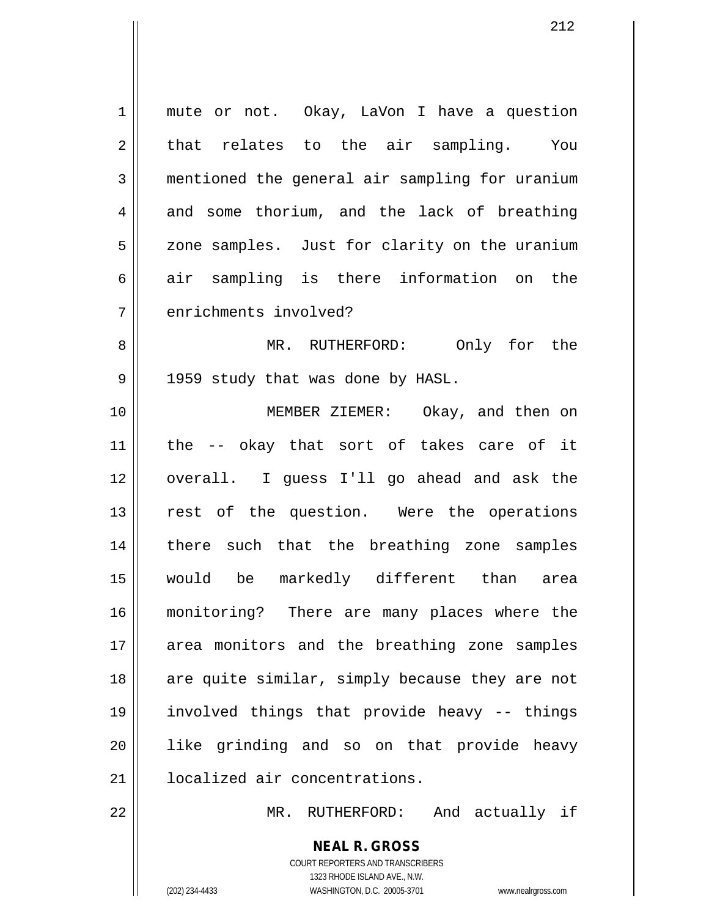mute or not. Okay, LaVon I have a question that relates to the air sampling. You mentioned the general air sampling for uranium and some thorium, and the lack of breathing zone samples. Just for clarity on the uranium air sampling is there information on the enrichments involved?

MR. RUTHERFORD: Only for the 1959 study that was done by HASL.

MEMBER ZIEMER: Okay, and then on the -- okay that sort of takes care of it overall. I guess I'll go ahead and ask the rest of the question. Were the operations there such that the breathing zone samples would be markedly different than area monitoring? There are many places where the area monitors and the breathing zone samples are quite similar, simply because they are not involved things that provide heavy -- things like grinding and so on that provide heavy localized air concentrations.

MR. RUTHERFORD: And actually if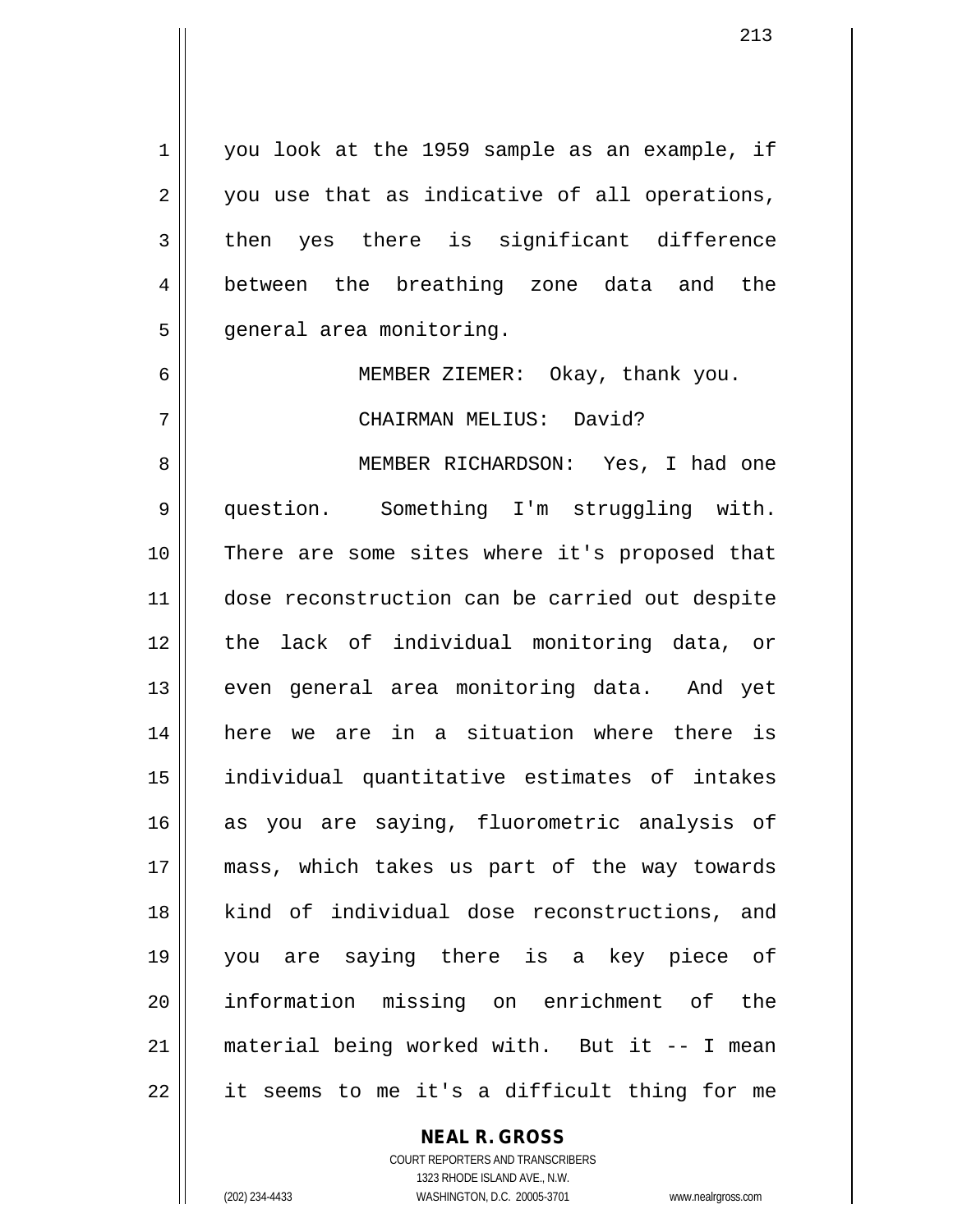you look at the 1959 sample as an example, if you use that as indicative of all operations, then yes there is significant difference between the breathing zone data and the general area monitoring.

MEMBER ZIEMER: Okay, thank you.

CHAIRMAN MELIUS: David?

MEMBER RICHARDSON: Yes, I had one question. Something I'm struggling with. There are some sites where it's proposed that dose reconstruction can be carried out despite the lack of individual monitoring data, or even general area monitoring data. And yet here we are in a situation where there is individual quantitative estimates of intakes as you are saying, fluorometric analysis of mass, which takes us part of the way towards kind of individual dose reconstructions, and you are saying there is a key piece of information missing on enrichment of the material being worked with. But it -- I mean it seems to me it's a difficult thing for me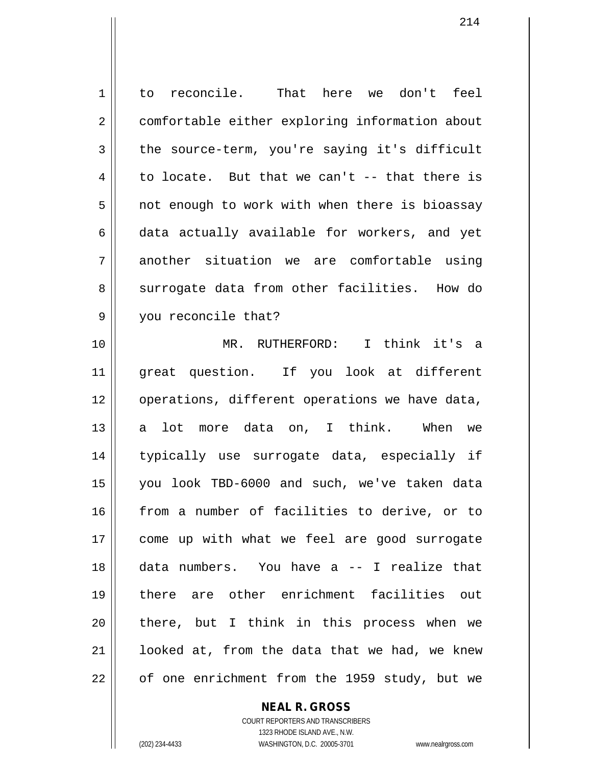to reconcile. That here we don't feel comfortable either exploring information about the source-term, you're saying it's difficult to locate. But that we can't -- that there is not enough to work with when there is bioassay data actually available for workers, and yet another situation we are comfortable using surrogate data from other facilities. How do you reconcile that?

MR. RUTHERFORD: I think it's a great question. If you look at different operations, different operations we have data, a lot more data on, I think. When we typically use surrogate data, especially if you look TBD-6000 and such, we've taken data from a number of facilities to derive, or to come up with what we feel are good surrogate data numbers. You have a -- I realize that there are other enrichment facilities out there, but I think in this process when we looked at, from the data that we had, we knew of one enrichment from the 1959 study, but we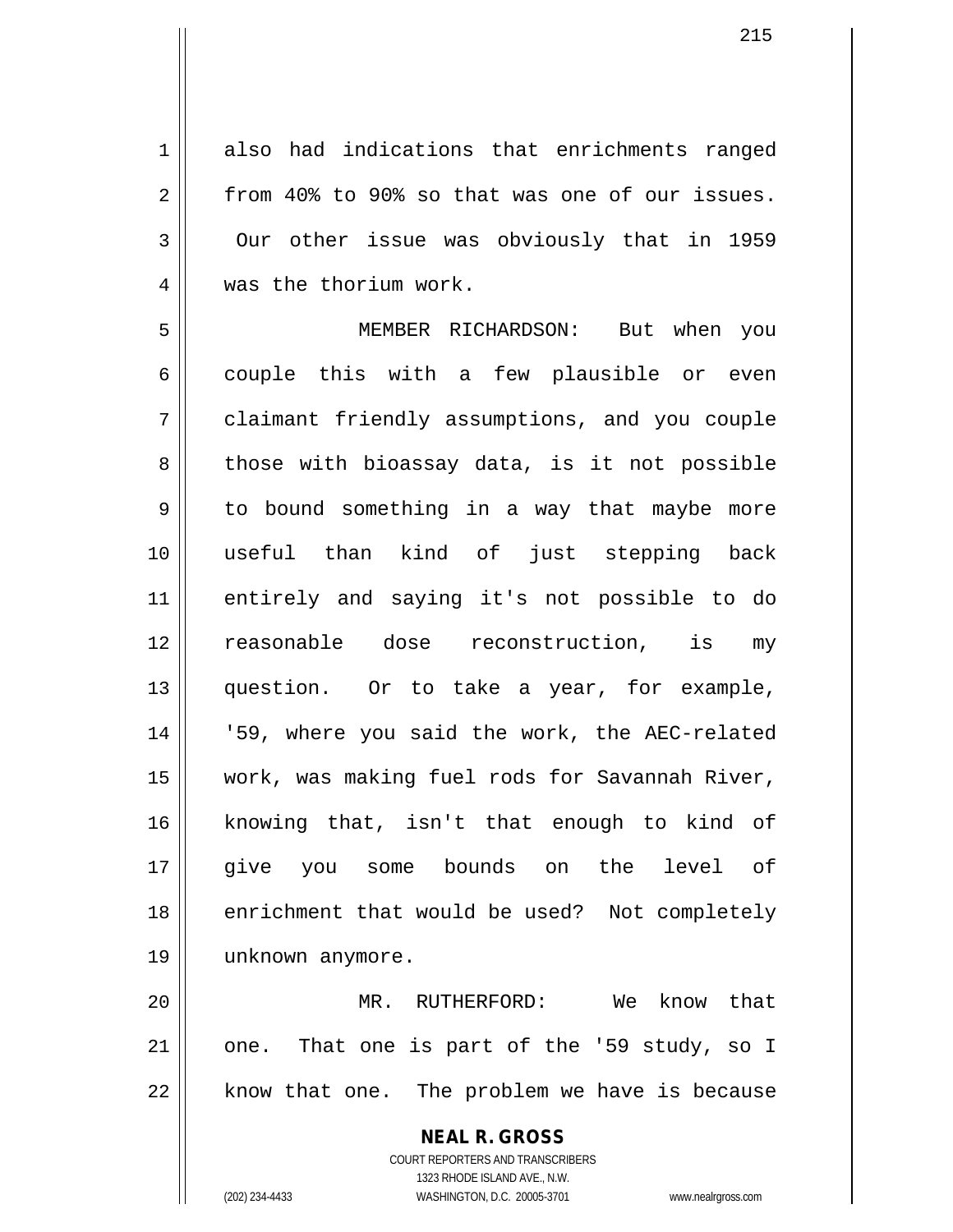also had indications that enrichments ranged from 40% to 90% so that was one of our issues. Our other issue was obviously that in 1959 was the thorium work.

MEMBER RICHARDSON: But when you couple this with a few plausible or even claimant friendly assumptions, and you couple those with bioassay data, is it not possible to bound something in a way that maybe more useful than kind of just stepping back entirely and saying it's not possible to do reasonable dose reconstruction, is my question. Or to take a year, for example, '59, where you said the work, the AEC-related work, was making fuel rods for Savannah River, knowing that, isn't that enough to kind of give you some bounds on the level of enrichment that would be used? Not completely unknown anymore.

MR. RUTHERFORD: We know that one. That one is part of the '59 study, so I know that one. The problem we have is because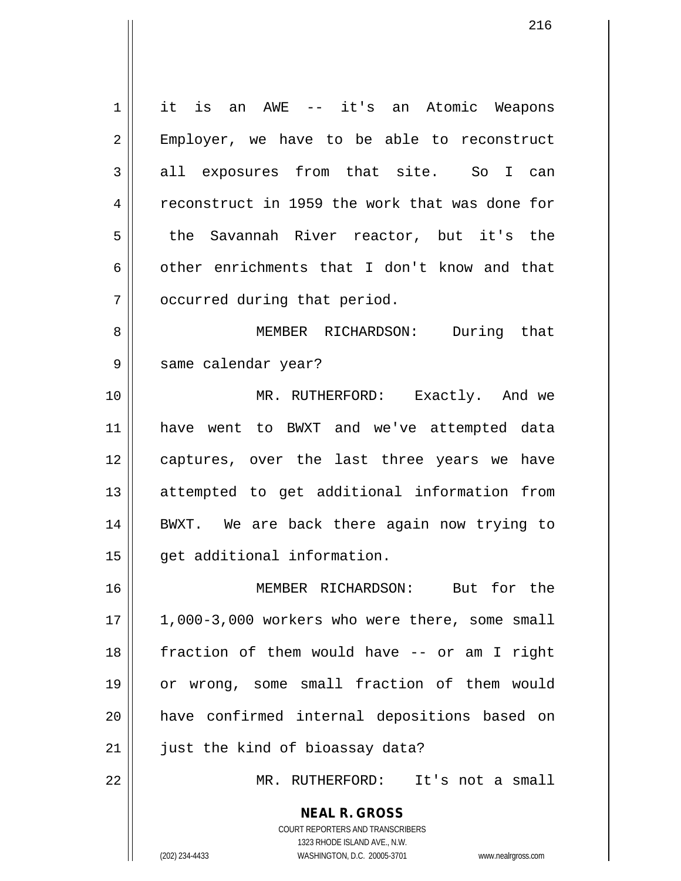it is an AWE -- it's an Atomic Weapons Employer, we have to be able to reconstruct all exposures from that site. So I can reconstruct in 1959 the work that was done for the Savannah River reactor, but it's the other enrichments that I don't know and that occurred during that period.

MEMBER RICHARDSON: During that same calendar year?

MR. RUTHERFORD: Exactly. And we have went to BWXT and we've attempted data captures, over the last three years we have attempted to get additional information from BWXT. We are back there again now trying to get additional information.

MEMBER RICHARDSON: But for the 1,000-3,000 workers who were there, some small fraction of them would have -- or am I right or wrong, some small fraction of them would have confirmed internal depositions based on just the kind of bioassay data?

MR. RUTHERFORD: It's not a small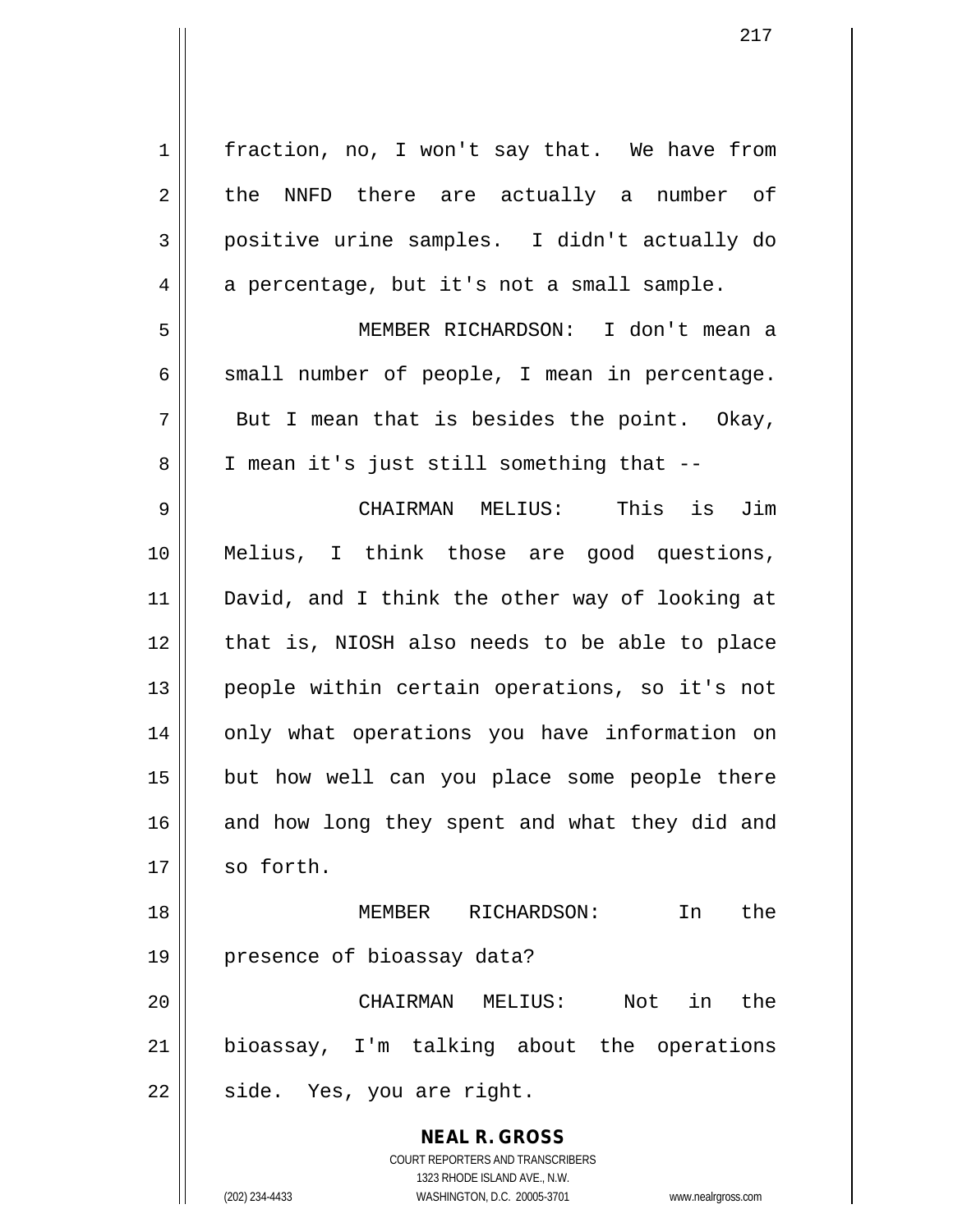fraction, no, I won't say that. We have from the NNFD there are actually a number of positive urine samples. I didn't actually do a percentage, but it's not a small sample.

MEMBER RICHARDSON: I don't mean a small number of people, I mean in percentage. But I mean that is besides the point. Okay, I mean it's just still something that --

CHAIRMAN MELIUS: This is Jim Melius, I think those are good questions, David, and I think the other way of looking at that is, NIOSH also needs to be able to place people within certain operations, so it's not only what operations you have information on but how well can you place some people there and how long they spent and what they did and so forth.

MEMBER RICHARDSON: In the presence of bioassay data?

CHAIRMAN MELIUS: Not in the bioassay, I'm talking about the operations side. Yes, you are right.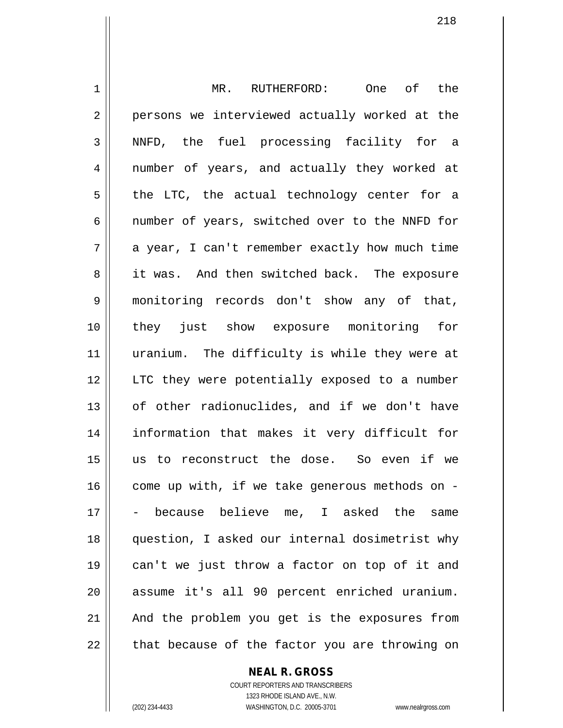MR. RUTHERFORD: One of the persons we interviewed actually worked at the NNFD, the fuel processing facility for a number of years, and actually they worked at the LTC, the actual technology center for a number of years, switched over to the NNFD for a year, I can't remember exactly how much time it was. And then switched back. The exposure monitoring records don't show any of that, they just show exposure monitoring for uranium. The difficulty is while they were at LTC they were potentially exposed to a number of other radionuclides, and if we don't have information that makes it very difficult for us to reconstruct the dose. So even if we come up with, if we take generous methods on -- because believe me, I asked the same question, I asked our internal dosimetrist why can't we just throw a factor on top of it and assume it's all 90 percent enriched uranium. And the problem you get is the exposures from that because of the factor you are throwing on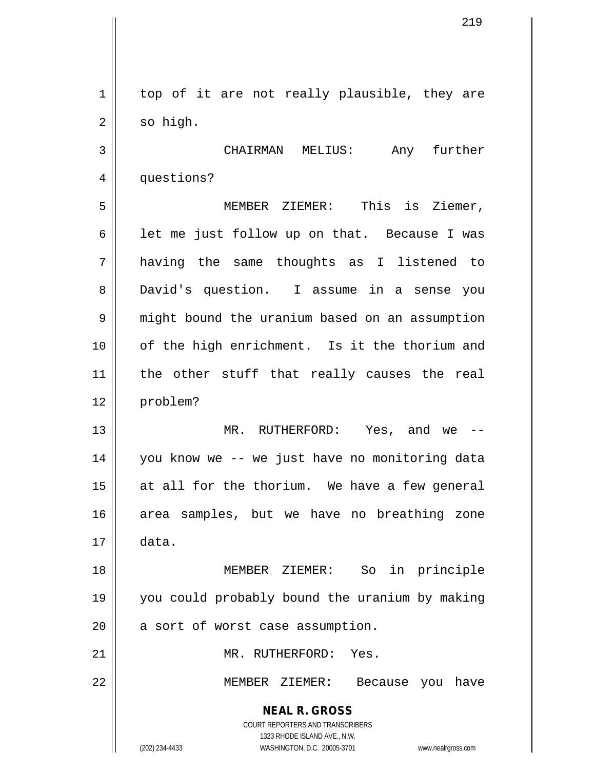top of it are not really plausible, they are so high.

CHAIRMAN MELIUS: Any further questions?

MEMBER ZIEMER: This is Ziemer, let me just follow up on that. Because I was having the same thoughts as I listened to David's question. I assume in a sense you might bound the uranium based on an assumption of the high enrichment. Is it the thorium and the other stuff that really causes the real problem?

MR. RUTHERFORD: Yes, and we -- you know we -- we just have no monitoring data at all for the thorium. We have a few general area samples, but we have no breathing zone data.

MEMBER ZIEMER: So in principle you could probably bound the uranium by making a sort of worst case assumption.

MR. RUTHERFORD: Yes.

MEMBER ZIEMER: Because you have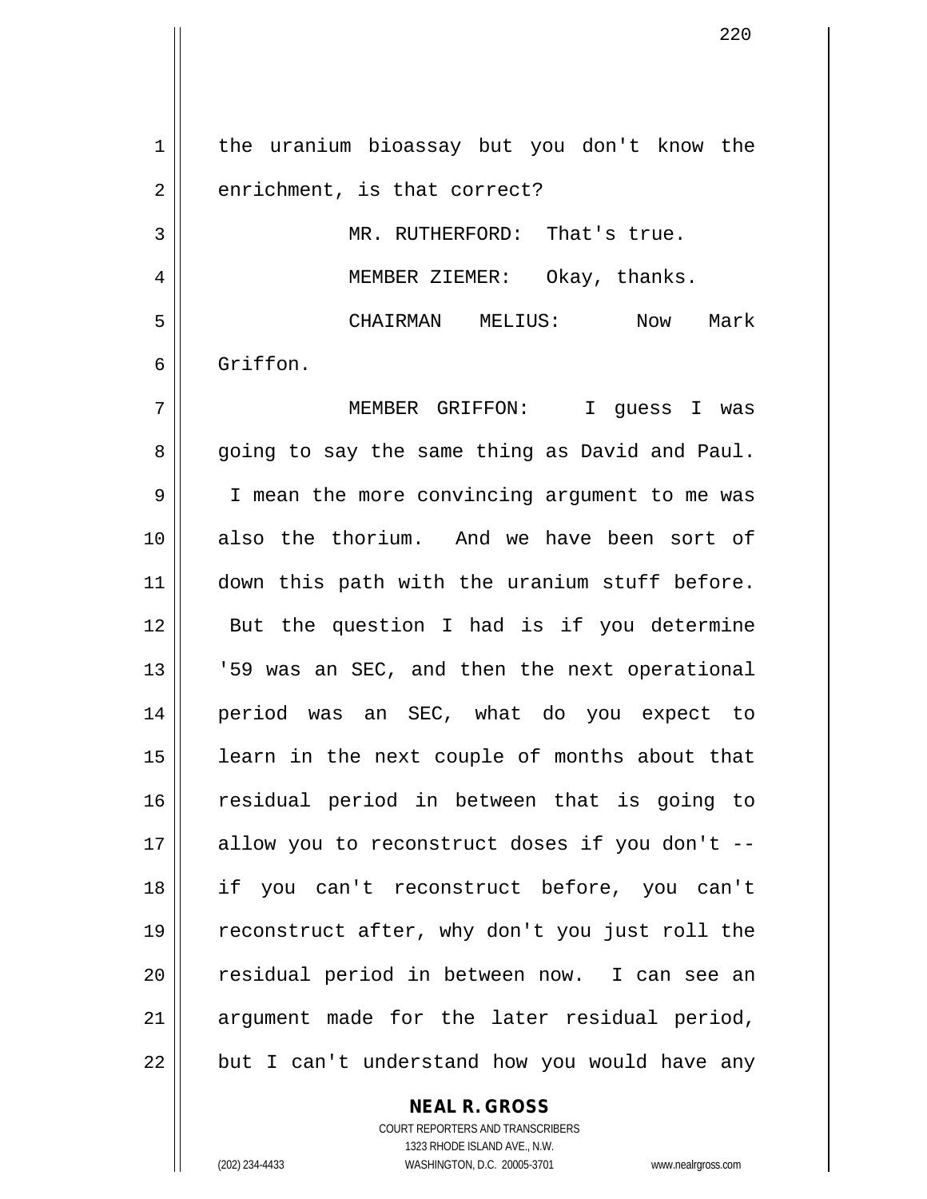the uranium bioassay but you don't know the enrichment, is that correct?

MR. RUTHERFORD: That's true.

MEMBER ZIEMER: Okay, thanks.

CHAIRMAN MELIUS: Now Mark Griffon.

MEMBER GRIFFON: I guess I was going to say the same thing as David and Paul. I mean the more convincing argument to me was also the thorium. And we have been sort of down this path with the uranium stuff before. But the question I had is if you determine '59 was an SEC, and then the next operational period was an SEC, what do you expect to learn in the next couple of months about that residual period in between that is going to allow you to reconstruct doses if you don't -- if you can't reconstruct before, you can't reconstruct after, why don't you just roll the residual period in between now. I can see an argument made for the later residual period, but I can't understand how you would have any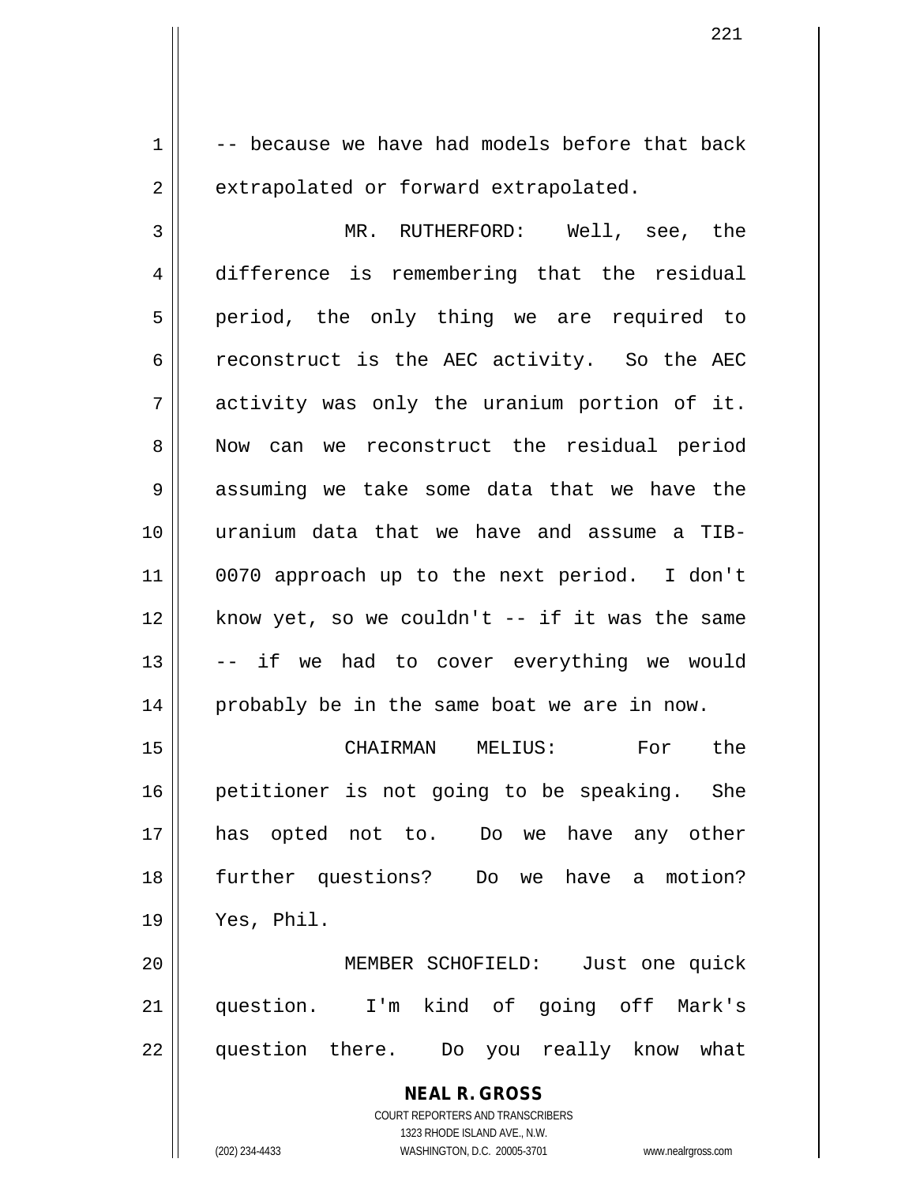-- because we have had models before that back extrapolated or forward extrapolated.

MR. RUTHERFORD: Well, see, the difference is remembering that the residual period, the only thing we are required to reconstruct is the AEC activity. So the AEC activity was only the uranium portion of it. Now can we reconstruct the residual period assuming we take some data that we have the uranium data that we have and assume a TIB-0070 approach up to the next period. I don't know yet, so we couldn't -- if it was the same -- if we had to cover everything we would probably be in the same boat we are in now.

CHAIRMAN MELIUS: For the petitioner is not going to be speaking. She has opted not to. Do we have any other further questions? Do we have a motion? Yes, Phil.

MEMBER SCHOFIELD: Just one quick question. I'm kind of going off Mark's question there. Do you really know what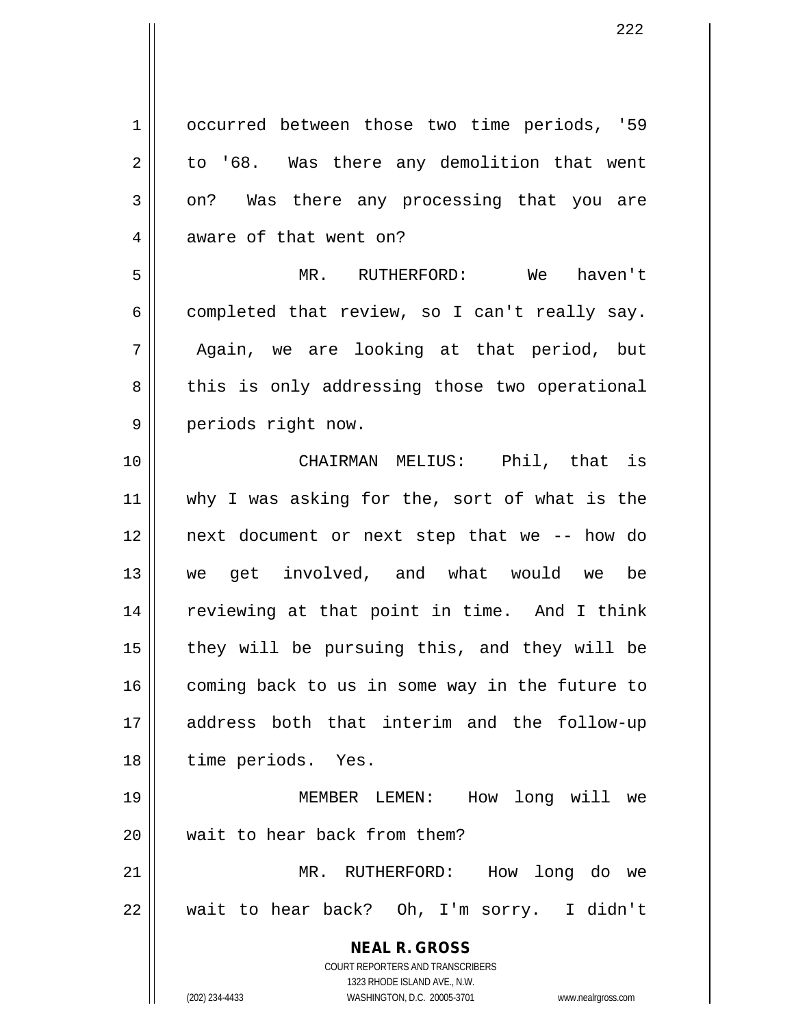occurred between those two time periods, '59 to '68. Was there any demolition that went on? Was there any processing that you are aware of that went on?

MR. RUTHERFORD: We haven't completed that review, so I can't really say. Again, we are looking at that period, but this is only addressing those two operational periods right now.

CHAIRMAN MELIUS: Phil, that is why I was asking for the, sort of what is the next document or next step that we -- how do we get involved, and what would we be reviewing at that point in time. And I think they will be pursuing this, and they will be coming back to us in some way in the future to address both that interim and the follow-up time periods. Yes.

MEMBER LEMEN: How long will we wait to hear back from them?

MR. RUTHERFORD: How long do we wait to hear back? Oh, I'm sorry. I didn't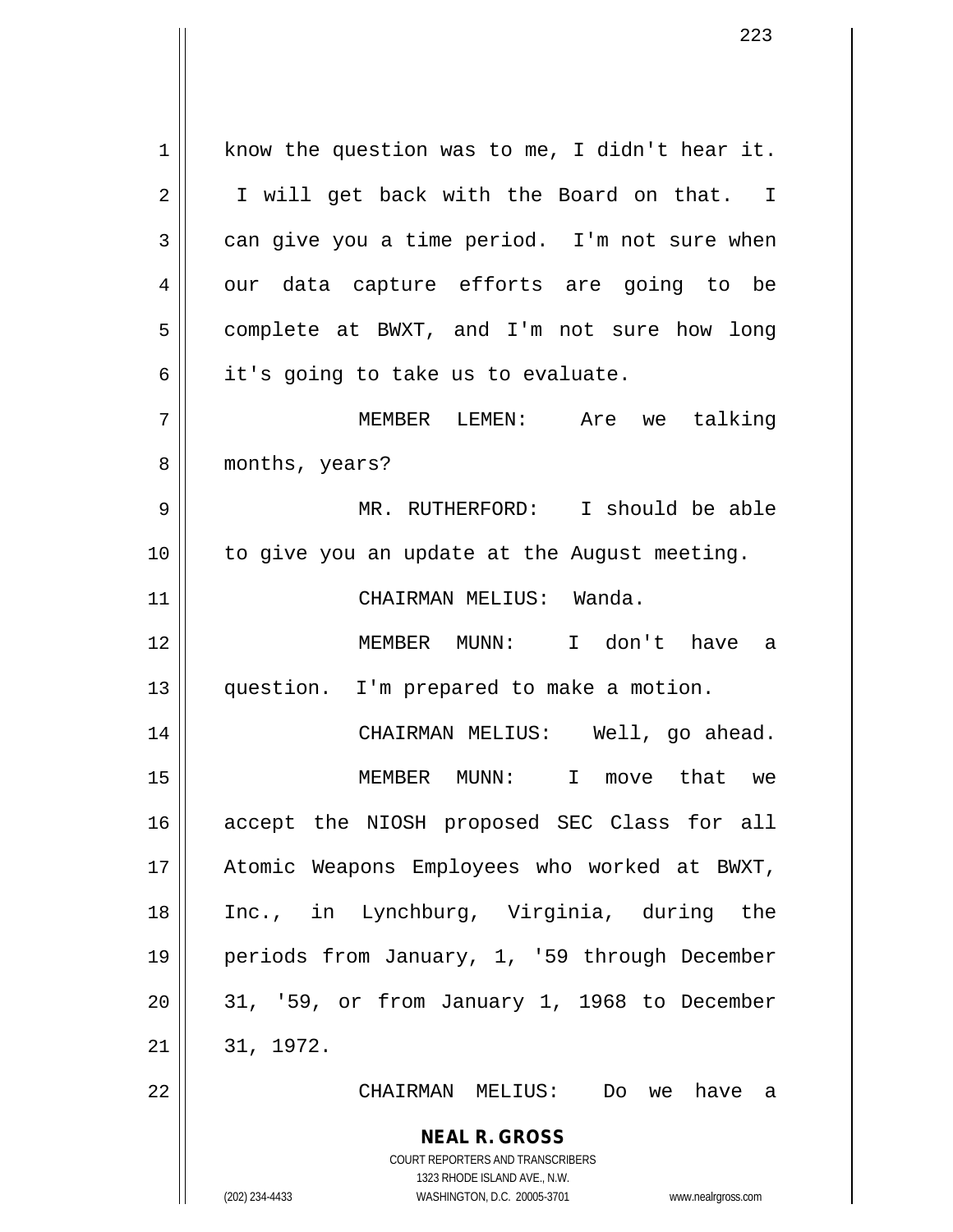know the question was to me, I didn't hear it. I will get back with the Board on that. I can give you a time period. I'm not sure when our data capture efforts are going to be complete at BWXT, and I'm not sure how long it's going to take us to evaluate.

MEMBER LEMEN: Are we talking months, years?

MR. RUTHERFORD: I should be able to give you an update at the August meeting.

CHAIRMAN MELIUS: Wanda.

MEMBER MUNN: I don't have a question. I'm prepared to make a motion.

CHAIRMAN MELIUS: Well, go ahead.

MEMBER MUNN: I move that we accept the NIOSH proposed SEC Class for all Atomic Weapons Employees who worked at BWXT, Inc., in Lynchburg, Virginia, during the periods from January, 1, '59 through December 31, '59, or from January 1, 1968 to December 31, 1972.

CHAIRMAN MELIUS: Do we have a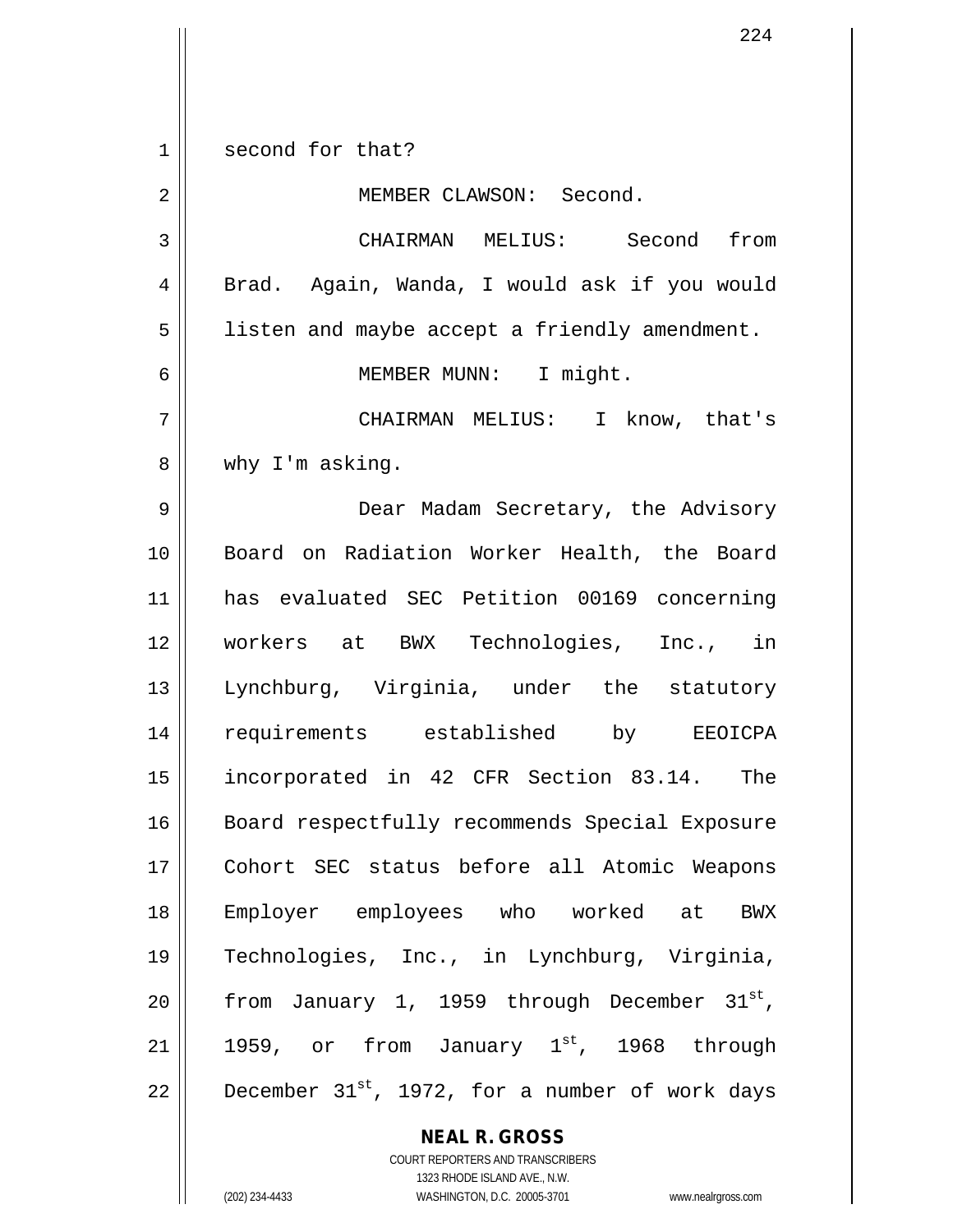second for that?

MEMBER CLAWSON: Second.

CHAIRMAN MELIUS: Second from Brad. Again, Wanda, I would ask if you would listen and maybe accept a friendly amendment.

MEMBER MUNN: I might.

CHAIRMAN MELIUS: I know, that's why I'm asking.

Dear Madam Secretary, the Advisory Board on Radiation Worker Health, the Board has evaluated SEC Petition 00169 concerning workers at BWX Technologies, Inc., in Lynchburg, Virginia, under the statutory requirements established by EEOICPA incorporated in 42 CFR Section 83.14. The Board respectfully recommends Special Exposure Cohort SEC status before all Atomic Weapons Employer employees who worked at BWX Technologies, Inc., in Lynchburg, Virginia, from January 1, 1959 through December 31st, 1959, or from January 1st, 1968 through December 31st, 1972, for a number of work days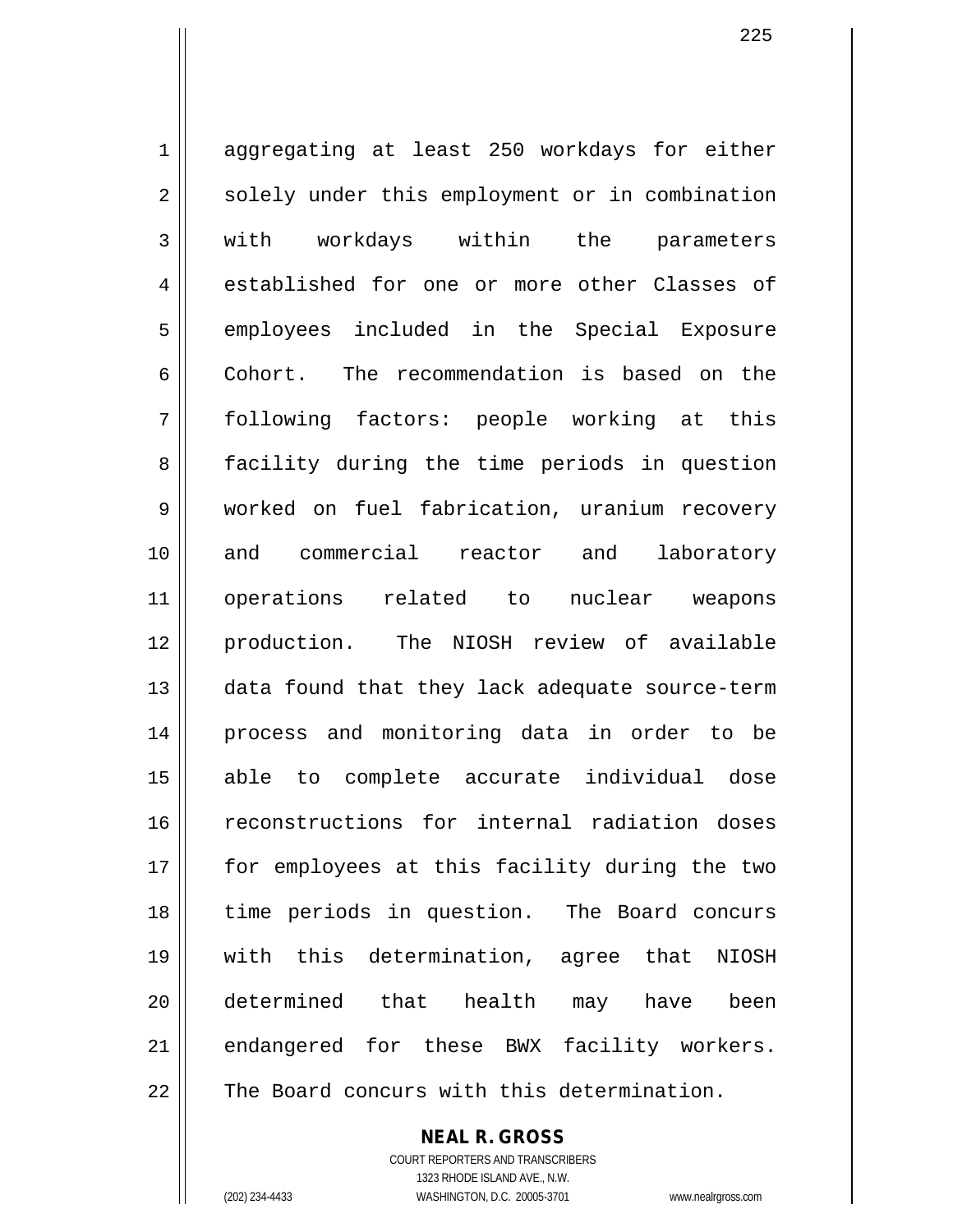aggregating at least 250 workdays for either solely under this employment or in combination with workdays within the parameters established for one or more other Classes of employees included in the Special Exposure Cohort. The recommendation is based on the following factors: people working at this facility during the time periods in question worked on fuel fabrication, uranium recovery and commercial reactor and laboratory operations related to nuclear weapons production. The NIOSH review of available data found that they lack adequate source-term process and monitoring data in order to be able to complete accurate individual dose reconstructions for internal radiation doses for employees at this facility during the two time periods in question. The Board concurs with this determination, agree that NIOSH determined that health may have been endangered for these BWX facility workers. The Board concurs with this determination.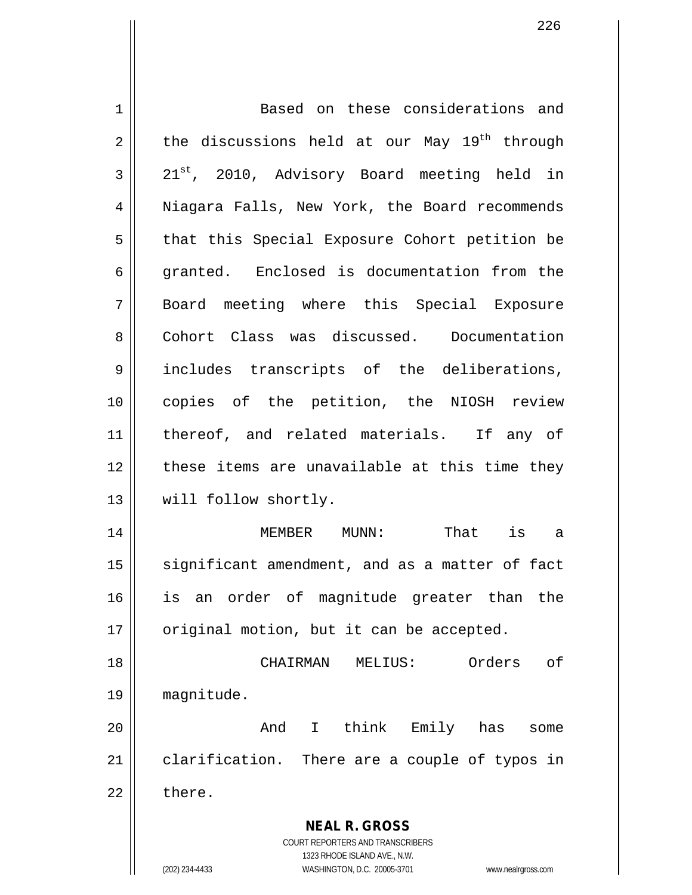Based on these considerations and the discussions held at our May 19th through 21st, 2010, Advisory Board meeting held in Niagara Falls, New York, the Board recommends that this Special Exposure Cohort petition be granted. Enclosed is documentation from the Board meeting where this Special Exposure Cohort Class was discussed. Documentation includes transcripts of the deliberations, copies of the petition, the NIOSH review thereof, and related materials. If any of these items are unavailable at this time they will follow shortly.

MEMBER MUNN: That is a significant amendment, and as a matter of fact is an order of magnitude greater than the original motion, but it can be accepted.

CHAIRMAN MELIUS: Orders of magnitude.

And I think Emily has some clarification. There are a couple of typos in there.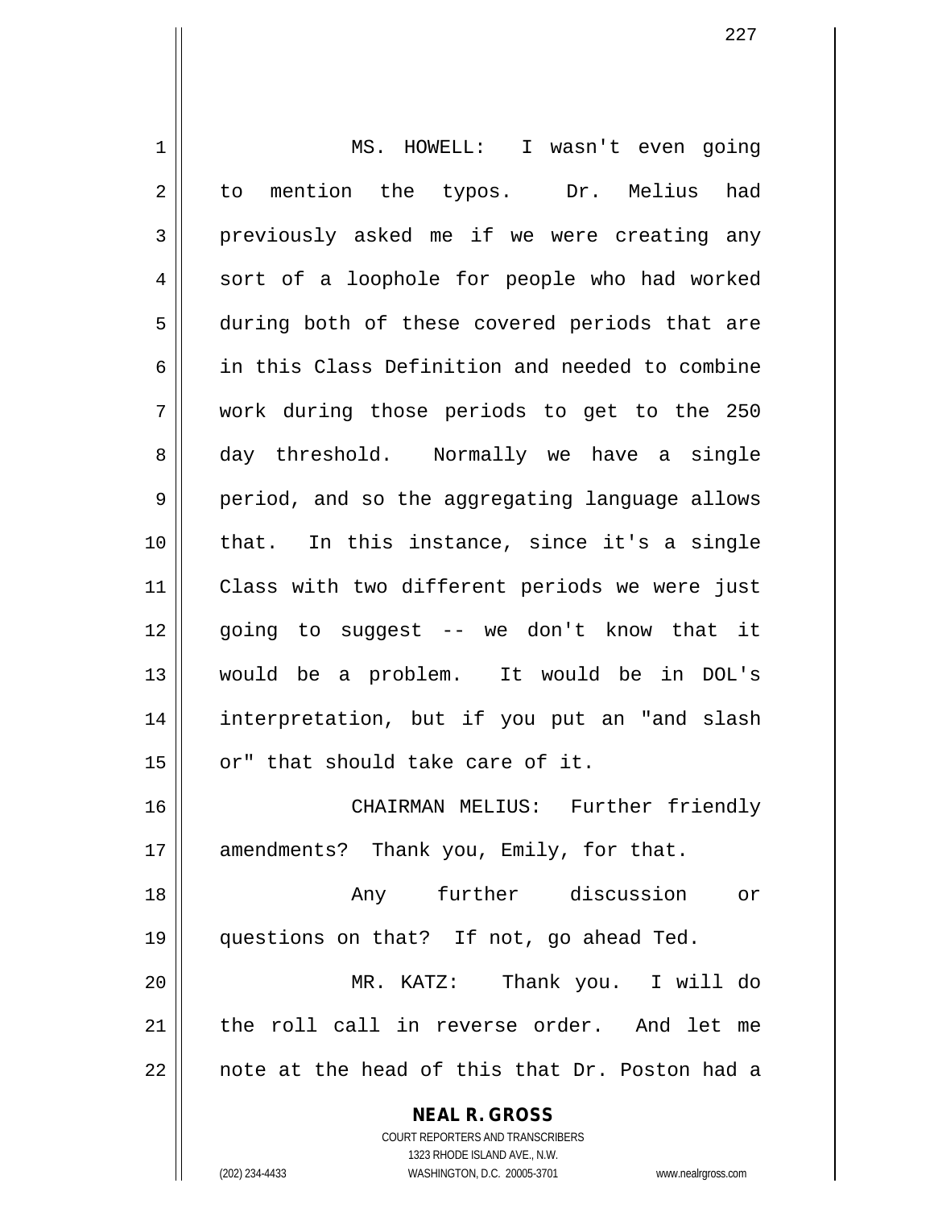MS. HOWELL: I wasn't even going to mention the typos. Dr. Melius had previously asked me if we were creating any sort of a loophole for people who had worked during both of these covered periods that are in this Class Definition and needed to combine work during those periods to get to the 250 day threshold. Normally we have a single period, and so the aggregating language allows that. In this instance, since it's a single Class with two different periods we were just going to suggest -- we don't know that it would be a problem. It would be in DOL's interpretation, but if you put an "and slash or" that should take care of it.

CHAIRMAN MELIUS: Further friendly amendments? Thank you, Emily, for that.

Any further discussion or questions on that? If not, go ahead Ted.

MR. KATZ: Thank you. I will do the roll call in reverse order. And let me note at the head of this that Dr. Poston had a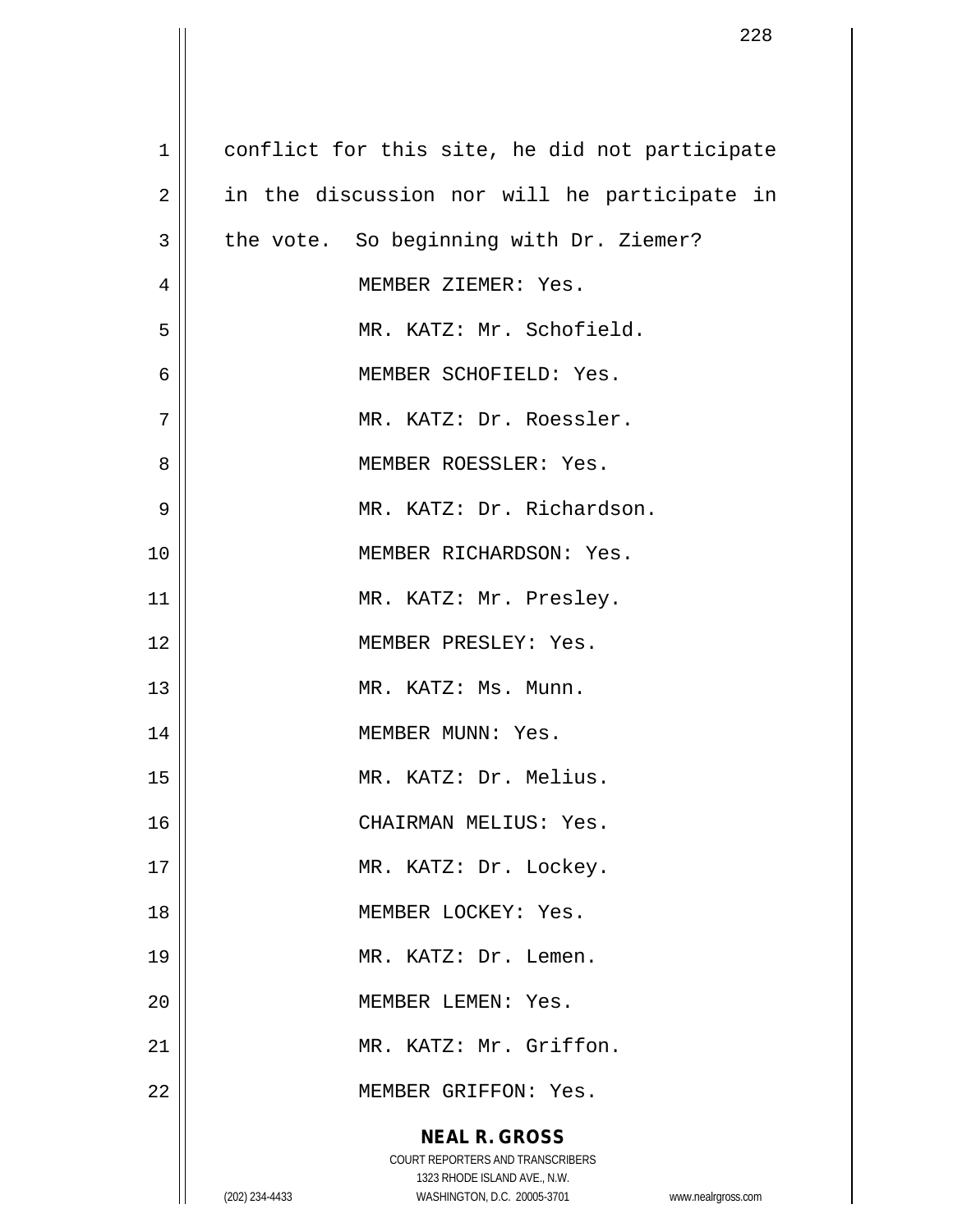conflict for this site, he did not participate in the discussion nor will he participate in the vote. So beginning with Dr. Ziemer?

MEMBER ZIEMER: Yes.

MR. KATZ: Mr. Schofield.

MEMBER SCHOFIELD: Yes.

MR. KATZ: Dr. Roessler.

MEMBER ROESSLER: Yes.

MR. KATZ: Dr. Richardson.

MEMBER RICHARDSON: Yes.

MR. KATZ: Mr. Presley.

MEMBER PRESLEY: Yes.

MR. KATZ: Ms. Munn.

MEMBER MUNN: Yes.

MR. KATZ: Dr. Melius.

CHAIRMAN MELIUS: Yes.

MR. KATZ: Dr. Lockey.

MEMBER LOCKEY: Yes.

MR. KATZ: Dr. Lemen.

MEMBER LEMEN: Yes.

MR. KATZ: Mr. Griffon.

MEMBER GRIFFON: Yes.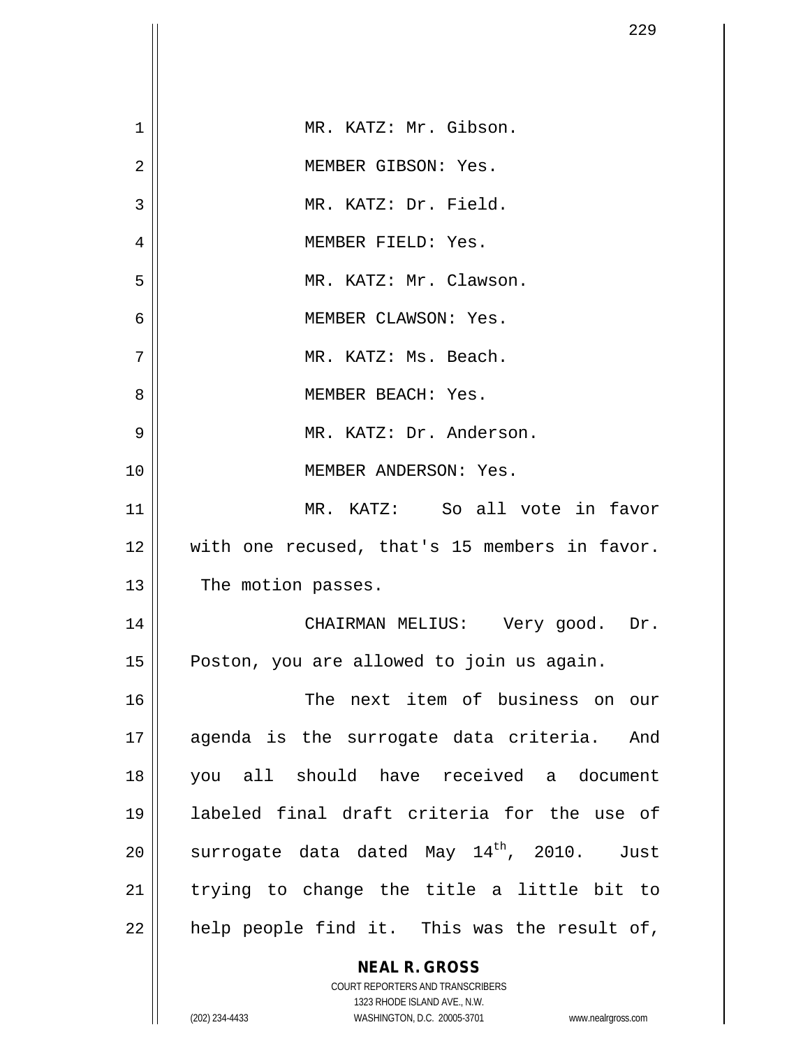MR. KATZ: Mr. Gibson.

MEMBER GIBSON: Yes.

MR. KATZ: Dr. Field.

MEMBER FIELD: Yes.

MR. KATZ: Mr. Clawson.

MEMBER CLAWSON: Yes.

MR. KATZ: Ms. Beach.

MEMBER BEACH: Yes.

MR. KATZ: Dr. Anderson.

MEMBER ANDERSON: Yes.

MR. KATZ: So all vote in favor with one recused, that's 15 members in favor. The motion passes.

CHAIRMAN MELIUS: Very good. Dr. Poston, you are allowed to join us again.

The next item of business on our agenda is the surrogate data criteria. And you all should have received a document labeled final draft criteria for the use of surrogate data dated May 14th, 2010. Just trying to change the title a little bit to help people find it. This was the result of,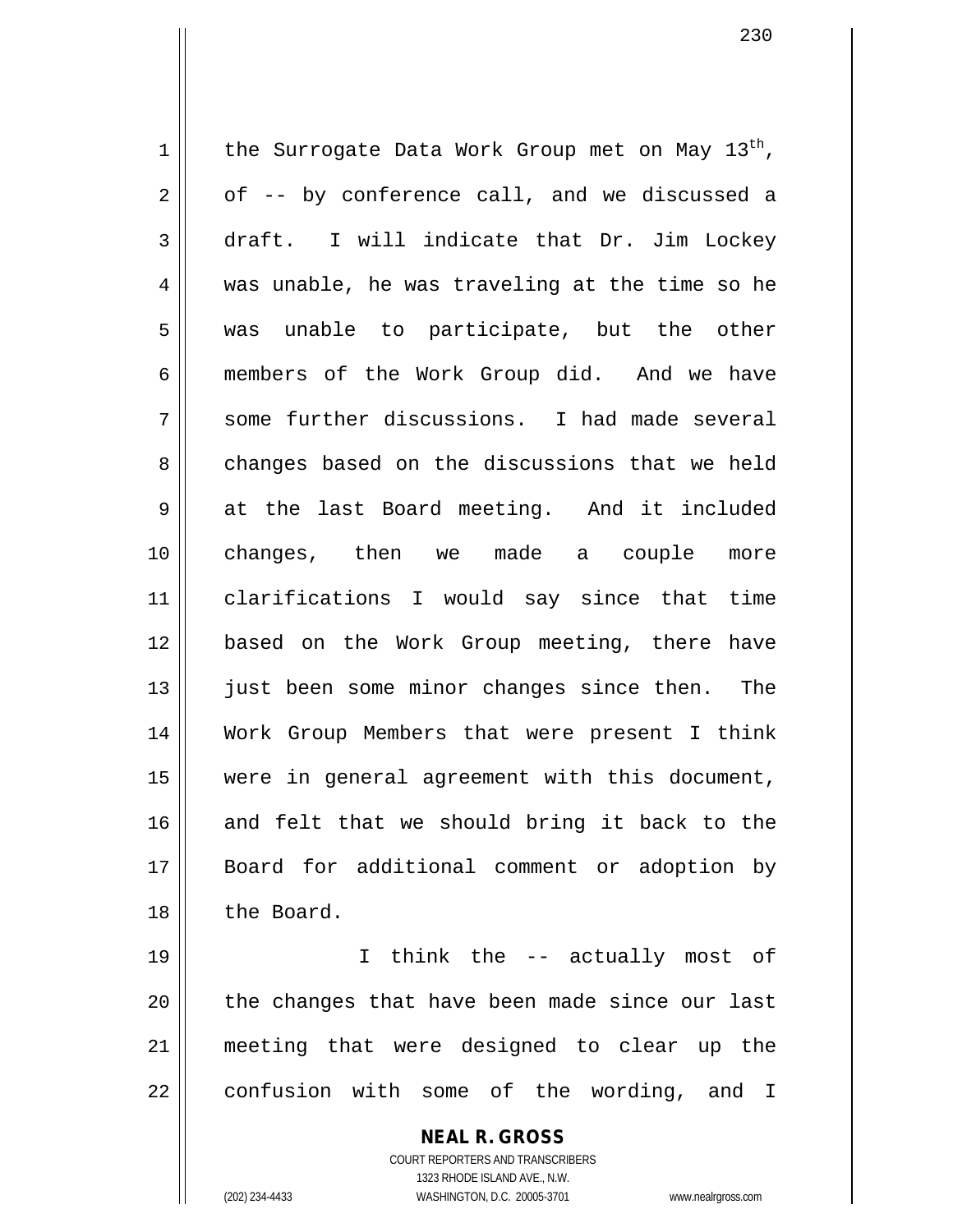the Surrogate Data Work Group met on May 13th, of -- by conference call, and we discussed a draft. I will indicate that Dr. Jim Lockey was unable, he was traveling at the time so he was unable to participate, but the other members of the Work Group did. And we have some further discussions. I had made several changes based on the discussions that we held at the last Board meeting. And it included changes, then we made a couple more clarifications I would say since that time based on the Work Group meeting, there have just been some minor changes since then. The Work Group Members that were present I think were in general agreement with this document, and felt that we should bring it back to the Board for additional comment or adoption by the Board.

I think the -- actually most of the changes that have been made since our last meeting that were designed to clear up the confusion with some of the wording, and I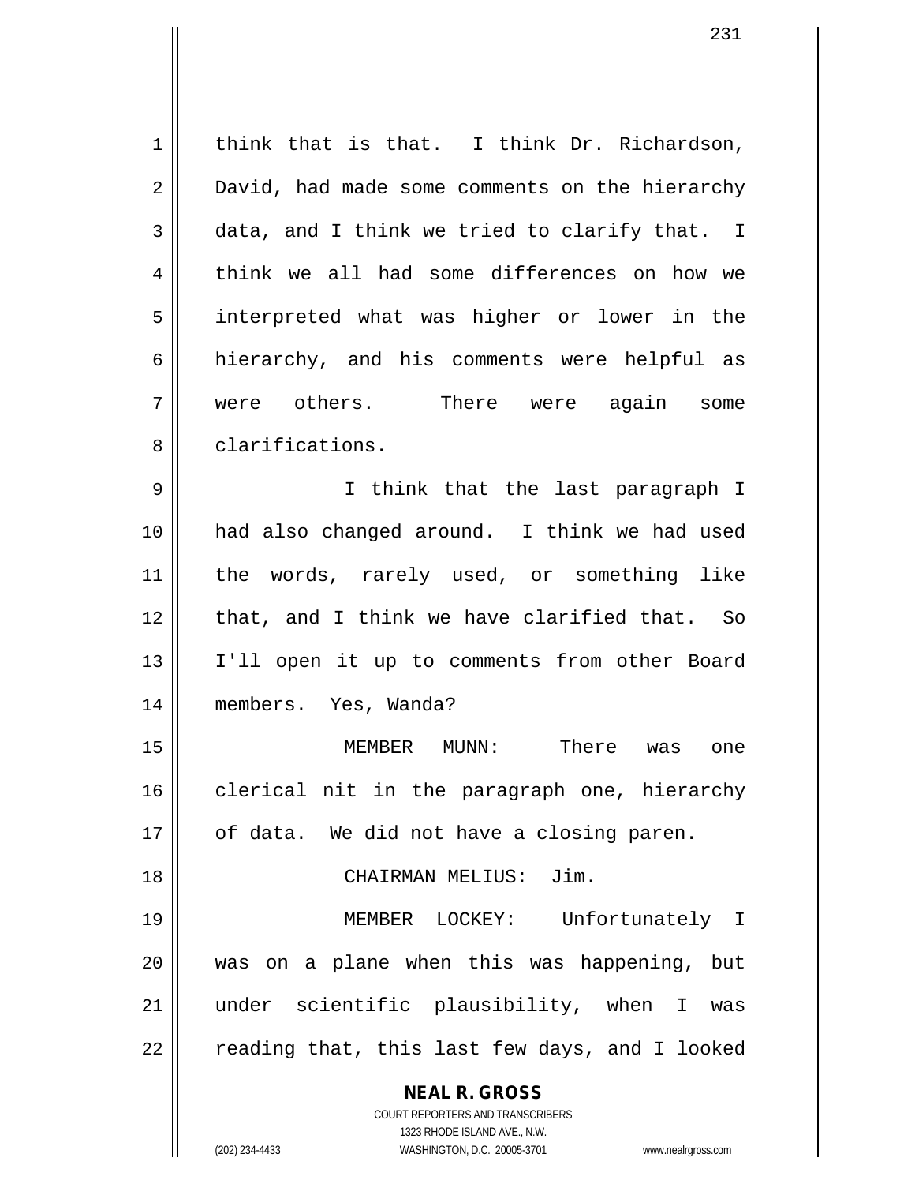think that is that. I think Dr. Richardson, David, had made some comments on the hierarchy data, and I think we tried to clarify that. I think we all had some differences on how we interpreted what was higher or lower in the hierarchy, and his comments were helpful as were others. There were again some clarifications.

I think that the last paragraph I had also changed around. I think we had used the words, rarely used, or something like that, and I think we have clarified that. So I'll open it up to comments from other Board members. Yes, Wanda?

MEMBER MUNN: There was one clerical nit in the paragraph one, hierarchy of data. We did not have a closing paren.

CHAIRMAN MELIUS: Jim.

MEMBER LOCKEY: Unfortunately I was on a plane when this was happening, but under scientific plausibility, when I was reading that, this last few days, and I looked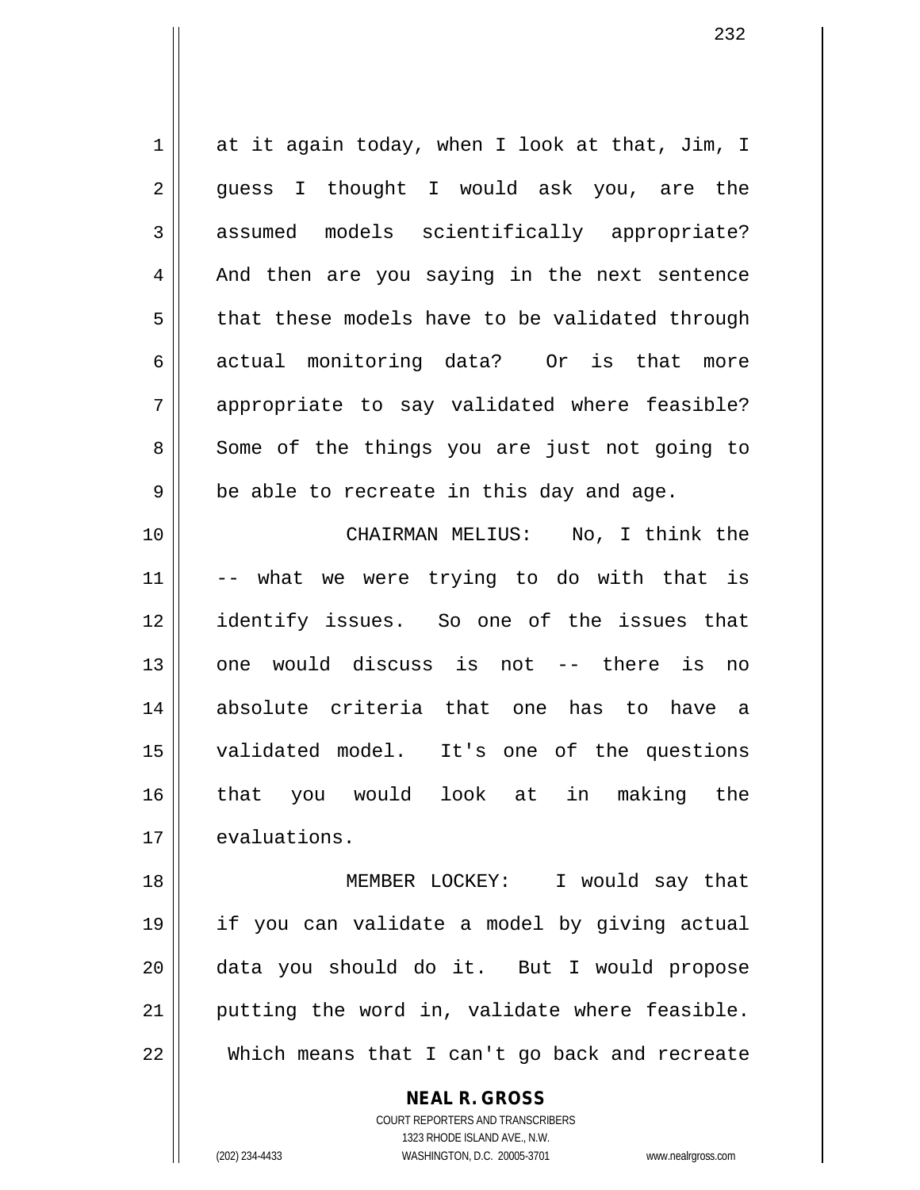at it again today, when I look at that, Jim, I guess I thought I would ask you, are the assumed models scientifically appropriate? And then are you saying in the next sentence that these models have to be validated through actual monitoring data? Or is that more appropriate to say validated where feasible? Some of the things you are just not going to be able to recreate in this day and age.

CHAIRMAN MELIUS: No, I think the -- what we were trying to do with that is identify issues. So one of the issues that one would discuss is not -- there is no absolute criteria that one has to have a validated model. It's one of the questions that you would look at in making the evaluations.

MEMBER LOCKEY: I would say that if you can validate a model by giving actual data you should do it. But I would propose putting the word in, validate where feasible. Which means that I can't go back and recreate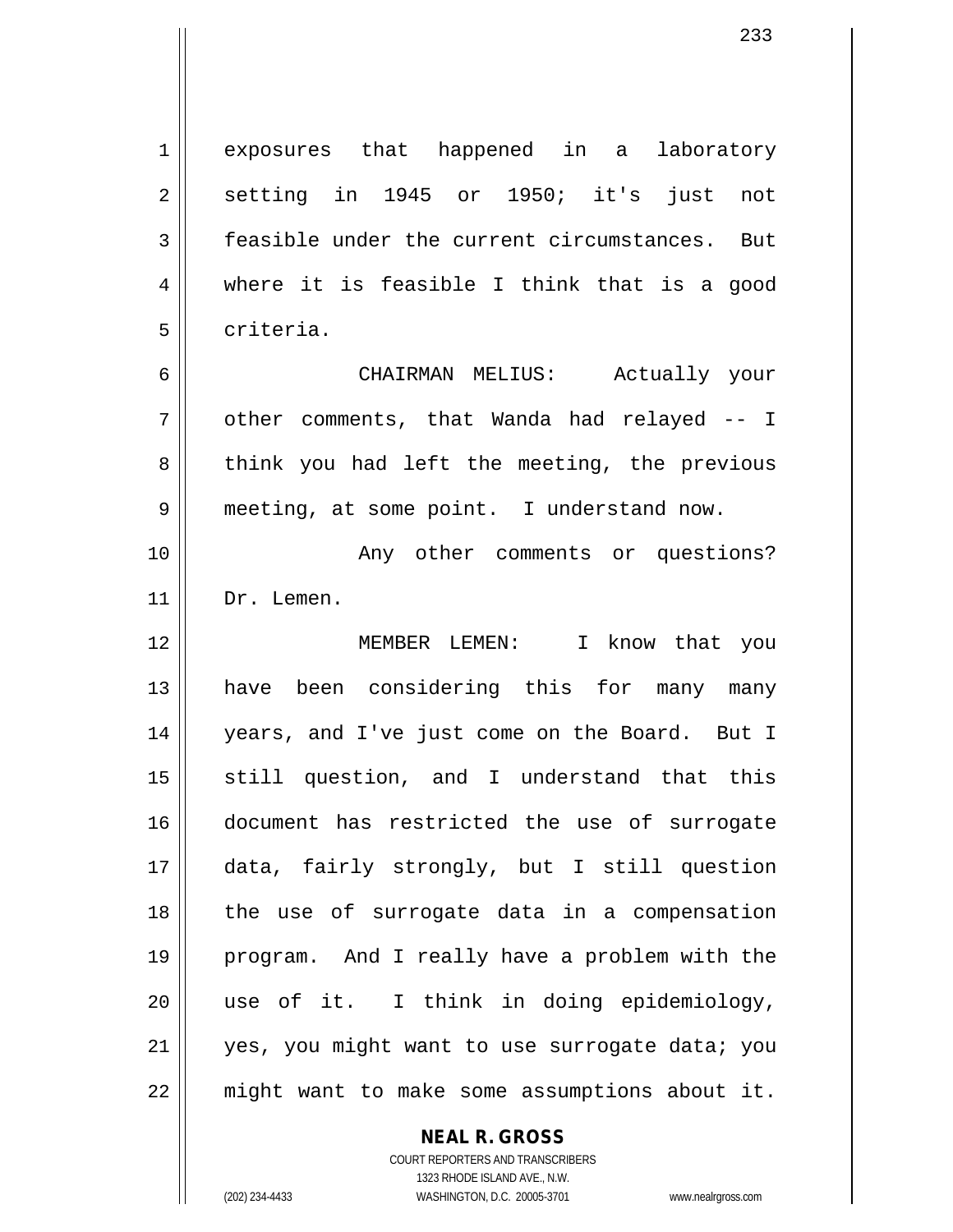exposures that happened in a laboratory setting in 1945 or 1950; it's just not feasible under the current circumstances. But where it is feasible I think that is a good criteria.

CHAIRMAN MELIUS: Actually your other comments, that Wanda had relayed -- I think you had left the meeting, the previous meeting, at some point. I understand now.

Any other comments or questions? Dr. Lemen.

MEMBER LEMEN: I know that you have been considering this for many many years, and I've just come on the Board. But I still question, and I understand that this document has restricted the use of surrogate data, fairly strongly, but I still question the use of surrogate data in a compensation program. And I really have a problem with the use of it. I think in doing epidemiology, yes, you might want to use surrogate data; you might want to make some assumptions about it.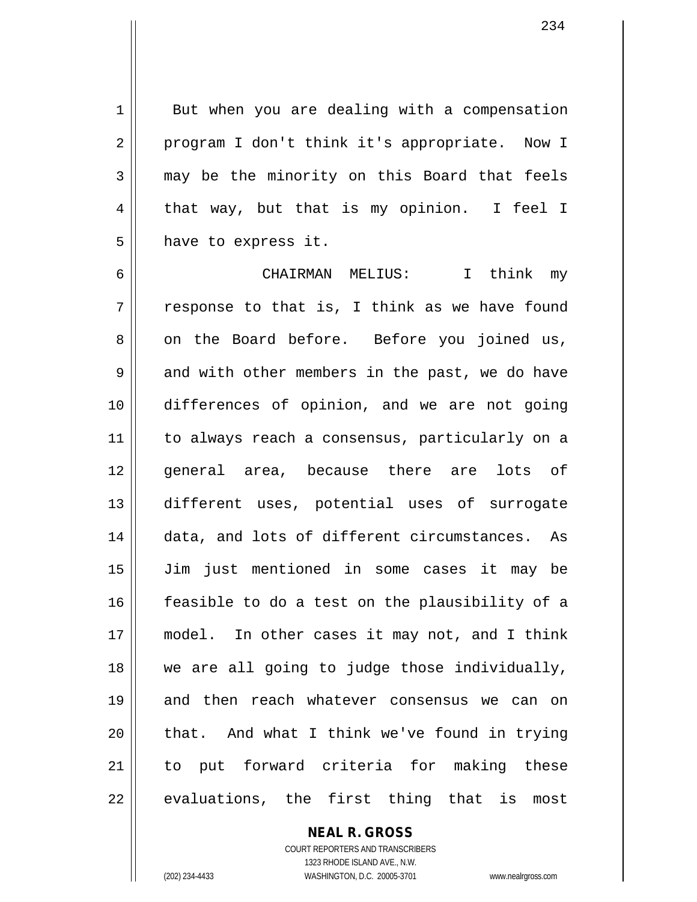But when you are dealing with a compensation program I don't think it's appropriate. Now I may be the minority on this Board that feels that way, but that is my opinion. I feel I have to express it.

CHAIRMAN MELIUS: I think my response to that is, I think as we have found on the Board before. Before you joined us, and with other members in the past, we do have differences of opinion, and we are not going to always reach a consensus, particularly on a general area, because there are lots of different uses, potential uses of surrogate data, and lots of different circumstances. As Jim just mentioned in some cases it may be feasible to do a test on the plausibility of a model. In other cases it may not, and I think we are all going to judge those individually, and then reach whatever consensus we can on that. And what I think we've found in trying to put forward criteria for making these evaluations, the first thing that is most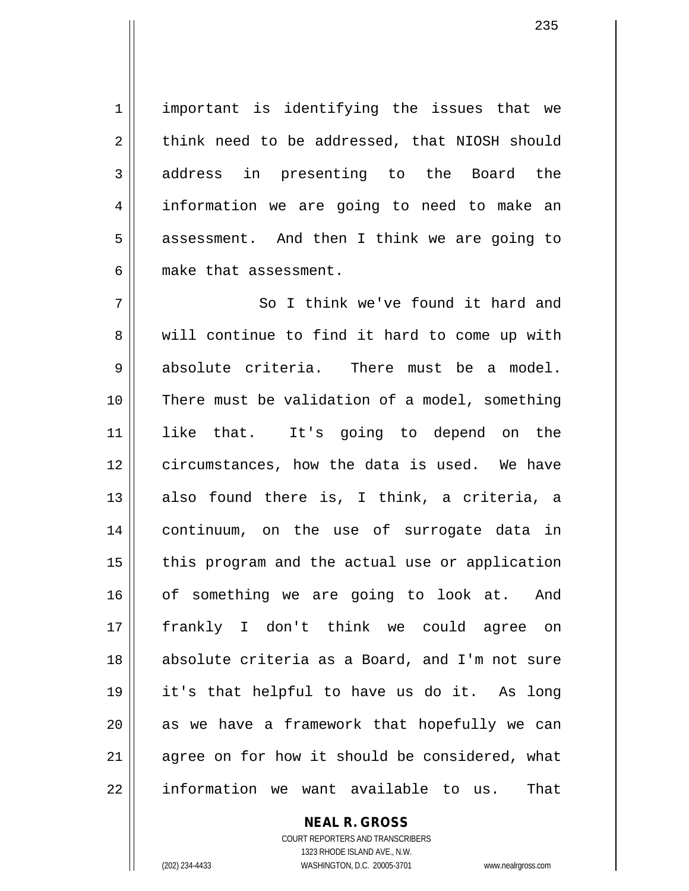important is identifying the issues that we think need to be addressed, that NIOSH should address in presenting to the Board the information we are going to need to make an assessment. And then I think we are going to make that assessment.

So I think we've found it hard and will continue to find it hard to come up with absolute criteria. There must be a model. There must be validation of a model, something like that. It's going to depend on the circumstances, how the data is used. We have also found there is, I think, a criteria, a continuum, on the use of surrogate data in this program and the actual use or application of something we are going to look at. And frankly I don't think we could agree on absolute criteria as a Board, and I'm not sure it's that helpful to have us do it. As long as we have a framework that hopefully we can agree on for how it should be considered, what information we want available to us. That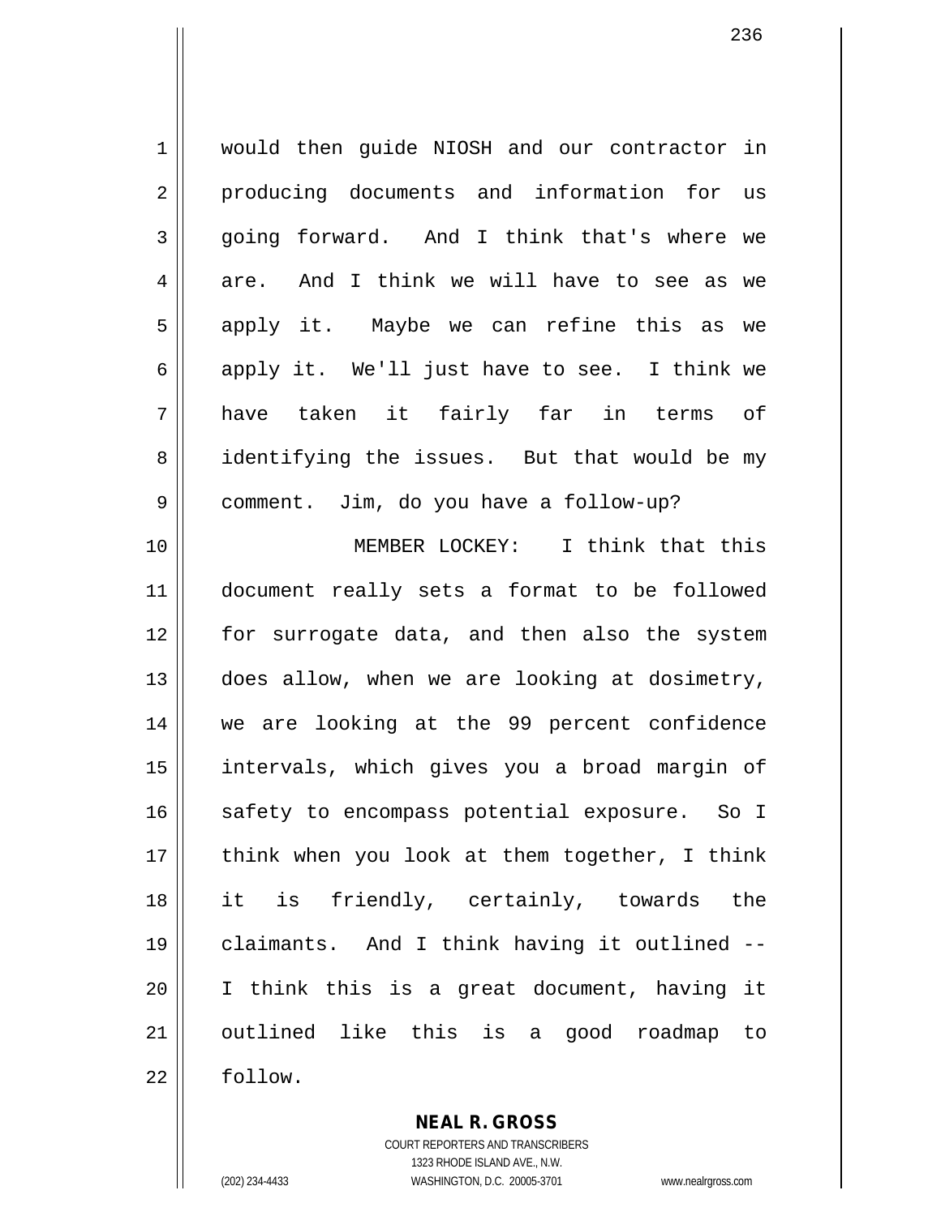would then guide NIOSH and our contractor in producing documents and information for us going forward. And I think that's where we are. And I think we will have to see as we apply it. Maybe we can refine this as we apply it. We'll just have to see. I think we have taken it fairly far in terms of identifying the issues. But that would be my comment. Jim, do you have a follow-up?

MEMBER LOCKEY: I think that this document really sets a format to be followed for surrogate data, and then also the system does allow, when we are looking at dosimetry, we are looking at the 99 percent confidence intervals, which gives you a broad margin of safety to encompass potential exposure. So I think when you look at them together, I think it is friendly, certainly, towards the claimants. And I think having it outlined -- I think this is a great document, having it outlined like this is a good roadmap to follow.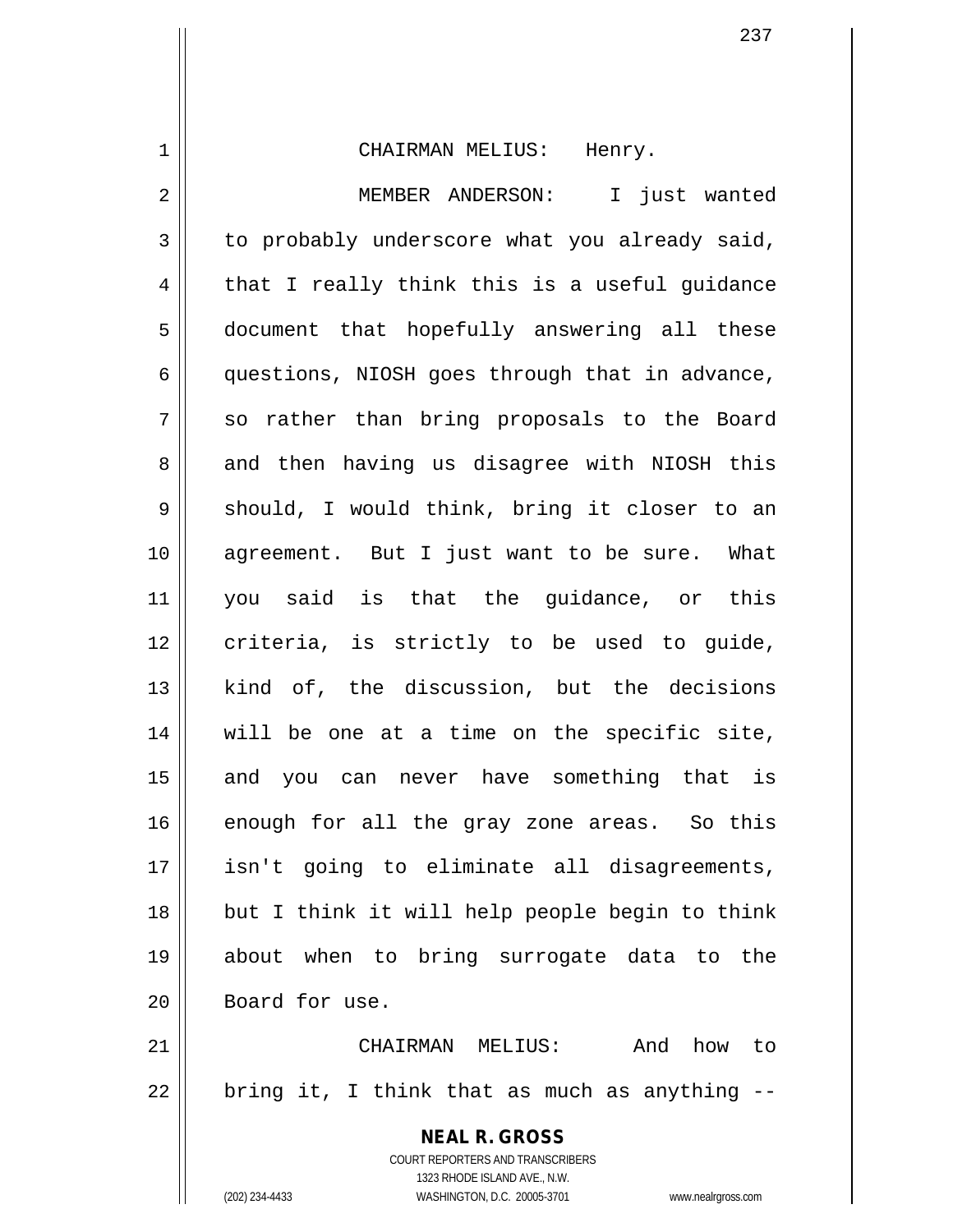CHAIRMAN MELIUS: Henry.

MEMBER ANDERSON: I just wanted to probably underscore what you already said, that I really think this is a useful guidance document that hopefully answering all these questions, NIOSH goes through that in advance, so rather than bring proposals to the Board and then having us disagree with NIOSH this should, I would think, bring it closer to an agreement. But I just want to be sure. What you said is that the guidance, or this criteria, is strictly to be used to guide, kind of, the discussion, but the decisions will be one at a time on the specific site, and you can never have something that is enough for all the gray zone areas. So this isn't going to eliminate all disagreements, but I think it will help people begin to think about when to bring surrogate data to the Board for use.

CHAIRMAN MELIUS: And how to bring it, I think that as much as anything --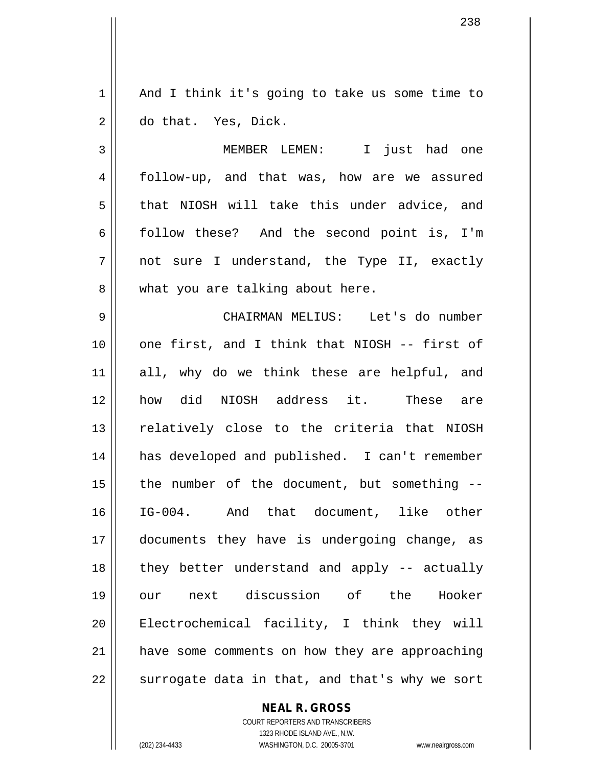And I think it's going to take us some time to do that. Yes, Dick.

MEMBER LEMEN: I just had one follow-up, and that was, how are we assured that NIOSH will take this under advice, and follow these? And the second point is, I'm not sure I understand, the Type II, exactly what you are talking about here.

CHAIRMAN MELIUS: Let's do number one first, and I think that NIOSH -- first of all, why do we think these are helpful, and how did NIOSH address it. These are relatively close to the criteria that NIOSH has developed and published. I can't remember the number of the document, but something -- IG-004. And that document, like other documents they have is undergoing change, as they better understand and apply -- actually our next discussion of the Hooker Electrochemical facility, I think they will have some comments on how they are approaching surrogate data in that, and that's why we sort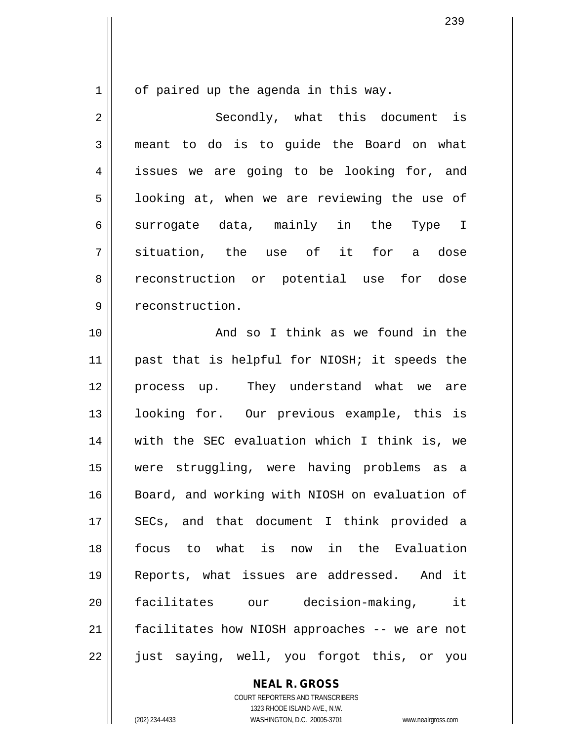of paired up the agenda in this way.

Secondly, what this document is meant to do is to guide the Board on what issues we are going to be looking for, and looking at, when we are reviewing the use of surrogate data, mainly in the Type I situation, the use of it for a dose reconstruction or potential use for dose reconstruction.

And so I think as we found in the past that is helpful for NIOSH; it speeds the process up. They understand what we are looking for. Our previous example, this is with the SEC evaluation which I think is, we were struggling, were having problems as a Board, and working with NIOSH on evaluation of SECs, and that document I think provided a focus to what is now in the Evaluation Reports, what issues are addressed. And it facilitates our decision-making, it facilitates how NIOSH approaches -- we are not just saying, well, you forgot this, or you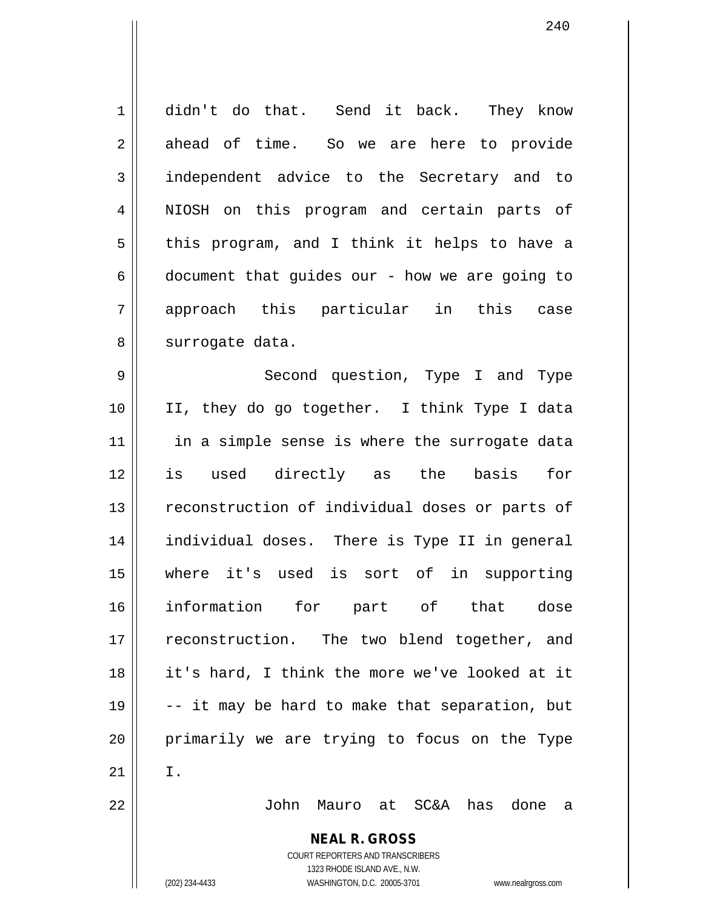didn't do that. Send it back. They know ahead of time. So we are here to provide independent advice to the Secretary and to NIOSH on this program and certain parts of this program, and I think it helps to have a document that guides our - how we are going to approach this particular in this case surrogate data.

Second question, Type I and Type II, they do go together. I think Type I data in a simple sense is where the surrogate data is used directly as the basis for reconstruction of individual doses or parts of individual doses. There is Type II in general where it's used is sort of in supporting information for part of that dose reconstruction. The two blend together, and it's hard, I think the more we've looked at it -- it may be hard to make that separation, but primarily we are trying to focus on the Type I.

John Mauro at SC&A has done a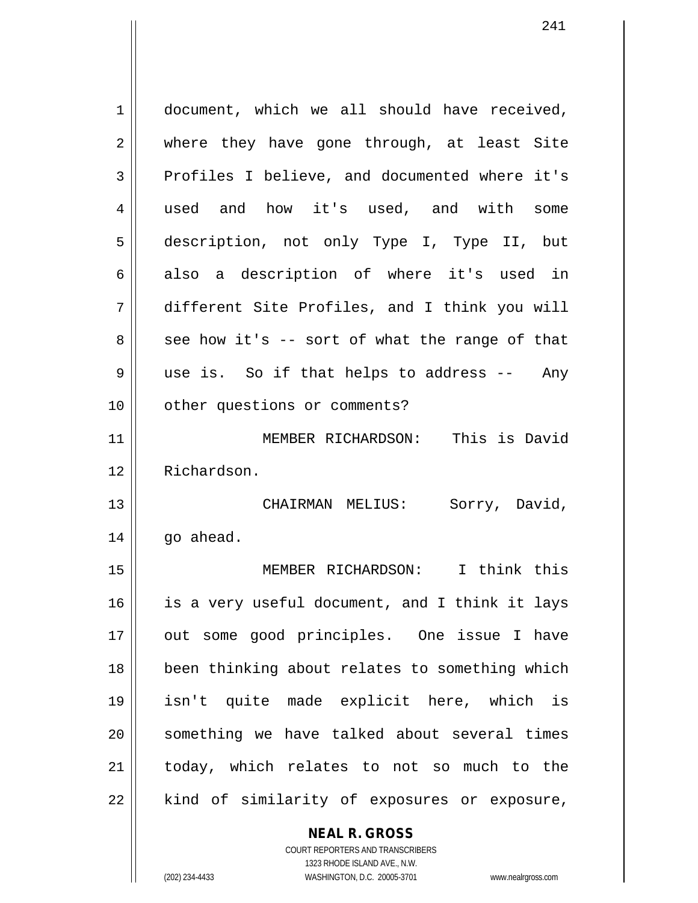document, which we all should have received, where they have gone through, at least Site Profiles I believe, and documented where it's used and how it's used, and with some description, not only Type I, Type II, but also a description of where it's used in different Site Profiles, and I think you will see how it's -- sort of what the range of that use is. So if that helps to address -- Any other questions or comments?

MEMBER RICHARDSON: This is David Richardson.

CHAIRMAN MELIUS: Sorry, David, go ahead.

MEMBER RICHARDSON: I think this is a very useful document, and I think it lays out some good principles. One issue I have been thinking about relates to something which isn't quite made explicit here, which is something we have talked about several times today, which relates to not so much to the kind of similarity of exposures or exposure,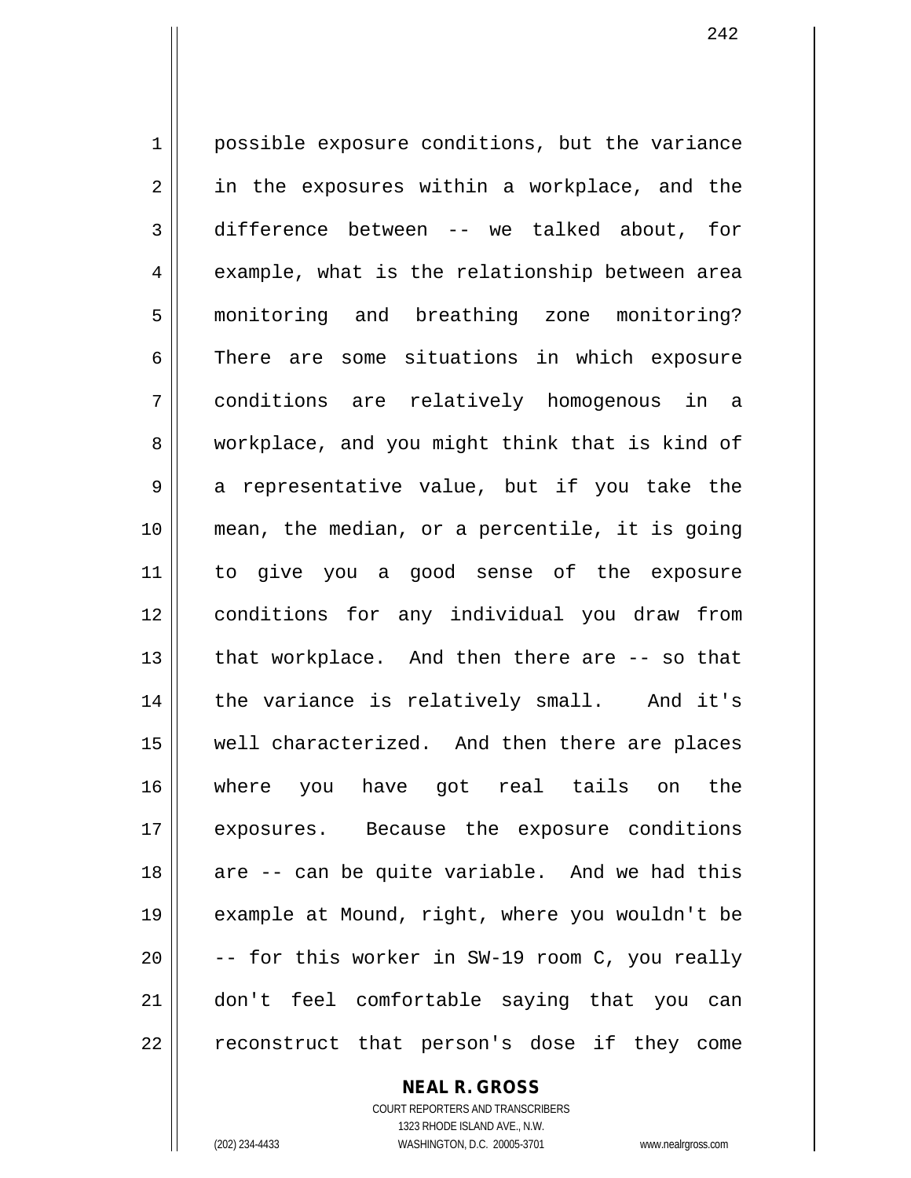possible exposure conditions, but the variance in the exposures within a workplace, and the difference between -- we talked about, for example, what is the relationship between area monitoring and breathing zone monitoring? There are some situations in which exposure conditions are relatively homogenous in a workplace, and you might think that is kind of a representative value, but if you take the mean, the median, or a percentile, it is going to give you a good sense of the exposure conditions for any individual you draw from that workplace. And then there are -- so that the variance is relatively small. And it's well characterized. And then there are places where you have got real tails on the exposures. Because the exposure conditions are -- can be quite variable. And we had this example at Mound, right, where you wouldn't be -- for this worker in SW-19 room C, you really don't feel comfortable saying that you can reconstruct that person's dose if they come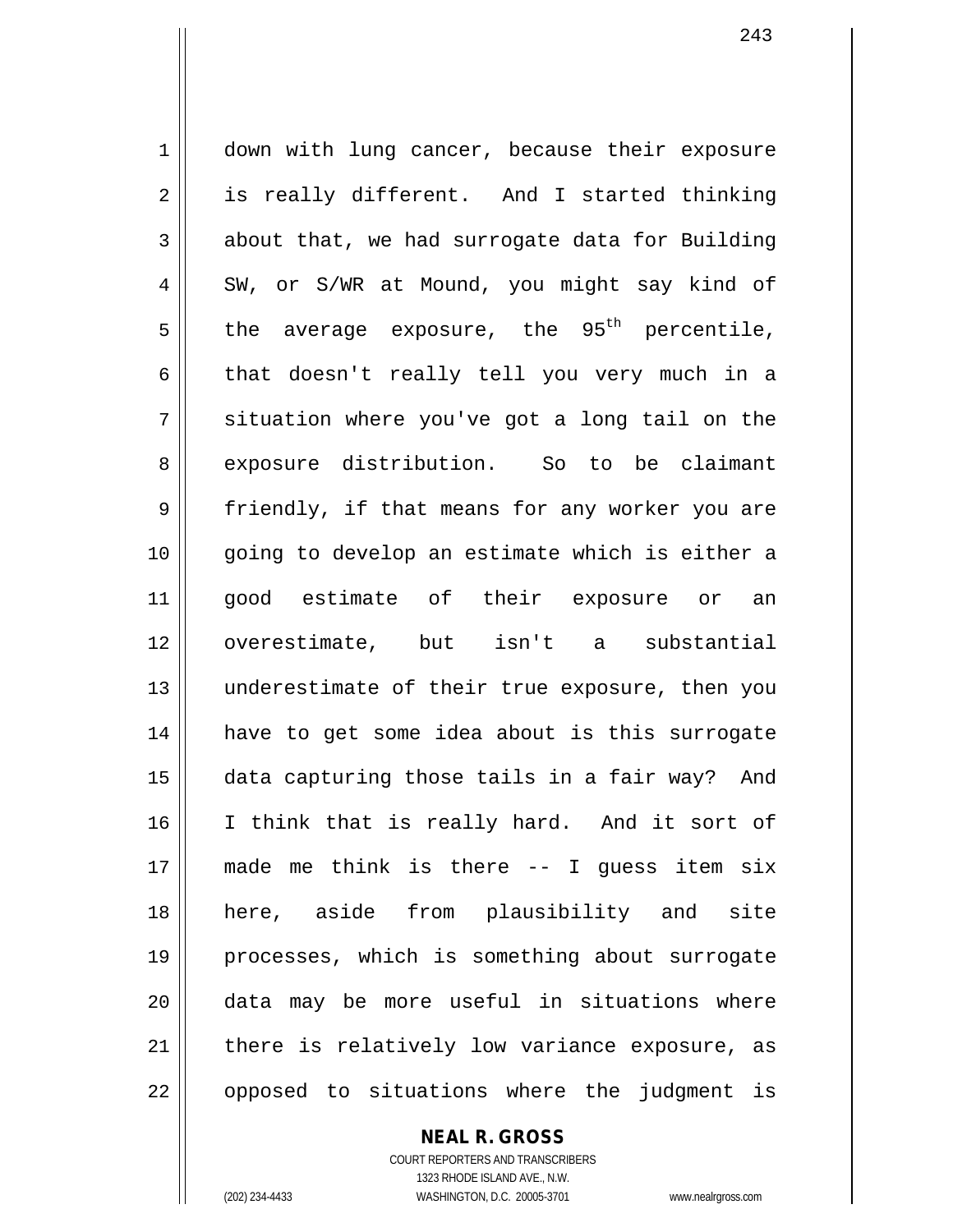down with lung cancer, because their exposure is really different. And I started thinking about that, we had surrogate data for Building SW, or S/WR at Mound, you might say kind of the average exposure, the 95$^{th}$ percentile, that doesn't really tell you very much in a situation where you've got a long tail on the exposure distribution. So to be claimant friendly, if that means for any worker you are going to develop an estimate which is either a good estimate of their exposure or an overestimate, but isn't a substantial underestimate of their true exposure, then you have to get some idea about is this surrogate data capturing those tails in a fair way? And I think that is really hard. And it sort of made me think is there -- I guess item six here, aside from plausibility and site processes, which is something about surrogate data may be more useful in situations where there is relatively low variance exposure, as opposed to situations where the judgment is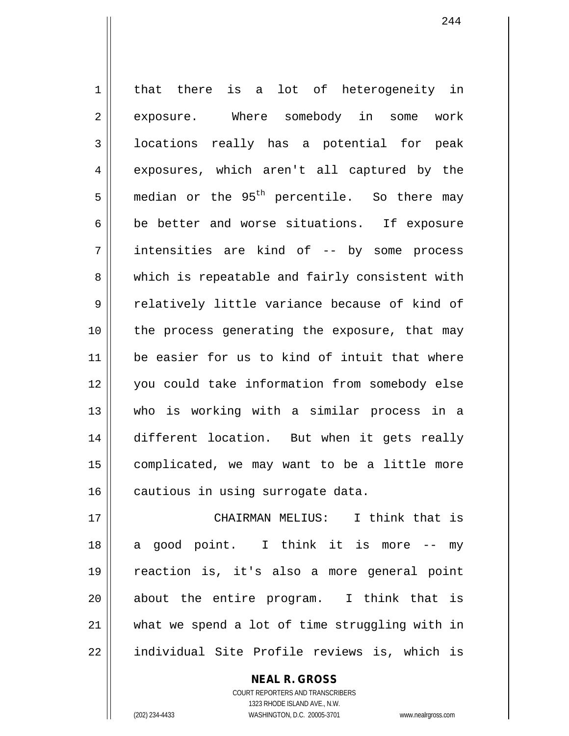that there is a lot of heterogeneity in exposure. Where somebody in some work locations really has a potential for peak exposures, which aren't all captured by the median or the $95^{th}$ percentile. So there may be better and worse situations. If exposure intensities are kind of -- by some process which is repeatable and fairly consistent with relatively little variance because of kind of the process generating the exposure, that may be easier for us to kind of intuit that where you could take information from somebody else who is working with a similar process in a different location. But when it gets really complicated, we may want to be a little more cautious in using surrogate data.

CHAIRMAN MELIUS: I think that is a good point. I think it is more -- my reaction is, it's also a more general point about the entire program. I think that is what we spend a lot of time struggling with in individual Site Profile reviews is, which is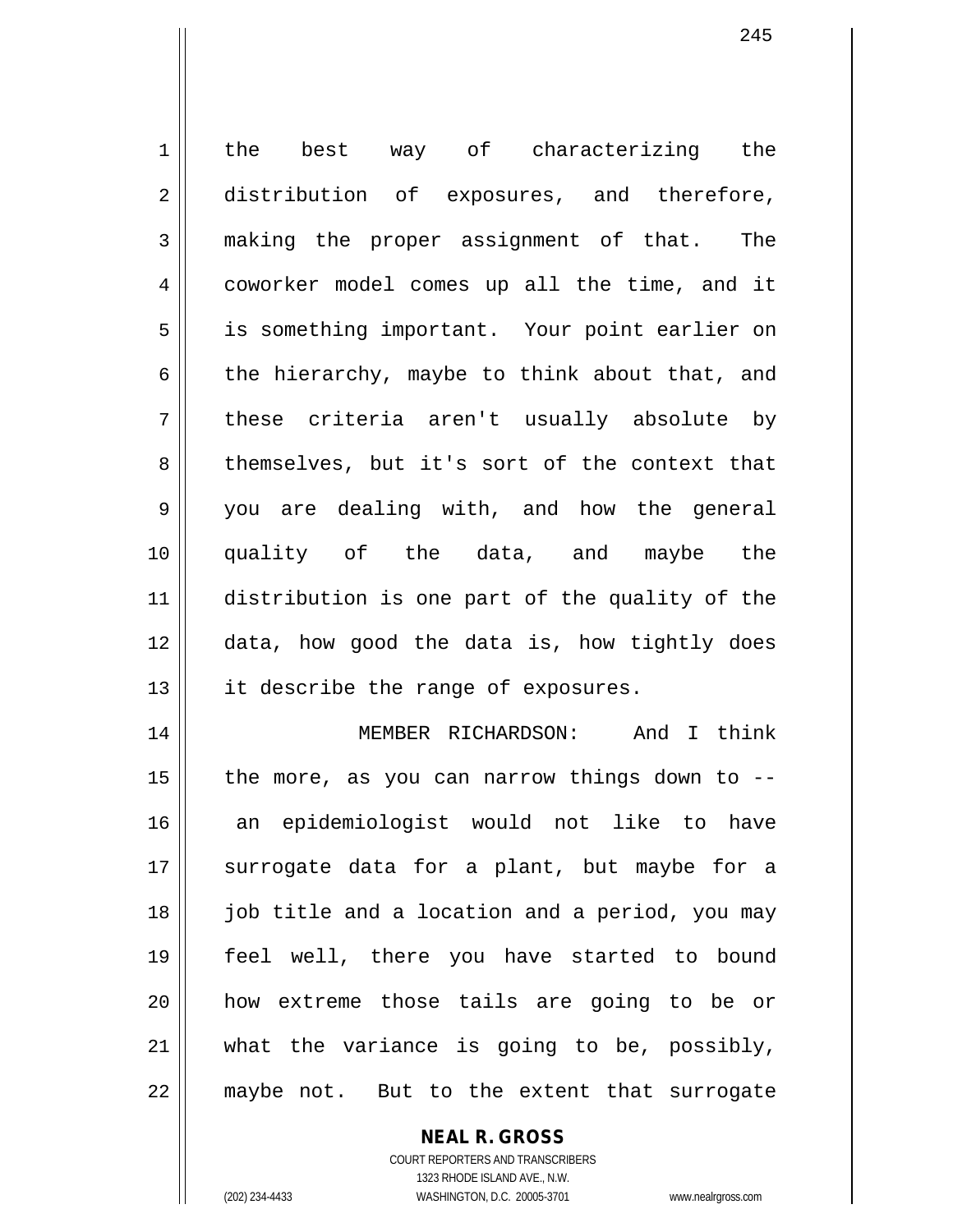the best way of characterizing the distribution of exposures, and therefore, making the proper assignment of that. The coworker model comes up all the time, and it is something important. Your point earlier on the hierarchy, maybe to think about that, and these criteria aren't usually absolute by themselves, but it's sort of the context that you are dealing with, and how the general quality of the data, and maybe the distribution is one part of the quality of the data, how good the data is, how tightly does it describe the range of exposures.

MEMBER RICHARDSON: And I think the more, as you can narrow things down to -- an epidemiologist would not like to have surrogate data for a plant, but maybe for a job title and a location and a period, you may feel well, there you have started to bound how extreme those tails are going to be or what the variance is going to be, possibly, maybe not. But to the extent that surrogate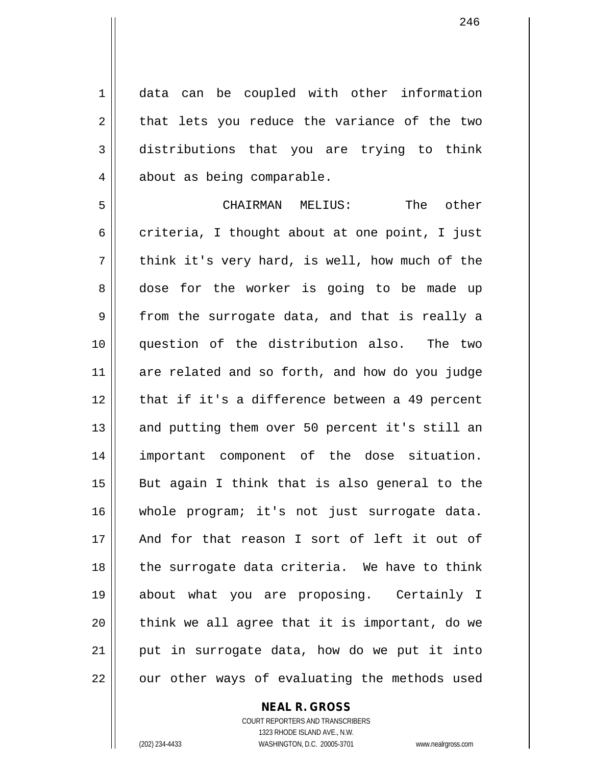data can be coupled with other information that lets you reduce the variance of the two distributions that you are trying to think about as being comparable.

CHAIRMAN MELIUS: The other criteria, I thought about at one point, I just think it's very hard, is well, how much of the dose for the worker is going to be made up from the surrogate data, and that is really a question of the distribution also. The two are related and so forth, and how do you judge that if it's a difference between a 49 percent and putting them over 50 percent it's still an important component of the dose situation. But again I think that is also general to the whole program; it's not just surrogate data. And for that reason I sort of left it out of the surrogate data criteria. We have to think about what you are proposing. Certainly I think we all agree that it is important, do we put in surrogate data, how do we put it into our other ways of evaluating the methods used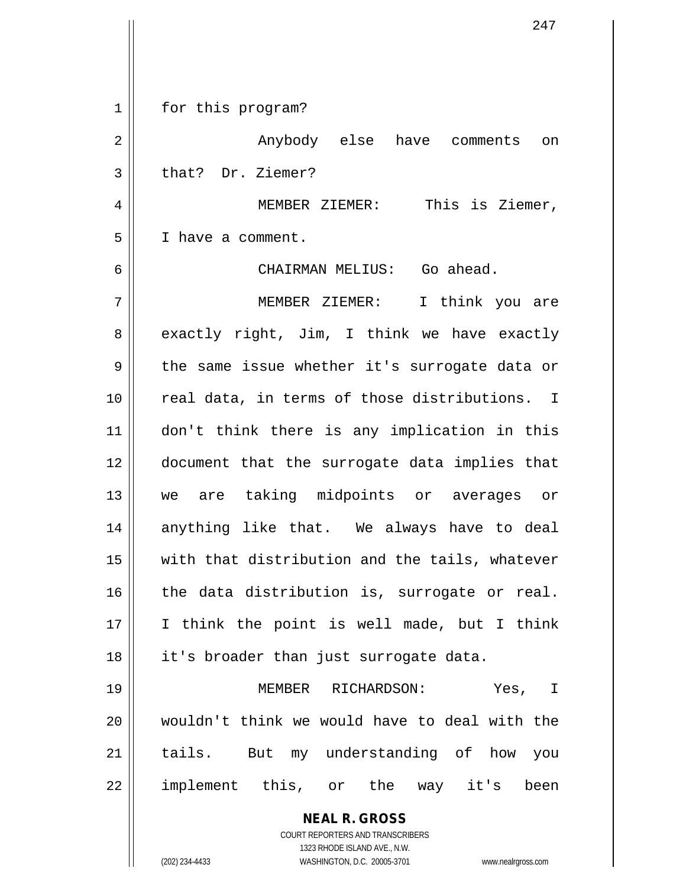for this program?

Anybody else have comments on that? Dr. Ziemer?

MEMBER ZIEMER: This is Ziemer, I have a comment.

CHAIRMAN MELIUS: Go ahead.

MEMBER ZIEMER: I think you are exactly right, Jim, I think we have exactly the same issue whether it's surrogate data or real data, in terms of those distributions. I don't think there is any implication in this document that the surrogate data implies that we are taking midpoints or averages or anything like that. We always have to deal with that distribution and the tails, whatever the data distribution is, surrogate or real. I think the point is well made, but I think it's broader than just surrogate data.

MEMBER RICHARDSON: Yes, I wouldn't think we would have to deal with the tails. But my understanding of how you implement this, or the way it's been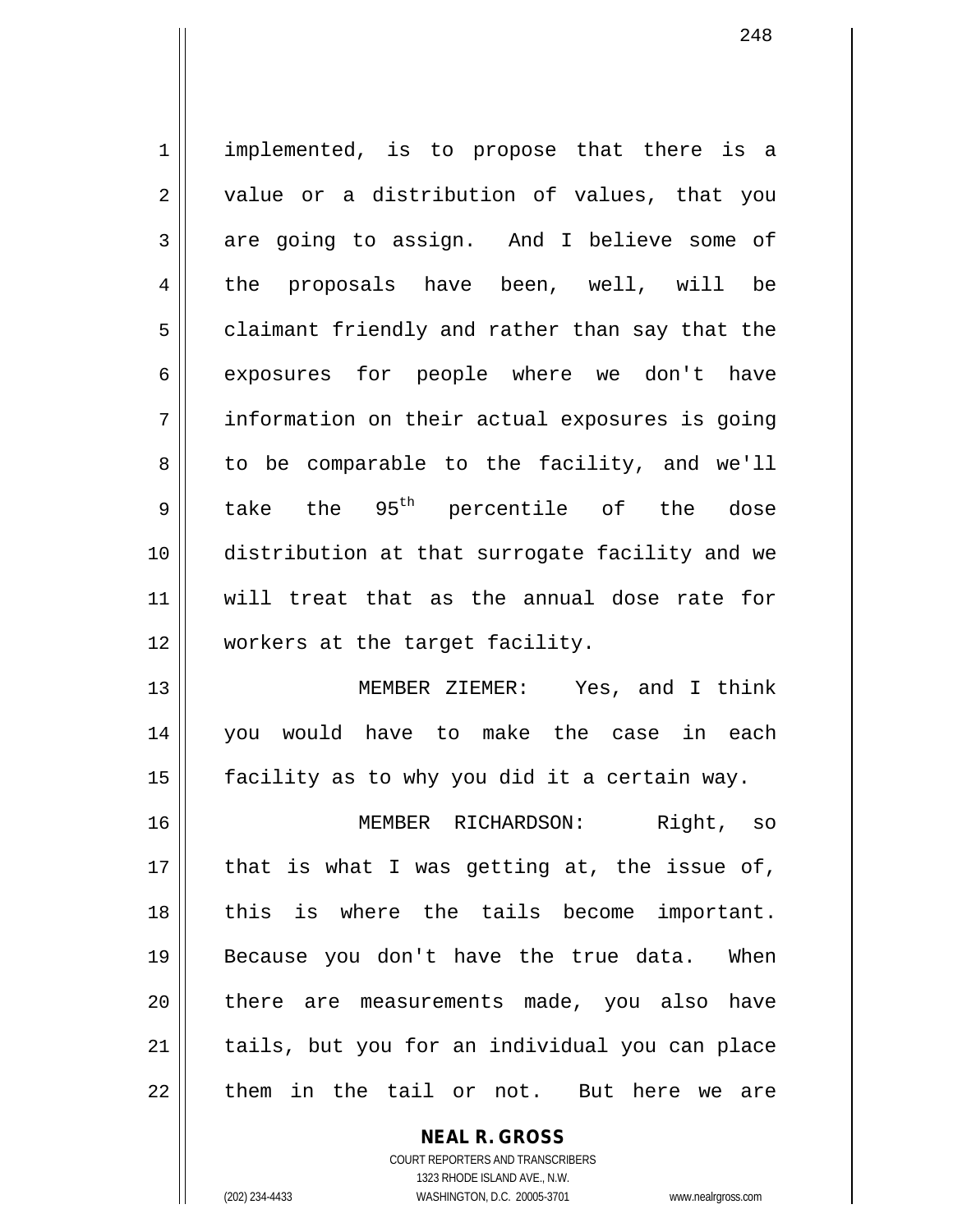implemented, is to propose that there is a value or a distribution of values, that you are going to assign. And I believe some of the proposals have been, well, will be claimant friendly and rather than say that the exposures for people where we don't have information on their actual exposures is going to be comparable to the facility, and we'll take the 95th percentile of the dose distribution at that surrogate facility and we will treat that as the annual dose rate for workers at the target facility.

MEMBER ZIEMER: Yes, and I think you would have to make the case in each facility as to why you did it a certain way.

MEMBER RICHARDSON: Right, so that is what I was getting at, the issue of, this is where the tails become important. Because you don't have the true data. When there are measurements made, you also have tails, but you for an individual you can place them in the tail or not. But here we are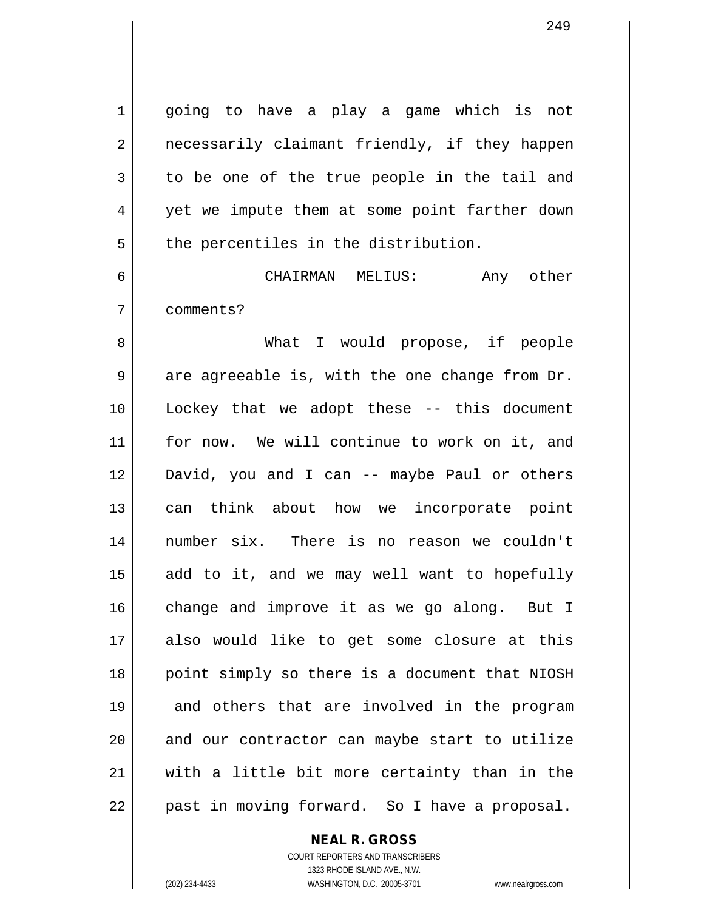going to have a play a game which is not necessarily claimant friendly, if they happen to be one of the true people in the tail and yet we impute them at some point farther down the percentiles in the distribution.

CHAIRMAN MELIUS: Any other comments?

What I would propose, if people are agreeable is, with the one change from Dr. Lockey that we adopt these -- this document for now. We will continue to work on it, and David, you and I can -- maybe Paul or others can think about how we incorporate point number six. There is no reason we couldn't add to it, and we may well want to hopefully change and improve it as we go along. But I also would like to get some closure at this point simply so there is a document that NIOSH and others that are involved in the program and our contractor can maybe start to utilize with a little bit more certainty than in the past in moving forward. So I have a proposal.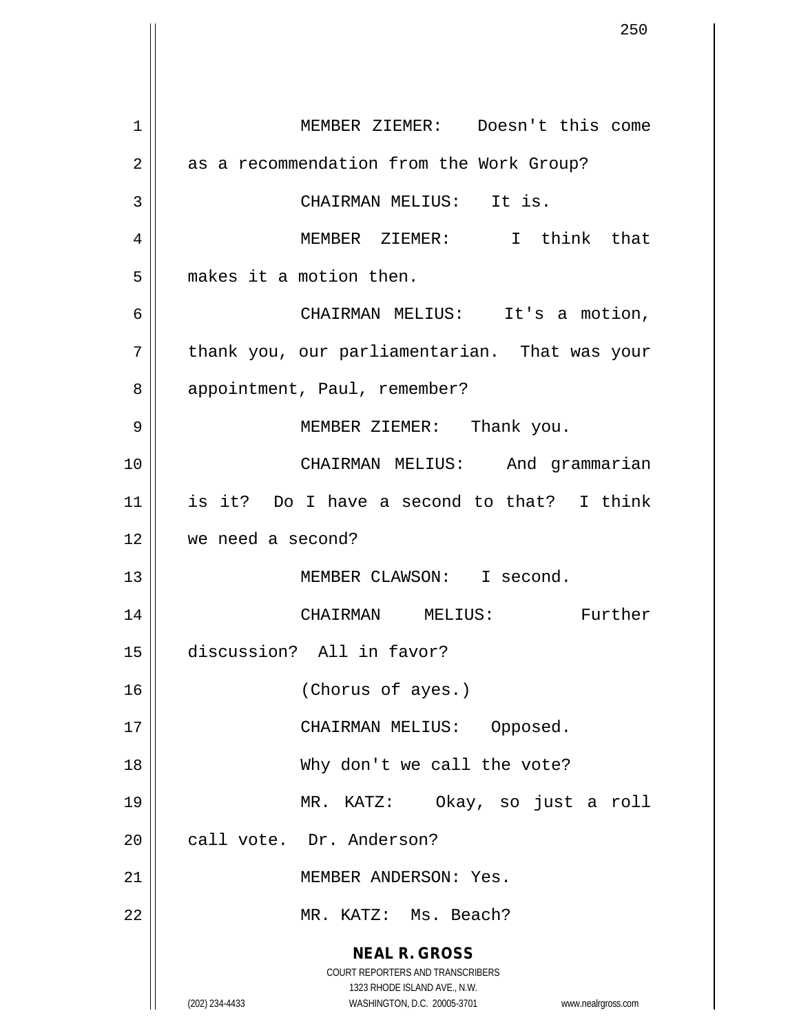MEMBER ZIEMER: Doesn't this come as a recommendation from the Work Group?

CHAIRMAN MELIUS: It is.

MEMBER ZIEMER: I think that makes it a motion then.

CHAIRMAN MELIUS: It's a motion, thank you, our parliamentarian. That was your appointment, Paul, remember?

MEMBER ZIEMER: Thank you.

CHAIRMAN MELIUS: And grammarian is it? Do I have a second to that? I think we need a second?

MEMBER CLAWSON: I second.

CHAIRMAN MELIUS: Further discussion? All in favor?

(Chorus of ayes.)

CHAIRMAN MELIUS: Opposed.

Why don't we call the vote?

MR. KATZ: Okay, so just a roll call vote. Dr. Anderson?

MEMBER ANDERSON: Yes.

MR. KATZ: Ms. Beach?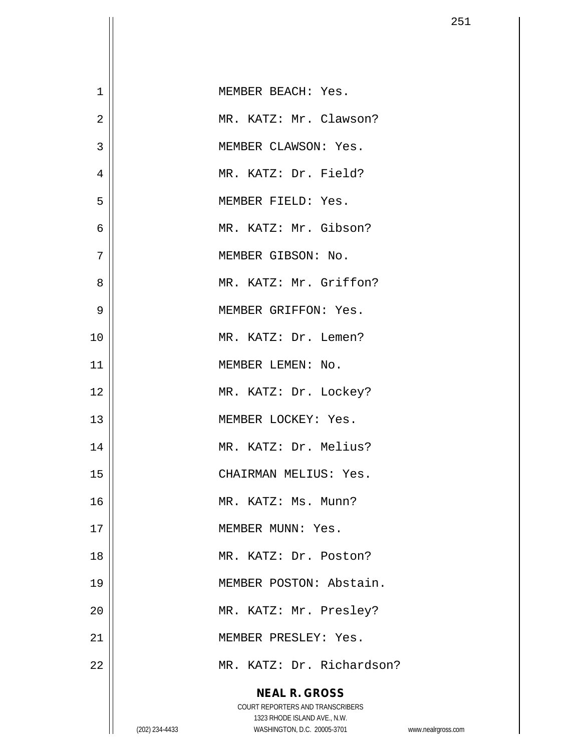MEMBER BEACH: Yes.

MR. KATZ: Mr. Clawson?

MEMBER CLAWSON: Yes.

MR. KATZ: Dr. Field?

MEMBER FIELD: Yes.

MR. KATZ: Mr. Gibson?

MEMBER GIBSON: No.

MR. KATZ: Mr. Griffon?

MEMBER GRIFFON: Yes.

MR. KATZ: Dr. Lemen?

MEMBER LEMEN: No.

MR. KATZ: Dr. Lockey?

MEMBER LOCKEY: Yes.

MR. KATZ: Dr. Melius?

CHAIRMAN MELIUS: Yes.

MR. KATZ: Ms. Munn?

MEMBER MUNN: Yes.

MR. KATZ: Dr. Poston?

MEMBER POSTON: Abstain.

MR. KATZ: Mr. Presley?

MEMBER PRESLEY: Yes.

MR. KATZ: Dr. Richardson?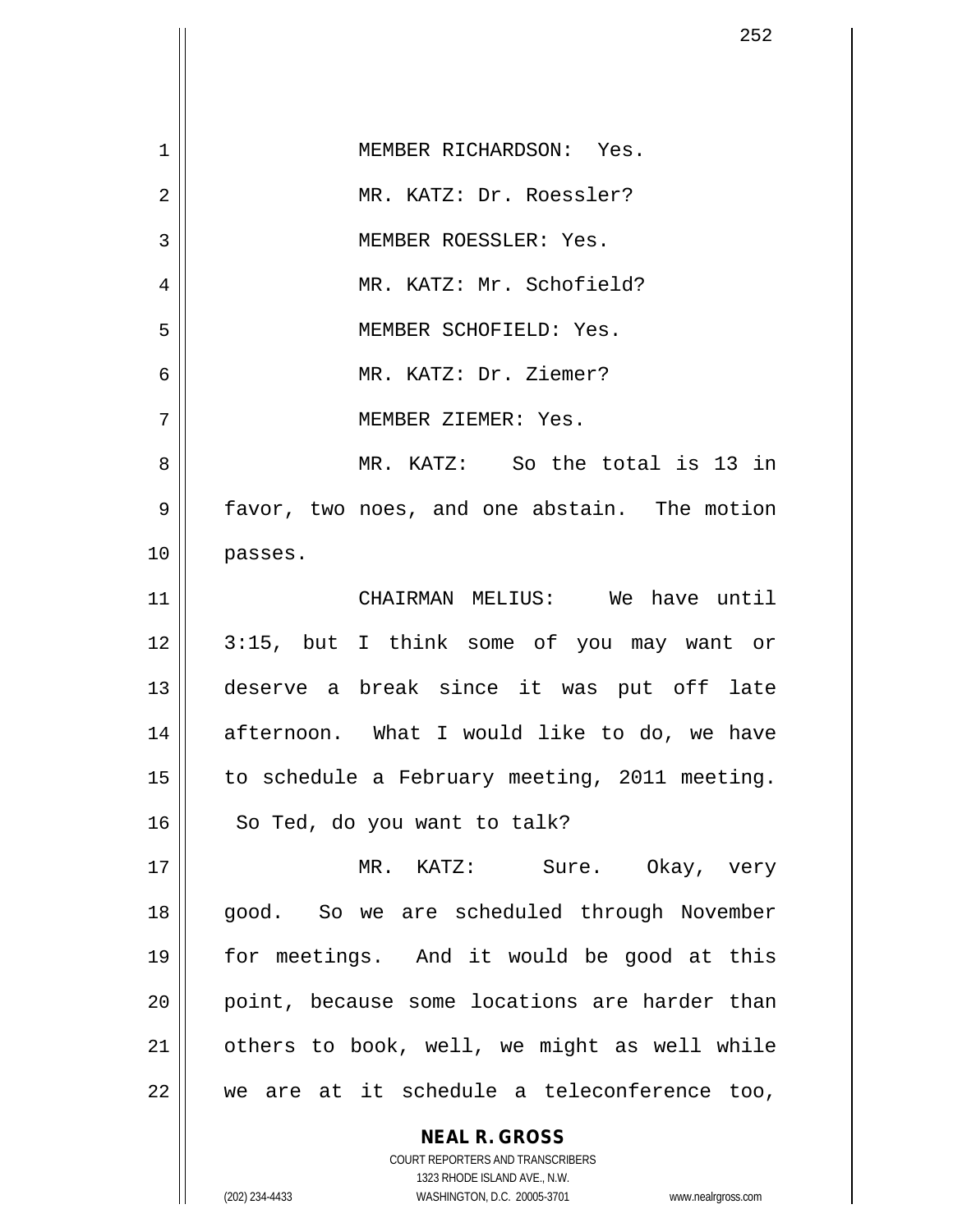MEMBER RICHARDSON: Yes.

MR. KATZ: Dr. Roessler?

MEMBER ROESSLER: Yes.

MR. KATZ: Mr. Schofield?

MEMBER SCHOFIELD: Yes.

MR. KATZ: Dr. Ziemer?

MEMBER ZIEMER: Yes.

MR. KATZ: So the total is 13 in favor, two noes, and one abstain. The motion passes.

CHAIRMAN MELIUS: We have until 3:15, but I think some of you may want or deserve a break since it was put off late afternoon. What I would like to do, we have to schedule a February meeting, 2011 meeting. So Ted, do you want to talk?

MR. KATZ: Sure. Okay, very good. So we are scheduled through November for meetings. And it would be good at this point, because some locations are harder than others to book, well, we might as well while we are at it schedule a teleconference too,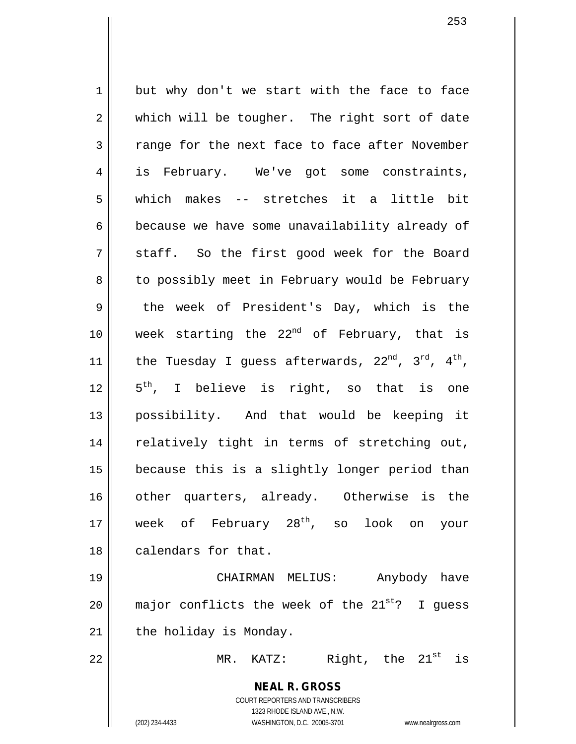but why don't we start with the face to face which will be tougher. The right sort of date range for the next face to face after November is February. We've got some constraints, which makes -- stretches it a little bit because we have some unavailability already of staff. So the first good week for the Board to possibly meet in February would be February the week of President's Day, which is the week starting the 22nd of February, that is the Tuesday I guess afterwards, 22nd, 3rd, 4th, 5th, I believe is right, so that is one possibility. And that would be keeping it relatively tight in terms of stretching out, because this is a slightly longer period than other quarters, already. Otherwise is the week of February 28th, so look on your calendars for that.

CHAIRMAN MELIUS: Anybody have major conflicts the week of the 21st? I guess the holiday is Monday.

MR. KATZ: Right, the 21st is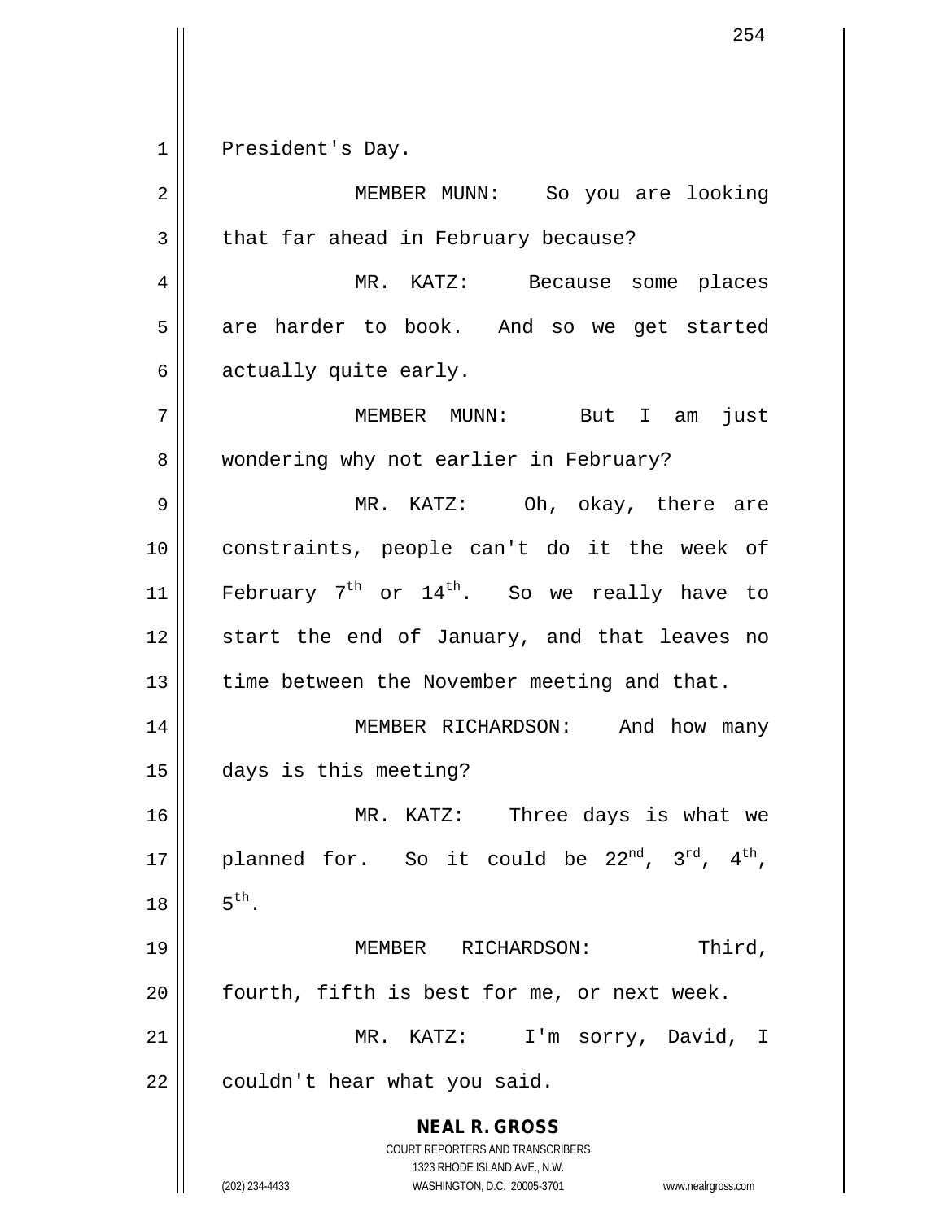President's Day.

MEMBER MUNN: So you are looking that far ahead in February because?

MR. KATZ: Because some places are harder to book. And so we get started actually quite early.

MEMBER MUNN: But I am just wondering why not earlier in February?

MR. KATZ: Oh, okay, there are constraints, people can't do it the week of February 7th or 14th. So we really have to start the end of January, and that leaves no time between the November meeting and that.

MEMBER RICHARDSON: And how many days is this meeting?

MR. KATZ: Three days is what we planned for. So it could be 22nd, 3rd, 4th, 5th.

MEMBER RICHARDSON: Third, fourth, fifth is best for me, or next week.

MR. KATZ: I'm sorry, David, I couldn't hear what you said.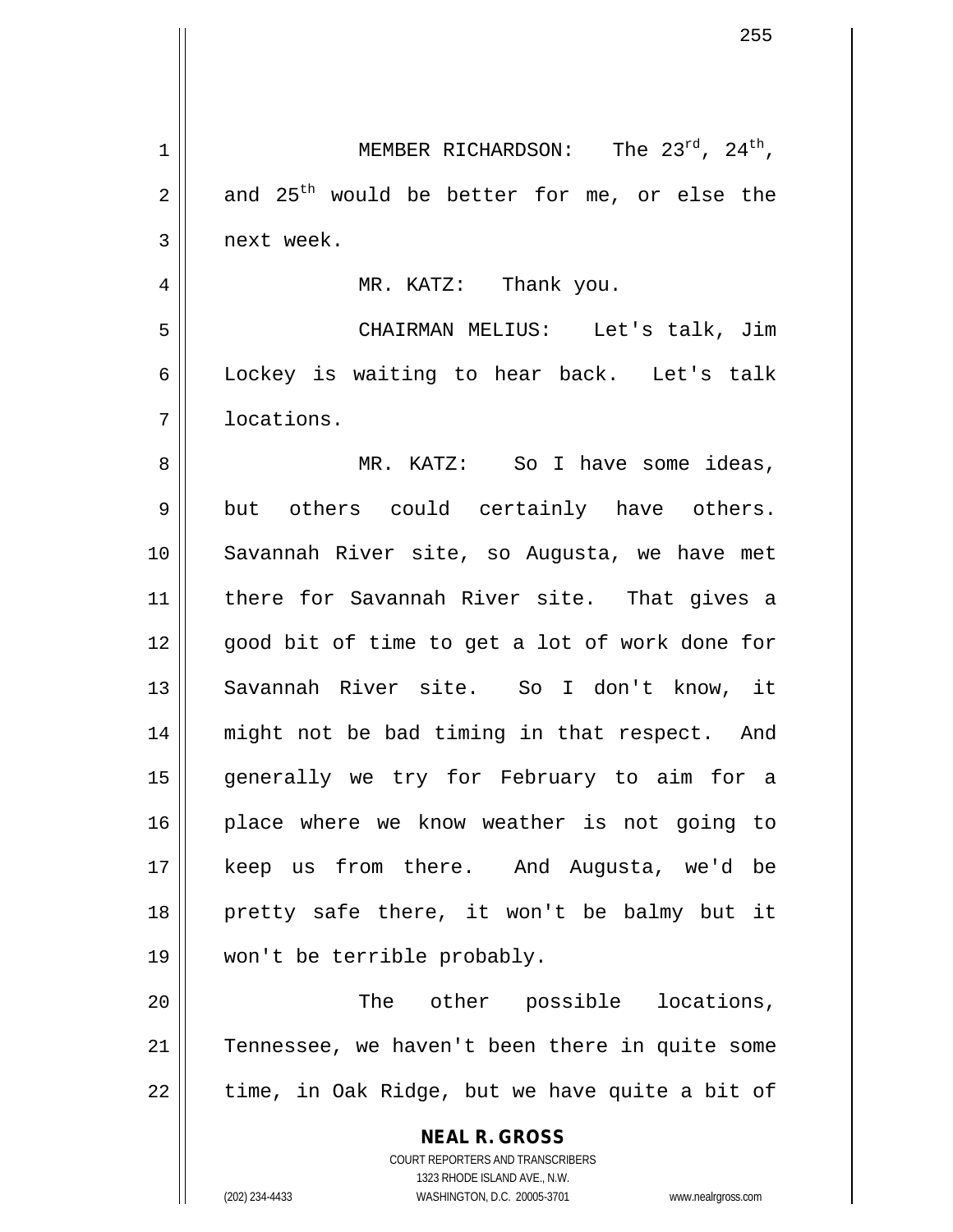MEMBER RICHARDSON: The 23rd, 24th, and 25th would be better for me, or else the next week.

MR. KATZ: Thank you.

CHAIRMAN MELIUS: Let's talk, Jim Lockey is waiting to hear back. Let's talk locations.

MR. KATZ: So I have some ideas, but others could certainly have others. Savannah River site, so Augusta, we have met there for Savannah River site. That gives a good bit of time to get a lot of work done for Savannah River site. So I don't know, it might not be bad timing in that respect. And generally we try for February to aim for a place where we know weather is not going to keep us from there. And Augusta, we'd be pretty safe there, it won't be balmy but it won't be terrible probably.

The other possible locations, Tennessee, we haven't been there in quite some time, in Oak Ridge, but we have quite a bit of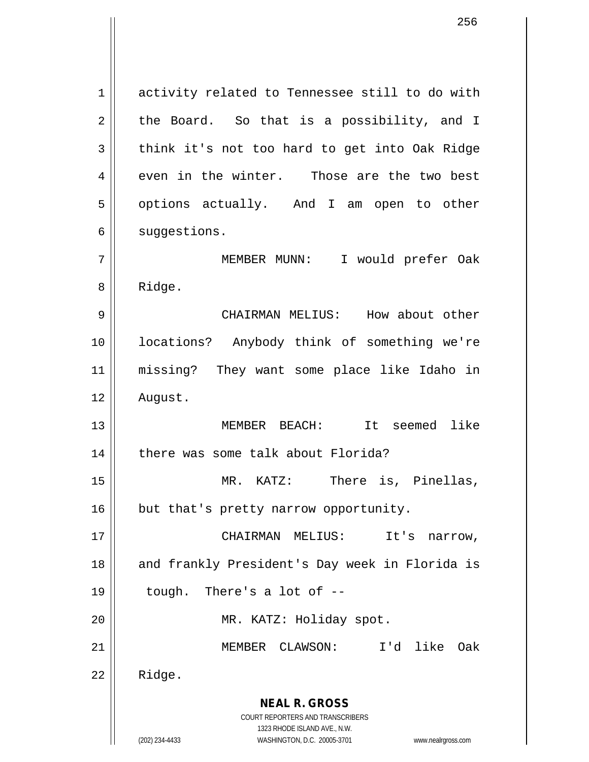activity related to Tennessee still to do with the Board. So that is a possibility, and I think it's not too hard to get into Oak Ridge even in the winter. Those are the two best options actually. And I am open to other suggestions.

MEMBER MUNN: I would prefer Oak Ridge.

CHAIRMAN MELIUS: How about other locations? Anybody think of something we're missing? They want some place like Idaho in August.

MEMBER BEACH: It seemed like there was some talk about Florida?

MR. KATZ: There is, Pinellas, but that's pretty narrow opportunity.

CHAIRMAN MELIUS: It's narrow, and frankly President's Day week in Florida is tough. There's a lot of --

MR. KATZ: Holiday spot.

MEMBER CLAWSON: I'd like Oak Ridge.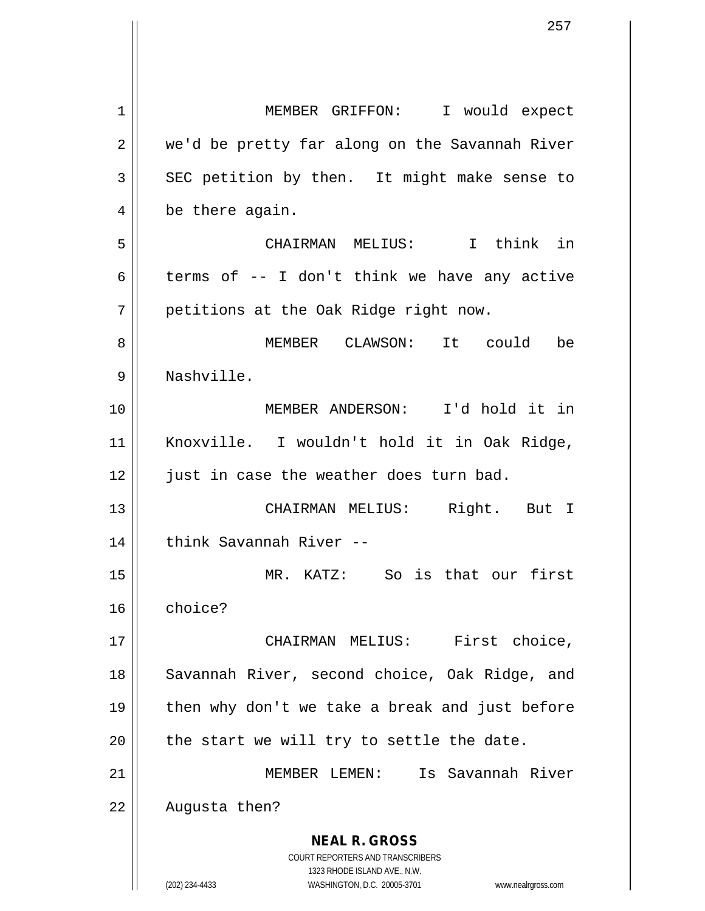MEMBER GRIFFON: I would expect we'd be pretty far along on the Savannah River SEC petition by then. It might make sense to be there again.

CHAIRMAN MELIUS: I think in terms of -- I don't think we have any active petitions at the Oak Ridge right now.

MEMBER CLAWSON: It could be Nashville.

MEMBER ANDERSON: I'd hold it in Knoxville. I wouldn't hold it in Oak Ridge, just in case the weather does turn bad.

CHAIRMAN MELIUS: Right. But I think Savannah River --

MR. KATZ: So is that our first choice?

CHAIRMAN MELIUS: First choice, Savannah River, second choice, Oak Ridge, and then why don't we take a break and just before the start we will try to settle the date.

MEMBER LEMEN: Is Savannah River Augusta then?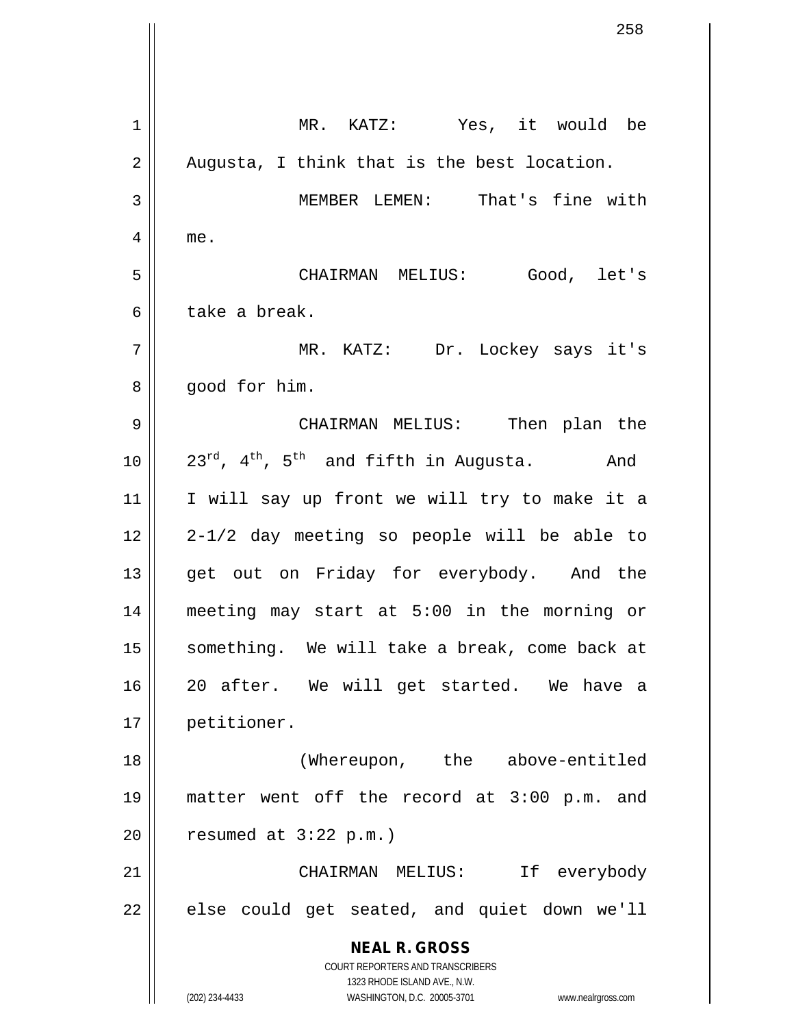MR. KATZ: Yes, it would be Augusta, I think that is the best location.

MEMBER LEMEN: That's fine with me.

CHAIRMAN MELIUS: Good, let's take a break.

MR. KATZ: Dr. Lockey says it's good for him.

CHAIRMAN MELIUS: Then plan the 23rd, 4th, 5th and fifth in Augusta. And I will say up front we will try to make it a 2-1/2 day meeting so people will be able to get out on Friday for everybody. And the meeting may start at 5:00 in the morning or something. We will take a break, come back at 20 after. We will get started. We have a petitioner.

(Whereupon, the above-entitled matter went off the record at 3:00 p.m. and resumed at 3:22 p.m.)

CHAIRMAN MELIUS: If everybody else could get seated, and quiet down we'll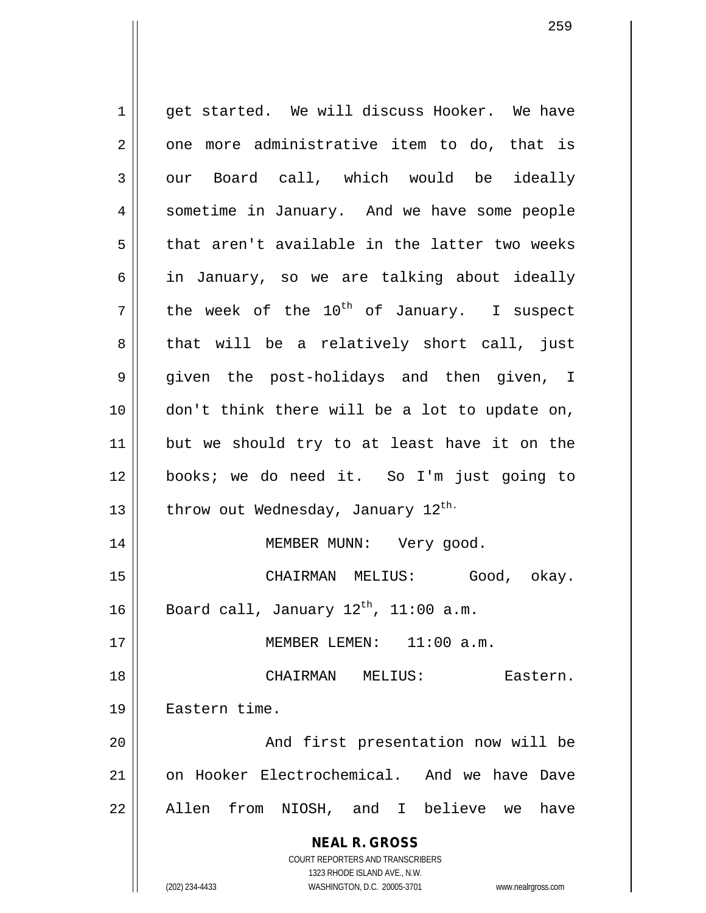get started. We will discuss Hooker. We have one more administrative item to do, that is our Board call, which would be ideally sometime in January. And we have some people that aren't available in the latter two weeks in January, so we are talking about ideally the week of the 10th of January. I suspect that will be a relatively short call, just given the post-holidays and then given, I don't think there will be a lot to update on, but we should try to at least have it on the books; we do need it. So I'm just going to throw out Wednesday, January 12th.

MEMBER MUNN: Very good.

CHAIRMAN MELIUS: Good, okay. Board call, January 12th, 11:00 a.m.

MEMBER LEMEN: 11:00 a.m.

CHAIRMAN MELIUS: Eastern. Eastern time.

And first presentation now will be on Hooker Electrochemical. And we have Dave Allen from NIOSH, and I believe we have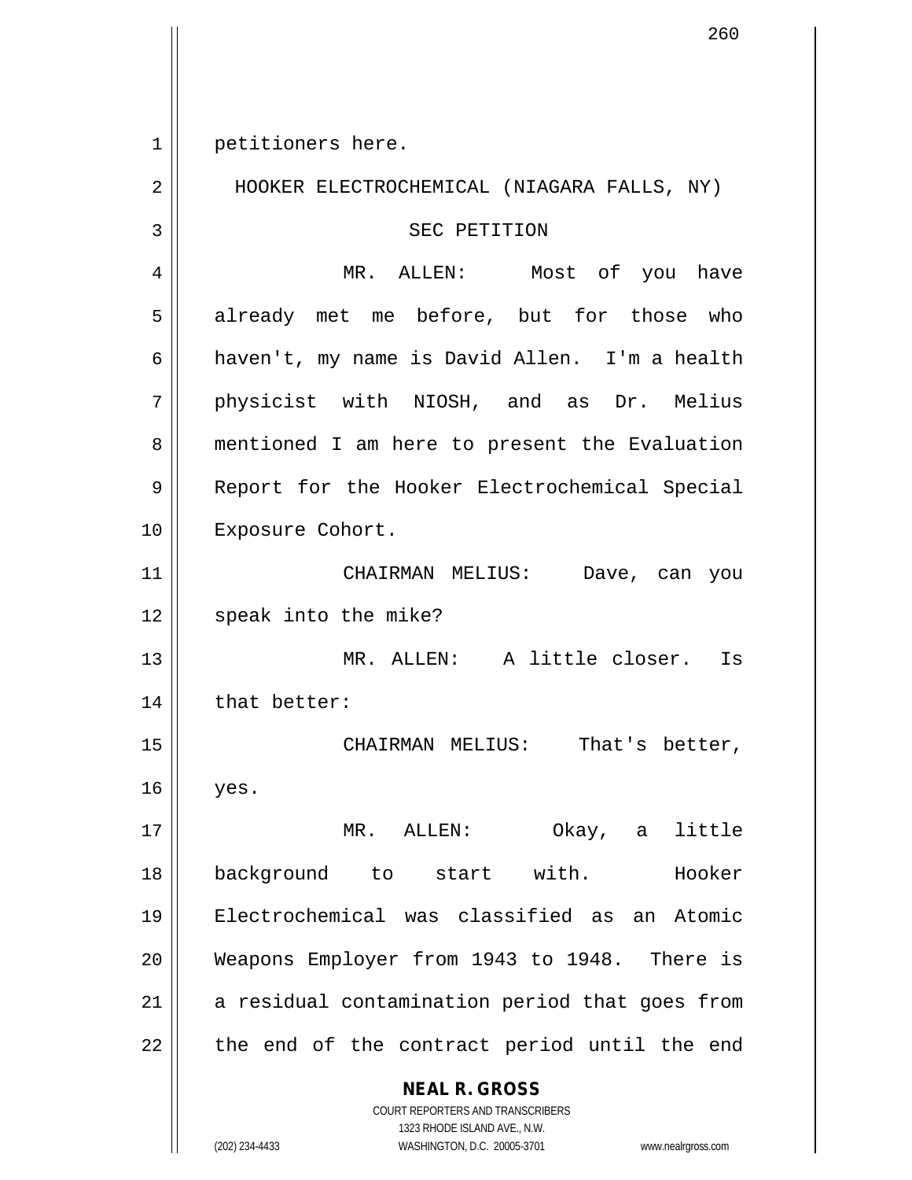petitioners here.

HOOKER ELECTROCHEMICAL (NIAGARA FALLS, NY)

SEC PETITION

MR. ALLEN: Most of you have already met me before, but for those who haven't, my name is David Allen. I'm a health physicist with NIOSH, and as Dr. Melius mentioned I am here to present the Evaluation Report for the Hooker Electrochemical Special Exposure Cohort.

CHAIRMAN MELIUS: Dave, can you speak into the mike?

MR. ALLEN: A little closer. Is that better:

CHAIRMAN MELIUS: That's better, yes.

MR. ALLEN: Okay, a little background to start with. Hooker Electrochemical was classified as an Atomic Weapons Employer from 1943 to 1948. There is a residual contamination period that goes from the end of the contract period until the end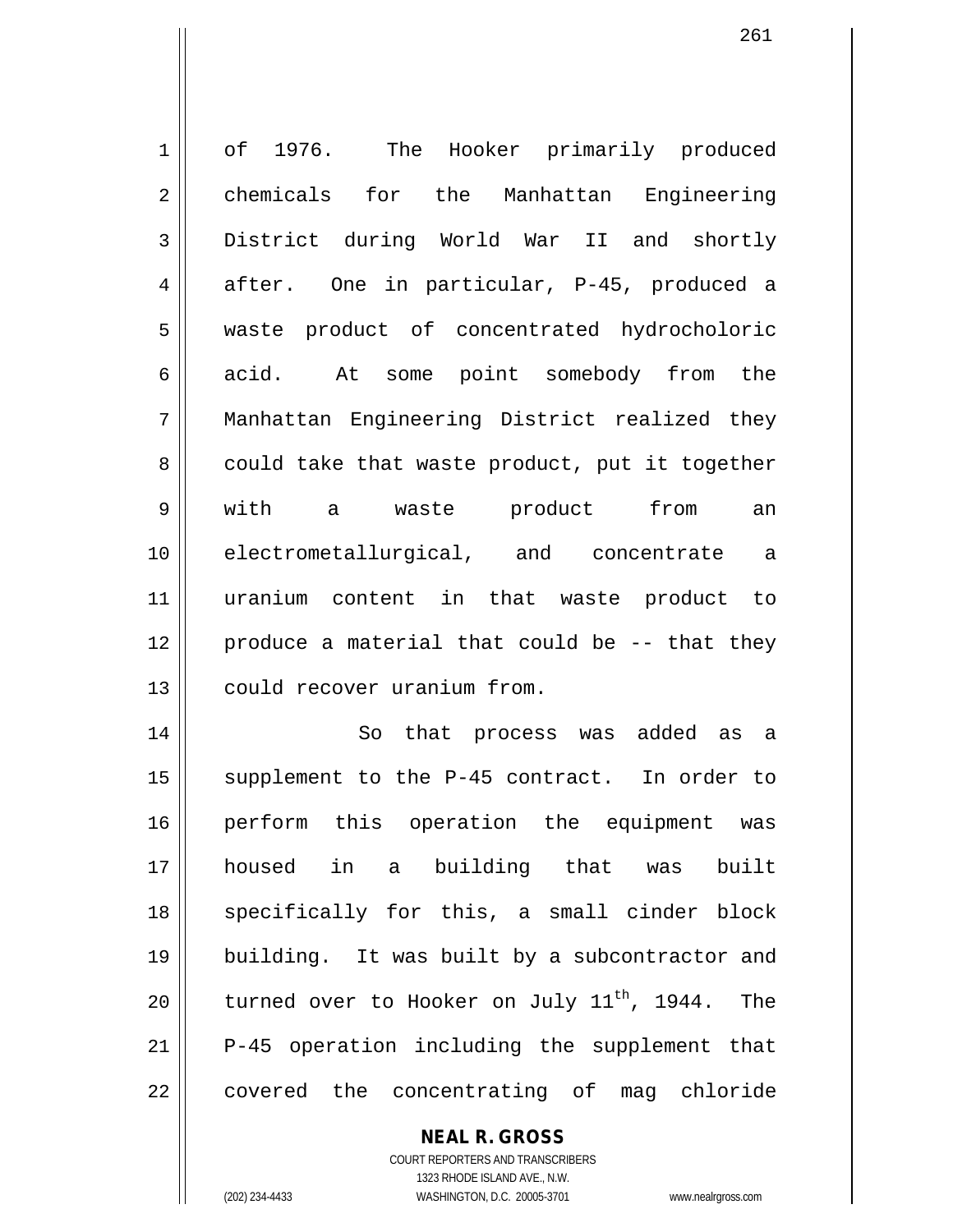of 1976. The Hooker primarily produced chemicals for the Manhattan Engineering District during World War II and shortly after. One in particular, P-45, produced a waste product of concentrated hydrocholoric acid. At some point somebody from the Manhattan Engineering District realized they could take that waste product, put it together with a waste product from an electrometallurgical, and concentrate a uranium content in that waste product to produce a material that could be -- that they could recover uranium from.

So that process was added as a supplement to the P-45 contract. In order to perform this operation the equipment was housed in a building that was built specifically for this, a small cinder block building. It was built by a subcontractor and turned over to Hooker on July 11th, 1944. The P-45 operation including the supplement that covered the concentrating of mag chloride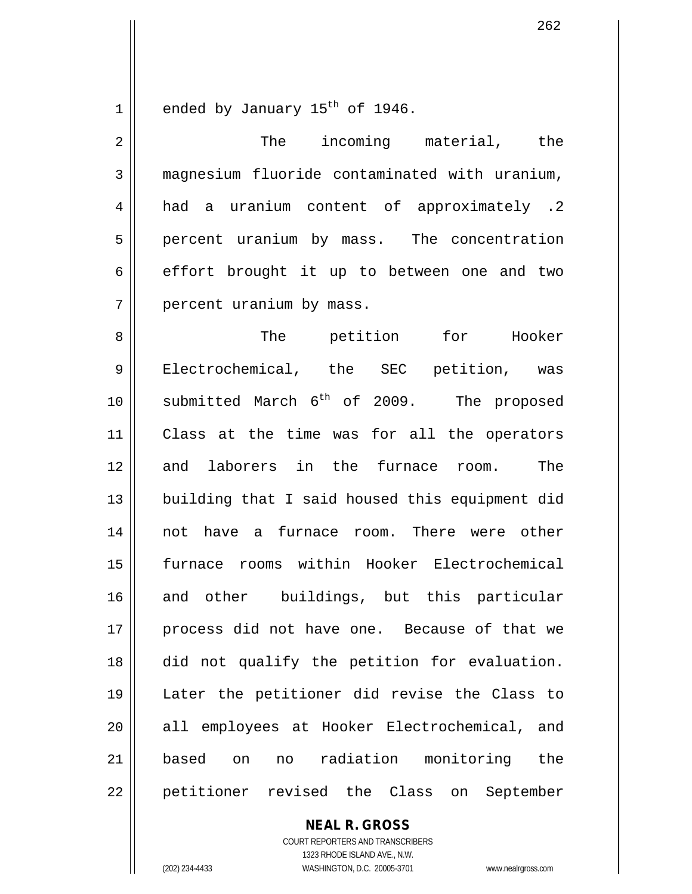ended by January 15th of 1946.

The incoming material, the magnesium fluoride contaminated with uranium, had a uranium content of approximately .2 percent uranium by mass. The concentration effort brought it up to between one and two percent uranium by mass.

The petition for Hooker Electrochemical, the SEC petition, was submitted March 6th of 2009. The proposed Class at the time was for all the operators and laborers in the furnace room. The building that I said housed this equipment did not have a furnace room. There were other furnace rooms within Hooker Electrochemical and other buildings, but this particular process did not have one. Because of that we did not qualify the petition for evaluation. Later the petitioner did revise the Class to all employees at Hooker Electrochemical, and based on no radiation monitoring the petitioner revised the Class on September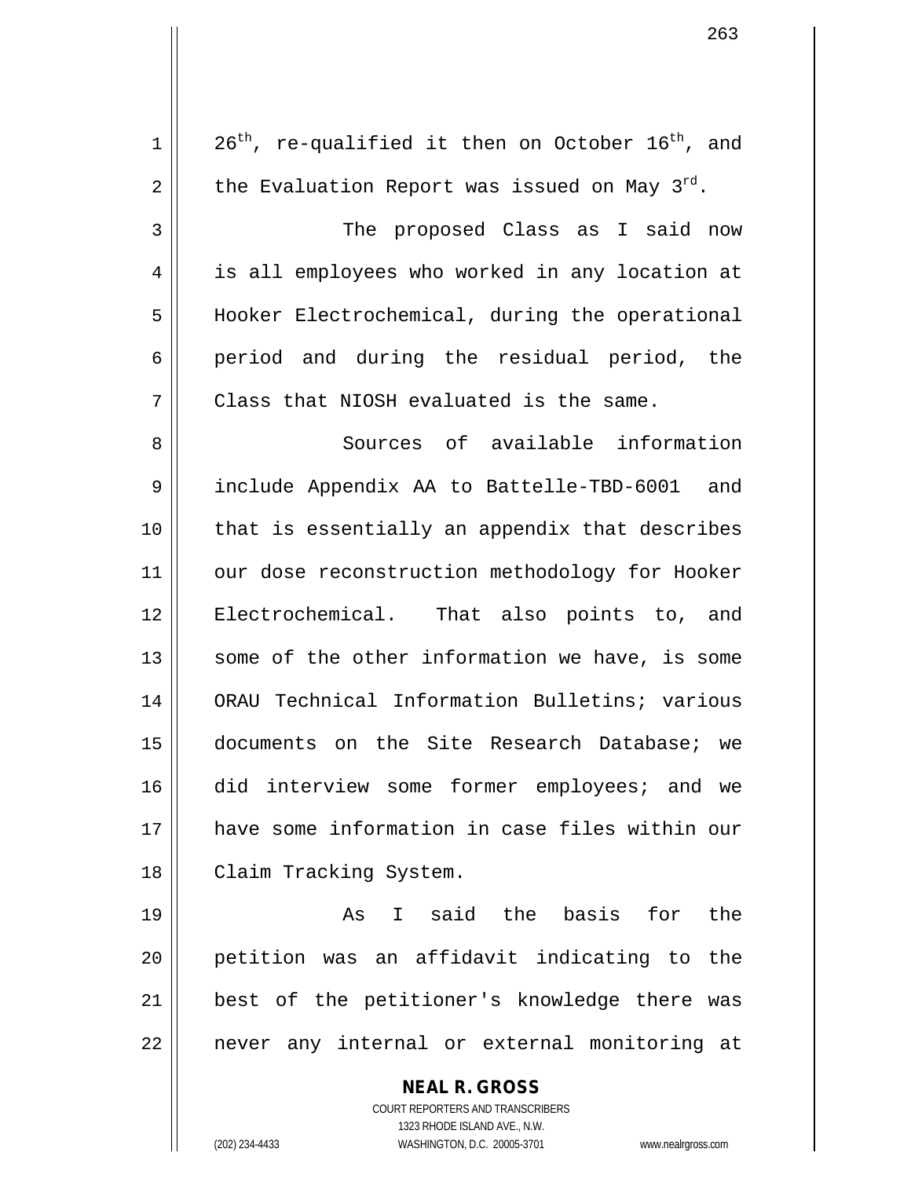26th, re-qualified it then on October 16th, and the Evaluation Report was issued on May 3rd.

The proposed Class as I said now is all employees who worked in any location at Hooker Electrochemical, during the operational period and during the residual period, the Class that NIOSH evaluated is the same.

Sources of available information include Appendix AA to Battelle-TBD-6001 and that is essentially an appendix that describes our dose reconstruction methodology for Hooker Electrochemical. That also points to, and some of the other information we have, is some ORAU Technical Information Bulletins; various documents on the Site Research Database; we did interview some former employees; and we have some information in case files within our Claim Tracking System.

As I said the basis for the petition was an affidavit indicating to the best of the petitioner's knowledge there was never any internal or external monitoring at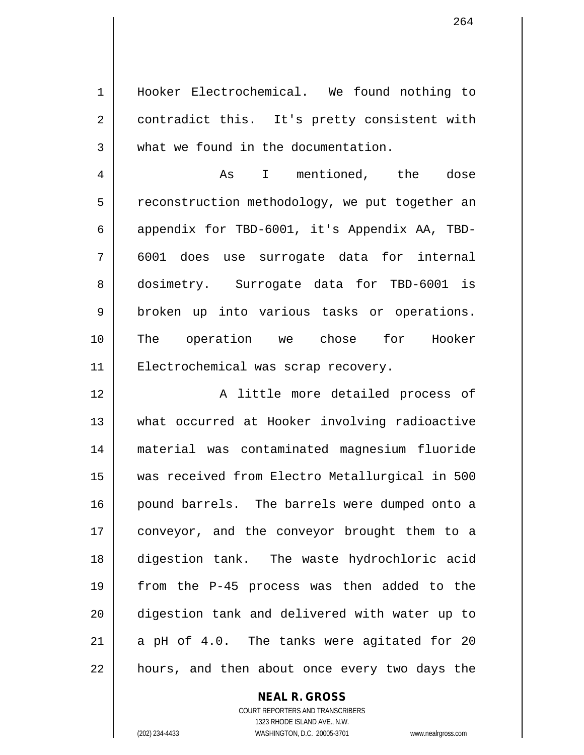Hooker Electrochemical. We found nothing to contradict this. It's pretty consistent with what we found in the documentation.

As I mentioned, the dose reconstruction methodology, we put together an appendix for TBD-6001, it's Appendix AA, TBD-6001 does use surrogate data for internal dosimetry. Surrogate data for TBD-6001 is broken up into various tasks or operations. The operation we chose for Hooker Electrochemical was scrap recovery.

A little more detailed process of what occurred at Hooker involving radioactive material was contaminated magnesium fluoride was received from Electro Metallurgical in 500 pound barrels. The barrels were dumped onto a conveyor, and the conveyor brought them to a digestion tank. The waste hydrochloric acid from the P-45 process was then added to the digestion tank and delivered with water up to a pH of 4.0. The tanks were agitated for 20 hours, and then about once every two days the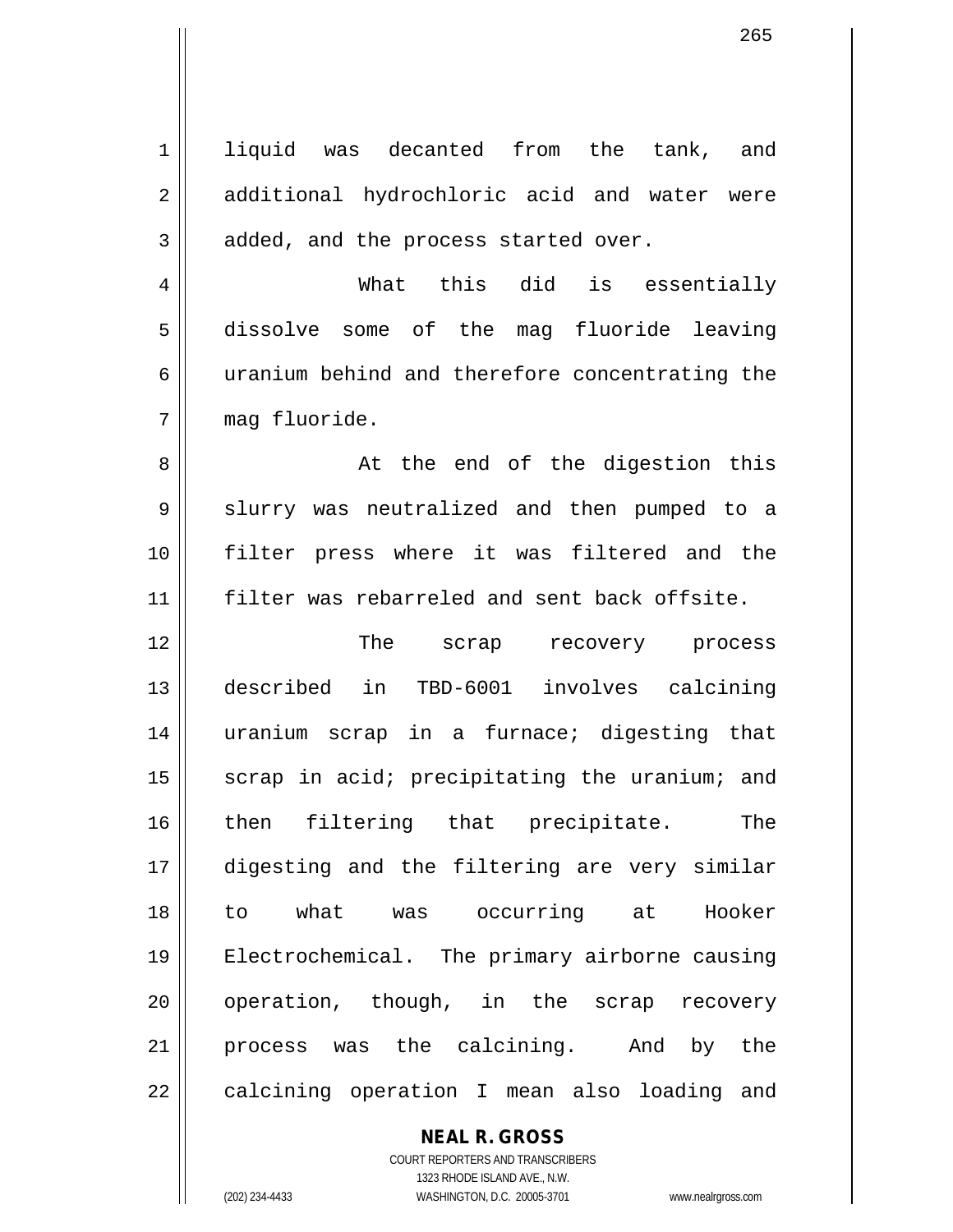liquid was decanted from the tank, and additional hydrochloric acid and water were added, and the process started over.

What this did is essentially dissolve some of the mag fluoride leaving uranium behind and therefore concentrating the mag fluoride.

At the end of the digestion this slurry was neutralized and then pumped to a filter press where it was filtered and the filter was rebarreled and sent back offsite.

The scrap recovery process described in TBD-6001 involves calcining uranium scrap in a furnace; digesting that scrap in acid; precipitating the uranium; and then filtering that precipitate. The digesting and the filtering are very similar to what was occurring at Hooker Electrochemical. The primary airborne causing operation, though, in the scrap recovery process was the calcining. And by the calcining operation I mean also loading and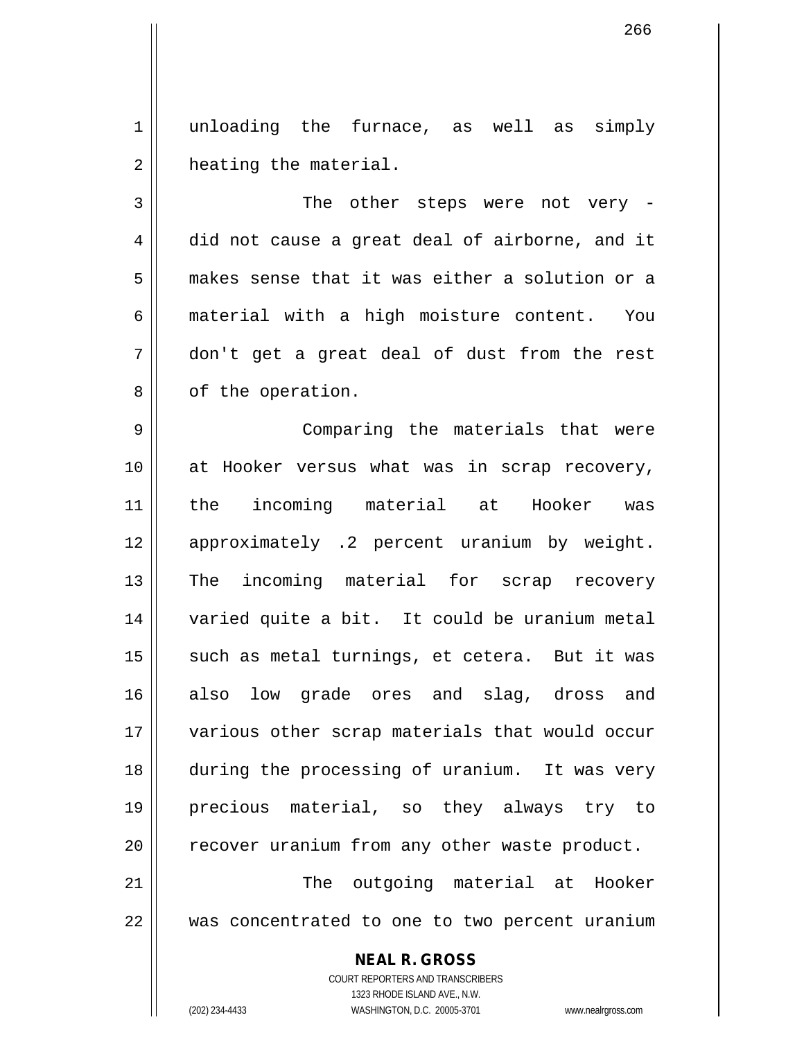unloading the furnace, as well as simply heating the material.

The other steps were not very - did not cause a great deal of airborne, and it makes sense that it was either a solution or a material with a high moisture content. You don't get a great deal of dust from the rest of the operation.

Comparing the materials that were at Hooker versus what was in scrap recovery, the incoming material at Hooker was approximately .2 percent uranium by weight. The incoming material for scrap recovery varied quite a bit. It could be uranium metal such as metal turnings, et cetera. But it was also low grade ores and slag, dross and various other scrap materials that would occur during the processing of uranium. It was very precious material, so they always try to recover uranium from any other waste product.

The outgoing material at Hooker was concentrated to one to two percent uranium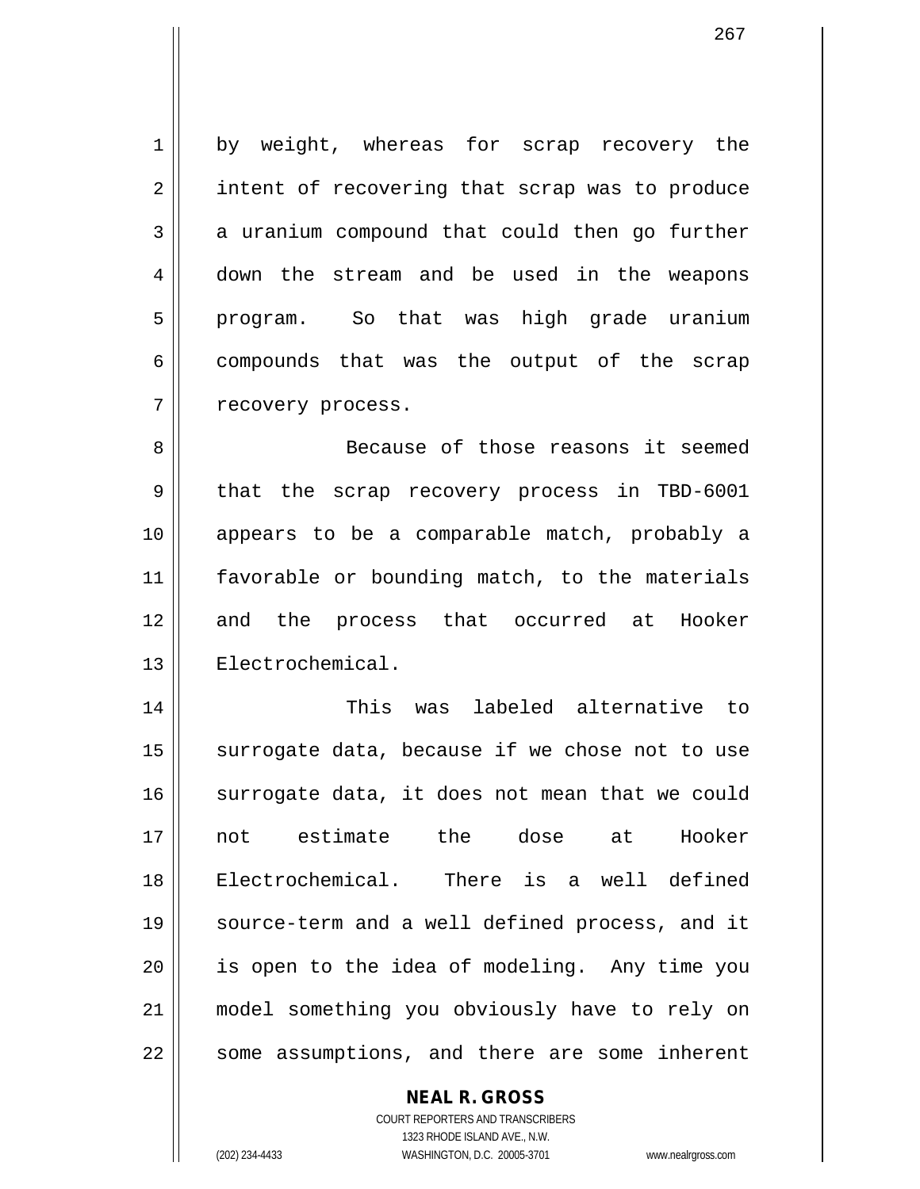by weight, whereas for scrap recovery the intent of recovering that scrap was to produce a uranium compound that could then go further down the stream and be used in the weapons program. So that was high grade uranium compounds that was the output of the scrap recovery process.

Because of those reasons it seemed that the scrap recovery process in TBD-6001 appears to be a comparable match, probably a favorable or bounding match, to the materials and the process that occurred at Hooker Electrochemical.

This was labeled alternative to surrogate data, because if we chose not to use surrogate data, it does not mean that we could not estimate the dose at Hooker Electrochemical. There is a well defined source-term and a well defined process, and it is open to the idea of modeling. Any time you model something you obviously have to rely on some assumptions, and there are some inherent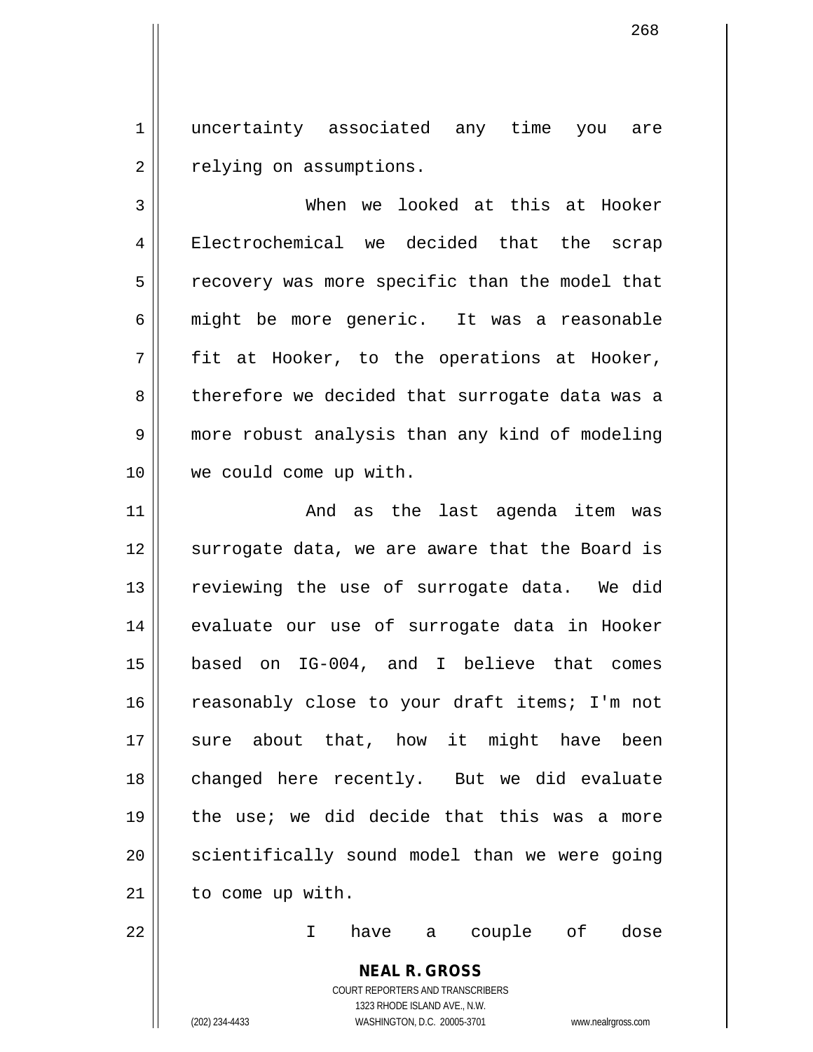uncertainty associated any time you are relying on assumptions.

When we looked at this at Hooker Electrochemical we decided that the scrap recovery was more specific than the model that might be more generic. It was a reasonable fit at Hooker, to the operations at Hooker, therefore we decided that surrogate data was a more robust analysis than any kind of modeling we could come up with.

And as the last agenda item was surrogate data, we are aware that the Board is reviewing the use of surrogate data. We did evaluate our use of surrogate data in Hooker based on IG-004, and I believe that comes reasonably close to your draft items; I'm not sure about that, how it might have been changed here recently. But we did evaluate the use; we did decide that this was a more scientifically sound model than we were going to come up with.

I have a couple of dose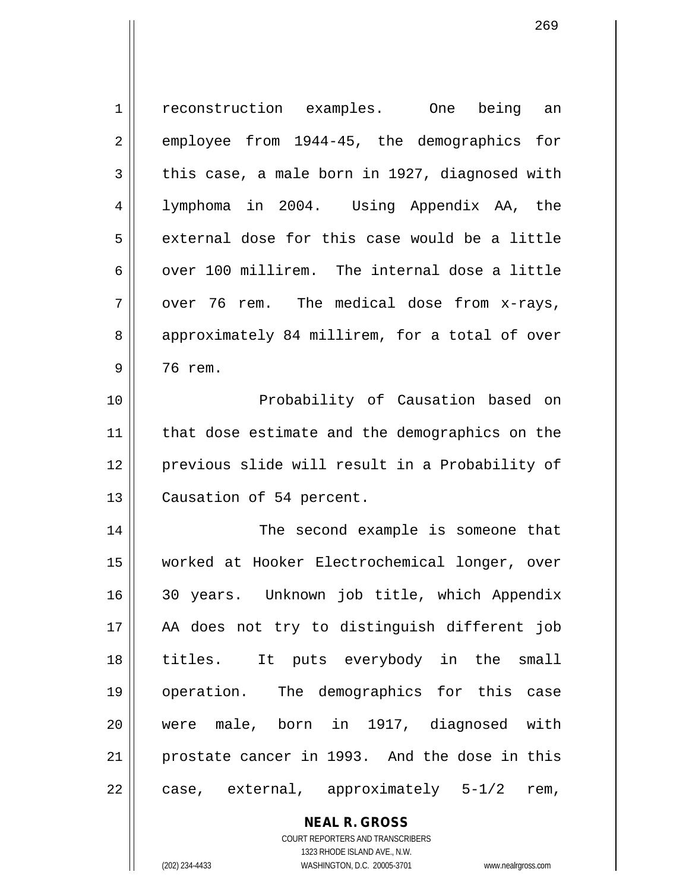reconstruction examples. One being an employee from 1944-45, the demographics for this case, a male born in 1927, diagnosed with lymphoma in 2004. Using Appendix AA, the external dose for this case would be a little over 100 millirem. The internal dose a little over 76 rem. The medical dose from x-rays, approximately 84 millirem, for a total of over 76 rem.

Probability of Causation based on that dose estimate and the demographics on the previous slide will result in a Probability of Causation of 54 percent.

The second example is someone that worked at Hooker Electrochemical longer, over 30 years. Unknown job title, which Appendix AA does not try to distinguish different job titles. It puts everybody in the small operation. The demographics for this case were male, born in 1917, diagnosed with prostate cancer in 1993. And the dose in this case, external, approximately 5-1/2 rem,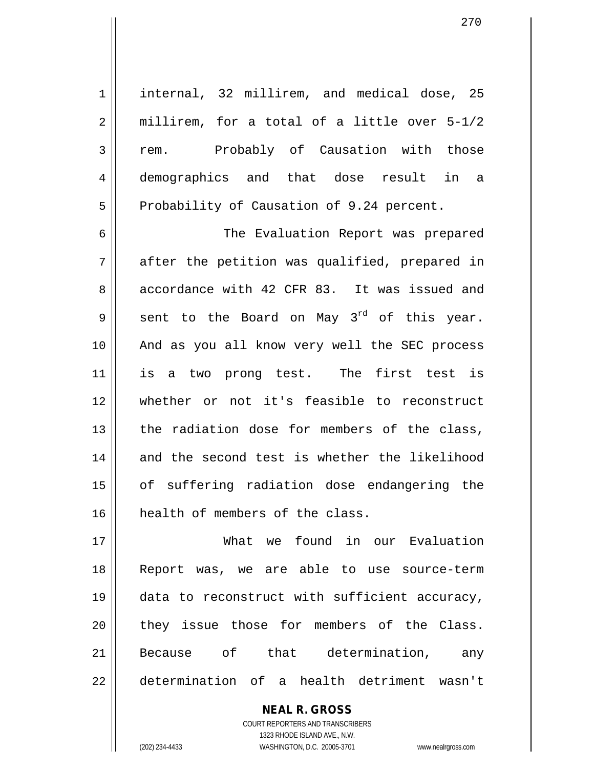internal, 32 millirem, and medical dose, 25 millirem, for a total of a little over 5-1/2 rem. Probably of Causation with those demographics and that dose result in a Probability of Causation of 9.24 percent.

The Evaluation Report was prepared after the petition was qualified, prepared in accordance with 42 CFR 83. It was issued and sent to the Board on May 3rd of this year. And as you all know very well the SEC process is a two prong test. The first test is whether or not it's feasible to reconstruct the radiation dose for members of the class, and the second test is whether the likelihood of suffering radiation dose endangering the health of members of the class.

What we found in our Evaluation Report was, we are able to use source-term data to reconstruct with sufficient accuracy, they issue those for members of the Class. Because of that determination, any determination of a health detriment wasn't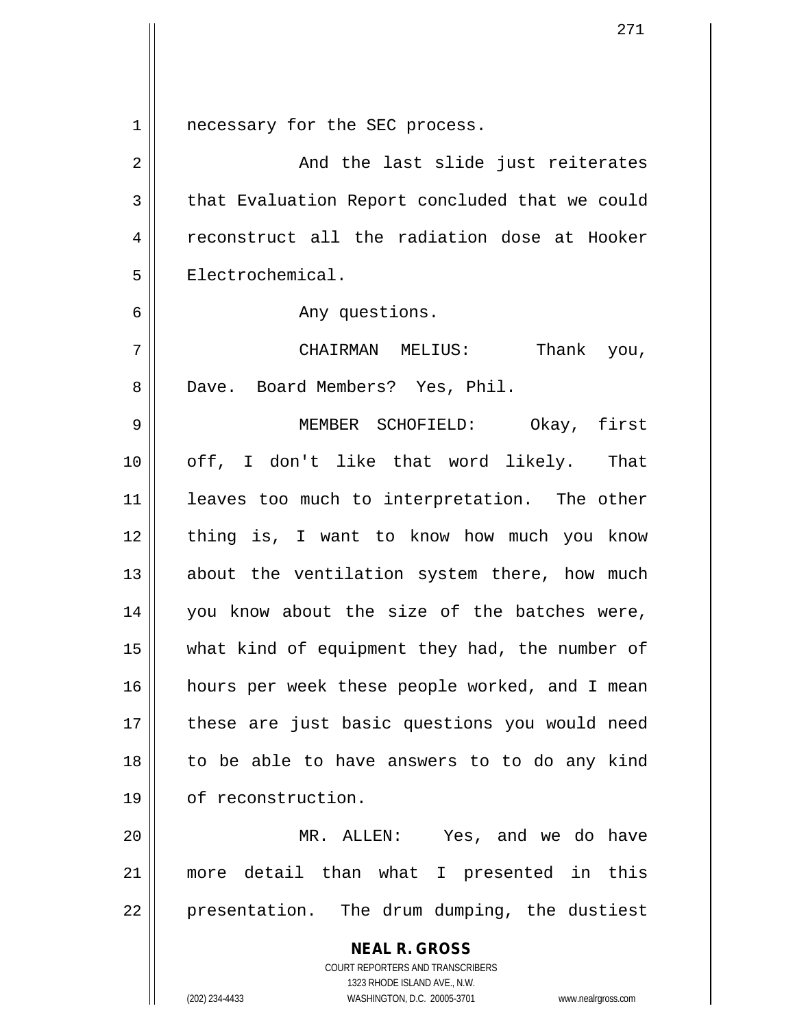necessary for the SEC process.

And the last slide just reiterates that Evaluation Report concluded that we could reconstruct all the radiation dose at Hooker Electrochemical.

Any questions.

CHAIRMAN MELIUS: Thank you, Dave. Board Members? Yes, Phil.

MEMBER SCHOFIELD: Okay, first off, I don't like that word likely. That leaves too much to interpretation. The other thing is, I want to know how much you know about the ventilation system there, how much you know about the size of the batches were, what kind of equipment they had, the number of hours per week these people worked, and I mean these are just basic questions you would need to be able to have answers to to do any kind of reconstruction.

MR. ALLEN: Yes, and we do have more detail than what I presented in this presentation. The drum dumping, the dustiest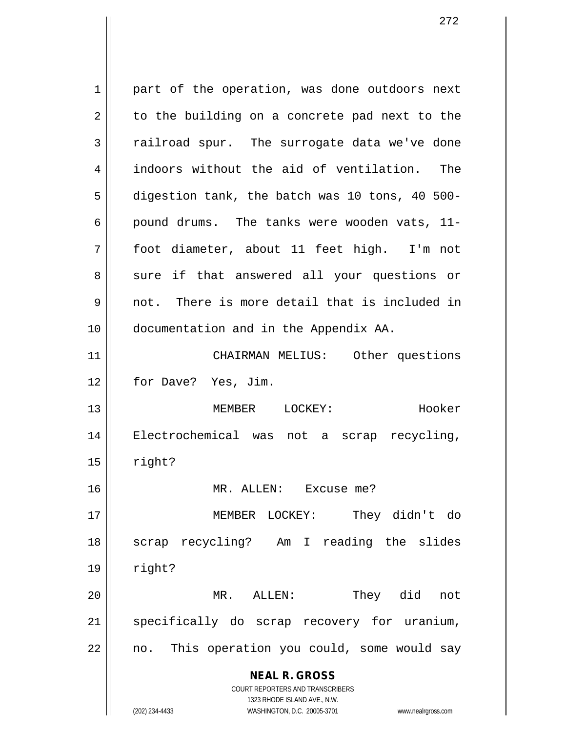part of the operation, was done outdoors next to the building on a concrete pad next to the railroad spur. The surrogate data we've done indoors without the aid of ventilation. The digestion tank, the batch was 10 tons, 40 500-pound drums. The tanks were wooden vats, 11-foot diameter, about 11 feet high. I'm not sure if that answered all your questions or not. There is more detail that is included in documentation and in the Appendix AA.

CHAIRMAN MELIUS: Other questions for Dave? Yes, Jim.

MEMBER LOCKEY: Hooker Electrochemical was not a scrap recycling, right?

MR. ALLEN: Excuse me?

MEMBER LOCKEY: They didn't do scrap recycling? Am I reading the slides right?

MR. ALLEN: They did not specifically do scrap recovery for uranium, no. This operation you could, some would say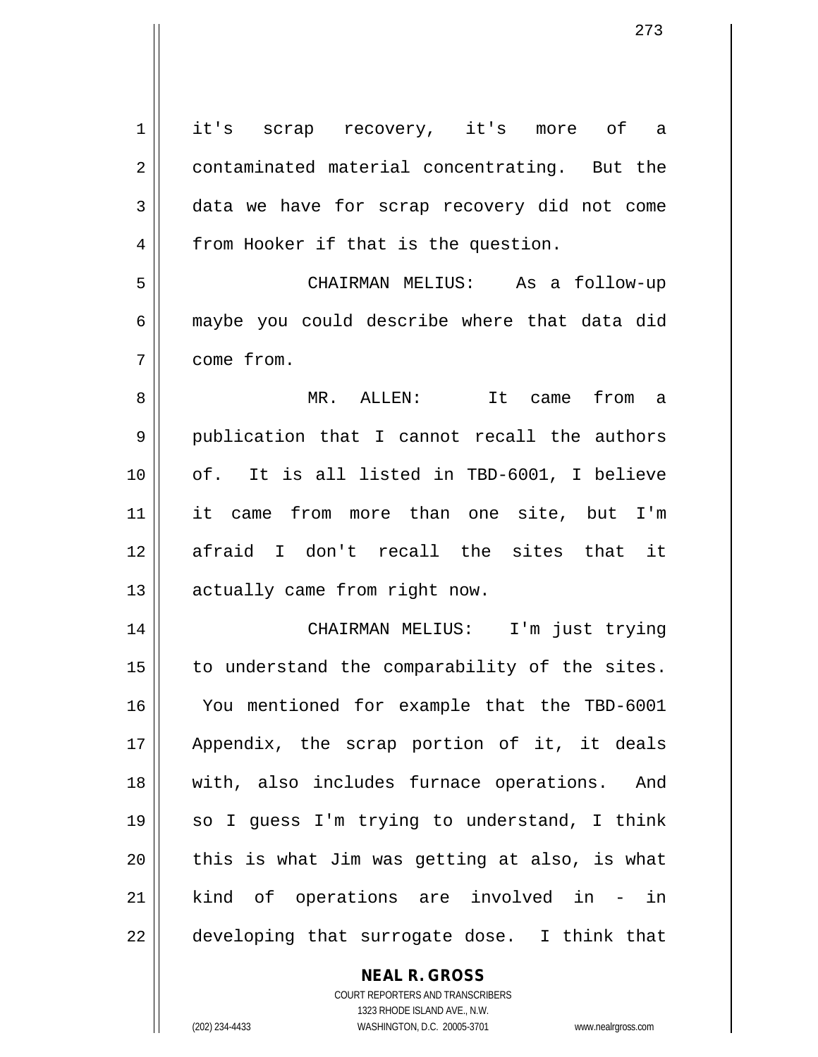it's scrap recovery, it's more of a contaminated material concentrating. But the data we have for scrap recovery did not come from Hooker if that is the question.

CHAIRMAN MELIUS: As a follow-up maybe you could describe where that data did come from.

MR. ALLEN: It came from a publication that I cannot recall the authors of. It is all listed in TBD-6001, I believe it came from more than one site, but I'm afraid I don't recall the sites that it actually came from right now.

CHAIRMAN MELIUS: I'm just trying to understand the comparability of the sites. You mentioned for example that the TBD-6001 Appendix, the scrap portion of it, it deals with, also includes furnace operations. And so I guess I'm trying to understand, I think this is what Jim was getting at also, is what kind of operations are involved in - in developing that surrogate dose. I think that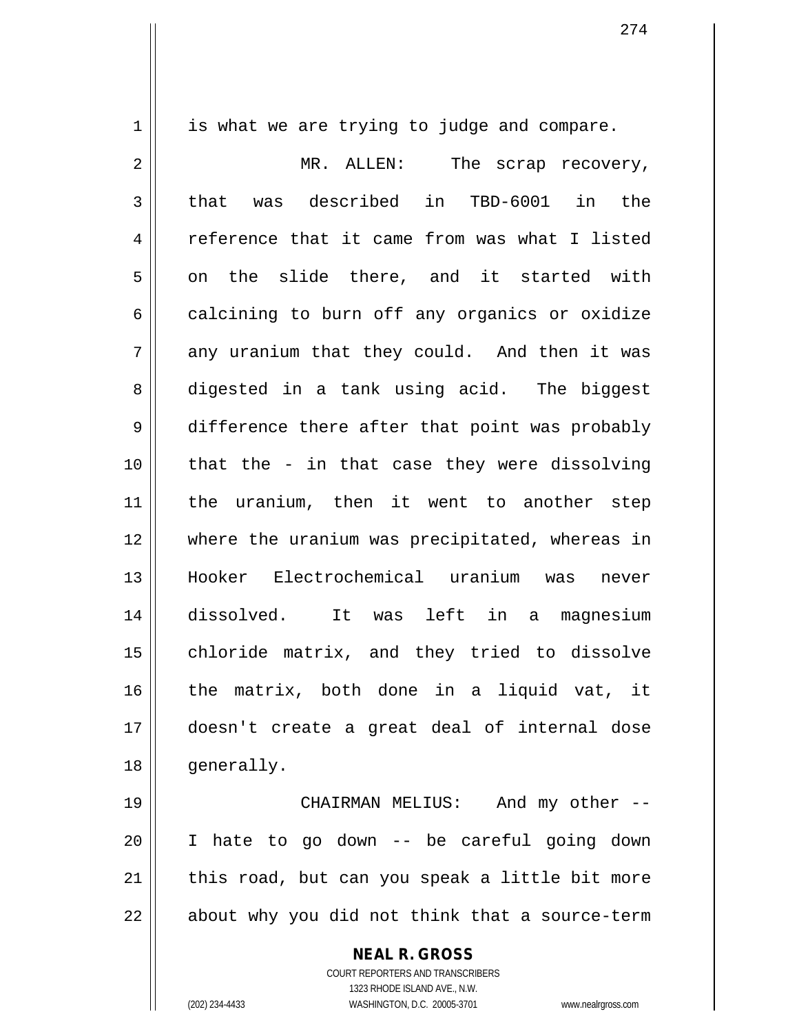is what we are trying to judge and compare.

MR. ALLEN: The scrap recovery, that was described in TBD-6001 in the reference that it came from was what I listed on the slide there, and it started with calcining to burn off any organics or oxidize any uranium that they could. And then it was digested in a tank using acid. The biggest difference there after that point was probably that the - in that case they were dissolving the uranium, then it went to another step where the uranium was precipitated, whereas in Hooker Electrochemical uranium was never dissolved. It was left in a magnesium chloride matrix, and they tried to dissolve the matrix, both done in a liquid vat, it doesn't create a great deal of internal dose generally.

CHAIRMAN MELIUS: And my other -- I hate to go down -- be careful going down this road, but can you speak a little bit more about why you did not think that a source-term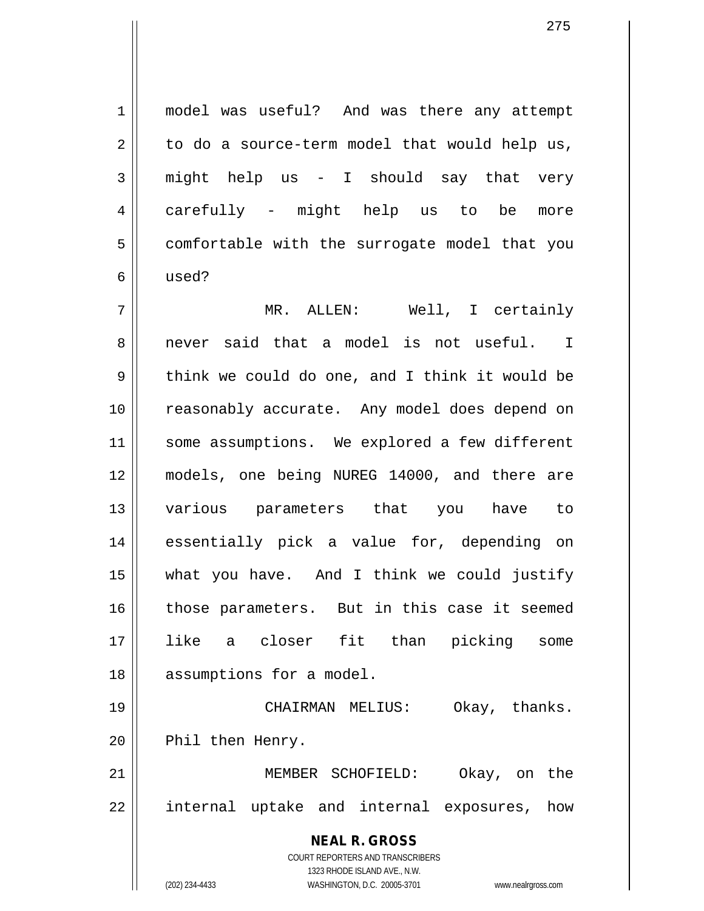model was useful? And was there any attempt to do a source-term model that would help us, might help us - I should say that very carefully - might help us to be more comfortable with the surrogate model that you used?

MR. ALLEN: Well, I certainly never said that a model is not useful. I think we could do one, and I think it would be reasonably accurate. Any model does depend on some assumptions. We explored a few different models, one being NUREG 14000, and there are various parameters that you have to essentially pick a value for, depending on what you have. And I think we could justify those parameters. But in this case it seemed like a closer fit than picking some assumptions for a model.

CHAIRMAN MELIUS: Okay, thanks. Phil then Henry.

MEMBER SCHOFIELD: Okay, on the internal uptake and internal exposures, how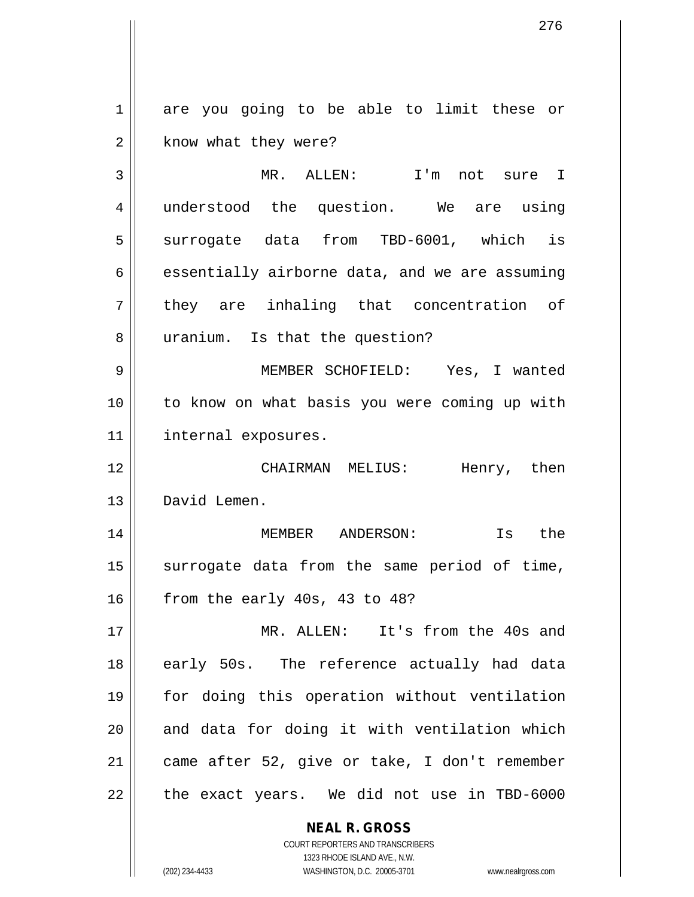are you going to be able to limit these or know what they were?

MR. ALLEN: I'm not sure I understood the question. We are using surrogate data from TBD-6001, which is essentially airborne data, and we are assuming they are inhaling that concentration of uranium. Is that the question?

MEMBER SCHOFIELD: Yes, I wanted to know on what basis you were coming up with internal exposures.

CHAIRMAN MELIUS: Henry, then David Lemen.

MEMBER ANDERSON: Is the surrogate data from the same period of time, from the early 40s, 43 to 48?

MR. ALLEN: It's from the 40s and early 50s. The reference actually had data for doing this operation without ventilation and data for doing it with ventilation which came after 52, give or take, I don't remember the exact years. We did not use in TBD-6000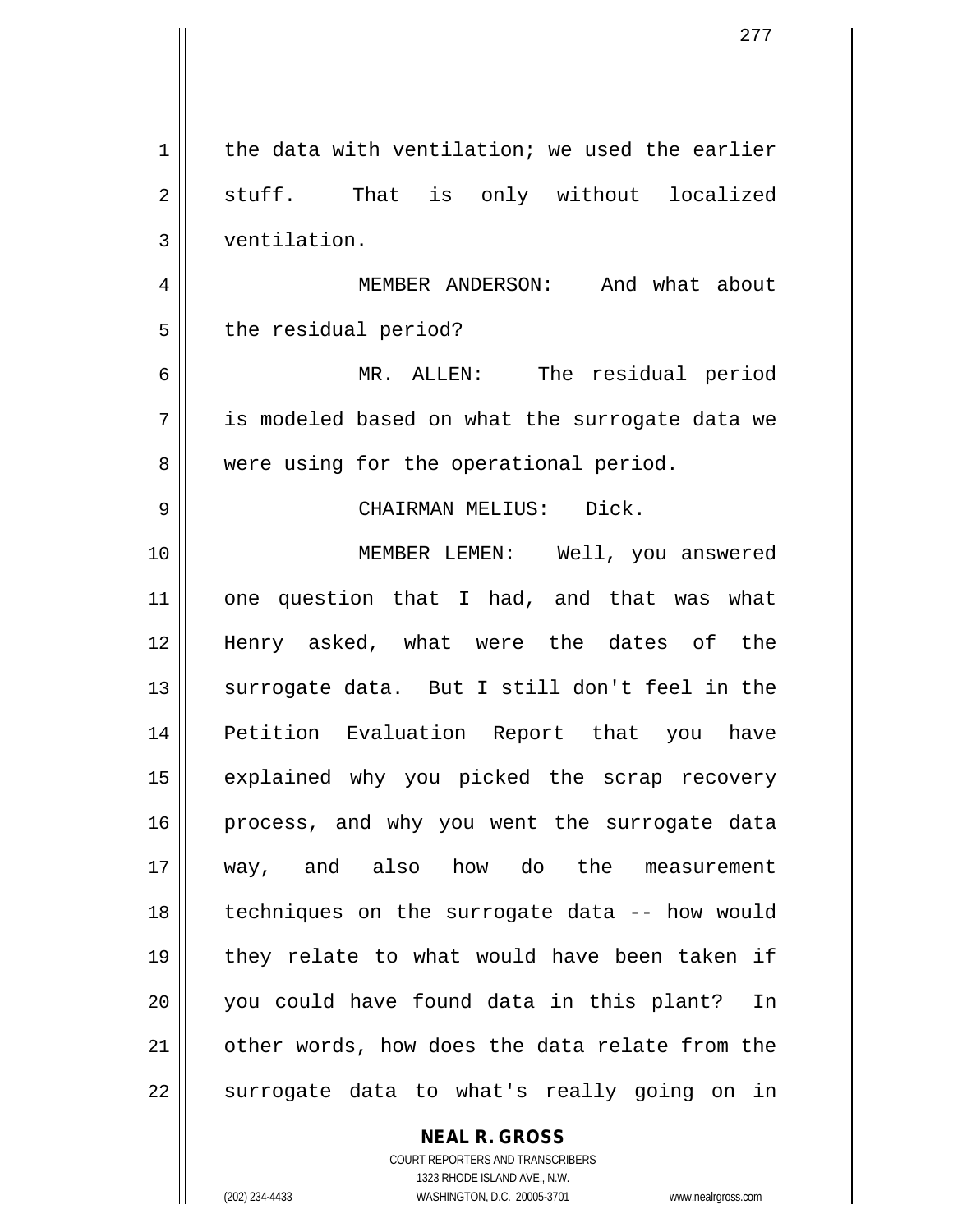the data with ventilation; we used the earlier stuff. That is only without localized ventilation.

MEMBER ANDERSON: And what about the residual period?

MR. ALLEN: The residual period is modeled based on what the surrogate data we were using for the operational period.

CHAIRMAN MELIUS: Dick.

MEMBER LEMEN: Well, you answered one question that I had, and that was what Henry asked, what were the dates of the surrogate data. But I still don't feel in the Petition Evaluation Report that you have explained why you picked the scrap recovery process, and why you went the surrogate data way, and also how do the measurement techniques on the surrogate data -- how would they relate to what would have been taken if you could have found data in this plant? In other words, how does the data relate from the surrogate data to what's really going on in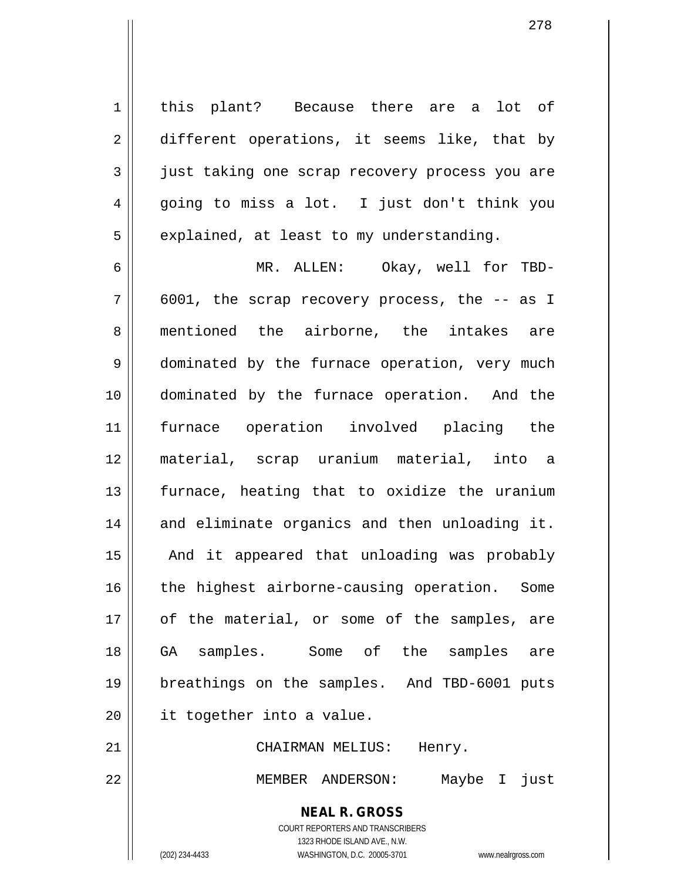this plant? Because there are a lot of different operations, it seems like, that by just taking one scrap recovery process you are going to miss a lot. I just don't think you explained, at least to my understanding.

MR. ALLEN: Okay, well for TBD-6001, the scrap recovery process, the -- as I mentioned the airborne, the intakes are dominated by the furnace operation, very much dominated by the furnace operation. And the furnace operation involved placing the material, scrap uranium material, into a furnace, heating that to oxidize the uranium and eliminate organics and then unloading it. And it appeared that unloading was probably the highest airborne-causing operation. Some of the material, or some of the samples, are GA samples. Some of the samples are breathings on the samples. And TBD-6001 puts it together into a value.

CHAIRMAN MELIUS: Henry.

MEMBER ANDERSON: Maybe I just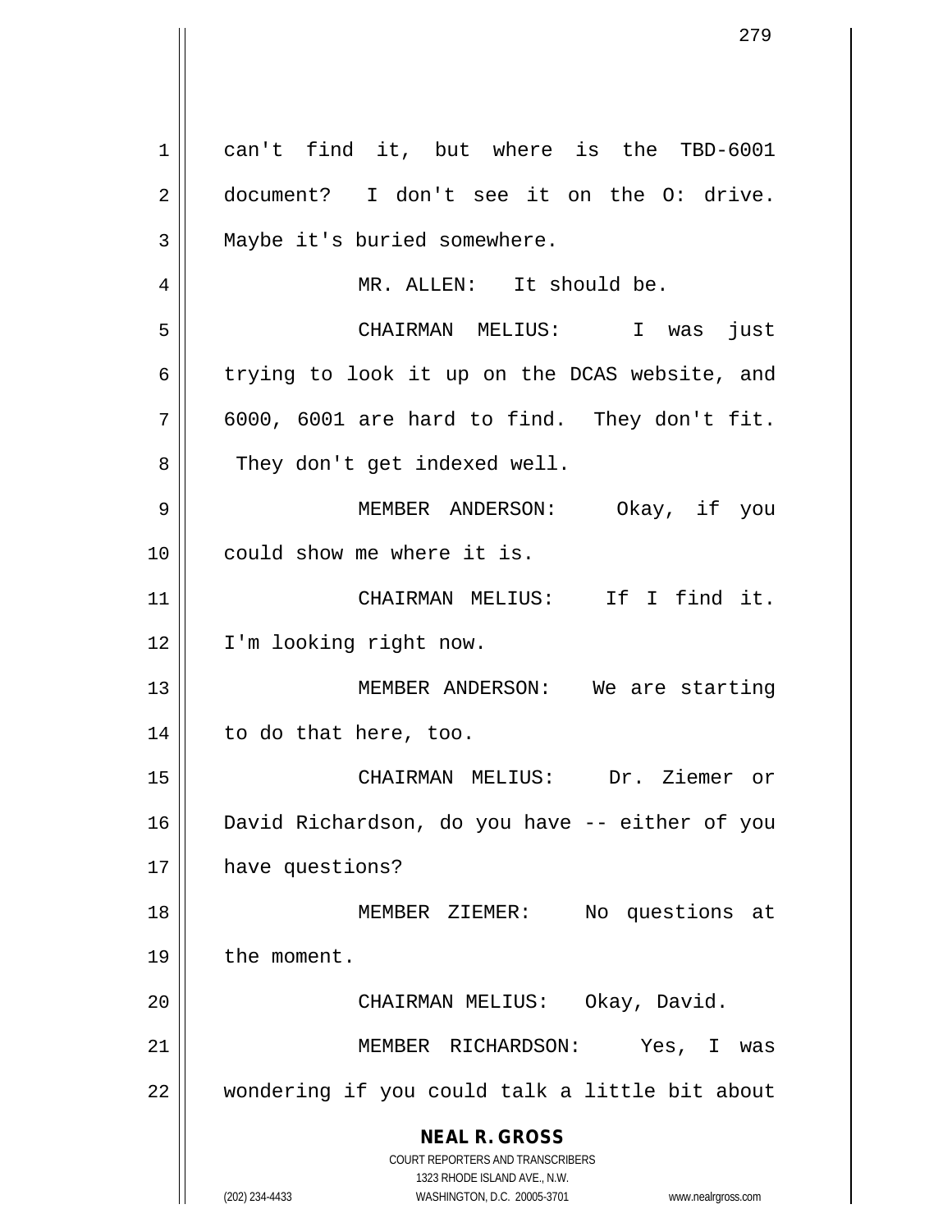can't find it, but where is the TBD-6001 document? I don't see it on the O: drive. Maybe it's buried somewhere.

MR. ALLEN: It should be.

CHAIRMAN MELIUS: I was just trying to look it up on the DCAS website, and 6000, 6001 are hard to find. They don't fit. They don't get indexed well.

MEMBER ANDERSON: Okay, if you could show me where it is.

CHAIRMAN MELIUS: If I find it. I'm looking right now.

MEMBER ANDERSON: We are starting to do that here, too.

CHAIRMAN MELIUS: Dr. Ziemer or David Richardson, do you have -- either of you have questions?

MEMBER ZIEMER: No questions at the moment.

CHAIRMAN MELIUS: Okay, David.

MEMBER RICHARDSON: Yes, I was wondering if you could talk a little bit about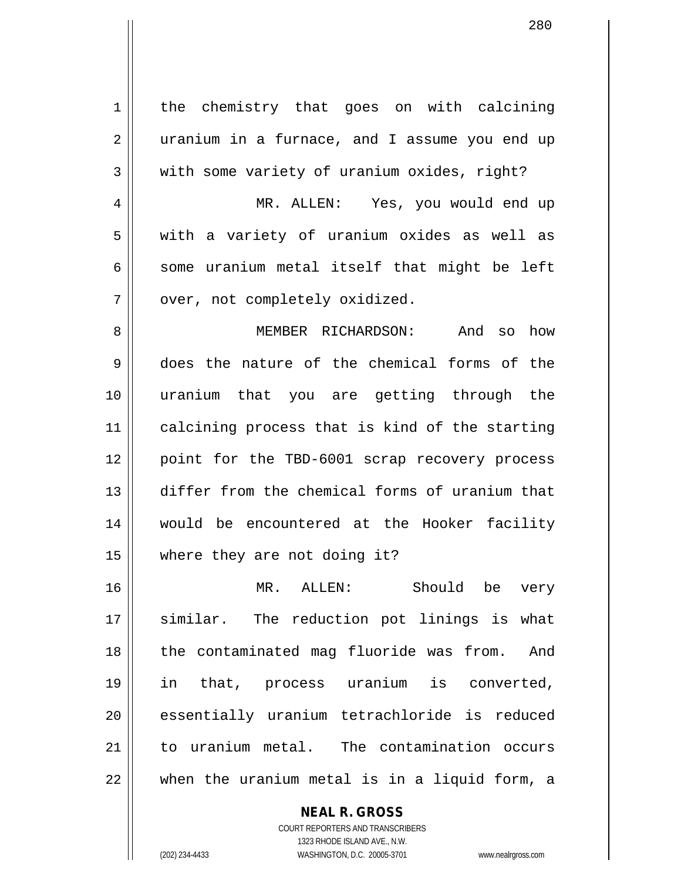the chemistry that goes on with calcining uranium in a furnace, and I assume you end up with some variety of uranium oxides, right?

MR. ALLEN: Yes, you would end up with a variety of uranium oxides as well as some uranium metal itself that might be left over, not completely oxidized.

MEMBER RICHARDSON: And so how does the nature of the chemical forms of the uranium that you are getting through the calcining process that is kind of the starting point for the TBD-6001 scrap recovery process differ from the chemical forms of uranium that would be encountered at the Hooker facility where they are not doing it?

MR. ALLEN: Should be very similar. The reduction pot linings is what the contaminated mag fluoride was from. And in that, process uranium is converted, essentially uranium tetrachloride is reduced to uranium metal. The contamination occurs when the uranium metal is in a liquid form, a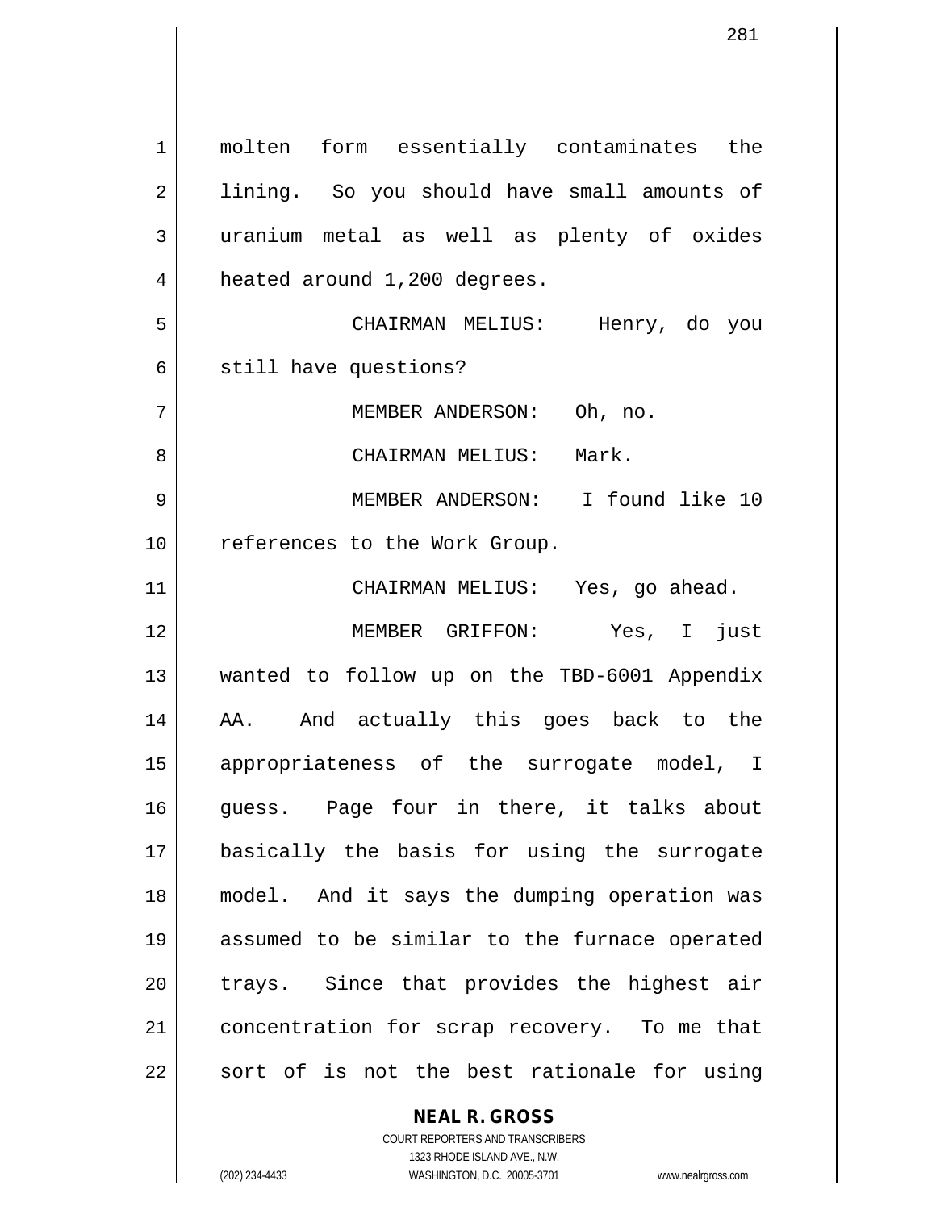molten form essentially contaminates the lining. So you should have small amounts of uranium metal as well as plenty of oxides heated around 1,200 degrees.

CHAIRMAN MELIUS: Henry, do you still have questions?

MEMBER ANDERSON: Oh, no.

CHAIRMAN MELIUS: Mark.

MEMBER ANDERSON: I found like 10 references to the Work Group.

CHAIRMAN MELIUS: Yes, go ahead.

MEMBER GRIFFON: Yes, I just wanted to follow up on the TBD-6001 Appendix AA. And actually this goes back to the appropriateness of the surrogate model, I guess. Page four in there, it talks about basically the basis for using the surrogate model. And it says the dumping operation was assumed to be similar to the furnace operated trays. Since that provides the highest air concentration for scrap recovery. To me that sort of is not the best rationale for using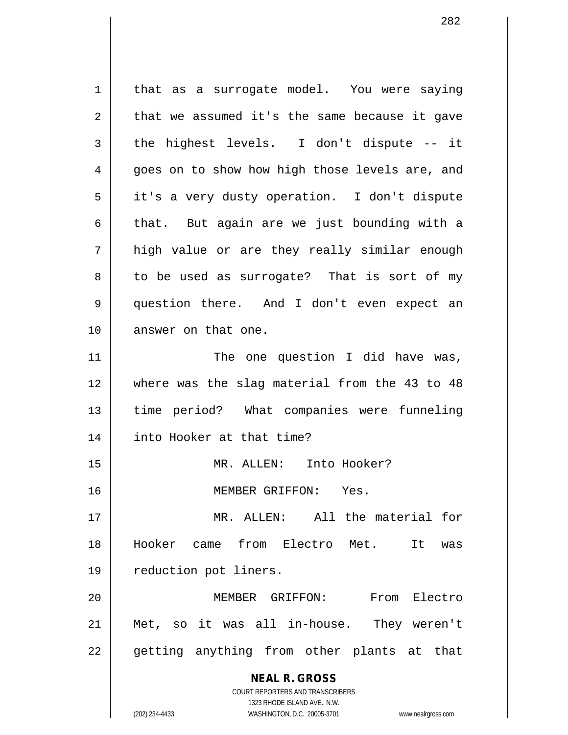that as a surrogate model. You were saying that we assumed it's the same because it gave the highest levels. I don't dispute -- it goes on to show how high those levels are, and it's a very dusty operation. I don't dispute that. But again are we just bounding with a high value or are they really similar enough to be used as surrogate? That is sort of my question there. And I don't even expect an answer on that one.

The one question I did have was, where was the slag material from the 43 to 48 time period? What companies were funneling into Hooker at that time?

MR. ALLEN: Into Hooker?

MEMBER GRIFFON: Yes.

MR. ALLEN: All the material for Hooker came from Electro Met. It was reduction pot liners.

MEMBER GRIFFON: From Electro Met, so it was all in-house. They weren't getting anything from other plants at that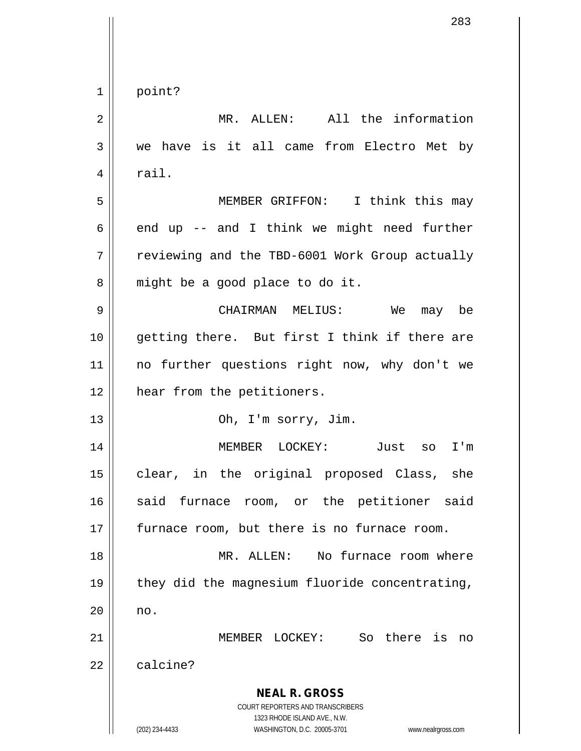point?

MR. ALLEN: All the information we have is it all came from Electro Met by rail.

MEMBER GRIFFON: I think this may end up -- and I think we might need further reviewing and the TBD-6001 Work Group actually might be a good place to do it.

CHAIRMAN MELIUS: We may be getting there. But first I think if there are no further questions right now, why don't we hear from the petitioners.

Oh, I'm sorry, Jim.

MEMBER LOCKEY: Just so I'm clear, in the original proposed Class, she said furnace room, or the petitioner said furnace room, but there is no furnace room.

MR. ALLEN: No furnace room where they did the magnesium fluoride concentrating, no.

MEMBER LOCKEY: So there is no calcine?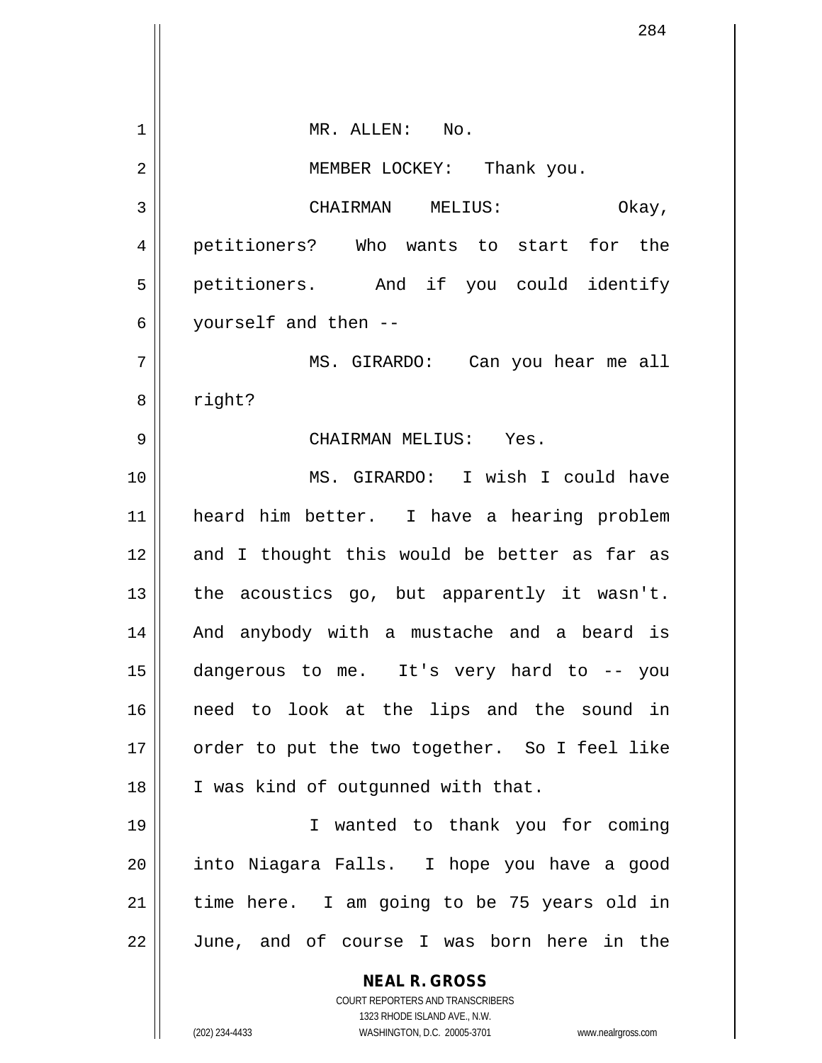MR. ALLEN: No.

MEMBER LOCKEY: Thank you.

CHAIRMAN MELIUS: Okay, petitioners? Who wants to start for the petitioners. And if you could identify yourself and then --

MS. GIRARDO: Can you hear me all right?

CHAIRMAN MELIUS: Yes.

MS. GIRARDO: I wish I could have heard him better. I have a hearing problem and I thought this would be better as far as the acoustics go, but apparently it wasn't. And anybody with a mustache and a beard is dangerous to me. It's very hard to -- you need to look at the lips and the sound in order to put the two together. So I feel like I was kind of outgunned with that.

I wanted to thank you for coming into Niagara Falls. I hope you have a good time here. I am going to be 75 years old in June, and of course I was born here in the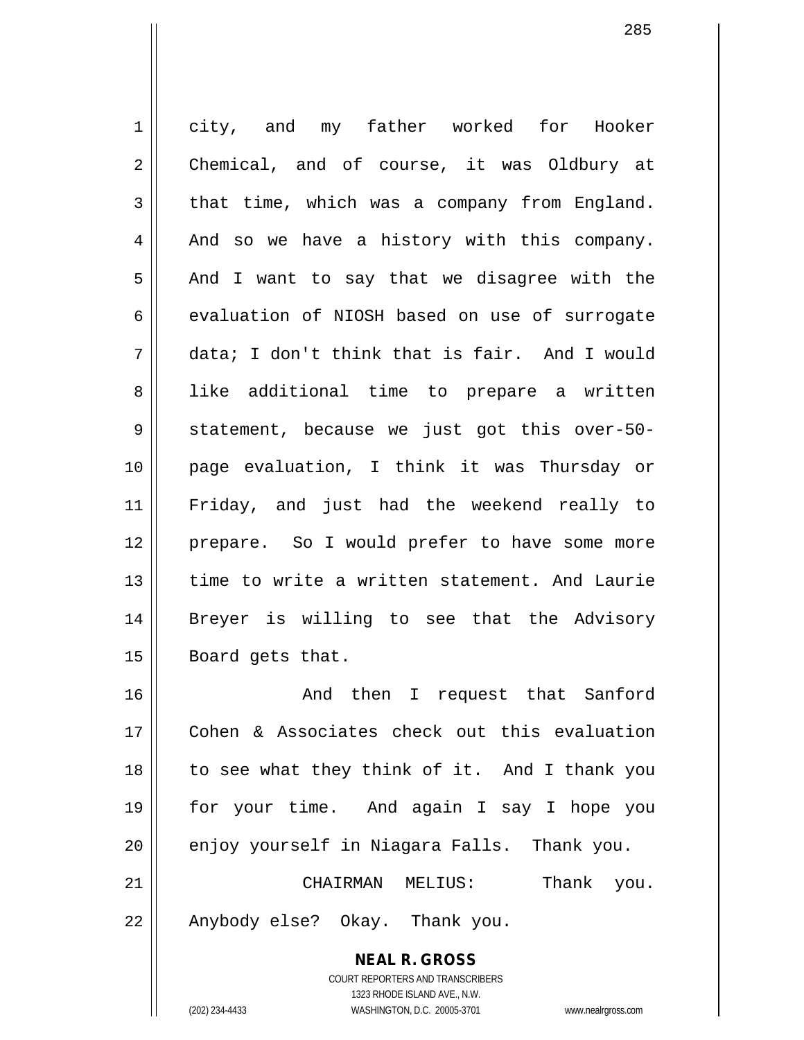city, and my father worked for Hooker Chemical, and of course, it was Oldbury at that time, which was a company from England. And so we have a history with this company. And I want to say that we disagree with the evaluation of NIOSH based on use of surrogate data; I don't think that is fair. And I would like additional time to prepare a written statement, because we just got this over-50-page evaluation, I think it was Thursday or Friday, and just had the weekend really to prepare. So I would prefer to have some more time to write a written statement. And Laurie Breyer is willing to see that the Advisory Board gets that.

And then I request that Sanford Cohen & Associates check out this evaluation to see what they think of it. And I thank you for your time. And again I say I hope you enjoy yourself in Niagara Falls. Thank you.

CHAIRMAN MELIUS: Thank you. Anybody else? Okay. Thank you.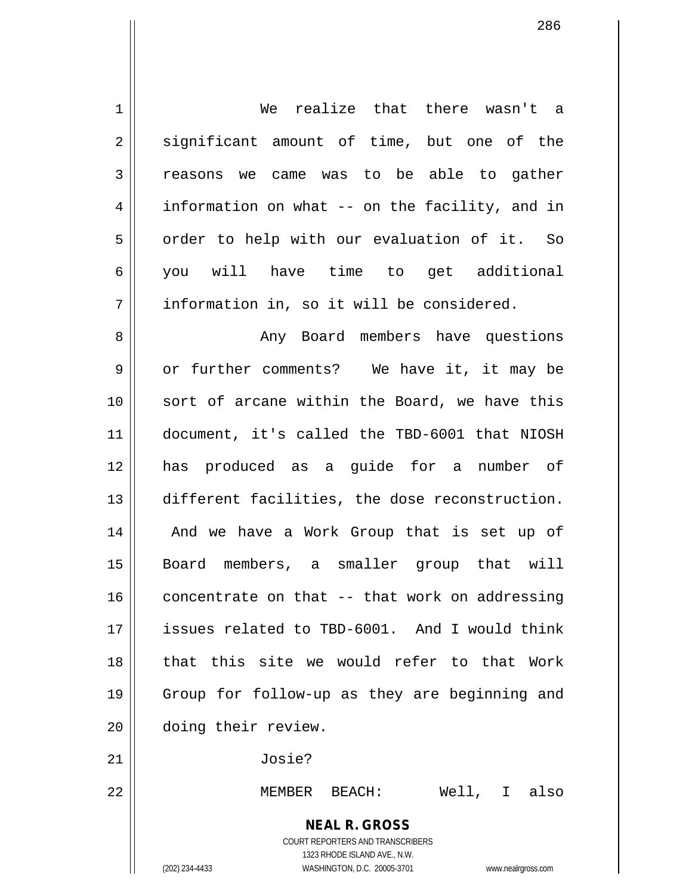We realize that there wasn't a significant amount of time, but one of the reasons we came was to be able to gather information on what -- on the facility, and in order to help with our evaluation of it. So you will have time to get additional information in, so it will be considered.

Any Board members have questions or further comments? We have it, it may be sort of arcane within the Board, we have this document, it's called the TBD-6001 that NIOSH has produced as a guide for a number of different facilities, the dose reconstruction. And we have a Work Group that is set up of Board members, a smaller group that will concentrate on that -- that work on addressing issues related to TBD-6001. And I would think that this site we would refer to that Work Group for follow-up as they are beginning and doing their review.

Josie?

MEMBER BEACH: Well, I also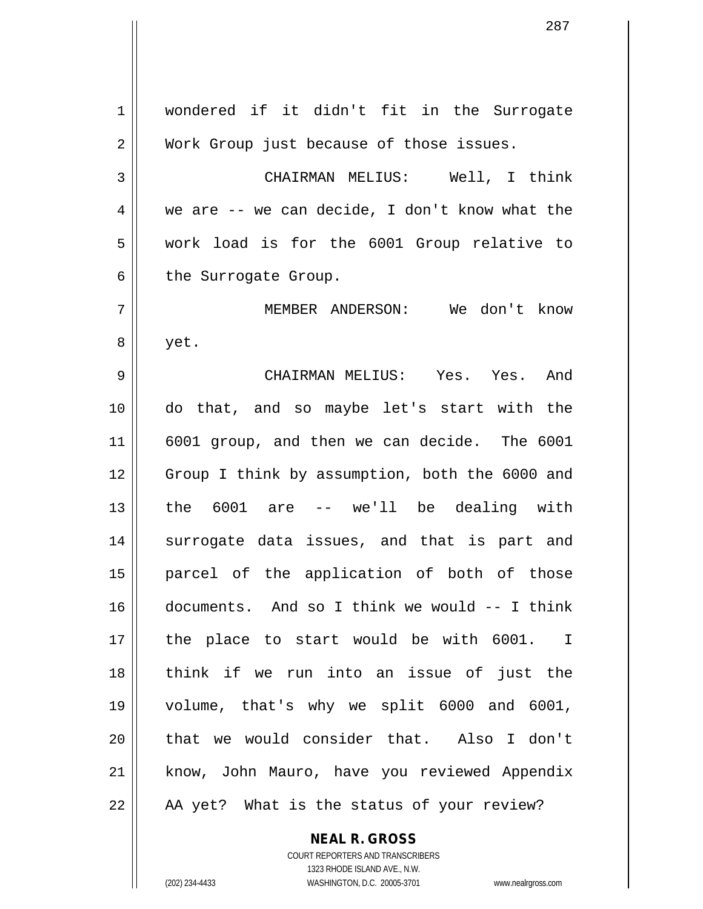wondered if it didn't fit in the Surrogate Work Group just because of those issues.

CHAIRMAN MELIUS: Well, I think we are -- we can decide, I don't know what the work load is for the 6001 Group relative to the Surrogate Group.

MEMBER ANDERSON: We don't know yet.

CHAIRMAN MELIUS: Yes. Yes. And do that, and so maybe let's start with the 6001 group, and then we can decide. The 6001 Group I think by assumption, both the 6000 and the 6001 are -- we'll be dealing with surrogate data issues, and that is part and parcel of the application of both of those documents. And so I think we would -- I think the place to start would be with 6001. I think if we run into an issue of just the volume, that's why we split 6000 and 6001, that we would consider that. Also I don't know, John Mauro, have you reviewed Appendix AA yet? What is the status of your review?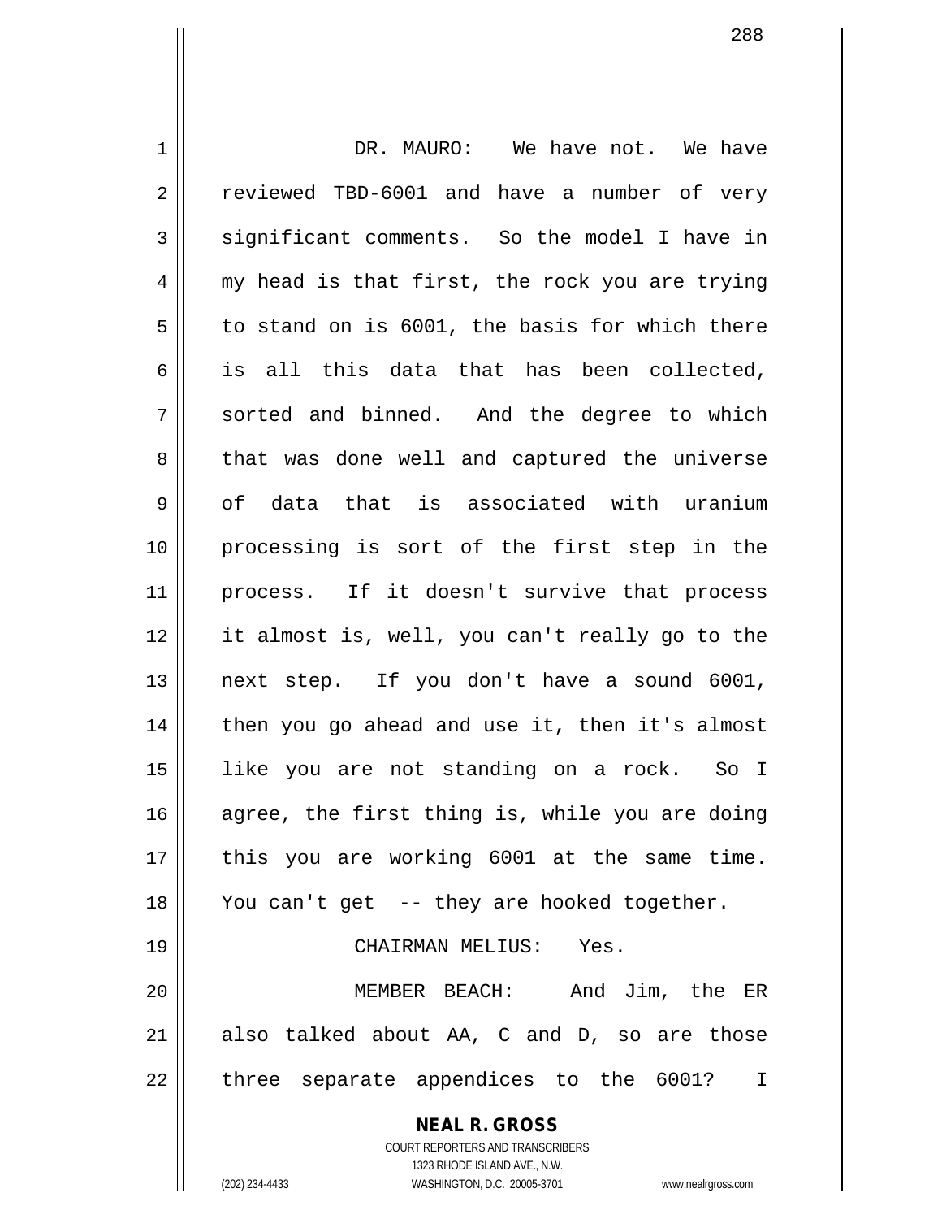DR. MAURO: We have not. We have reviewed TBD-6001 and have a number of very significant comments. So the model I have in my head is that first, the rock you are trying to stand on is 6001, the basis for which there is all this data that has been collected, sorted and binned. And the degree to which that was done well and captured the universe of data that is associated with uranium processing is sort of the first step in the process. If it doesn't survive that process it almost is, well, you can't really go to the next step. If you don't have a sound 6001, then you go ahead and use it, then it's almost like you are not standing on a rock. So I agree, the first thing is, while you are doing this you are working 6001 at the same time. You can't get -- they are hooked together.

CHAIRMAN MELIUS: Yes.

MEMBER BEACH: And Jim, the ER also talked about AA, C and D, so are those three separate appendices to the 6001? I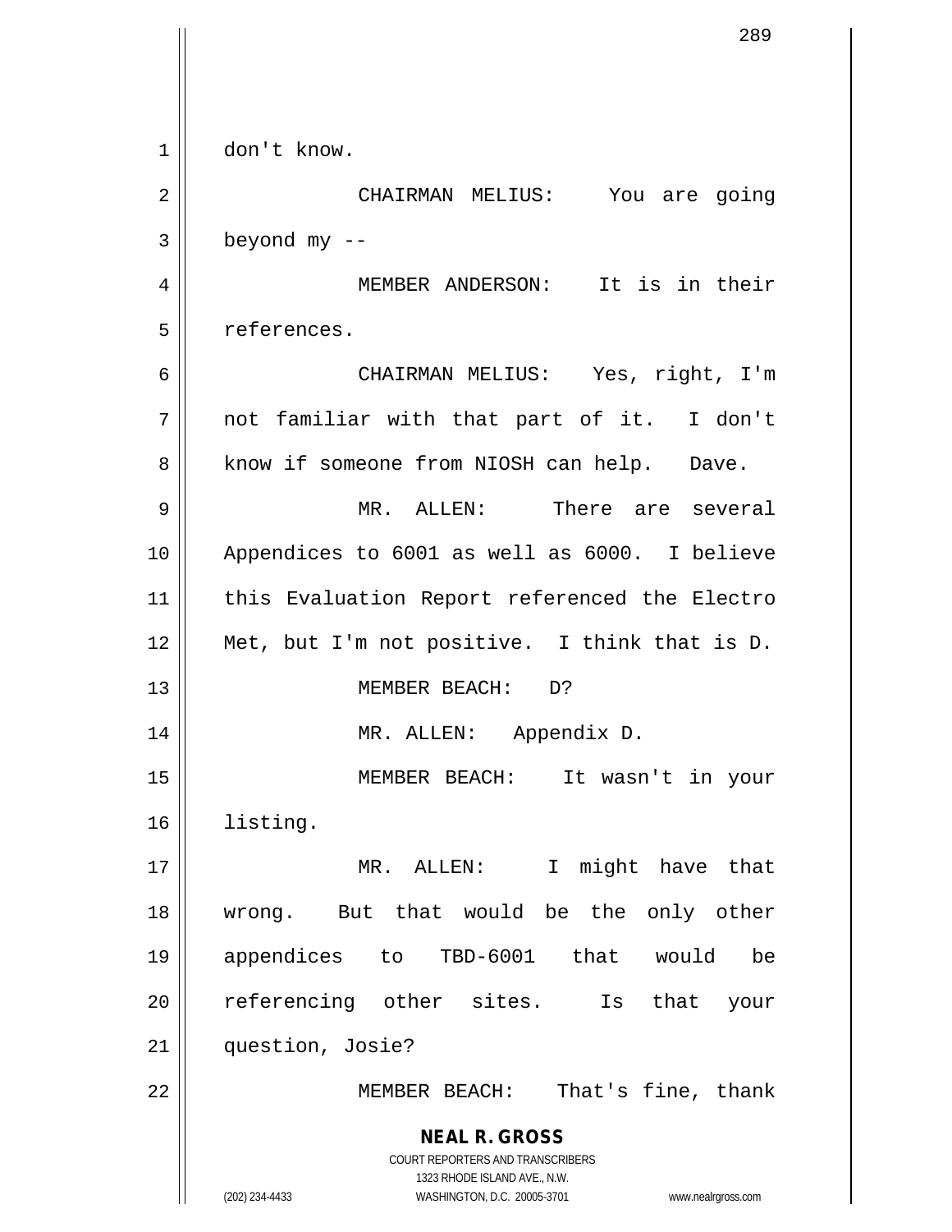don't know.

CHAIRMAN MELIUS: You are going beyond my --

MEMBER ANDERSON: It is in their references.

CHAIRMAN MELIUS: Yes, right, I'm not familiar with that part of it. I don't know if someone from NIOSH can help. Dave.

MR. ALLEN: There are several Appendices to 6001 as well as 6000. I believe this Evaluation Report referenced the Electro Met, but I'm not positive. I think that is D.

MEMBER BEACH: D?

MR. ALLEN: Appendix D.

MEMBER BEACH: It wasn't in your listing.

MR. ALLEN: I might have that wrong. But that would be the only other appendices to TBD-6001 that would be referencing other sites. Is that your question, Josie?

MEMBER BEACH: That's fine, thank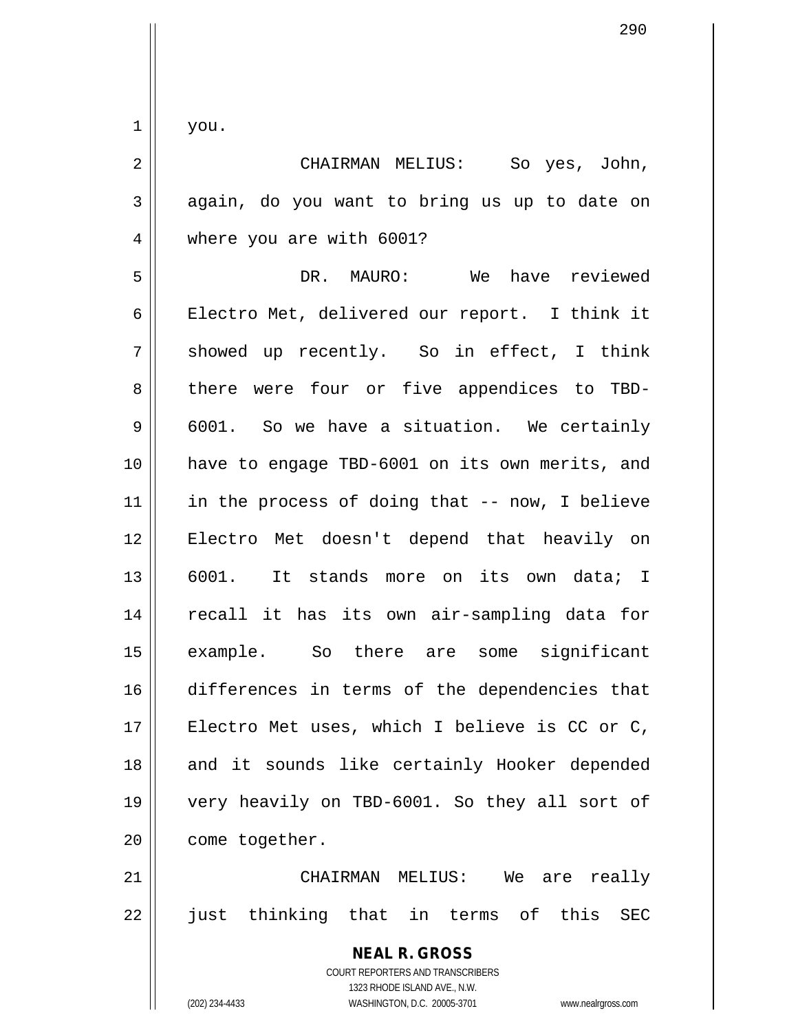you.

CHAIRMAN MELIUS: So yes, John, again, do you want to bring us up to date on where you are with 6001?

DR. MAURO: We have reviewed Electro Met, delivered our report. I think it showed up recently. So in effect, I think there were four or five appendices to TBD-6001. So we have a situation. We certainly have to engage TBD-6001 on its own merits, and in the process of doing that -- now, I believe Electro Met doesn't depend that heavily on 6001. It stands more on its own data; I recall it has its own air-sampling data for example. So there are some significant differences in terms of the dependencies that Electro Met uses, which I believe is CC or C, and it sounds like certainly Hooker depended very heavily on TBD-6001. So they all sort of come together.

CHAIRMAN MELIUS: We are really just thinking that in terms of this SEC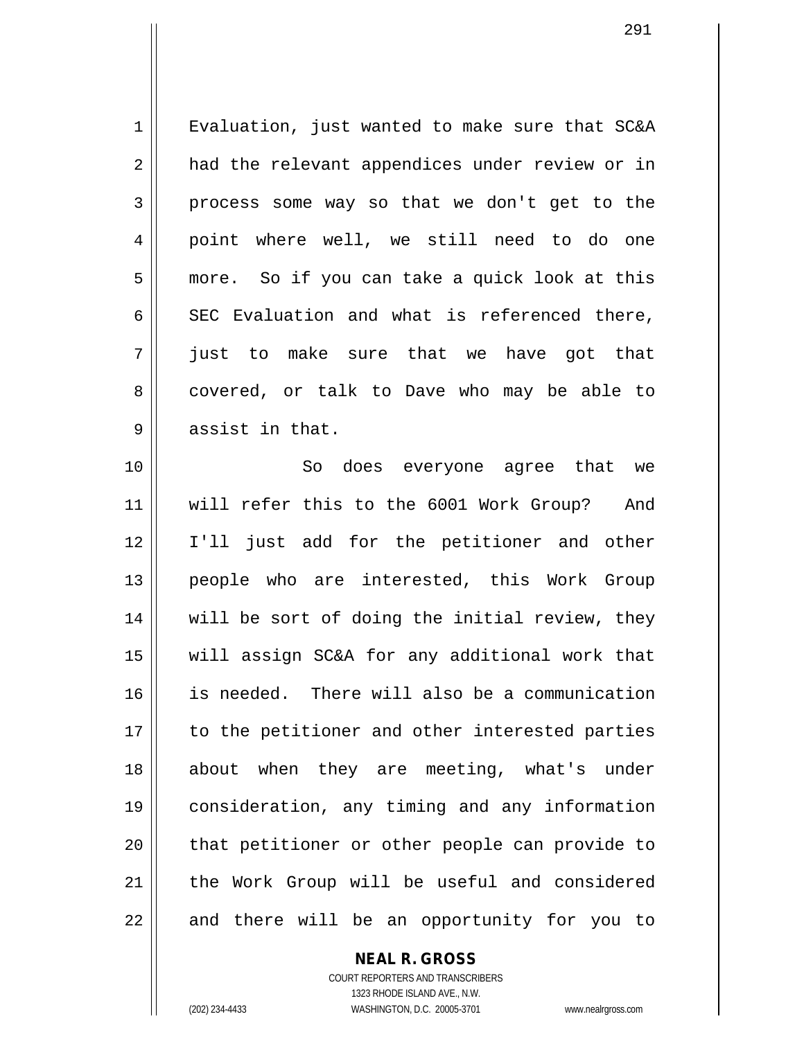Evaluation, just wanted to make sure that SC&A had the relevant appendices under review or in process some way so that we don't get to the point where well, we still need to do one more. So if you can take a quick look at this SEC Evaluation and what is referenced there, just to make sure that we have got that covered, or talk to Dave who may be able to assist in that.

So does everyone agree that we will refer this to the 6001 Work Group? And I'll just add for the petitioner and other people who are interested, this Work Group will be sort of doing the initial review, they will assign SC&A for any additional work that is needed. There will also be a communication to the petitioner and other interested parties about when they are meeting, what's under consideration, any timing and any information that petitioner or other people can provide to the Work Group will be useful and considered and there will be an opportunity for you to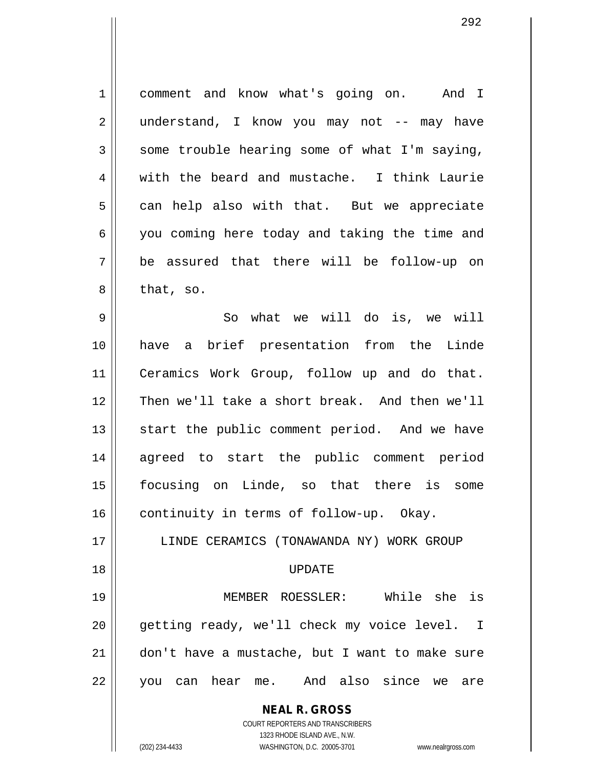comment and know what's going on. And I understand, I know you may not -- may have some trouble hearing some of what I'm saying, with the beard and mustache. I think Laurie can help also with that. But we appreciate you coming here today and taking the time and be assured that there will be follow-up on that, so.

So what we will do is, we will have a brief presentation from the Linde Ceramics Work Group, follow up and do that. Then we'll take a short break. And then we'll start the public comment period. And we have agreed to start the public comment period focusing on Linde, so that there is some continuity in terms of follow-up. Okay.

## LINDE CERAMICS (TONAWANDA NY) WORK GROUP UPDATE

MEMBER ROESSLER: While she is getting ready, we'll check my voice level. I don't have a mustache, but I want to make sure you can hear me. And also since we are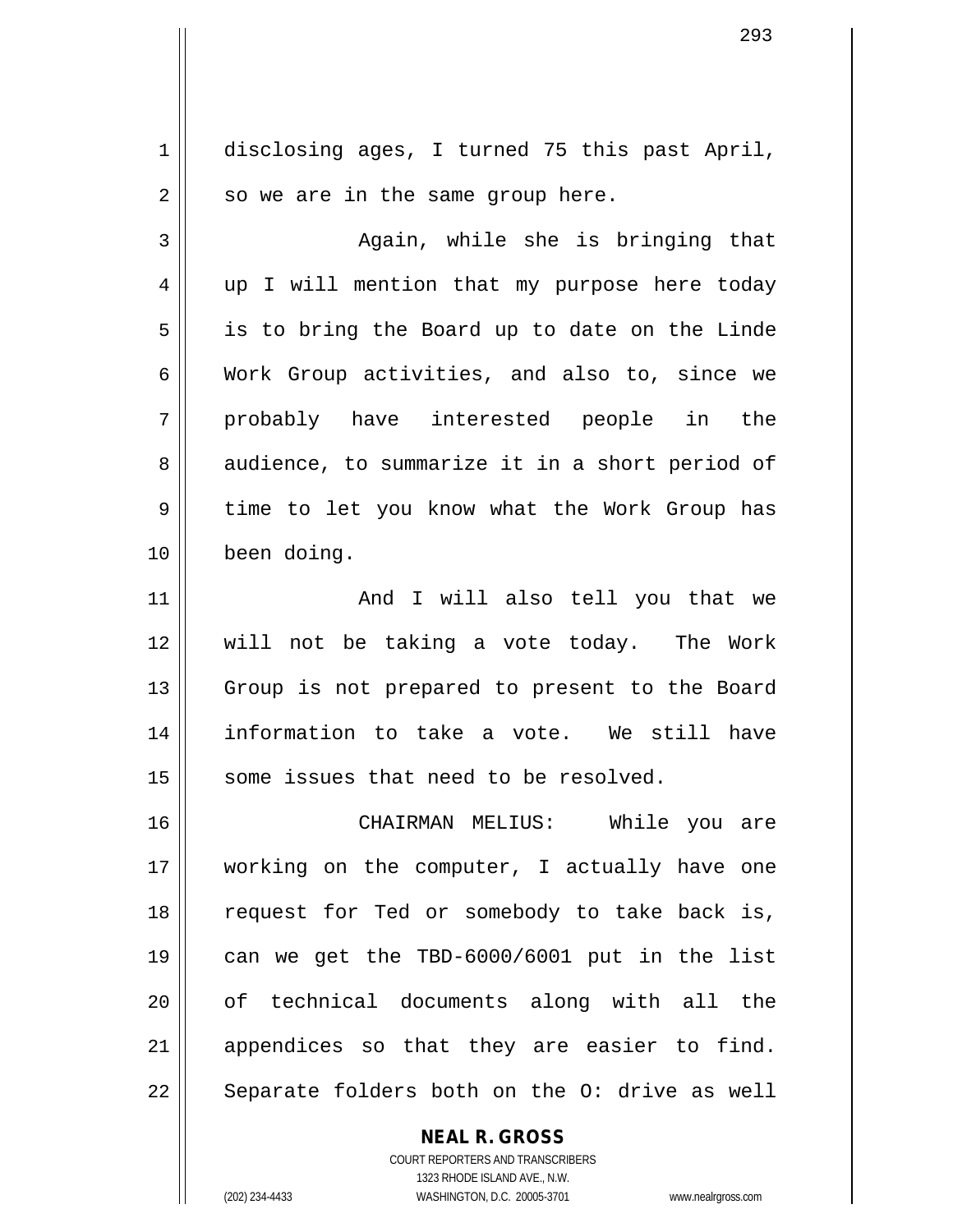disclosing ages, I turned 75 this past April, so we are in the same group here.

Again, while she is bringing that up I will mention that my purpose here today is to bring the Board up to date on the Linde Work Group activities, and also to, since we probably have interested people in the audience, to summarize it in a short period of time to let you know what the Work Group has been doing.

And I will also tell you that we will not be taking a vote today. The Work Group is not prepared to present to the Board information to take a vote. We still have some issues that need to be resolved.

CHAIRMAN MELIUS: While you are working on the computer, I actually have one request for Ted or somebody to take back is, can we get the TBD-6000/6001 put in the list of technical documents along with all the appendices so that they are easier to find. Separate folders both on the O: drive as well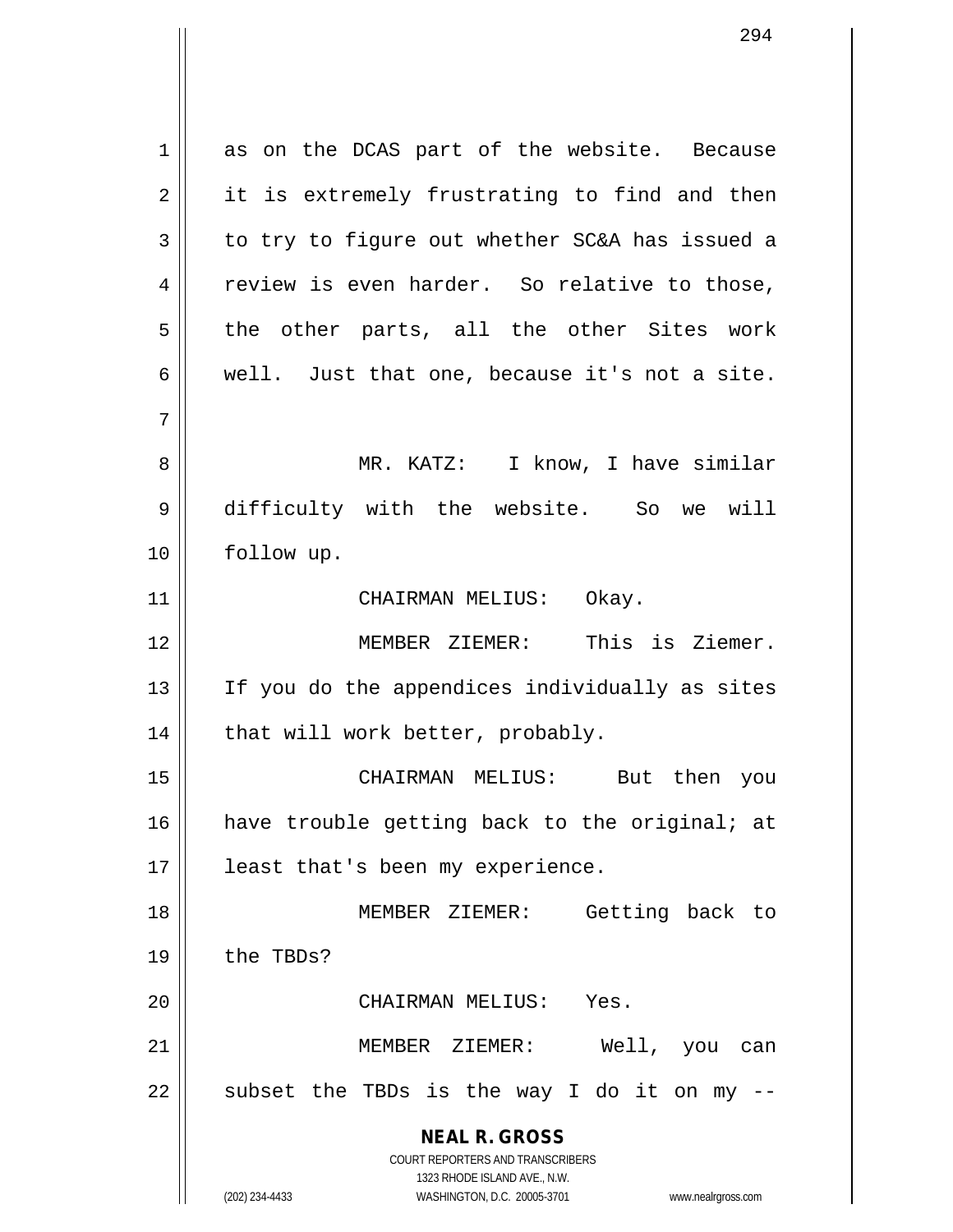as on the DCAS part of the website. Because it is extremely frustrating to find and then to try to figure out whether SC&A has issued a review is even harder. So relative to those, the other parts, all the other Sites work well. Just that one, because it's not a site.

MR. KATZ: I know, I have similar difficulty with the website. So we will follow up.

CHAIRMAN MELIUS: Okay.

MEMBER ZIEMER: This is Ziemer. If you do the appendices individually as sites that will work better, probably.

CHAIRMAN MELIUS: But then you have trouble getting back to the original; at least that's been my experience.

MEMBER ZIEMER: Getting back to the TBDs?

CHAIRMAN MELIUS: Yes.

MEMBER ZIEMER: Well, you can subset the TBDs is the way I do it on my --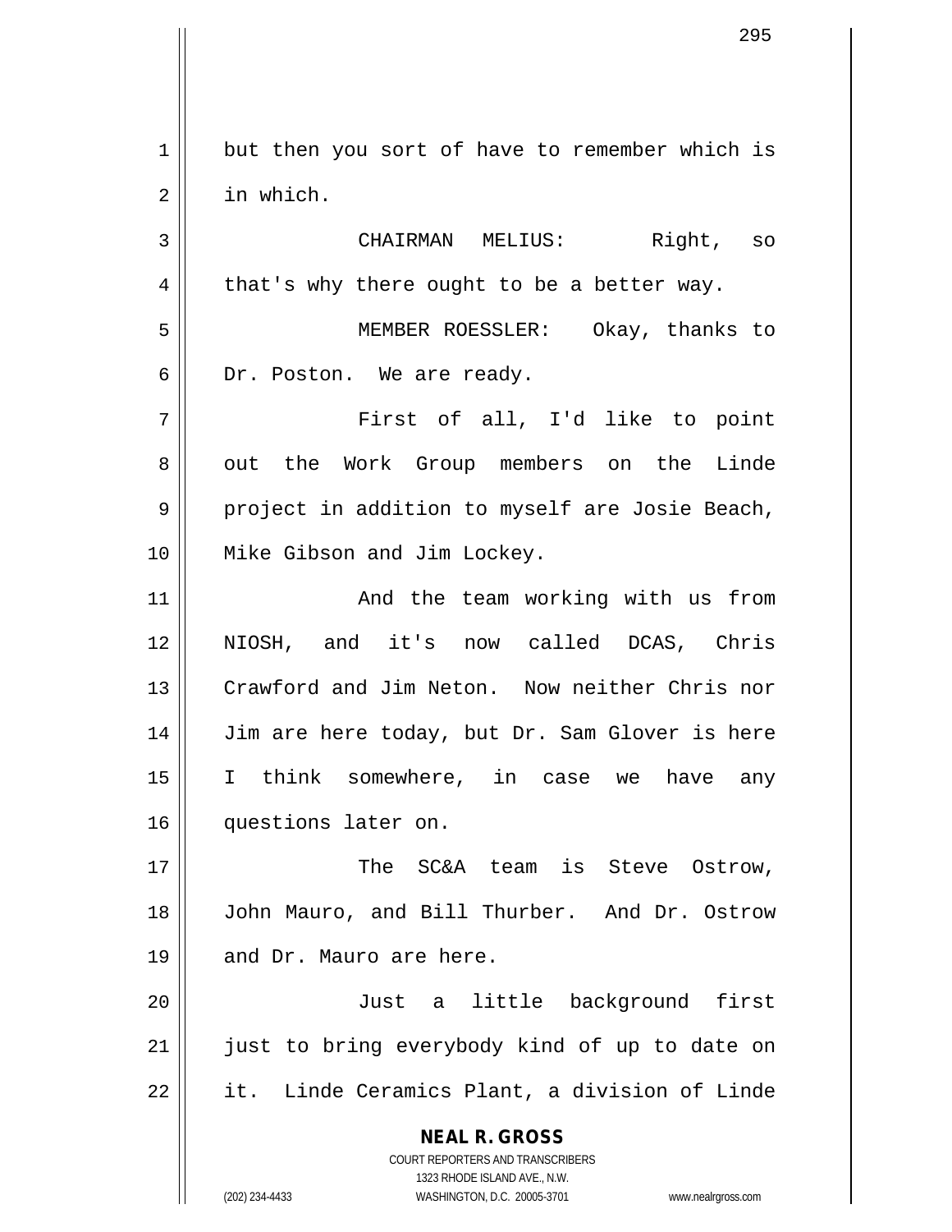but then you sort of have to remember which is in which.

CHAIRMAN MELIUS: Right, so that's why there ought to be a better way.

MEMBER ROESSLER: Okay, thanks to Dr. Poston. We are ready.

First of all, I'd like to point out the Work Group members on the Linde project in addition to myself are Josie Beach, Mike Gibson and Jim Lockey.

And the team working with us from NIOSH, and it's now called DCAS, Chris Crawford and Jim Neton. Now neither Chris nor Jim are here today, but Dr. Sam Glover is here I think somewhere, in case we have any questions later on.

The SC&A team is Steve Ostrow, John Mauro, and Bill Thurber. And Dr. Ostrow and Dr. Mauro are here.

Just a little background first just to bring everybody kind of up to date on it. Linde Ceramics Plant, a division of Linde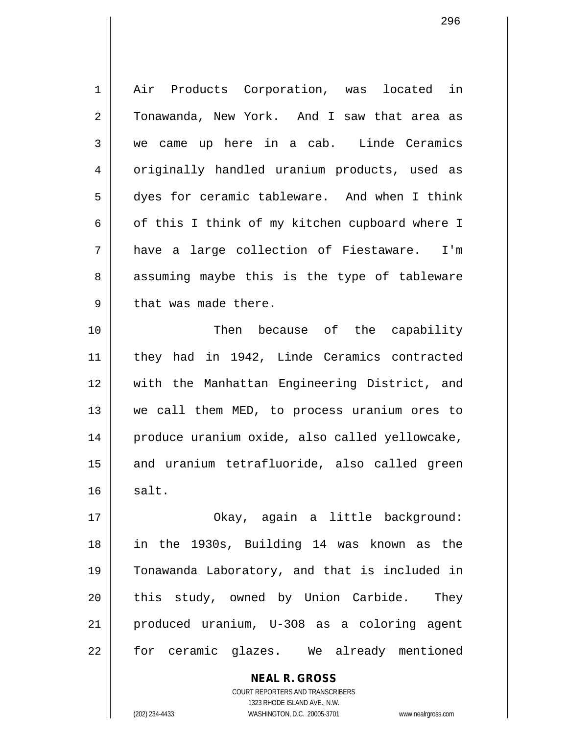Air Products Corporation, was located in Tonawanda, New York. And I saw that area as we came up here in a cab. Linde Ceramics originally handled uranium products, used as dyes for ceramic tableware. And when I think of this I think of my kitchen cupboard where I have a large collection of Fiestaware. I'm assuming maybe this is the type of tableware that was made there.

Then because of the capability they had in 1942, Linde Ceramics contracted with the Manhattan Engineering District, and we call them MED, to process uranium ores to produce uranium oxide, also called yellowcake, and uranium tetrafluoride, also called green salt.

Okay, again a little background: in the 1930s, Building 14 was known as the Tonawanda Laboratory, and that is included in this study, owned by Union Carbide. They produced uranium, U-3O8 as a coloring agent for ceramic glazes. We already mentioned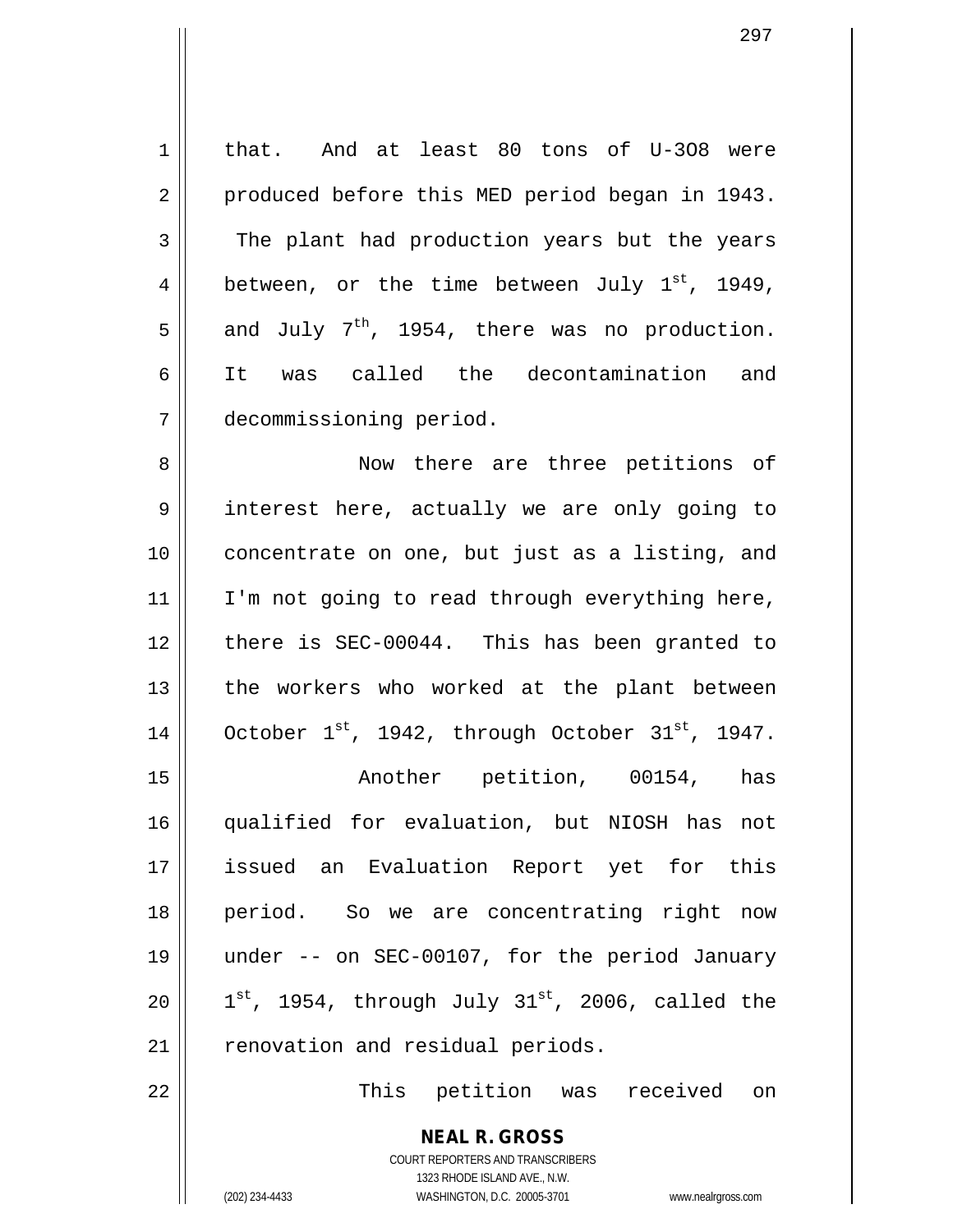that. And at least 80 tons of U-3O8 were produced before this MED period began in 1943. The plant had production years but the years between, or the time between July 1st, 1949, and July 7th, 1954, there was no production. It was called the decontamination and decommissioning period.

Now there are three petitions of interest here, actually we are only going to concentrate on one, but just as a listing, and I'm not going to read through everything here, there is SEC-00044. This has been granted to the workers who worked at the plant between October 1st, 1942, through October 31st, 1947.

Another petition, 00154, has qualified for evaluation, but NIOSH has not issued an Evaluation Report yet for this period. So we are concentrating right now under -- on SEC-00107, for the period January 1st, 1954, through July 31st, 2006, called the renovation and residual periods.

This petition was received on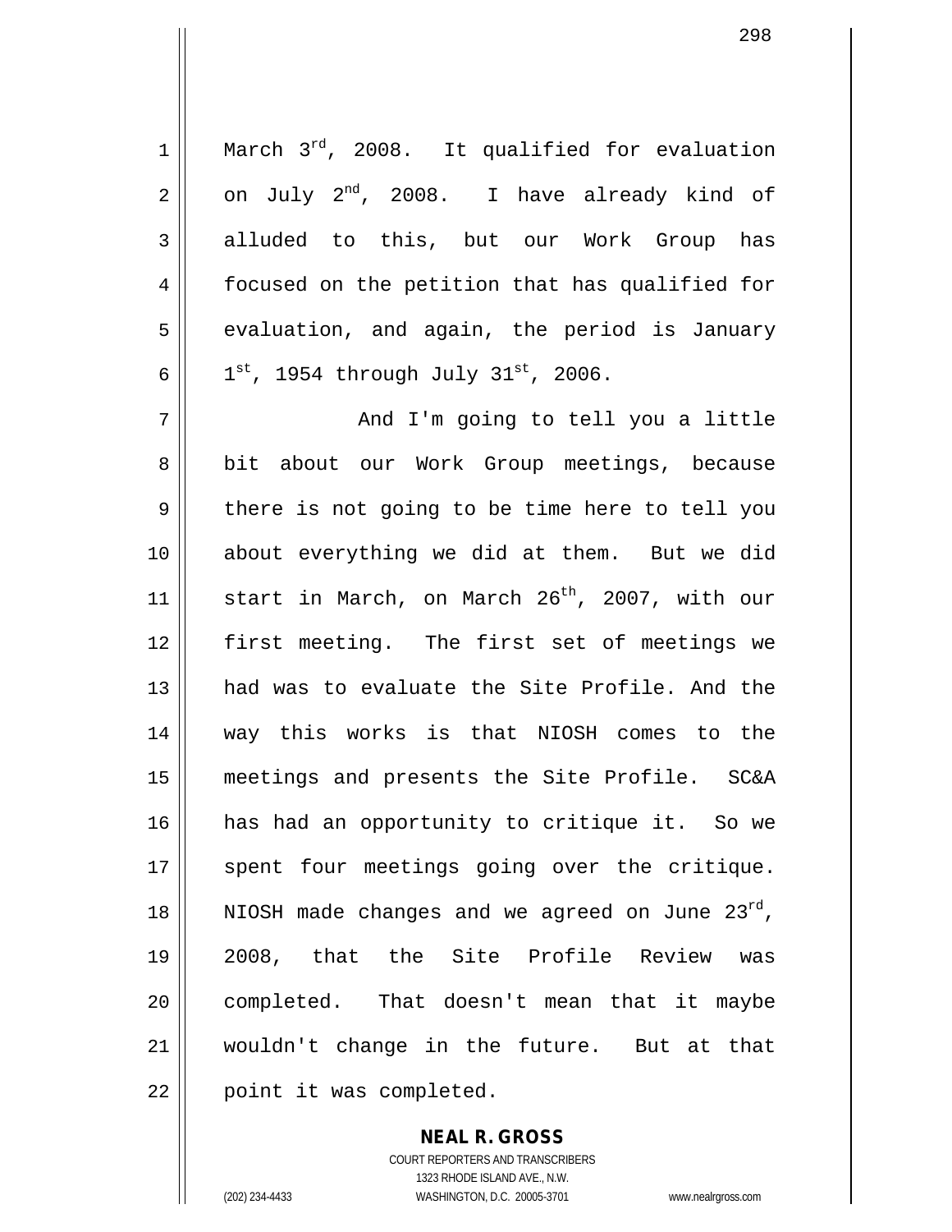March 3rd, 2008. It qualified for evaluation on July 2nd, 2008. I have already kind of alluded to this, but our Work Group has focused on the petition that has qualified for evaluation, and again, the period is January 1st, 1954 through July 31st, 2006.

And I'm going to tell you a little bit about our Work Group meetings, because there is not going to be time here to tell you about everything we did at them. But we did start in March, on March 26th, 2007, with our first meeting. The first set of meetings we had was to evaluate the Site Profile. And the way this works is that NIOSH comes to the meetings and presents the Site Profile. SC&A has had an opportunity to critique it. So we spent four meetings going over the critique. NIOSH made changes and we agreed on June 23rd, 2008, that the Site Profile Review was completed. That doesn't mean that it maybe wouldn't change in the future. But at that point it was completed.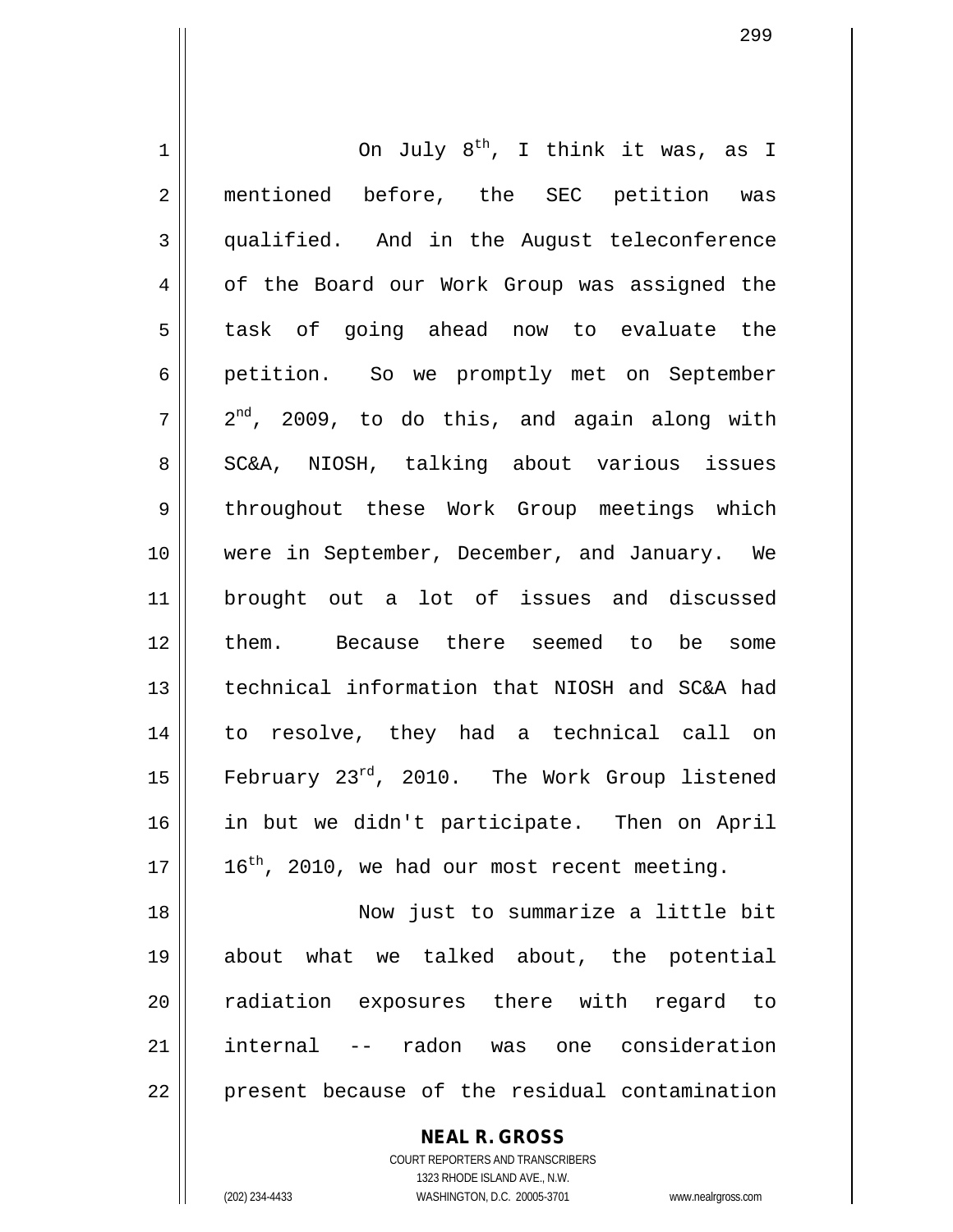On July 8th, I think it was, as I mentioned before, the SEC petition was qualified. And in the August teleconference of the Board our Work Group was assigned the task of going ahead now to evaluate the petition. So we promptly met on September 2nd, 2009, to do this, and again along with SC&A, NIOSH, talking about various issues throughout these Work Group meetings which were in September, December, and January. We brought out a lot of issues and discussed them. Because there seemed to be some technical information that NIOSH and SC&A had to resolve, they had a technical call on February 23rd, 2010. The Work Group listened in but we didn't participate. Then on April 16th, 2010, we had our most recent meeting.

Now just to summarize a little bit about what we talked about, the potential radiation exposures there with regard to internal -- radon was one consideration present because of the residual contamination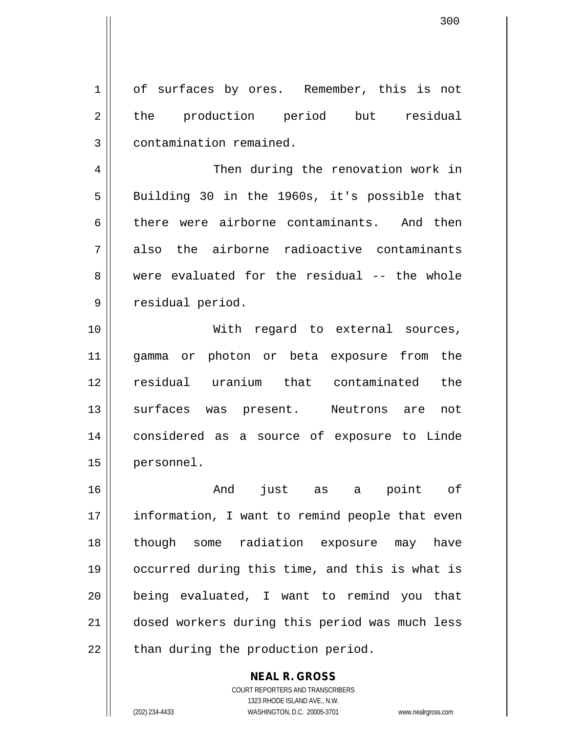of surfaces by ores. Remember, this is not the production period but residual contamination remained.

Then during the renovation work in Building 30 in the 1960s, it's possible that there were airborne contaminants. And then also the airborne radioactive contaminants were evaluated for the residual -- the whole residual period.

With regard to external sources, gamma or photon or beta exposure from the residual uranium that contaminated the surfaces was present. Neutrons are not considered as a source of exposure to Linde personnel.

And just as a point of information, I want to remind people that even though some radiation exposure may have occurred during this time, and this is what is being evaluated, I want to remind you that dosed workers during this period was much less than during the production period.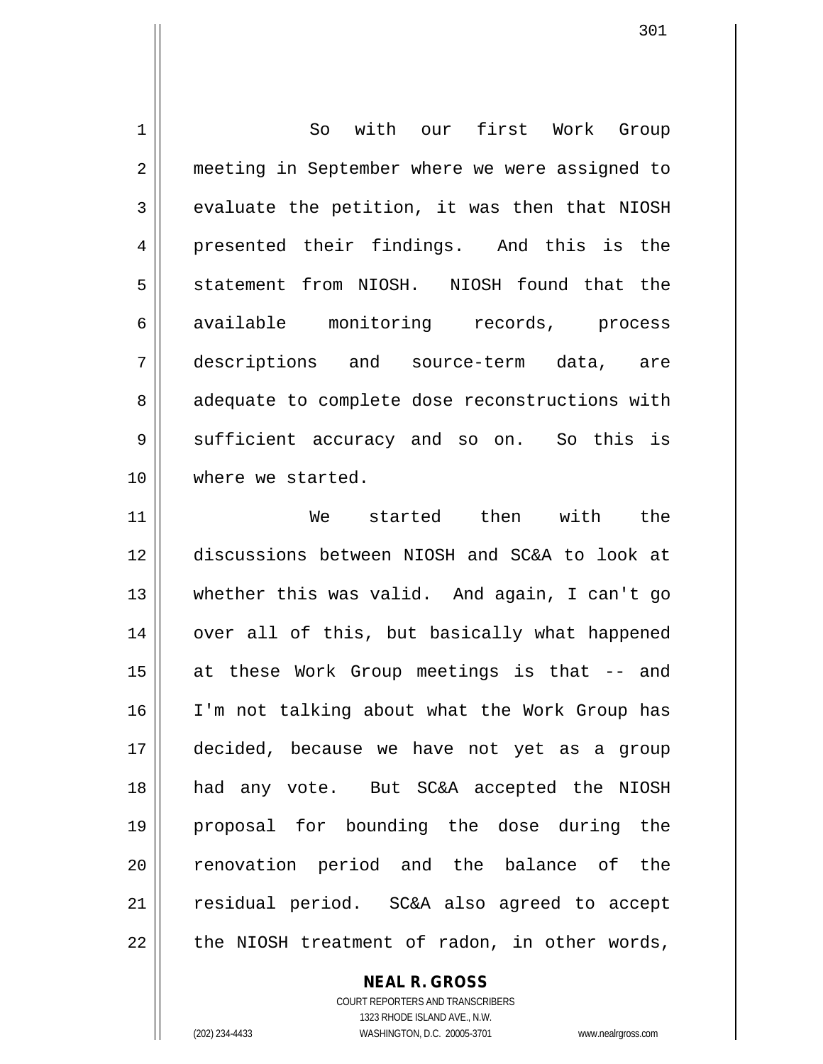So with our first Work Group meeting in September where we were assigned to evaluate the petition, it was then that NIOSH presented their findings. And this is the statement from NIOSH. NIOSH found that the available monitoring records, process descriptions and source-term data, are adequate to complete dose reconstructions with sufficient accuracy and so on. So this is where we started.

We started then with the discussions between NIOSH and SC&A to look at whether this was valid. And again, I can't go over all of this, but basically what happened at these Work Group meetings is that -- and I'm not talking about what the Work Group has decided, because we have not yet as a group had any vote. But SC&A accepted the NIOSH proposal for bounding the dose during the renovation period and the balance of the residual period. SC&A also agreed to accept the NIOSH treatment of radon, in other words,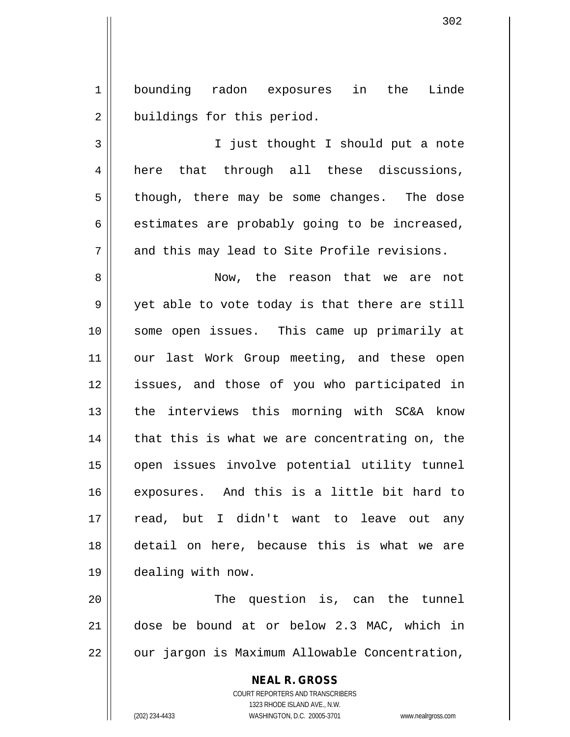bounding radon exposures in the Linde buildings for this period.

I just thought I should put a note here that through all these discussions, though, there may be some changes. The dose estimates are probably going to be increased, and this may lead to Site Profile revisions.

Now, the reason that we are not yet able to vote today is that there are still some open issues. This came up primarily at our last Work Group meeting, and these open issues, and those of you who participated in the interviews this morning with SC&A know that this is what we are concentrating on, the open issues involve potential utility tunnel exposures. And this is a little bit hard to read, but I didn't want to leave out any detail on here, because this is what we are dealing with now.

The question is, can the tunnel dose be bound at or below 2.3 MAC, which in our jargon is Maximum Allowable Concentration,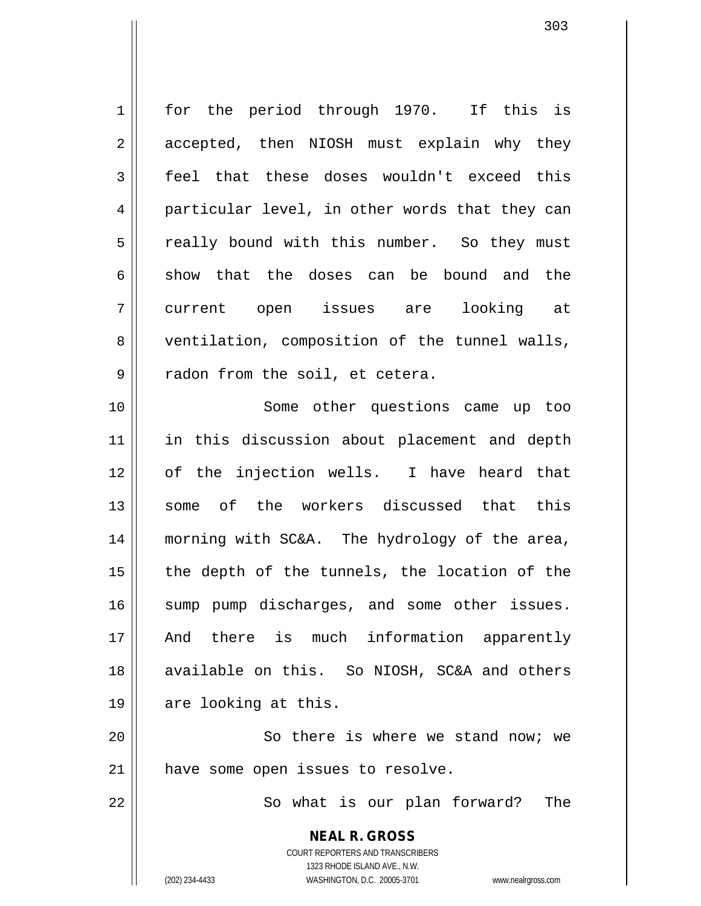for the period through 1970. If this is accepted, then NIOSH must explain why they feel that these doses wouldn't exceed this particular level, in other words that they can really bound with this number. So they must show that the doses can be bound and the current open issues are looking at ventilation, composition of the tunnel walls, radon from the soil, et cetera.

Some other questions came up too in this discussion about placement and depth of the injection wells. I have heard that some of the workers discussed that this morning with SC&A. The hydrology of the area, the depth of the tunnels, the location of the sump pump discharges, and some other issues. And there is much information apparently available on this. So NIOSH, SC&A and others are looking at this.

So there is where we stand now; we have some open issues to resolve.

So what is our plan forward? The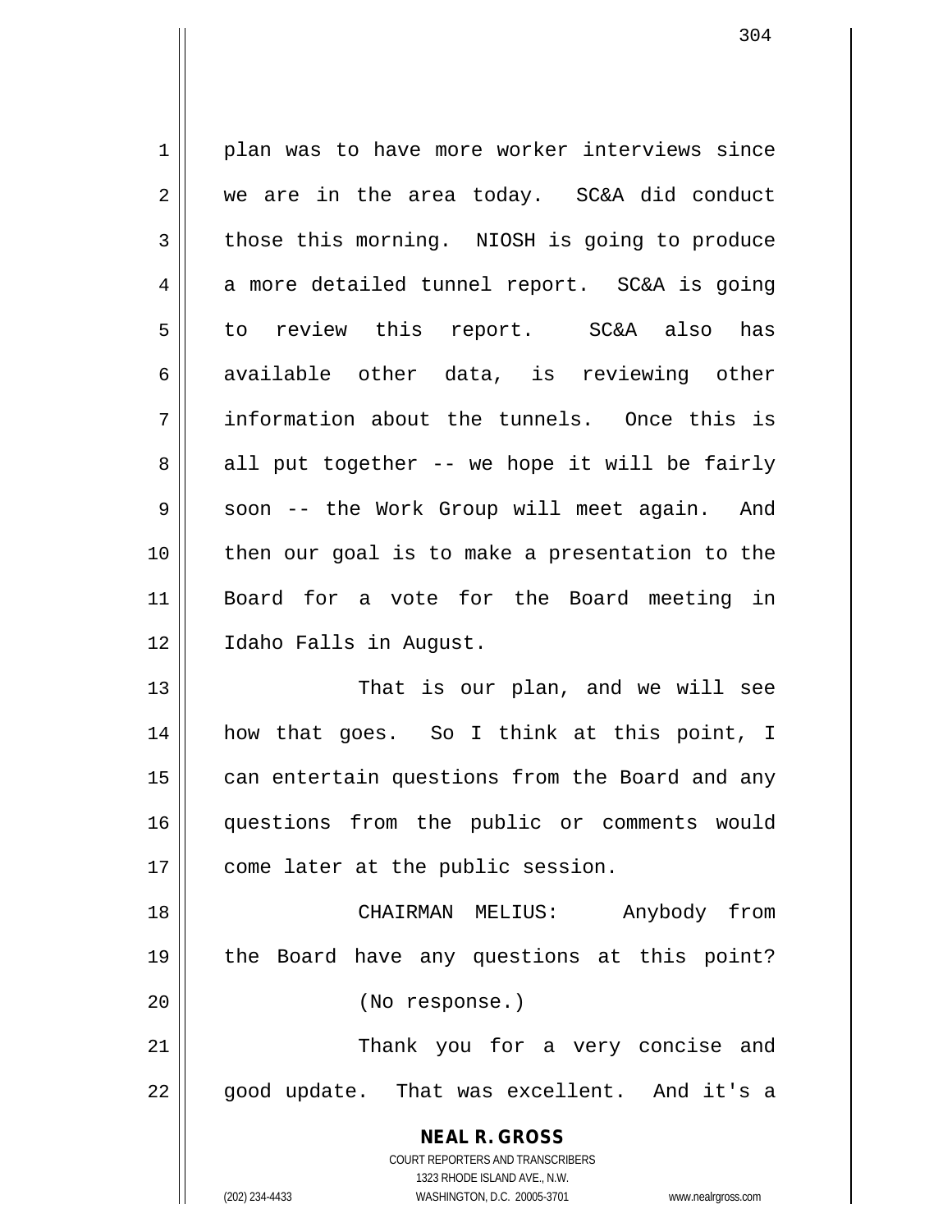plan was to have more worker interviews since we are in the area today. SC&A did conduct those this morning. NIOSH is going to produce a more detailed tunnel report. SC&A is going to review this report. SC&A also has available other data, is reviewing other information about the tunnels. Once this is all put together -- we hope it will be fairly soon -- the Work Group will meet again. And then our goal is to make a presentation to the Board for a vote for the Board meeting in Idaho Falls in August.

That is our plan, and we will see how that goes. So I think at this point, I can entertain questions from the Board and any questions from the public or comments would come later at the public session.

CHAIRMAN MELIUS: Anybody from the Board have any questions at this point?

(No response.)

Thank you for a very concise and good update. That was excellent. And it's a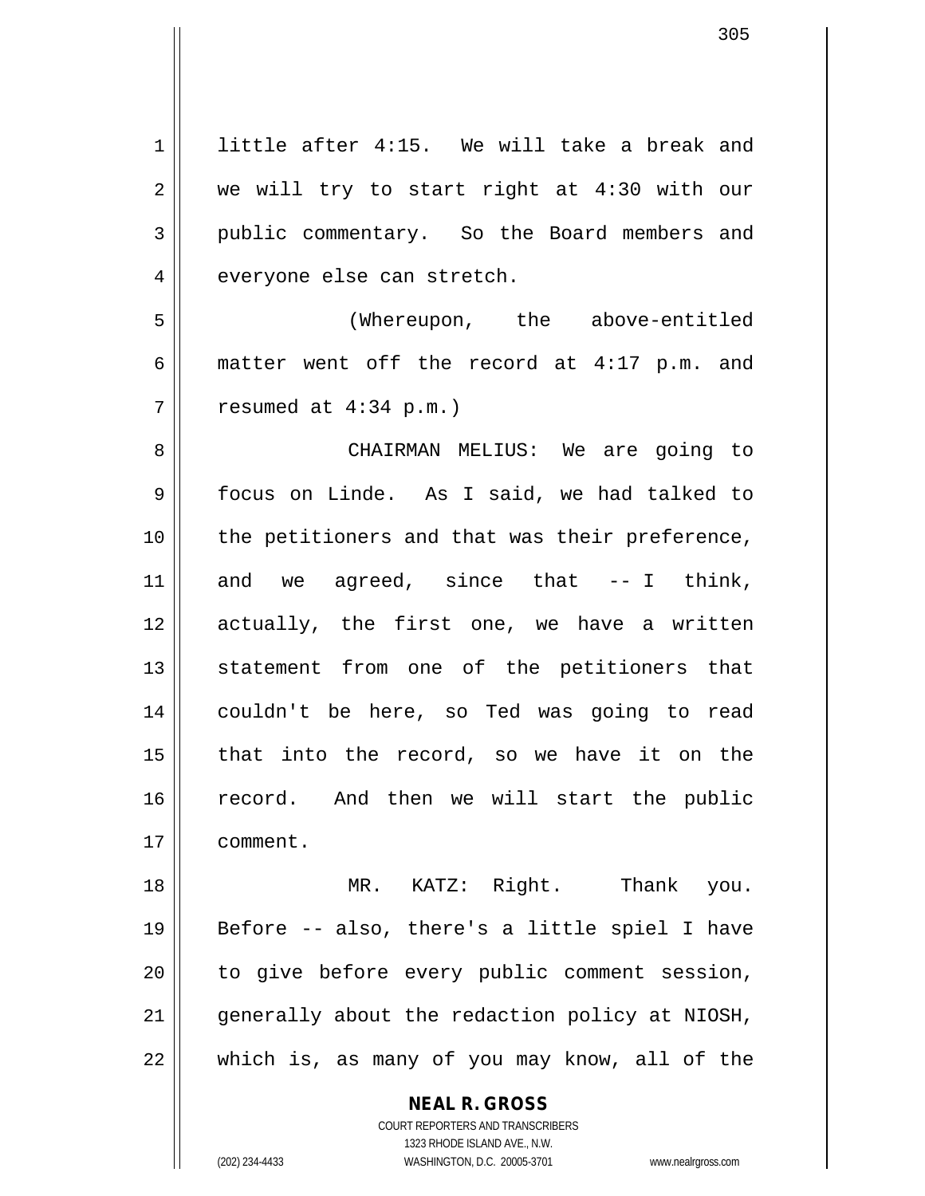little after 4:15. We will take a break and we will try to start right at 4:30 with our public commentary. So the Board members and everyone else can stretch.

(Whereupon, the above-entitled matter went off the record at 4:17 p.m. and resumed at 4:34 p.m.)

CHAIRMAN MELIUS: We are going to focus on Linde. As I said, we had talked to the petitioners and that was their preference, and we agreed, since that -- I think, actually, the first one, we have a written statement from one of the petitioners that couldn't be here, so Ted was going to read that into the record, so we have it on the record. And then we will start the public comment.

MR. KATZ: Right. Thank you. Before -- also, there's a little spiel I have to give before every public comment session, generally about the redaction policy at NIOSH, which is, as many of you may know, all of the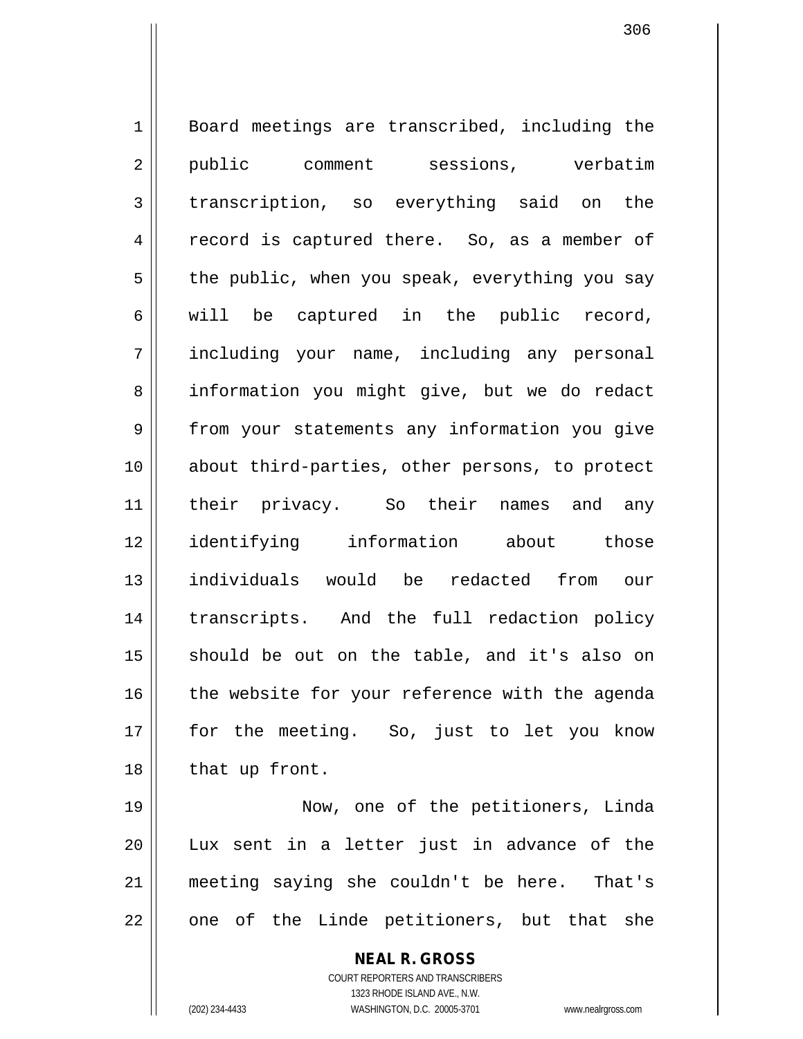Board meetings are transcribed, including the public comment sessions, verbatim transcription, so everything said on the record is captured there. So, as a member of the public, when you speak, everything you say will be captured in the public record, including your name, including any personal information you might give, but we do redact from your statements any information you give about third-parties, other persons, to protect their privacy. So their names and any identifying information about those individuals would be redacted from our transcripts. And the full redaction policy should be out on the table, and it's also on the website for your reference with the agenda for the meeting. So, just to let you know that up front.

Now, one of the petitioners, Linda Lux sent in a letter just in advance of the meeting saying she couldn't be here. That's one of the Linde petitioners, but that she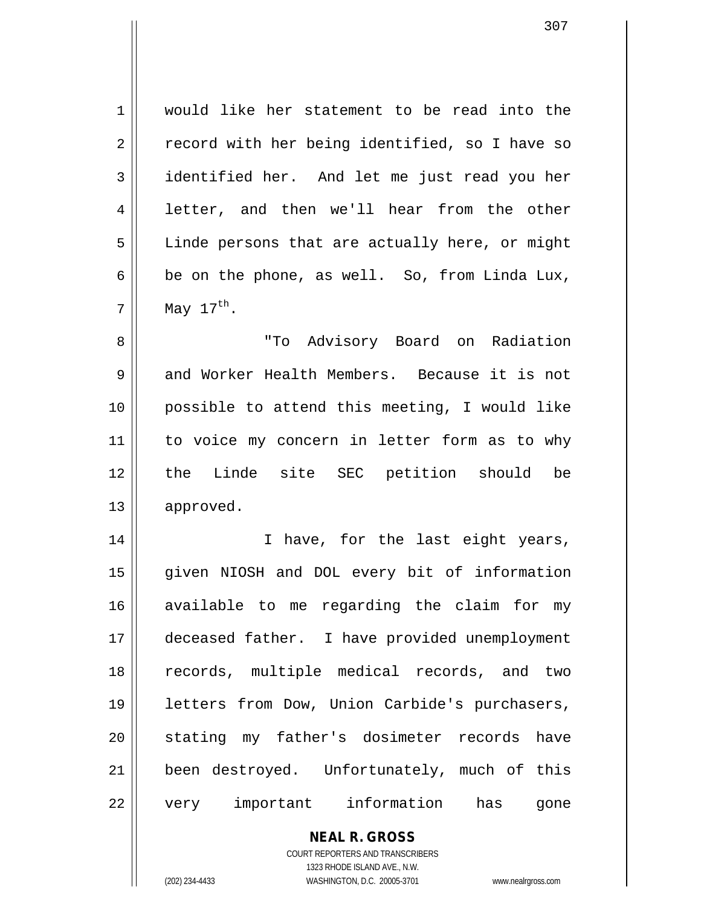would like her statement to be read into the record with her being identified, so I have so identified her. And let me just read you her letter, and then we'll hear from the other Linde persons that are actually here, or might be on the phone, as well. So, from Linda Lux, May 17th.

"To Advisory Board on Radiation and Worker Health Members. Because it is not possible to attend this meeting, I would like to voice my concern in letter form as to why the Linde site SEC petition should be approved.

I have, for the last eight years, given NIOSH and DOL every bit of information available to me regarding the claim for my deceased father. I have provided unemployment records, multiple medical records, and two letters from Dow, Union Carbide's purchasers, stating my father's dosimeter records have been destroyed. Unfortunately, much of this very important information has gone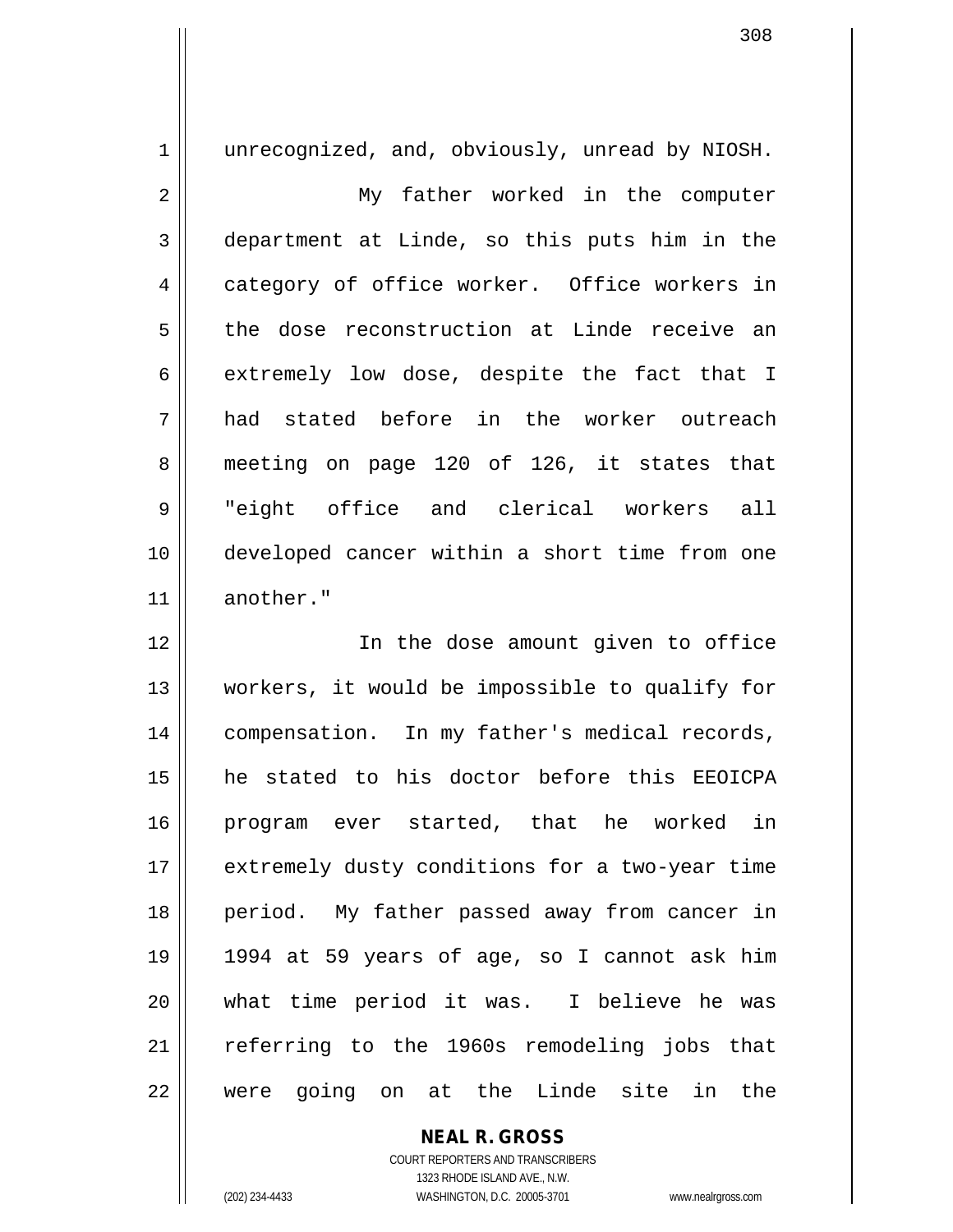unrecognized, and, obviously, unread by NIOSH.

My father worked in the computer department at Linde, so this puts him in the category of office worker. Office workers in the dose reconstruction at Linde receive an extremely low dose, despite the fact that I had stated before in the worker outreach meeting on page 120 of 126, it states that "eight office and clerical workers all developed cancer within a short time from one another."

In the dose amount given to office workers, it would be impossible to qualify for compensation. In my father's medical records, he stated to his doctor before this EEOICPA program ever started, that he worked in extremely dusty conditions for a two-year time period. My father passed away from cancer in 1994 at 59 years of age, so I cannot ask him what time period it was. I believe he was referring to the 1960s remodeling jobs that were going on at the Linde site in the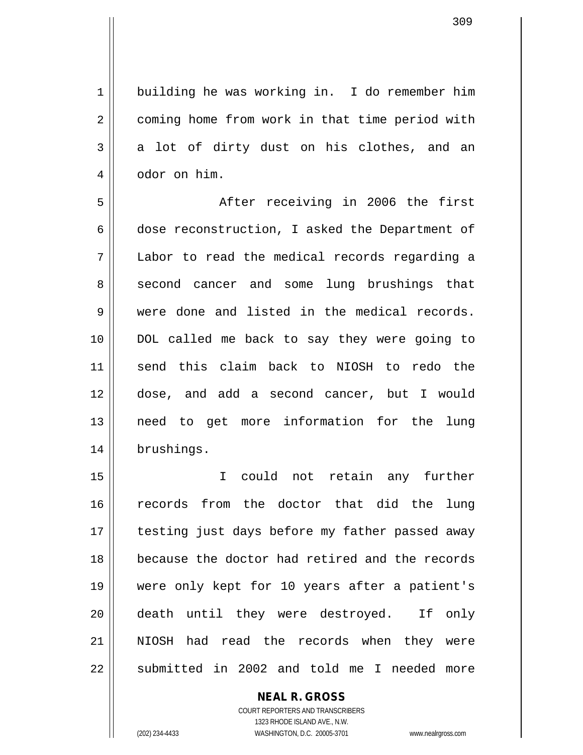building he was working in. I do remember him coming home from work in that time period with a lot of dirty dust on his clothes, and an odor on him.

After receiving in 2006 the first dose reconstruction, I asked the Department of Labor to read the medical records regarding a second cancer and some lung brushings that were done and listed in the medical records. DOL called me back to say they were going to send this claim back to NIOSH to redo the dose, and add a second cancer, but I would need to get more information for the lung brushings.

I could not retain any further records from the doctor that did the lung testing just days before my father passed away because the doctor had retired and the records were only kept for 10 years after a patient's death until they were destroyed. If only NIOSH had read the records when they were submitted in 2002 and told me I needed more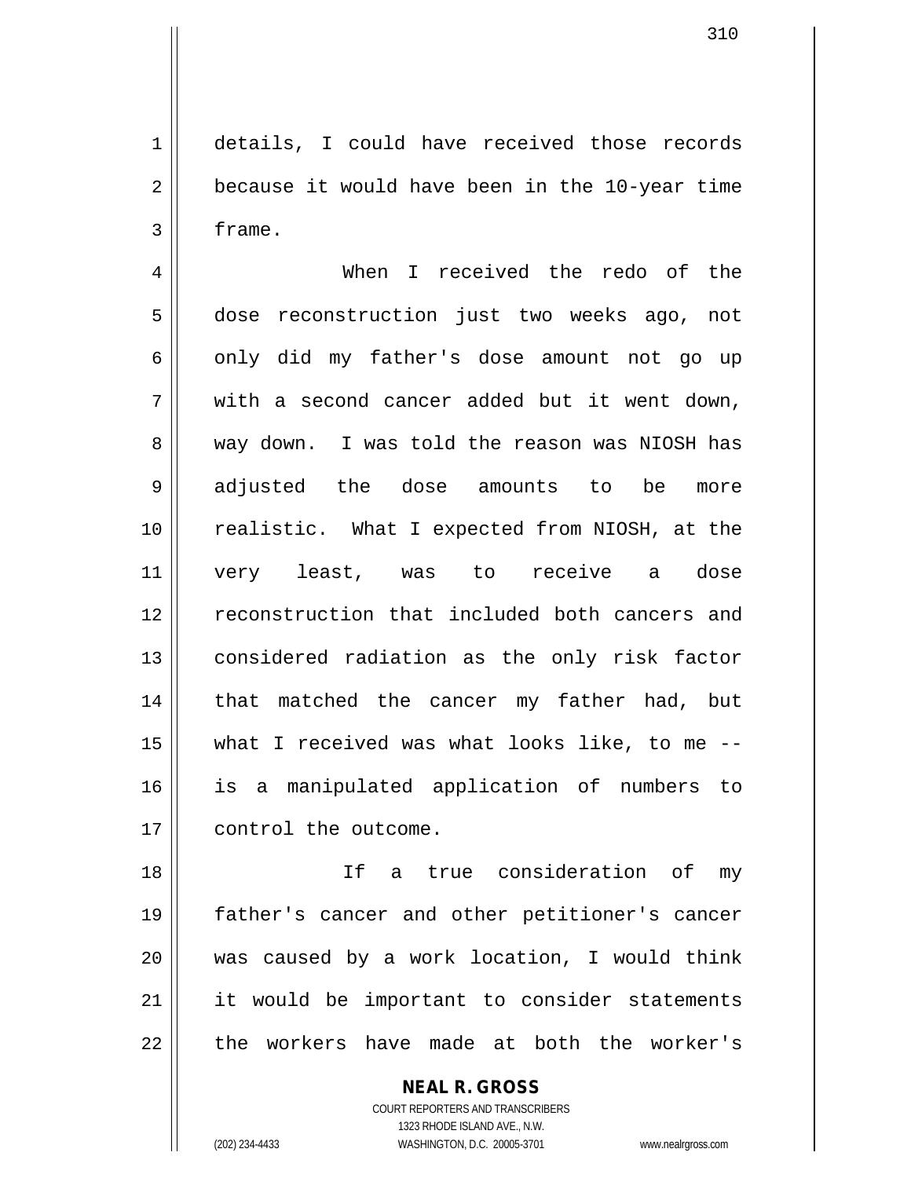details, I could have received those records because it would have been in the 10-year time frame.

When I received the redo of the dose reconstruction just two weeks ago, not only did my father's dose amount not go up with a second cancer added but it went down, way down. I was told the reason was NIOSH has adjusted the dose amounts to be more realistic. What I expected from NIOSH, at the very least, was to receive a dose reconstruction that included both cancers and considered radiation as the only risk factor that matched the cancer my father had, but what I received was what looks like, to me -- is a manipulated application of numbers to control the outcome.

If a true consideration of my father's cancer and other petitioner's cancer was caused by a work location, I would think it would be important to consider statements the workers have made at both the worker's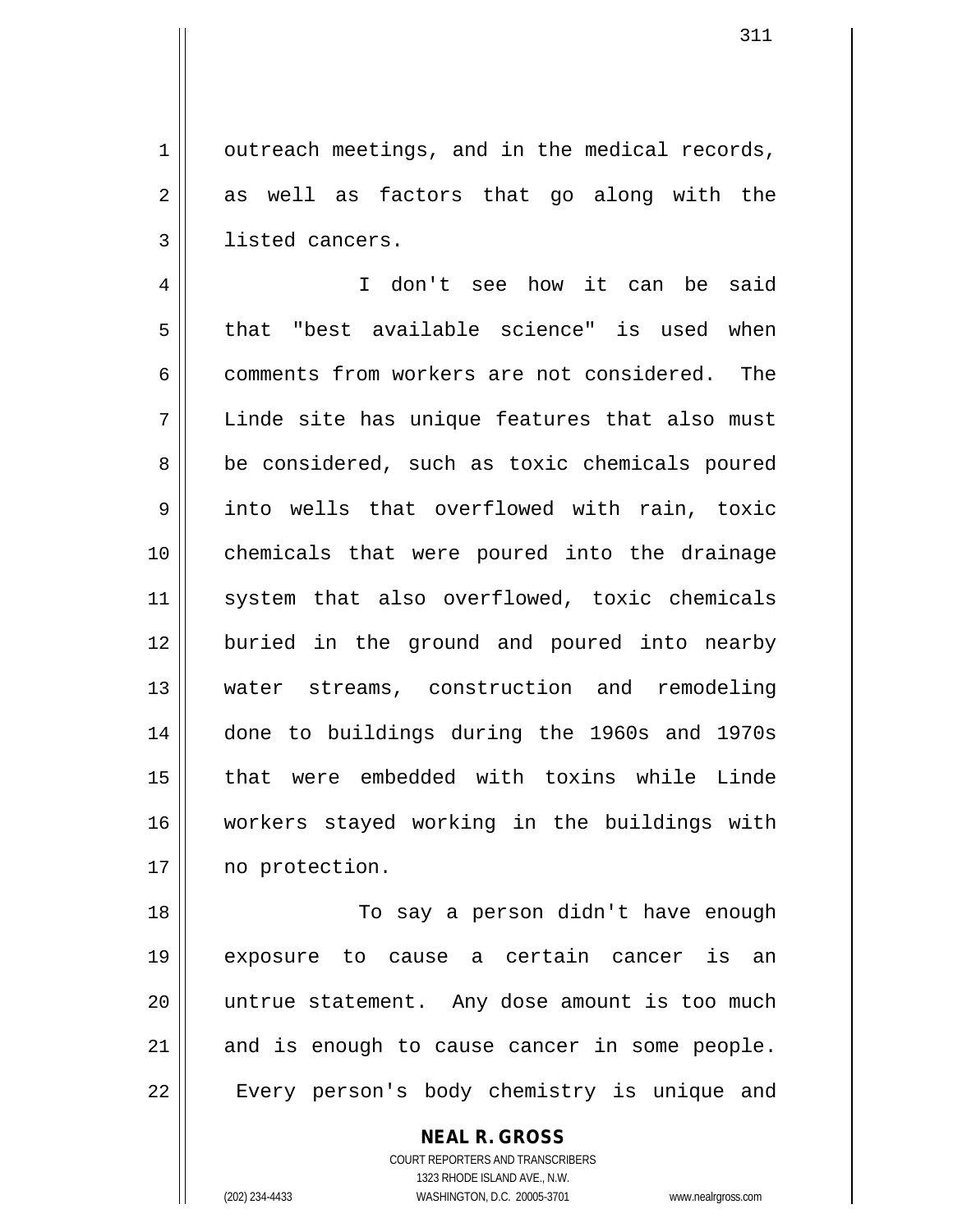outreach meetings, and in the medical records, as well as factors that go along with the listed cancers.

I don't see how it can be said that "best available science" is used when comments from workers are not considered. The Linde site has unique features that also must be considered, such as toxic chemicals poured into wells that overflowed with rain, toxic chemicals that were poured into the drainage system that also overflowed, toxic chemicals buried in the ground and poured into nearby water streams, construction and remodeling done to buildings during the 1960s and 1970s that were embedded with toxins while Linde workers stayed working in the buildings with no protection.

To say a person didn't have enough exposure to cause a certain cancer is an untrue statement. Any dose amount is too much and is enough to cause cancer in some people. Every person's body chemistry is unique and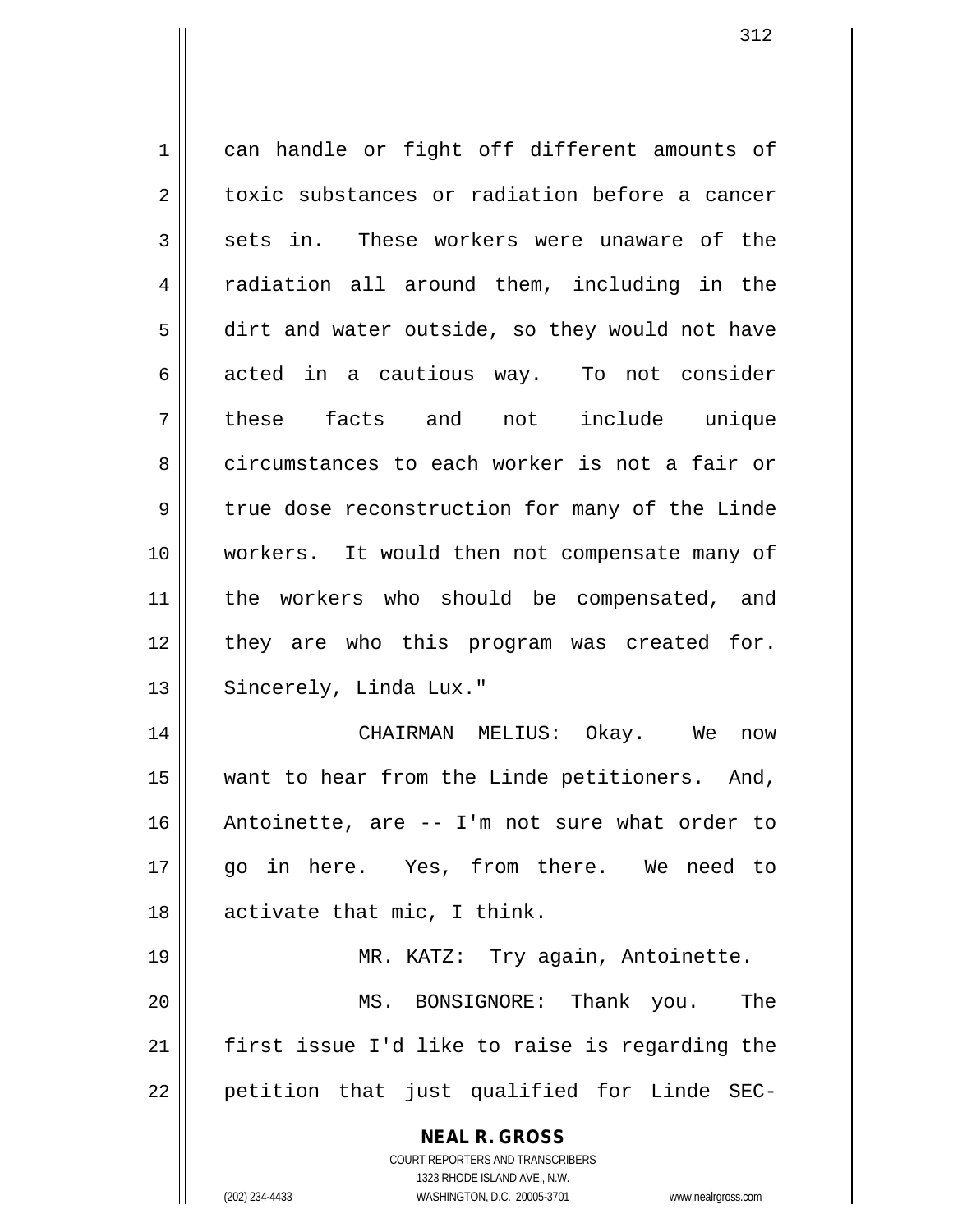can handle or fight off different amounts of toxic substances or radiation before a cancer sets in. These workers were unaware of the radiation all around them, including in the dirt and water outside, so they would not have acted in a cautious way. To not consider these facts and not include unique circumstances to each worker is not a fair or true dose reconstruction for many of the Linde workers. It would then not compensate many of the workers who should be compensated, and they are who this program was created for. Sincerely, Linda Lux."

CHAIRMAN MELIUS: Okay. We now want to hear from the Linde petitioners. And, Antoinette, are -- I'm not sure what order to go in here. Yes, from there. We need to activate that mic, I think.

MR. KATZ: Try again, Antoinette.

MS. BONSIGNORE: Thank you. The first issue I'd like to raise is regarding the petition that just qualified for Linde SEC-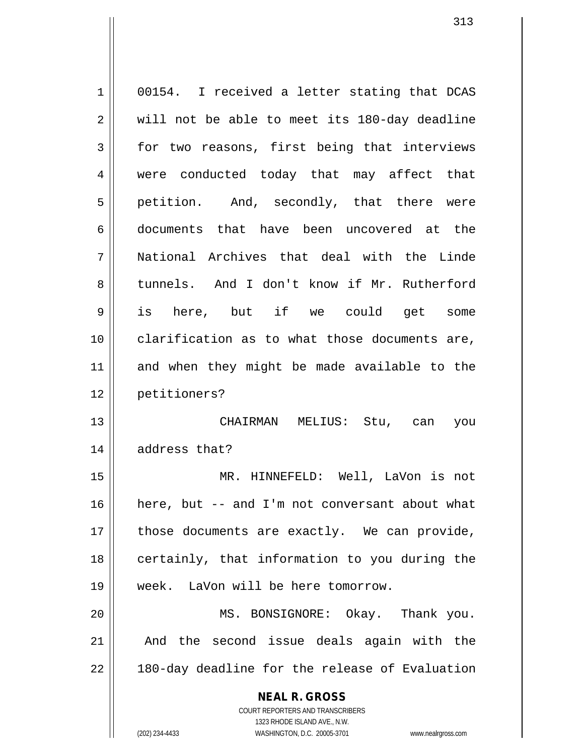00154. I received a letter stating that DCAS will not be able to meet its 180-day deadline for two reasons, first being that interviews were conducted today that may affect that petition. And, secondly, that there were documents that have been uncovered at the National Archives that deal with the Linde tunnels. And I don't know if Mr. Rutherford is here, but if we could get some clarification as to what those documents are, and when they might be made available to the petitioners?

CHAIRMAN MELIUS: Stu, can you address that?

MR. HINNEFELD: Well, LaVon is not here, but -- and I'm not conversant about what those documents are exactly. We can provide, certainly, that information to you during the week. LaVon will be here tomorrow.

MS. BONSIGNORE: Okay. Thank you. And the second issue deals again with the 180-day deadline for the release of Evaluation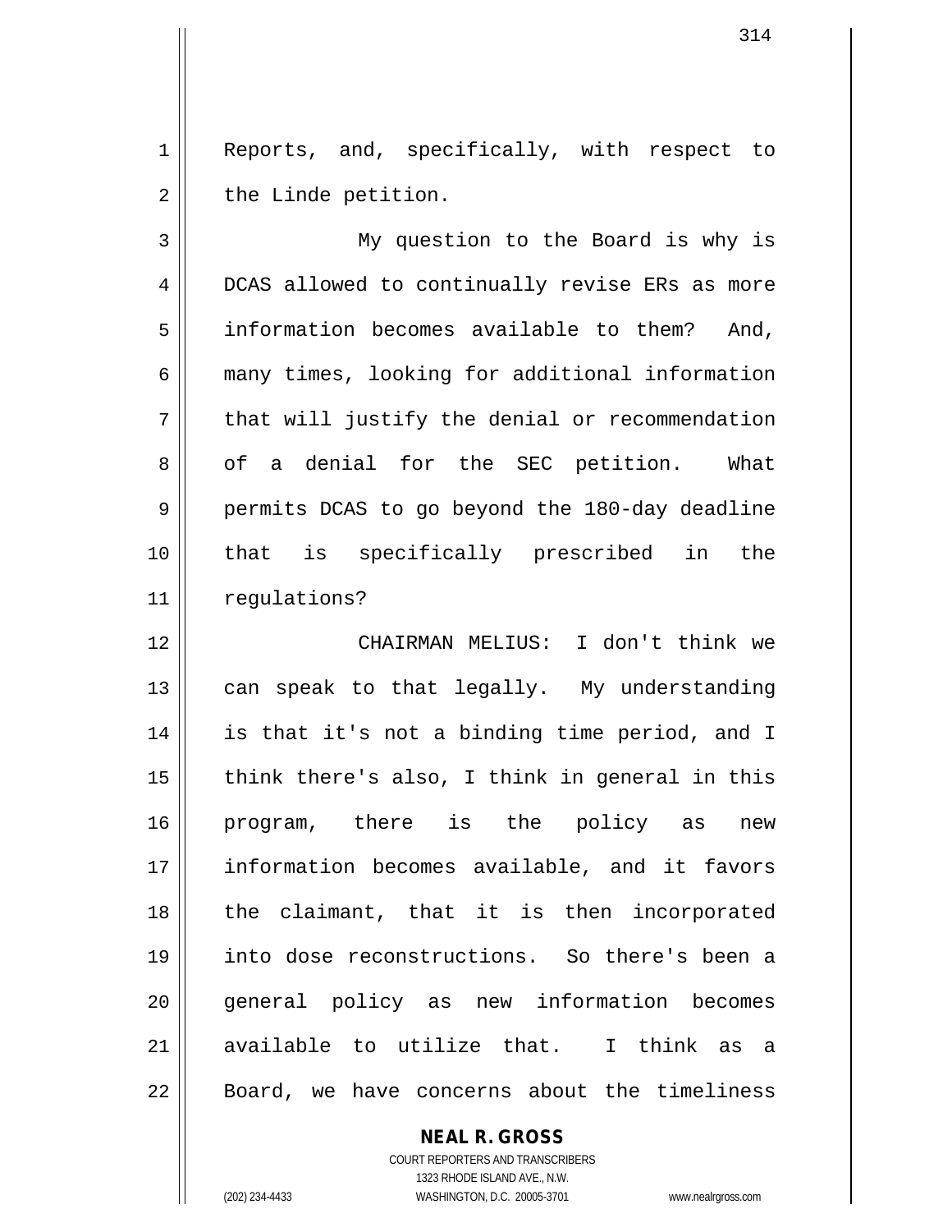Reports, and, specifically, with respect to the Linde petition.

My question to the Board is why is DCAS allowed to continually revise ERs as more information becomes available to them? And, many times, looking for additional information that will justify the denial or recommendation of a denial for the SEC petition. What permits DCAS to go beyond the 180-day deadline that is specifically prescribed in the regulations?

CHAIRMAN MELIUS: I don't think we can speak to that legally. My understanding is that it's not a binding time period, and I think there's also, I think in general in this program, there is the policy as new information becomes available, and it favors the claimant, that it is then incorporated into dose reconstructions. So there's been a general policy as new information becomes available to utilize that. I think as a Board, we have concerns about the timeliness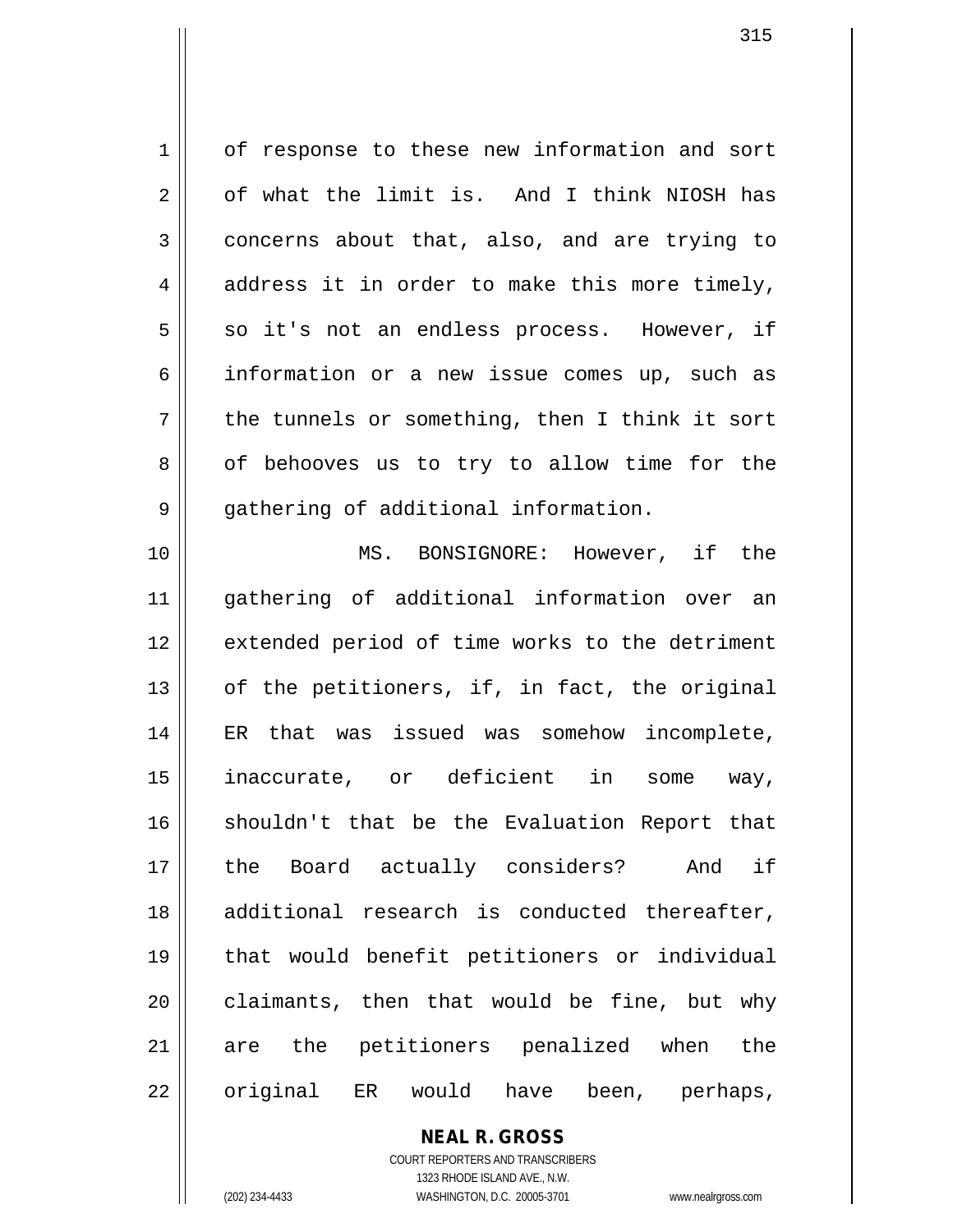of response to these new information and sort of what the limit is. And I think NIOSH has concerns about that, also, and are trying to address it in order to make this more timely, so it's not an endless process. However, if information or a new issue comes up, such as the tunnels or something, then I think it sort of behooves us to try to allow time for the gathering of additional information.

MS. BONSIGNORE: However, if the gathering of additional information over an extended period of time works to the detriment of the petitioners, if, in fact, the original ER that was issued was somehow incomplete, inaccurate, or deficient in some way, shouldn't that be the Evaluation Report that the Board actually considers? And if additional research is conducted thereafter, that would benefit petitioners or individual claimants, then that would be fine, but why are the petitioners penalized when the original ER would have been, perhaps,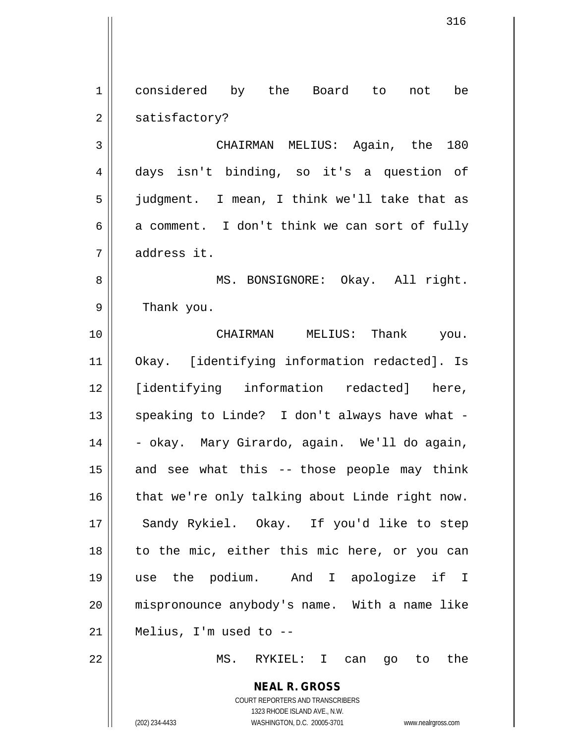considered by the Board to not be satisfactory?

CHAIRMAN MELIUS: Again, the 180 days isn't binding, so it's a question of judgment. I mean, I think we'll take that as a comment. I don't think we can sort of fully address it.

MS. BONSIGNORE: Okay. All right. Thank you.

CHAIRMAN MELIUS: Thank you. Okay. [identifying information redacted]. Is [identifying information redacted] here, speaking to Linde? I don't always have what -- okay. Mary Girardo, again. We'll do again, and see what this -- those people may think that we're only talking about Linde right now. Sandy Rykiel. Okay. If you'd like to step to the mic, either this mic here, or you can use the podium. And I apologize if I mispronounce anybody's name. With a name like Melius, I'm used to --

MS. RYKIEL: I can go to the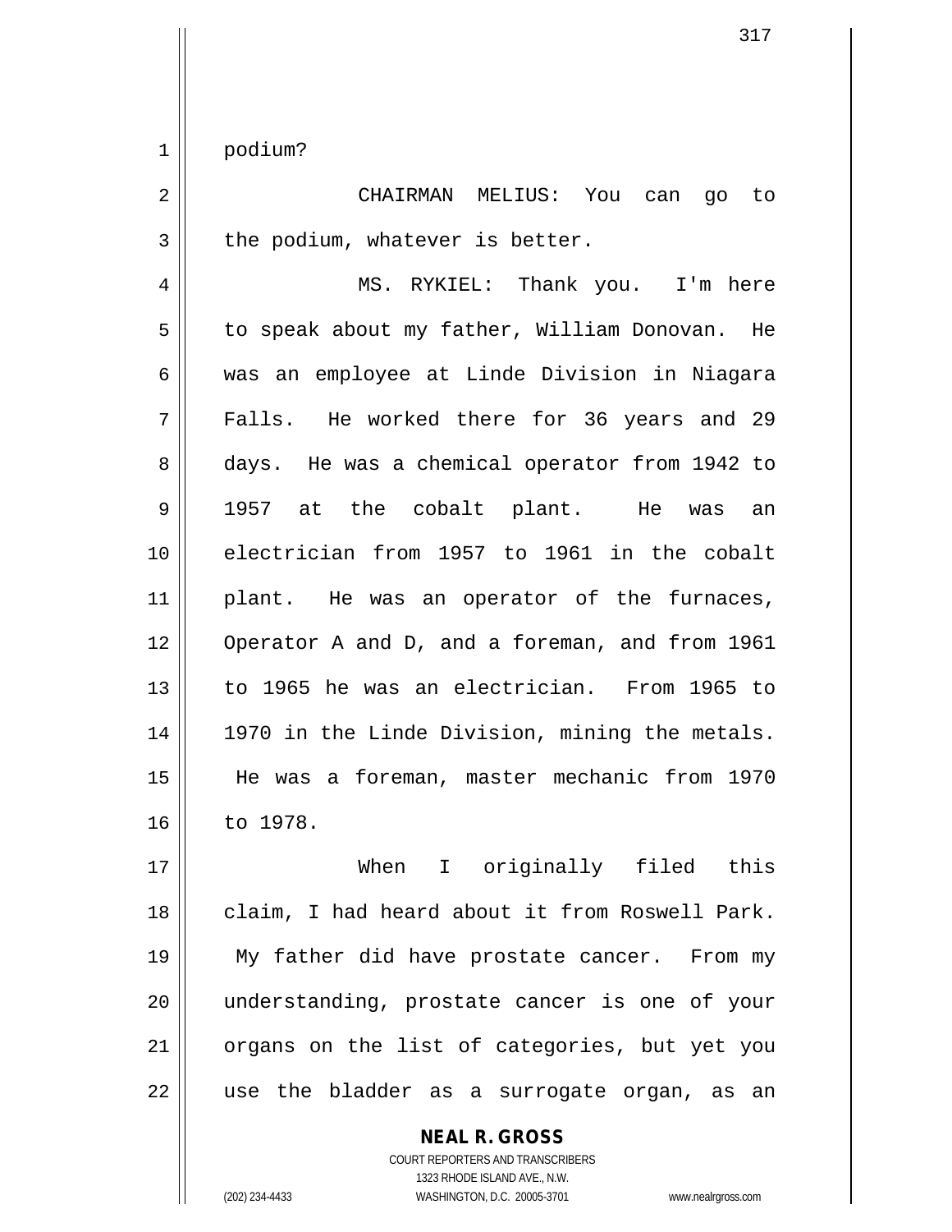podium?

CHAIRMAN MELIUS: You can go to the podium, whatever is better.

MS. RYKIEL: Thank you. I'm here to speak about my father, William Donovan. He was an employee at Linde Division in Niagara Falls. He worked there for 36 years and 29 days. He was a chemical operator from 1942 to 1957 at the cobalt plant. He was an electrician from 1957 to 1961 in the cobalt plant. He was an operator of the furnaces, Operator A and D, and a foreman, and from 1961 to 1965 he was an electrician. From 1965 to 1970 in the Linde Division, mining the metals. He was a foreman, master mechanic from 1970 to 1978.

When I originally filed this claim, I had heard about it from Roswell Park. My father did have prostate cancer. From my understanding, prostate cancer is one of your organs on the list of categories, but yet you use the bladder as a surrogate organ, as an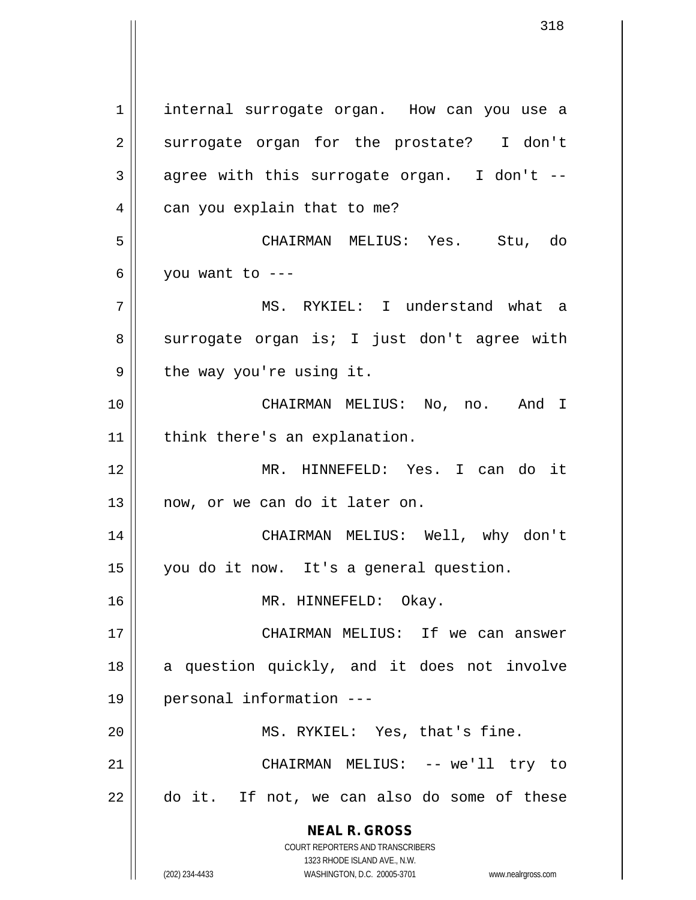internal surrogate organ. How can you use a surrogate organ for the prostate? I don't agree with this surrogate organ. I don't -- can you explain that to me?

CHAIRMAN MELIUS: Yes. Stu, do you want to ---

MS. RYKIEL: I understand what a surrogate organ is; I just don't agree with the way you're using it.

CHAIRMAN MELIUS: No, no. And I think there's an explanation.

MR. HINNEFELD: Yes. I can do it now, or we can do it later on.

CHAIRMAN MELIUS: Well, why don't you do it now. It's a general question.

MR. HINNEFELD: Okay.

CHAIRMAN MELIUS: If we can answer a question quickly, and it does not involve personal information ---

MS. RYKIEL: Yes, that's fine.

CHAIRMAN MELIUS: -- we'll try to do it. If not, we can also do some of these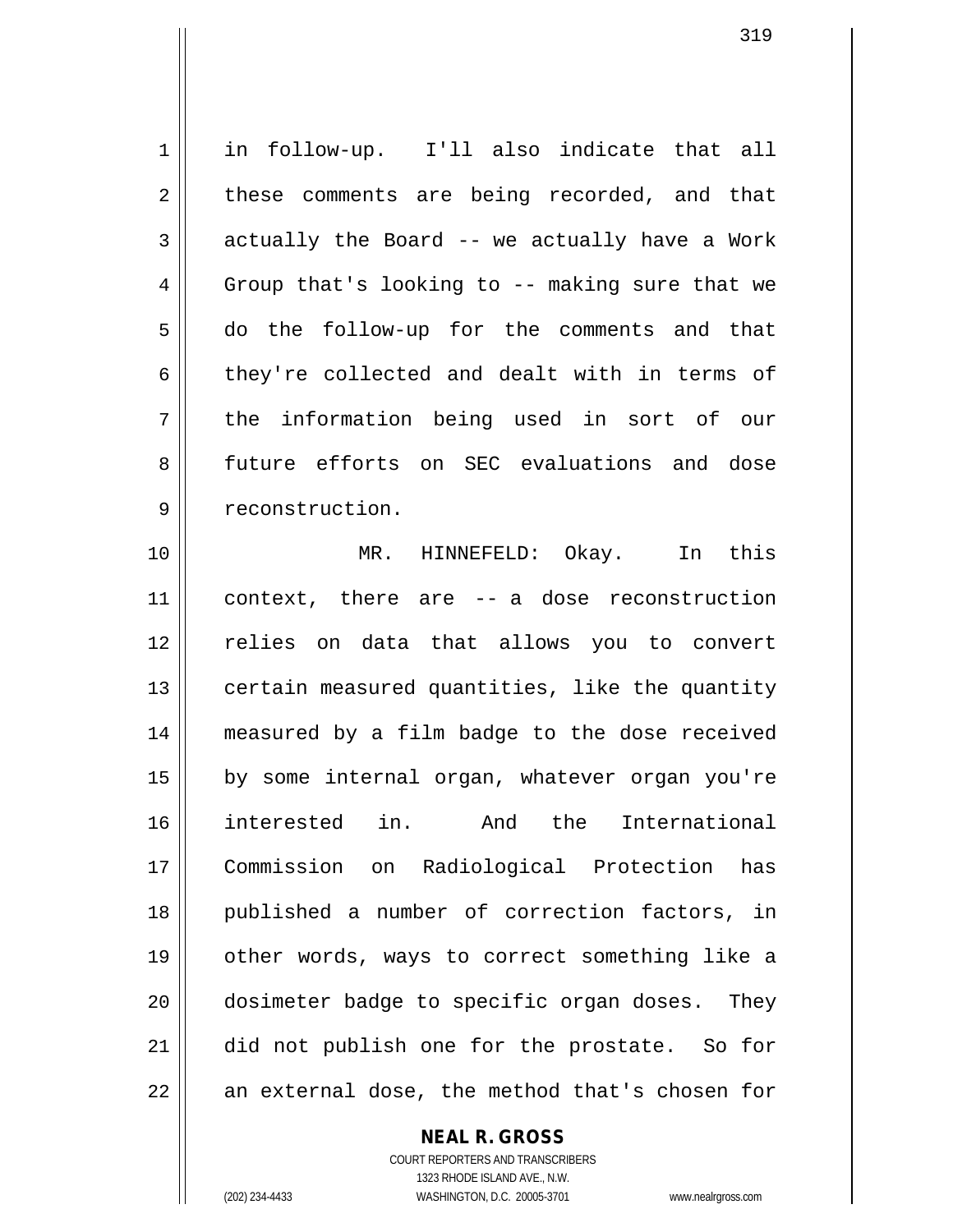in follow-up. I'll also indicate that all these comments are being recorded, and that actually the Board -- we actually have a Work Group that's looking to -- making sure that we do the follow-up for the comments and that they're collected and dealt with in terms of the information being used in sort of our future efforts on SEC evaluations and dose reconstruction.

MR. HINNEFELD: Okay. In this context, there are -- a dose reconstruction relies on data that allows you to convert certain measured quantities, like the quantity measured by a film badge to the dose received by some internal organ, whatever organ you're interested in. And the International Commission on Radiological Protection has published a number of correction factors, in other words, ways to correct something like a dosimeter badge to specific organ doses. They did not publish one for the prostate. So for an external dose, the method that's chosen for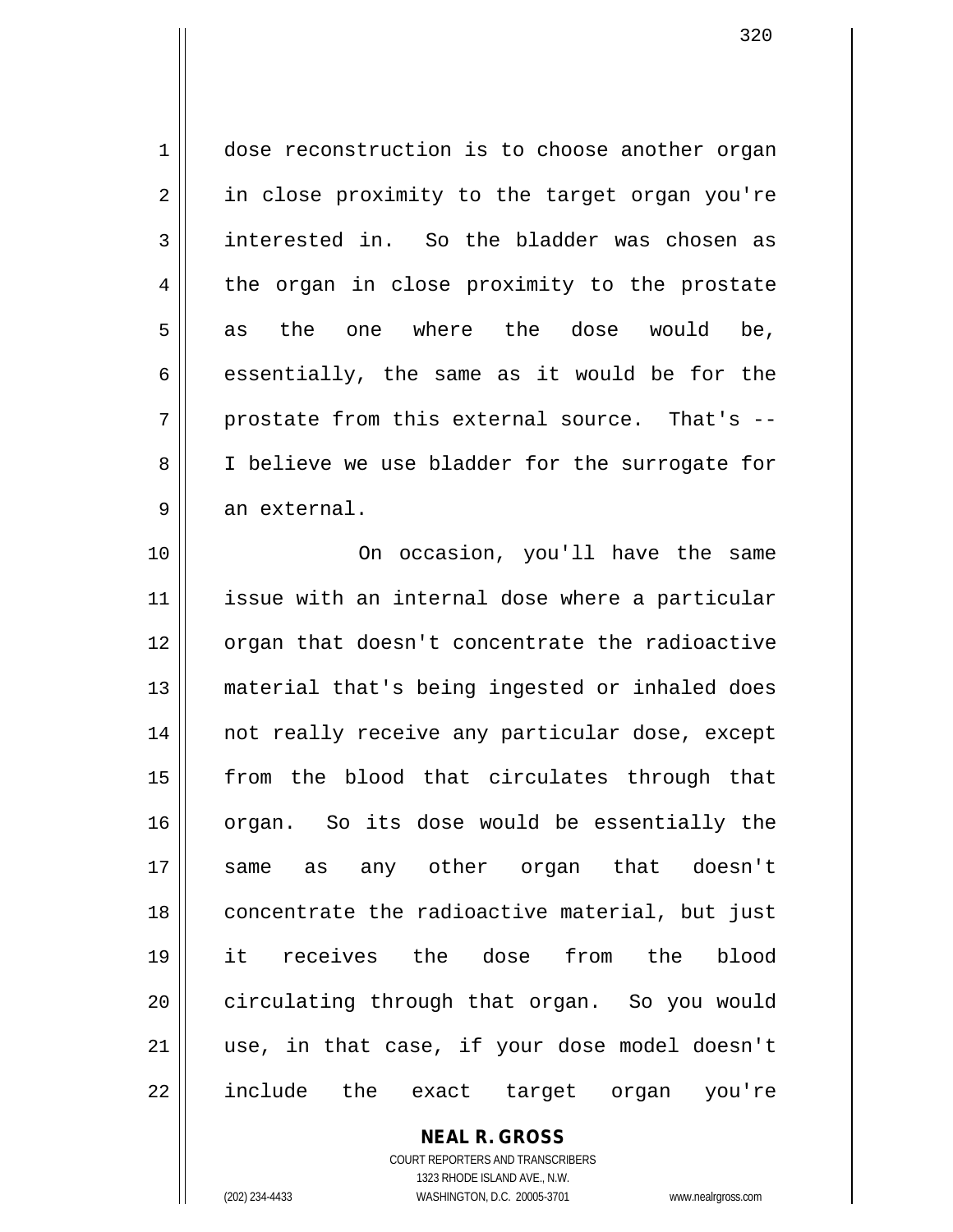dose reconstruction is to choose another organ in close proximity to the target organ you're interested in. So the bladder was chosen as the organ in close proximity to the prostate as the one where the dose would be, essentially, the same as it would be for the prostate from this external source. That's -- I believe we use bladder for the surrogate for an external.

On occasion, you'll have the same issue with an internal dose where a particular organ that doesn't concentrate the radioactive material that's being ingested or inhaled does not really receive any particular dose, except from the blood that circulates through that organ. So its dose would be essentially the same as any other organ that doesn't concentrate the radioactive material, but just it receives the dose from the blood circulating through that organ. So you would use, in that case, if your dose model doesn't include the exact target organ you're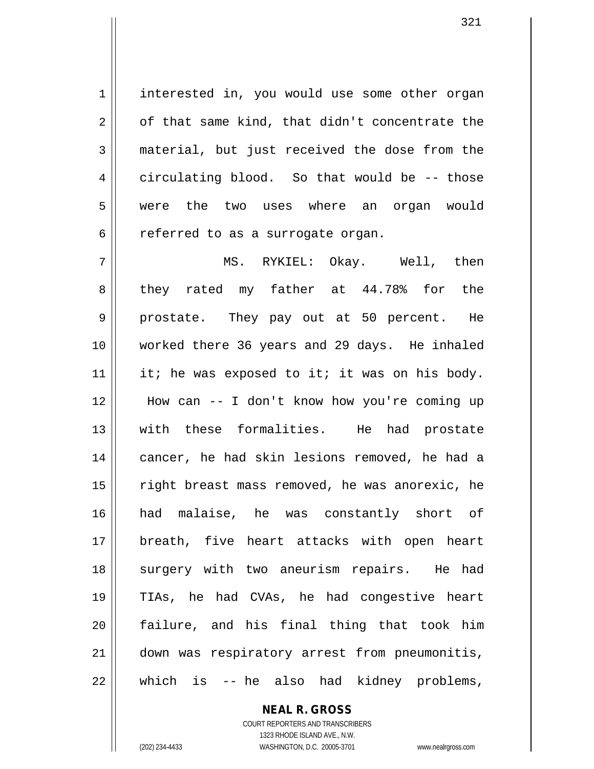interested in, you would use some other organ of that same kind, that didn't concentrate the material, but just received the dose from the circulating blood. So that would be -- those were the two uses where an organ would referred to as a surrogate organ.

MS. RYKIEL: Okay. Well, then they rated my father at 44.78% for the prostate. They pay out at 50 percent. He worked there 36 years and 29 days. He inhaled it; he was exposed to it; it was on his body. How can -- I don't know how you're coming up with these formalities. He had prostate cancer, he had skin lesions removed, he had a right breast mass removed, he was anorexic, he had malaise, he was constantly short of breath, five heart attacks with open heart surgery with two aneurism repairs. He had TIAs, he had CVAs, he had congestive heart failure, and his final thing that took him down was respiratory arrest from pneumonitis, which is -- he also had kidney problems,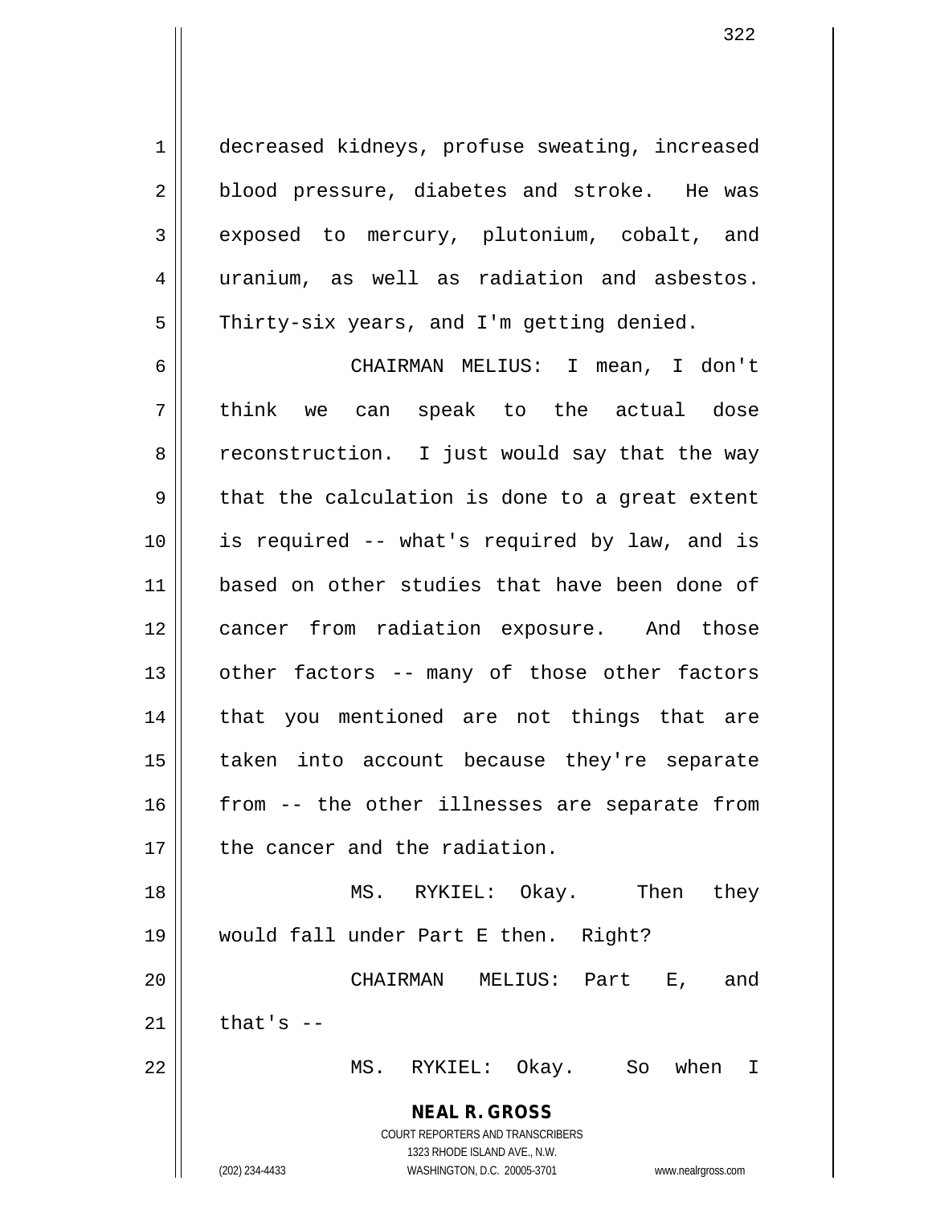decreased kidneys, profuse sweating, increased blood pressure, diabetes and stroke. He was exposed to mercury, plutonium, cobalt, and uranium, as well as radiation and asbestos. Thirty-six years, and I'm getting denied.

CHAIRMAN MELIUS: I mean, I don't think we can speak to the actual dose reconstruction. I just would say that the way that the calculation is done to a great extent is required -- what's required by law, and is based on other studies that have been done of cancer from radiation exposure. And those other factors -- many of those other factors that you mentioned are not things that are taken into account because they're separate from -- the other illnesses are separate from the cancer and the radiation.

MS. RYKIEL: Okay. Then they would fall under Part E then. Right?

CHAIRMAN MELIUS: Part E, and that's --

MS. RYKIEL: Okay. So when I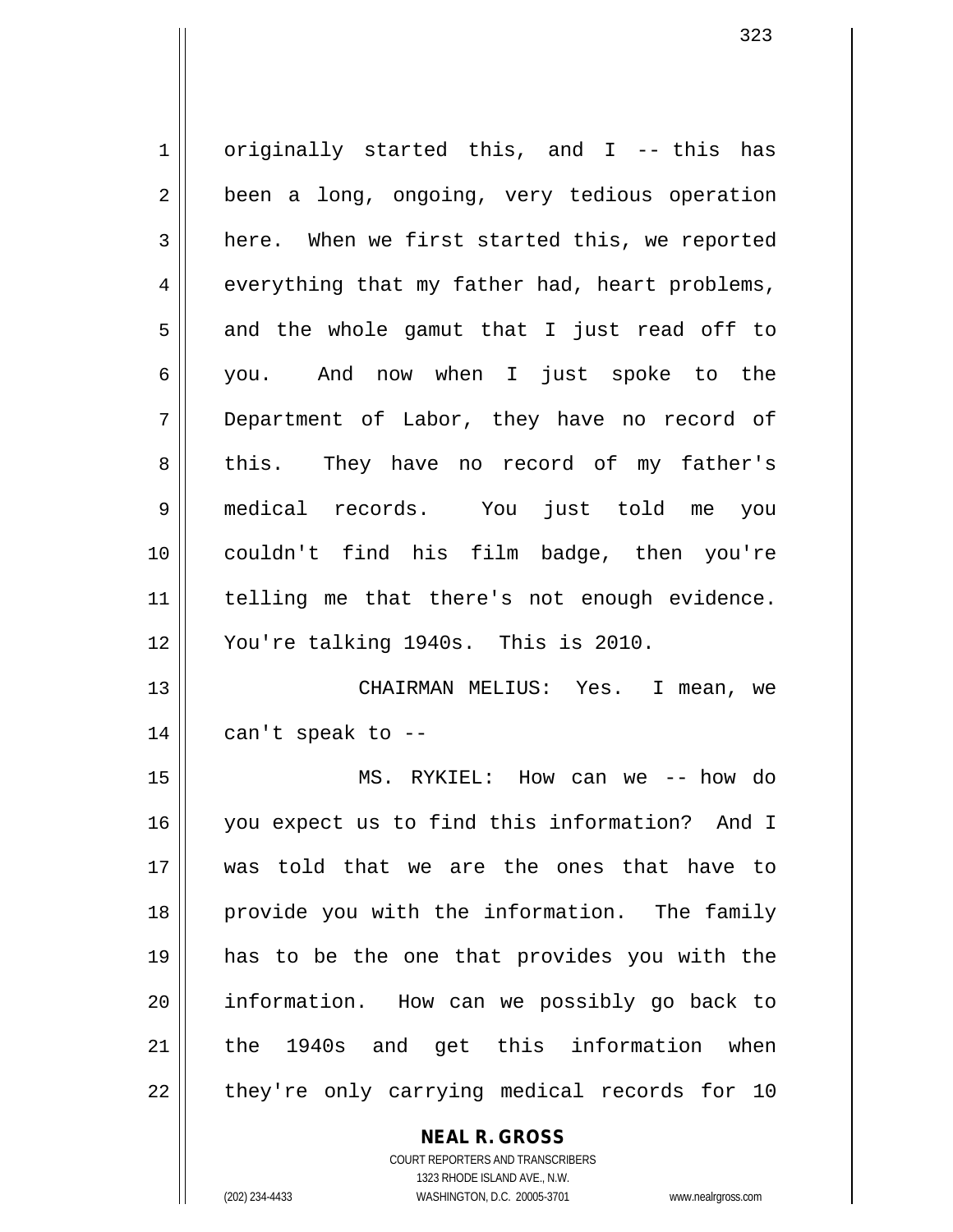originally started this, and I -- this has been a long, ongoing, very tedious operation here. When we first started this, we reported everything that my father had, heart problems, and the whole gamut that I just read off to you. And now when I just spoke to the Department of Labor, they have no record of this. They have no record of my father's medical records. You just told me you couldn't find his film badge, then you're telling me that there's not enough evidence. You're talking 1940s. This is 2010.

CHAIRMAN MELIUS: Yes. I mean, we can't speak to --

MS. RYKIEL: How can we -- how do you expect us to find this information? And I was told that we are the ones that have to provide you with the information. The family has to be the one that provides you with the information. How can we possibly go back to the 1940s and get this information when they're only carrying medical records for 10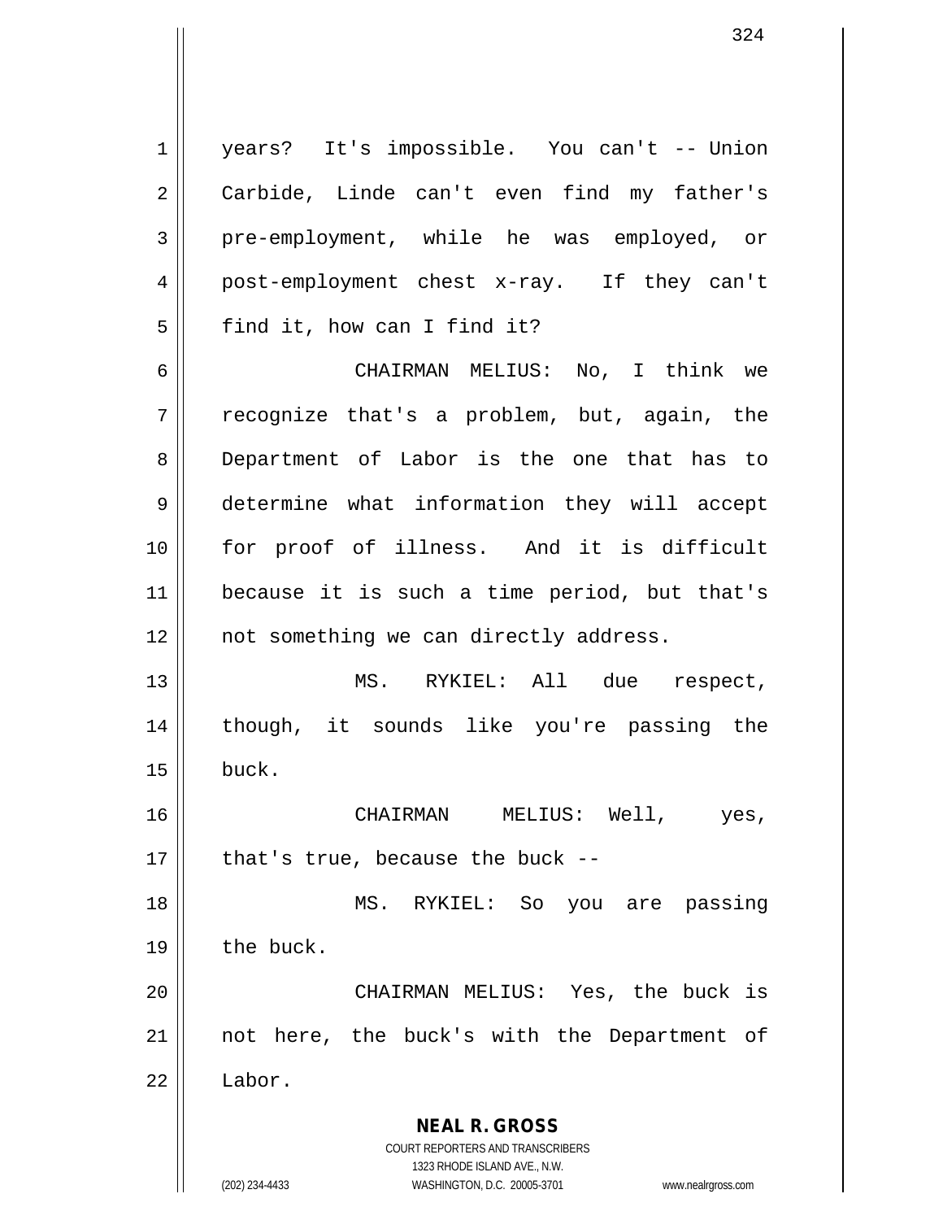years? It's impossible. You can't -- Union Carbide, Linde can't even find my father's pre-employment, while he was employed, or post-employment chest x-ray. If they can't find it, how can I find it?

CHAIRMAN MELIUS: No, I think we recognize that's a problem, but, again, the Department of Labor is the one that has to determine what information they will accept for proof of illness. And it is difficult because it is such a time period, but that's not something we can directly address.

MS. RYKIEL: All due respect, though, it sounds like you're passing the buck.

CHAIRMAN MELIUS: Well, yes, that's true, because the buck --

MS. RYKIEL: So you are passing the buck.

CHAIRMAN MELIUS: Yes, the buck is not here, the buck's with the Department of Labor.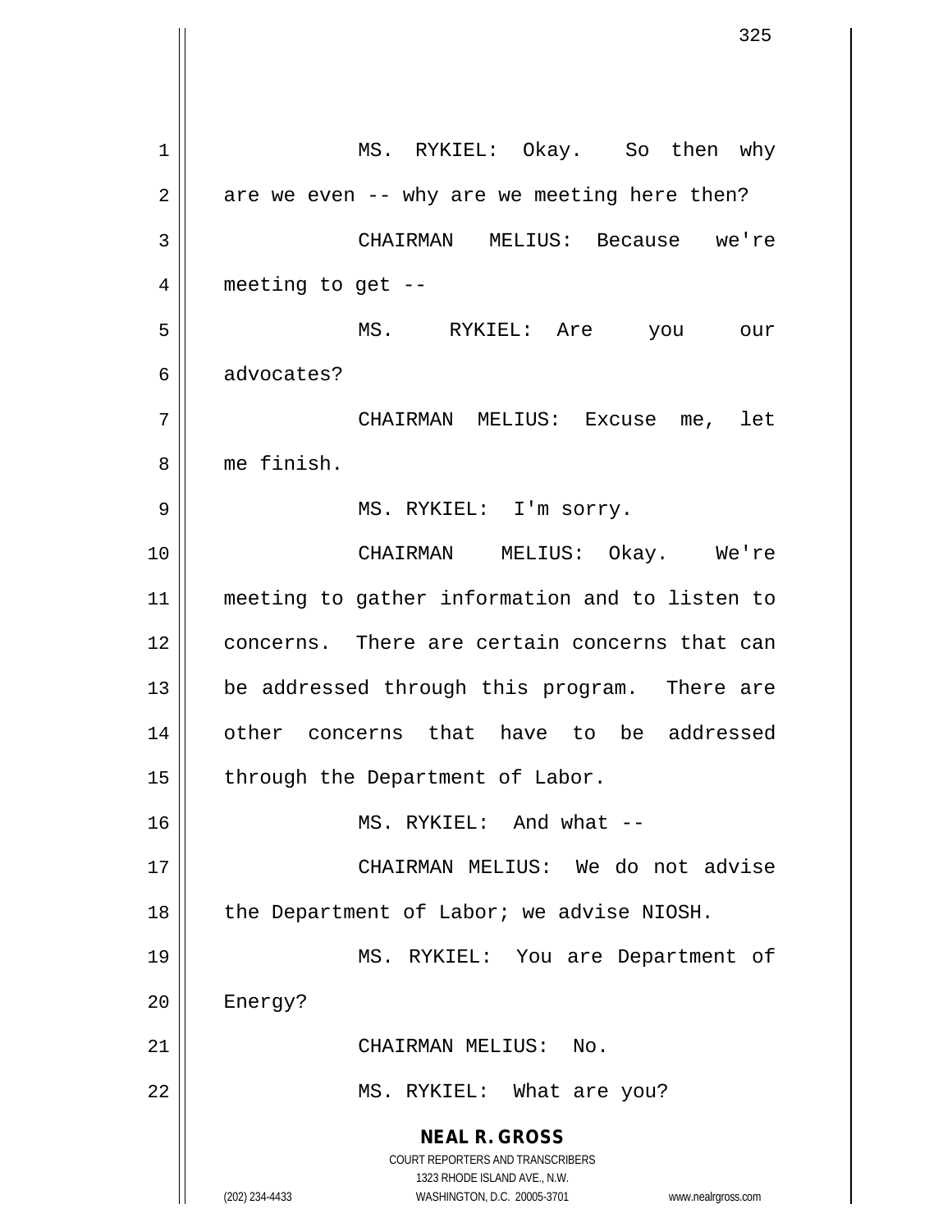MS. RYKIEL: Okay. So then why are we even -- why are we meeting here then?

CHAIRMAN MELIUS: Because we're meeting to get --

MS. RYKIEL: Are you our advocates?

CHAIRMAN MELIUS: Excuse me, let me finish.

MS. RYKIEL: I'm sorry.

CHAIRMAN MELIUS: Okay. We're meeting to gather information and to listen to concerns. There are certain concerns that can be addressed through this program. There are other concerns that have to be addressed through the Department of Labor.

MS. RYKIEL: And what --

CHAIRMAN MELIUS: We do not advise the Department of Labor; we advise NIOSH.

MS. RYKIEL: You are Department of Energy?

CHAIRMAN MELIUS: No.

MS. RYKIEL: What are you?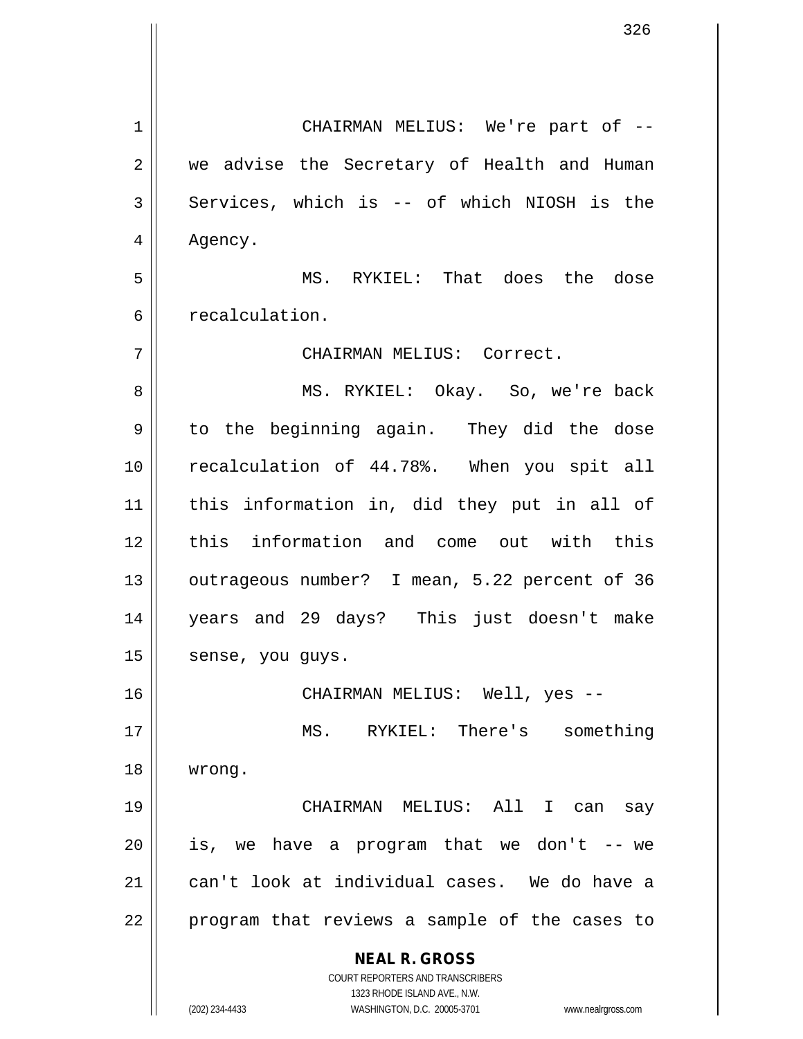CHAIRMAN MELIUS: We're part of -- we advise the Secretary of Health and Human Services, which is -- of which NIOSH is the Agency.

MS. RYKIEL: That does the dose recalculation.

CHAIRMAN MELIUS: Correct.

MS. RYKIEL: Okay. So, we're back to the beginning again. They did the dose recalculation of 44.78%. When you spit all this information in, did they put in all of this information and come out with this outrageous number? I mean, 5.22 percent of 36 years and 29 days? This just doesn't make sense, you guys.

CHAIRMAN MELIUS: Well, yes --

MS. RYKIEL: There's something wrong.

CHAIRMAN MELIUS: All I can say is, we have a program that we don't -- we can't look at individual cases. We do have a program that reviews a sample of the cases to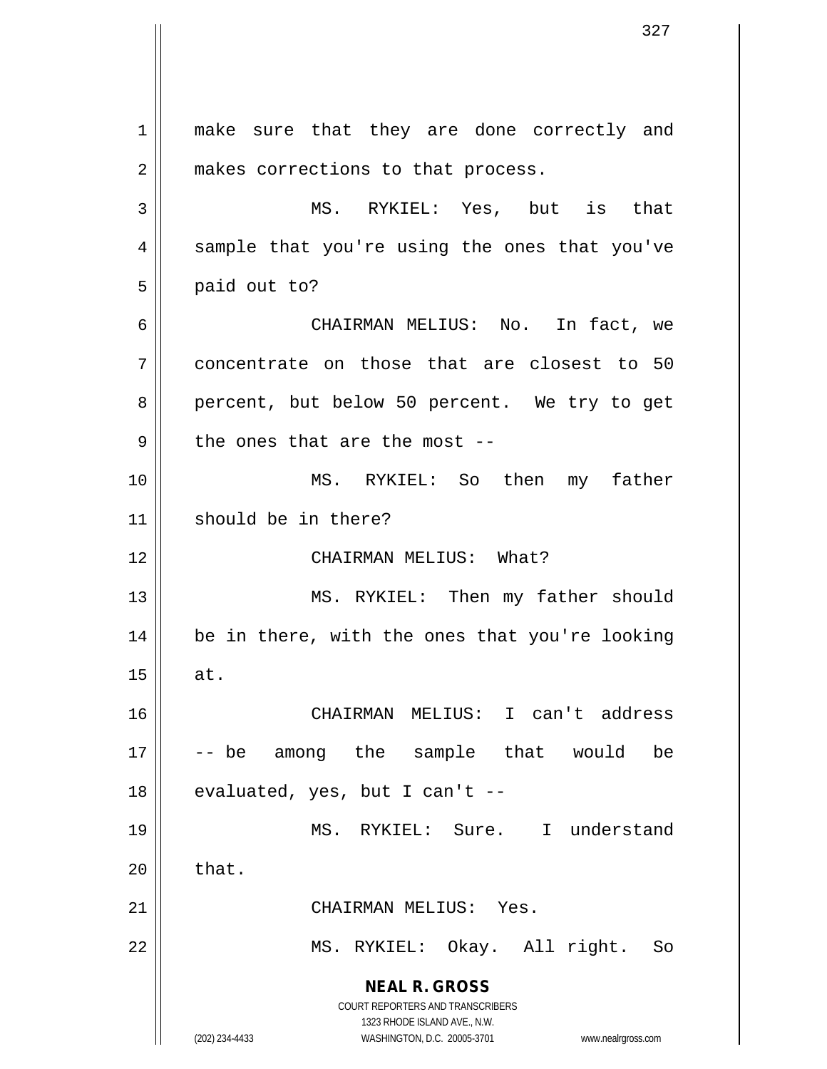make sure that they are done correctly and makes corrections to that process.

MS. RYKIEL: Yes, but is that sample that you're using the ones that you've paid out to?

CHAIRMAN MELIUS: No. In fact, we concentrate on those that are closest to 50 percent, but below 50 percent. We try to get the ones that are the most --

MS. RYKIEL: So then my father should be in there?

CHAIRMAN MELIUS: What?

MS. RYKIEL: Then my father should be in there, with the ones that you're looking at.

CHAIRMAN MELIUS: I can't address -- be among the sample that would be evaluated, yes, but I can't --

MS. RYKIEL: Sure. I understand that.

CHAIRMAN MELIUS: Yes.

MS. RYKIEL: Okay. All right. So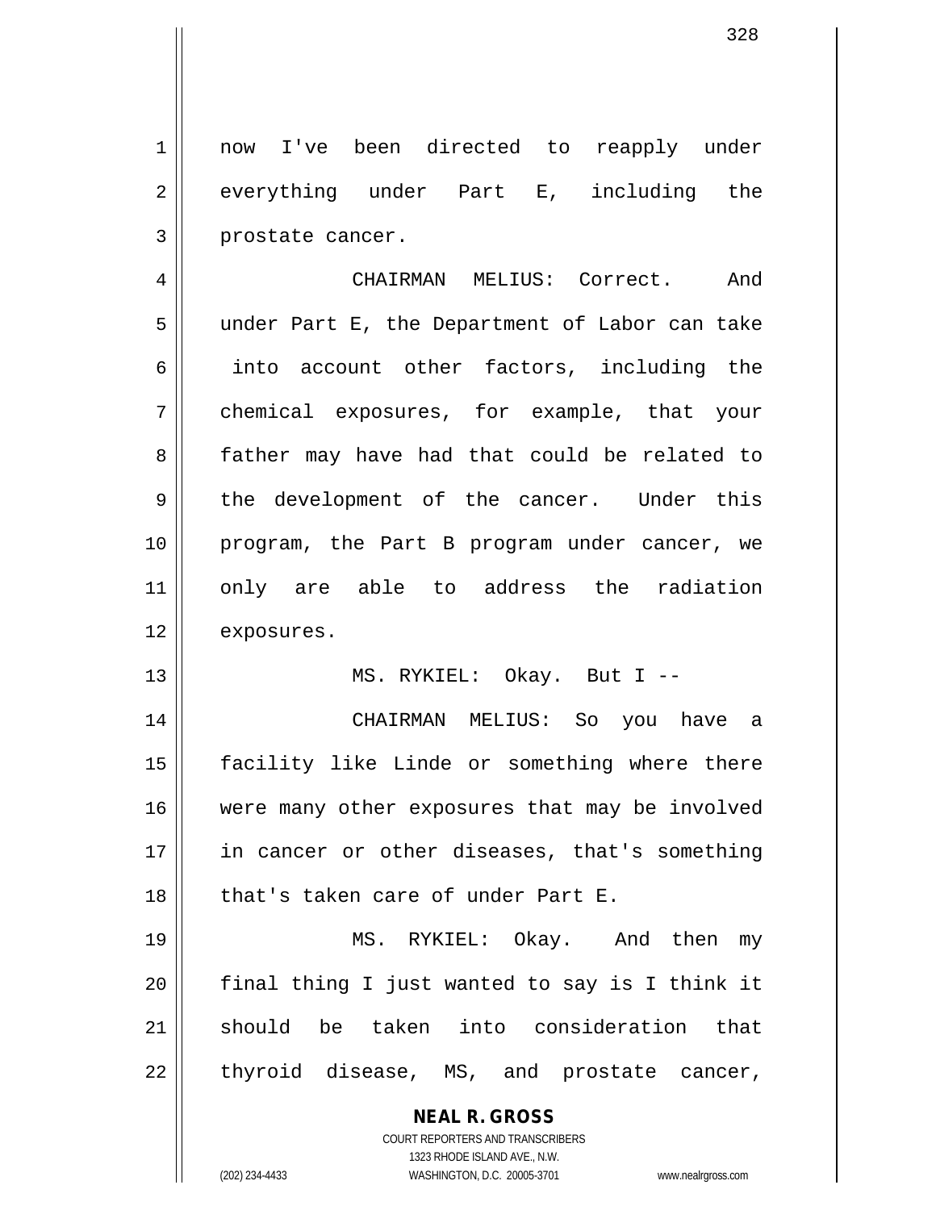now I've been directed to reapply under everything under Part E, including the prostate cancer.

CHAIRMAN MELIUS: Correct. And under Part E, the Department of Labor can take into account other factors, including the chemical exposures, for example, that your father may have had that could be related to the development of the cancer. Under this program, the Part B program under cancer, we only are able to address the radiation exposures.

MS. RYKIEL: Okay. But I --

CHAIRMAN MELIUS: So you have a facility like Linde or something where there were many other exposures that may be involved in cancer or other diseases, that's something that's taken care of under Part E.

MS. RYKIEL: Okay. And then my final thing I just wanted to say is I think it should be taken into consideration that thyroid disease, MS, and prostate cancer,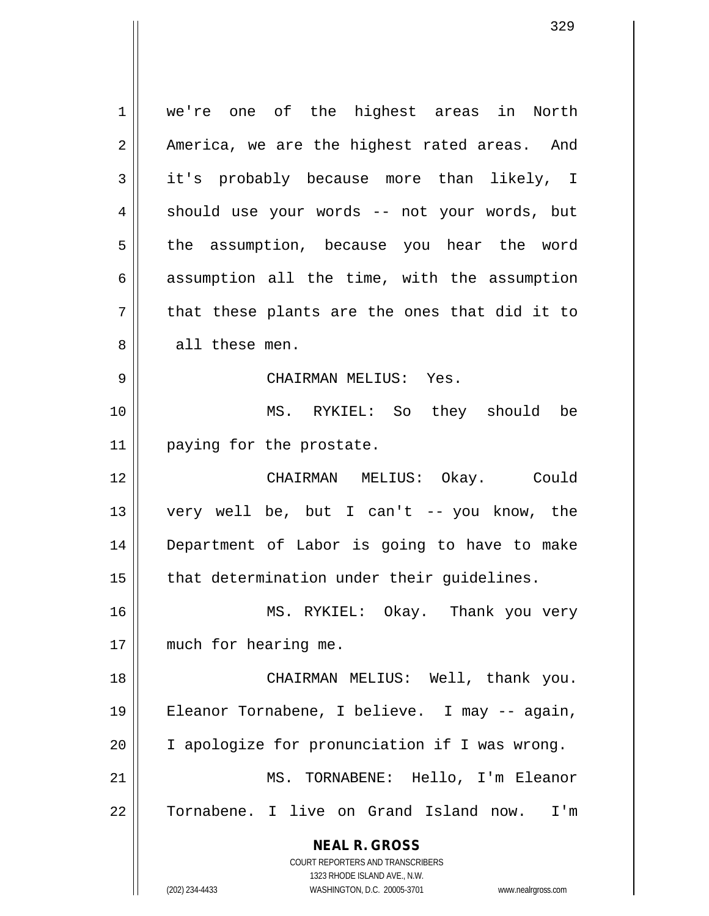we're one of the highest areas in North America, we are the highest rated areas. And it's probably because more than likely, I should use your words -- not your words, but the assumption, because you hear the word assumption all the time, with the assumption that these plants are the ones that did it to all these men.

CHAIRMAN MELIUS: Yes.

MS. RYKIEL: So they should be paying for the prostate.

CHAIRMAN MELIUS: Okay. Could very well be, but I can't -- you know, the Department of Labor is going to have to make that determination under their guidelines.

MS. RYKIEL: Okay. Thank you very much for hearing me.

CHAIRMAN MELIUS: Well, thank you. Eleanor Tornabene, I believe. I may -- again, I apologize for pronunciation if I was wrong.

MS. TORNABENE: Hello, I'm Eleanor Tornabene. I live on Grand Island now. I'm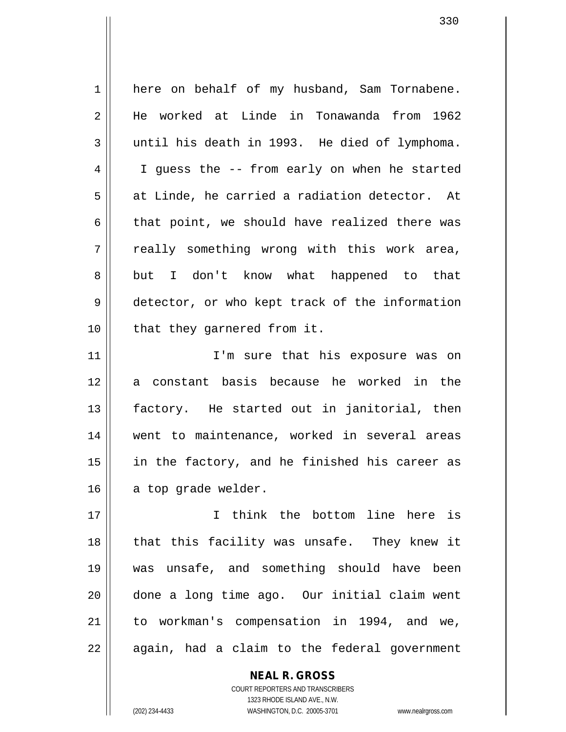here on behalf of my husband, Sam Tornabene. He worked at Linde in Tonawanda from 1962 until his death in 1993. He died of lymphoma. I guess the -- from early on when he started at Linde, he carried a radiation detector. At that point, we should have realized there was really something wrong with this work area, but I don't know what happened to that detector, or who kept track of the information that they garnered from it.

I'm sure that his exposure was on a constant basis because he worked in the factory. He started out in janitorial, then went to maintenance, worked in several areas in the factory, and he finished his career as a top grade welder.

I think the bottom line here is that this facility was unsafe. They knew it was unsafe, and something should have been done a long time ago. Our initial claim went to workman's compensation in 1994, and we, again, had a claim to the federal government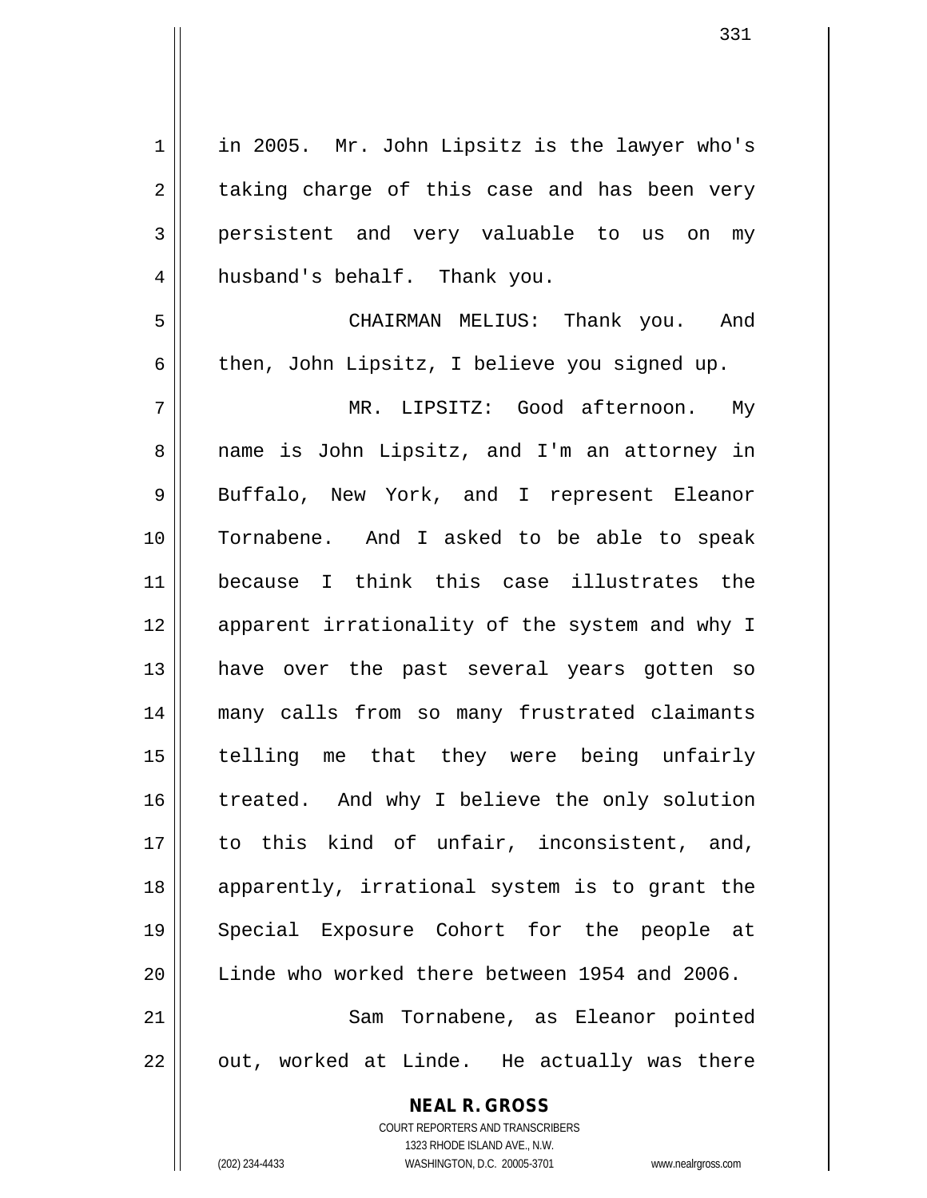in 2005. Mr. John Lipsitz is the lawyer who's taking charge of this case and has been very persistent and very valuable to us on my husband's behalf. Thank you.

CHAIRMAN MELIUS: Thank you. And then, John Lipsitz, I believe you signed up.

MR. LIPSITZ: Good afternoon. My name is John Lipsitz, and I'm an attorney in Buffalo, New York, and I represent Eleanor Tornabene. And I asked to be able to speak because I think this case illustrates the apparent irrationality of the system and why I have over the past several years gotten so many calls from so many frustrated claimants telling me that they were being unfairly treated. And why I believe the only solution to this kind of unfair, inconsistent, and, apparently, irrational system is to grant the Special Exposure Cohort for the people at Linde who worked there between 1954 and 2006.

Sam Tornabene, as Eleanor pointed out, worked at Linde. He actually was there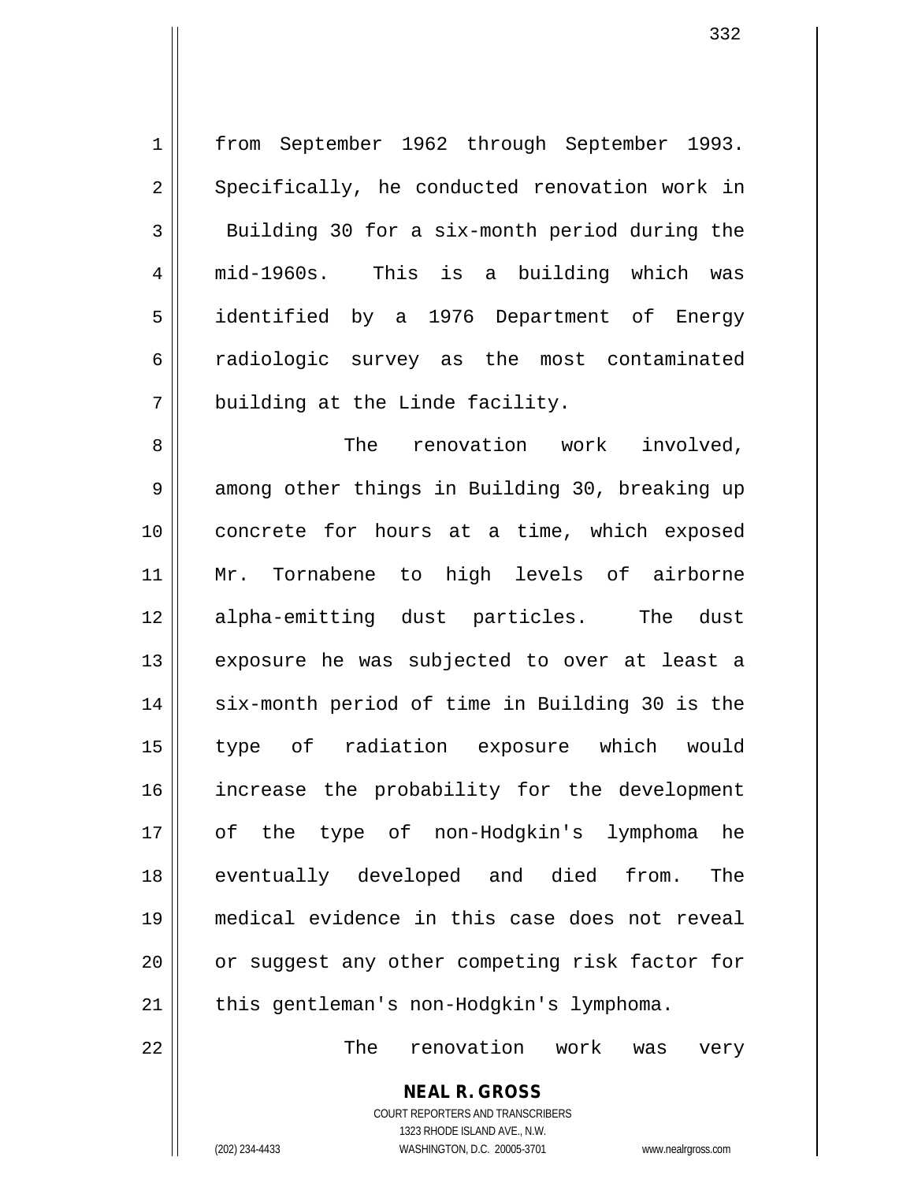from September 1962 through September 1993. Specifically, he conducted renovation work in Building 30 for a six-month period during the mid-1960s. This is a building which was identified by a 1976 Department of Energy radiologic survey as the most contaminated building at the Linde facility.

The renovation work involved, among other things in Building 30, breaking up concrete for hours at a time, which exposed Mr. Tornabene to high levels of airborne alpha-emitting dust particles. The dust exposure he was subjected to over at least a six-month period of time in Building 30 is the type of radiation exposure which would increase the probability for the development of the type of non-Hodgkin's lymphoma he eventually developed and died from. The medical evidence in this case does not reveal or suggest any other competing risk factor for this gentleman's non-Hodgkin's lymphoma.

The renovation work was very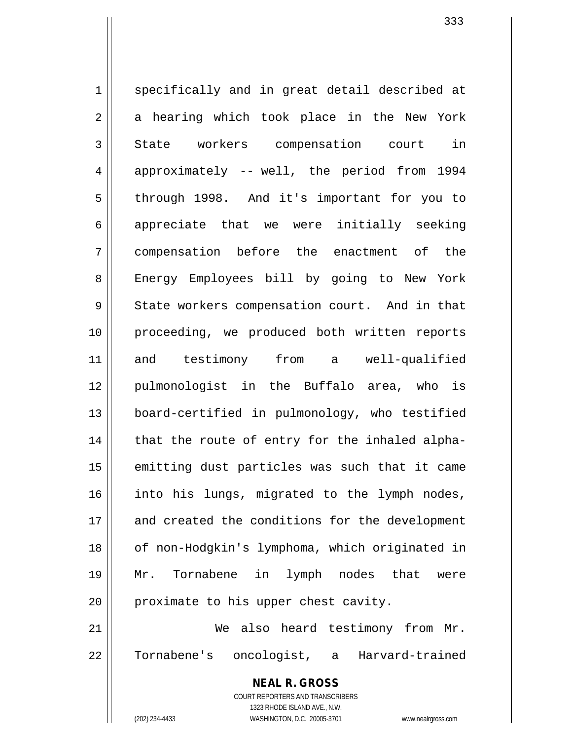specifically and in great detail described at a hearing which took place in the New York State workers compensation court in approximately -- well, the period from 1994 through 1998. And it's important for you to appreciate that we were initially seeking compensation before the enactment of the Energy Employees bill by going to New York State workers compensation court. And in that proceeding, we produced both written reports and testimony from a well-qualified pulmonologist in the Buffalo area, who is board-certified in pulmonology, who testified that the route of entry for the inhaled alpha-emitting dust particles was such that it came into his lungs, migrated to the lymph nodes, and created the conditions for the development of non-Hodgkin's lymphoma, which originated in Mr. Tornabene in lymph nodes that were proximate to his upper chest cavity.

We also heard testimony from Mr. Tornabene's oncologist, a Harvard-trained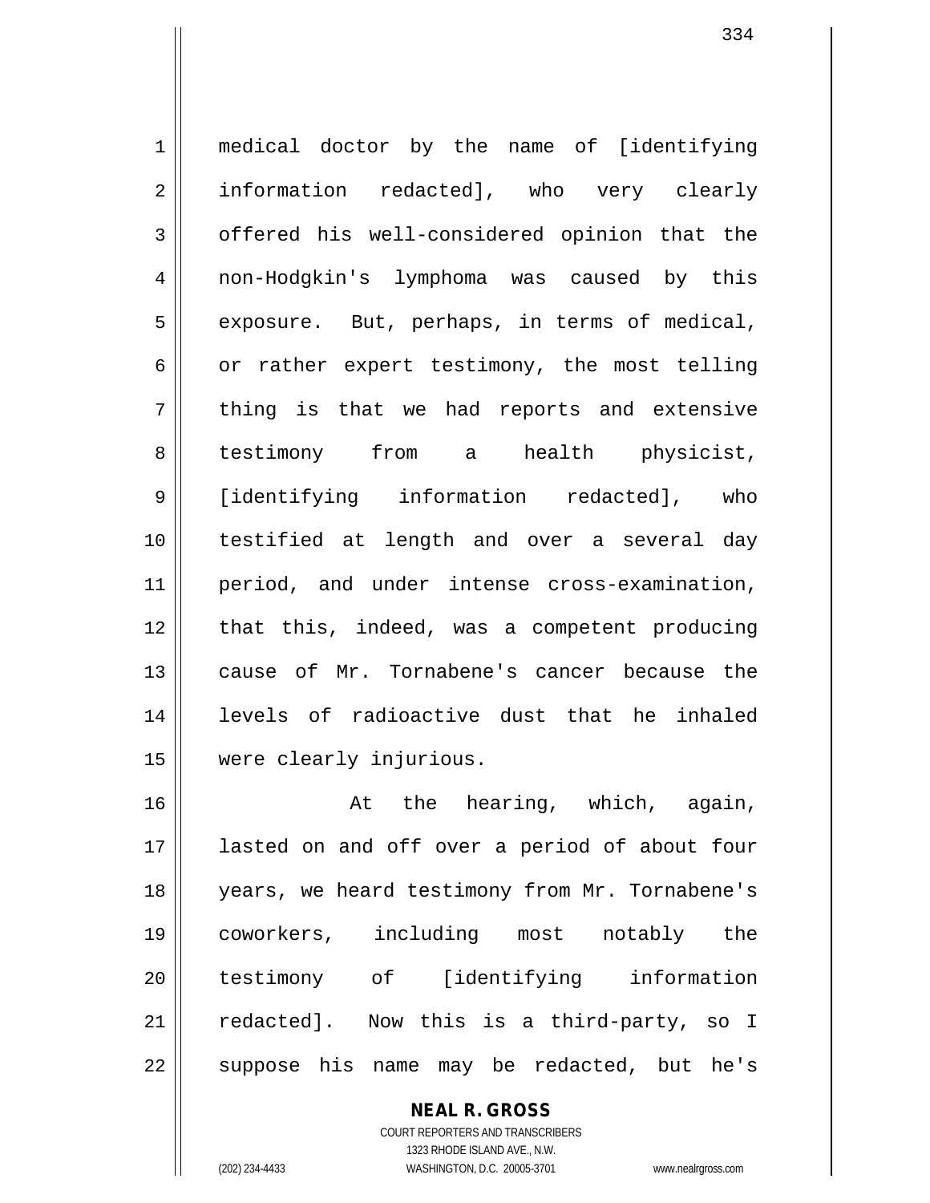medical doctor by the name of [identifying information redacted], who very clearly offered his well-considered opinion that the non-Hodgkin's lymphoma was caused by this exposure. But, perhaps, in terms of medical, or rather expert testimony, the most telling thing is that we had reports and extensive testimony from a health physicist, [identifying information redacted], who testified at length and over a several day period, and under intense cross-examination, that this, indeed, was a competent producing cause of Mr. Tornabene's cancer because the levels of radioactive dust that he inhaled were clearly injurious.

At the hearing, which, again, lasted on and off over a period of about four years, we heard testimony from Mr. Tornabene's coworkers, including most notably the testimony of [identifying information redacted]. Now this is a third-party, so I suppose his name may be redacted, but he's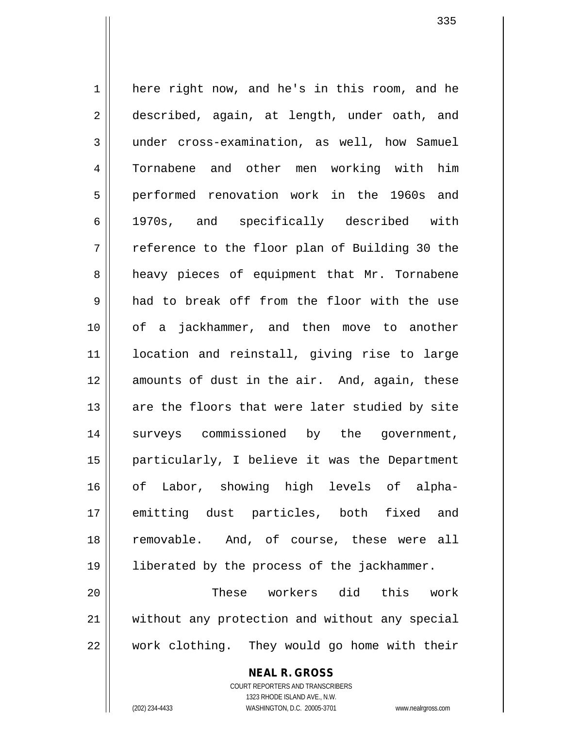here right now, and he's in this room, and he described, again, at length, under oath, and under cross-examination, as well, how Samuel Tornabene and other men working with him performed renovation work in the 1960s and 1970s, and specifically described with reference to the floor plan of Building 30 the heavy pieces of equipment that Mr. Tornabene had to break off from the floor with the use of a jackhammer, and then move to another location and reinstall, giving rise to large amounts of dust in the air. And, again, these are the floors that were later studied by site surveys commissioned by the government, particularly, I believe it was the Department of Labor, showing high levels of alpha-emitting dust particles, both fixed and removable. And, of course, these were all liberated by the process of the jackhammer.

These workers did this work without any protection and without any special work clothing. They would go home with their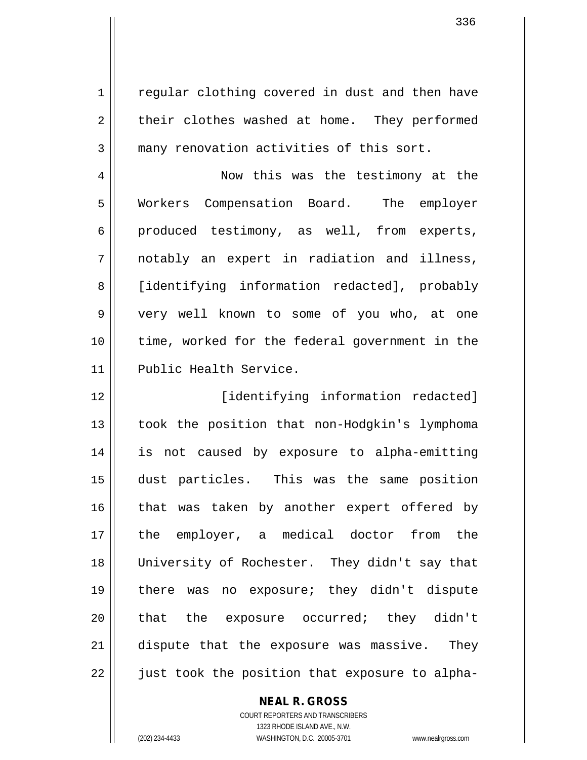regular clothing covered in dust and then have their clothes washed at home. They performed many renovation activities of this sort.

Now this was the testimony at the Workers Compensation Board. The employer produced testimony, as well, from experts, notably an expert in radiation and illness, [identifying information redacted], probably very well known to some of you who, at one time, worked for the federal government in the Public Health Service.

[identifying information redacted] took the position that non-Hodgkin's lymphoma is not caused by exposure to alpha-emitting dust particles. This was the same position that was taken by another expert offered by the employer, a medical doctor from the University of Rochester. They didn't say that there was no exposure; they didn't dispute that the exposure occurred; they didn't dispute that the exposure was massive. They just took the position that exposure to alpha-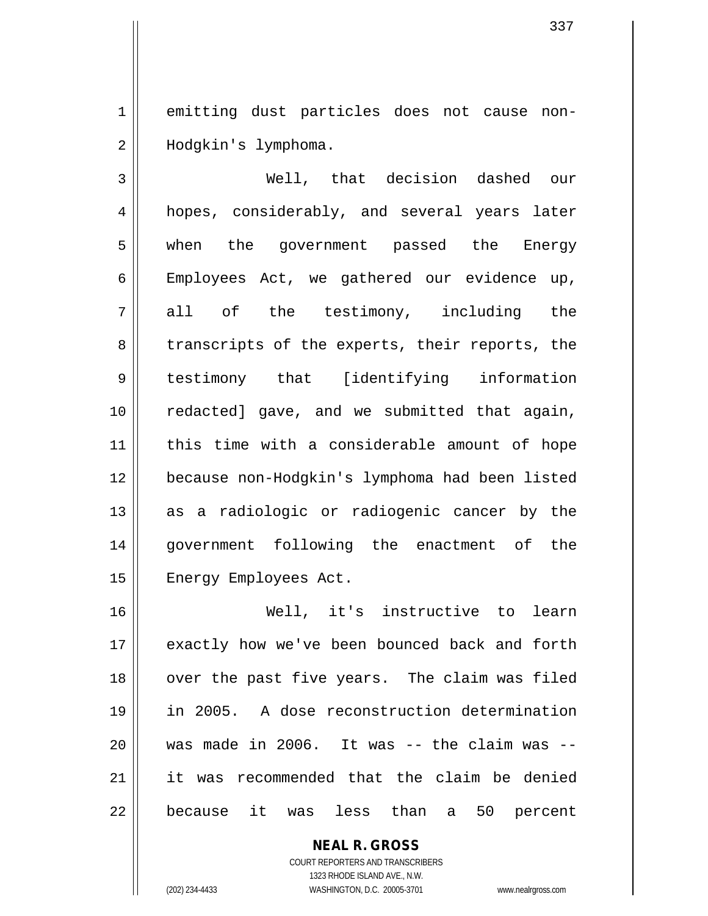emitting dust particles does not cause non-Hodgkin's lymphoma.

Well, that decision dashed our hopes, considerably, and several years later when the government passed the Energy Employees Act, we gathered our evidence up, all of the testimony, including the transcripts of the experts, their reports, the testimony that [identifying information redacted] gave, and we submitted that again, this time with a considerable amount of hope because non-Hodgkin's lymphoma had been listed as a radiologic or radiogenic cancer by the government following the enactment of the Energy Employees Act.

Well, it's instructive to learn exactly how we've been bounced back and forth over the past five years. The claim was filed in 2005. A dose reconstruction determination was made in 2006. It was -- the claim was -- it was recommended that the claim be denied because it was less than a 50 percent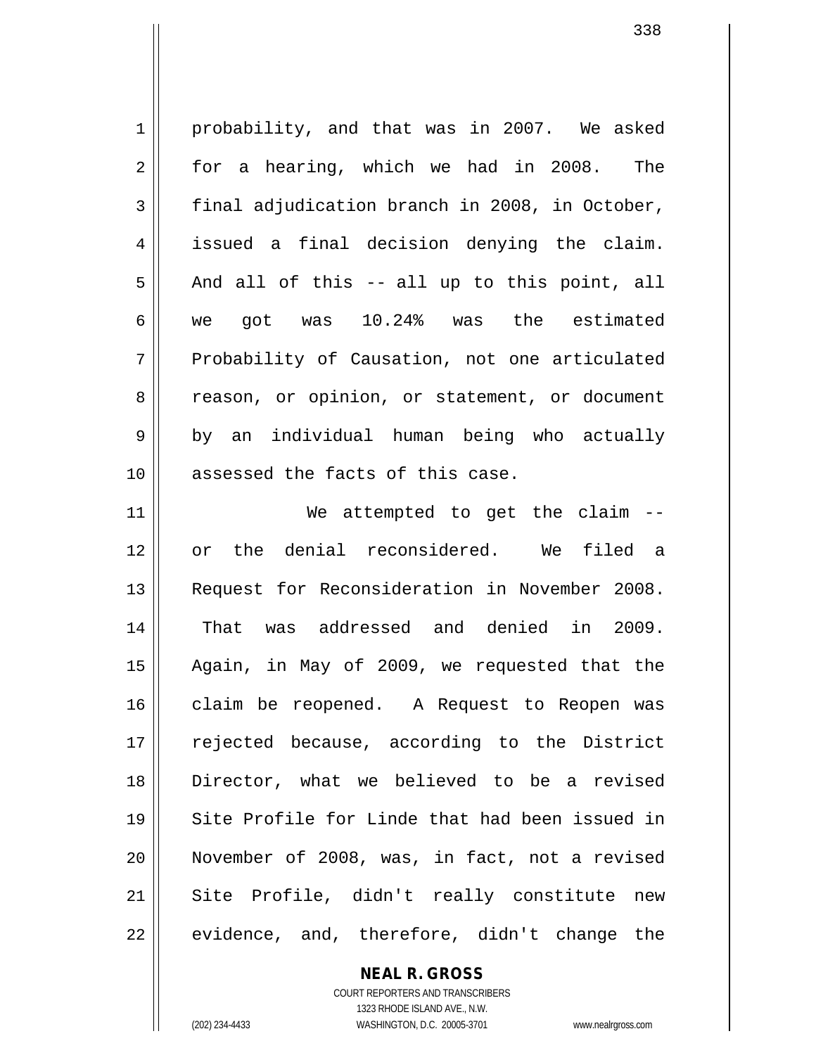probability, and that was in 2007. We asked for a hearing, which we had in 2008. The final adjudication branch in 2008, in October, issued a final decision denying the claim. And all of this -- all up to this point, all we got was 10.24% was the estimated Probability of Causation, not one articulated reason, or opinion, or statement, or document by an individual human being who actually assessed the facts of this case.

We attempted to get the claim -- or the denial reconsidered. We filed a Request for Reconsideration in November 2008. That was addressed and denied in 2009. Again, in May of 2009, we requested that the claim be reopened. A Request to Reopen was rejected because, according to the District Director, what we believed to be a revised Site Profile for Linde that had been issued in November of 2008, was, in fact, not a revised Site Profile, didn't really constitute new evidence, and, therefore, didn't change the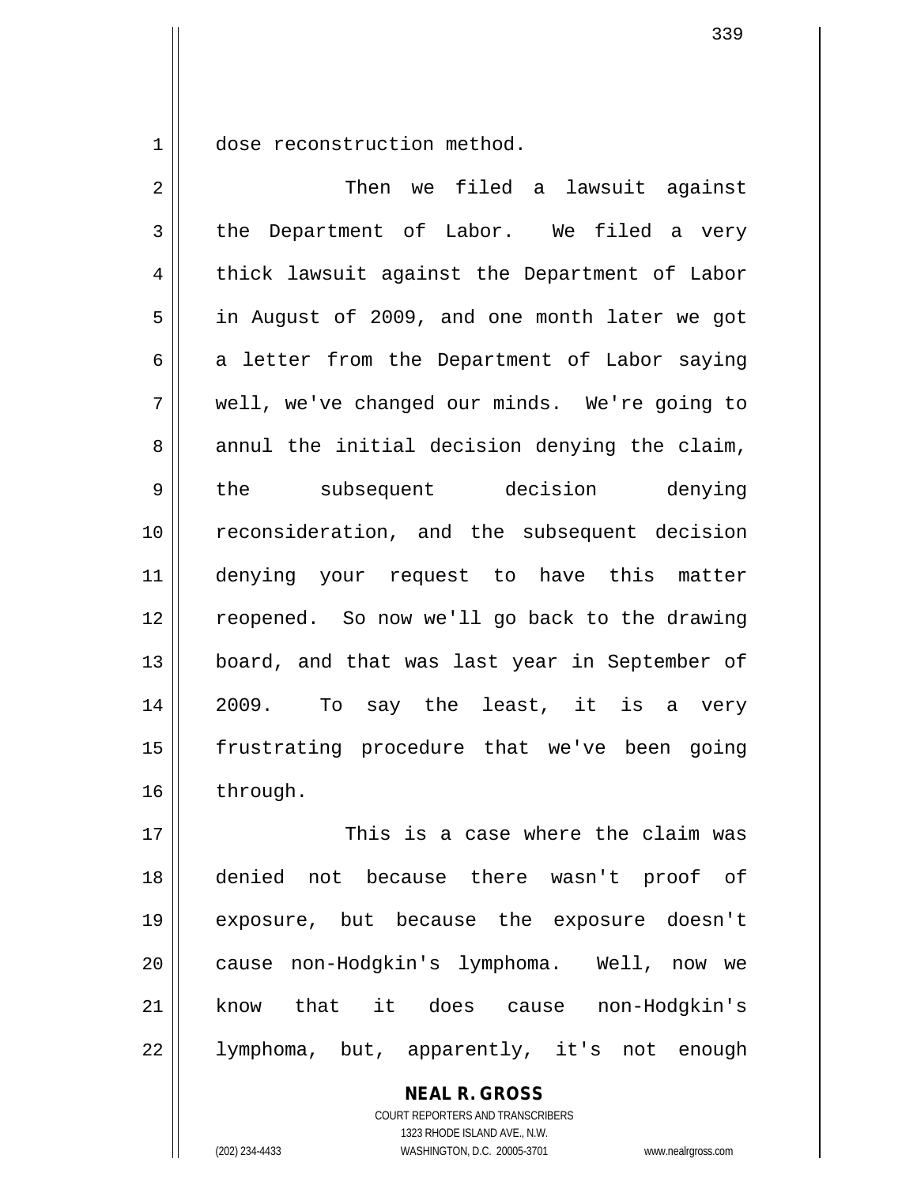dose reconstruction method.

Then we filed a lawsuit against the Department of Labor. We filed a very thick lawsuit against the Department of Labor in August of 2009, and one month later we got a letter from the Department of Labor saying well, we've changed our minds. We're going to annul the initial decision denying the claim, the subsequent decision denying reconsideration, and the subsequent decision denying your request to have this matter reopened. So now we'll go back to the drawing board, and that was last year in September of 2009. To say the least, it is a very frustrating procedure that we've been going through.

This is a case where the claim was denied not because there wasn't proof of exposure, but because the exposure doesn't cause non-Hodgkin's lymphoma. Well, now we know that it does cause non-Hodgkin's lymphoma, but, apparently, it's not enough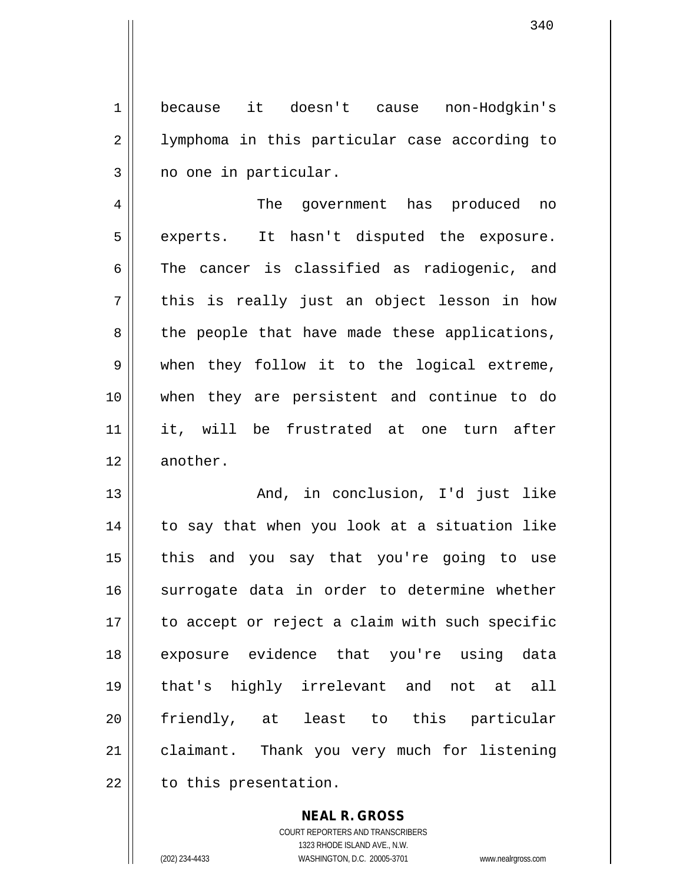because it doesn't cause non-Hodgkin's lymphoma in this particular case according to no one in particular.

The government has produced no experts. It hasn't disputed the exposure. The cancer is classified as radiogenic, and this is really just an object lesson in how the people that have made these applications, when they follow it to the logical extreme, when they are persistent and continue to do it, will be frustrated at one turn after another.

And, in conclusion, I'd just like to say that when you look at a situation like this and you say that you're going to use surrogate data in order to determine whether to accept or reject a claim with such specific exposure evidence that you're using data that's highly irrelevant and not at all friendly, at least to this particular claimant. Thank you very much for listening to this presentation.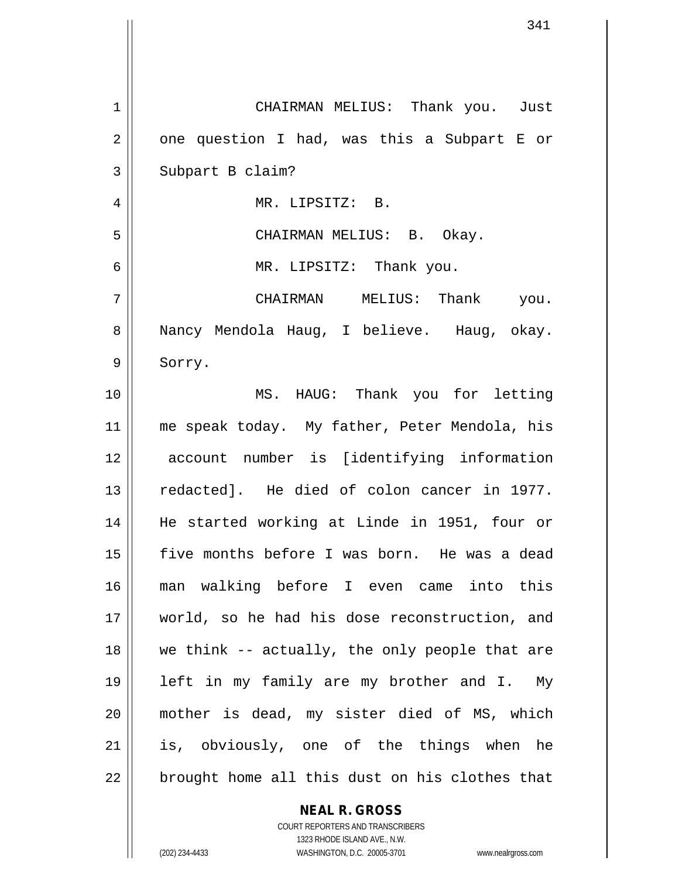CHAIRMAN MELIUS: Thank you. Just one question I had, was this a Subpart E or Subpart B claim?

MR. LIPSITZ: B.

CHAIRMAN MELIUS: B. Okay.

MR. LIPSITZ: Thank you.

CHAIRMAN MELIUS: Thank you. Nancy Mendola Haug, I believe. Haug, okay. Sorry.

MS. HAUG: Thank you for letting me speak today. My father, Peter Mendola, his account number is [identifying information redacted]. He died of colon cancer in 1977. He started working at Linde in 1951, four or five months before I was born. He was a dead man walking before I even came into this world, so he had his dose reconstruction, and we think -- actually, the only people that are left in my family are my brother and I. My mother is dead, my sister died of MS, which is, obviously, one of the things when he brought home all this dust on his clothes that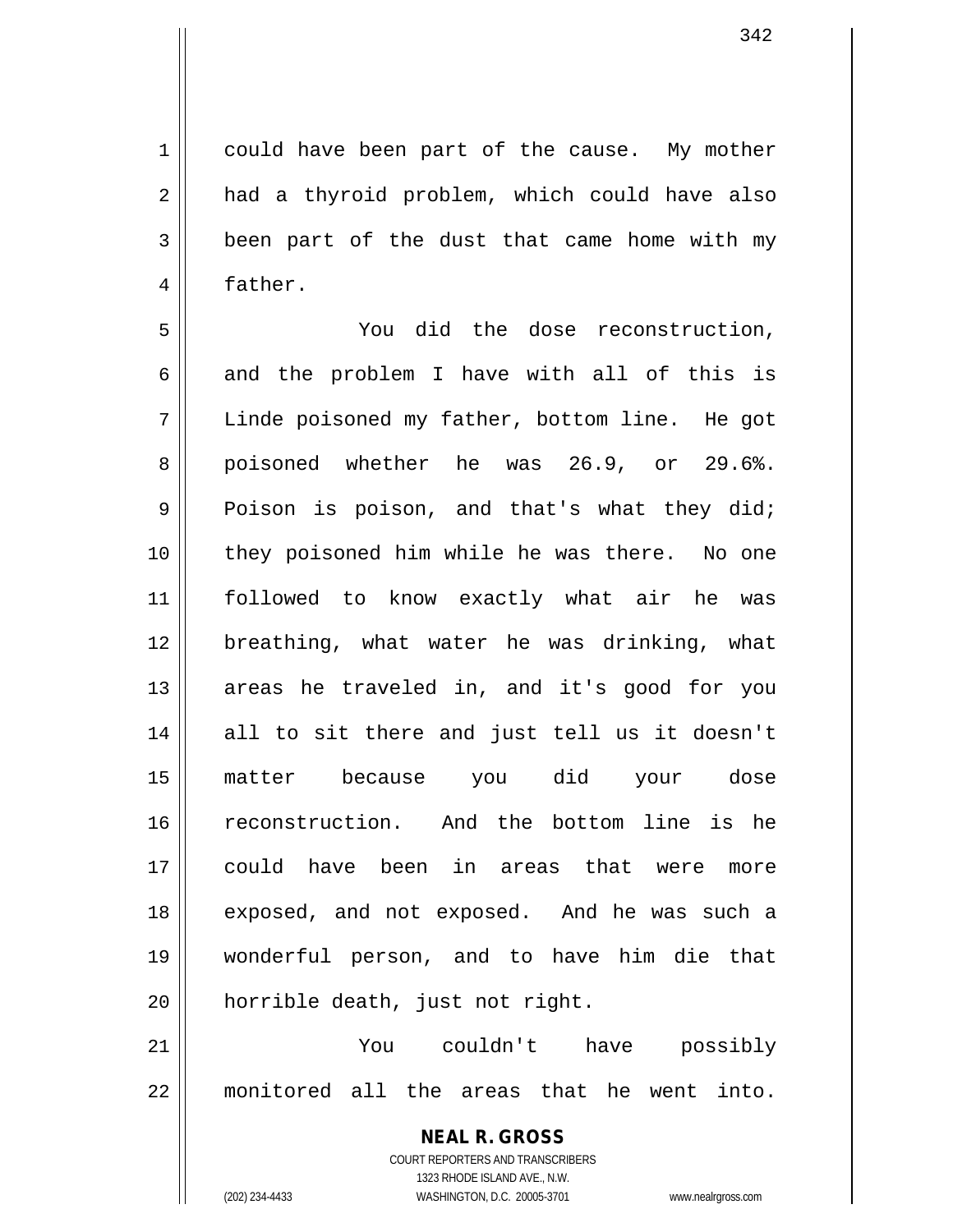could have been part of the cause. My mother had a thyroid problem, which could have also been part of the dust that came home with my father.

You did the dose reconstruction, and the problem I have with all of this is Linde poisoned my father, bottom line. He got poisoned whether he was 26.9, or 29.6%. Poison is poison, and that's what they did; they poisoned him while he was there. No one followed to know exactly what air he was breathing, what water he was drinking, what areas he traveled in, and it's good for you all to sit there and just tell us it doesn't matter because you did your dose reconstruction. And the bottom line is he could have been in areas that were more exposed, and not exposed. And he was such a wonderful person, and to have him die that horrible death, just not right.

You couldn't have possibly monitored all the areas that he went into.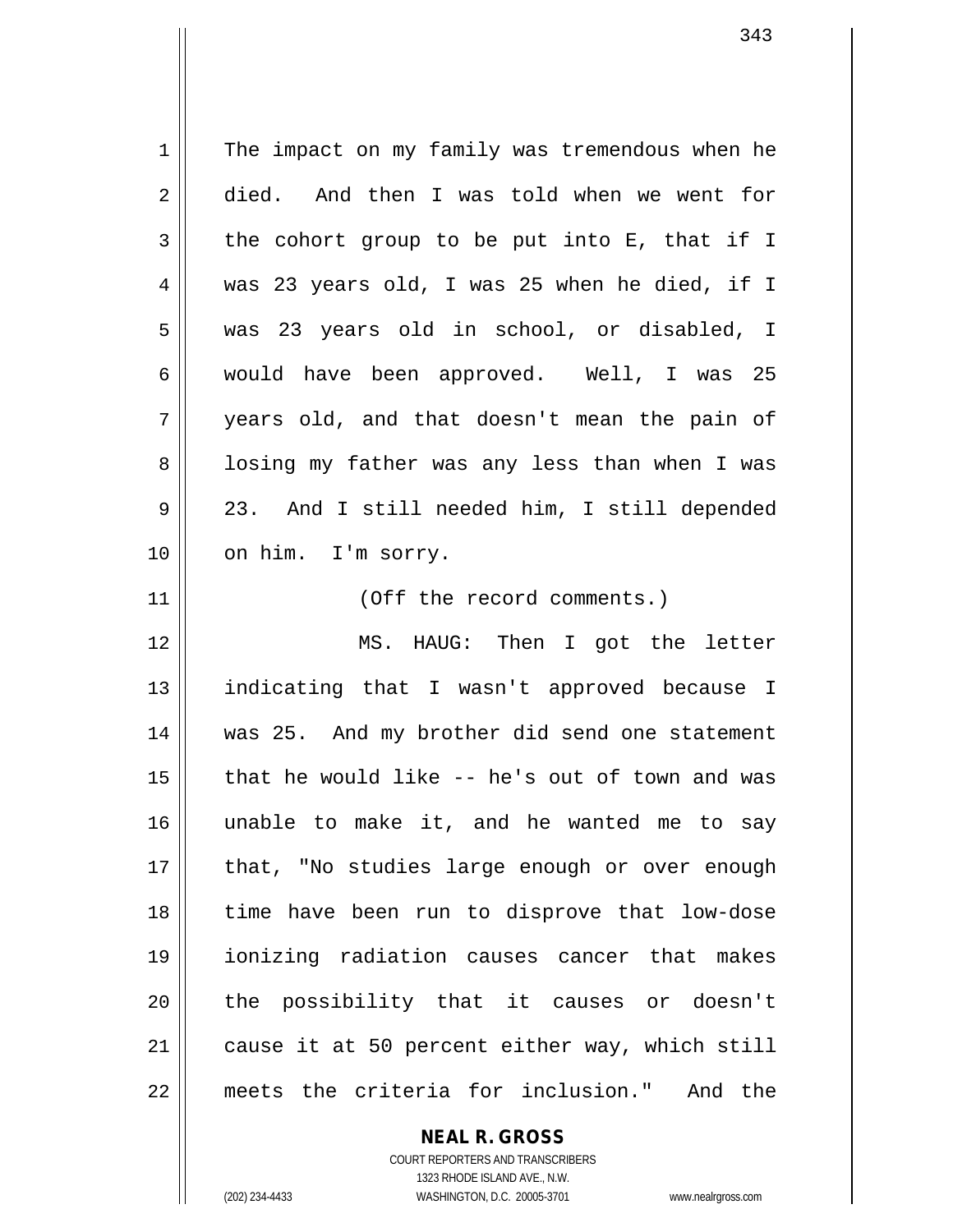The impact on my family was tremendous when he died. And then I was told when we went for the cohort group to be put into E, that if I was 23 years old, I was 25 when he died, if I was 23 years old in school, or disabled, I would have been approved. Well, I was 25 years old, and that doesn't mean the pain of losing my father was any less than when I was 23. And I still needed him, I still depended on him. I'm sorry.

(Off the record comments.)

MS. HAUG: Then I got the letter indicating that I wasn't approved because I was 25. And my brother did send one statement that he would like -- he's out of town and was unable to make it, and he wanted me to say that, "No studies large enough or over enough time have been run to disprove that low-dose ionizing radiation causes cancer that makes the possibility that it causes or doesn't cause it at 50 percent either way, which still meets the criteria for inclusion." And the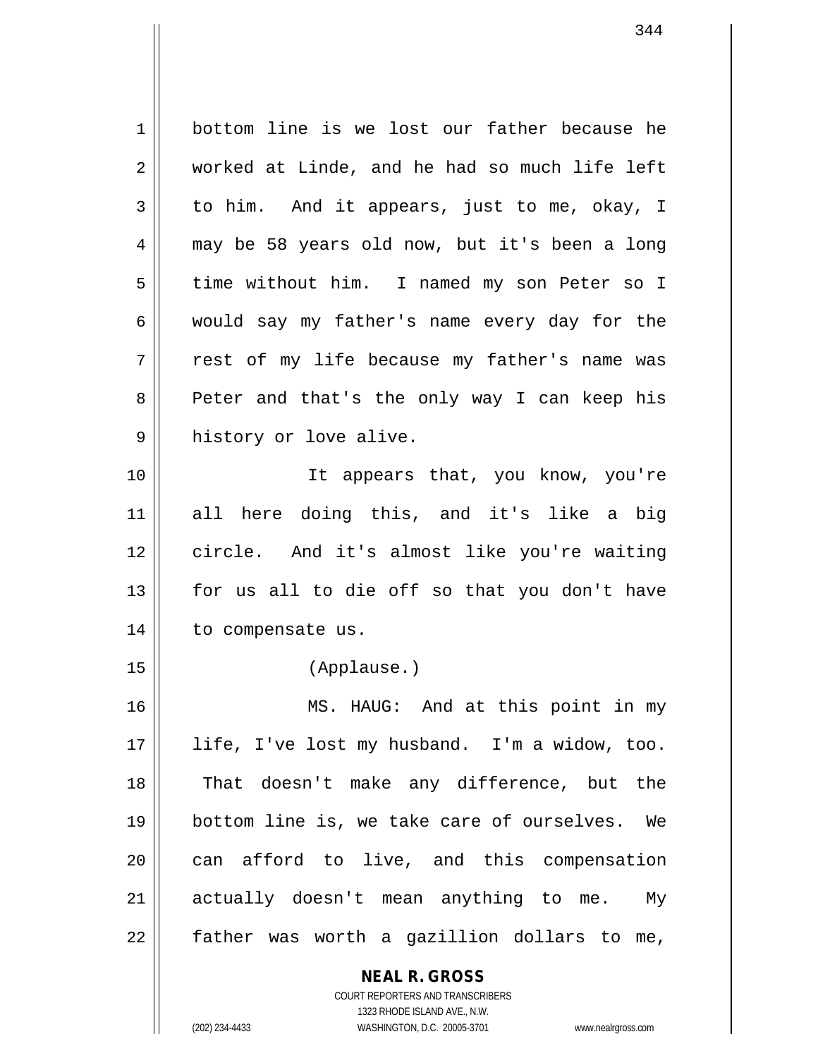bottom line is we lost our father because he worked at Linde, and he had so much life left to him. And it appears, just to me, okay, I may be 58 years old now, but it's been a long time without him. I named my son Peter so I would say my father's name every day for the rest of my life because my father's name was Peter and that's the only way I can keep his history or love alive.

It appears that, you know, you're all here doing this, and it's like a big circle. And it's almost like you're waiting for us all to die off so that you don't have to compensate us.

(Applause.)

MS. HAUG: And at this point in my life, I've lost my husband. I'm a widow, too. That doesn't make any difference, but the bottom line is, we take care of ourselves. We can afford to live, and this compensation actually doesn't mean anything to me. My father was worth a gazillion dollars to me,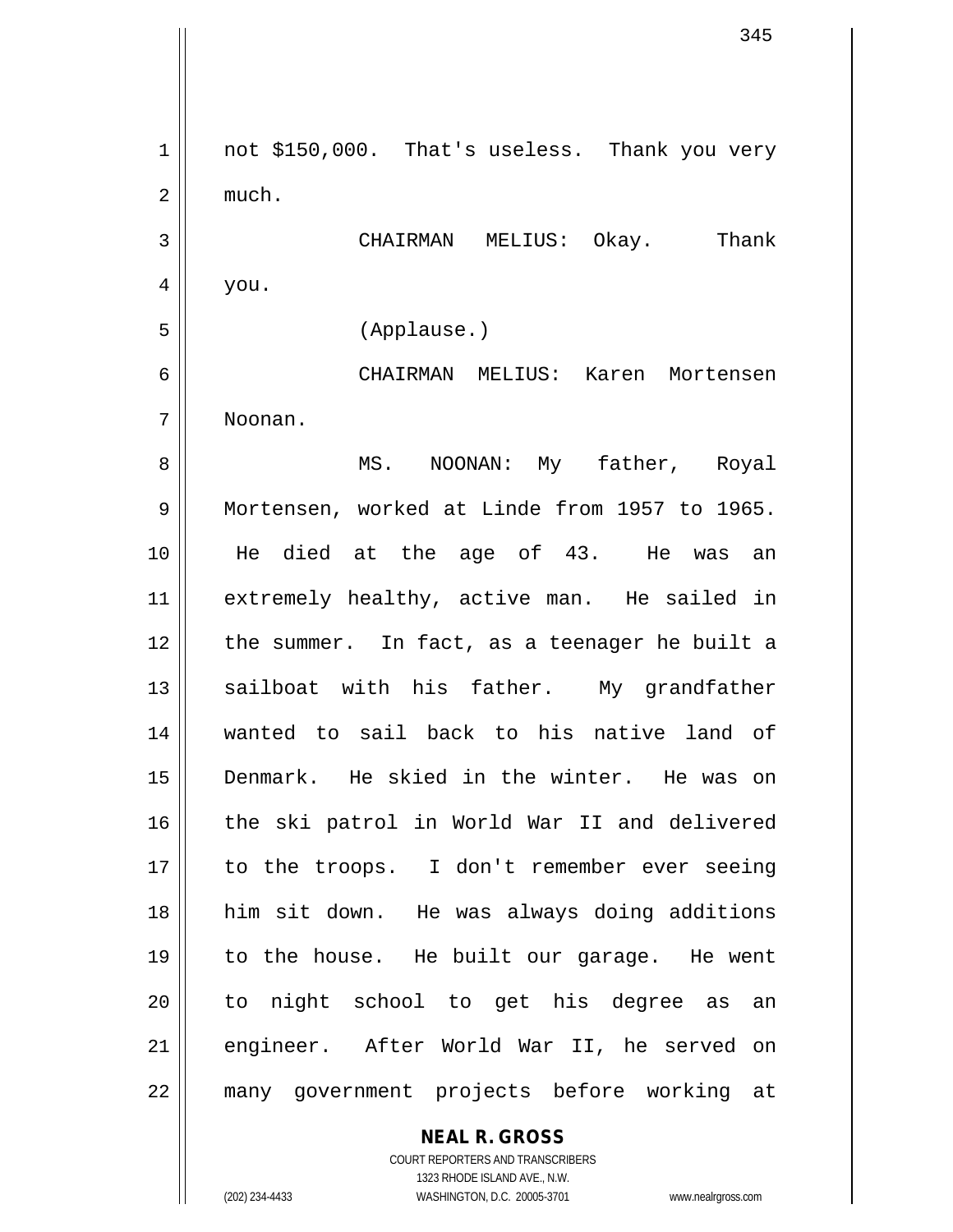not $150,000. That's useless. Thank you very much.

CHAIRMAN MELIUS: Okay. Thank you.

(Applause.)

CHAIRMAN MELIUS: Karen Mortensen Noonan.

MS. NOONAN: My father, Royal Mortensen, worked at Linde from 1957 to 1965. He died at the age of 43. He was an extremely healthy, active man. He sailed in the summer. In fact, as a teenager he built a sailboat with his father. My grandfather wanted to sail back to his native land of Denmark. He skied in the winter. He was on the ski patrol in World War II and delivered to the troops. I don't remember ever seeing him sit down. He was always doing additions to the house. He built our garage. He went to night school to get his degree as an engineer. After World War II, he served on many government projects before working at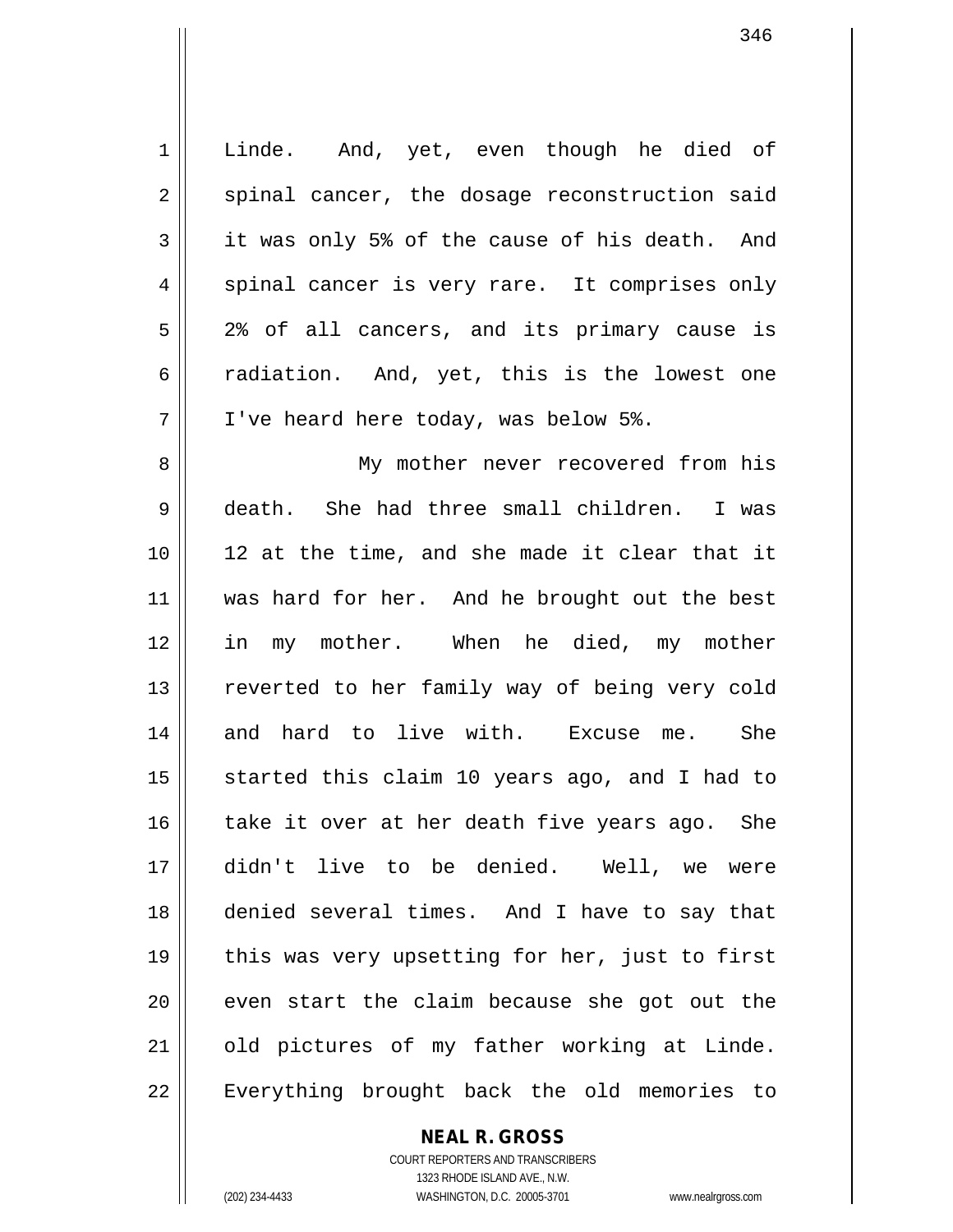Linde. And, yet, even though he died of spinal cancer, the dosage reconstruction said it was only 5% of the cause of his death. And spinal cancer is very rare. It comprises only 2% of all cancers, and its primary cause is radiation. And, yet, this is the lowest one I've heard here today, was below 5%.

My mother never recovered from his death. She had three small children. I was 12 at the time, and she made it clear that it was hard for her. And he brought out the best in my mother. When he died, my mother reverted to her family way of being very cold and hard to live with. Excuse me. She started this claim 10 years ago, and I had to take it over at her death five years ago. She didn't live to be denied. Well, we were denied several times. And I have to say that this was very upsetting for her, just to first even start the claim because she got out the old pictures of my father working at Linde. Everything brought back the old memories to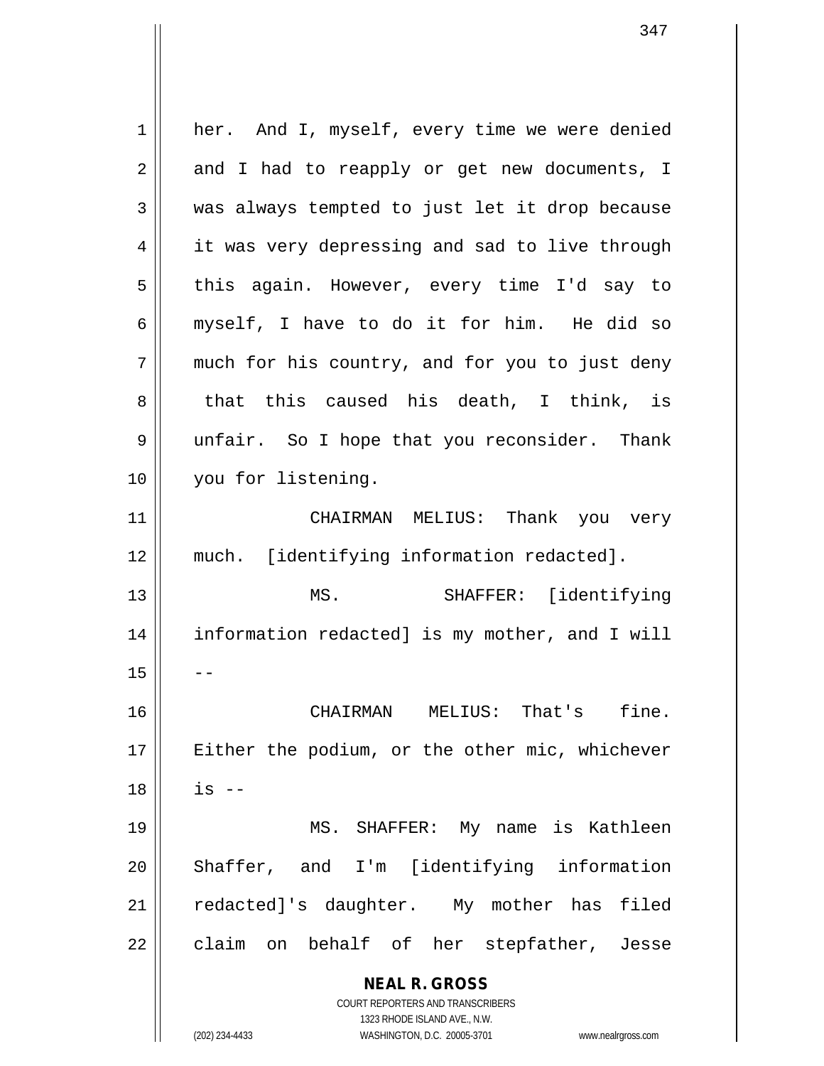her. And I, myself, every time we were denied and I had to reapply or get new documents, I was always tempted to just let it drop because it was very depressing and sad to live through this again. However, every time I'd say to myself, I have to do it for him. He did so much for his country, and for you to just deny that this caused his death, I think, is unfair. So I hope that you reconsider. Thank you for listening.

CHAIRMAN MELIUS: Thank you very much. [identifying information redacted].

MS. SHAFFER: [identifying information redacted] is my mother, and I will --

CHAIRMAN MELIUS: That's fine. Either the podium, or the other mic, whichever is --

MS. SHAFFER: My name is Kathleen Shaffer, and I'm [identifying information redacted]'s daughter. My mother has filed claim on behalf of her stepfather, Jesse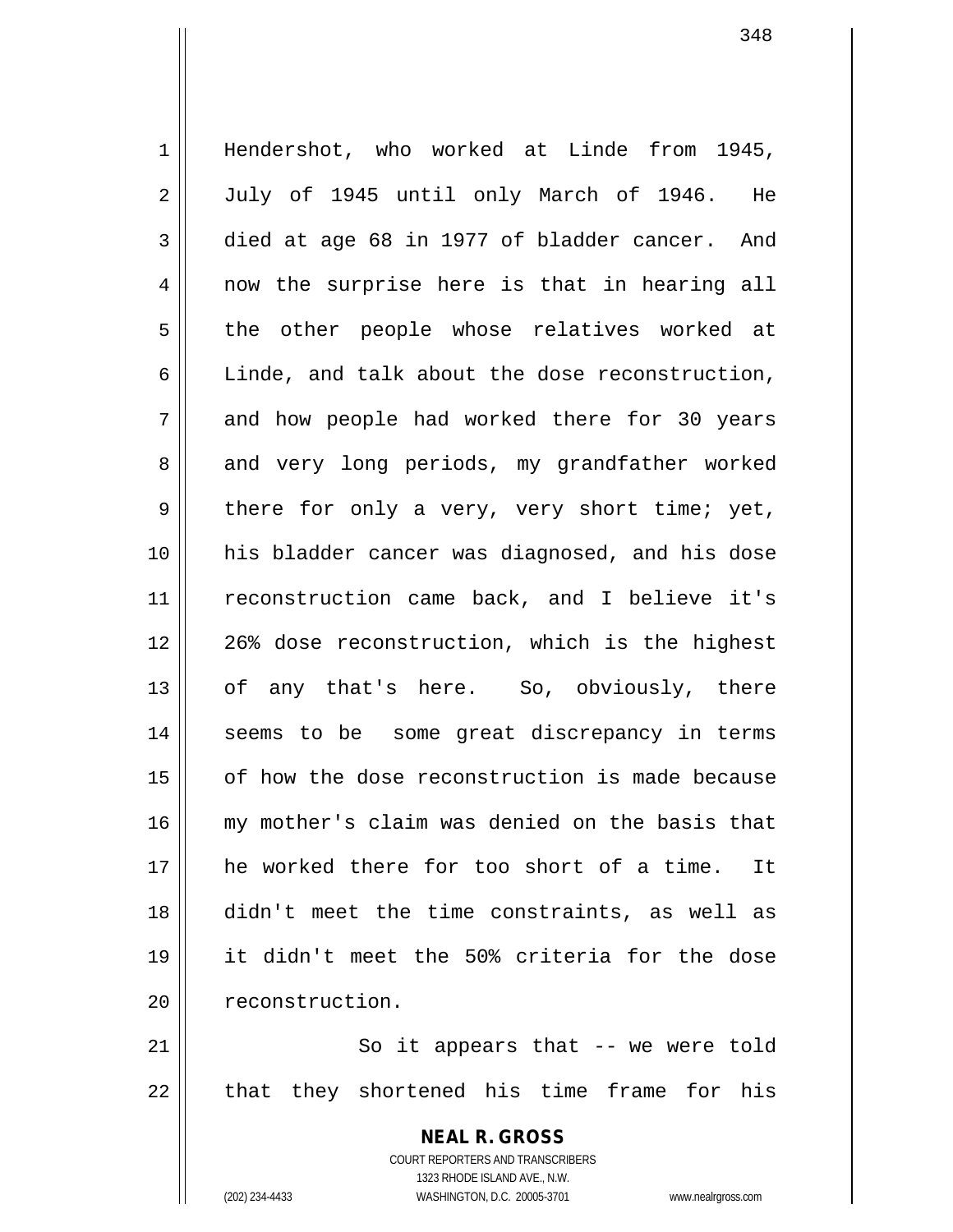Hendershot, who worked at Linde from 1945, July of 1945 until only March of 1946. He died at age 68 in 1977 of bladder cancer. And now the surprise here is that in hearing all the other people whose relatives worked at Linde, and talk about the dose reconstruction, and how people had worked there for 30 years and very long periods, my grandfather worked there for only a very, very short time; yet, his bladder cancer was diagnosed, and his dose reconstruction came back, and I believe it's 26% dose reconstruction, which is the highest of any that's here. So, obviously, there seems to be some great discrepancy in terms of how the dose reconstruction is made because my mother's claim was denied on the basis that he worked there for too short of a time. It didn't meet the time constraints, as well as it didn't meet the 50% criteria for the dose reconstruction.

So it appears that -- we were told that they shortened his time frame for his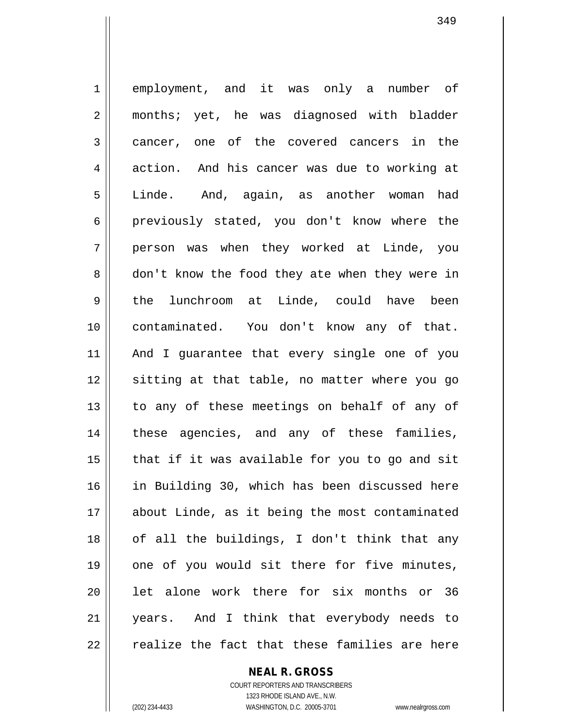employment, and it was only a number of months; yet, he was diagnosed with bladder cancer, one of the covered cancers in the action. And his cancer was due to working at Linde. And, again, as another woman had previously stated, you don't know where the person was when they worked at Linde, you don't know the food they ate when they were in the lunchroom at Linde, could have been contaminated. You don't know any of that. And I guarantee that every single one of you sitting at that table, no matter where you go to any of these meetings on behalf of any of these agencies, and any of these families, that if it was available for you to go and sit in Building 30, which has been discussed here about Linde, as it being the most contaminated of all the buildings, I don't think that any one of you would sit there for five minutes, let alone work there for six months or 36 years. And I think that everybody needs to realize the fact that these families are here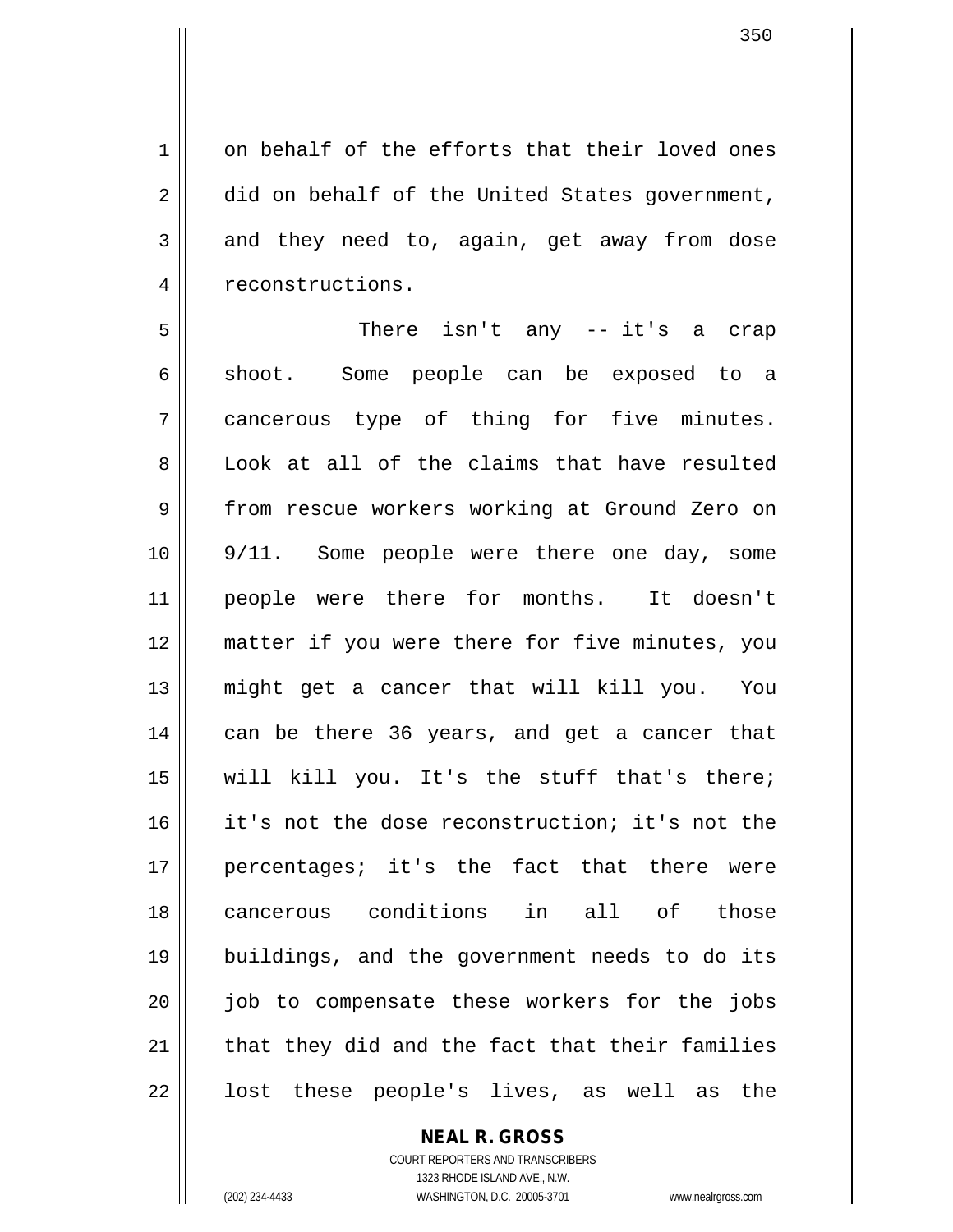on behalf of the efforts that their loved ones did on behalf of the United States government, and they need to, again, get away from dose reconstructions.

There isn't any -- it's a crap shoot. Some people can be exposed to a cancerous type of thing for five minutes. Look at all of the claims that have resulted from rescue workers working at Ground Zero on 9/11. Some people were there one day, some people were there for months. It doesn't matter if you were there for five minutes, you might get a cancer that will kill you. You can be there 36 years, and get a cancer that will kill you. It's the stuff that's there; it's not the dose reconstruction; it's not the percentages; it's the fact that there were cancerous conditions in all of those buildings, and the government needs to do its job to compensate these workers for the jobs that they did and the fact that their families lost these people's lives, as well as the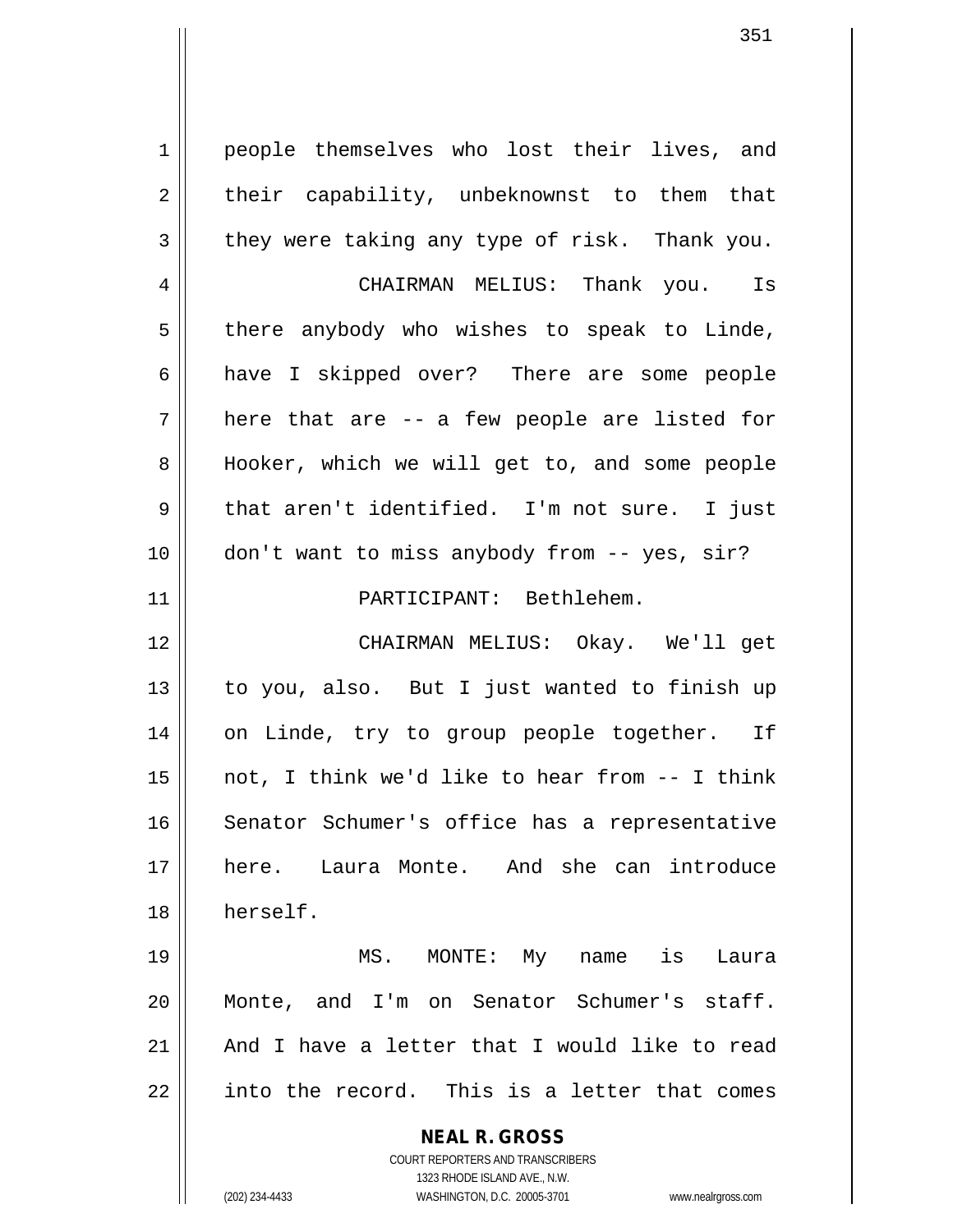people themselves who lost their lives, and their capability, unbeknownst to them that they were taking any type of risk. Thank you.

CHAIRMAN MELIUS: Thank you. Is there anybody who wishes to speak to Linde, have I skipped over? There are some people here that are -- a few people are listed for Hooker, which we will get to, and some people that aren't identified. I'm not sure. I just don't want to miss anybody from -- yes, sir?

PARTICIPANT: Bethlehem.

CHAIRMAN MELIUS: Okay. We'll get to you, also. But I just wanted to finish up on Linde, try to group people together. If not, I think we'd like to hear from -- I think Senator Schumer's office has a representative here. Laura Monte. And she can introduce herself.

MS. MONTE: My name is Laura Monte, and I'm on Senator Schumer's staff. And I have a letter that I would like to read into the record. This is a letter that comes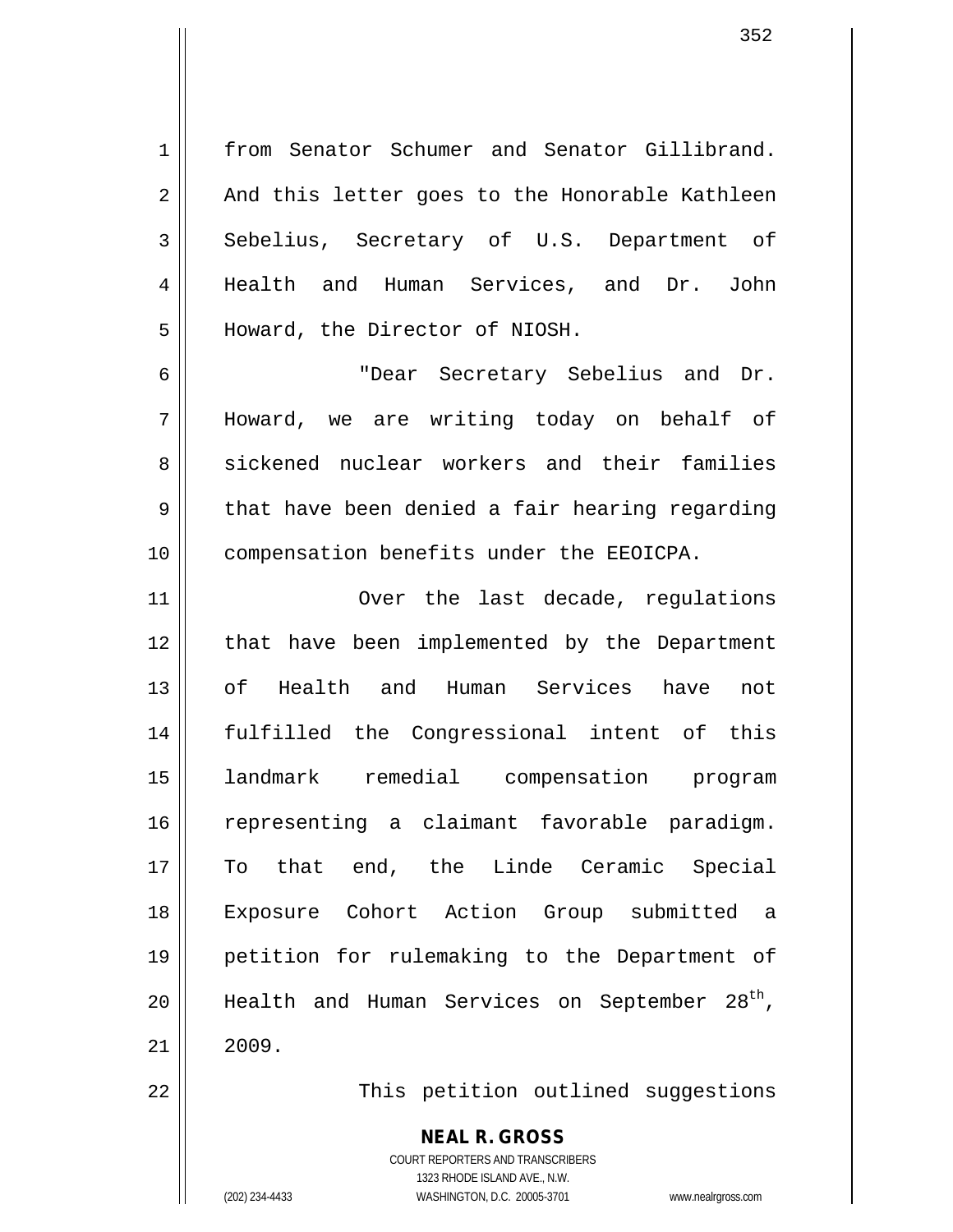from Senator Schumer and Senator Gillibrand. And this letter goes to the Honorable Kathleen Sebelius, Secretary of U.S. Department of Health and Human Services, and Dr. John Howard, the Director of NIOSH.

"Dear Secretary Sebelius and Dr. Howard, we are writing today on behalf of sickened nuclear workers and their families that have been denied a fair hearing regarding compensation benefits under the EEOICPA.

Over the last decade, regulations that have been implemented by the Department of Health and Human Services have not fulfilled the Congressional intent of this landmark remedial compensation program representing a claimant favorable paradigm. To that end, the Linde Ceramic Special Exposure Cohort Action Group submitted a petition for rulemaking to the Department of Health and Human Services on September 28th, 2009.

This petition outlined suggestions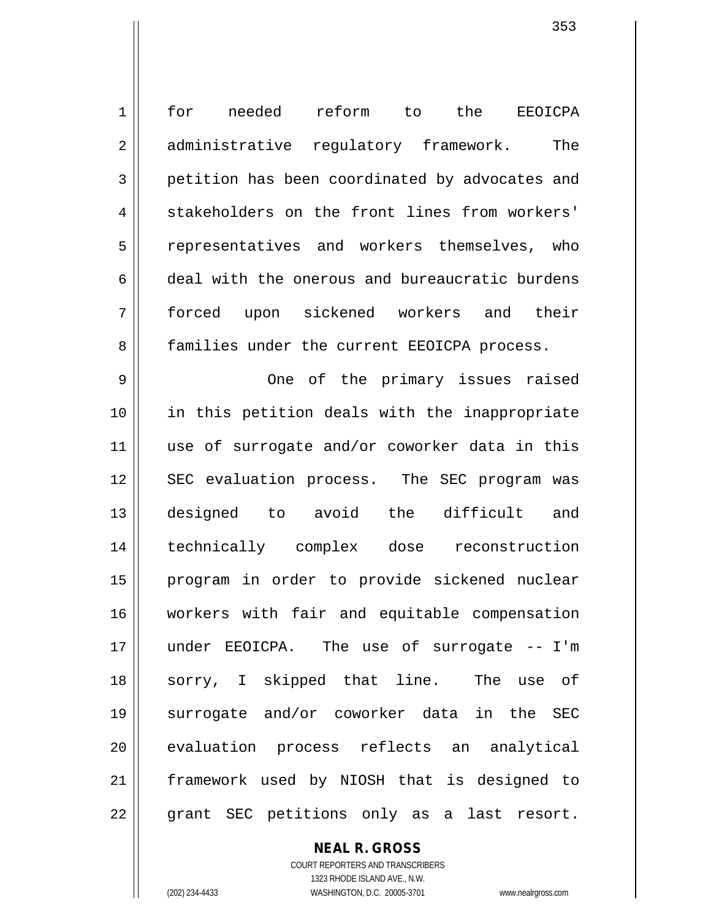for needed reform to the EEOICPA administrative regulatory framework. The petition has been coordinated by advocates and stakeholders on the front lines from workers' representatives and workers themselves, who deal with the onerous and bureaucratic burdens forced upon sickened workers and their families under the current EEOICPA process.

One of the primary issues raised in this petition deals with the inappropriate use of surrogate and/or coworker data in this SEC evaluation process. The SEC program was designed to avoid the difficult and technically complex dose reconstruction program in order to provide sickened nuclear workers with fair and equitable compensation under EEOICPA. The use of surrogate -- I'm sorry, I skipped that line. The use of surrogate and/or coworker data in the SEC evaluation process reflects an analytical framework used by NIOSH that is designed to grant SEC petitions only as a last resort.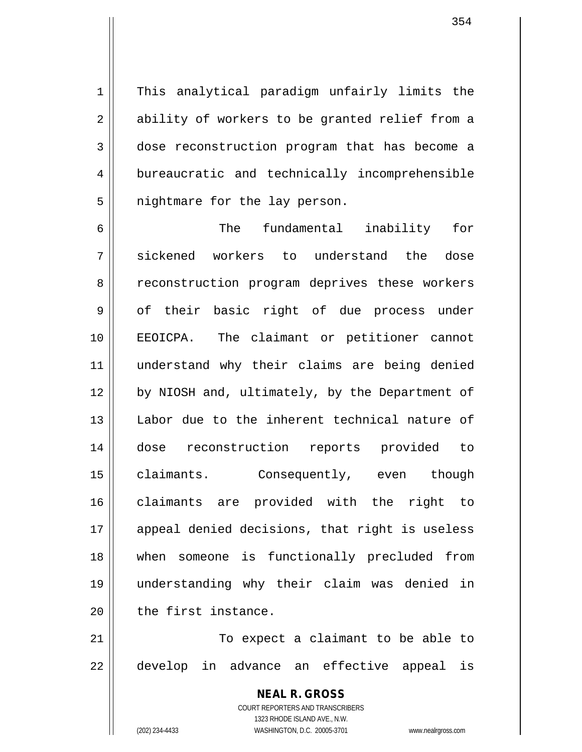This analytical paradigm unfairly limits the ability of workers to be granted relief from a dose reconstruction program that has become a bureaucratic and technically incomprehensible nightmare for the lay person.

The fundamental inability for sickened workers to understand the dose reconstruction program deprives these workers of their basic right of due process under EEOICPA. The claimant or petitioner cannot understand why their claims are being denied by NIOSH and, ultimately, by the Department of Labor due to the inherent technical nature of dose reconstruction reports provided to claimants. Consequently, even though claimants are provided with the right to appeal denied decisions, that right is useless when someone is functionally precluded from understanding why their claim was denied in the first instance.

To expect a claimant to be able to develop in advance an effective appeal is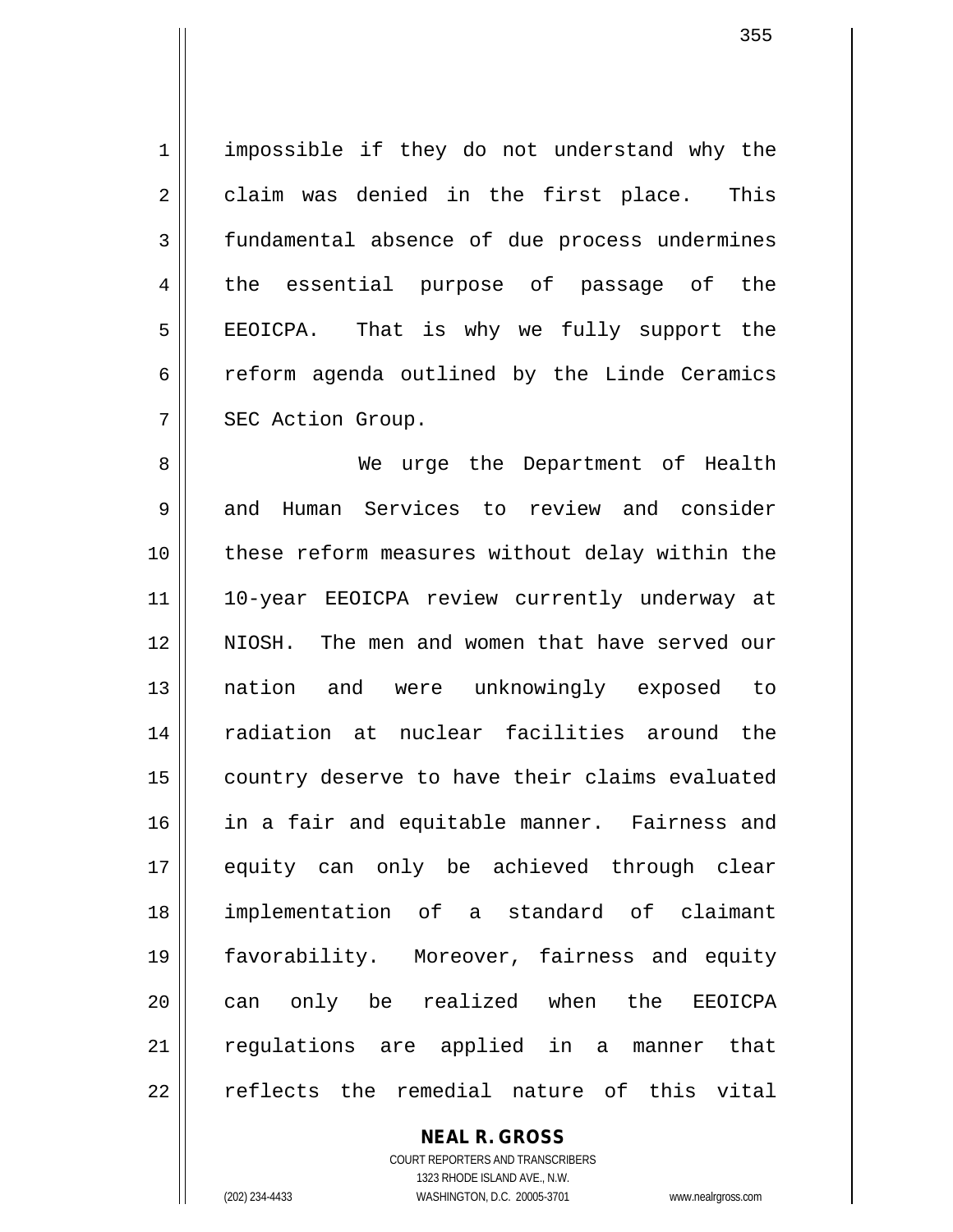impossible if they do not understand why the claim was denied in the first place. This fundamental absence of due process undermines the essential purpose of passage of the EEOICPA. That is why we fully support the reform agenda outlined by the Linde Ceramics SEC Action Group.

We urge the Department of Health and Human Services to review and consider these reform measures without delay within the 10-year EEOICPA review currently underway at NIOSH. The men and women that have served our nation and were unknowingly exposed to radiation at nuclear facilities around the country deserve to have their claims evaluated in a fair and equitable manner. Fairness and equity can only be achieved through clear implementation of a standard of claimant favorability. Moreover, fairness and equity can only be realized when the EEOICPA regulations are applied in a manner that reflects the remedial nature of this vital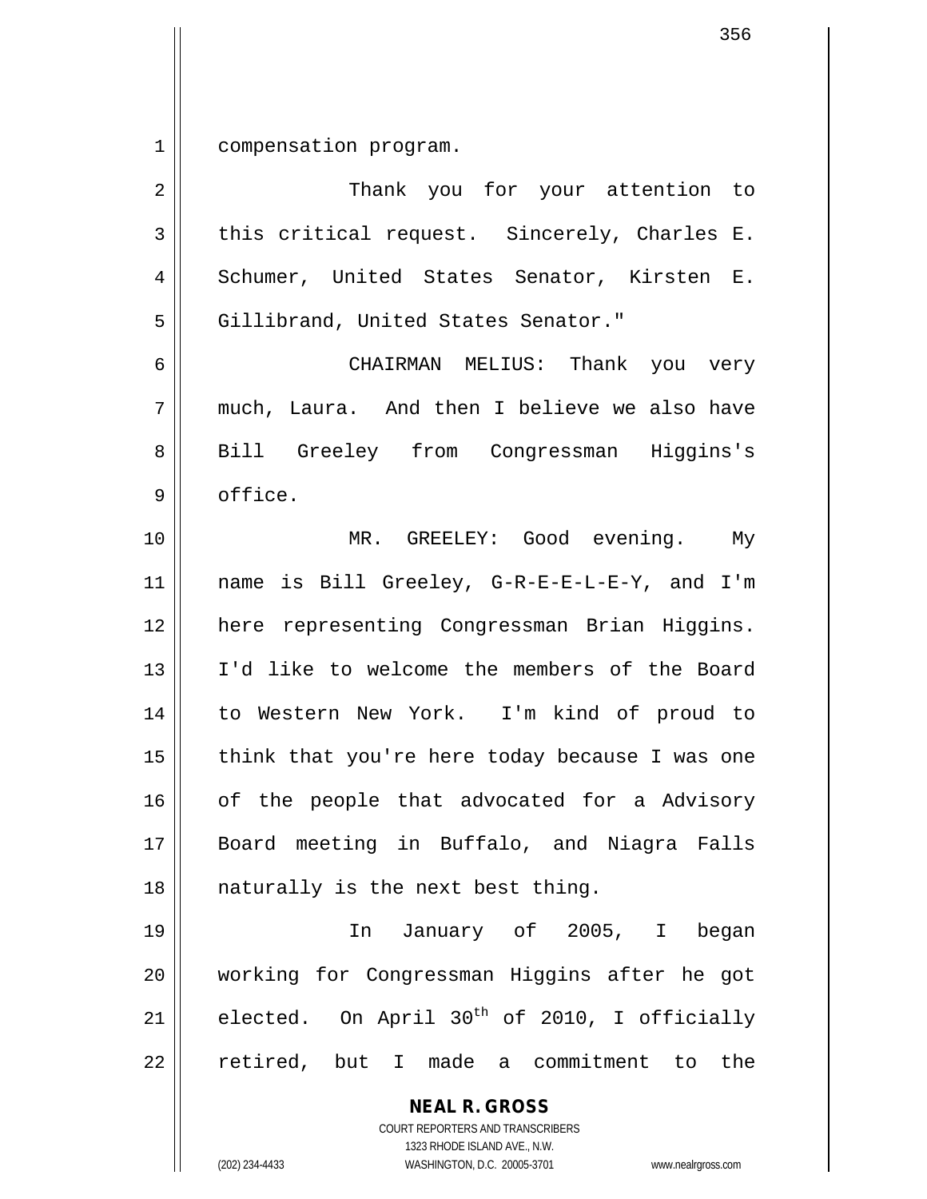compensation program.

Thank you for your attention to this critical request. Sincerely, Charles E. Schumer, United States Senator, Kirsten E. Gillibrand, United States Senator."

CHAIRMAN MELIUS: Thank you very much, Laura. And then I believe we also have Bill Greeley from Congressman Higgins's office.

MR. GREELEY: Good evening. My name is Bill Greeley, G-R-E-E-L-E-Y, and I'm here representing Congressman Brian Higgins. I'd like to welcome the members of the Board to Western New York. I'm kind of proud to think that you're here today because I was one of the people that advocated for a Advisory Board meeting in Buffalo, and Niagra Falls naturally is the next best thing.

In January of 2005, I began working for Congressman Higgins after he got elected. On April 30th of 2010, I officially retired, but I made a commitment to the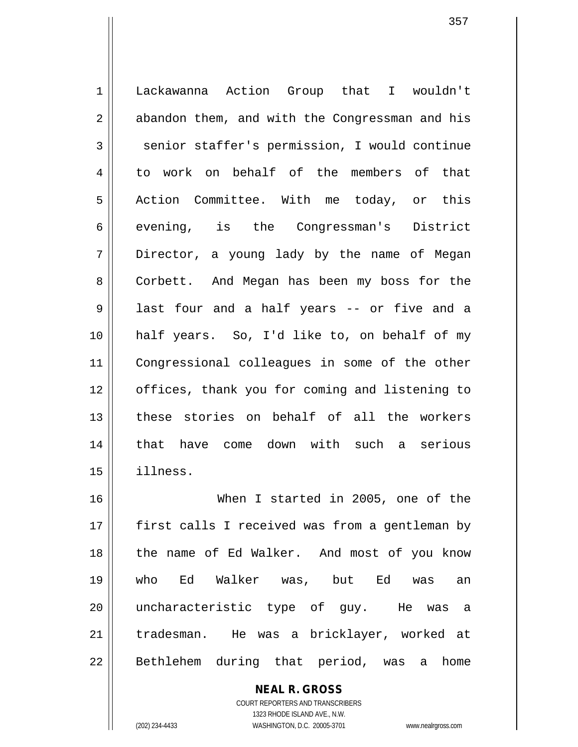Lackawanna Action Group that I wouldn't abandon them, and with the Congressman and his senior staffer's permission, I would continue to work on behalf of the members of that Action Committee. With me today, or this evening, is the Congressman's District Director, a young lady by the name of Megan Corbett. And Megan has been my boss for the last four and a half years -- or five and a half years. So, I'd like to, on behalf of my Congressional colleagues in some of the other offices, thank you for coming and listening to these stories on behalf of all the workers that have come down with such a serious illness.

When I started in 2005, one of the first calls I received was from a gentleman by the name of Ed Walker. And most of you know who Ed Walker was, but Ed was an uncharacteristic type of guy. He was a tradesman. He was a bricklayer, worked at Bethlehem during that period, was a home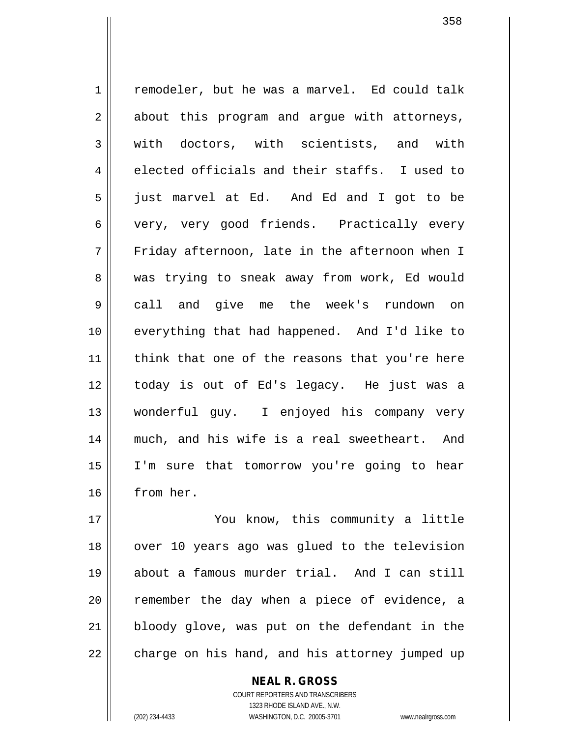remodeler, but he was a marvel. Ed could talk about this program and argue with attorneys, with doctors, with scientists, and with elected officials and their staffs. I used to just marvel at Ed. And Ed and I got to be very, very good friends. Practically every Friday afternoon, late in the afternoon when I was trying to sneak away from work, Ed would call and give me the week's rundown on everything that had happened. And I'd like to think that one of the reasons that you're here today is out of Ed's legacy. He just was a wonderful guy. I enjoyed his company very much, and his wife is a real sweetheart. And I'm sure that tomorrow you're going to hear from her.

You know, this community a little over 10 years ago was glued to the television about a famous murder trial. And I can still remember the day when a piece of evidence, a bloody glove, was put on the defendant in the charge on his hand, and his attorney jumped up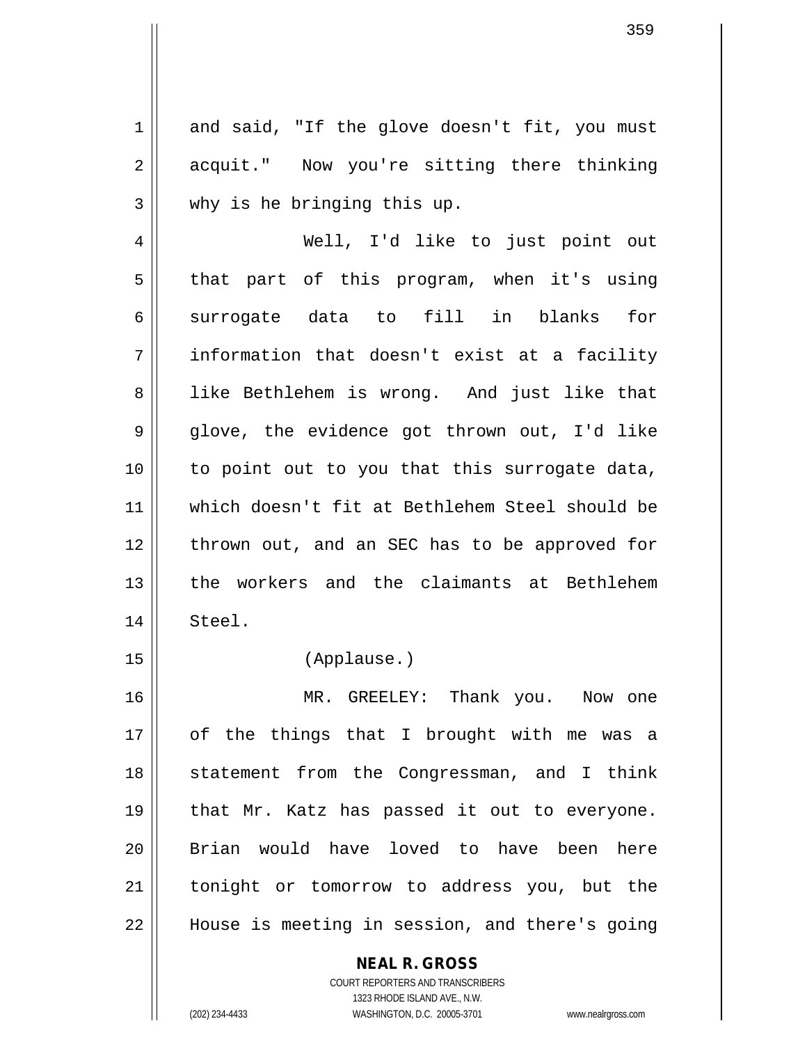and said, "If the glove doesn't fit, you must acquit." Now you're sitting there thinking why is he bringing this up.

Well, I'd like to just point out that part of this program, when it's using surrogate data to fill in blanks for information that doesn't exist at a facility like Bethlehem is wrong. And just like that glove, the evidence got thrown out, I'd like to point out to you that this surrogate data, which doesn't fit at Bethlehem Steel should be thrown out, and an SEC has to be approved for the workers and the claimants at Bethlehem Steel.

(Applause.)

MR. GREELEY: Thank you. Now one of the things that I brought with me was a statement from the Congressman, and I think that Mr. Katz has passed it out to everyone. Brian would have loved to have been here tonight or tomorrow to address you, but the House is meeting in session, and there's going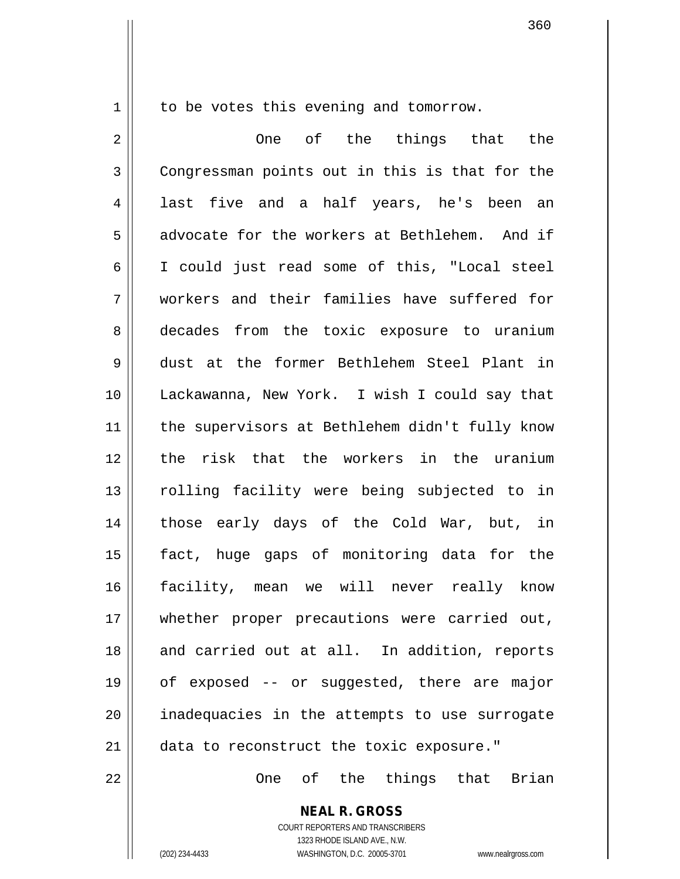to be votes this evening and tomorrow.

One of the things that the Congressman points out in this is that for the last five and a half years, he's been an advocate for the workers at Bethlehem. And if I could just read some of this, "Local steel workers and their families have suffered for decades from the toxic exposure to uranium dust at the former Bethlehem Steel Plant in Lackawanna, New York. I wish I could say that the supervisors at Bethlehem didn't fully know the risk that the workers in the uranium rolling facility were being subjected to in those early days of the Cold War, but, in fact, huge gaps of monitoring data for the facility, mean we will never really know whether proper precautions were carried out, and carried out at all. In addition, reports of exposed -- or suggested, there are major inadequacies in the attempts to use surrogate data to reconstruct the toxic exposure."

One of the things that Brian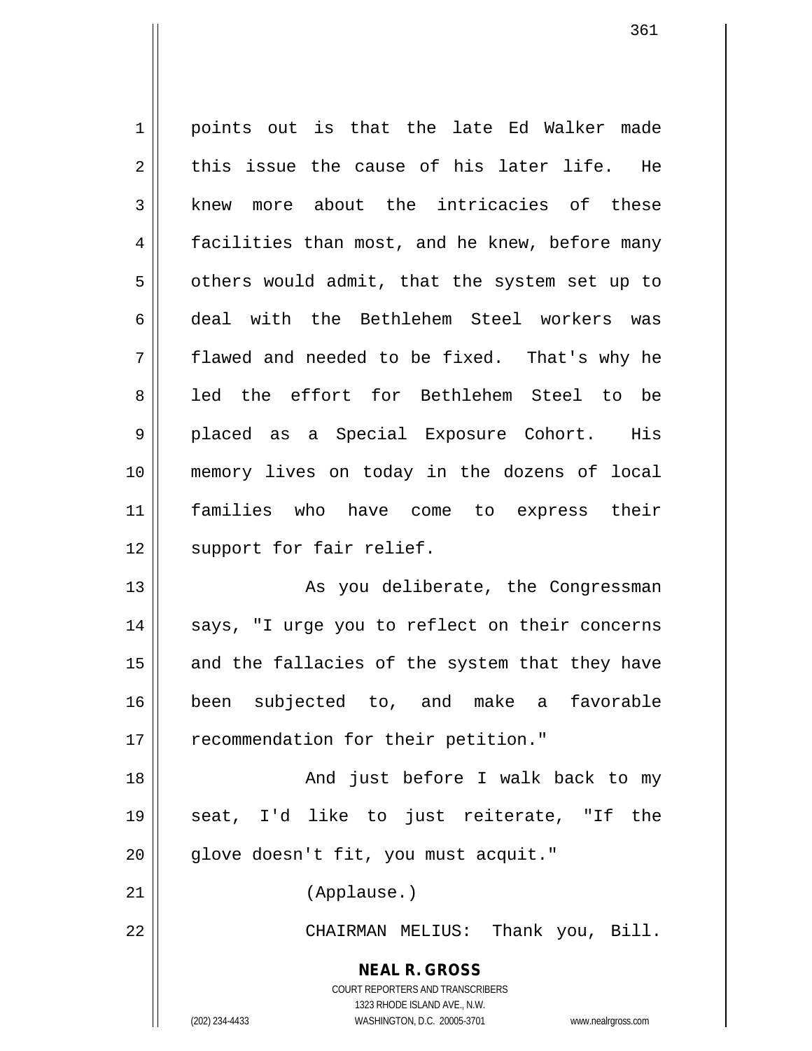points out is that the late Ed Walker made this issue the cause of his later life. He knew more about the intricacies of these facilities than most, and he knew, before many others would admit, that the system set up to deal with the Bethlehem Steel workers was flawed and needed to be fixed. That's why he led the effort for Bethlehem Steel to be placed as a Special Exposure Cohort. His memory lives on today in the dozens of local families who have come to express their support for fair relief.

As you deliberate, the Congressman says, "I urge you to reflect on their concerns and the fallacies of the system that they have been subjected to, and make a favorable recommendation for their petition."

And just before I walk back to my seat, I'd like to just reiterate, "If the glove doesn't fit, you must acquit."

(Applause.)

CHAIRMAN MELIUS: Thank you, Bill.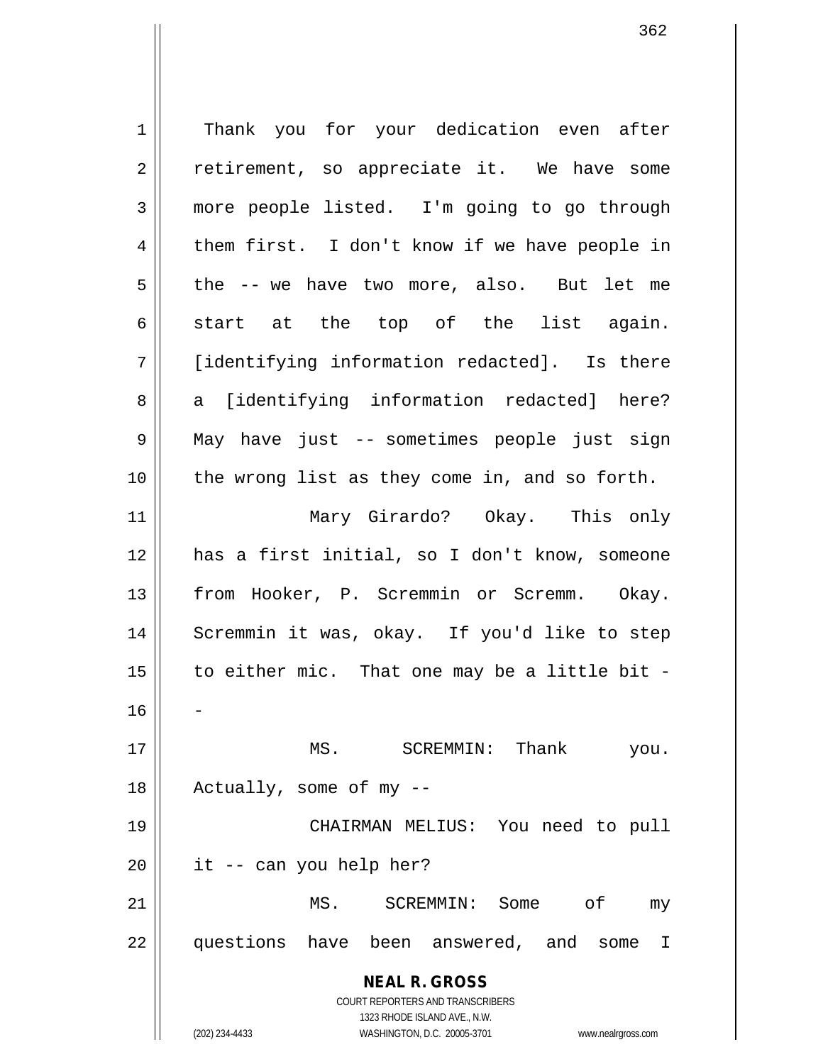Thank you for your dedication even after retirement, so appreciate it. We have some more people listed. I'm going to go through them first. I don't know if we have people in the -- we have two more, also. But let me start at the top of the list again. [identifying information redacted]. Is there a [identifying information redacted] here? May have just -- sometimes people just sign the wrong list as they come in, and so forth.

Mary Girardo? Okay. This only has a first initial, so I don't know, someone from Hooker, P. Scremmin or Scremm. Okay. Scremmin it was, okay. If you'd like to step to either mic. That one may be a little bit --

MS. SCREMMIN: Thank you. Actually, some of my --

CHAIRMAN MELIUS: You need to pull it -- can you help her?

MS. SCREMMIN: Some of my questions have been answered, and some I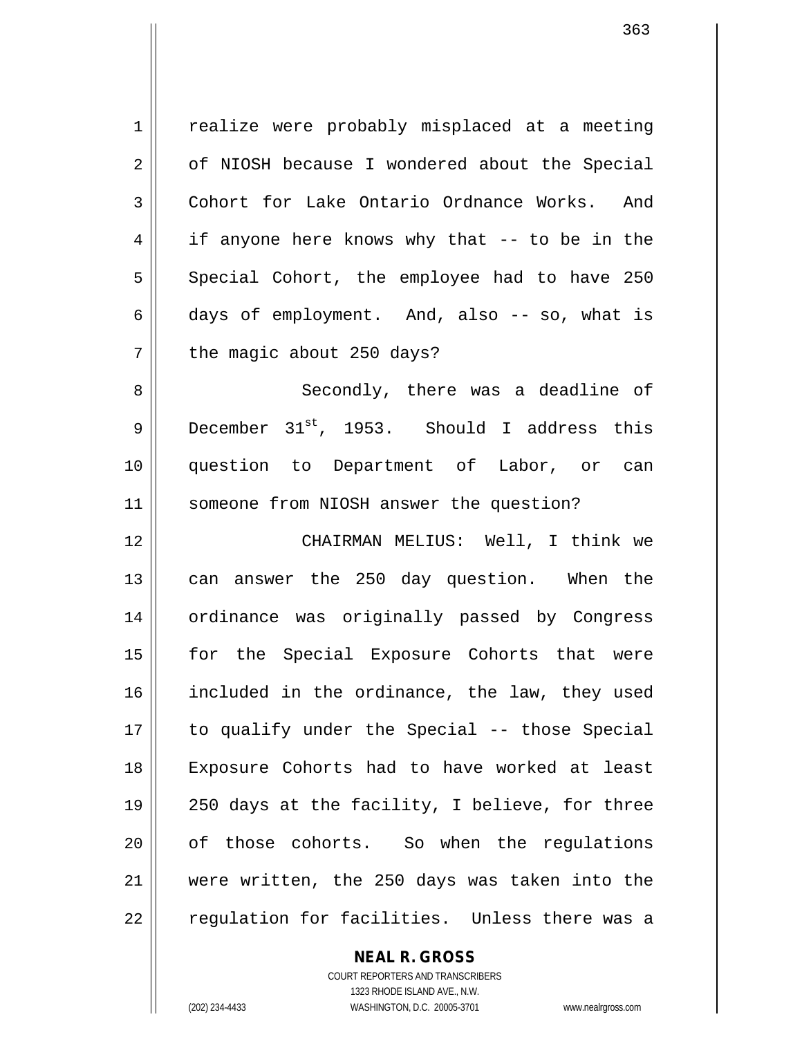realize were probably misplaced at a meeting of NIOSH because I wondered about the Special Cohort for Lake Ontario Ordnance Works. And if anyone here knows why that -- to be in the Special Cohort, the employee had to have 250 days of employment. And, also -- so, what is the magic about 250 days?

Secondly, there was a deadline of December 31st, 1953. Should I address this question to Department of Labor, or can someone from NIOSH answer the question?

CHAIRMAN MELIUS: Well, I think we can answer the 250 day question. When the ordinance was originally passed by Congress for the Special Exposure Cohorts that were included in the ordinance, the law, they used to qualify under the Special -- those Special Exposure Cohorts had to have worked at least 250 days at the facility, I believe, for three of those cohorts. So when the regulations were written, the 250 days was taken into the regulation for facilities. Unless there was a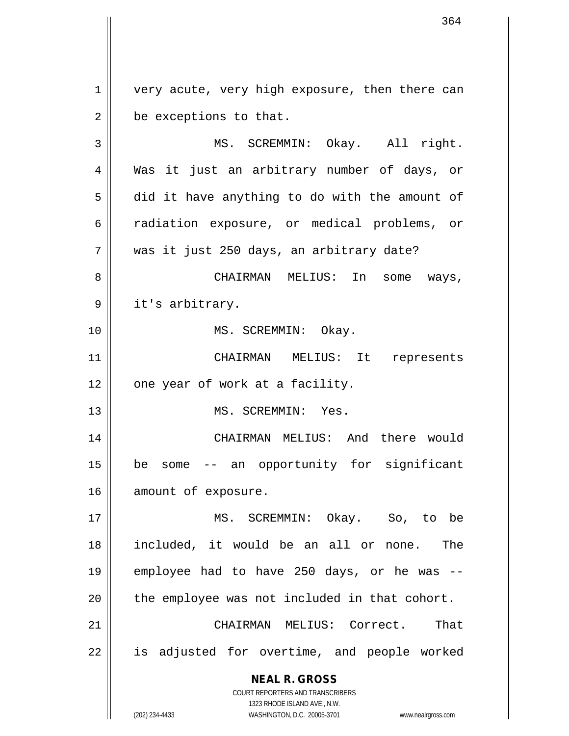very acute, very high exposure, then there can be exceptions to that.

MS. SCREMMIN: Okay. All right. Was it just an arbitrary number of days, or did it have anything to do with the amount of radiation exposure, or medical problems, or was it just 250 days, an arbitrary date?

CHAIRMAN MELIUS: In some ways, it's arbitrary.

MS. SCREMMIN: Okay.

CHAIRMAN MELIUS: It represents one year of work at a facility.

MS. SCREMMIN: Yes.

CHAIRMAN MELIUS: And there would be some -- an opportunity for significant amount of exposure.

MS. SCREMMIN: Okay. So, to be included, it would be an all or none. The employee had to have 250 days, or he was -- the employee was not included in that cohort.

CHAIRMAN MELIUS: Correct. That is adjusted for overtime, and people worked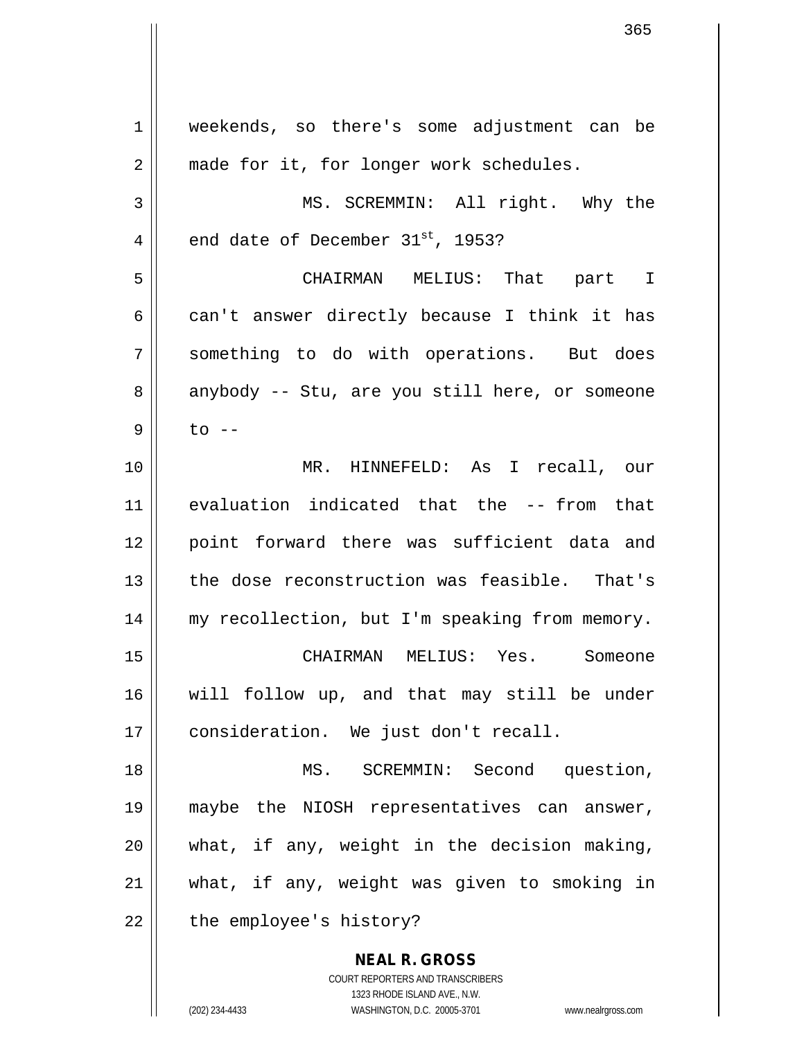weekends, so there's some adjustment can be made for it, for longer work schedules.

MS. SCREMMIN: All right. Why the end date of December 31st, 1953?

CHAIRMAN MELIUS: That part I can't answer directly because I think it has something to do with operations. But does anybody -- Stu, are you still here, or someone to --

MR. HINNEFELD: As I recall, our evaluation indicated that the -- from that point forward there was sufficient data and the dose reconstruction was feasible. That's my recollection, but I'm speaking from memory.

CHAIRMAN MELIUS: Yes. Someone will follow up, and that may still be under consideration. We just don't recall.

MS. SCREMMIN: Second question, maybe the NIOSH representatives can answer, what, if any, weight in the decision making, what, if any, weight was given to smoking in the employee's history?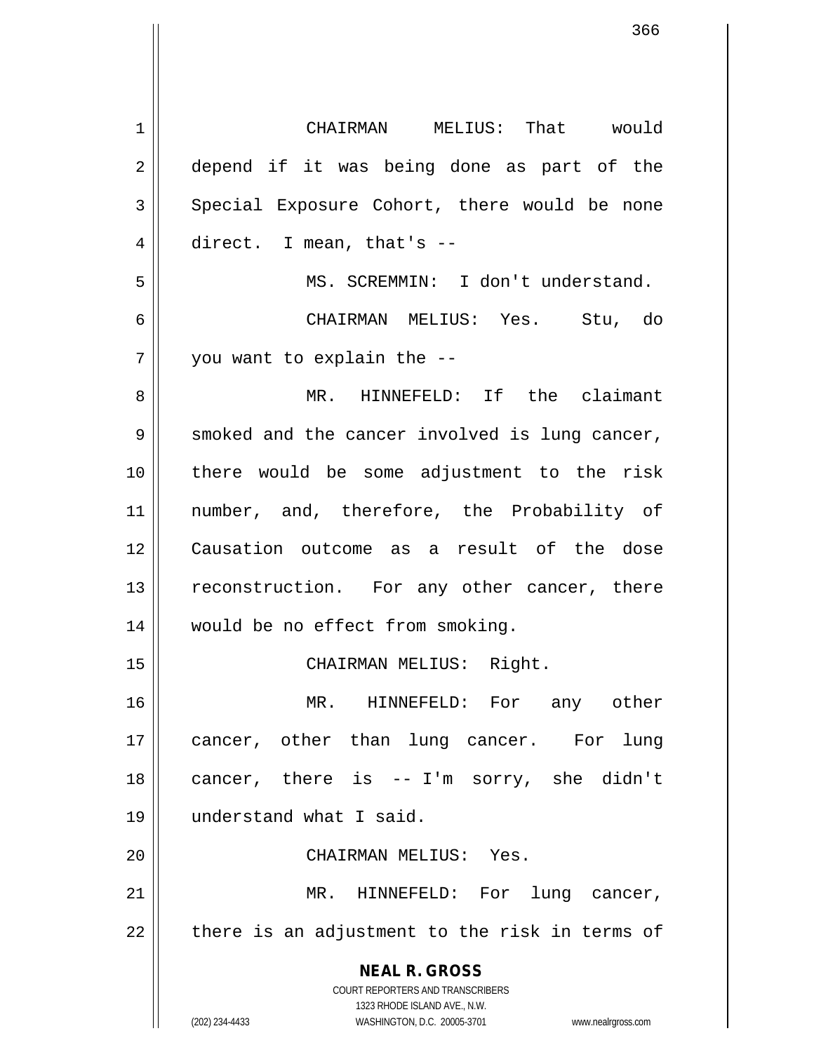CHAIRMAN MELIUS: That would depend if it was being done as part of the Special Exposure Cohort, there would be none direct. I mean, that's --

MS. SCREMMIN: I don't understand.

CHAIRMAN MELIUS: Yes. Stu, do you want to explain the --

MR. HINNEFELD: If the claimant smoked and the cancer involved is lung cancer, there would be some adjustment to the risk number, and, therefore, the Probability of Causation outcome as a result of the dose reconstruction. For any other cancer, there would be no effect from smoking.

CHAIRMAN MELIUS: Right.

MR. HINNEFELD: For any other cancer, other than lung cancer. For lung cancer, there is -- I'm sorry, she didn't understand what I said.

CHAIRMAN MELIUS: Yes.

MR. HINNEFELD: For lung cancer, there is an adjustment to the risk in terms of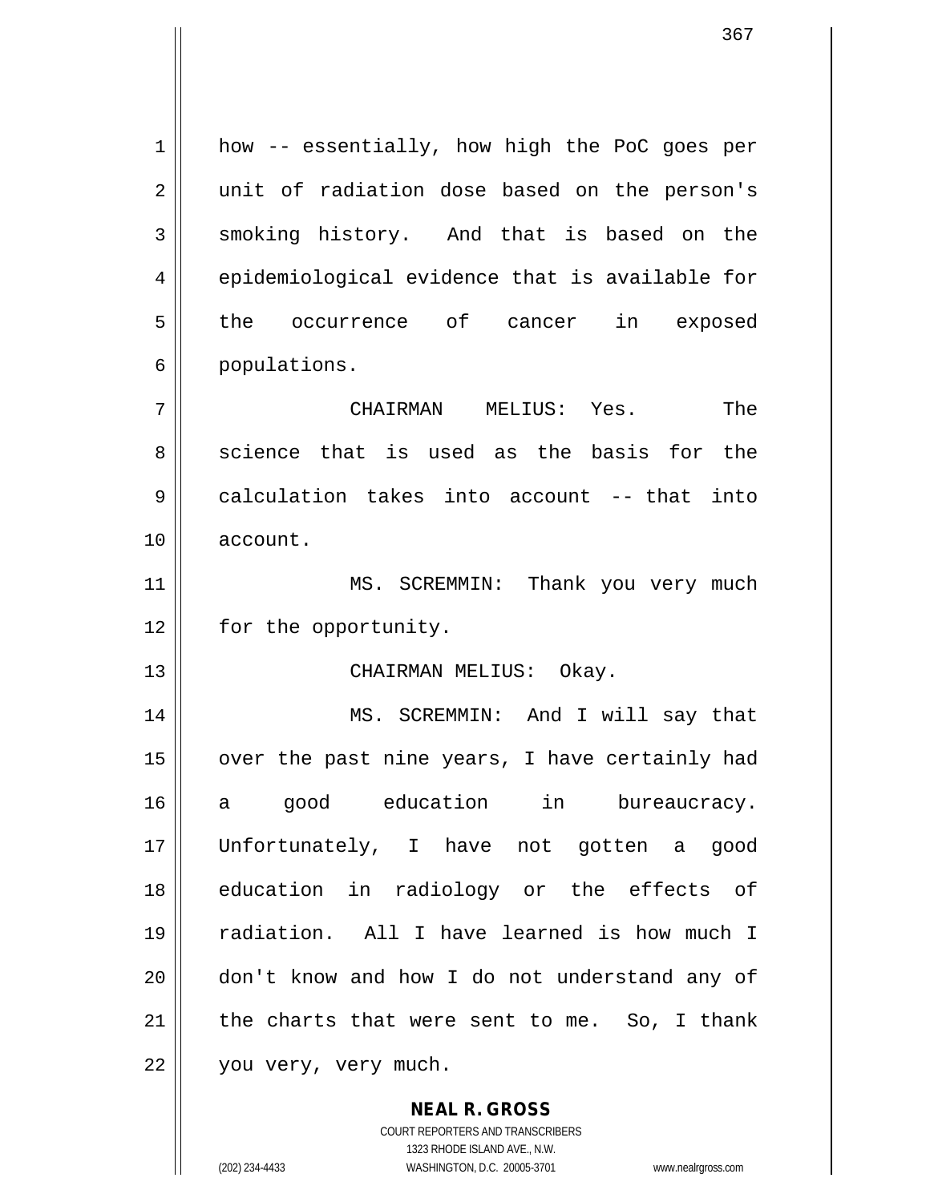how -- essentially, how high the PoC goes per unit of radiation dose based on the person's smoking history. And that is based on the epidemiological evidence that is available for the occurrence of cancer in exposed populations.

CHAIRMAN MELIUS: Yes. The science that is used as the basis for the calculation takes into account -- that into account.

MS. SCREMMIN: Thank you very much for the opportunity.

CHAIRMAN MELIUS: Okay.

MS. SCREMMIN: And I will say that over the past nine years, I have certainly had a good education in bureaucracy. Unfortunately, I have not gotten a good education in radiology or the effects of radiation. All I have learned is how much I don't know and how I do not understand any of the charts that were sent to me. So, I thank you very, very much.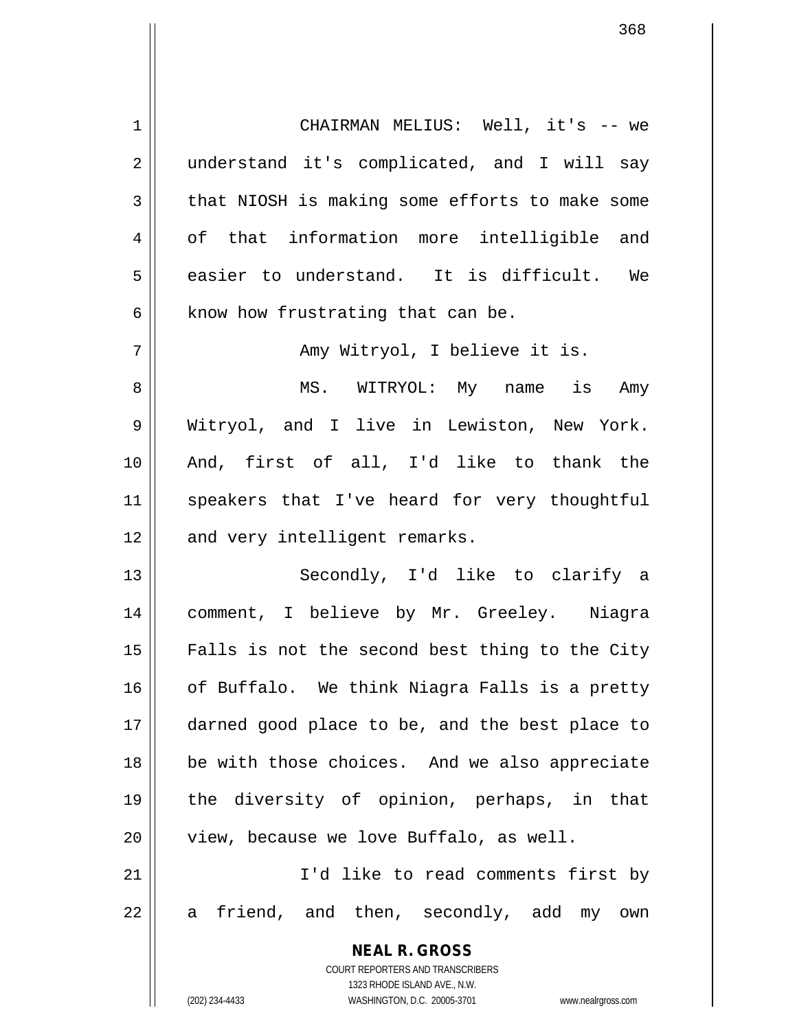CHAIRMAN MELIUS: Well, it's -- we understand it's complicated, and I will say that NIOSH is making some efforts to make some of that information more intelligible and easier to understand. It is difficult. We know how frustrating that can be.

Amy Witryol, I believe it is.

MS. WITRYOL: My name is Amy Witryol, and I live in Lewiston, New York. And, first of all, I'd like to thank the speakers that I've heard for very thoughtful and very intelligent remarks.

Secondly, I'd like to clarify a comment, I believe by Mr. Greeley. Niagra Falls is not the second best thing to the City of Buffalo. We think Niagra Falls is a pretty darned good place to be, and the best place to be with those choices. And we also appreciate the diversity of opinion, perhaps, in that view, because we love Buffalo, as well.

I'd like to read comments first by a friend, and then, secondly, add my own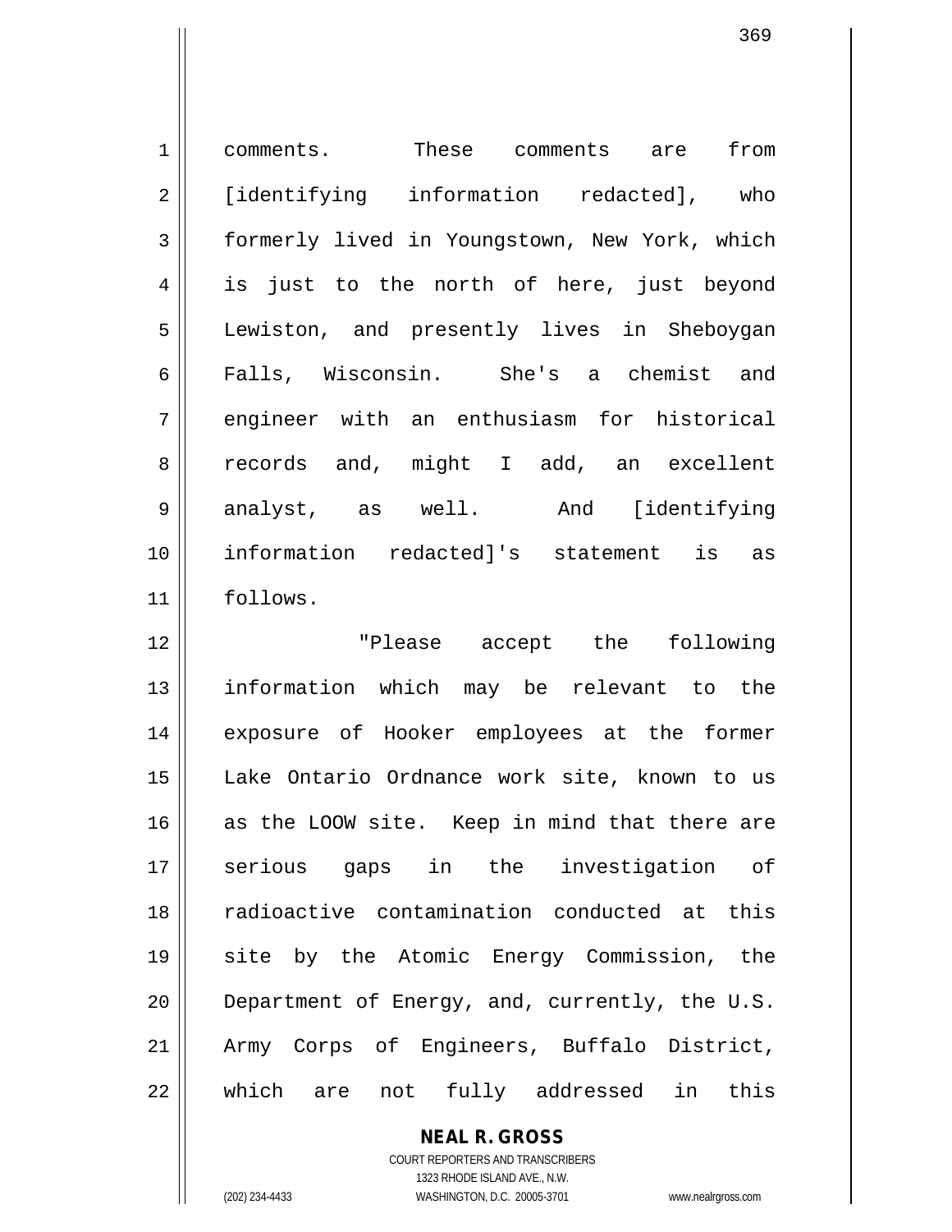comments. These comments are from [identifying information redacted], who formerly lived in Youngstown, New York, which is just to the north of here, just beyond Lewiston, and presently lives in Sheboygan Falls, Wisconsin. She's a chemist and engineer with an enthusiasm for historical records and, might I add, an excellent analyst, as well. And [identifying information redacted]'s statement is as follows.

"Please accept the following information which may be relevant to the exposure of Hooker employees at the former Lake Ontario Ordnance work site, known to us as the LOOW site. Keep in mind that there are serious gaps in the investigation of radioactive contamination conducted at this site by the Atomic Energy Commission, the Department of Energy, and, currently, the U.S. Army Corps of Engineers, Buffalo District, which are not fully addressed in this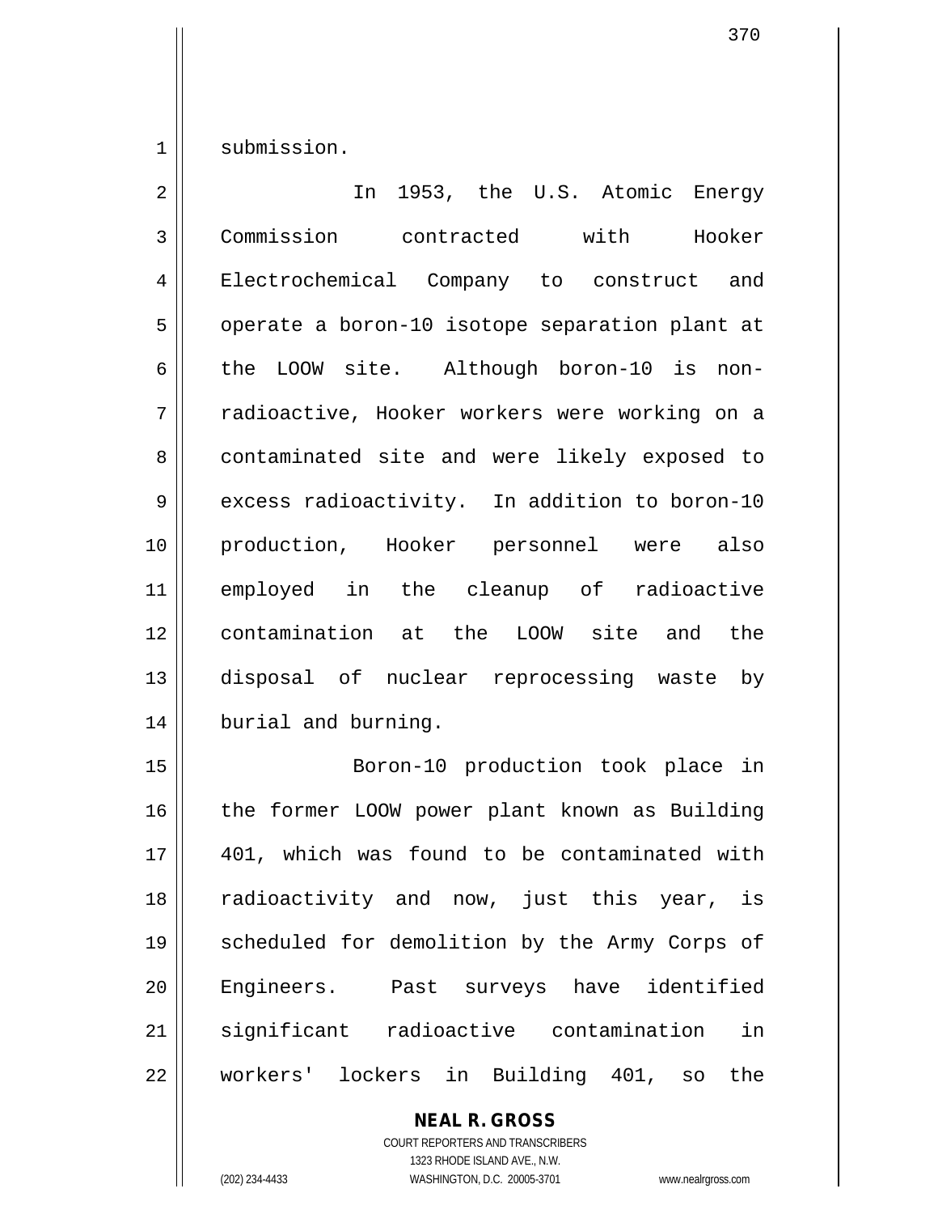submission.

In 1953, the U.S. Atomic Energy Commission contracted with Hooker Electrochemical Company to construct and operate a boron-10 isotope separation plant at the LOOW site. Although boron-10 is non-radioactive, Hooker workers were working on a contaminated site and were likely exposed to excess radioactivity. In addition to boron-10 production, Hooker personnel were also employed in the cleanup of radioactive contamination at the LOOW site and the disposal of nuclear reprocessing waste by burial and burning.

Boron-10 production took place in the former LOOW power plant known as Building 401, which was found to be contaminated with radioactivity and now, just this year, is scheduled for demolition by the Army Corps of Engineers. Past surveys have identified significant radioactive contamination in workers' lockers in Building 401, so the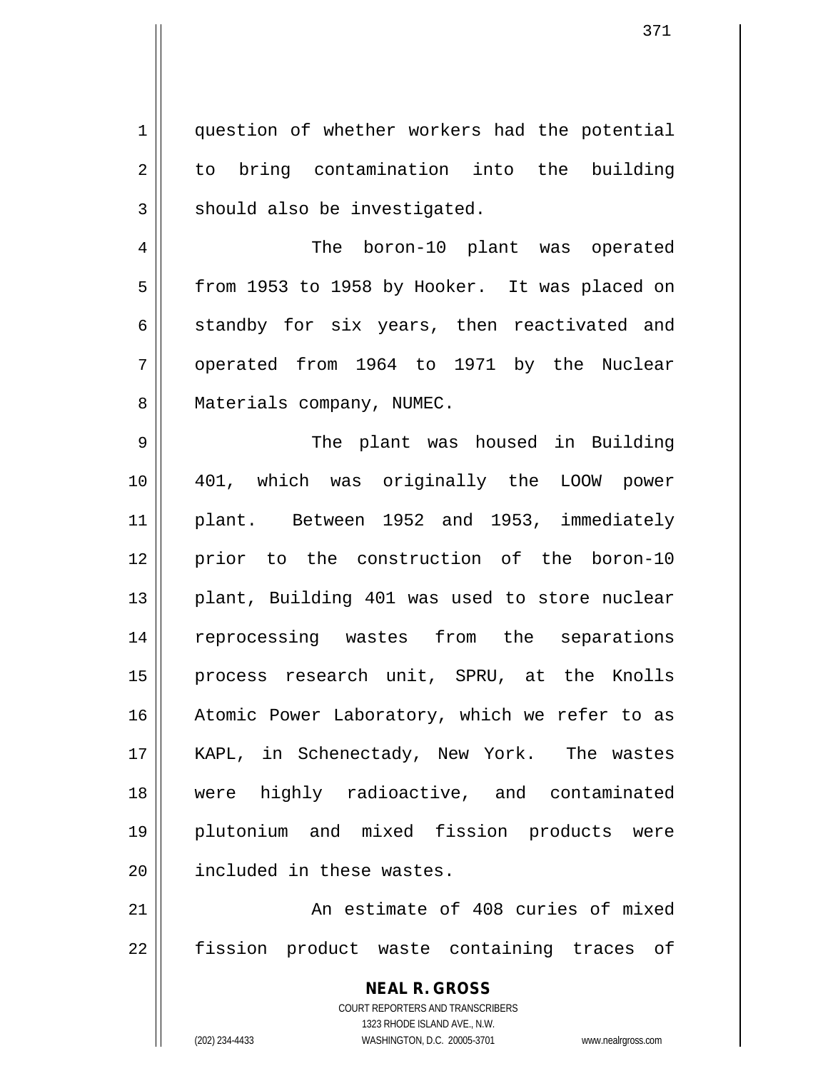question of whether workers had the potential to bring contamination into the building should also be investigated.

The boron-10 plant was operated from 1953 to 1958 by Hooker. It was placed on standby for six years, then reactivated and operated from 1964 to 1971 by the Nuclear Materials company, NUMEC.

The plant was housed in Building 401, which was originally the LOOW power plant. Between 1952 and 1953, immediately prior to the construction of the boron-10 plant, Building 401 was used to store nuclear reprocessing wastes from the separations process research unit, SPRU, at the Knolls Atomic Power Laboratory, which we refer to as KAPL, in Schenectady, New York. The wastes were highly radioactive, and contaminated plutonium and mixed fission products were included in these wastes.

An estimate of 408 curies of mixed fission product waste containing traces of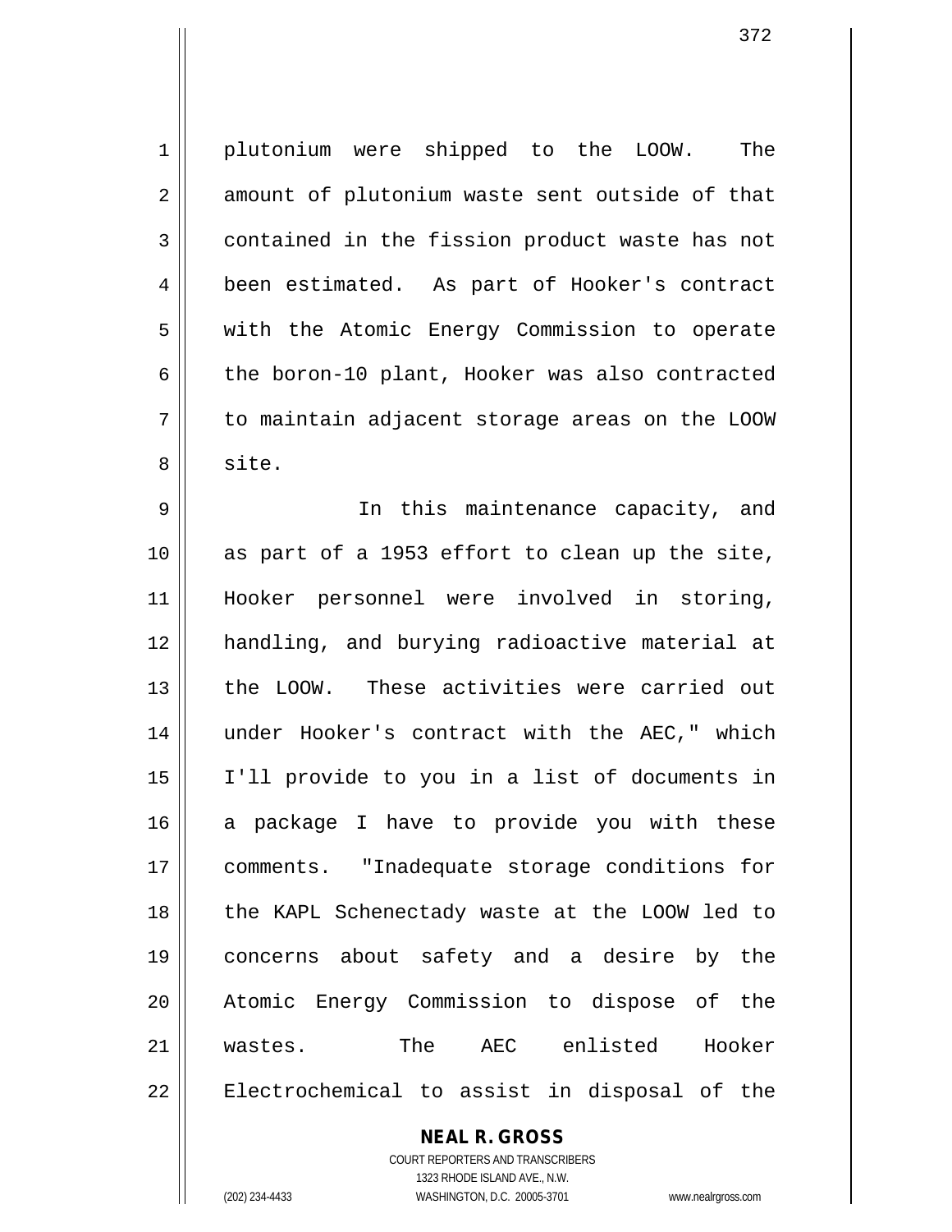plutonium were shipped to the LOOW. The amount of plutonium waste sent outside of that contained in the fission product waste has not been estimated. As part of Hooker's contract with the Atomic Energy Commission to operate the boron-10 plant, Hooker was also contracted to maintain adjacent storage areas on the LOOW site.

In this maintenance capacity, and as part of a 1953 effort to clean up the site, Hooker personnel were involved in storing, handling, and burying radioactive material at the LOOW. These activities were carried out under Hooker's contract with the AEC," which I'll provide to you in a list of documents in a package I have to provide you with these comments. "Inadequate storage conditions for the KAPL Schenectady waste at the LOOW led to concerns about safety and a desire by the Atomic Energy Commission to dispose of the wastes. The AEC enlisted Hooker Electrochemical to assist in disposal of the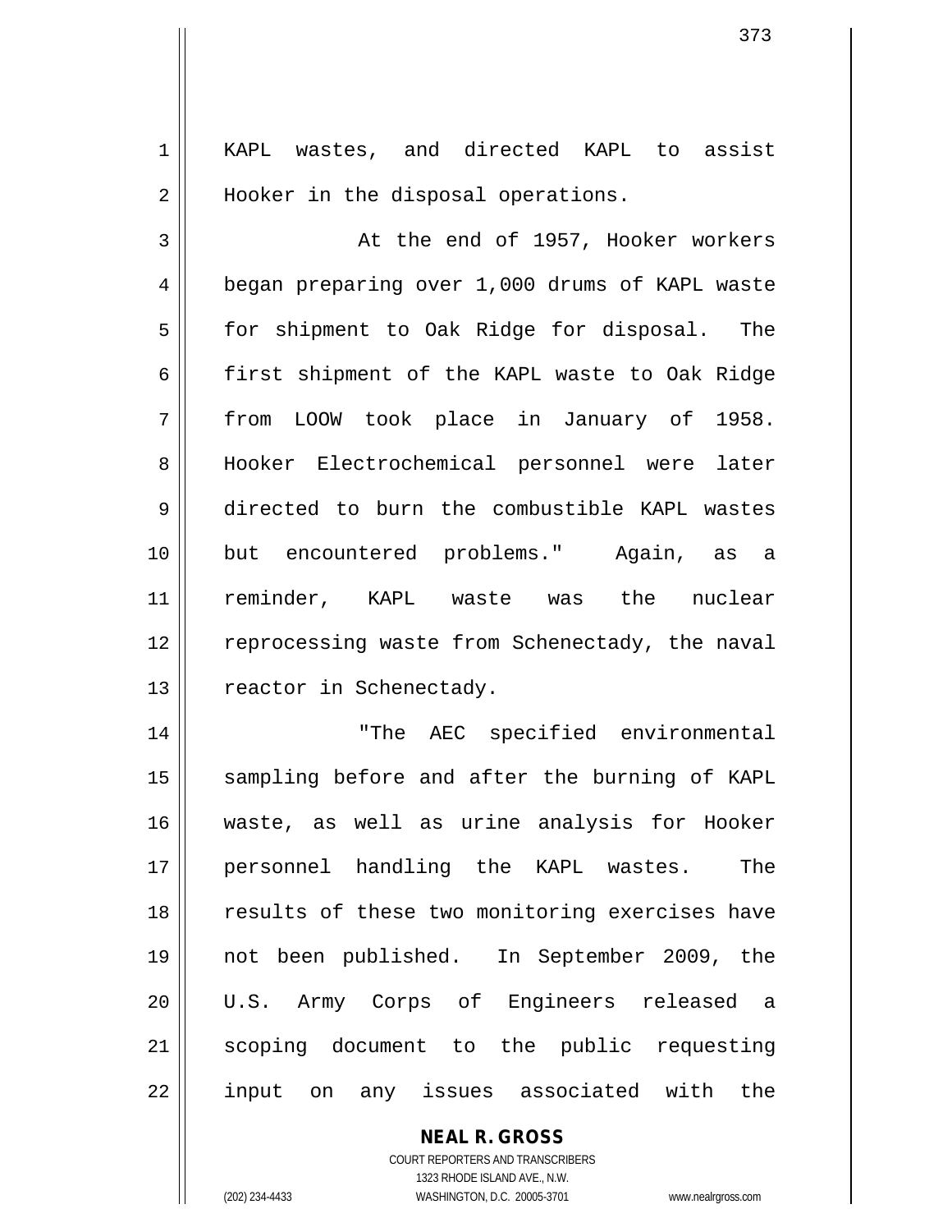KAPL wastes, and directed KAPL to assist Hooker in the disposal operations.

At the end of 1957, Hooker workers began preparing over 1,000 drums of KAPL waste for shipment to Oak Ridge for disposal. The first shipment of the KAPL waste to Oak Ridge from LOOW took place in January of 1958. Hooker Electrochemical personnel were later directed to burn the combustible KAPL wastes but encountered problems." Again, as a reminder, KAPL waste was the nuclear reprocessing waste from Schenectady, the naval reactor in Schenectady.

"The AEC specified environmental sampling before and after the burning of KAPL waste, as well as urine analysis for Hooker personnel handling the KAPL wastes. The results of these two monitoring exercises have not been published. In September 2009, the U.S. Army Corps of Engineers released a scoping document to the public requesting input on any issues associated with the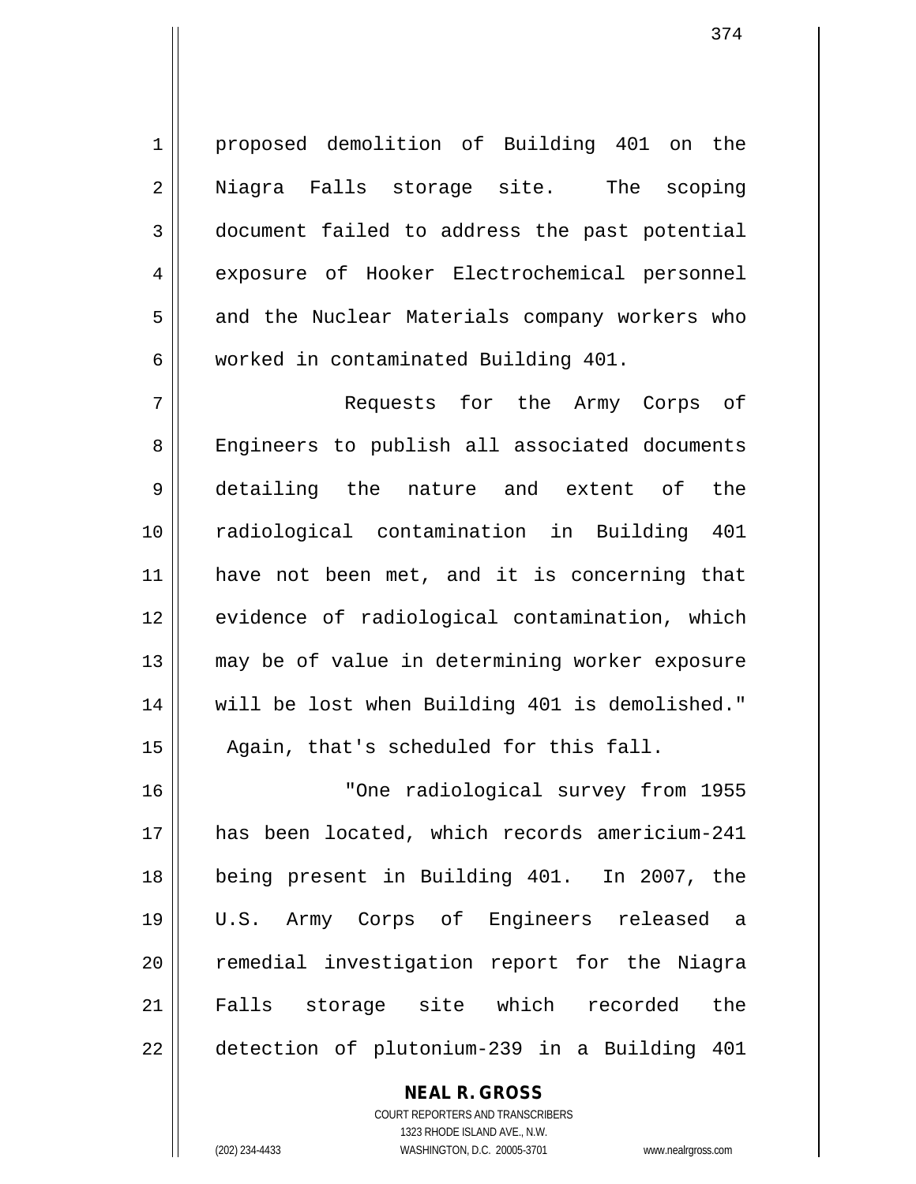proposed demolition of Building 401 on the Niagra Falls storage site. The scoping document failed to address the past potential exposure of Hooker Electrochemical personnel and the Nuclear Materials company workers who worked in contaminated Building 401.

Requests for the Army Corps of Engineers to publish all associated documents detailing the nature and extent of the radiological contamination in Building 401 have not been met, and it is concerning that evidence of radiological contamination, which may be of value in determining worker exposure will be lost when Building 401 is demolished." Again, that's scheduled for this fall.

"One radiological survey from 1955 has been located, which records americium-241 being present in Building 401. In 2007, the U.S. Army Corps of Engineers released a remedial investigation report for the Niagra Falls storage site which recorded the detection of plutonium-239 in a Building 401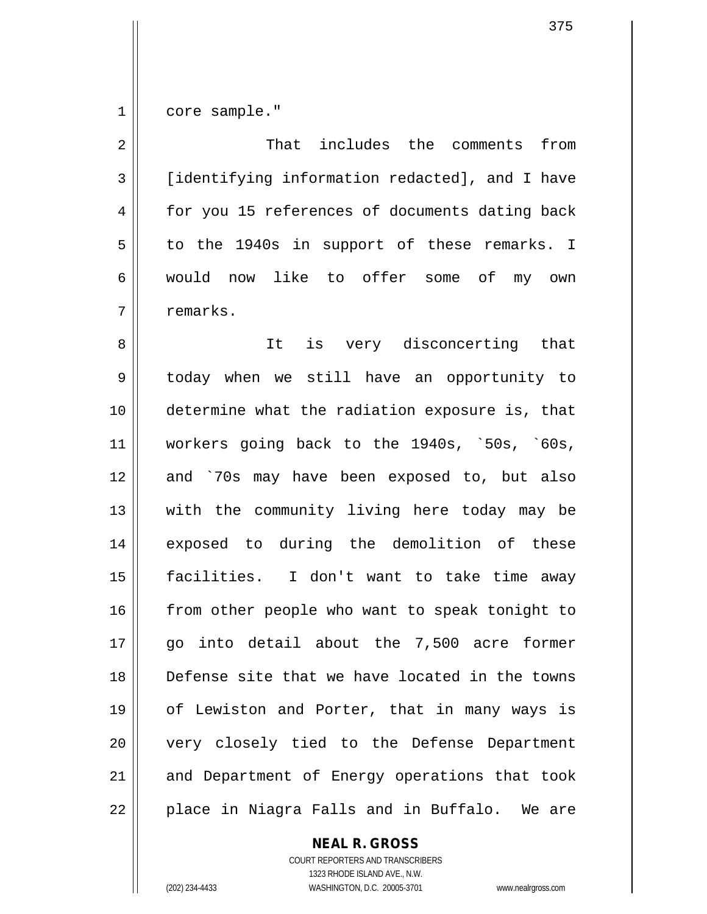core sample."

That includes the comments from [identifying information redacted], and I have for you 15 references of documents dating back to the 1940s in support of these remarks. I would now like to offer some of my own remarks.

It is very disconcerting that today when we still have an opportunity to determine what the radiation exposure is, that workers going back to the 1940s, `50s, `60s, and `70s may have been exposed to, but also with the community living here today may be exposed to during the demolition of these facilities. I don't want to take time away from other people who want to speak tonight to go into detail about the 7,500 acre former Defense site that we have located in the towns of Lewiston and Porter, that in many ways is very closely tied to the Defense Department and Department of Energy operations that took place in Niagra Falls and in Buffalo. We are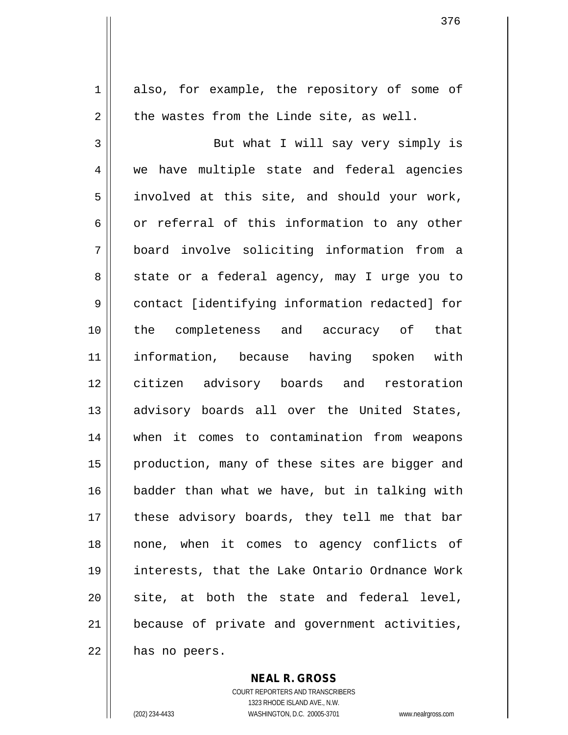also, for example, the repository of some of the wastes from the Linde site, as well.

But what I will say very simply is we have multiple state and federal agencies involved at this site, and should your work, or referral of this information to any other board involve soliciting information from a state or a federal agency, may I urge you to contact [identifying information redacted] for the completeness and accuracy of that information, because having spoken with citizen advisory boards and restoration advisory boards all over the United States, when it comes to contamination from weapons production, many of these sites are bigger and badder than what we have, but in talking with these advisory boards, they tell me that bar none, when it comes to agency conflicts of interests, that the Lake Ontario Ordnance Work site, at both the state and federal level, because of private and government activities, has no peers.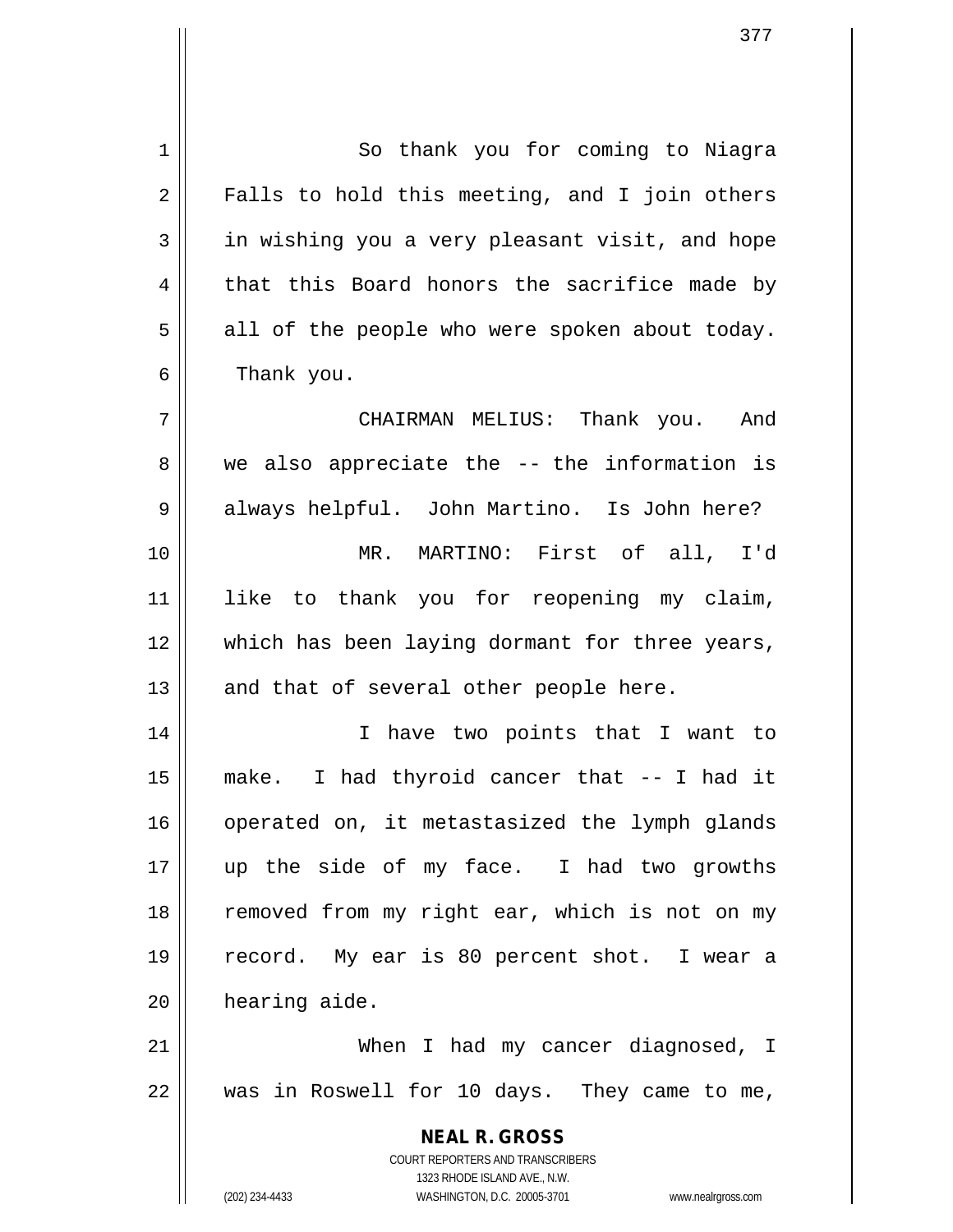So thank you for coming to Niagra Falls to hold this meeting, and I join others in wishing you a very pleasant visit, and hope that this Board honors the sacrifice made by all of the people who were spoken about today. Thank you.

CHAIRMAN MELIUS: Thank you. And we also appreciate the -- the information is always helpful. John Martino. Is John here?

MR. MARTINO: First of all, I'd like to thank you for reopening my claim, which has been laying dormant for three years, and that of several other people here.

I have two points that I want to make. I had thyroid cancer that -- I had it operated on, it metastasized the lymph glands up the side of my face. I had two growths removed from my right ear, which is not on my record. My ear is 80 percent shot. I wear a hearing aide.

When I had my cancer diagnosed, I was in Roswell for 10 days. They came to me,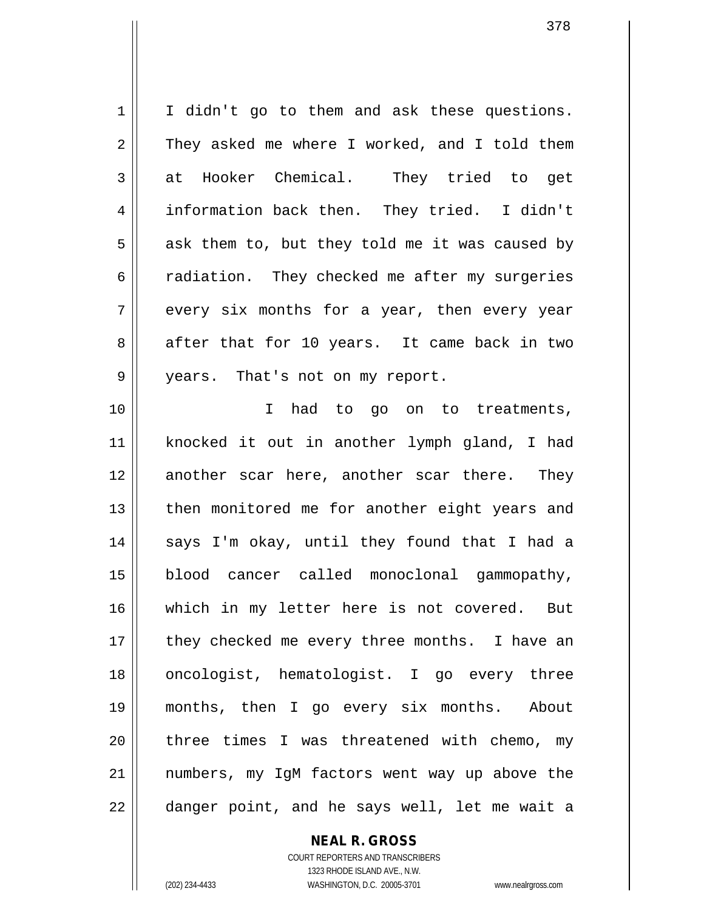I didn't go to them and ask these questions. They asked me where I worked, and I told them at Hooker Chemical. They tried to get information back then. They tried. I didn't ask them to, but they told me it was caused by radiation. They checked me after my surgeries every six months for a year, then every year after that for 10 years. It came back in two years. That's not on my report.

I had to go on to treatments, knocked it out in another lymph gland, I had another scar here, another scar there. They then monitored me for another eight years and says I'm okay, until they found that I had a blood cancer called monoclonal gammopathy, which in my letter here is not covered. But they checked me every three months. I have an oncologist, hematologist. I go every three months, then I go every six months. About three times I was threatened with chemo, my numbers, my IgM factors went way up above the danger point, and he says well, let me wait a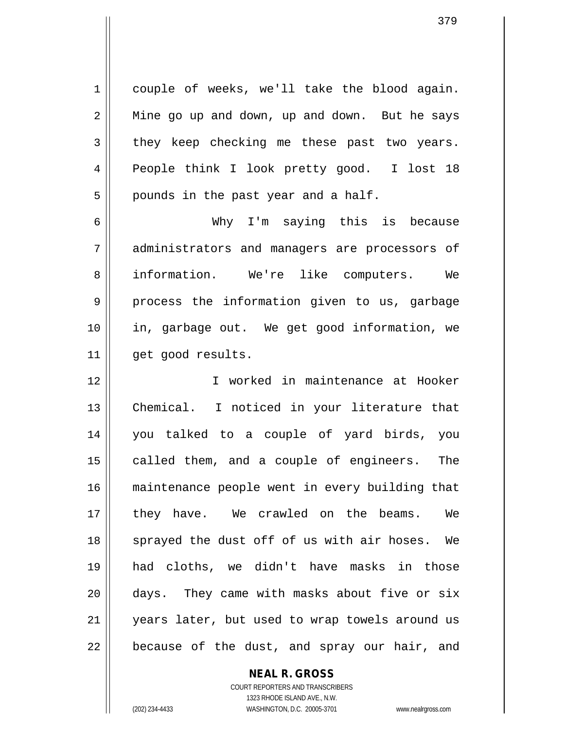couple of weeks, we'll take the blood again. Mine go up and down, up and down. But he says they keep checking me these past two years. People think I look pretty good. I lost 18 pounds in the past year and a half.

Why I'm saying this is because administrators and managers are processors of information. We're like computers. We process the information given to us, garbage in, garbage out. We get good information, we get good results.

I worked in maintenance at Hooker Chemical. I noticed in your literature that you talked to a couple of yard birds, you called them, and a couple of engineers. The maintenance people went in every building that they have. We crawled on the beams. We sprayed the dust off of us with air hoses. We had cloths, we didn't have masks in those days. They came with masks about five or six years later, but used to wrap towels around us because of the dust, and spray our hair, and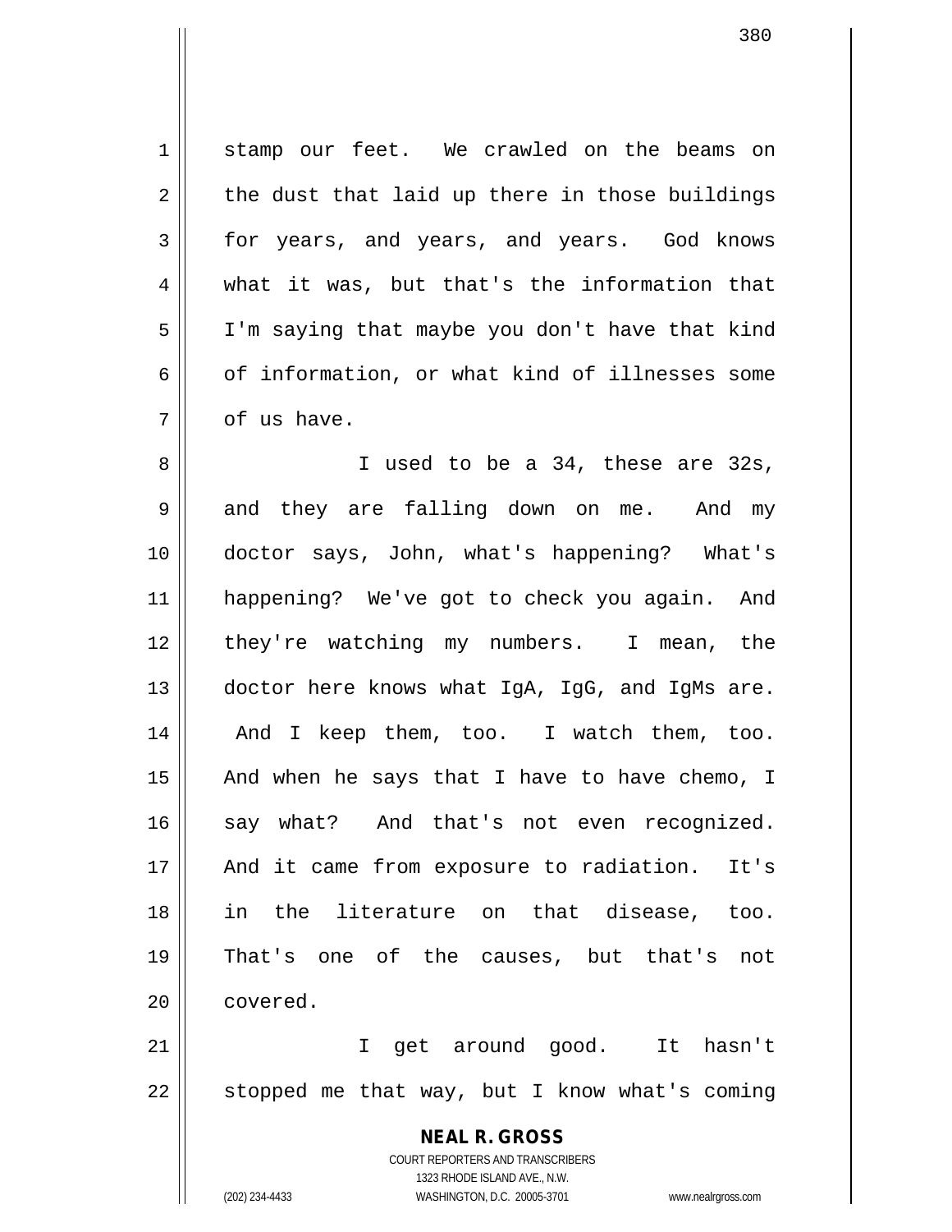stamp our feet. We crawled on the beams on the dust that laid up there in those buildings for years, and years, and years. God knows what it was, but that's the information that I'm saying that maybe you don't have that kind of information, or what kind of illnesses some of us have.

I used to be a 34, these are 32s, and they are falling down on me. And my doctor says, John, what's happening? What's happening? We've got to check you again. And they're watching my numbers. I mean, the doctor here knows what IgA, IgG, and IgMs are. And I keep them, too. I watch them, too. And when he says that I have to have chemo, I say what? And that's not even recognized. And it came from exposure to radiation. It's in the literature on that disease, too. That's one of the causes, but that's not covered.

I get around good. It hasn't stopped me that way, but I know what's coming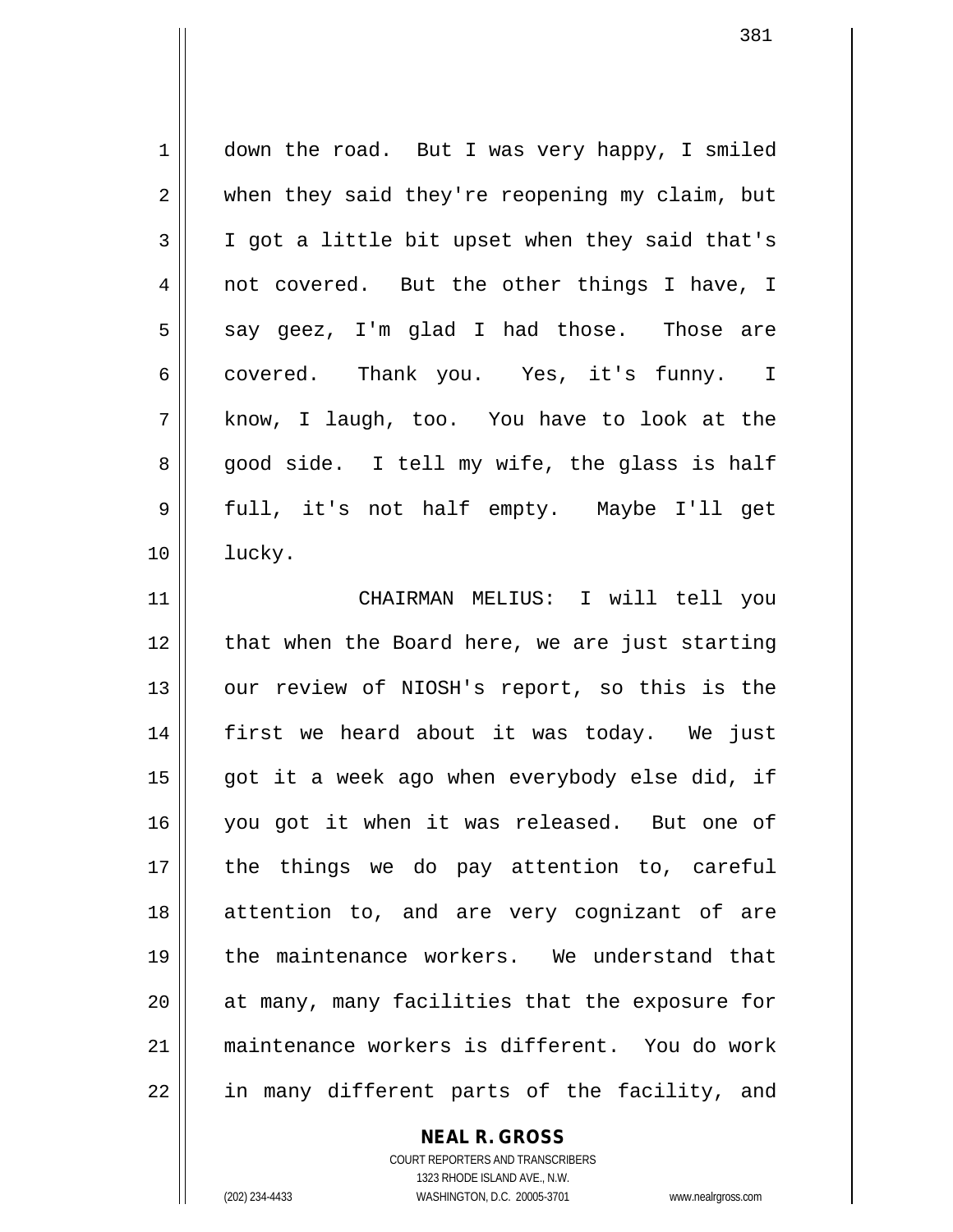down the road. But I was very happy, I smiled when they said they're reopening my claim, but I got a little bit upset when they said that's not covered. But the other things I have, I say geez, I'm glad I had those. Those are covered. Thank you. Yes, it's funny. I know, I laugh, too. You have to look at the good side. I tell my wife, the glass is half full, it's not half empty. Maybe I'll get lucky.

CHAIRMAN MELIUS: I will tell you that when the Board here, we are just starting our review of NIOSH's report, so this is the first we heard about it was today. We just got it a week ago when everybody else did, if you got it when it was released. But one of the things we do pay attention to, careful attention to, and are very cognizant of are the maintenance workers. We understand that at many, many facilities that the exposure for maintenance workers is different. You do work in many different parts of the facility, and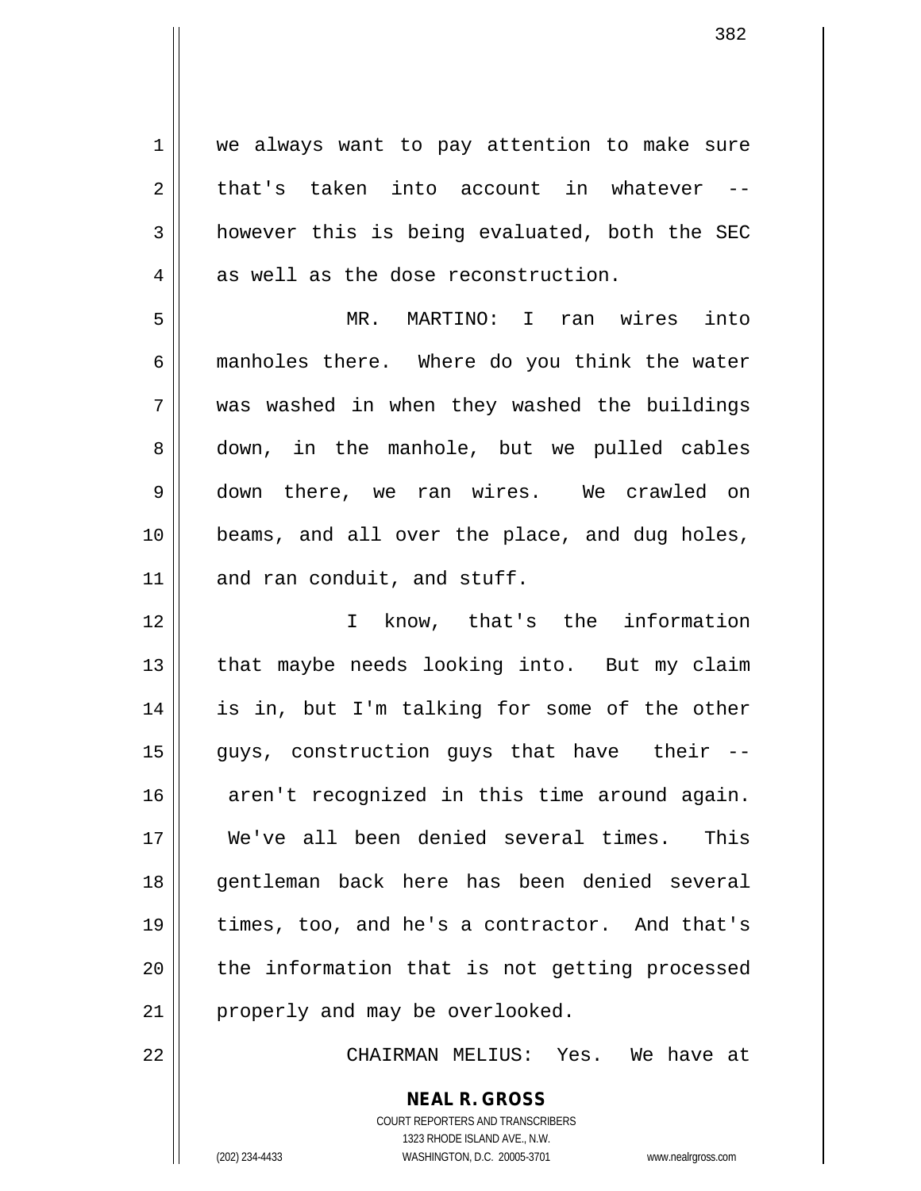we always want to pay attention to make sure that's taken into account in whatever -- however this is being evaluated, both the SEC as well as the dose reconstruction.

MR. MARTINO: I ran wires into manholes there. Where do you think the water was washed in when they washed the buildings down, in the manhole, but we pulled cables down there, we ran wires. We crawled on beams, and all over the place, and dug holes, and ran conduit, and stuff.

I know, that's the information that maybe needs looking into. But my claim is in, but I'm talking for some of the other guys, construction guys that have their -- aren't recognized in this time around again. We've all been denied several times. This gentleman back here has been denied several times, too, and he's a contractor. And that's the information that is not getting processed properly and may be overlooked.

CHAIRMAN MELIUS: Yes. We have at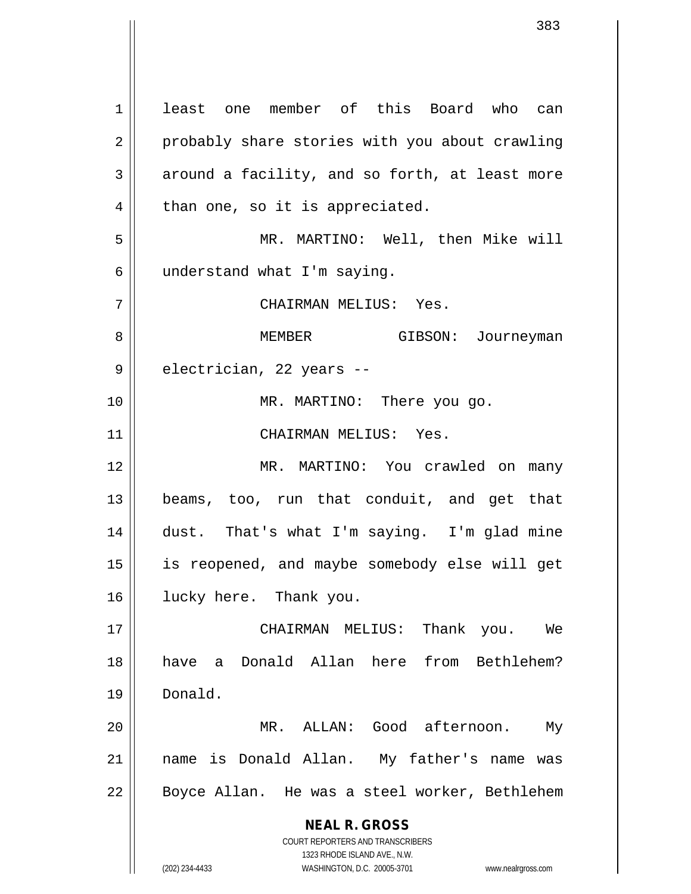least one member of this Board who can probably share stories with you about crawling around a facility, and so forth, at least more than one, so it is appreciated.

MR. MARTINO: Well, then Mike will understand what I'm saying.

CHAIRMAN MELIUS: Yes.

MEMBER GIBSON: Journeyman electrician, 22 years --

MR. MARTINO: There you go.

CHAIRMAN MELIUS: Yes.

MR. MARTINO: You crawled on many beams, too, run that conduit, and get that dust. That's what I'm saying. I'm glad mine is reopened, and maybe somebody else will get lucky here. Thank you.

CHAIRMAN MELIUS: Thank you. We have a Donald Allan here from Bethlehem? Donald.

MR. ALLAN: Good afternoon. My name is Donald Allan. My father's name was Boyce Allan. He was a steel worker, Bethlehem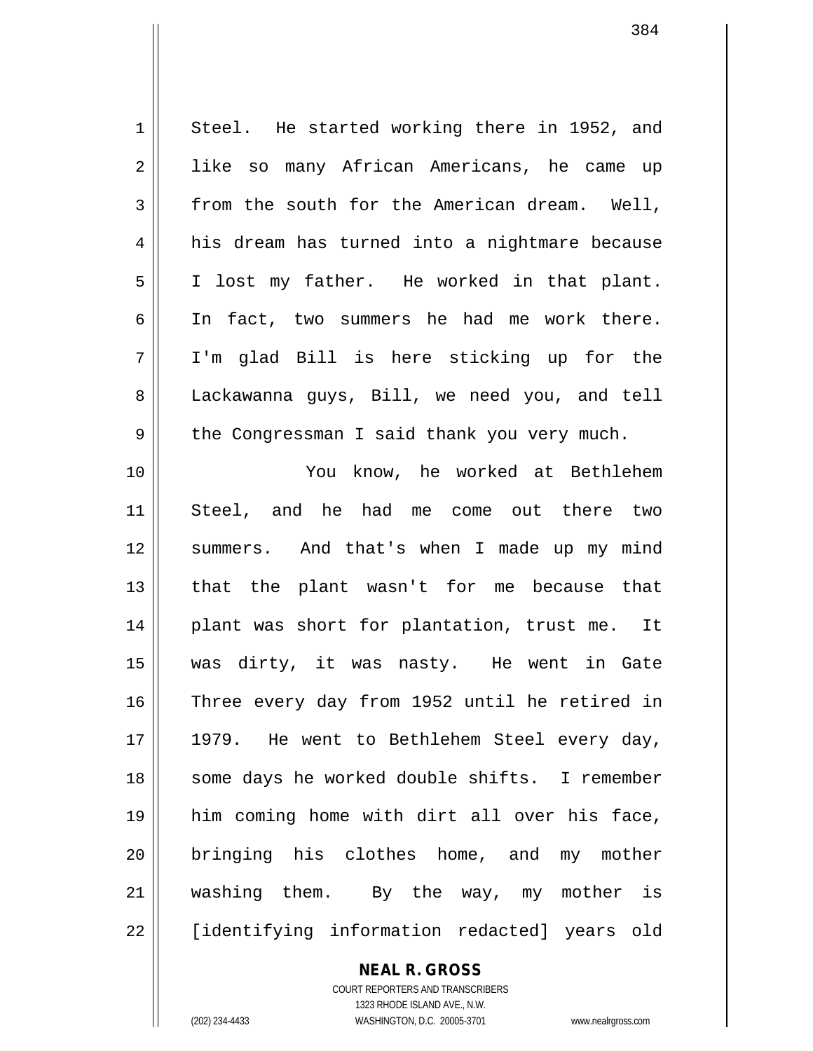Steel. He started working there in 1952, and like so many African Americans, he came up from the south for the American dream. Well, his dream has turned into a nightmare because I lost my father. He worked in that plant. In fact, two summers he had me work there. I'm glad Bill is here sticking up for the Lackawanna guys, Bill, we need you, and tell the Congressman I said thank you very much.

You know, he worked at Bethlehem Steel, and he had me come out there two summers. And that's when I made up my mind that the plant wasn't for me because that plant was short for plantation, trust me. It was dirty, it was nasty. He went in Gate Three every day from 1952 until he retired in 1979. He went to Bethlehem Steel every day, some days he worked double shifts. I remember him coming home with dirt all over his face, bringing his clothes home, and my mother washing them. By the way, my mother is [identifying information redacted] years old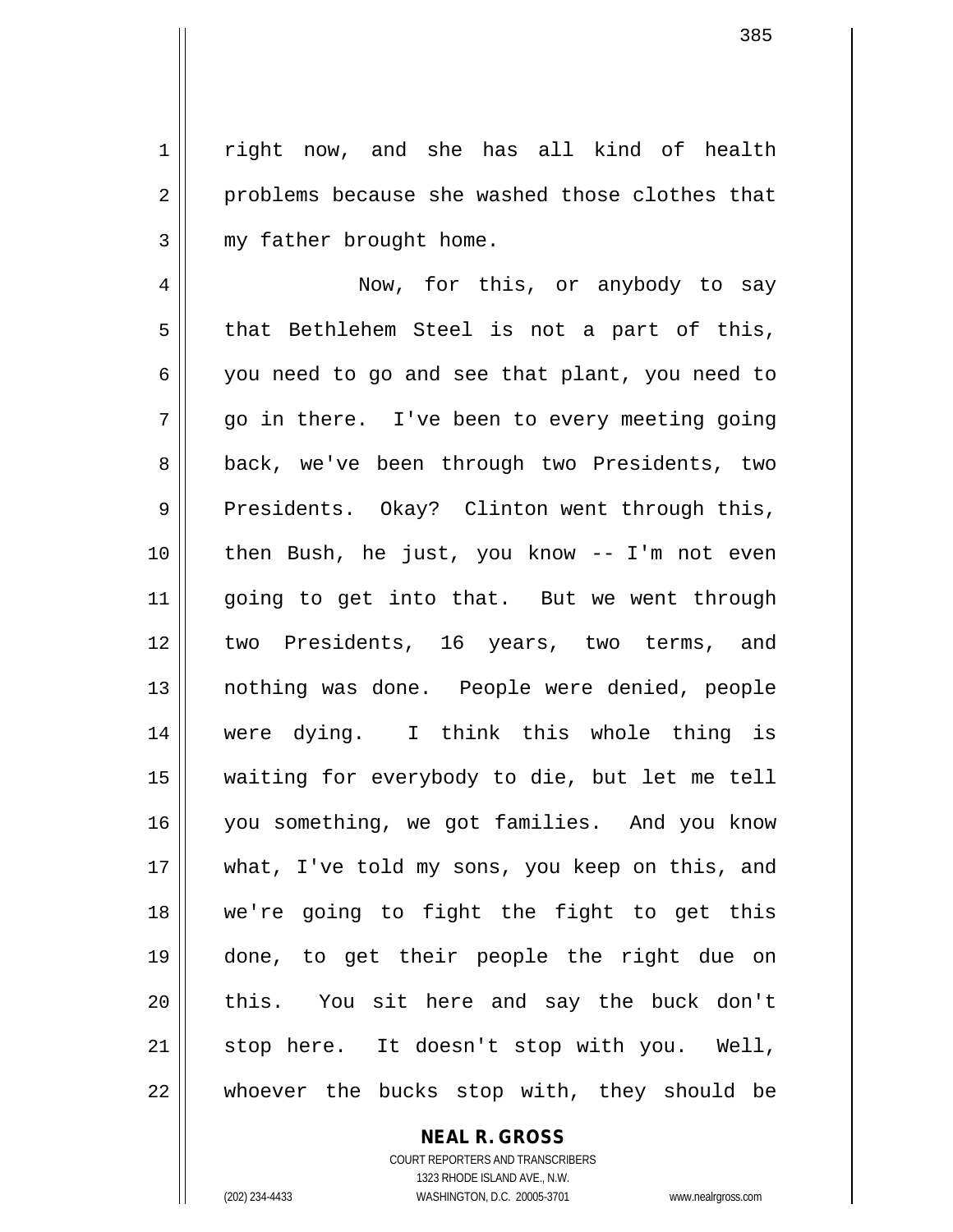right now, and she has all kind of health problems because she washed those clothes that my father brought home.

Now, for this, or anybody to say that Bethlehem Steel is not a part of this, you need to go and see that plant, you need to go in there. I've been to every meeting going back, we've been through two Presidents, two Presidents. Okay? Clinton went through this, then Bush, he just, you know -- I'm not even going to get into that. But we went through two Presidents, 16 years, two terms, and nothing was done. People were denied, people were dying. I think this whole thing is waiting for everybody to die, but let me tell you something, we got families. And you know what, I've told my sons, you keep on this, and we're going to fight the fight to get this done, to get their people the right due on this. You sit here and say the buck don't stop here. It doesn't stop with you. Well, whoever the bucks stop with, they should be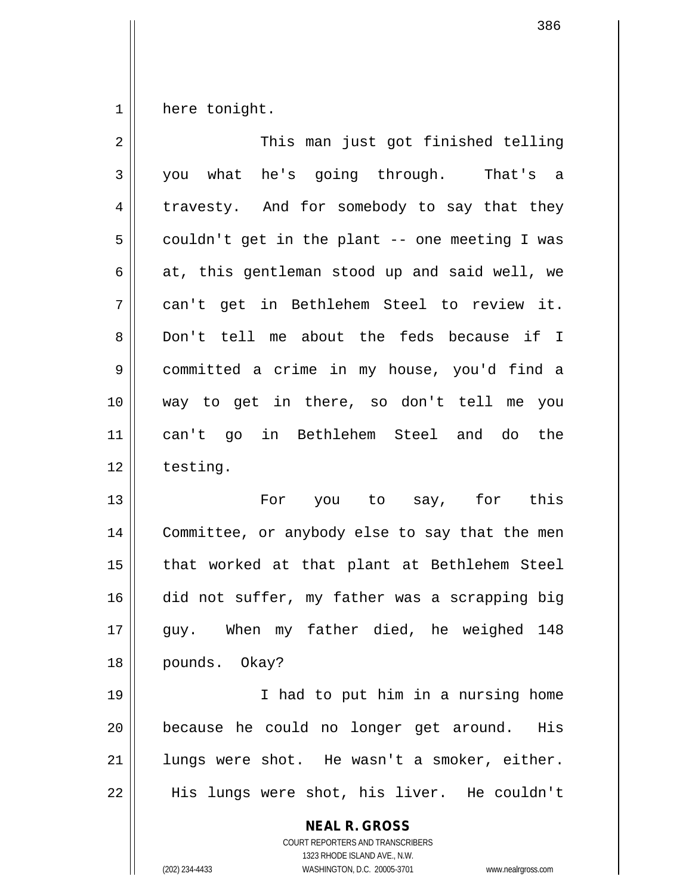here tonight.

This man just got finished telling you what he's going through. That's a travesty. And for somebody to say that they couldn't get in the plant -- one meeting I was at, this gentleman stood up and said well, we can't get in Bethlehem Steel to review it. Don't tell me about the feds because if I committed a crime in my house, you'd find a way to get in there, so don't tell me you can't go in Bethlehem Steel and do the testing.

For you to say, for this Committee, or anybody else to say that the men that worked at that plant at Bethlehem Steel did not suffer, my father was a scrapping big guy. When my father died, he weighed 148 pounds. Okay?

I had to put him in a nursing home because he could no longer get around. His lungs were shot. He wasn't a smoker, either. His lungs were shot, his liver. He couldn't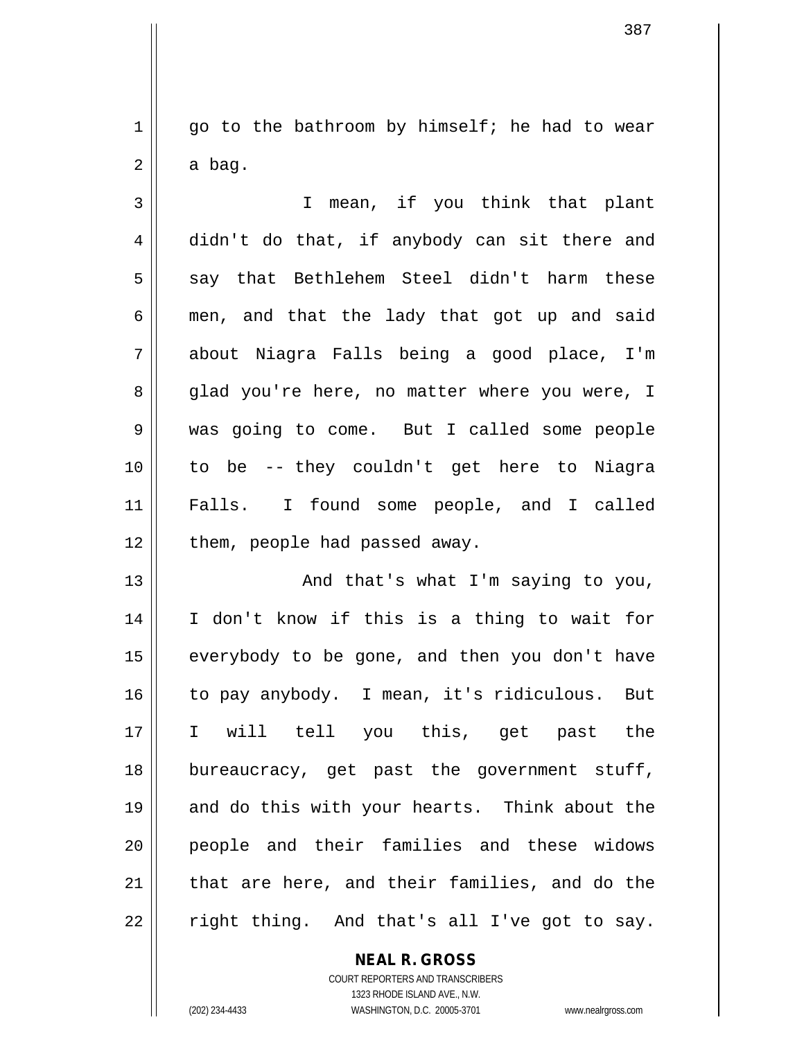go to the bathroom by himself; he had to wear a bag.

I mean, if you think that plant didn't do that, if anybody can sit there and say that Bethlehem Steel didn't harm these men, and that the lady that got up and said about Niagra Falls being a good place, I'm glad you're here, no matter where you were, I was going to come. But I called some people to be -- they couldn't get here to Niagra Falls. I found some people, and I called them, people had passed away.

And that's what I'm saying to you, I don't know if this is a thing to wait for everybody to be gone, and then you don't have to pay anybody. I mean, it's ridiculous. But I will tell you this, get past the bureaucracy, get past the government stuff, and do this with your hearts. Think about the people and their families and these widows that are here, and their families, and do the right thing. And that's all I've got to say.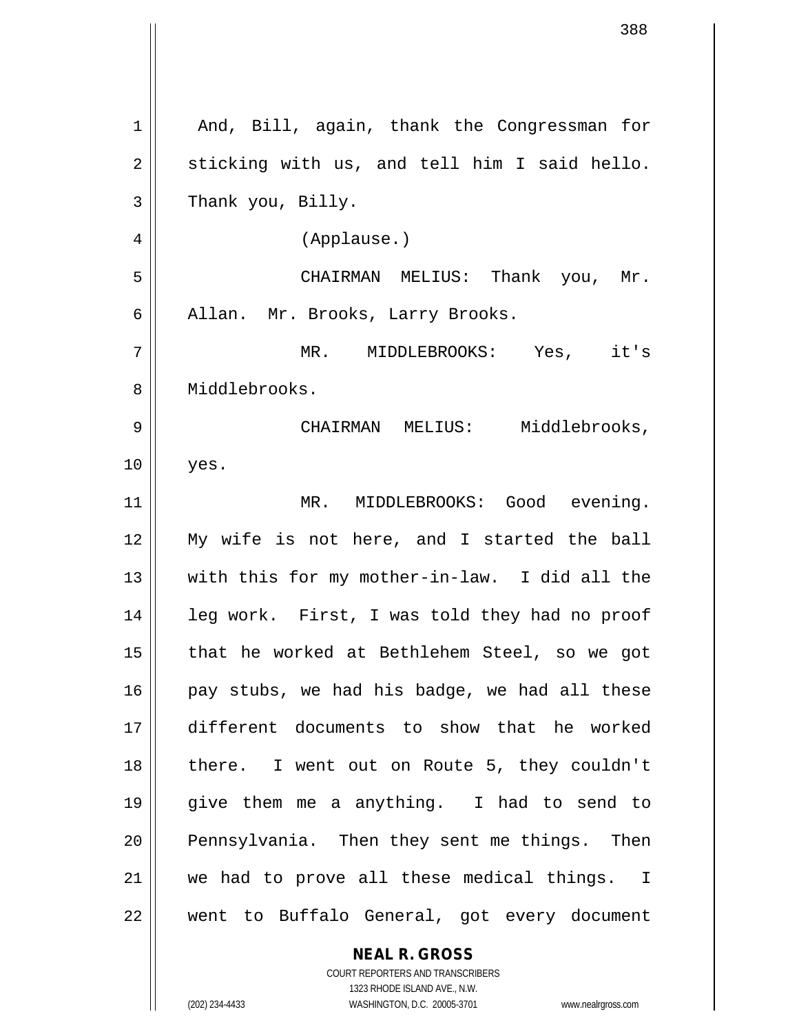And, Bill, again, thank the Congressman for sticking with us, and tell him I said hello. Thank you, Billy.

(Applause.)

CHAIRMAN MELIUS: Thank you, Mr. Allan. Mr. Brooks, Larry Brooks.

MR. MIDDLEBROOKS: Yes, it's Middlebrooks.

CHAIRMAN MELIUS: Middlebrooks, yes.

MR. MIDDLEBROOKS: Good evening. My wife is not here, and I started the ball with this for my mother-in-law. I did all the leg work. First, I was told they had no proof that he worked at Bethlehem Steel, so we got pay stubs, we had his badge, we had all these different documents to show that he worked there. I went out on Route 5, they couldn't give them me a anything. I had to send to Pennsylvania. Then they sent me things. Then we had to prove all these medical things. I went to Buffalo General, got every document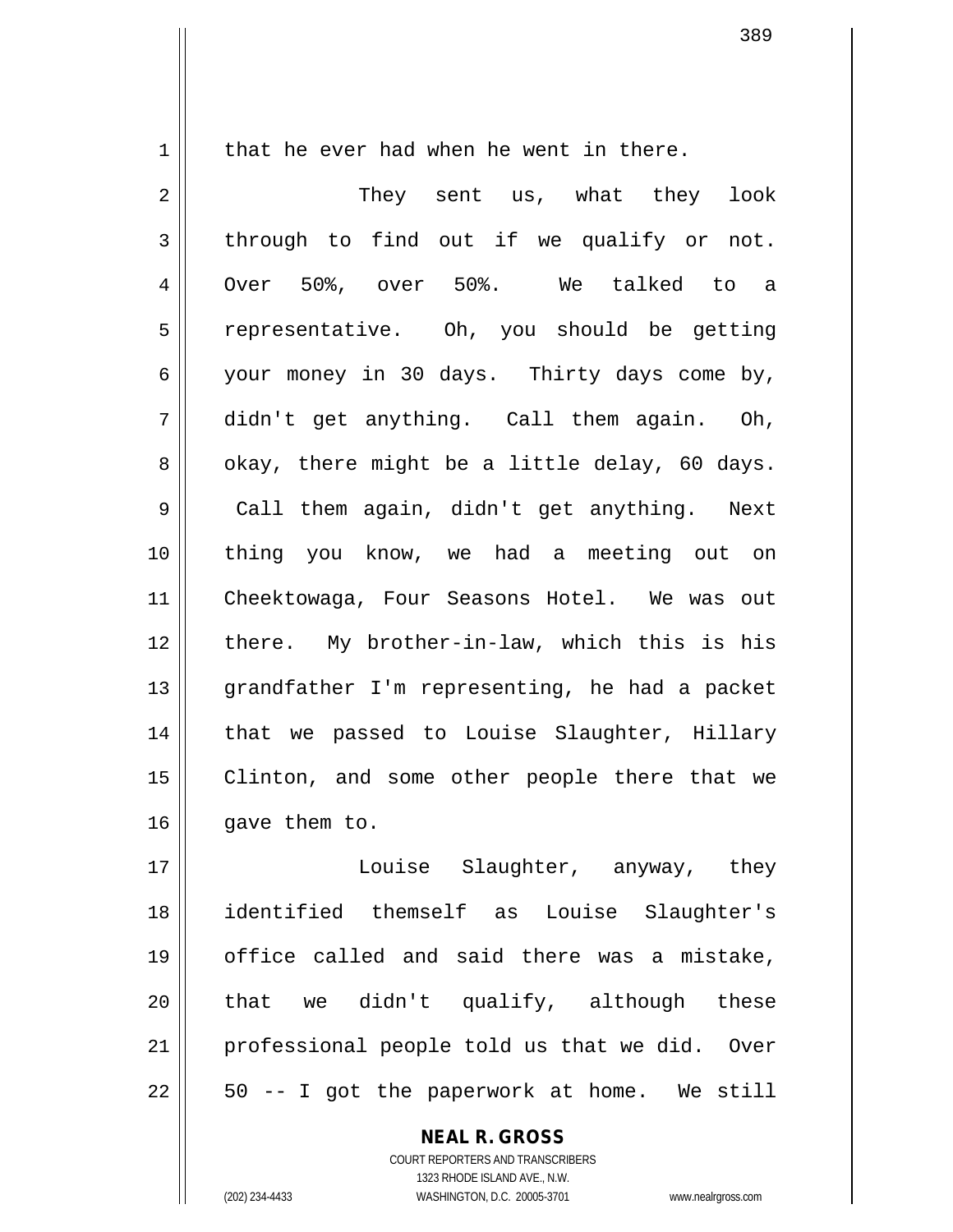that he ever had when he went in there.

They sent us, what they look through to find out if we qualify or not. Over 50%, over 50%. We talked to a representative. Oh, you should be getting your money in 30 days. Thirty days come by, didn't get anything. Call them again. Oh, okay, there might be a little delay, 60 days. Call them again, didn't get anything. Next thing you know, we had a meeting out on Cheektowaga, Four Seasons Hotel. We was out there. My brother-in-law, which this is his grandfather I'm representing, he had a packet that we passed to Louise Slaughter, Hillary Clinton, and some other people there that we gave them to.

Louise Slaughter, anyway, they identified themself as Louise Slaughter's office called and said there was a mistake, that we didn't qualify, although these professional people told us that we did. Over 50 -- I got the paperwork at home. We still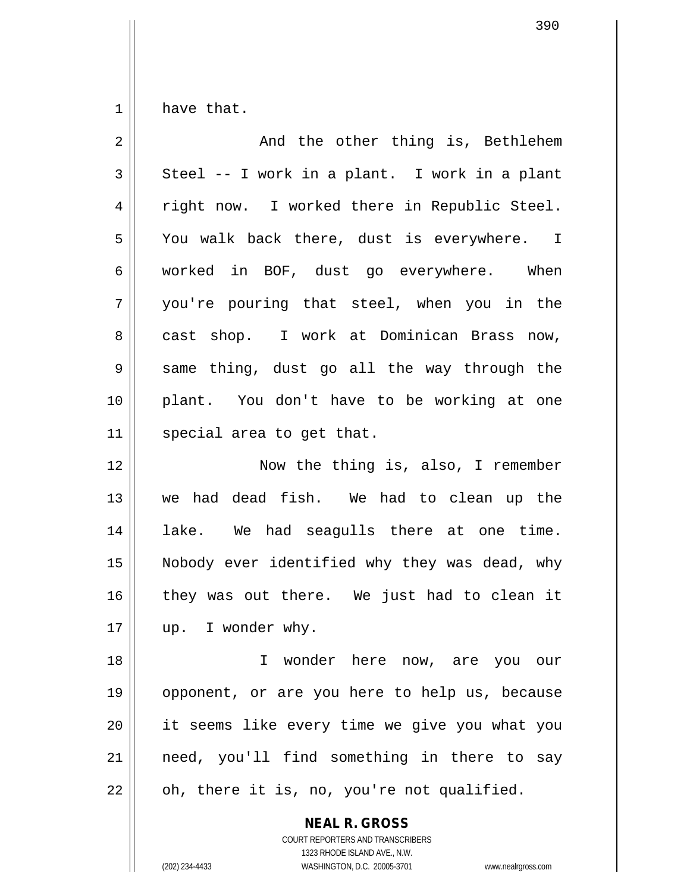have that.

And the other thing is, Bethlehem Steel -- I work in a plant. I work in a plant right now. I worked there in Republic Steel. You walk back there, dust is everywhere. I worked in BOF, dust go everywhere. When you're pouring that steel, when you in the cast shop. I work at Dominican Brass now, same thing, dust go all the way through the plant. You don't have to be working at one special area to get that.

Now the thing is, also, I remember we had dead fish. We had to clean up the lake. We had seagulls there at one time. Nobody ever identified why they was dead, why they was out there. We just had to clean it up. I wonder why.

I wonder here now, are you our opponent, or are you here to help us, because it seems like every time we give you what you need, you'll find something in there to say oh, there it is, no, you're not qualified.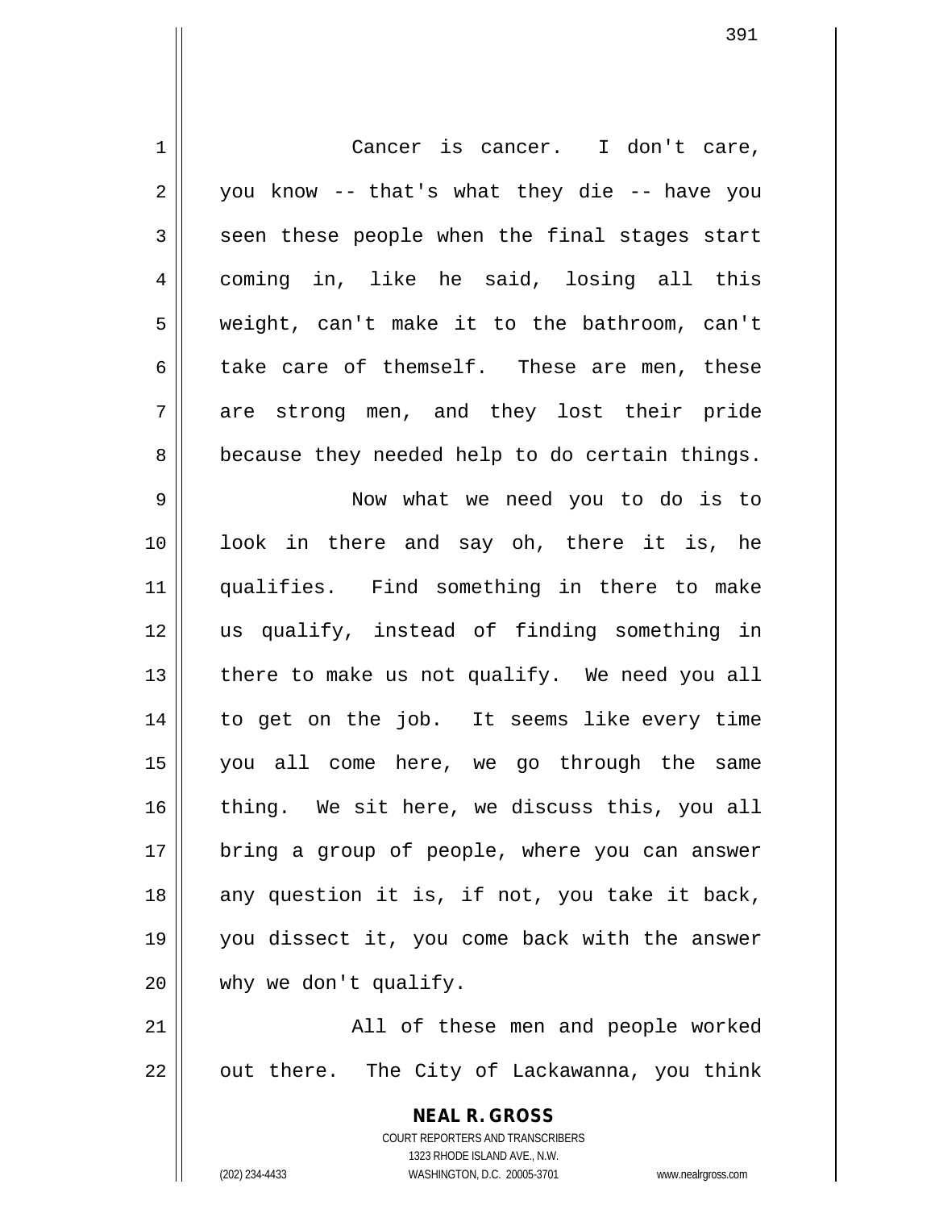Cancer is cancer. I don't care, you know -- that's what they die -- have you seen these people when the final stages start coming in, like he said, losing all this weight, can't make it to the bathroom, can't take care of themself. These are men, these are strong men, and they lost their pride because they needed help to do certain things.

Now what we need you to do is to look in there and say oh, there it is, he qualifies. Find something in there to make us qualify, instead of finding something in there to make us not qualify. We need you all to get on the job. It seems like every time you all come here, we go through the same thing. We sit here, we discuss this, you all bring a group of people, where you can answer any question it is, if not, you take it back, you dissect it, you come back with the answer why we don't qualify.

All of these men and people worked out there. The City of Lackawanna, you think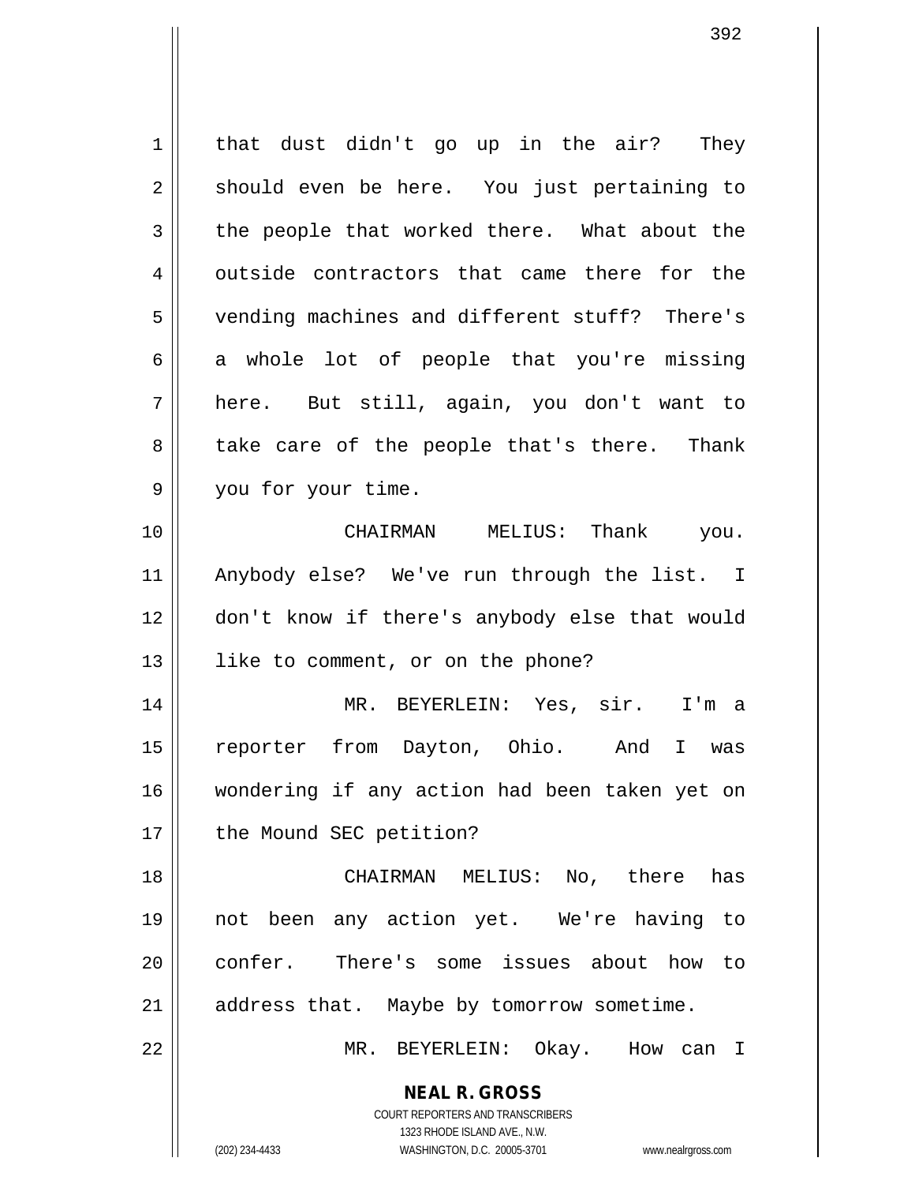that dust didn't go up in the air? They should even be here. You just pertaining to the people that worked there. What about the outside contractors that came there for the vending machines and different stuff? There's a whole lot of people that you're missing here. But still, again, you don't want to take care of the people that's there. Thank you for your time.

CHAIRMAN MELIUS: Thank you. Anybody else? We've run through the list. I don't know if there's anybody else that would like to comment, or on the phone?

MR. BEYERLEIN: Yes, sir. I'm a reporter from Dayton, Ohio. And I was wondering if any action had been taken yet on the Mound SEC petition?

CHAIRMAN MELIUS: No, there has not been any action yet. We're having to confer. There's some issues about how to address that. Maybe by tomorrow sometime.

MR. BEYERLEIN: Okay. How can I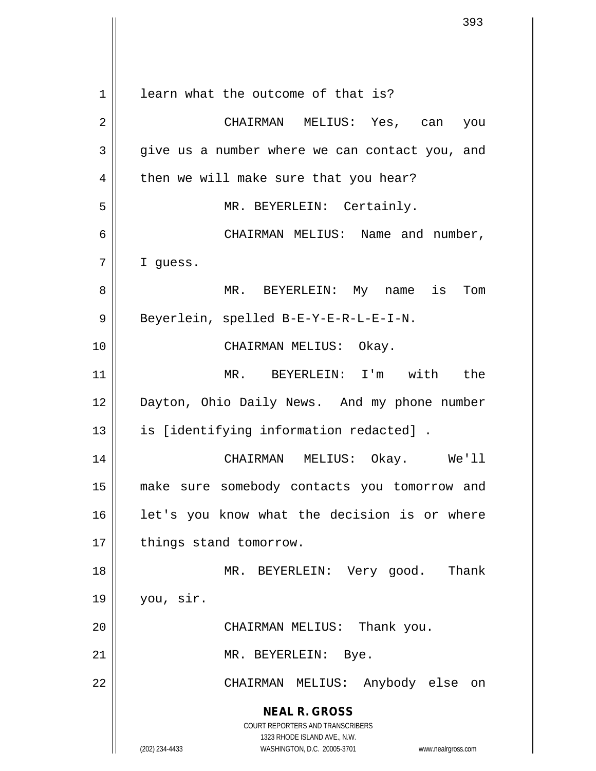learn what the outcome of that is?

CHAIRMAN MELIUS: Yes, can you give us a number where we can contact you, and then we will make sure that you hear?

MR. BEYERLEIN: Certainly.

CHAIRMAN MELIUS: Name and number, I guess.

MR. BEYERLEIN: My name is Tom Beyerlein, spelled B-E-Y-E-R-L-E-I-N.

CHAIRMAN MELIUS: Okay.

MR. BEYERLEIN: I'm with the Dayton, Ohio Daily News. And my phone number is [identifying information redacted] .

CHAIRMAN MELIUS: Okay. We'll make sure somebody contacts you tomorrow and let's you know what the decision is or where things stand tomorrow.

MR. BEYERLEIN: Very good. Thank you, sir.

CHAIRMAN MELIUS: Thank you.

MR. BEYERLEIN: Bye.

CHAIRMAN MELIUS: Anybody else on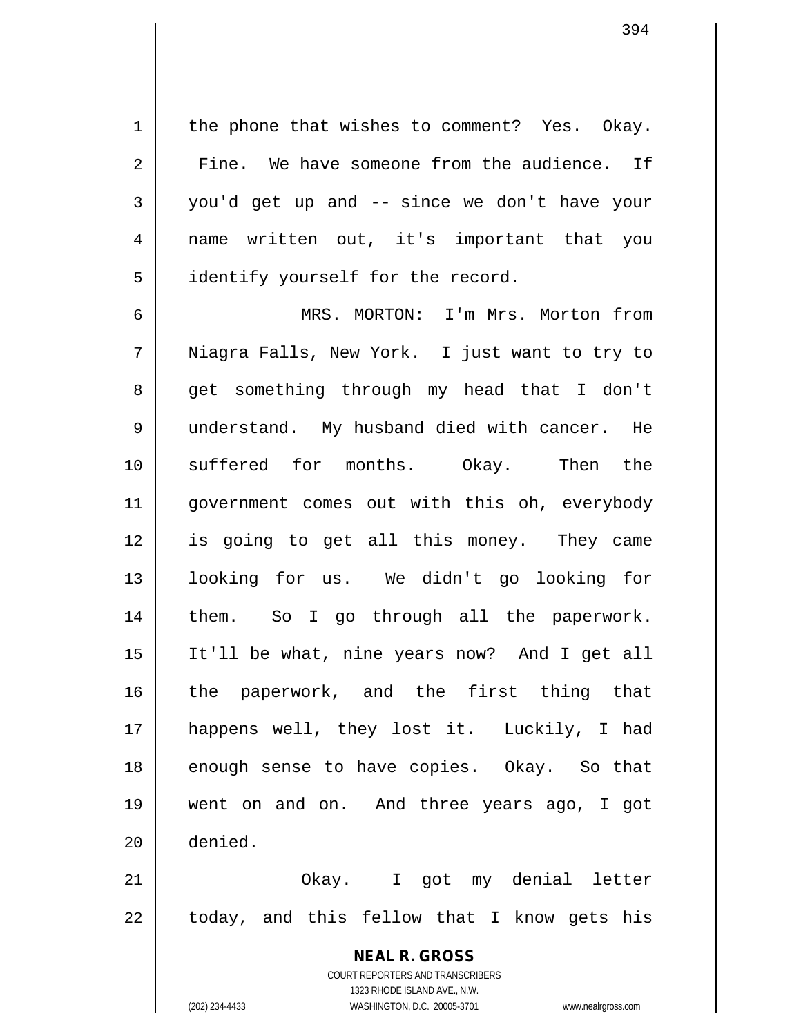the phone that wishes to comment? Yes. Okay. Fine. We have someone from the audience. If you'd get up and -- since we don't have your name written out, it's important that you identify yourself for the record.

MRS. MORTON: I'm Mrs. Morton from Niagra Falls, New York. I just want to try to get something through my head that I don't understand. My husband died with cancer. He suffered for months. Okay. Then the government comes out with this oh, everybody is going to get all this money. They came looking for us. We didn't go looking for them. So I go through all the paperwork. It'll be what, nine years now? And I get all the paperwork, and the first thing that happens well, they lost it. Luckily, I had enough sense to have copies. Okay. So that went on and on. And three years ago, I got denied.

Okay. I got my denial letter today, and this fellow that I know gets his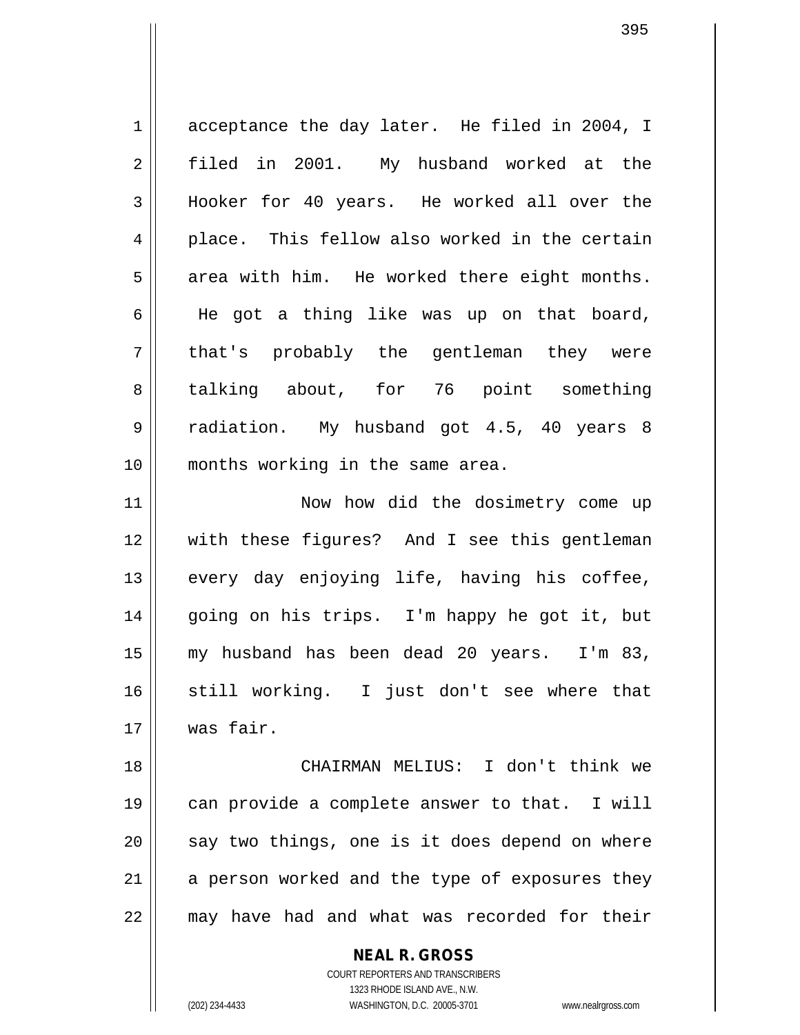acceptance the day later. He filed in 2004, I filed in 2001. My husband worked at the Hooker for 40 years. He worked all over the place. This fellow also worked in the certain area with him. He worked there eight months. He got a thing like was up on that board, that's probably the gentleman they were talking about, for 76 point something radiation. My husband got 4.5, 40 years 8 months working in the same area.

Now how did the dosimetry come up with these figures? And I see this gentleman every day enjoying life, having his coffee, going on his trips. I'm happy he got it, but my husband has been dead 20 years. I'm 83, still working. I just don't see where that was fair.

CHAIRMAN MELIUS: I don't think we can provide a complete answer to that. I will say two things, one is it does depend on where a person worked and the type of exposures they may have had and what was recorded for their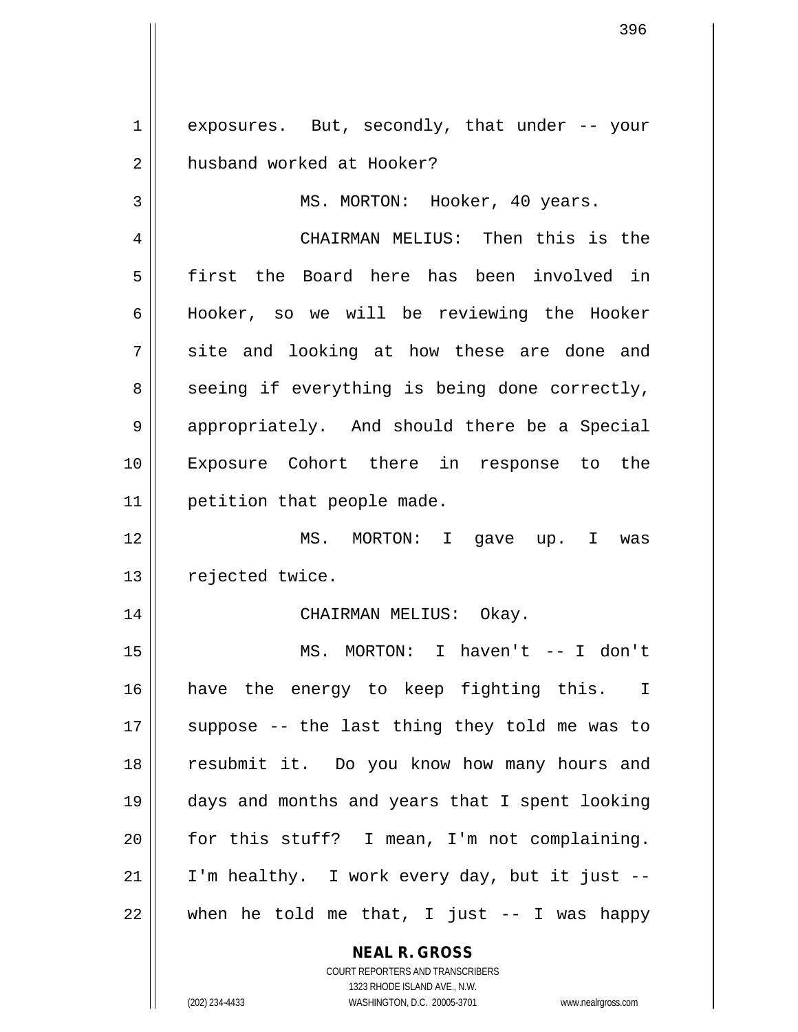exposures. But, secondly, that under -- your husband worked at Hooker?

MS. MORTON: Hooker, 40 years.

CHAIRMAN MELIUS: Then this is the first the Board here has been involved in Hooker, so we will be reviewing the Hooker site and looking at how these are done and seeing if everything is being done correctly, appropriately. And should there be a Special Exposure Cohort there in response to the petition that people made.

MS. MORTON: I gave up. I was rejected twice.

CHAIRMAN MELIUS: Okay.

MS. MORTON: I haven't -- I don't have the energy to keep fighting this. I suppose -- the last thing they told me was to resubmit it. Do you know how many hours and days and months and years that I spent looking for this stuff? I mean, I'm not complaining. I'm healthy. I work every day, but it just -- when he told me that, I just -- I was happy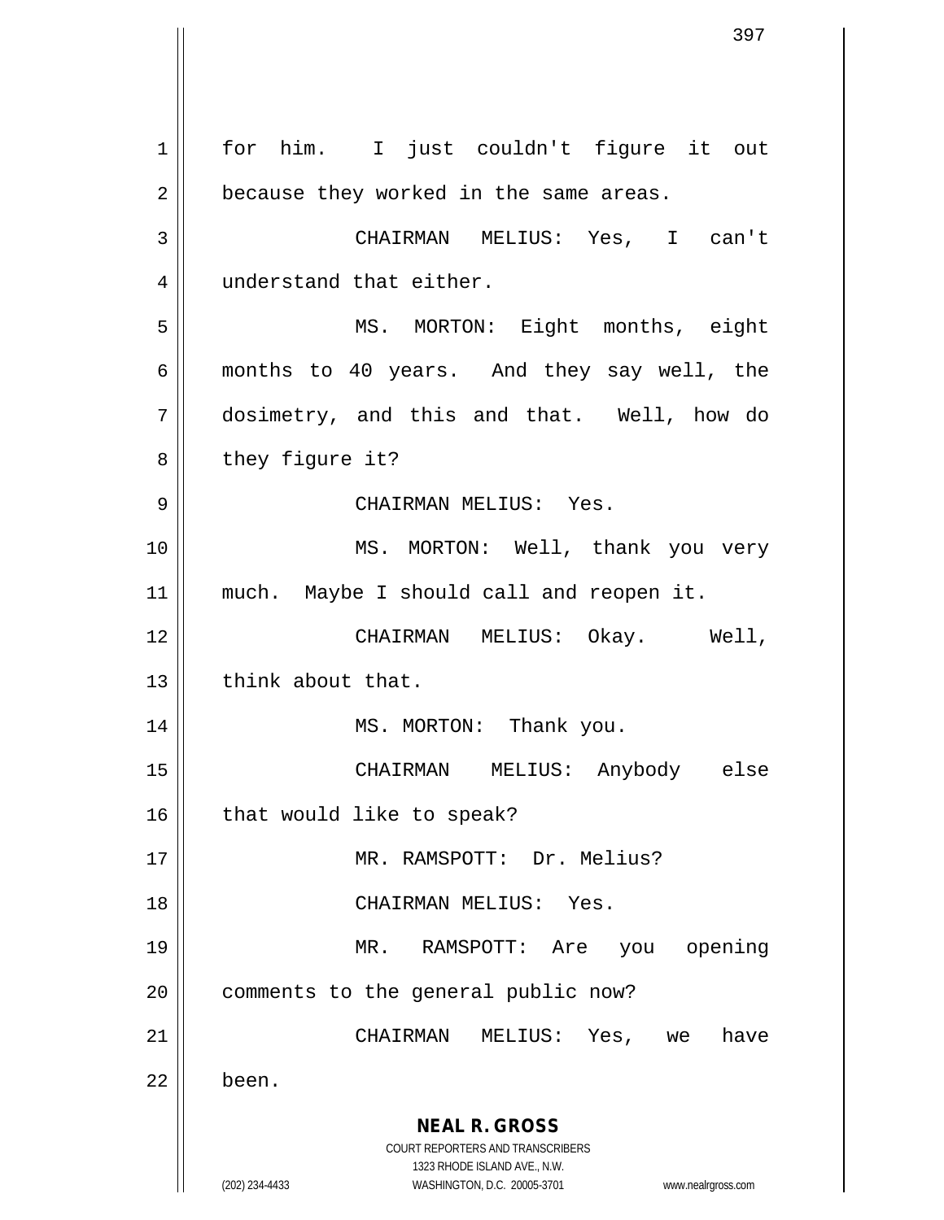for him. I just couldn't figure it out because they worked in the same areas.

CHAIRMAN MELIUS: Yes, I can't understand that either.

MS. MORTON: Eight months, eight months to 40 years. And they say well, the dosimetry, and this and that. Well, how do they figure it?

CHAIRMAN MELIUS: Yes.

MS. MORTON: Well, thank you very much. Maybe I should call and reopen it.

CHAIRMAN MELIUS: Okay. Well, think about that.

MS. MORTON: Thank you.

CHAIRMAN MELIUS: Anybody else that would like to speak?

MR. RAMSPOTT: Dr. Melius?

CHAIRMAN MELIUS: Yes.

MR. RAMSPOTT: Are you opening comments to the general public now?

CHAIRMAN MELIUS: Yes, we have been.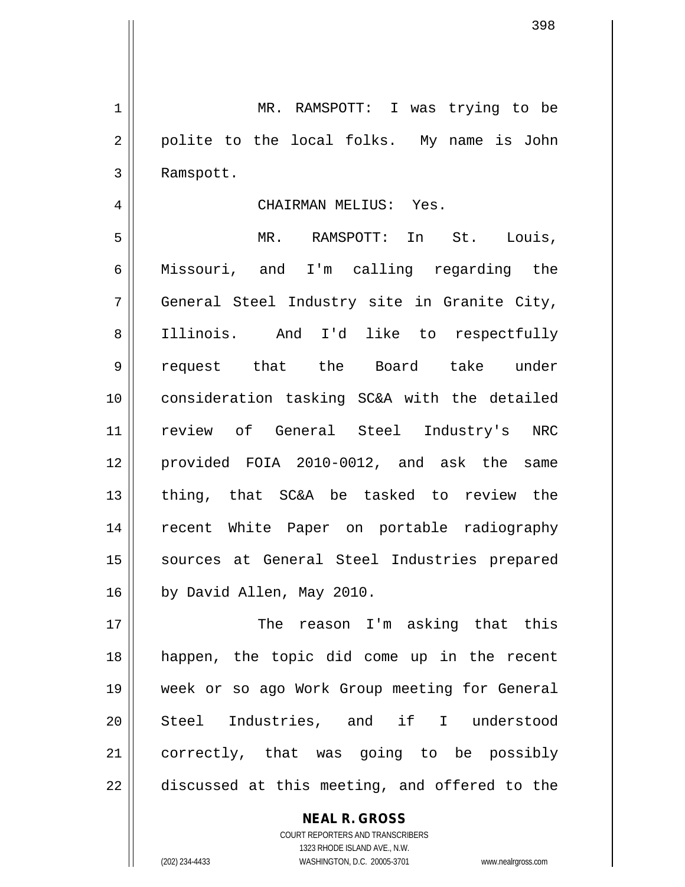MR. RAMSPOTT: I was trying to be polite to the local folks. My name is John Ramspott.

CHAIRMAN MELIUS: Yes.

MR. RAMSPOTT: In St. Louis, Missouri, and I'm calling regarding the General Steel Industry site in Granite City, Illinois. And I'd like to respectfully request that the Board take under consideration tasking SC&A with the detailed review of General Steel Industry's NRC provided FOIA 2010-0012, and ask the same thing, that SC&A be tasked to review the recent White Paper on portable radiography sources at General Steel Industries prepared by David Allen, May 2010.

The reason I'm asking that this happen, the topic did come up in the recent week or so ago Work Group meeting for General Steel Industries, and if I understood correctly, that was going to be possibly discussed at this meeting, and offered to the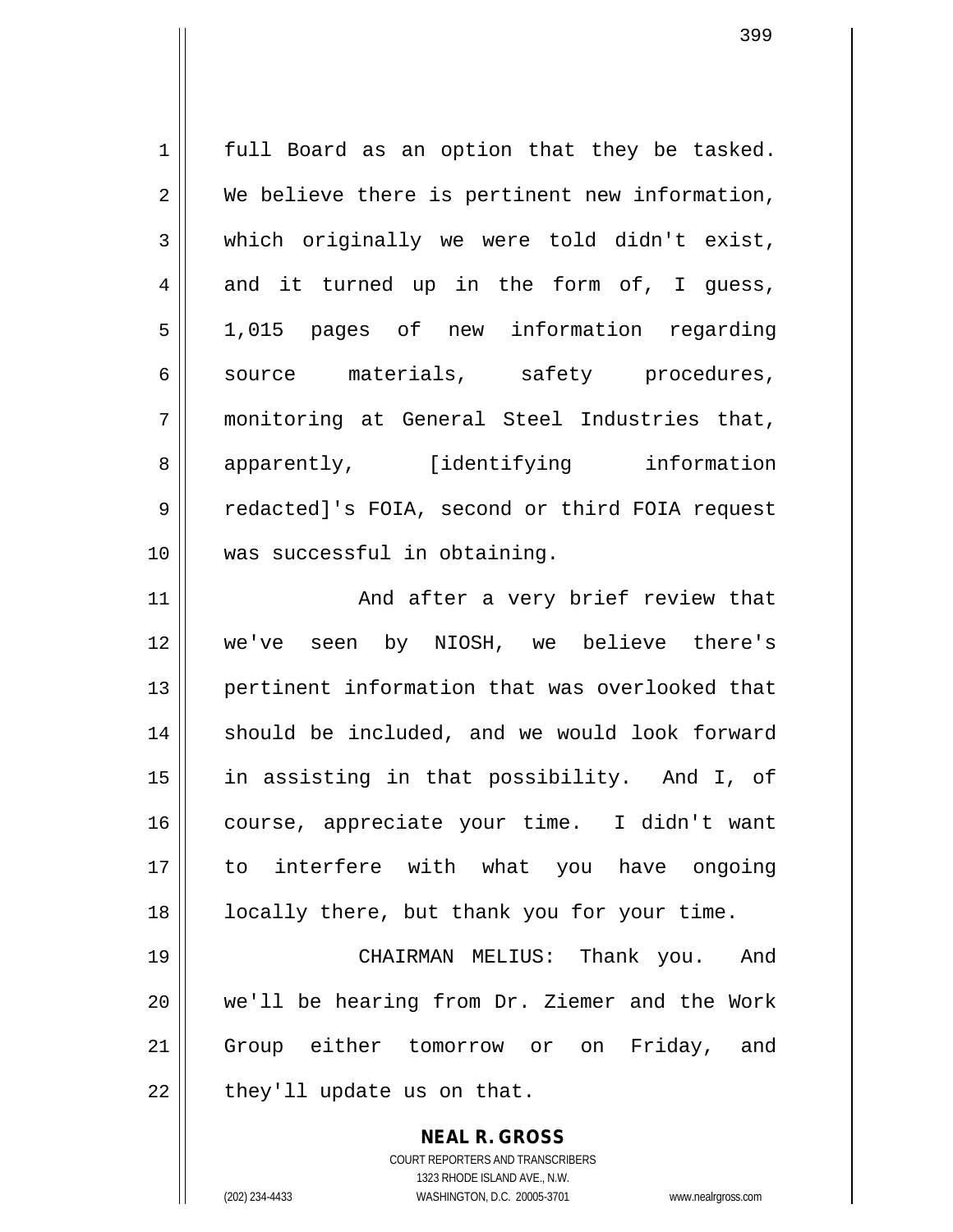full Board as an option that they be tasked. We believe there is pertinent new information, which originally we were told didn't exist, and it turned up in the form of, I guess, 1,015 pages of new information regarding source materials, safety procedures, monitoring at General Steel Industries that, apparently, [identifying information redacted]'s FOIA, second or third FOIA request was successful in obtaining.

And after a very brief review that we've seen by NIOSH, we believe there's pertinent information that was overlooked that should be included, and we would look forward in assisting in that possibility. And I, of course, appreciate your time. I didn't want to interfere with what you have ongoing locally there, but thank you for your time.

CHAIRMAN MELIUS: Thank you. And we'll be hearing from Dr. Ziemer and the Work Group either tomorrow or on Friday, and they'll update us on that.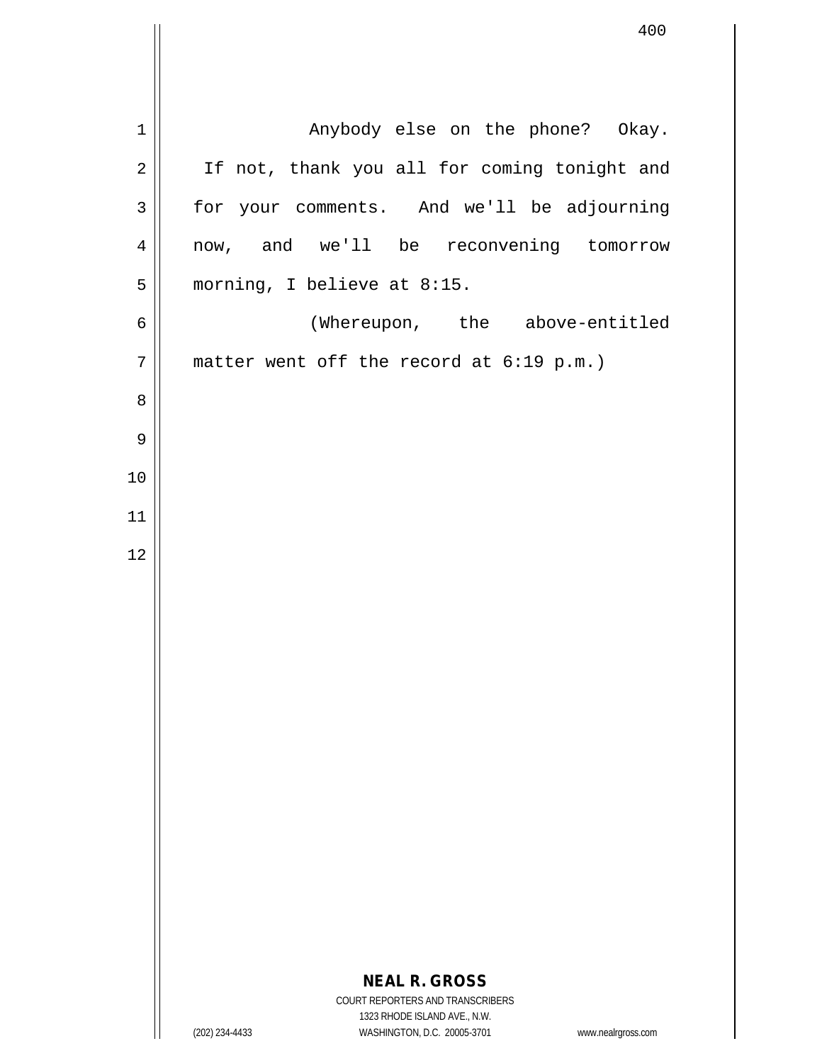Anybody else on the phone? Okay. If not, thank you all for coming tonight and for your comments. And we'll be adjourning now, and we'll be reconvening tomorrow morning, I believe at 8:15.

(Whereupon, the above-entitled matter went off the record at 6:19 p.m.)